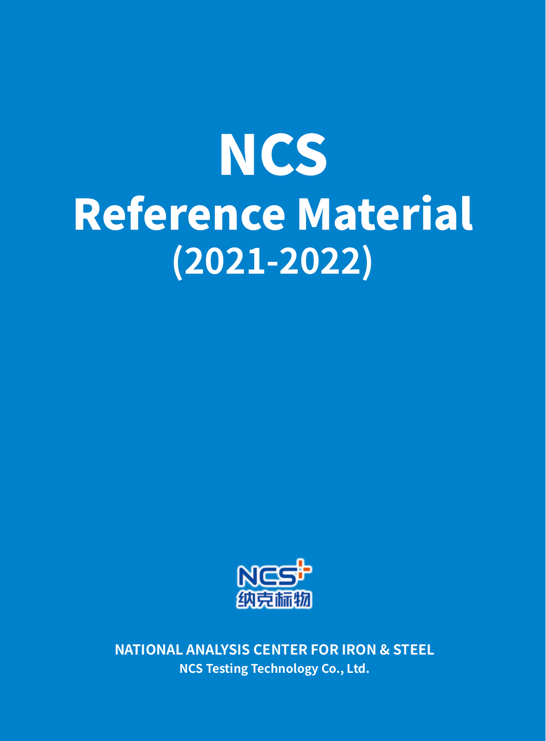# NCS
# Reference Material
## (2021-2022)

NCS
纳克标物

**NATIONAL ANALYSIS CENTER FOR IRON & STEEL**

**NCS Testing Technology Co., Ltd.**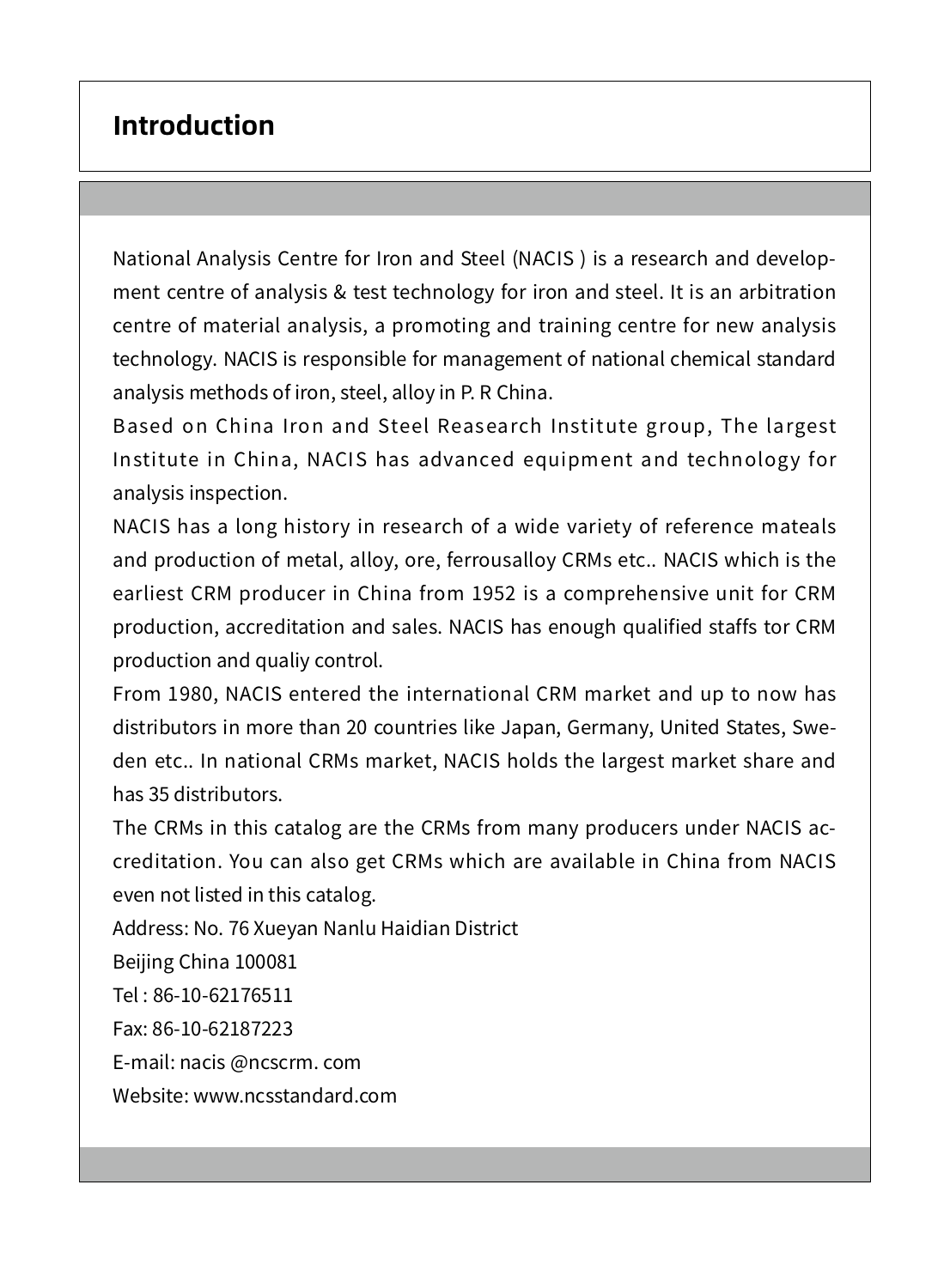# Introduction

National Analysis Centre for Iron and Steel (NACIS ) is a research and development centre of analysis & test technology for iron and steel. It is an arbitration centre of material analysis, a promoting and training centre for new analysis technology. NACIS is responsible for management of national chemical standard analysis methods of iron, steel, alloy in P. R China.

Based on China Iron and Steel Reasearch Institute group, The largest Institute in China, NACIS has advanced equipment and technology for analysis inspection.

NACIS has a long history in research of a wide variety of reference mateals and production of metal, alloy, ore, ferrousalloy CRMs etc.. NACIS which is the earliest CRM producer in China from 1952 is a comprehensive unit for CRM production, accreditation and sales. NACIS has enough qualified staffs tor CRM production and qualiy control.

From 1980, NACIS entered the international CRM market and up to now has distributors in more than 20 countries like Japan, Germany, United States, Sweden etc.. In national CRMs market, NACIS holds the largest market share and has 35 distributors.

The CRMs in this catalog are the CRMs from many producers under NACIS accreditation. You can also get CRMs which are available in China from NACIS even not listed in this catalog.

Address: No. 76 Xueyan Nanlu Haidian District

Beijing China 100081

Tel : 86-10-62176511

Fax: 86-10-62187223

E-mail: nacis @ncscrm. com

Website: www.ncsstandard.com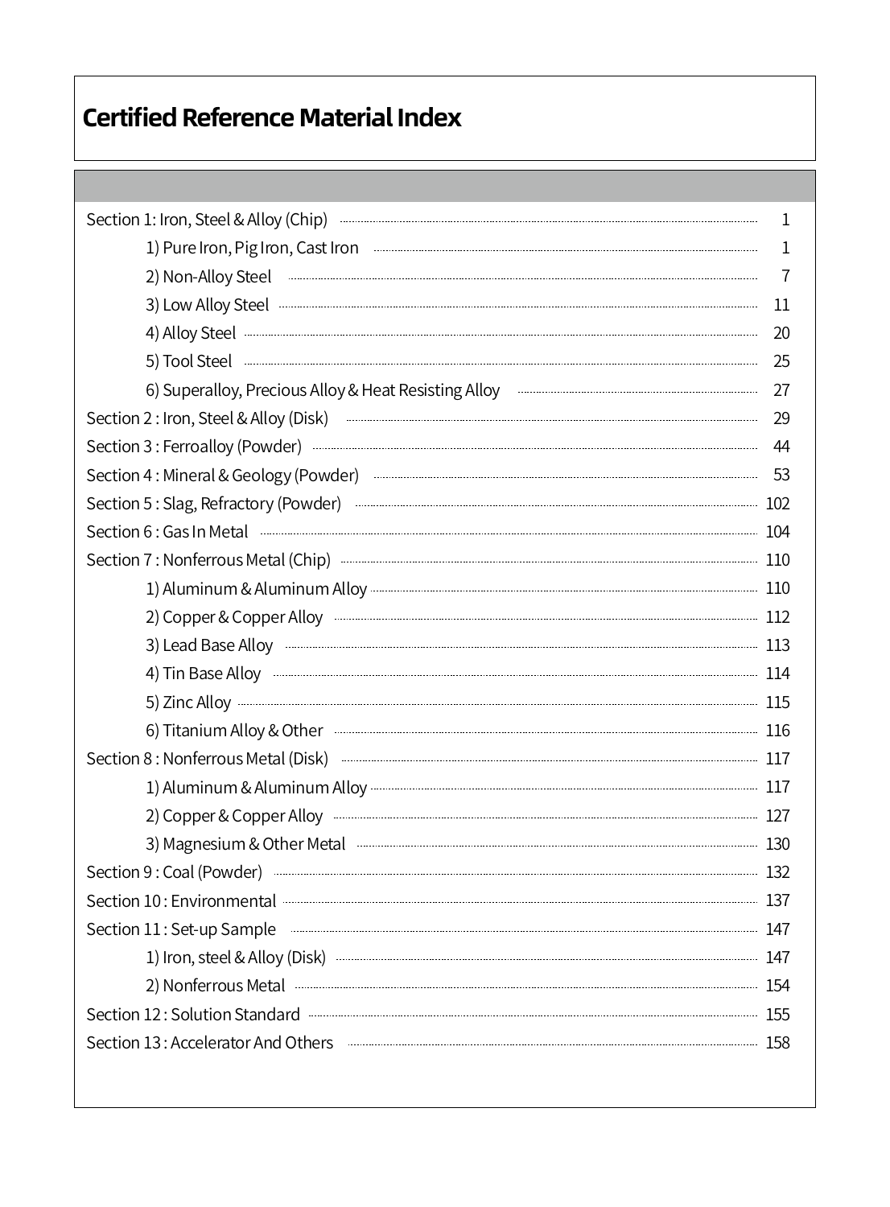# Certified Reference Material Index

| | |
|---|---|
| Section 1: Iron, Steel & Alloy (Chip) | 1 |
| 1) Pure Iron, Pig Iron, Cast Iron | 1 |
| 2) Non-Alloy Steel | 7 |
| 3) Low Alloy Steel | 11 |
| 4) Alloy Steel | 20 |
| 5) Tool Steel | 25 |
| 6) Superalloy, Precious Alloy & Heat Resisting Alloy | 27 |
| Section 2 : Iron, Steel & Alloy (Disk) | 29 |
| Section 3 : Ferroalloy (Powder) | 44 |
| Section 4 : Mineral & Geology (Powder) | 53 |
| Section 5 : Slag, Refractory (Powder) | 102 |
| Section 6 : Gas In Metal | 104 |
| Section 7 : Nonferrous Metal (Chip) | 110 |
| 1) Aluminum & Aluminum Alloy | 110 |
| 2) Copper & Copper Alloy | 112 |
| 3) Lead Base Alloy | 113 |
| 4) Tin Base Alloy | 114 |
| 5) Zinc Alloy | 115 |
| 6) Titanium Alloy & Other | 116 |
| Section 8 : Nonferrous Metal (Disk) | 117 |
| 1) Aluminum & Aluminum Alloy | 117 |
| 2) Copper & Copper Alloy | 127 |
| 3) Magnesium & Other Metal | 130 |
| Section 9 : Coal (Powder) | 132 |
| Section 10 : Environmental | 137 |
| Section 11 : Set-up Sample | 147 |
| 1) Iron, steel & Alloy (Disk) | 147 |
| 2) Nonferrous Metal | 154 |
| Section 12 : Solution Standard | 155 |
| Section 13 : Accelerator And Others | 158 |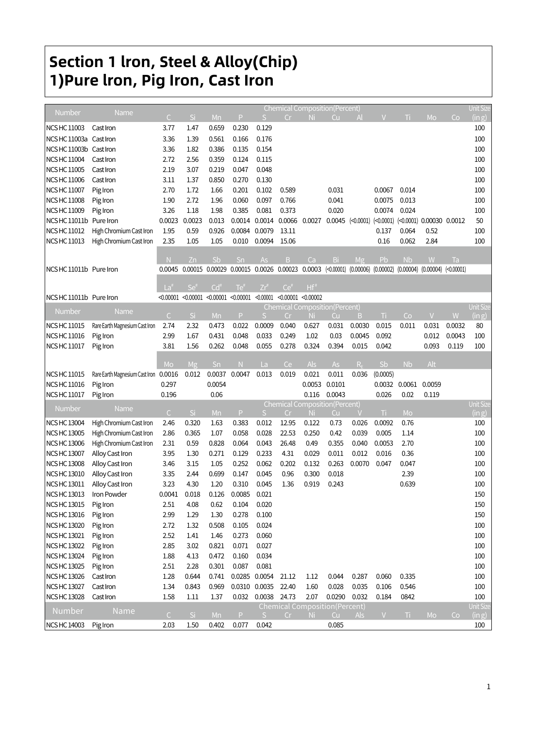# Section 1 Iron, Steel & Alloy(Chip)
# 1)Pure Iron, Pig Iron, Cast Iron

| Number | Name | Chemical Composition(Percent) | | | | | | | | | | | | | Unit Size (in g) |
|---|---|---|---|---|---|---|---|---|---|---|---|---|---|---|---|
| | | C | Si | Mn | P | S | Cr | Ni | Cu | Al | V | Ti | Mo | Co | |
| NCS HC 11003 | Cast Iron | 3.77 | 1.47 | 0.659 | 0.230 | 0.129 | | | | | | | | | 100 |
| NCS HC 11003a | Cast Iron | 3.36 | 1.39 | 0.561 | 0.166 | 0.176 | | | | | | | | | 100 |
| NCS HC 11003b | Cast Iron | 3.36 | 1.82 | 0.386 | 0.135 | 0.154 | | | | | | | | | 100 |
| NCS HC 11004 | Cast Iron | 2.72 | 2.56 | 0.359 | 0.124 | 0.115 | | | | | | | | | 100 |
| NCS HC 11005 | Cast Iron | 2.19 | 3.07 | 0.219 | 0.047 | 0.048 | | | | | | | | | 100 |
| NCS HC 11006 | Cast Iron | 3.11 | 1.37 | 0.850 | 0.270 | 0.130 | | | | | | | | | 100 |
| NCS HC 11007 | Pig Iron | 2.70 | 1.72 | 1.66 | 0.201 | 0.102 | 0.589 | | 0.031 | | 0.0067 | 0.014 | | | 100 |
| NCS HC 11008 | Pig Iron | 1.90 | 2.72 | 1.96 | 0.060 | 0.097 | 0.766 | | 0.041 | | 0.0075 | 0.013 | | | 100 |
| NCS HC 11009 | Pig Iron | 3.26 | 1.18 | 1.98 | 0.385 | 0.081 | 0.373 | | 0.020 | | 0.0074 | 0.024 | | | 100 |
| NCS HC 11011b | Pure Iron | 0.0023 | 0.0023 | 0.013 | 0.0014 | 0.0014 | 0.0066 | 0.0027 | 0.0045 | (<0.0001) | (<0.0001) | (<0.0001) | 0.00030 | 0.0012 | 50 |
| NCS HC 11012 | High Chromium Cast Iron | 1.95 | 0.59 | 0.926 | 0.0084 | 0.0079 | 13.11 | | | | 0.137 | 0.064 | 0.52 | | 100 |
| NCS HC 11013 | High Chromium Cast Iron | 2.35 | 1.05 | 1.05 | 0.010 | 0.0094 | 15.06 | | | | 0.16 | 0.062 | 2.84 | | 100 |
| | | N | Zn | Sb | Sn | As | B | Ca | Bi | Mg | Pb | Nb | W | Ta | |
| NCS HC 11011b | Pure Iron | 0.0045 | 0.00015 | 0.00029 | 0.00015 | 0.0026 | 0.00023 | 0.0003 | (<0.00001) | (0.00006) | (0.00002) | (0.00004) | (0.00004) | (<0.00001) | |
| | | La# | Se# | Cd# | Te# | Zr# | Ce# | Hf# | | | | | | | |
| NCS HC 11011b | Pure Iron | <0.00001 | <0.00001 | <0.00001 | <0.00001 | <0.00001 | <0.00001 | <0.00002 | | | | | | | |

| Number | Name | Chemical Composition(Percent) | | | | | | | | | | | | | Unit Size (in g) |
|---|---|---|---|---|---|---|---|---|---|---|---|---|---|---|---|
| | | C | Si | Mn | P | S | Cr | Ni | Cu | B | Ti | Co | V | W | |
| NCS HC 11015 | Rare Earth Magnesium Cast Iron | 2.74 | 2.32 | 0.473 | 0.022 | 0.0009 | 0.040 | 0.627 | 0.031 | 0.0030 | 0.015 | 0.011 | 0.031 | 0.0032 | 80 |
| NCS HC 11016 | Pig Iron | 2.99 | 1.67 | 0.431 | 0.048 | 0.033 | 0.249 | 1.02 | 0.03 | 0.0045 | 0.092 | | 0.012 | 0.0043 | 100 |
| NCS HC 11017 | Pig Iron | 3.81 | 1.56 | 0.262 | 0.048 | 0.055 | 0.278 | 0.324 | 0.394 | 0.015 | 0.042 | | 0.093 | 0.119 | 100 |
| | | Mo | Mg | Sn | N | La | Ce | Als | As | $R_E$ | Sb | Nb | Alt | | |
| NCS HC 11015 | Rare Earth Magnesium Cast Iron | 0.0016 | 0.012 | 0.0037 | 0.0047 | 0.013 | 0.019 | 0.021 | 0.011 | 0.036 | (0.0005) | | | | |
| NCS HC 11016 | Pig Iron | 0.297 | | 0.0054 | | | | 0.0053 | 0.0101 | | 0.0032 | 0.0061 | 0.0059 | | |
| NCS HC 11017 | Pig Iron | 0.196 | | 0.06 | | | | 0.116 | 0.0043 | | 0.026 | 0.02 | 0.119 | | |

| Number | Name | Chemical Composition(Percent) | | | | | | | | | | | Unit Size (in g) |
|---|---|---|---|---|---|---|---|---|---|---|---|---|---|
| | | C | Si | Mn | P | S | Cr | Ni | Cu | V | Ti | Mo | |
| NCS HC 13004 | High Chromium Cast Iron | 2.46 | 0.320 | 1.63 | 0.383 | 0.012 | 12.95 | 0.122 | 0.73 | 0.026 | 0.0092 | 0.76 | 100 |
| NCS HC 13005 | High Chromium Cast Iron | 2.86 | 0.365 | 1.07 | 0.058 | 0.028 | 22.53 | 0.250 | 0.42 | 0.039 | 0.005 | 1.14 | 100 |
| NCS HC 13006 | High Chromium Cast Iron | 2.31 | 0.59 | 0.828 | 0.064 | 0.043 | 26.48 | 0.49 | 0.355 | 0.040 | 0.0053 | 2.70 | 100 |
| NCS HC 13007 | Alloy Cast Iron | 3.95 | 1.30 | 0.271 | 0.129 | 0.233 | 4.31 | 0.029 | 0.011 | 0.012 | 0.016 | 0.36 | 100 |
| NCS HC 13008 | Alloy Cast Iron | 3.46 | 3.15 | 1.05 | 0.252 | 0.062 | 0.202 | 0.132 | 0.263 | 0.0070 | 0.047 | 0.047 | 100 |
| NCS HC 13010 | Alloy Cast Iron | 3.35 | 2.44 | 0.699 | 0.147 | 0.045 | 0.96 | 0.300 | 0.018 | | | 2.39 | 100 |
| NCS HC 13011 | Alloy Cast Iron | 3.23 | 4.30 | 1.20 | 0.310 | 0.045 | 1.36 | 0.919 | 0.243 | | | 0.639 | 100 |
| NCS HC 13013 | Iron Powder | 0.0041 | 0.018 | 0.126 | 0.0085 | 0.021 | | | | | | | 150 |
| NCS HC 13015 | Pig Iron | 2.51 | 4.08 | 0.62 | 0.104 | 0.020 | | | | | | | 150 |
| NCS HC 13016 | Pig Iron | 2.99 | 1.29 | 1.30 | 0.278 | 0.100 | | | | | | | 150 |
| NCS HC 13020 | Pig Iron | 2.72 | 1.32 | 0.508 | 0.105 | 0.024 | | | | | | | 100 |
| NCS HC 13021 | Pig Iron | 2.52 | 1.41 | 1.46 | 0.273 | 0.060 | | | | | | | 100 |
| NCS HC 13022 | Pig Iron | 2.85 | 3.02 | 0.821 | 0.071 | 0.027 | | | | | | | 100 |
| NCS HC 13024 | Pig Iron | 1.88 | 4.13 | 0.472 | 0.160 | 0.034 | | | | | | | 100 |
| NCS HC 13025 | Pig Iron | 2.51 | 2.28 | 0.301 | 0.087 | 0.081 | | | | | | | 100 |
| NCS HC 13026 | Cast Iron | 1.28 | 0.644 | 0.741 | 0.0285 | 0.0054 | 21.12 | 1.12 | 0.044 | 0.287 | 0.060 | 0.335 | 100 |
| NCS HC 13027 | Cast Iron | 1.34 | 0.843 | 0.969 | 0.0310 | 0.0035 | 22.40 | 1.60 | 0.028 | 0.035 | 0.106 | 0.546 | 100 |
| NCS HC 13028 | Cast Iron | 1.58 | 1.11 | 1.37 | 0.032 | 0.0038 | 24.73 | 2.07 | 0.0290 | 0.032 | 0.184 | 0842 | 100 |

| Number | Name | Chemical Composition(Percent) | | | | | | | | | | | | | Unit Size (in g) |
|---|---|---|---|---|---|---|---|---|---|---|---|---|---|---|---|
| | | C | Si | Mn | P | S | Cr | Ni | Cu | Als | V | Ti | Mo | Co | |
| NCS HC 14003 | Pig Iron | 2.03 | 1.50 | 0.402 | 0.077 | 0.042 | | | 0.085 | | | | | | 100 |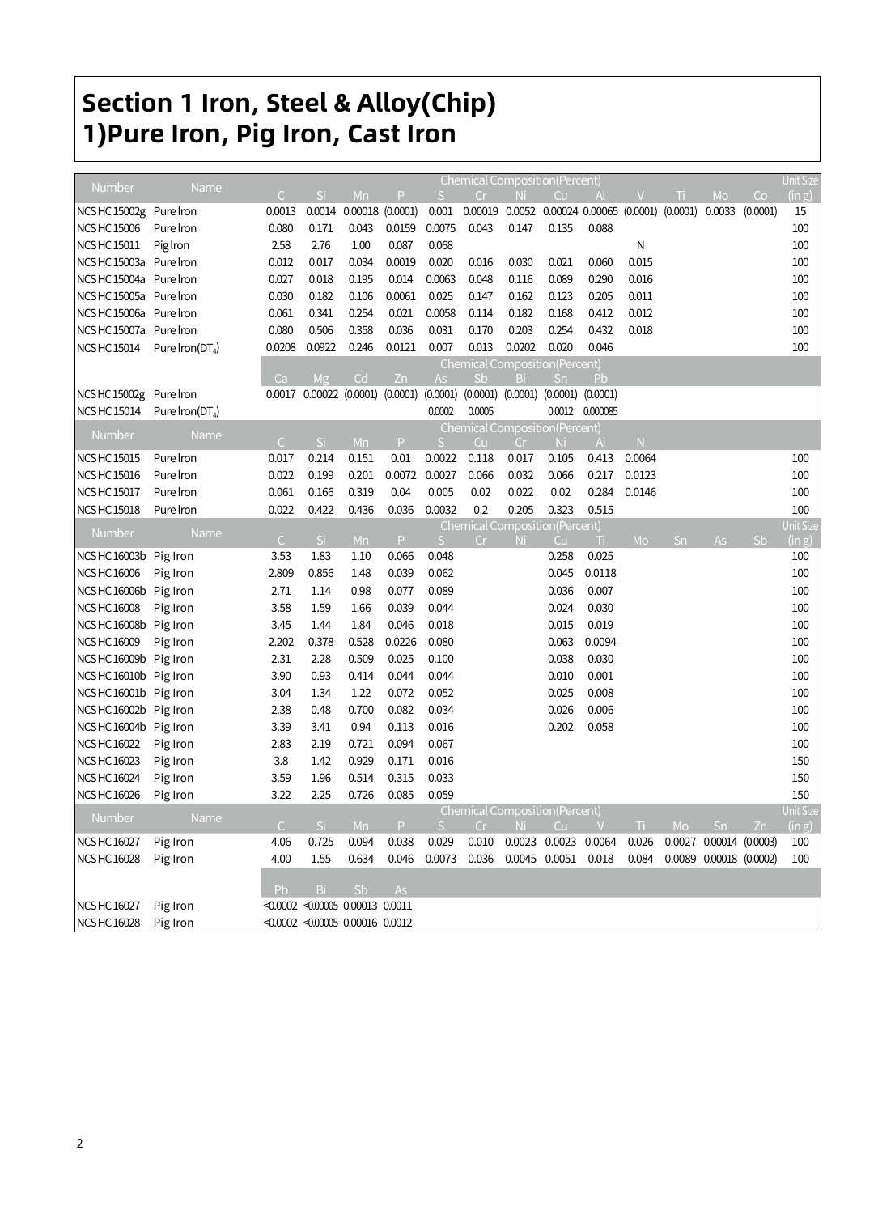# Section 1 Iron, Steel & Alloy(Chip)

## 1)Pure Iron, Pig Iron, Cast Iron

| Number | Name | Chemical Composition(Percent) | | | | | | | | | | | | | Unit Size |
|---|---|---|---|---|---|---|---|---|---|---|---|---|---|---|---|
| | | C | Si | Mn | P | S | Cr | Ni | Cu | Al | V | Ti | Mo | Co | (in g) |
| NCS HC 15002g | Pure Iron | 0.0013 | 0.0014 | 0.00018 | (0.0001) | 0.001 | 0.00019 | 0.0052 | 0.00024 | 0.00065 | (0.0001) | (0.0001) | 0.0033 | (0.0001) | 15 |
| NCS HC 15006 | Pure Iron | 0.080 | 0.171 | 0.043 | 0.0159 | 0.0075 | 0.043 | 0.147 | 0.135 | 0.088 | | | | | 100 |
| NCS HC 15011 | Pig Iron | 2.58 | 2.76 | 1.00 | 0.087 | 0.068 | | | | | N | | | | 100 |
| NCS HC 15003a | Pure Iron | 0.012 | 0.017 | 0.034 | 0.0019 | 0.020 | 0.016 | 0.030 | 0.021 | 0.060 | 0.015 | | | | 100 |
| NCS HC 15004a | Pure Iron | 0.027 | 0.018 | 0.195 | 0.014 | 0.0063 | 0.048 | 0.116 | 0.089 | 0.290 | 0.016 | | | | 100 |
| NCS HC 15005a | Pure Iron | 0.030 | 0.182 | 0.106 | 0.0061 | 0.025 | 0.147 | 0.162 | 0.123 | 0.205 | 0.011 | | | | 100 |
| NCS HC 15006a | Pure Iron | 0.061 | 0.341 | 0.254 | 0.021 | 0.0058 | 0.114 | 0.182 | 0.168 | 0.412 | 0.012 | | | | 100 |
| NCS HC 15007a | Pure Iron | 0.080 | 0.506 | 0.358 | 0.036 | 0.031 | 0.170 | 0.203 | 0.254 | 0.432 | 0.018 | | | | 100 |
| NCS HC 15014 | Pure Iron(DT$_4$) | 0.0208 | 0.0922 | 0.246 | 0.0121 | 0.007 | 0.013 | 0.0202 | 0.020 | 0.046 | | | | | 100 |

| Number | Name | Chemical Composition(Percent) | | | | | | | | |
|---|---|---|---|---|---|---|---|---|---|---|
| | | Ca | Mg | Cd | Zn | As | Sb | Bi | Sn | Pb |
| NCS HC 15002g | Pure Iron | 0.0017 | 0.00022 | (0.0001) | (0.0001) | (0.0001) | (0.0001) | (0.0001) | (0.0001) | (0.0001) |
| NCS HC 15014 | Pure Iron(DT$_4$) | | | | | 0.0002 | 0.0005 | | 0.0012 | 0.000085 |

| Number | Name | Chemical Composition(Percent) | | | | | | | | | | Unit Size |
|---|---|---|---|---|---|---|---|---|---|---|---|---|
| | | C | Si | Mn | P | S | Cu | Cr | Ni | Ai | N | (in g) |
| NCS HC 15015 | Pure Iron | 0.017 | 0.214 | 0.151 | 0.01 | 0.0022 | 0.118 | 0.017 | 0.105 | 0.413 | 0.0064 | 100 |
| NCS HC 15016 | Pure Iron | 0.022 | 0.199 | 0.201 | 0.0072 | 0.0027 | 0.066 | 0.032 | 0.066 | 0.217 | 0.0123 | 100 |
| NCS HC 15017 | Pure Iron | 0.061 | 0.166 | 0.319 | 0.04 | 0.005 | 0.02 | 0.022 | 0.02 | 0.284 | 0.0146 | 100 |
| NCS HC 15018 | Pure Iron | 0.022 | 0.422 | 0.436 | 0.036 | 0.0032 | 0.2 | 0.205 | 0.323 | 0.515 | | 100 |

| Number | Name | Chemical Composition(Percent) | | | | | | | | | | | | | Unit Size |
|---|---|---|---|---|---|---|---|---|---|---|---|---|---|---|---|
| | | C | Si | Mn | P | S | Cr | Ni | Cu | Ti | Mo | Sn | As | Sb | (in g) |
| NCS HC 16003b | Pig Iron | 3.53 | 1.83 | 1.10 | 0.066 | 0.048 | | | 0.258 | 0.025 | | | | | 100 |
| NCS HC 16006 | Pig Iron | 2.809 | 0.856 | 1.48 | 0.039 | 0.062 | | | 0.045 | 0.0118 | | | | | 100 |
| NCS HC 16006b | Pig Iron | 2.71 | 1.14 | 0.98 | 0.077 | 0.089 | | | 0.036 | 0.007 | | | | | 100 |
| NCS HC 16008 | Pig Iron | 3.58 | 1.59 | 1.66 | 0.039 | 0.044 | | | 0.024 | 0.030 | | | | | 100 |
| NCS HC 16008b | Pig Iron | 3.45 | 1.44 | 1.84 | 0.046 | 0.018 | | | 0.015 | 0.019 | | | | | 100 |
| NCS HC 16009 | Pig Iron | 2.202 | 0.378 | 0.528 | 0.0226 | 0.080 | | | 0.063 | 0.0094 | | | | | 100 |
| NCS HC 16009b | Pig Iron | 2.31 | 2.28 | 0.509 | 0.025 | 0.100 | | | 0.038 | 0.030 | | | | | 100 |
| NCS HC 16010b | Pig Iron | 3.90 | 0.93 | 0.414 | 0.044 | 0.044 | | | 0.010 | 0.001 | | | | | 100 |
| NCS HC 16001b | Pig Iron | 3.04 | 1.34 | 1.22 | 0.072 | 0.052 | | | 0.025 | 0.008 | | | | | 100 |
| NCS HC 16002b | Pig Iron | 2.38 | 0.48 | 0.700 | 0.082 | 0.034 | | | 0.026 | 0.006 | | | | | 100 |
| NCS HC 16004b | Pig Iron | 3.39 | 3.41 | 0.94 | 0.113 | 0.016 | | | 0.202 | 0.058 | | | | | 100 |
| NCS HC 16022 | Pig Iron | 2.83 | 2.19 | 0.721 | 0.094 | 0.067 | | | | | | | | | 100 |
| NCS HC 16023 | Pig Iron | 3.8 | 1.42 | 0.929 | 0.171 | 0.016 | | | | | | | | | 150 |
| NCS HC 16024 | Pig Iron | 3.59 | 1.96 | 0.514 | 0.315 | 0.033 | | | | | | | | | 150 |
| NCS HC 16026 | Pig Iron | 3.22 | 2.25 | 0.726 | 0.085 | 0.059 | | | | | | | | | 150 |

| Number | Name | Chemical Composition(Percent) | | | | | | | | | | | | | Unit Size |
|---|---|---|---|---|---|---|---|---|---|---|---|---|---|---|---|
| | | C | Si | Mn | P | S | Cr | Ni | Cu | V | Ti | Mo | Sn | Zn | (in g) |
| NCS HC 16027 | Pig Iron | 4.06 | 0.725 | 0.094 | 0.038 | 0.029 | 0.010 | 0.0023 | 0.0023 | 0.0064 | 0.026 | 0.0027 | 0.00014 | (0.0003) | 100 |
| NCS HC 16028 | Pig Iron | 4.00 | 1.55 | 0.634 | 0.046 | 0.0073 | 0.036 | 0.0045 | 0.0051 | 0.018 | 0.084 | 0.0089 | 0.00018 | (0.0002) | 100 |

| Number | Name | Pb | Bi | Sb | As |
|---|---|---|---|---|---|
| NCS HC 16027 | Pig Iron | <0.0002 | <0.00005 | 0.00013 | 0.0011 |
| NCS HC 16028 | Pig Iron | <0.0002 | <0.00005 | 0.00016 | 0.0012 |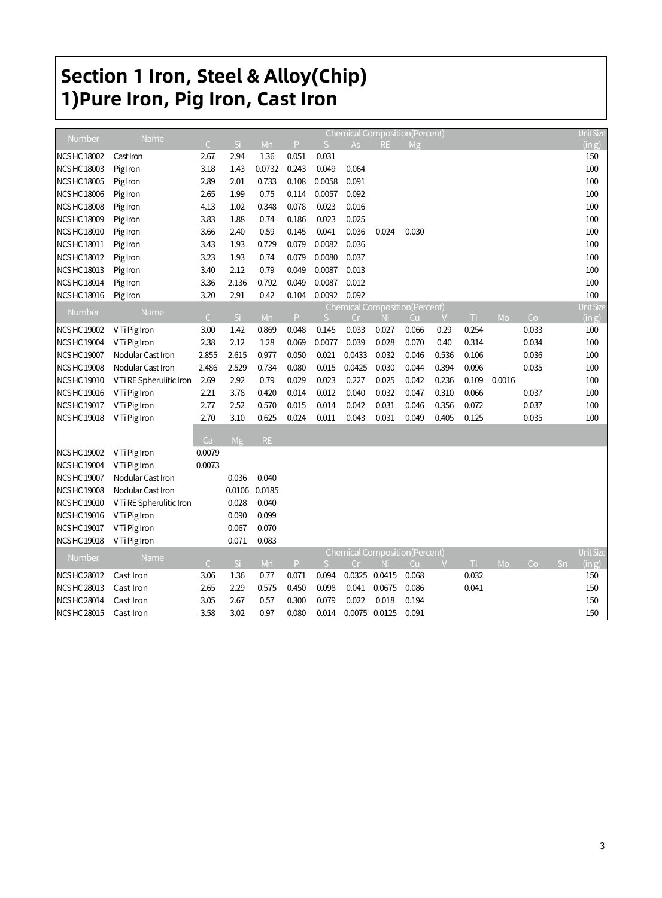# Section 1 Iron, Steel & Alloy(Chip)
# 1)Pure Iron, Pig Iron, Cast Iron

| Number | Name | Chemical Composition(Percent) | | | | | | | | Unit Size |
|---|---|---|---|---|---|---|---|---|---|---|
| | | C | Si | Mn | P | S | As | RE | Mg | (in g) |
| NCS HC 18002 | Cast Iron | 2.67 | 2.94 | 1.36 | 0.051 | 0.031 | | | | 150 |
| NCS HC 18003 | Pig Iron | 3.18 | 1.43 | 0.0732 | 0.243 | 0.049 | 0.064 | | | 100 |
| NCS HC 18005 | Pig Iron | 2.89 | 2.01 | 0.733 | 0.108 | 0.0058 | 0.091 | | | 100 |
| NCS HC 18006 | Pig Iron | 2.65 | 1.99 | 0.75 | 0.114 | 0.0057 | 0.092 | | | 100 |
| NCS HC 18008 | Pig Iron | 4.13 | 1.02 | 0.348 | 0.078 | 0.023 | 0.016 | | | 100 |
| NCS HC 18009 | Pig Iron | 3.83 | 1.88 | 0.74 | 0.186 | 0.023 | 0.025 | | | 100 |
| NCS HC 18010 | Pig Iron | 3.66 | 2.40 | 0.59 | 0.145 | 0.041 | 0.036 | 0.024 | 0.030 | 100 |
| NCS HC 18011 | Pig Iron | 3.43 | 1.93 | 0.729 | 0.079 | 0.0082 | 0.036 | | | 100 |
| NCS HC 18012 | Pig Iron | 3.23 | 1.93 | 0.74 | 0.079 | 0.0080 | 0.037 | | | 100 |
| NCS HC 18013 | Pig Iron | 3.40 | 2.12 | 0.79 | 0.049 | 0.0087 | 0.013 | | | 100 |
| NCS HC 18014 | Pig Iron | 3.36 | 2.136 | 0.792 | 0.049 | 0.0087 | 0.012 | | | 100 |
| NCS HC 18016 | Pig Iron | 3.20 | 2.91 | 0.42 | 0.104 | 0.0092 | 0.092 | | | 100 |

| Number | Name | Chemical Composition(Percent) | | | | | | | | | | | | Unit Size |
|---|---|---|---|---|---|---|---|---|---|---|---|---|---|---|
| | | C | Si | Mn | P | S | Cr | Ni | Cu | V | Ti | Mo | Co | (in g) |
| NCS HC 19002 | V Ti Pig Iron | 3.00 | 1.42 | 0.869 | 0.048 | 0.145 | 0.033 | 0.027 | 0.066 | 0.29 | 0.254 | | 0.033 | 100 |
| NCS HC 19004 | V Ti Pig Iron | 2.38 | 2.12 | 1.28 | 0.069 | 0.0077 | 0.039 | 0.028 | 0.070 | 0.40 | 0.314 | | 0.034 | 100 |
| NCS HC 19007 | Nodular Cast Iron | 2.855 | 2.615 | 0.977 | 0.050 | 0.021 | 0.0433 | 0.032 | 0.046 | 0.536 | 0.106 | | 0.036 | 100 |
| NCS HC 19008 | Nodular Cast Iron | 2.486 | 2.529 | 0.734 | 0.080 | 0.015 | 0.0425 | 0.030 | 0.044 | 0.394 | 0.096 | | 0.035 | 100 |
| NCS HC 19010 | V Ti RE Spherulitic Iron | 2.69 | 2.92 | 0.79 | 0.029 | 0.023 | 0.227 | 0.025 | 0.042 | 0.236 | 0.109 | 0.0016 | | 100 |
| NCS HC 19016 | V Ti Pig Iron | 2.21 | 3.78 | 0.420 | 0.014 | 0.012 | 0.040 | 0.032 | 0.047 | 0.310 | 0.066 | | 0.037 | 100 |
| NCS HC 19017 | V Ti Pig Iron | 2.77 | 2.52 | 0.570 | 0.015 | 0.014 | 0.042 | 0.031 | 0.046 | 0.356 | 0.072 | | 0.037 | 100 |
| NCS HC 19018 | V Ti Pig Iron | 2.70 | 3.10 | 0.625 | 0.024 | 0.011 | 0.043 | 0.031 | 0.049 | 0.405 | 0.125 | | 0.035 | 100 |

| Number | Name | Ca | Mg | RE |
|---|---|---|---|---|
| NCS HC 19002 | V Ti Pig Iron | 0.0079 | | |
| NCS HC 19004 | V Ti Pig Iron | 0.0073 | | |
| NCS HC 19007 | Nodular Cast Iron | | 0.036 | 0.040 |
| NCS HC 19008 | Nodular Cast Iron | | 0.0106 | 0.0185 |
| NCS HC 19010 | V Ti RE Spherulitic Iron | | 0.028 | 0.040 |
| NCS HC 19016 | V Ti Pig Iron | | 0.090 | 0.099 |
| NCS HC 19017 | V Ti Pig Iron | | 0.067 | 0.070 |
| NCS HC 19018 | V Ti Pig Iron | | 0.071 | 0.083 |

| Number | Name | Chemical Composition(Percent) | | | | | | | | | | | | | Unit Size |
|---|---|---|---|---|---|---|---|---|---|---|---|---|---|---|---|
| | | C | Si | Mn | P | S | Cr | Ni | Cu | V | Ti | Mo | Co | Sn | (in g) |
| NCS HC 28012 | Cast Iron | 3.06 | 1.36 | 0.77 | 0.071 | 0.094 | 0.0325 | 0.0415 | 0.068 | | 0.032 | | | | 150 |
| NCS HC 28013 | Cast Iron | 2.65 | 2.29 | 0.575 | 0.450 | 0.098 | 0.041 | 0.0675 | 0.086 | | 0.041 | | | | 150 |
| NCS HC 28014 | Cast Iron | 3.05 | 2.67 | 0.57 | 0.300 | 0.079 | 0.022 | 0.018 | 0.194 | | | | | | 150 |
| NCS HC 28015 | Cast Iron | 3.58 | 3.02 | 0.97 | 0.080 | 0.014 | 0.0075 | 0.0125 | 0.091 | | | | | | 150 |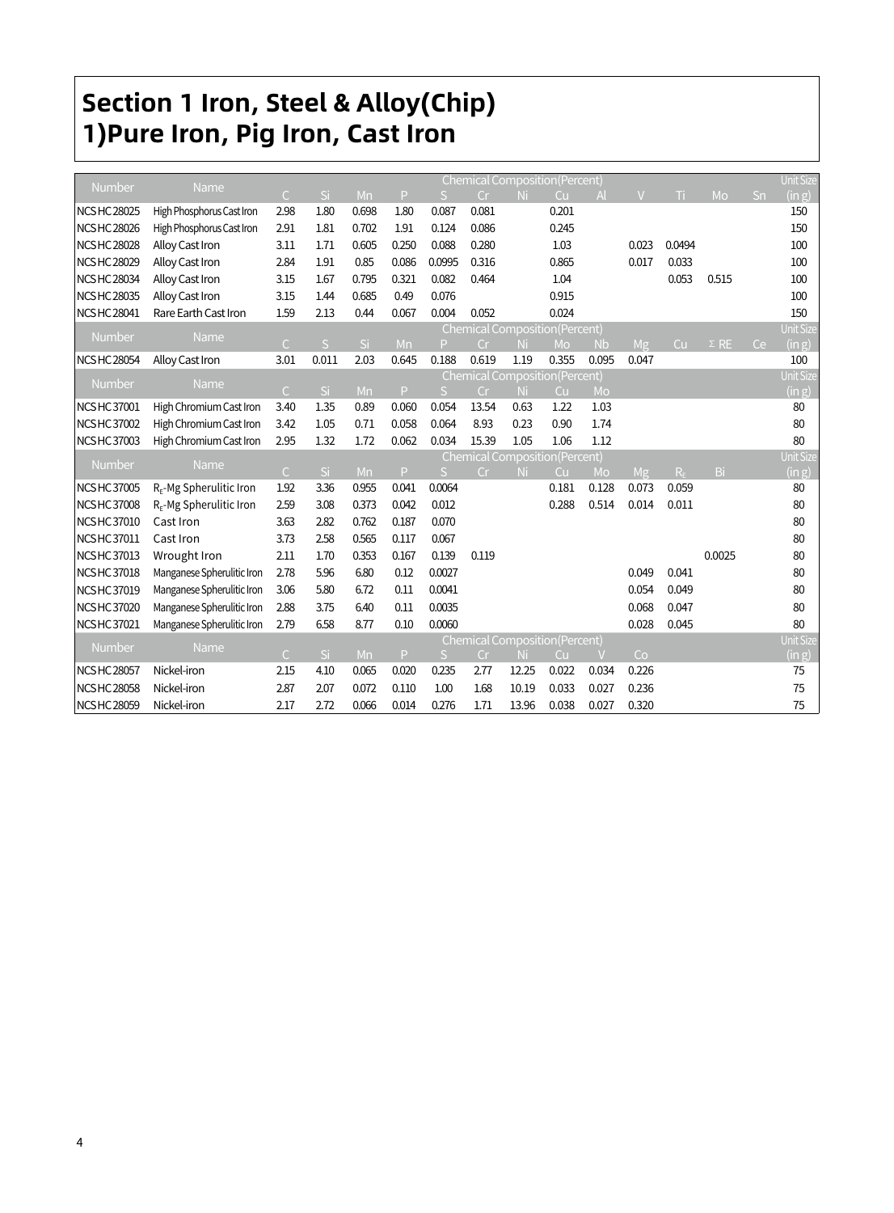# Section 1 Iron, Steel & Alloy(Chip)

## 1)Pure Iron, Pig Iron, Cast Iron

| Number | Name | Chemical Composition(Percent) | | | | | | | | | | | | | Unit Size |
|---|---|---|---|---|---|---|---|---|---|---|---|---|---|---|---|
| | | C | Si | Mn | P | S | Cr | Ni | Cu | Al | V | Ti | Mo | Sn | (in g) |
| NCS HC 28025 | High Phosphorus Cast Iron | 2.98 | 1.80 | 0.698 | 1.80 | 0.087 | 0.081 | | 0.201 | | | | | | 150 |
| NCS HC 28026 | High Phosphorus Cast Iron | 2.91 | 1.81 | 0.702 | 1.91 | 0.124 | 0.086 | | 0.245 | | | | | | 150 |
| NCS HC 28028 | Alloy Cast Iron | 3.11 | 1.71 | 0.605 | 0.250 | 0.088 | 0.280 | | 1.03 | | 0.023 | 0.0494 | | | 100 |
| NCS HC 28029 | Alloy Cast Iron | 2.84 | 1.91 | 0.85 | 0.086 | 0.0995 | 0.316 | | 0.865 | | 0.017 | 0.033 | | | 100 |
| NCS HC 28034 | Alloy Cast Iron | 3.15 | 1.67 | 0.795 | 0.321 | 0.082 | 0.464 | | 1.04 | | | 0.053 | 0.515 | | 100 |
| NCS HC 28035 | Alloy Cast Iron | 3.15 | 1.44 | 0.685 | 0.49 | 0.076 | | | 0.915 | | | | | | 100 |
| NCS HC 28041 | Rare Earth Cast Iron | 1.59 | 2.13 | 0.44 | 0.067 | 0.004 | 0.052 | | 0.024 | | | | | | 150 |

| Number | Name | Chemical Composition(Percent) | | | | | | | | | | | | Unit Size |
|---|---|---|---|---|---|---|---|---|---|---|---|---|---|---|
| | | C | S | Si | Mn | P | Cr | Ni | Mo | Nb | Mg | Cu | Σ RE | Ce | (in g) |
| NCS HC 28054 | Alloy Cast Iron | 3.01 | 0.011 | 2.03 | 0.645 | 0.188 | 0.619 | 1.19 | 0.355 | 0.095 | 0.047 | | | | 100 |

| Number | Name | Chemical Composition(Percent) | | | | | | | | | Unit Size |
|---|---|---|---|---|---|---|---|---|---|---|---|
| | | C | Si | Mn | P | S | Cr | Ni | Cu | Mo | (in g) |
| NCS HC 37001 | High Chromium Cast Iron | 3.40 | 1.35 | 0.89 | 0.060 | 0.054 | 13.54 | 0.63 | 1.22 | 1.03 | 80 |
| NCS HC 37002 | High Chromium Cast Iron | 3.42 | 1.05 | 0.71 | 0.058 | 0.064 | 8.93 | 0.23 | 0.90 | 1.74 | 80 |
| NCS HC 37003 | High Chromium Cast Iron | 2.95 | 1.32 | 1.72 | 0.062 | 0.034 | 15.39 | 1.05 | 1.06 | 1.12 | 80 |

| Number | Name | Chemical Composition(Percent) | | | | | | | | | | | | Unit Size |
|---|---|---|---|---|---|---|---|---|---|---|---|---|---|---|
| | | C | Si | Mn | P | S | Cr | Ni | Cu | Mo | Mg | $R_E$ | Bi | (in g) |
| NCS HC 37005 | $R_E$-Mg Spherulitic Iron | 1.92 | 3.36 | 0.955 | 0.041 | 0.0064 | | | 0.181 | 0.128 | 0.073 | 0.059 | | 80 |
| NCS HC 37008 | $R_E$-Mg Spherulitic Iron | 2.59 | 3.08 | 0.373 | 0.042 | 0.012 | | | 0.288 | 0.514 | 0.014 | 0.011 | | 80 |
| NCS HC 37010 | Cast Iron | 3.63 | 2.82 | 0.762 | 0.187 | 0.070 | | | | | | | | 80 |
| NCS HC 37011 | Cast Iron | 3.73 | 2.58 | 0.565 | 0.117 | 0.067 | | | | | | | | 80 |
| NCS HC 37013 | Wrought Iron | 2.11 | 1.70 | 0.353 | 0.167 | 0.139 | 0.119 | | | | | | 0.0025 | 80 |
| NCS HC 37018 | Manganese Spherulitic Iron | 2.78 | 5.96 | 6.80 | 0.12 | 0.0027 | | | | | 0.049 | 0.041 | | 80 |
| NCS HC 37019 | Manganese Spherulitic Iron | 3.06 | 5.80 | 6.72 | 0.11 | 0.0041 | | | | | 0.054 | 0.049 | | 80 |
| NCS HC 37020 | Manganese Spherulitic Iron | 2.88 | 3.75 | 6.40 | 0.11 | 0.0035 | | | | | 0.068 | 0.047 | | 80 |
| NCS HC 37021 | Manganese Spherulitic Iron | 2.79 | 6.58 | 8.77 | 0.10 | 0.0060 | | | | | 0.028 | 0.045 | | 80 |

| Number | Name | Chemical Composition(Percent) | | | | | | | | | | Unit Size |
|---|---|---|---|---|---|---|---|---|---|---|---|---|
| | | C | Si | Mn | P | S | Cr | Ni | Cu | V | Co | (in g) |
| NCS HC 28057 | Nickel-iron | 2.15 | 4.10 | 0.065 | 0.020 | 0.235 | 2.77 | 12.25 | 0.022 | 0.034 | 0.226 | 75 |
| NCS HC 28058 | Nickel-iron | 2.87 | 2.07 | 0.072 | 0.110 | 1.00 | 1.68 | 10.19 | 0.033 | 0.027 | 0.236 | 75 |
| NCS HC 28059 | Nickel-iron | 2.17 | 2.72 | 0.066 | 0.014 | 0.276 | 1.71 | 13.96 | 0.038 | 0.027 | 0.320 | 75 |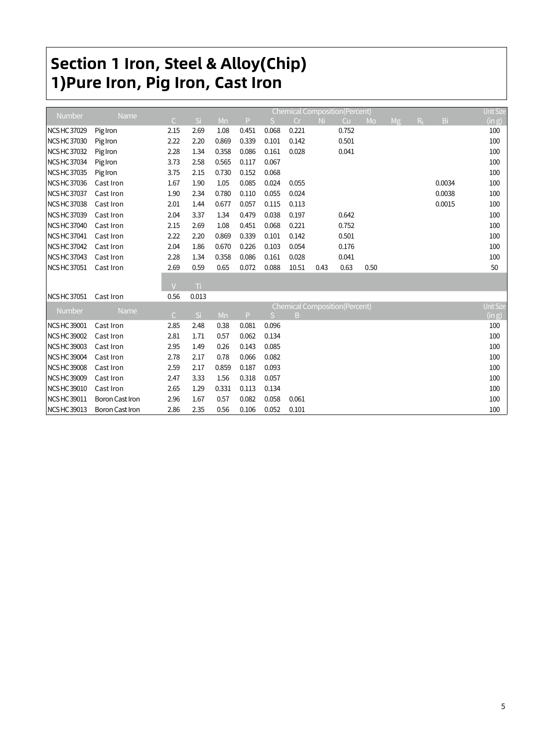# Section 1 Iron, Steel & Alloy(Chip)
# 1)Pure Iron, Pig Iron, Cast Iron

| Number | Name | Chemical Composition(Percent) | | | | | | | | | | | | Unit Size (in g) |
|---|---|---|---|---|---|---|---|---|---|---|---|---|---|---|
| | | C | Si | Mn | P | S | Cr | Ni | Cu | Mo | Mg | Re | Bi | |
| NCS HC 37029 | Pig Iron | 2.15 | 2.69 | 1.08 | 0.451 | 0.068 | 0.221 | | 0.752 | | | | | 100 |
| NCS HC 37030 | Pig Iron | 2.22 | 2.20 | 0.869 | 0.339 | 0.101 | 0.142 | | 0.501 | | | | | 100 |
| NCS HC 37032 | Pig Iron | 2.28 | 1.34 | 0.358 | 0.086 | 0.161 | 0.028 | | 0.041 | | | | | 100 |
| NCS HC 37034 | Pig Iron | 3.73 | 2.58 | 0.565 | 0.117 | 0.067 | | | | | | | | 100 |
| NCS HC 37035 | Pig Iron | 3.75 | 2.15 | 0.730 | 0.152 | 0.068 | | | | | | | | 100 |
| NCS HC 37036 | Cast Iron | 1.67 | 1.90 | 1.05 | 0.085 | 0.024 | 0.055 | | | | | | 0.0034 | 100 |
| NCS HC 37037 | Cast Iron | 1.90 | 2.34 | 0.780 | 0.110 | 0.055 | 0.024 | | | | | | 0.0038 | 100 |
| NCS HC 37038 | Cast Iron | 2.01 | 1.44 | 0.677 | 0.057 | 0.115 | 0.113 | | | | | | 0.0015 | 100 |
| NCS HC 37039 | Cast Iron | 2.04 | 3.37 | 1.34 | 0.479 | 0.038 | 0.197 | | 0.642 | | | | | 100 |
| NCS HC 37040 | Cast Iron | 2.15 | 2.69 | 1.08 | 0.451 | 0.068 | 0.221 | | 0.752 | | | | | 100 |
| NCS HC 37041 | Cast Iron | 2.22 | 2.20 | 0.869 | 0.339 | 0.101 | 0.142 | | 0.501 | | | | | 100 |
| NCS HC 37042 | Cast Iron | 2.04 | 1.86 | 0.670 | 0.226 | 0.103 | 0.054 | | 0.176 | | | | | 100 |
| NCS HC 37043 | Cast Iron | 2.28 | 1.34 | 0.358 | 0.086 | 0.161 | 0.028 | | 0.041 | | | | | 100 |
| NCS HC 37051 | Cast Iron | 2.69 | 0.59 | 0.65 | 0.072 | 0.088 | 10.51 | 0.43 | 0.63 | 0.50 | | | | 50 |
| | | V | Ti | | | | | | | | | | | |
| NCS HC 37051 | Cast Iron | 0.56 | 0.013 | | | | | | | | | | | |

| Number | Name | Chemical Composition(Percent) | | | | | | Unit Size (in g) |
|---|---|---|---|---|---|---|---|---|
| | | C | Si | Mn | P | S | B | |
| NCS HC 39001 | Cast Iron | 2.85 | 2.48 | 0.38 | 0.081 | 0.096 | | 100 |
| NCS HC 39002 | Cast Iron | 2.81 | 1.71 | 0.57 | 0.062 | 0.134 | | 100 |
| NCS HC 39003 | Cast Iron | 2.95 | 1.49 | 0.26 | 0.143 | 0.085 | | 100 |
| NCS HC 39004 | Cast Iron | 2.78 | 2.17 | 0.78 | 0.066 | 0.082 | | 100 |
| NCS HC 39008 | Cast Iron | 2.59 | 2.17 | 0.859 | 0.187 | 0.093 | | 100 |
| NCS HC 39009 | Cast Iron | 2.47 | 3.33 | 1.56 | 0.318 | 0.057 | | 100 |
| NCS HC 39010 | Cast Iron | 2.65 | 1.29 | 0.331 | 0.113 | 0.134 | | 100 |
| NCS HC 39011 | Boron Cast Iron | 2.96 | 1.67 | 0.57 | 0.082 | 0.058 | 0.061 | 100 |
| NCS HC 39013 | Boron Cast Iron | 2.86 | 2.35 | 0.56 | 0.106 | 0.052 | 0.101 | 100 |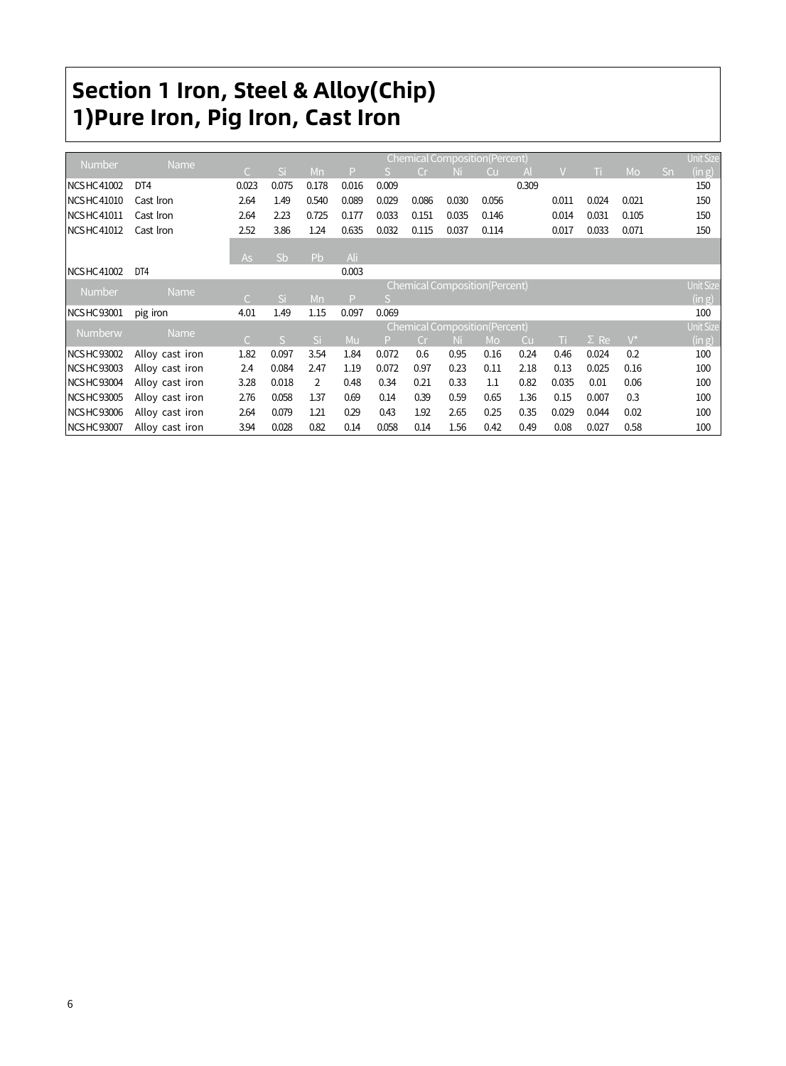# Section 1 Iron, Steel & Alloy(Chip)
## 1)Pure Iron, Pig Iron, Cast Iron

| Number | Name | Chemical Composition(Percent) | | | | | | | | | | | | | Unit Size (in g) |
|---|---|---|---|---|---|---|---|---|---|---|---|---|---|---|---|
| | | C | Si | Mn | P | S | Cr | Ni | Cu | Al | V | Ti | Mo | Sn | |
| NCSHC41002 | DT4 | 0.023 | 0.075 | 0.178 | 0.016 | 0.009 | | | | 0.309 | | | | | 150 |
| NCSHC41010 | Cast Iron | 2.64 | 1.49 | 0.540 | 0.089 | 0.029 | 0.086 | 0.030 | 0.056 | | 0.011 | 0.024 | 0.021 | | 150 |
| NCSHC41011 | Cast Iron | 2.64 | 2.23 | 0.725 | 0.177 | 0.033 | 0.151 | 0.035 | 0.146 | | 0.014 | 0.031 | 0.105 | | 150 |
| NCSHC41012 | Cast Iron | 2.52 | 3.86 | 1.24 | 0.635 | 0.032 | 0.115 | 0.037 | 0.114 | | 0.017 | 0.033 | 0.071 | | 150 |
| | | As | Sb | Pb | Ali | | | | | | | | | | |
| NCSHC41002 | DT4 | | | | 0.003 | | | | | | | | | | |

| Number | Name | Chemical Composition(Percent) | | | | | Unit Size (in g) |
|---|---|---|---|---|---|---|---|
| | | C | Si | Mn | P | S | |
| NCSHC93001 | pig iron | 4.01 | 1.49 | 1.15 | 0.097 | 0.069 | 100 |

| Numberw | Name | Chemical Composition(Percent) | | | | | | | | | | | | Unit Size (in g) |
|---|---|---|---|---|---|---|---|---|---|---|---|---|---|---|
| | | C | S | Si | Mu | P | Cr | Ni | Mo | Cu | Ti | Σ Re | V* | |
| NCSHC93002 | Alloy cast iron | 1.82 | 0.097 | 3.54 | 1.84 | 0.072 | 0.6 | 0.95 | 0.16 | 0.24 | 0.46 | 0.024 | 0.2 | 100 |
| NCSHC93003 | Alloy cast iron | 2.4 | 0.084 | 2.47 | 1.19 | 0.072 | 0.97 | 0.23 | 0.11 | 2.18 | 0.13 | 0.025 | 0.16 | 100 |
| NCSHC93004 | Alloy cast iron | 3.28 | 0.018 | 2 | 0.48 | 0.34 | 0.21 | 0.33 | 1.1 | 0.82 | 0.035 | 0.01 | 0.06 | 100 |
| NCSHC93005 | Alloy cast iron | 2.76 | 0.058 | 1.37 | 0.69 | 0.14 | 0.39 | 0.59 | 0.65 | 1.36 | 0.15 | 0.007 | 0.3 | 100 |
| NCSHC93006 | Alloy cast iron | 2.64 | 0.079 | 1.21 | 0.29 | 0.43 | 1.92 | 2.65 | 0.25 | 0.35 | 0.029 | 0.044 | 0.02 | 100 |
| NCSHC93007 | Alloy cast iron | 3.94 | 0.028 | 0.82 | 0.14 | 0.058 | 0.14 | 1.56 | 0.42 | 0.49 | 0.08 | 0.027 | 0.58 | 100 |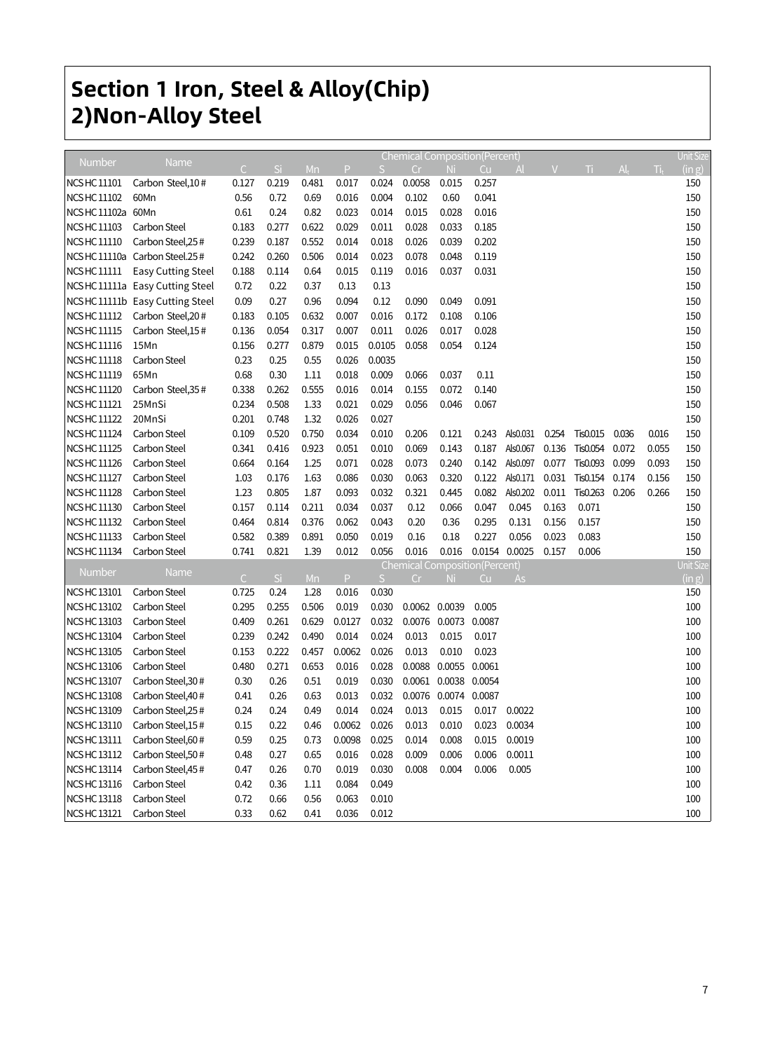# Section 1 Iron, Steel & Alloy(Chip)
## 2)Non-Alloy Steel

| Number | Name | Chemical Composition(Percent) | | | | | | | | | | | | | Unit Size |
|---|---|---|---|---|---|---|---|---|---|---|---|---|---|---|---|
| | | C | Si | Mn | P | S | Cr | Ni | Cu | Al | V | Ti | $Al_t$ | $Ti_t$ | (in g) |
| NCS HC 11101 | Carbon Steel,10# | 0.127 | 0.219 | 0.481 | 0.017 | 0.024 | 0.0058 | 0.015 | 0.257 | | | | | | 150 |
| NCS HC 11102 | 60Mn | 0.56 | 0.72 | 0.69 | 0.016 | 0.004 | 0.102 | 0.60 | 0.041 | | | | | | 150 |
| NCS HC 11102a | 60Mn | 0.61 | 0.24 | 0.82 | 0.023 | 0.014 | 0.015 | 0.028 | 0.016 | | | | | | 150 |
| NCS HC 11103 | Carbon Steel | 0.183 | 0.277 | 0.622 | 0.029 | 0.011 | 0.028 | 0.033 | 0.185 | | | | | | 150 |
| NCS HC 11110 | Carbon Steel,25# | 0.239 | 0.187 | 0.552 | 0.014 | 0.018 | 0.026 | 0.039 | 0.202 | | | | | | 150 |
| NCS HC 11110a | Carbon Steel.25# | 0.242 | 0.260 | 0.506 | 0.014 | 0.023 | 0.078 | 0.048 | 0.119 | | | | | | 150 |
| NCS HC 11111 | Easy Cutting Steel | 0.188 | 0.114 | 0.64 | 0.015 | 0.119 | 0.016 | 0.037 | 0.031 | | | | | | 150 |
| NCS HC 11111a | Easy Cutting Steel | 0.72 | 0.22 | 0.37 | 0.13 | 0.13 | | | | | | | | | 150 |
| NCS HC 11111b | Easy Cutting Steel | 0.09 | 0.27 | 0.96 | 0.094 | 0.12 | 0.090 | 0.049 | 0.091 | | | | | | 150 |
| NCS HC 11112 | Carbon Steel,20# | 0.183 | 0.105 | 0.632 | 0.007 | 0.016 | 0.172 | 0.108 | 0.106 | | | | | | 150 |
| NCS HC 11115 | Carbon Steel,15# | 0.136 | 0.054 | 0.317 | 0.007 | 0.011 | 0.026 | 0.017 | 0.028 | | | | | | 150 |
| NCS HC 11116 | 15Mn | 0.156 | 0.277 | 0.879 | 0.015 | 0.0105 | 0.058 | 0.054 | 0.124 | | | | | | 150 |
| NCS HC 11118 | Carbon Steel | 0.23 | 0.25 | 0.55 | 0.026 | 0.0035 | | | | | | | | | 150 |
| NCS HC 11119 | 65Mn | 0.68 | 0.30 | 1.11 | 0.018 | 0.009 | 0.066 | 0.037 | 0.11 | | | | | | 150 |
| NCS HC 11120 | Carbon Steel,35# | 0.338 | 0.262 | 0.555 | 0.016 | 0.014 | 0.155 | 0.072 | 0.140 | | | | | | 150 |
| NCS HC 11121 | 25MnSi | 0.234 | 0.508 | 1.33 | 0.021 | 0.029 | 0.056 | 0.046 | 0.067 | | | | | | 150 |
| NCS HC 11122 | 20MnSi | 0.201 | 0.748 | 1.32 | 0.026 | 0.027 | | | | | | | | | 150 |
| NCS HC 11124 | Carbon Steel | 0.109 | 0.520 | 0.750 | 0.034 | 0.010 | 0.206 | 0.121 | 0.243 | Als0.031 | 0.254 | Tis0.015 | 0.036 | 0.016 | 150 |
| NCS HC 11125 | Carbon Steel | 0.341 | 0.416 | 0.923 | 0.051 | 0.010 | 0.069 | 0.143 | 0.187 | Als0.067 | 0.136 | Tis0.054 | 0.072 | 0.055 | 150 |
| NCS HC 11126 | Carbon Steel | 0.664 | 0.164 | 1.25 | 0.071 | 0.028 | 0.073 | 0.240 | 0.142 | Als0.097 | 0.077 | Tis0.093 | 0.099 | 0.093 | 150 |
| NCS HC 11127 | Carbon Steel | 1.03 | 0.176 | 1.63 | 0.086 | 0.030 | 0.063 | 0.320 | 0.122 | Als0.171 | 0.031 | Tis0.154 | 0.174 | 0.156 | 150 |
| NCS HC 11128 | Carbon Steel | 1.23 | 0.805 | 1.87 | 0.093 | 0.032 | 0.321 | 0.445 | 0.082 | Als0.202 | 0.011 | Tis0.263 | 0.206 | 0.266 | 150 |
| NCS HC 11130 | Carbon Steel | 0.157 | 0.114 | 0.211 | 0.034 | 0.037 | 0.12 | 0.066 | 0.047 | 0.045 | 0.163 | 0.071 | | | 150 |
| NCS HC 11132 | Carbon Steel | 0.464 | 0.814 | 0.376 | 0.062 | 0.043 | 0.20 | 0.36 | 0.295 | 0.131 | 0.156 | 0.157 | | | 150 |
| NCS HC 11133 | Carbon Steel | 0.582 | 0.389 | 0.891 | 0.050 | 0.019 | 0.16 | 0.18 | 0.227 | 0.056 | 0.023 | 0.083 | | | 150 |
| NCS HC 11134 | Carbon Steel | 0.741 | 0.821 | 1.39 | 0.012 | 0.056 | 0.016 | 0.016 | 0.0154 | 0.0025 | 0.157 | 0.006 | | | 150 |

| Number | Name | Chemical Composition(Percent) | | | | | | | | | Unit Size |
|---|---|---|---|---|---|---|---|---|---|---|---|
| | | C | Si | Mn | P | S | Cr | Ni | Cu | As | (in g) |
| NCS HC 13101 | Carbon Steel | 0.725 | 0.24 | 1.28 | 0.016 | 0.030 | | | | | 150 |
| NCS HC 13102 | Carbon Steel | 0.295 | 0.255 | 0.506 | 0.019 | 0.030 | 0.0062 | 0.0039 | 0.005 | | 100 |
| NCS HC 13103 | Carbon Steel | 0.409 | 0.261 | 0.629 | 0.0127 | 0.032 | 0.0076 | 0.0073 | 0.0087 | | 100 |
| NCS HC 13104 | Carbon Steel | 0.239 | 0.242 | 0.490 | 0.014 | 0.024 | 0.013 | 0.015 | 0.017 | | 100 |
| NCS HC 13105 | Carbon Steel | 0.153 | 0.222 | 0.457 | 0.0062 | 0.026 | 0.013 | 0.010 | 0.023 | | 100 |
| NCS HC 13106 | Carbon Steel | 0.480 | 0.271 | 0.653 | 0.016 | 0.028 | 0.0088 | 0.0055 | 0.0061 | | 100 |
| NCS HC 13107 | Carbon Steel,30# | 0.30 | 0.26 | 0.51 | 0.019 | 0.030 | 0.0061 | 0.0038 | 0.0054 | | 100 |
| NCS HC 13108 | Carbon Steel,40# | 0.41 | 0.26 | 0.63 | 0.013 | 0.032 | 0.0076 | 0.0074 | 0.0087 | | 100 |
| NCS HC 13109 | Carbon Steel,25# | 0.24 | 0.24 | 0.49 | 0.014 | 0.024 | 0.013 | 0.015 | 0.017 | 0.0022 | 100 |
| NCS HC 13110 | Carbon Steel,15# | 0.15 | 0.22 | 0.46 | 0.0062 | 0.026 | 0.013 | 0.010 | 0.023 | 0.0034 | 100 |
| NCS HC 13111 | Carbon Steel,60# | 0.59 | 0.25 | 0.73 | 0.0098 | 0.025 | 0.014 | 0.008 | 0.015 | 0.0019 | 100 |
| NCS HC 13112 | Carbon Steel,50# | 0.48 | 0.27 | 0.65 | 0.016 | 0.028 | 0.009 | 0.006 | 0.006 | 0.0011 | 100 |
| NCS HC 13114 | Carbon Steel,45# | 0.47 | 0.26 | 0.70 | 0.019 | 0.030 | 0.008 | 0.004 | 0.006 | 0.005 | 100 |
| NCS HC 13116 | Carbon Steel | 0.42 | 0.36 | 1.11 | 0.084 | 0.049 | | | | | 100 |
| NCS HC 13118 | Carbon Steel | 0.72 | 0.66 | 0.56 | 0.063 | 0.010 | | | | | 100 |
| NCS HC 13121 | Carbon Steel | 0.33 | 0.62 | 0.41 | 0.036 | 0.012 | | | | | 100 |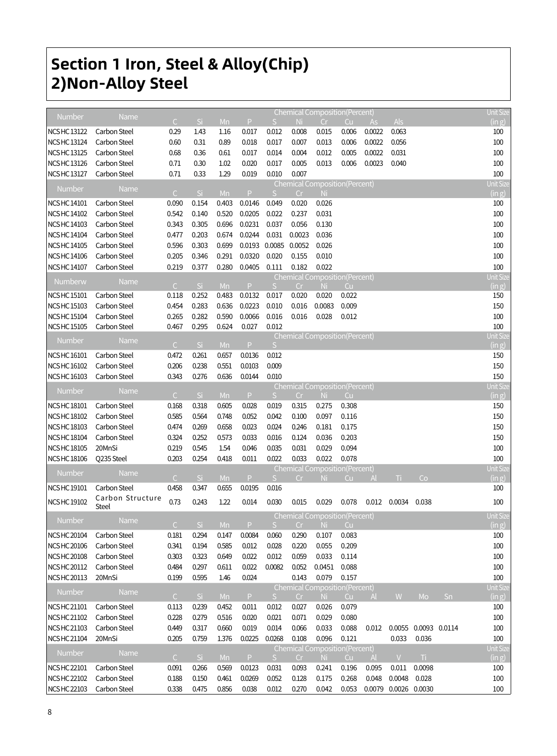# Section 1 Iron, Steel & Alloy(Chip)
## 2)Non-Alloy Steel

| Number | Name | Chemical Composition(Percent) | | | | | | | | | | | | Unit Size (in g) |
|---|---|---|---|---|---|---|---|---|---|---|---|---|---|---|
| | | C | Si | Mn | P | S | Ni | Cr | Cu | As | Als | | | |
| NCS HC 13122 | Carbon Steel | 0.29 | 1.43 | 1.16 | 0.017 | 0.012 | 0.008 | 0.015 | 0.006 | 0.0022 | 0.063 | | | 100 |
| NCS HC 13124 | Carbon Steel | 0.60 | 0.31 | 0.89 | 0.018 | 0.017 | 0.007 | 0.013 | 0.006 | 0.0022 | 0.056 | | | 100 |
| NCS HC 13125 | Carbon Steel | 0.68 | 0.36 | 0.61 | 0.017 | 0.014 | 0.004 | 0.012 | 0.005 | 0.0022 | 0.031 | | | 100 |
| NCS HC 13126 | Carbon Steel | 0.71 | 0.30 | 1.02 | 0.020 | 0.017 | 0.005 | 0.013 | 0.006 | 0.0023 | 0.040 | | | 100 |
| NCS HC 13127 | Carbon Steel | 0.71 | 0.33 | 1.29 | 0.019 | 0.010 | 0.007 | | | | | | | 100 |
| Number | Name | C | Si | Mn | P | S | Cr | Ni | | | | | | Unit Size (in g) |
| NCS HC 14101 | Carbon Steel | 0.090 | 0.154 | 0.403 | 0.0146 | 0.049 | 0.020 | 0.026 | | | | | | 100 |
| NCS HC 14102 | Carbon Steel | 0.542 | 0.140 | 0.520 | 0.0205 | 0.022 | 0.237 | 0.031 | | | | | | 100 |
| NCS HC 14103 | Carbon Steel | 0.343 | 0.305 | 0.696 | 0.0231 | 0.037 | 0.056 | 0.130 | | | | | | 100 |
| NCS HC 14104 | Carbon Steel | 0.477 | 0.203 | 0.674 | 0.0244 | 0.031 | 0.0023 | 0.036 | | | | | | 100 |
| NCS HC 14105 | Carbon Steel | 0.596 | 0.303 | 0.699 | 0.0193 | 0.0085 | 0.0052 | 0.026 | | | | | | 100 |
| NCS HC 14106 | Carbon Steel | 0.205 | 0.346 | 0.291 | 0.0320 | 0.020 | 0.155 | 0.010 | | | | | | 100 |
| NCS HC 14107 | Carbon Steel | 0.219 | 0.377 | 0.280 | 0.0405 | 0.111 | 0.182 | 0.022 | | | | | | 100 |
| Numberw | Name | C | Si | Mn | P | S | Cr | Ni | Cu | | | | | Unit Size (in g) |
| NCS HC 15101 | Carbon Steel | 0.118 | 0.252 | 0.483 | 0.0132 | 0.017 | 0.020 | 0.020 | 0.022 | | | | | 150 |
| NCS HC 15103 | Carbon Steel | 0.454 | 0.283 | 0.636 | 0.0223 | 0.010 | 0.016 | 0.0083 | 0.009 | | | | | 150 |
| NCS HC 15104 | Carbon Steel | 0.265 | 0.282 | 0.590 | 0.0066 | 0.016 | 0.016 | 0.028 | 0.012 | | | | | 100 |
| NCS HC 15105 | Carbon Steel | 0.467 | 0.295 | 0.624 | 0.027 | 0.012 | | | | | | | | 100 |
| Number | Name | C | Si | Mn | P | S | | | | | | | | Unit Size (in g) |
| NCS HC 16101 | Carbon Steel | 0.472 | 0.261 | 0.657 | 0.0136 | 0.012 | | | | | | | | 150 |
| NCS HC 16102 | Carbon Steel | 0.206 | 0.238 | 0.551 | 0.0103 | 0.009 | | | | | | | | 150 |
| NCS HC 16103 | Carbon Steel | 0.343 | 0.276 | 0.636 | 0.0144 | 0.010 | | | | | | | | 150 |
| Number | Name | C | Si | Mn | P | S | Cr | Ni | Cu | | | | | Unit Size (in g) |
| NCS HC 18101 | Carbon Steel | 0.168 | 0.318 | 0.605 | 0.028 | 0.019 | 0.315 | 0.275 | 0.308 | | | | | 150 |
| NCS HC 18102 | Carbon Steel | 0.585 | 0.564 | 0.748 | 0.052 | 0.042 | 0.100 | 0.097 | 0.116 | | | | | 150 |
| NCS HC 18103 | Carbon Steel | 0.474 | 0.269 | 0.658 | 0.023 | 0.024 | 0.246 | 0.181 | 0.175 | | | | | 150 |
| NCS HC 18104 | Carbon Steel | 0.324 | 0.252 | 0.573 | 0.033 | 0.016 | 0.124 | 0.036 | 0.203 | | | | | 150 |
| NCS HC 18105 | 20MnSi | 0.219 | 0.545 | 1.54 | 0.046 | 0.035 | 0.031 | 0.029 | 0.094 | | | | | 100 |
| NCS HC 18106 | Q235 Steel | 0.203 | 0.254 | 0.418 | 0.011 | 0.022 | 0.033 | 0.022 | 0.078 | | | | | 100 |
| Number | Name | C | Si | Mn | P | S | Cr | Ni | Cu | Al | Ti | Co | | Unit Size (in g) |
| NCS HC 19101 | Carbon Steel | 0.458 | 0.347 | 0.655 | 0.0195 | 0.016 | | | | | | | | 100 |
| NCS HC 19102 | Carbon Structure Steel | 0.73 | 0.243 | 1.22 | 0.014 | 0.030 | 0.015 | 0.029 | 0.078 | 0.012 | 0.0034 | 0.038 | | 100 |
| Number | Name | C | Si | Mn | P | S | Cr | Ni | Cu | | | | | Unit Size (in g) |
| NCS HC 20104 | Carbon Steel | 0.181 | 0.294 | 0.147 | 0.0084 | 0.060 | 0.290 | 0.107 | 0.083 | | | | | 100 |
| NCS HC 20106 | Carbon Steel | 0.341 | 0.194 | 0.585 | 0.012 | 0.028 | 0.220 | 0.055 | 0.209 | | | | | 100 |
| NCS HC 20108 | Carbon Steel | 0.303 | 0.323 | 0.649 | 0.022 | 0.012 | 0.059 | 0.033 | 0.114 | | | | | 100 |
| NCS HC 20112 | Carbon Steel | 0.484 | 0.297 | 0.611 | 0.022 | 0.0082 | 0.052 | 0.0451 | 0.088 | | | | | 100 |
| NCS HC 20113 | 20MnSi | 0.199 | 0.595 | 1.46 | 0.024 | | 0.143 | 0.079 | 0.157 | | | | | 100 |
| Number | Name | C | Si | Mn | P | S | Cr | Ni | Cu | Al | W | Mo | Sn | Unit Size (in g) |
| NCS HC 21101 | Carbon Steel | 0.113 | 0.239 | 0.452 | 0.011 | 0.012 | 0.027 | 0.026 | 0.079 | | | | | 100 |
| NCS HC 21102 | Carbon Steel | 0.228 | 0.279 | 0.516 | 0.020 | 0.021 | 0.071 | 0.029 | 0.080 | | | | | 100 |
| NCS HC 21103 | Carbon Steel | 0.449 | 0.317 | 0.660 | 0.019 | 0.014 | 0.066 | 0.033 | 0.088 | 0.012 | 0.0055 | 0.0093 | 0.0114 | 100 |
| NCS HC 21104 | 20MnSi | 0.205 | 0.759 | 1.376 | 0.0225 | 0.0268 | 0.108 | 0.096 | 0.121 | | 0.033 | 0.036 | | 100 |
| Number | Name | C | Si | Mn | P | S | Cr | Ni | Cu | Al | V | Ti | | Unit Size (in g) |
| NCS HC 22101 | Carbon Steel | 0.091 | 0.266 | 0.569 | 0.0123 | 0.031 | 0.093 | 0.241 | 0.196 | 0.095 | 0.011 | 0.0098 | | 100 |
| NCS HC 22102 | Carbon Steel | 0.188 | 0.150 | 0.461 | 0.0269 | 0.052 | 0.128 | 0.175 | 0.268 | 0.048 | 0.0048 | 0.028 | | 100 |
| NCS HC 22103 | Carbon Steel | 0.338 | 0.475 | 0.856 | 0.038 | 0.012 | 0.270 | 0.042 | 0.053 | 0.0079 | 0.0026 | 0.0030 | | 100 |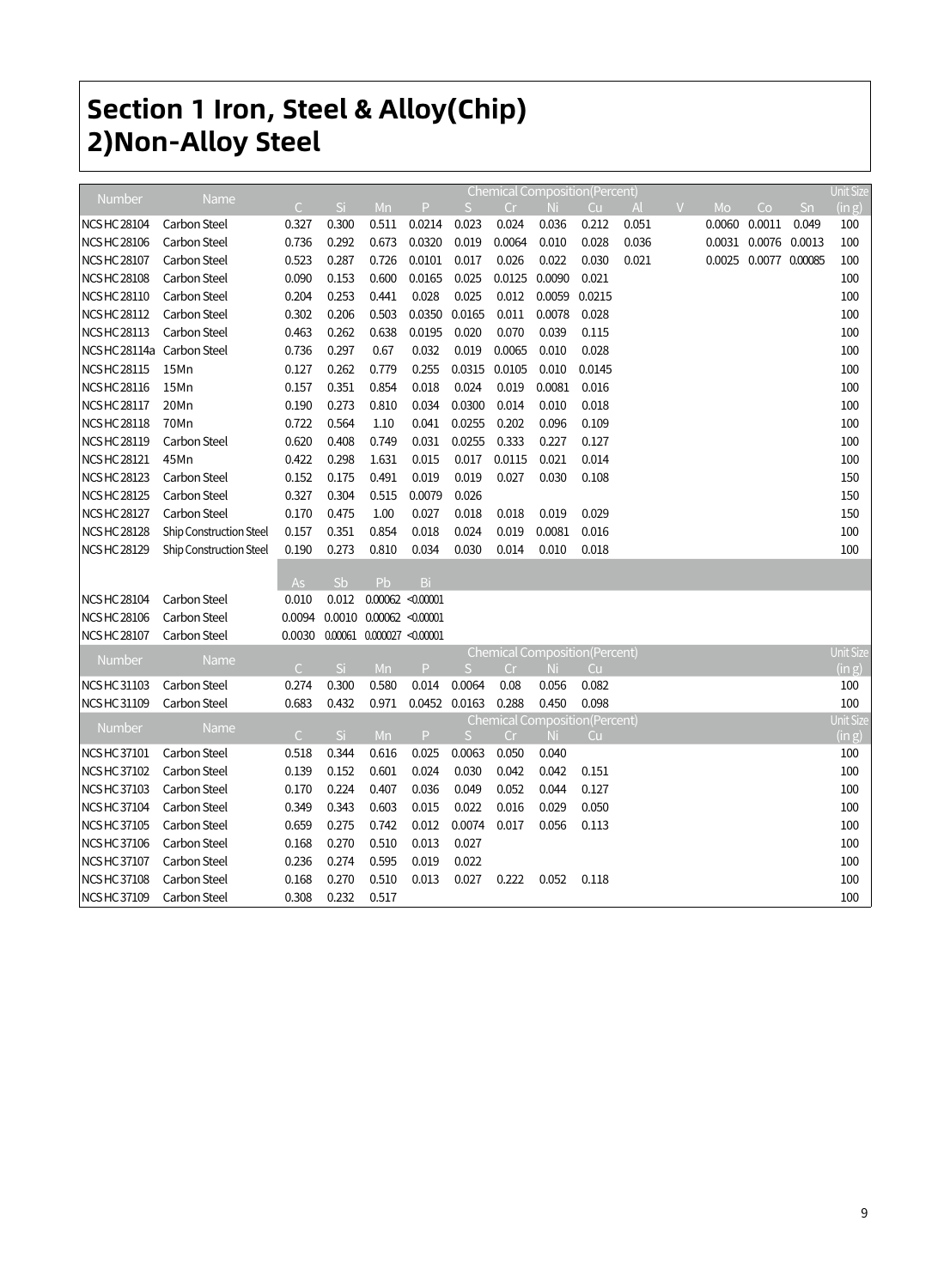# Section 1 Iron, Steel & Alloy(Chip)
# 2)Non-Alloy Steel

| Number | Name | Chemical Composition(Percent) | | | | | | | | | | | | | Unit Size |
|---|---|---|---|---|---|---|---|---|---|---|---|---|---|---|---|
| | | C | Si | Mn | P | S | Cr | Ni | Cu | Al | V | Mo | Co | Sn | (in g) |
| NCS HC 28104 | Carbon Steel | 0.327 | 0.300 | 0.511 | 0.0214 | 0.023 | 0.024 | 0.036 | 0.212 | 0.051 | | 0.0060 | 0.0011 | 0.049 | 100 |
| NCS HC 28106 | Carbon Steel | 0.736 | 0.292 | 0.673 | 0.0320 | 0.019 | 0.0064 | 0.010 | 0.028 | 0.036 | | 0.0031 | 0.0076 | 0.0013 | 100 |
| NCS HC 28107 | Carbon Steel | 0.523 | 0.287 | 0.726 | 0.0101 | 0.017 | 0.026 | 0.022 | 0.030 | 0.021 | | 0.0025 | 0.0077 | 0.00085 | 100 |
| NCS HC 28108 | Carbon Steel | 0.090 | 0.153 | 0.600 | 0.0165 | 0.025 | 0.0125 | 0.0090 | 0.021 | | | | | | 100 |
| NCS HC 28110 | Carbon Steel | 0.204 | 0.253 | 0.441 | 0.028 | 0.025 | 0.012 | 0.0059 | 0.0215 | | | | | | 100 |
| NCS HC 28112 | Carbon Steel | 0.302 | 0.206 | 0.503 | 0.0350 | 0.0165 | 0.011 | 0.0078 | 0.028 | | | | | | 100 |
| NCS HC 28113 | Carbon Steel | 0.463 | 0.262 | 0.638 | 0.0195 | 0.020 | 0.070 | 0.039 | 0.115 | | | | | | 100 |
| NCS HC 28114a | Carbon Steel | 0.736 | 0.297 | 0.67 | 0.032 | 0.019 | 0.0065 | 0.010 | 0.028 | | | | | | 100 |
| NCS HC 28115 | 15Mn | 0.127 | 0.262 | 0.779 | 0.255 | 0.0315 | 0.0105 | 0.010 | 0.0145 | | | | | | 100 |
| NCS HC 28116 | 15Mn | 0.157 | 0.351 | 0.854 | 0.018 | 0.024 | 0.019 | 0.0081 | 0.016 | | | | | | 100 |
| NCS HC 28117 | 20Mn | 0.190 | 0.273 | 0.810 | 0.034 | 0.0300 | 0.014 | 0.010 | 0.018 | | | | | | 100 |
| NCS HC 28118 | 70Mn | 0.722 | 0.564 | 1.10 | 0.041 | 0.0255 | 0.202 | 0.096 | 0.109 | | | | | | 100 |
| NCS HC 28119 | Carbon Steel | 0.620 | 0.408 | 0.749 | 0.031 | 0.0255 | 0.333 | 0.227 | 0.127 | | | | | | 100 |
| NCS HC 28121 | 45Mn | 0.422 | 0.298 | 1.631 | 0.015 | 0.017 | 0.0115 | 0.021 | 0.014 | | | | | | 100 |
| NCS HC 28123 | Carbon Steel | 0.152 | 0.175 | 0.491 | 0.019 | 0.019 | 0.027 | 0.030 | 0.108 | | | | | | 150 |
| NCS HC 28125 | Carbon Steel | 0.327 | 0.304 | 0.515 | 0.0079 | 0.026 | | | | | | | | | 150 |
| NCS HC 28127 | Carbon Steel | 0.170 | 0.475 | 1.00 | 0.027 | 0.018 | 0.018 | 0.019 | 0.029 | | | | | | 150 |
| NCS HC 28128 | Ship Construction Steel | 0.157 | 0.351 | 0.854 | 0.018 | 0.024 | 0.019 | 0.0081 | 0.016 | | | | | | 100 |
| NCS HC 28129 | Ship Construction Steel | 0.190 | 0.273 | 0.810 | 0.034 | 0.030 | 0.014 | 0.010 | 0.018 | | | | | | 100 |
| | | As | Sb | Pb | Bi | | | | | | | | | | |
| NCS HC 28104 | Carbon Steel | 0.010 | 0.012 | 0.00062 | <0.00001 | | | | | | | | | | |
| NCS HC 28106 | Carbon Steel | 0.0094 | 0.0010 | 0.00062 | <0.00001 | | | | | | | | | | |
| NCS HC 28107 | Carbon Steel | 0.0030 | 0.00061 | 0.000027 | <0.00001 | | | | | | | | | | |

| Number | Name | Chemical Composition(Percent) | | | | | | | | Unit Size |
|---|---|---|---|---|---|---|---|---|---|---|
| | | C | Si | Mn | P | S | Cr | Ni | Cu | (in g) |
| NCS HC 31103 | Carbon Steel | 0.274 | 0.300 | 0.580 | 0.014 | 0.0064 | 0.08 | 0.056 | 0.082 | 100 |
| NCS HC 31109 | Carbon Steel | 0.683 | 0.432 | 0.971 | 0.0452 | 0.0163 | 0.288 | 0.450 | 0.098 | 100 |

| Number | Name | Chemical Composition(Percent) | | | | | | | | Unit Size |
|---|---|---|---|---|---|---|---|---|---|---|
| | | C | Si | Mn | P | S | Cr | Ni | Cu | (in g) |
| NCS HC 37101 | Carbon Steel | 0.518 | 0.344 | 0.616 | 0.025 | 0.0063 | 0.050 | 0.040 | | 100 |
| NCS HC 37102 | Carbon Steel | 0.139 | 0.152 | 0.601 | 0.024 | 0.030 | 0.042 | 0.042 | 0.151 | 100 |
| NCS HC 37103 | Carbon Steel | 0.170 | 0.224 | 0.407 | 0.036 | 0.049 | 0.052 | 0.044 | 0.127 | 100 |
| NCS HC 37104 | Carbon Steel | 0.349 | 0.343 | 0.603 | 0.015 | 0.022 | 0.016 | 0.029 | 0.050 | 100 |
| NCS HC 37105 | Carbon Steel | 0.659 | 0.275 | 0.742 | 0.012 | 0.0074 | 0.017 | 0.056 | 0.113 | 100 |
| NCS HC 37106 | Carbon Steel | 0.168 | 0.270 | 0.510 | 0.013 | 0.027 | | | | 100 |
| NCS HC 37107 | Carbon Steel | 0.236 | 0.274 | 0.595 | 0.019 | 0.022 | | | | 100 |
| NCS HC 37108 | Carbon Steel | 0.168 | 0.270 | 0.510 | 0.013 | 0.027 | 0.222 | 0.052 | 0.118 | 100 |
| NCS HC 37109 | Carbon Steel | 0.308 | 0.232 | 0.517 | | | | | | 100 |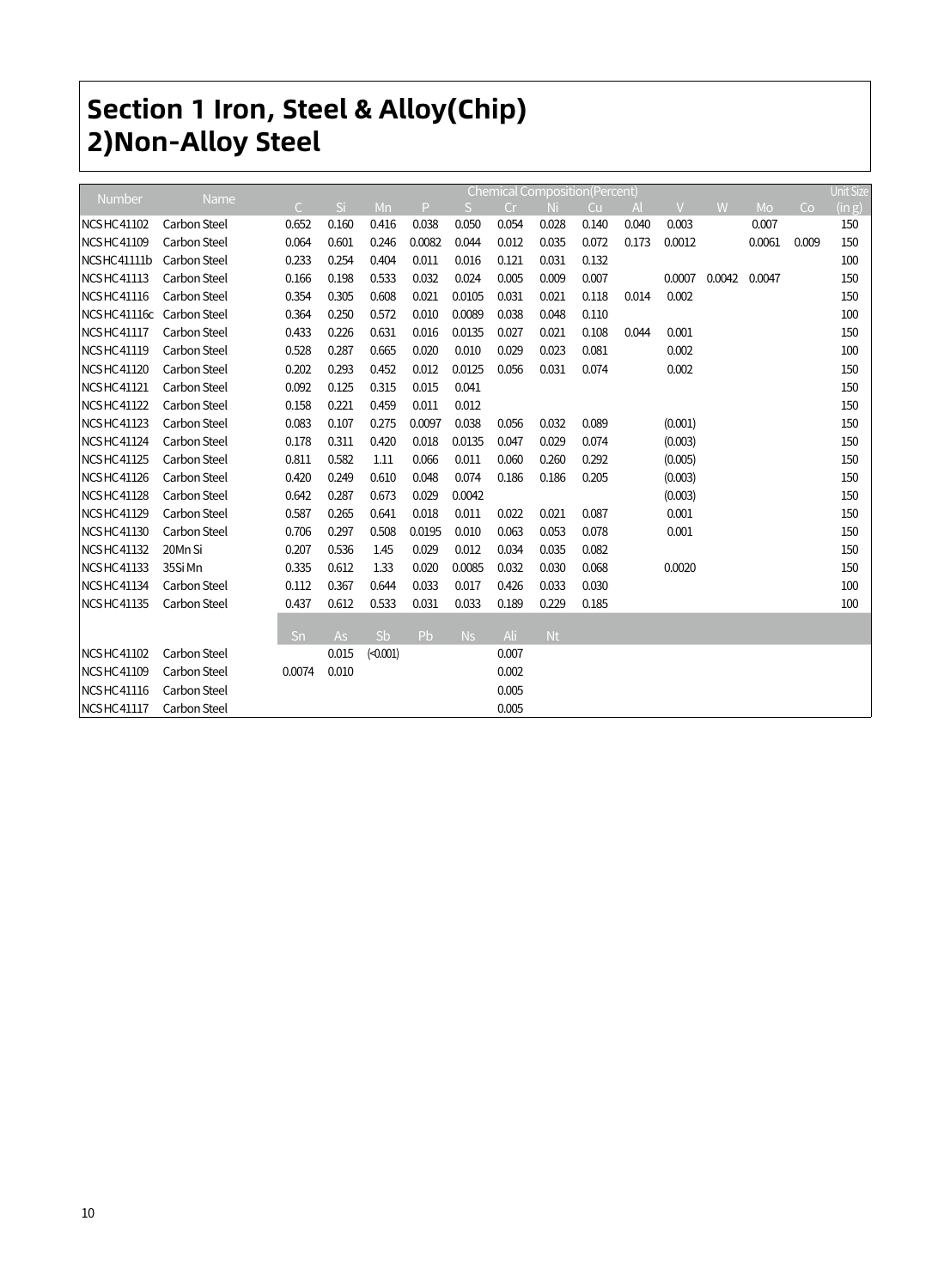# Section 1 Iron, Steel & Alloy(Chip)
# 2)Non-Alloy Steel

| Number | Name | Chemical Composition(Percent) | | | | | | | | | | | | | Unit Size |
|---|---|---|---|---|---|---|---|---|---|---|---|---|---|---|---|
| | | C | Si | Mn | P | S | Cr | Ni | Cu | Al | V | W | Mo | Co | (in g) |
| NCS HC 41102 | Carbon Steel | 0.652 | 0.160 | 0.416 | 0.038 | 0.050 | 0.054 | 0.028 | 0.140 | 0.040 | 0.003 | | 0.007 | | 150 |
| NCS HC 41109 | Carbon Steel | 0.064 | 0.601 | 0.246 | 0.0082 | 0.044 | 0.012 | 0.035 | 0.072 | 0.173 | 0.0012 | | 0.0061 | 0.009 | 150 |
| NCS HC 41111b | Carbon Steel | 0.233 | 0.254 | 0.404 | 0.011 | 0.016 | 0.121 | 0.031 | 0.132 | | | | | | 100 |
| NCS HC 41113 | Carbon Steel | 0.166 | 0.198 | 0.533 | 0.032 | 0.024 | 0.005 | 0.009 | 0.007 | | 0.0007 | 0.0042 | 0.0047 | | 150 |
| NCS HC 41116 | Carbon Steel | 0.354 | 0.305 | 0.608 | 0.021 | 0.0105 | 0.031 | 0.021 | 0.118 | 0.014 | 0.002 | | | | 150 |
| NCS HC 41116c | Carbon Steel | 0.364 | 0.250 | 0.572 | 0.010 | 0.0089 | 0.038 | 0.048 | 0.110 | | | | | | 100 |
| NCS HC 41117 | Carbon Steel | 0.433 | 0.226 | 0.631 | 0.016 | 0.0135 | 0.027 | 0.021 | 0.108 | 0.044 | 0.001 | | | | 150 |
| NCS HC 41119 | Carbon Steel | 0.528 | 0.287 | 0.665 | 0.020 | 0.010 | 0.029 | 0.023 | 0.081 | | 0.002 | | | | 100 |
| NCS HC 41120 | Carbon Steel | 0.202 | 0.293 | 0.452 | 0.012 | 0.0125 | 0.056 | 0.031 | 0.074 | | 0.002 | | | | 150 |
| NCS HC 41121 | Carbon Steel | 0.092 | 0.125 | 0.315 | 0.015 | 0.041 | | | | | | | | | 150 |
| NCS HC 41122 | Carbon Steel | 0.158 | 0.221 | 0.459 | 0.011 | 0.012 | | | | | | | | | 150 |
| NCS HC 41123 | Carbon Steel | 0.083 | 0.107 | 0.275 | 0.0097 | 0.038 | 0.056 | 0.032 | 0.089 | | (0.001) | | | | 150 |
| NCS HC 41124 | Carbon Steel | 0.178 | 0.311 | 0.420 | 0.018 | 0.0135 | 0.047 | 0.029 | 0.074 | | (0.003) | | | | 150 |
| NCS HC 41125 | Carbon Steel | 0.811 | 0.582 | 1.11 | 0.066 | 0.011 | 0.060 | 0.260 | 0.292 | | (0.005) | | | | 150 |
| NCS HC 41126 | Carbon Steel | 0.420 | 0.249 | 0.610 | 0.048 | 0.074 | 0.186 | 0.186 | 0.205 | | (0.003) | | | | 150 |
| NCS HC 41128 | Carbon Steel | 0.642 | 0.287 | 0.673 | 0.029 | 0.0042 | | | | | (0.003) | | | | 150 |
| NCS HC 41129 | Carbon Steel | 0.587 | 0.265 | 0.641 | 0.018 | 0.011 | 0.022 | 0.021 | 0.087 | | 0.001 | | | | 150 |
| NCS HC 41130 | Carbon Steel | 0.706 | 0.297 | 0.508 | 0.0195 | 0.010 | 0.063 | 0.053 | 0.078 | | 0.001 | | | | 150 |
| NCS HC 41132 | 20Mn Si | 0.207 | 0.536 | 1.45 | 0.029 | 0.012 | 0.034 | 0.035 | 0.082 | | | | | | 150 |
| NCS HC 41133 | 35Si Mn | 0.335 | 0.612 | 1.33 | 0.020 | 0.0085 | 0.032 | 0.030 | 0.068 | | 0.0020 | | | | 150 |
| NCS HC 41134 | Carbon Steel | 0.112 | 0.367 | 0.644 | 0.033 | 0.017 | 0.426 | 0.033 | 0.030 | | | | | | 100 |
| NCS HC 41135 | Carbon Steel | 0.437 | 0.612 | 0.533 | 0.031 | 0.033 | 0.189 | 0.229 | 0.185 | | | | | | 100 |
| | | Sn | As | Sb | Pb | Ns | Ali | Nt | | | | | | | |
| NCS HC 41102 | Carbon Steel | | 0.015 | (<0.001) | | | 0.007 | | | | | | | | |
| NCS HC 41109 | Carbon Steel | 0.0074 | 0.010 | | | | 0.002 | | | | | | | | |
| NCS HC 41116 | Carbon Steel | | | | | | 0.005 | | | | | | | | |
| NCS HC 41117 | Carbon Steel | | | | | | 0.005 | | | | | | | | |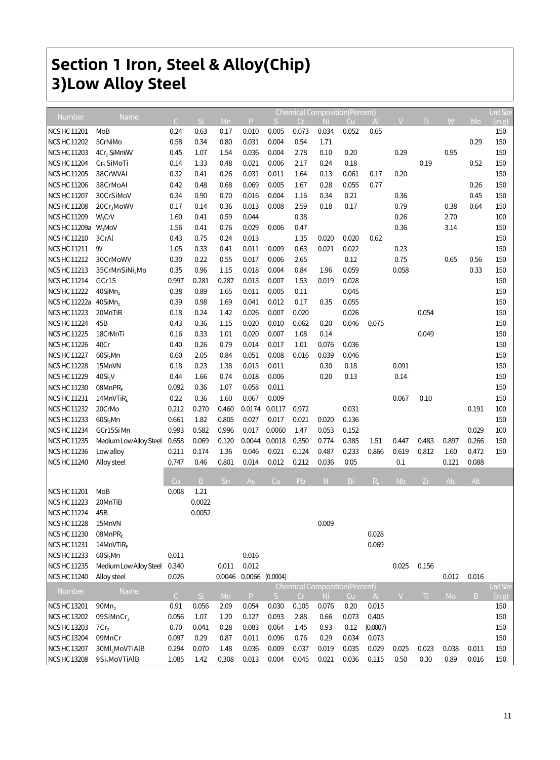# Section 1 Iron, Steel & Alloy(Chip)

## 3)Low Alloy Steel

| Number | Name | Chemical Composition(Percent) | | | | | | | | | | | | | Unit Size (in g) |
|---|---|---|---|---|---|---|---|---|---|---|---|---|---|---|---|
| | | C | Si | Mn | P | S | Cr | Ni | Cu | Al | V | Ti | W | Mo | |
| NCS HC 11201 | MoB | 0.24 | 0.63 | 0.17 | 0.010 | 0.005 | 0.073 | 0.034 | 0.052 | 0.65 | | | | | 150 |
| NCS HC 11202 | 5CrNiMo | 0.58 | 0.34 | 0.80 | 0.031 | 0.004 | 0.54 | 1.71 | | | | | | 0.29 | 150 |
| NCS HC 11203 | $4Cr_3$ SiMnWV | 0.45 | 1.07 | 1.54 | 0.036 | 0.004 | 2.78 | 0.10 | 0.20 | | 0.29 | | 0.95 | | 150 |
| NCS HC 11204 | $Cr_2$ SiMoTi | 0.14 | 1.33 | 0.48 | 0.021 | 0.006 | 2.17 | 0.24 | 0.18 | | | 0.19 | | 0.52 | 150 |
| NCS HC 11205 | 38CrWVAl | 0.32 | 0.41 | 0.26 | 0.031 | 0.011 | 1.64 | 0.13 | 0.061 | 0.17 | 0.20 | | | | 150 |
| NCS HC 11206 | 38CrMoAl | 0.42 | 0.48 | 0.68 | 0.069 | 0.005 | 1.67 | 0.28 | 0.055 | 0.77 | | | | 0.26 | 150 |
| NCS HC 11207 | 30CrSiMoV | 0.34 | 0.90 | 0.70 | 0.016 | 0.004 | 1.16 | 0.34 | 0.21 | | 0.36 | | | 0.45 | 150 |
| NCS HC 11208 | $20Cr_3$MoWV | 0.17 | 0.14 | 0.36 | 0.013 | 0.008 | 2.59 | 0.18 | 0.17 | | 0.79 | | 0.38 | 0.64 | 150 |
| NCS HC 11209 | $W_3$CrV | 1.60 | 0.41 | 0.59 | 0.044 | | 0.38 | | | | 0.26 | | 2.70 | | 100 |
| NCS HC 11209a | $W_3$MoV | 1.56 | 0.41 | 0.76 | 0.029 | 0.006 | 0.47 | | | | 0.36 | | 3.14 | | 150 |
| NCS HC 11210 | 3CrAl | 0.43 | 0.75 | 0.24 | 0.013 | | 1.35 | 0.020 | 0.020 | 0.62 | | | | | 150 |
| NCS HC 11211 | 9V | 1.05 | 0.33 | 0.41 | 0.011 | 0.009 | 0.63 | 0.021 | 0.022 | | 0.23 | | | | 150 |
| NCS HC 11212 | 30CrMoWV | 0.30 | 0.22 | 0.55 | 0.017 | 0.006 | 2.65 | | 0.12 | | 0.75 | | 0.65 | 0.56 | 150 |
| NCS HC 11213 | $35CrMnSiNi_2Mo$ | 0.35 | 0.96 | 1.15 | 0.018 | 0.004 | 0.84 | 1.96 | 0.059 | | 0.058 | | | 0.33 | 150 |
| NCS HC 11214 | GCr15 | 0.997 | 0.281 | 0.287 | 0.013 | 0.007 | 1.53 | 0.019 | 0.028 | | | | | | 150 |
| NCS HC 11222 | $40SiMn_2$ | 0.38 | 0.89 | 1.65 | 0.011 | 0.005 | 0.11 | | 0.045 | | | | | | 150 |
| NCS HC 11222a | $40SiMn_2$ | 0.39 | 0.98 | 1.69 | 0.041 | 0.012 | 0.17 | 0.35 | 0.055 | | | | | | 150 |
| NCS HC 11223 | 20MnTiB | 0.18 | 0.24 | 1.42 | 0.026 | 0.007 | 0.020 | | 0.026 | | | 0.054 | | | 150 |
| NCS HC 11224 | 45B | 0.43 | 0.36 | 1.15 | 0.020 | 0.010 | 0.062 | 0.20 | 0.046 | 0.075 | | | | | 150 |
| NCS HC 11225 | 18CrMnTi | 0.16 | 0.33 | 1.01 | 0.020 | 0.007 | 1.08 | 0.14 | | | | 0.049 | | | 150 |
| NCS HC 11226 | 40Cr | 0.40 | 0.26 | 0.79 | 0.014 | 0.017 | 1.01 | 0.076 | 0.036 | | | | | | 150 |
| NCS HC 11227 | $60Si_2Mn$ | 0.60 | 2.05 | 0.84 | 0.051 | 0.008 | 0.016 | 0.039 | 0.046 | | | | | | 150 |
| NCS HC 11228 | 15MnVN | 0.18 | 0.23 | 1.38 | 0.015 | 0.011 | | 0.30 | 0.18 | | 0.091 | | | | 150 |
| NCS HC 11229 | $40Si_2V$ | 0.44 | 1.66 | 0.74 | 0.018 | 0.006 | | 0.20 | 0.13 | | 0.14 | | | | 150 |
| NCS HC 11230 | $08MnPR_E$ | 0.092 | 0.36 | 1.07 | 0.058 | 0.011 | | | | | | | | | 150 |
| NCS HC 11231 | $14MnVTiR_E$ | 0.22 | 0.36 | 1.60 | 0.067 | 0.009 | | | | | 0.067 | 0.10 | | | 150 |
| NCS HC 11232 | 20CrMo | 0.212 | 0.270 | 0.460 | 0.0174 | 0.0117 | 0.972 | | 0.031 | | | | | 0.191 | 100 |
| NCS HC 11233 | $60Si_2Mn$ | 0.661 | 1.82 | 0.805 | 0.027 | 0.017 | 0.021 | 0.020 | 0.136 | | | | | | 150 |
| NCS HC 11234 | GCr15Si Mn | 0.993 | 0.582 | 0.996 | 0.017 | 0.0060 | 1.47 | 0.053 | 0.152 | | | | | 0.029 | 100 |
| NCS HC 11235 | Medium Low Alloy Steel | 0.658 | 0.069 | 0.120 | 0.0044 | 0.0018 | 0.350 | 0.774 | 0.385 | 1.51 | 0.447 | 0.483 | 0.897 | 0.266 | 150 |
| NCS HC 11236 | Low alloy | 0.211 | 0.174 | 1.36 | 0.046 | 0.021 | 0.124 | 0.487 | 0.233 | 0.866 | 0.619 | 0.812 | 1.60 | 0.472 | 150 |
| NCS HC 11240 | Alloy steel | 0.747 | 0.46 | 0.801 | 0.014 | 0.012 | 0.212 | 0.036 | 0.05 | | 0.1 | | 0.121 | 0.088 | |
| | | Co | B | Sn | As | Ca | Pb | N | Bi | $R_E$ | Nb | Zr | Als | Alt | |
| NCS HC 11201 | MoB | 0.008 | 1.21 | | | | | | | | | | | | |
| NCS HC 11223 | 20MnTiB | | 0.0022 | | | | | | | | | | | | |
| NCS HC 11224 | 45B | | 0.0052 | | | | | | | | | | | | |
| NCS HC 11228 | 15MnVN | | | | | | | 0.009 | | | | | | | |
| NCS HC 11230 | $08MnPR_E$ | | | | | | | | | 0.028 | | | | | |
| NCS HC 11231 | $14MnVTiR_E$ | | | | | | | | | 0.069 | | | | | |
| NCS HC 11233 | $60Si_2Mn$ | 0.011 | | | 0.016 | | | | | | | | | | |
| NCS HC 11235 | Medium Low Alloy Steel | 0.340 | | 0.011 | 0.012 | | | | | | 0.025 | 0.156 | | | |
| NCS HC 11240 | Alloy steel | 0.026 | | 0.0046 | 0.0066 | (0.0004) | | | | | | | 0.012 | 0.016 | |

| Number | Name | Chemical Composition(Percent) | | | | | | | | | | | | | Unit Size (in g) |
|---|---|---|---|---|---|---|---|---|---|---|---|---|---|---|---|
| | | C | Si | Mn | P | S | Cr | Ni | Cu | Al | V | Ti | Mo | B | |
| NCS HC 13201 | $90Mn_2$ | 0.91 | 0.056 | 2.09 | 0.054 | 0.030 | 0.105 | 0.076 | 0.20 | 0.015 | | | | | 150 |
| NCS HC 13202 | $09SiMnCr_3$ | 0.056 | 1.07 | 1.20 | 0.127 | 0.093 | 2.88 | 0.66 | 0.073 | 0.405 | | | | | 150 |
| NCS HC 13203 | $7Cr_2$ | 0.70 | 0.041 | 0.28 | 0.083 | 0.064 | 1.45 | 0.93 | 0.12 | (0.0007) | | | | | 150 |
| NCS HC 13204 | 09MnCr | 0.097 | 0.29 | 0.87 | 0.011 | 0.096 | 0.76 | 0.29 | 0.034 | 0.073 | | | | | 150 |
| NCS HC 13207 | $30Ml_2$MoVTiAlB | 0.294 | 0.070 | 1.48 | 0.036 | 0.009 | 0.037 | 0.019 | 0.035 | 0.029 | 0.025 | 0.023 | 0.038 | 0.011 | 150 |
| NCS HC 13208 | $9Si_2$MoVTiAlB | 1.085 | 1.42 | 0.308 | 0.013 | 0.004 | 0.045 | 0.021 | 0.036 | 0.115 | 0.50 | 0.30 | 0.89 | 0.016 | 150 |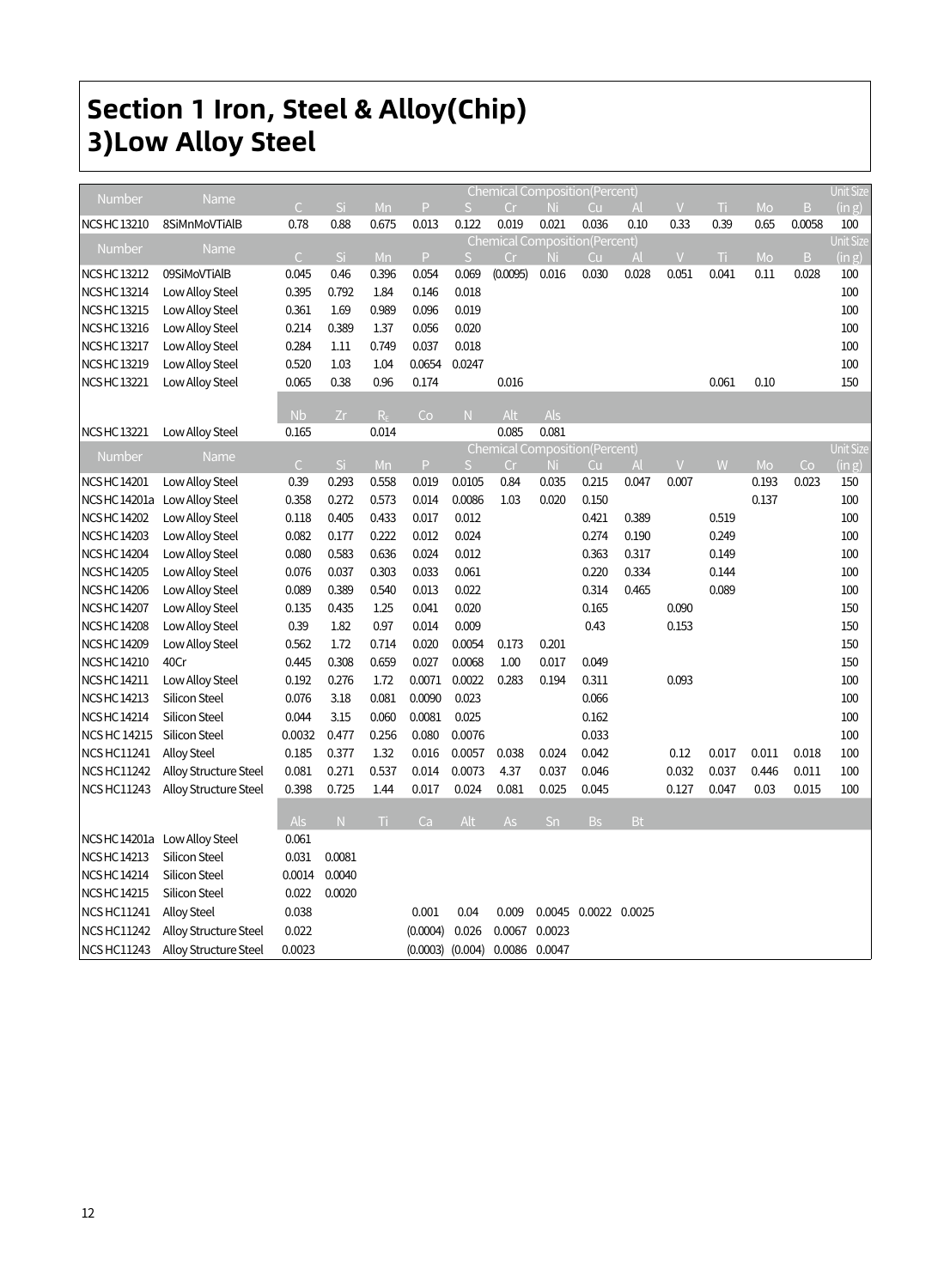# Section 1 Iron, Steel & Alloy(Chip)
## 3)Low Alloy Steel

| Number | Name | Chemical Composition(Percent) | | | | | | | | | | | | | Unit Size |
|---|---|---|---|---|---|---|---|---|---|---|---|---|---|---|---|
| | | C | Si | Mn | P | S | Cr | Ni | Cu | Al | V | Ti | Mo | B | (in g) |
| NCS HC 13210 | 8SiMnMoVTiAlB | 0.78 | 0.88 | 0.675 | 0.013 | 0.122 | 0.019 | 0.021 | 0.036 | 0.10 | 0.33 | 0.39 | 0.65 | 0.0058 | 100 |

| Number | Name | Chemical Composition(Percent) | | | | | | | | | | | | | Unit Size |
|---|---|---|---|---|---|---|---|---|---|---|---|---|---|---|---|
| | | C | Si | Mn | P | S | Cr | Ni | Cu | Al | V | Ti | Mo | B | (in g) |
| NCS HC 13212 | 09SiMoVTiAlB | 0.045 | 0.46 | 0.396 | 0.054 | 0.069 | (0.0095) | 0.016 | 0.030 | 0.028 | 0.051 | 0.041 | 0.11 | 0.028 | 100 |
| NCS HC 13214 | Low Alloy Steel | 0.395 | 0.792 | 1.84 | 0.146 | 0.018 | | | | | | | | | 100 |
| NCS HC 13215 | Low Alloy Steel | 0.361 | 1.69 | 0.989 | 0.096 | 0.019 | | | | | | | | | 100 |
| NCS HC 13216 | Low Alloy Steel | 0.214 | 0.389 | 1.37 | 0.056 | 0.020 | | | | | | | | | 100 |
| NCS HC 13217 | Low Alloy Steel | 0.284 | 1.11 | 0.749 | 0.037 | 0.018 | | | | | | | | | 100 |
| NCS HC 13219 | Low Alloy Steel | 0.520 | 1.03 | 1.04 | 0.0654 | 0.0247 | | | | | | | | | 100 |
| NCS HC 13221 | Low Alloy Steel | 0.065 | 0.38 | 0.96 | 0.174 | | 0.016 | | | | | 0.061 | 0.10 | | 150 |
| | | Nb | Zr | $R_E$ | Co | N | Alt | Als | | | | | | | |
| NCS HC 13221 | Low Alloy Steel | 0.165 | | 0.014 | | | 0.085 | 0.081 | | | | | | | |

| Number | Name | Chemical Composition(Percent) | | | | | | | | | | | | | Unit Size |
|---|---|---|---|---|---|---|---|---|---|---|---|---|---|---|---|
| | | C | Si | Mn | P | S | Cr | Ni | Cu | Al | V | W | Mo | Co | (in g) |
| NCS HC 14201 | Low Alloy Steel | 0.39 | 0.293 | 0.558 | 0.019 | 0.0105 | 0.84 | 0.035 | 0.215 | 0.047 | 0.007 | | 0.193 | 0.023 | 150 |
| NCS HC 14201a | Low Alloy Steel | 0.358 | 0.272 | 0.573 | 0.014 | 0.0086 | 1.03 | 0.020 | 0.150 | | | | 0.137 | | 100 |
| NCS HC 14202 | Low Alloy Steel | 0.118 | 0.405 | 0.433 | 0.017 | 0.012 | | | 0.421 | 0.389 | | 0.519 | | | 100 |
| NCS HC 14203 | Low Alloy Steel | 0.082 | 0.177 | 0.222 | 0.012 | 0.024 | | | 0.274 | 0.190 | | 0.249 | | | 100 |
| NCS HC 14204 | Low Alloy Steel | 0.080 | 0.583 | 0.636 | 0.024 | 0.012 | | | 0.363 | 0.317 | | 0.149 | | | 100 |
| NCS HC 14205 | Low Alloy Steel | 0.076 | 0.037 | 0.303 | 0.033 | 0.061 | | | 0.220 | 0.334 | | 0.144 | | | 100 |
| NCS HC 14206 | Low Alloy Steel | 0.089 | 0.389 | 0.540 | 0.013 | 0.022 | | | 0.314 | 0.465 | | 0.089 | | | 100 |
| NCS HC 14207 | Low Alloy Steel | 0.135 | 0.435 | 1.25 | 0.041 | 0.020 | | | 0.165 | | 0.090 | | | | 150 |
| NCS HC 14208 | Low Alloy Steel | 0.39 | 1.82 | 0.97 | 0.014 | 0.009 | | | 0.43 | | 0.153 | | | | 150 |
| NCS HC 14209 | Low Alloy Steel | 0.562 | 1.72 | 0.714 | 0.020 | 0.0054 | 0.173 | 0.201 | | | | | | | 150 |
| NCS HC 14210 | 40Cr | 0.445 | 0.308 | 0.659 | 0.027 | 0.0068 | 1.00 | 0.017 | 0.049 | | | | | | 150 |
| NCS HC 14211 | Low Alloy Steel | 0.192 | 0.276 | 1.72 | 0.0071 | 0.0022 | 0.283 | 0.194 | 0.311 | | 0.093 | | | | 100 |
| NCS HC 14213 | Silicon Steel | 0.076 | 3.18 | 0.081 | 0.0090 | 0.023 | | | 0.066 | | | | | | 100 |
| NCS HC 14214 | Silicon Steel | 0.044 | 3.15 | 0.060 | 0.0081 | 0.025 | | | 0.162 | | | | | | 100 |
| NCS HC 14215 | Silicon Steel | 0.0032 | 0.477 | 0.256 | 0.080 | 0.0076 | | | 0.033 | | | | | | 100 |
| NCS HC11241 | Alloy Steel | 0.185 | 0.377 | 1.32 | 0.016 | 0.0057 | 0.038 | 0.024 | 0.042 | | 0.12 | 0.017 | 0.011 | 0.018 | 100 |
| NCS HC11242 | Alloy Structure Steel | 0.081 | 0.271 | 0.537 | 0.014 | 0.0073 | 4.37 | 0.037 | 0.046 | | 0.032 | 0.037 | 0.446 | 0.011 | 100 |
| NCS HC11243 | Alloy Structure Steel | 0.398 | 0.725 | 1.44 | 0.017 | 0.024 | 0.081 | 0.025 | 0.045 | | 0.127 | 0.047 | 0.03 | 0.015 | 100 |
| | | Als | N | Ti | Ca | Alt | As | Sn | Bs | Bt | | | | | |
| NCS HC 14201a | Low Alloy Steel | 0.061 | | | | | | | | | | | | | |
| NCS HC 14213 | Silicon Steel | 0.031 | 0.0081 | | | | | | | | | | | | |
| NCS HC 14214 | Silicon Steel | 0.0014 | 0.0040 | | | | | | | | | | | | |
| NCS HC 14215 | Silicon Steel | 0.022 | 0.0020 | | | | | | | | | | | | |
| NCS HC11241 | Alloy Steel | 0.038 | | | 0.001 | 0.04 | 0.009 | 0.0045 | 0.0022 | 0.0025 | | | | | |
| NCS HC11242 | Alloy Structure Steel | 0.022 | | | (0.0004) | 0.026 | 0.0067 | 0.0023 | | | | | | | |
| NCS HC11243 | Alloy Structure Steel | 0.0023 | | | (0.0003) | (0.004) | 0.0086 | 0.0047 | | | | | | | |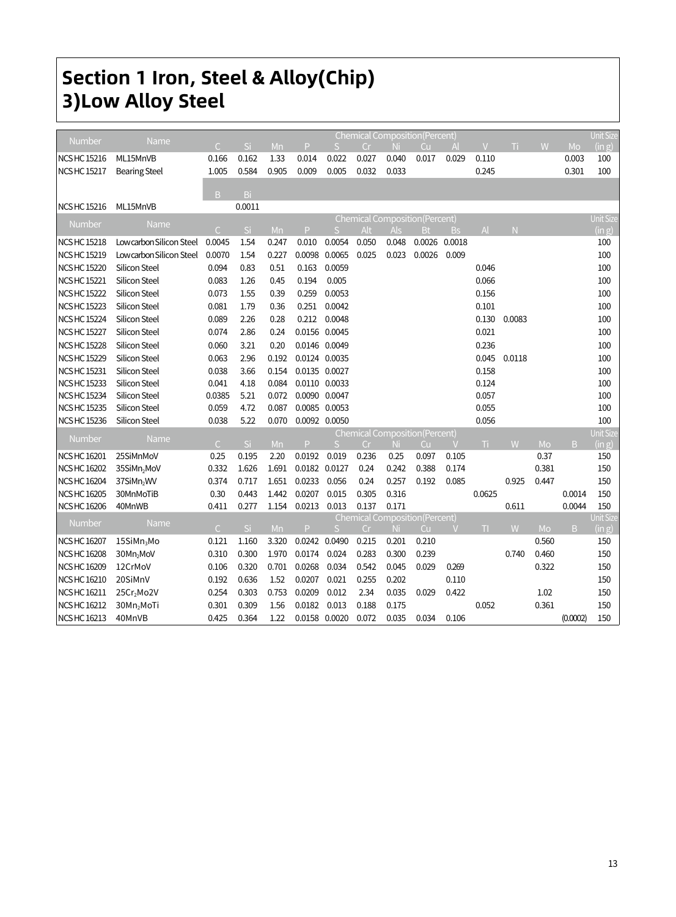# Section 1 Iron, Steel & Alloy(Chip)
# 3)Low Alloy Steel

| Number | Name | Chemical Composition(Percent) | | | | | | | | | | | | | Unit Size |
|---|---|---|---|---|---|---|---|---|---|---|---|---|---|---|---|
| | | C | Si | Mn | P | S | Cr | Ni | Cu | Al | V | Ti | W | Mo | (in g) |
| NCS HC 15216 | ML15MnVB | 0.166 | 0.162 | 1.33 | 0.014 | 0.022 | 0.027 | 0.040 | 0.017 | 0.029 | 0.110 | | | 0.003 | 100 |
| NCS HC 15217 | Bearing Steel | 1.005 | 0.584 | 0.905 | 0.009 | 0.005 | 0.032 | 0.033 | | | 0.245 | | | 0.301 | 100 |
| | | B | Bi | | | | | | | | | | | | |
| NCS HC 15216 | ML15MnVB | | 0.0011 | | | | | | | | | | | | |

| Number | Name | Chemical Composition(Percent) | | | | | | | | | | | Unit Size |
|---|---|---|---|---|---|---|---|---|---|---|---|---|---|
| | | C | Si | Mn | P | S | Alt | Als | Bt | Bs | Al | N | (in g) |
| NCS HC 15218 | Low carbon Silicon Steel | 0.0045 | 1.54 | 0.247 | 0.010 | 0.0054 | 0.050 | 0.048 | 0.0026 | 0.0018 | | | 100 |
| NCS HC 15219 | Low carbon Silicon Steel | 0.0070 | 1.54 | 0.227 | 0.0098 | 0.0065 | 0.025 | 0.023 | 0.0026 | 0.009 | | | 100 |
| NCS HC 15220 | Silicon Steel | 0.094 | 0.83 | 0.51 | 0.163 | 0.0059 | | | | | 0.046 | | 100 |
| NCS HC 15221 | Silicon Steel | 0.083 | 1.26 | 0.45 | 0.194 | 0.005 | | | | | 0.066 | | 100 |
| NCS HC 15222 | Silicon Steel | 0.073 | 1.55 | 0.39 | 0.259 | 0.0053 | | | | | 0.156 | | 100 |
| NCS HC 15223 | Silicon Steel | 0.081 | 1.79 | 0.36 | 0.251 | 0.0042 | | | | | 0.101 | | 100 |
| NCS HC 15224 | Silicon Steel | 0.089 | 2.26 | 0.28 | 0.212 | 0.0048 | | | | | 0.130 | 0.0083 | 100 |
| NCS HC 15227 | Silicon Steel | 0.074 | 2.86 | 0.24 | 0.0156 | 0.0045 | | | | | 0.021 | | 100 |
| NCS HC 15228 | Silicon Steel | 0.060 | 3.21 | 0.20 | 0.0146 | 0.0049 | | | | | 0.236 | | 100 |
| NCS HC 15229 | Silicon Steel | 0.063 | 2.96 | 0.192 | 0.0124 | 0.0035 | | | | | 0.045 | 0.0118 | 100 |
| NCS HC 15231 | Silicon Steel | 0.038 | 3.66 | 0.154 | 0.0135 | 0.0027 | | | | | 0.158 | | 100 |
| NCS HC 15233 | Silicon Steel | 0.041 | 4.18 | 0.084 | 0.0110 | 0.0033 | | | | | 0.124 | | 100 |
| NCS HC 15234 | Silicon Steel | 0.0385 | 5.21 | 0.072 | 0.0090 | 0.0047 | | | | | 0.057 | | 100 |
| NCS HC 15235 | Silicon Steel | 0.059 | 4.72 | 0.087 | 0.0085 | 0.0053 | | | | | 0.055 | | 100 |
| NCS HC 15236 | Silicon Steel | 0.038 | 5.22 | 0.070 | 0.0092 | 0.0050 | | | | | 0.056 | | 100 |

| Number | Name | Chemical Composition(Percent) | | | | | | | | | | | | | Unit Size |
|---|---|---|---|---|---|---|---|---|---|---|---|---|---|---|---|
| | | C | Si | Mn | P | S | Cr | Ni | Cu | V | Ti | W | Mo | B | (in g) |
| NCS HC 16201 | 25SiMnMoV | 0.25 | 0.195 | 2.20 | 0.0192 | 0.019 | 0.236 | 0.25 | 0.097 | 0.105 | | | 0.37 | | 150 |
| NCS HC 16202 | 35SiMn$_2$MoV | 0.332 | 1.626 | 1.691 | 0.0182 | 0.0127 | 0.24 | 0.242 | 0.388 | 0.174 | | | 0.381 | | 150 |
| NCS HC 16204 | 37SiMn$_2$WV | 0.374 | 0.717 | 1.651 | 0.0233 | 0.056 | 0.24 | 0.257 | 0.192 | 0.085 | | 0.925 | 0.447 | | 150 |
| NCS HC 16205 | 30MnMoTiB | 0.30 | 0.443 | 1.442 | 0.0207 | 0.015 | 0.305 | 0.316 | | | 0.0625 | | | 0.0014 | 150 |
| NCS HC 16206 | 40MnWB | 0.411 | 0.277 | 1.154 | 0.0213 | 0.013 | 0.137 | 0.171 | | | | 0.611 | | 0.0044 | 150 |

| Number | Name | Chemical Composition(Percent) | | | | | | | | | | | | | Unit Size |
|---|---|---|---|---|---|---|---|---|---|---|---|---|---|---|---|
| | | C | Si | Mn | P | S | Cr | Ni | Cu | V | TI | W | Mo | B | (in g) |
| NCS HC 16207 | 15SiMn$_3$Mo | 0.121 | 1.160 | 3.320 | 0.0242 | 0.0490 | 0.215 | 0.201 | 0.210 | | | | 0.560 | | 150 |
| NCS HC 16208 | 30Mn$_2$MoV | 0.310 | 0.300 | 1.970 | 0.0174 | 0.024 | 0.283 | 0.300 | 0.239 | | | 0.740 | 0.460 | | 150 |
| NCS HC 16209 | 12CrMoV | 0.106 | 0.320 | 0.701 | 0.0268 | 0.034 | 0.542 | 0.045 | 0.029 | 0.269 | | | 0.322 | | 150 |
| NCS HC 16210 | 20SiMnV | 0.192 | 0.636 | 1.52 | 0.0207 | 0.021 | 0.255 | 0.202 | | 0.110 | | | | | 150 |
| NCS HC 16211 | 25Cr$_2$Mo2V | 0.254 | 0.303 | 0.753 | 0.0209 | 0.012 | 2.34 | 0.035 | 0.029 | 0.422 | | | 1.02 | | 150 |
| NCS HC 16212 | 30Mn$_2$MoTi | 0.301 | 0.309 | 1.56 | 0.0182 | 0.013 | 0.188 | 0.175 | | | 0.052 | | 0.361 | | 150 |
| NCS HC 16213 | 40MnVB | 0.425 | 0.364 | 1.22 | 0.0158 | 0.0020 | 0.072 | 0.035 | 0.034 | 0.106 | | | | (0.0002) | 150 |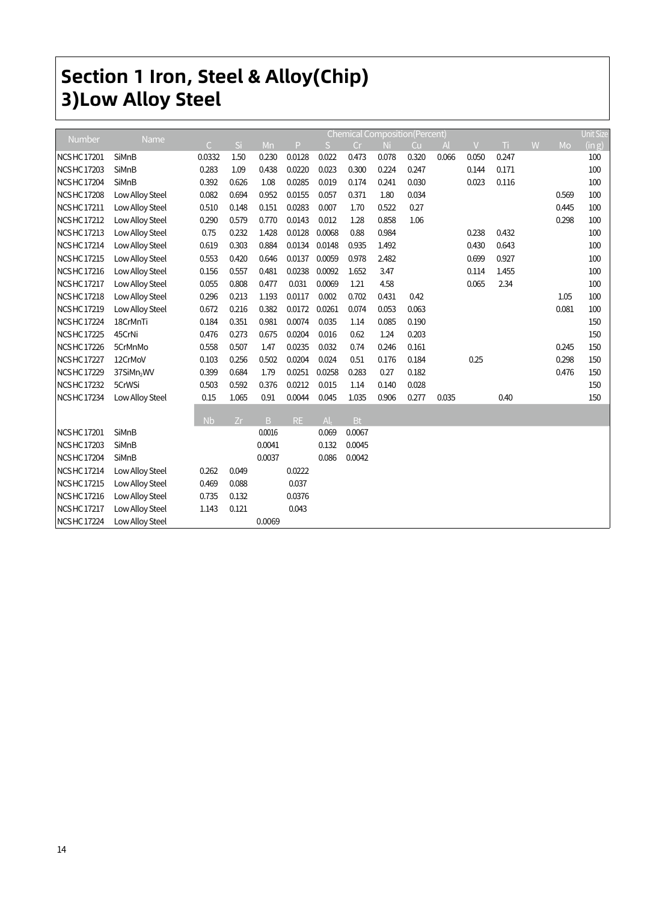# Section 1 Iron, Steel & Alloy(Chip)
## 3)Low Alloy Steel

| Number | Name | Chemical Composition(Percent) | | | | | | | | | | | | | Unit Size (in g) |
|---|---|---|---|---|---|---|---|---|---|---|---|---|---|---|---|
| | | C | Si | Mn | P | S | Cr | Ni | Cu | Al | V | Ti | W | Mo | |
| NCS HC 17201 | SiMnB | 0.0332 | 1.50 | 0.230 | 0.0128 | 0.022 | 0.473 | 0.078 | 0.320 | 0.066 | 0.050 | 0.247 | | | 100 |
| NCS HC 17203 | SiMnB | 0.283 | 1.09 | 0.438 | 0.0220 | 0.023 | 0.300 | 0.224 | 0.247 | | 0.144 | 0.171 | | | 100 |
| NCS HC 17204 | SiMnB | 0.392 | 0.626 | 1.08 | 0.0285 | 0.019 | 0.174 | 0.241 | 0.030 | | 0.023 | 0.116 | | | 100 |
| NCS HC 17208 | Low Alloy Steel | 0.082 | 0.694 | 0.952 | 0.0155 | 0.057 | 0.371 | 1.80 | 0.034 | | | | | 0.569 | 100 |
| NCS HC 17211 | Low Alloy Steel | 0.510 | 0.148 | 0.151 | 0.0283 | 0.007 | 1.70 | 0.522 | 0.27 | | | | | 0.445 | 100 |
| NCS HC 17212 | Low Alloy Steel | 0.290 | 0.579 | 0.770 | 0.0143 | 0.012 | 1.28 | 0.858 | 1.06 | | | | | 0.298 | 100 |
| NCS HC 17213 | Low Alloy Steel | 0.75 | 0.232 | 1.428 | 0.0128 | 0.0068 | 0.88 | 0.984 | | | 0.238 | 0.432 | | | 100 |
| NCS HC 17214 | Low Alloy Steel | 0.619 | 0.303 | 0.884 | 0.0134 | 0.0148 | 0.935 | 1.492 | | | 0.430 | 0.643 | | | 100 |
| NCS HC 17215 | Low Alloy Steel | 0.553 | 0.420 | 0.646 | 0.0137 | 0.0059 | 0.978 | 2.482 | | | 0.699 | 0.927 | | | 100 |
| NCS HC 17216 | Low Alloy Steel | 0.156 | 0.557 | 0.481 | 0.0238 | 0.0092 | 1.652 | 3.47 | | | 0.114 | 1.455 | | | 100 |
| NCS HC 17217 | Low Alloy Steel | 0.055 | 0.808 | 0.477 | 0.031 | 0.0069 | 1.21 | 4.58 | | | 0.065 | 2.34 | | | 100 |
| NCS HC 17218 | Low Alloy Steel | 0.296 | 0.213 | 1.193 | 0.0117 | 0.002 | 0.702 | 0.431 | 0.42 | | | | | 1.05 | 100 |
| NCS HC 17219 | Low Alloy Steel | 0.672 | 0.216 | 0.382 | 0.0172 | 0.0261 | 0.074 | 0.053 | 0.063 | | | | | 0.081 | 100 |
| NCS HC 17224 | 18CrMnTi | 0.184 | 0.351 | 0.981 | 0.0074 | 0.035 | 1.14 | 0.085 | 0.190 | | | | | | 150 |
| NCS HC 17225 | 45CrNi | 0.476 | 0.273 | 0.675 | 0.0204 | 0.016 | 0.62 | 1.24 | 0.203 | | | | | | 150 |
| NCS HC 17226 | 5CrMnMo | 0.558 | 0.507 | 1.47 | 0.0235 | 0.032 | 0.74 | 0.246 | 0.161 | | | | | 0.245 | 150 |
| NCS HC 17227 | 12CrMoV | 0.103 | 0.256 | 0.502 | 0.0204 | 0.024 | 0.51 | 0.176 | 0.184 | | 0.25 | | | 0.298 | 150 |
| NCS HC 17229 | 37SiMn$_2$WV | 0.399 | 0.684 | 1.79 | 0.0251 | 0.0258 | 0.283 | 0.27 | 0.182 | | | | | 0.476 | 150 |
| NCS HC 17232 | 5CrWSi | 0.503 | 0.592 | 0.376 | 0.0212 | 0.015 | 1.14 | 0.140 | 0.028 | | | | | | 150 |
| NCS HC 17234 | Low Alloy Steel | 0.15 | 1.065 | 0.91 | 0.0044 | 0.045 | 1.035 | 0.906 | 0.277 | 0.035 | | 0.40 | | | 150 |
| | | Nb | Zr | B | RE | Al$_t$ | Bt | | | | | | | | |
| NCS HC 17201 | SiMnB | | | 0.0016 | | 0.069 | 0.0067 | | | | | | | | |
| NCS HC 17203 | SiMnB | | | 0.0041 | | 0.132 | 0.0045 | | | | | | | | |
| NCS HC 17204 | SiMnB | | | 0.0037 | | 0.086 | 0.0042 | | | | | | | | |
| NCS HC 17214 | Low Alloy Steel | 0.262 | 0.049 | | 0.0222 | | | | | | | | | | |
| NCS HC 17215 | Low Alloy Steel | 0.469 | 0.088 | | 0.037 | | | | | | | | | | |
| NCS HC 17216 | Low Alloy Steel | 0.735 | 0.132 | | 0.0376 | | | | | | | | | | |
| NCS HC 17217 | Low Alloy Steel | 1.143 | 0.121 | | 0.043 | | | | | | | | | | |
| NCS HC 17224 | Low Alloy Steel | | | 0.0069 | | | | | | | | | | | |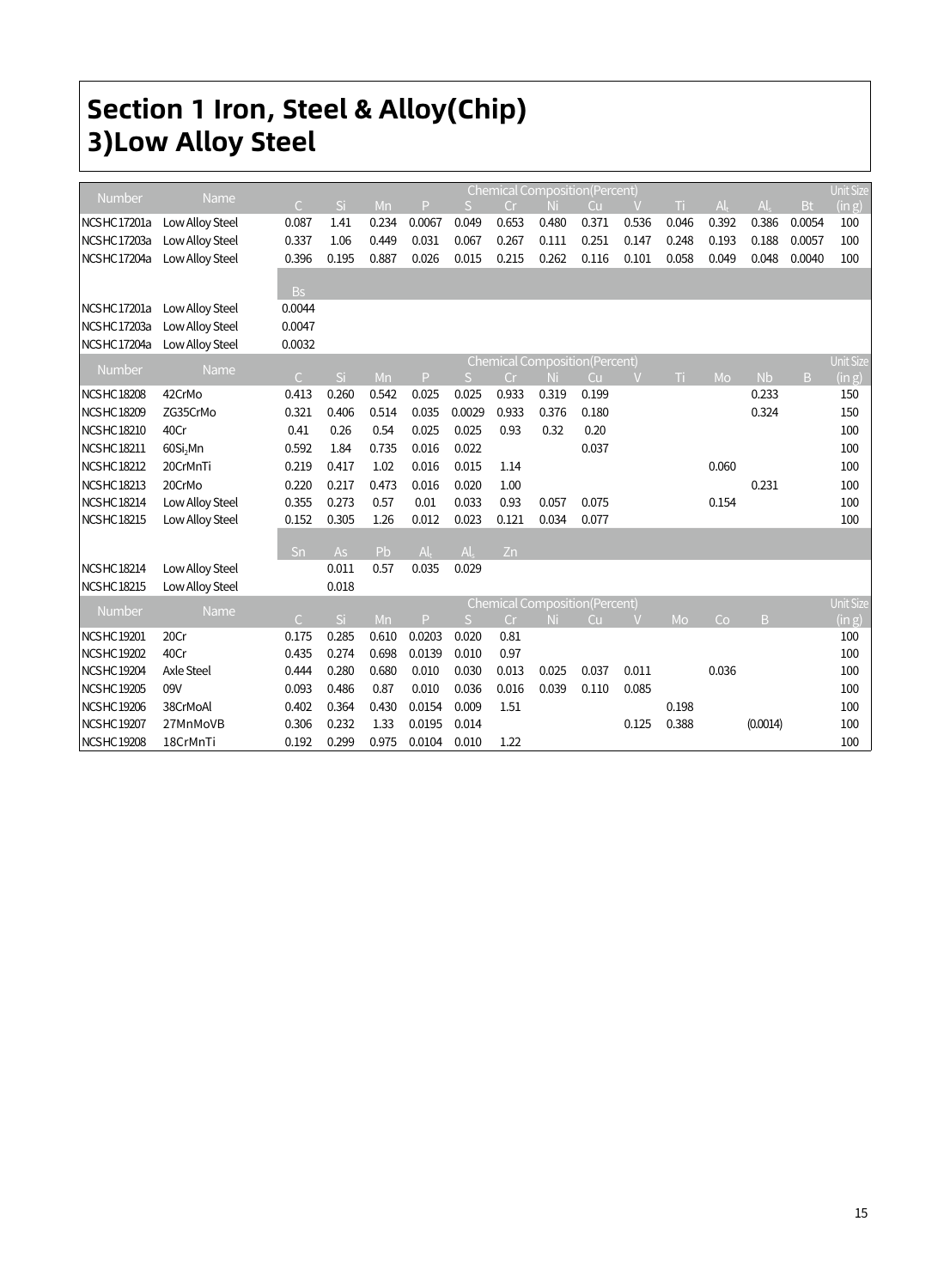# Section 1 Iron, Steel & Alloy(Chip)
## 3)Low Alloy Steel

| Number | Name | Chemical Composition(Percent) | | | | | | | | | | | | | Unit Size |
|---|---|---|---|---|---|---|---|---|---|---|---|---|---|---|---|
| | | C | Si | Mn | P | S | Cr | Ni | Cu | V | Ti | $Al_t$ | $Al_s$ | Bt | (in g) |
| NCSHC17201a | Low Alloy Steel | 0.087 | 1.41 | 0.234 | 0.0067 | 0.049 | 0.653 | 0.480 | 0.371 | 0.536 | 0.046 | 0.392 | 0.386 | 0.0054 | 100 |
| NCSHC17203a | Low Alloy Steel | 0.337 | 1.06 | 0.449 | 0.031 | 0.067 | 0.267 | 0.111 | 0.251 | 0.147 | 0.248 | 0.193 | 0.188 | 0.0057 | 100 |
| NCSHC17204a | Low Alloy Steel | 0.396 | 0.195 | 0.887 | 0.026 | 0.015 | 0.215 | 0.262 | 0.116 | 0.101 | 0.058 | 0.049 | 0.048 | 0.0040 | 100 |
| | | Bs | | | | | | | | | | | | | |
| NCSHC17201a | Low Alloy Steel | 0.0044 | | | | | | | | | | | | | |
| NCSHC17203a | Low Alloy Steel | 0.0047 | | | | | | | | | | | | | |
| NCSHC17204a | Low Alloy Steel | 0.0032 | | | | | | | | | | | | | |

| Number | Name | Chemical Composition(Percent) | | | | | | | | | | | | | Unit Size |
|---|---|---|---|---|---|---|---|---|---|---|---|---|---|---|---|
| | | C | Si | Mn | P | S | Cr | Ni | Cu | V | Ti | Mo | Nb | B | (in g) |
| NCSHC18208 | 42CrMo | 0.413 | 0.260 | 0.542 | 0.025 | 0.025 | 0.933 | 0.319 | 0.199 | | | | 0.233 | | 150 |
| NCSHC18209 | ZG35CrMo | 0.321 | 0.406 | 0.514 | 0.035 | 0.0029 | 0.933 | 0.376 | 0.180 | | | | 0.324 | | 150 |
| NCSHC18210 | 40Cr | 0.41 | 0.26 | 0.54 | 0.025 | 0.025 | 0.93 | 0.32 | 0.20 | | | | | | 100 |
| NCSHC18211 | 60$Si_2$Mn | 0.592 | 1.84 | 0.735 | 0.016 | 0.022 | | | 0.037 | | | | | | 100 |
| NCSHC18212 | 20CrMnTi | 0.219 | 0.417 | 1.02 | 0.016 | 0.015 | 1.14 | | | | | 0.060 | | | 100 |
| NCSHC18213 | 20CrMo | 0.220 | 0.217 | 0.473 | 0.016 | 0.020 | 1.00 | | | | | | 0.231 | | 100 |
| NCSHC18214 | Low Alloy Steel | 0.355 | 0.273 | 0.57 | 0.01 | 0.033 | 0.93 | 0.057 | 0.075 | | | 0.154 | | | 100 |
| NCSHC18215 | Low Alloy Steel | 0.152 | 0.305 | 1.26 | 0.012 | 0.023 | 0.121 | 0.034 | 0.077 | | | | | | 100 |
| | | Sn | As | Pb | $Al_t$ | $Al_s$ | Zn | | | | | | | | |
| NCSHC18214 | Low Alloy Steel | | 0.011 | 0.57 | 0.035 | 0.029 | | | | | | | | | |
| NCSHC18215 | Low Alloy Steel | | 0.018 | | | | | | | | | | | | |

| Number | Name | Chemical Composition(Percent) | | | | | | | | | | | | | Unit Size |
|---|---|---|---|---|---|---|---|---|---|---|---|---|---|---|---|
| | | C | Si | Mn | P | S | Cr | Ni | Cu | V | Mo | Co | B | | (in g) |
| NCSHC19201 | 20Cr | 0.175 | 0.285 | 0.610 | 0.0203 | 0.020 | 0.81 | | | | | | | | 100 |
| NCSHC19202 | 40Cr | 0.435 | 0.274 | 0.698 | 0.0139 | 0.010 | 0.97 | | | | | | | | 100 |
| NCSHC19204 | Axle Steel | 0.444 | 0.280 | 0.680 | 0.010 | 0.030 | 0.013 | 0.025 | 0.037 | 0.011 | | 0.036 | | | 100 |
| NCSHC19205 | 09V | 0.093 | 0.486 | 0.87 | 0.010 | 0.036 | 0.016 | 0.039 | 0.110 | 0.085 | | | | | 100 |
| NCSHC19206 | 38CrMoAl | 0.402 | 0.364 | 0.430 | 0.0154 | 0.009 | 1.51 | | | | 0.198 | | | | 100 |
| NCSHC19207 | 27MnMoVB | 0.306 | 0.232 | 1.33 | 0.0195 | 0.014 | | | | 0.125 | 0.388 | | (0.0014) | | 100 |
| NCSHC19208 | 18CrMnTi | 0.192 | 0.299 | 0.975 | 0.0104 | 0.010 | 1.22 | | | | | | | | 100 |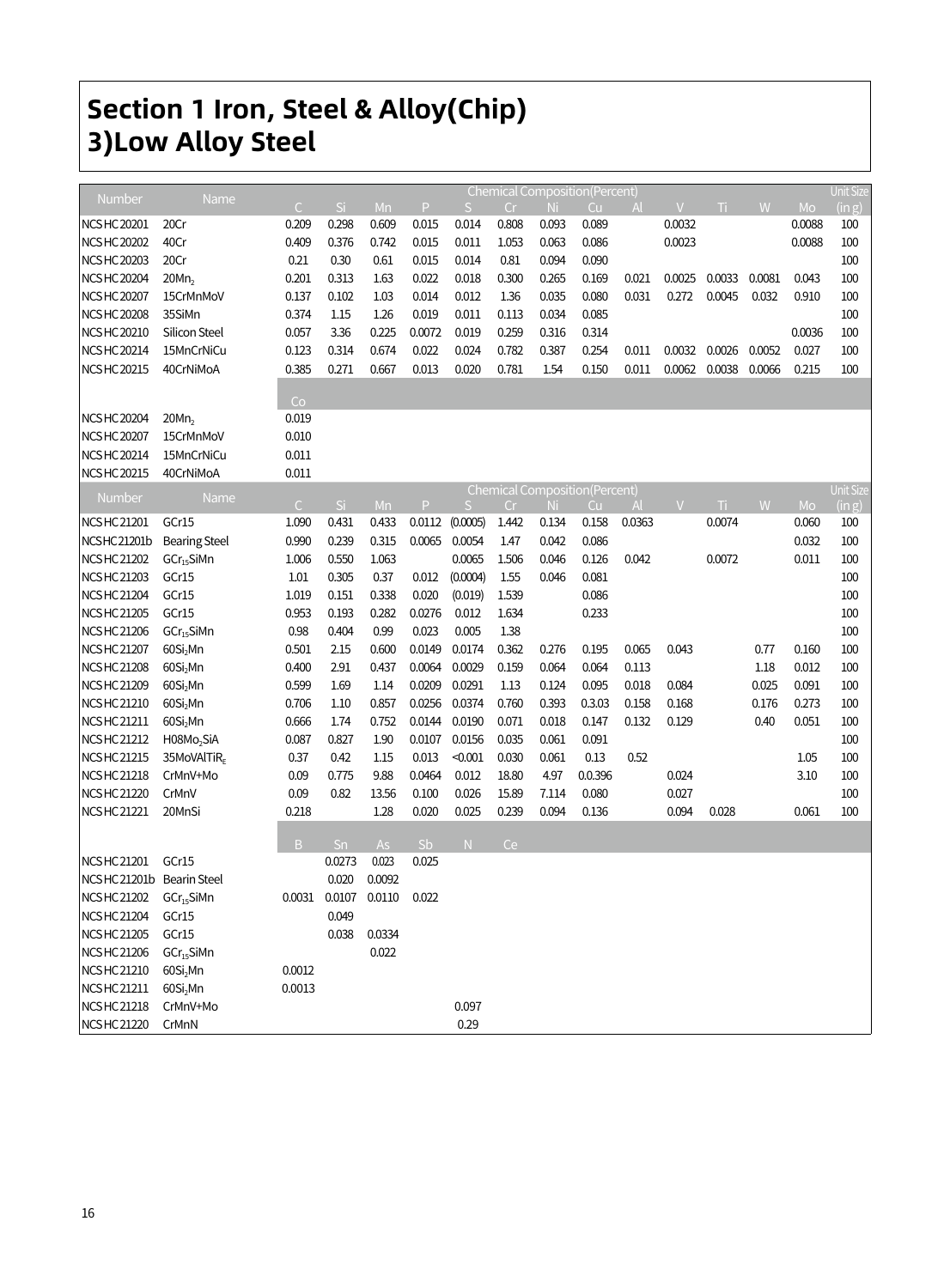# Section 1 Iron, Steel & Alloy(Chip)
## 3)Low Alloy Steel

| Number | Name | Chemical Composition(Percent) | | | | | | | | | | | | | Unit Size |
|---|---|---|---|---|---|---|---|---|---|---|---|---|---|---|---|
| | | C | Si | Mn | P | S | Cr | Ni | Cu | Al | V | Ti | W | Mo | (in g) |
| NCS HC 20201 | 20Cr | 0.209 | 0.298 | 0.609 | 0.015 | 0.014 | 0.808 | 0.093 | 0.089 | | 0.0032 | | | 0.0088 | 100 |
| NCS HC 20202 | 40Cr | 0.409 | 0.376 | 0.742 | 0.015 | 0.011 | 1.053 | 0.063 | 0.086 | | 0.0023 | | | 0.0088 | 100 |
| NCS HC 20203 | 20Cr | 0.21 | 0.30 | 0.61 | 0.015 | 0.014 | 0.81 | 0.094 | 0.090 | | | | | | 100 |
| NCS HC 20204 | $20Mn_2$ | 0.201 | 0.313 | 1.63 | 0.022 | 0.018 | 0.300 | 0.265 | 0.169 | 0.021 | 0.0025 | 0.0033 | 0.0081 | 0.043 | 100 |
| NCS HC 20207 | 15CrMnMoV | 0.137 | 0.102 | 1.03 | 0.014 | 0.012 | 1.36 | 0.035 | 0.080 | 0.031 | 0.272 | 0.0045 | 0.032 | 0.910 | 100 |
| NCS HC 20208 | 35SiMn | 0.374 | 1.15 | 1.26 | 0.019 | 0.011 | 0.113 | 0.034 | 0.085 | | | | | | 100 |
| NCS HC 20210 | Silicon Steel | 0.057 | 3.36 | 0.225 | 0.0072 | 0.019 | 0.259 | 0.316 | 0.314 | | | | | 0.0036 | 100 |
| NCS HC 20214 | 15MnCrNiCu | 0.123 | 0.314 | 0.674 | 0.022 | 0.024 | 0.782 | 0.387 | 0.254 | 0.011 | 0.0032 | 0.0026 | 0.0052 | 0.027 | 100 |
| NCS HC 20215 | 40CrNiMoA | 0.385 | 0.271 | 0.667 | 0.013 | 0.020 | 0.781 | 1.54 | 0.150 | 0.011 | 0.0062 | 0.0038 | 0.0066 | 0.215 | 100 |

| Number | Name | Co |
|---|---|---|
| NCS HC 20204 | $20Mn_2$ | 0.019 |
| NCS HC 20207 | 15CrMnMoV | 0.010 |
| NCS HC 20214 | 15MnCrNiCu | 0.011 |
| NCS HC 20215 | 40CrNiMoA | 0.011 |

| Number | Name | Chemical Composition(Percent) | | | | | | | | | | | | | Unit Size |
|---|---|---|---|---|---|---|---|---|---|---|---|---|---|---|---|
| | | C | Si | Mn | P | S | Cr | Ni | Cu | Al | V | Ti | W | Mo | (in g) |
| NCS HC 21201 | GCr15 | 1.090 | 0.431 | 0.433 | 0.0112 | (0.0005) | 1.442 | 0.134 | 0.158 | 0.0363 | | 0.0074 | | 0.060 | 100 |
| NCS HC 21201b | Bearing Steel | 0.990 | 0.239 | 0.315 | 0.0065 | 0.0054 | 1.47 | 0.042 | 0.086 | | | | | 0.032 | 100 |
| NCS HC 21202 | $GCr_{15}SiMn$ | 1.006 | 0.550 | 1.063 | | 0.0065 | 1.506 | 0.046 | 0.126 | 0.042 | | 0.0072 | | 0.011 | 100 |
| NCS HC 21203 | GCr15 | 1.01 | 0.305 | 0.37 | 0.012 | (0.0004) | 1.55 | 0.046 | 0.081 | | | | | | 100 |
| NCS HC 21204 | GCr15 | 1.019 | 0.151 | 0.338 | 0.020 | (0.019) | 1.539 | | 0.086 | | | | | | 100 |
| NCS HC 21205 | GCr15 | 0.953 | 0.193 | 0.282 | 0.0276 | 0.012 | 1.634 | | 0.233 | | | | | | 100 |
| NCS HC 21206 | $GCr_{15}SiMn$ | 0.98 | 0.404 | 0.99 | 0.023 | 0.005 | 1.38 | | | | | | | | 100 |
| NCS HC 21207 | $60Si_2Mn$ | 0.501 | 2.15 | 0.600 | 0.0149 | 0.0174 | 0.362 | 0.276 | 0.195 | 0.065 | 0.043 | | 0.77 | 0.160 | 100 |
| NCS HC 21208 | $60Si_2Mn$ | 0.400 | 2.91 | 0.437 | 0.0064 | 0.0029 | 0.159 | 0.064 | 0.064 | 0.113 | | | 1.18 | 0.012 | 100 |
| NCS HC 21209 | $60Si_2Mn$ | 0.599 | 1.69 | 1.14 | 0.0209 | 0.0291 | 1.13 | 0.124 | 0.095 | 0.018 | 0.084 | | 0.025 | 0.091 | 100 |
| NCS HC 21210 | $60Si_2Mn$ | 0.706 | 1.10 | 0.857 | 0.0256 | 0.0374 | 0.760 | 0.393 | 0.3.03 | 0.158 | 0.168 | | 0.176 | 0.273 | 100 |
| NCS HC 21211 | $60Si_2Mn$ | 0.666 | 1.74 | 0.752 | 0.0144 | 0.0190 | 0.071 | 0.018 | 0.147 | 0.132 | 0.129 | | 0.40 | 0.051 | 100 |
| NCS HC 21212 | $H08Mo_2SiA$ | 0.087 | 0.827 | 1.90 | 0.0107 | 0.0156 | 0.035 | 0.061 | 0.091 | | | | | | 100 |
| NCS HC 21215 | $35MoVAlTiR_E$ | 0.37 | 0.42 | 1.15 | 0.013 | <0.001 | 0.030 | 0.061 | 0.13 | 0.52 | | | | 1.05 | 100 |
| NCS HC 21218 | CrMnV+Mo | 0.09 | 0.775 | 9.88 | 0.0464 | 0.012 | 18.80 | 4.97 | 0.0396 | | 0.024 | | | 3.10 | 100 |
| NCS HC 21220 | CrMnV | 0.09 | 0.82 | 13.56 | 0.100 | 0.026 | 15.89 | 7.114 | 0.080 | | 0.027 | | | | 100 |
| NCS HC 21221 | 20MnSi | 0.218 | | 1.28 | 0.020 | 0.025 | 0.239 | 0.094 | 0.136 | | 0.094 | 0.028 | | 0.061 | 100 |

| Number | Name | B | Sn | As | Sb | N | Ce |
|---|---|---|---|---|---|---|---|
| NCS HC 21201 | GCr15 | | 0.0273 | 0.023 | 0.025 | | |
| NCS HC 21201b | Bearin Steel | | 0.020 | 0.0092 | | | |
| NCS HC 21202 | $GCr_{15}SiMn$ | 0.0031 | 0.0107 | 0.0110 | 0.022 | | |
| NCS HC 21204 | GCr15 | | 0.049 | | | | |
| NCS HC 21205 | GCr15 | | 0.038 | 0.0334 | | | |
| NCS HC 21206 | $GCr_{15}SiMn$ | | | 0.022 | | | |
| NCS HC 21210 | $60Si_2Mn$ | 0.0012 | | | | | |
| NCS HC 21211 | $60Si_2Mn$ | 0.0013 | | | | | |
| NCS HC 21218 | CrMnV+Mo | | | | | 0.097 | |
| NCS HC 21220 | CrMnN | | | | | 0.29 | |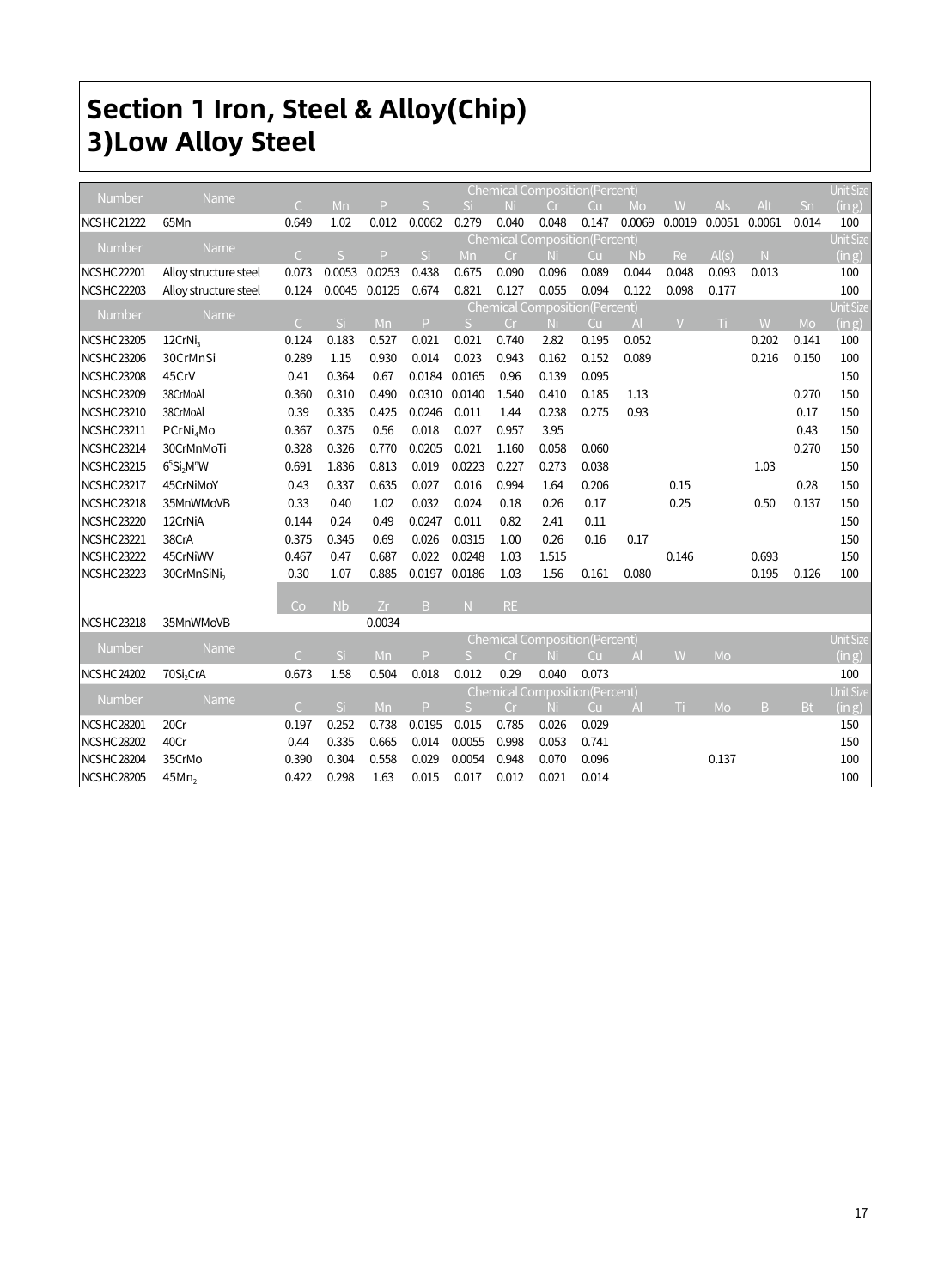# Section 1 Iron, Steel & Alloy(Chip)
## 3)Low Alloy Steel

| Number | Name | Chemical Composition(Percent) | | | | | | | | | | | | | Unit Size (in g) |
|---|---|---|---|---|---|---|---|---|---|---|---|---|---|---|---|
| | | C | Mn | P | S | Si | Ni | Cr | Cu | Mo | W | Als | Alt | Sn | |
| NCSHC21222 | 65Mn | 0.649 | 1.02 | 0.012 | 0.0062 | 0.279 | 0.040 | 0.048 | 0.147 | 0.0069 | 0.0019 | 0.0051 | 0.0061 | 0.014 | 100 |

| Number | Name | Chemical Composition(Percent) | | | | | | | | | | | | | Unit Size (in g) |
|---|---|---|---|---|---|---|---|---|---|---|---|---|---|---|---|
| | | C | S | P | Si | Mn | Cr | Ni | Cu | Nb | Re | Al(s) | N | | |
| NCSHC22201 | Alloy structure steel | 0.073 | 0.0053 | 0.0253 | 0.438 | 0.675 | 0.090 | 0.096 | 0.089 | 0.044 | 0.048 | 0.093 | 0.013 | | 100 |
| NCSHC22203 | Alloy structure steel | 0.124 | 0.0045 | 0.0125 | 0.674 | 0.821 | 0.127 | 0.055 | 0.094 | 0.122 | 0.098 | 0.177 | | | 100 |

| Number | Name | Chemical Composition(Percent) | | | | | | | | | | | | | Unit Size (in g) |
|---|---|---|---|---|---|---|---|---|---|---|---|---|---|---|---|
| | | C | Si | Mn | P | S | Cr | Ni | Cu | Al | V | Ti | W | Mo | |
| NCSHC23205 | 12CrNi$_3$ | 0.124 | 0.183 | 0.527 | 0.021 | 0.021 | 0.740 | 2.82 | 0.195 | 0.052 | | | 0.202 | 0.141 | 100 |
| NCSHC23206 | 30CrMnSi | 0.289 | 1.15 | 0.930 | 0.014 | 0.023 | 0.943 | 0.162 | 0.152 | 0.089 | | | 0.216 | 0.150 | 100 |
| NCSHC23208 | 45CrV | 0.41 | 0.364 | 0.67 | 0.0184 | 0.0165 | 0.96 | 0.139 | 0.095 | | | | | | 150 |
| NCSHC23209 | 38CrMoAl | 0.360 | 0.310 | 0.490 | 0.0310 | 0.0140 | 1.540 | 0.410 | 0.185 | 1.13 | | | | 0.270 | 150 |
| NCSHC23210 | 38CrMoAl | 0.39 | 0.335 | 0.425 | 0.0246 | 0.011 | 1.44 | 0.238 | 0.275 | 0.93 | | | | 0.17 | 150 |
| NCSHC23211 | PCrNi$_4$Mo | 0.367 | 0.375 | 0.56 | 0.018 | 0.027 | 0.957 | 3.95 | | | | | | 0.43 | 150 |
| NCSHC23214 | 30CrMnMoTi | 0.328 | 0.326 | 0.770 | 0.0205 | 0.021 | 1.160 | 0.058 | 0.060 | | | | | 0.270 | 150 |
| NCSHC23215 | 6$^5$Si$_2$M$^n$W | 0.691 | 1.836 | 0.813 | 0.019 | 0.0223 | 0.227 | 0.273 | 0.038 | | | | 1.03 | | 150 |
| NCSHC23217 | 45CrNiMoY | 0.43 | 0.337 | 0.635 | 0.027 | 0.016 | 0.994 | 1.64 | 0.206 | | 0.15 | | | 0.28 | 150 |
| NCSHC23218 | 35MnWMoVB | 0.33 | 0.40 | 1.02 | 0.032 | 0.024 | 0.18 | 0.26 | 0.17 | | 0.25 | | 0.50 | 0.137 | 150 |
| NCSHC23220 | 12CrNiA | 0.144 | 0.24 | 0.49 | 0.0247 | 0.011 | 0.82 | 2.41 | 0.11 | | | | | | 150 |
| NCSHC23221 | 38CrA | 0.375 | 0.345 | 0.69 | 0.026 | 0.0315 | 1.00 | 0.26 | 0.16 | 0.17 | | | | | 150 |
| NCSHC23222 | 45CrNiWV | 0.467 | 0.47 | 0.687 | 0.022 | 0.0248 | 1.03 | 1.515 | | | 0.146 | | 0.693 | | 150 |
| NCSHC23223 | 30CrMnSiNi$_2$ | 0.30 | 1.07 | 0.885 | 0.0197 | 0.0186 | 1.03 | 1.56 | 0.161 | 0.080 | | | 0.195 | 0.126 | 100 |
| | | Co | Nb | Zr | B | N | RE | | | | | | | | |
| NCSHC23218 | 35MnWMoVB | | | 0.0034 | | | | | | | | | | | |

| Number | Name | Chemical Composition(Percent) | | | | | | | | | | | Unit Size (in g) |
|---|---|---|---|---|---|---|---|---|---|---|---|---|---|
| | | C | Si | Mn | P | S | Cr | Ni | Cu | Al | W | Mo | |
| NCSHC24202 | 70Si$_2$CrA | 0.673 | 1.58 | 0.504 | 0.018 | 0.012 | 0.29 | 0.040 | 0.073 | | | | 100 |

| Number | Name | Chemical Composition(Percent) | | | | | | | | | | | | | Unit Size (in g) |
|---|---|---|---|---|---|---|---|---|---|---|---|---|---|---|---|
| | | C | Si | Mn | P | S | Cr | Ni | Cu | Al | Ti | Mo | B | Bt | |
| NCSHC28201 | 20Cr | 0.197 | 0.252 | 0.738 | 0.0195 | 0.015 | 0.785 | 0.026 | 0.029 | | | | | | 150 |
| NCSHC28202 | 40Cr | 0.44 | 0.335 | 0.665 | 0.014 | 0.0055 | 0.998 | 0.053 | 0.741 | | | | | | 150 |
| NCSHC28204 | 35CrMo | 0.390 | 0.304 | 0.558 | 0.029 | 0.0054 | 0.948 | 0.070 | 0.096 | | | 0.137 | | | 100 |
| NCSHC28205 | 45Mn$_2$ | 0.422 | 0.298 | 1.63 | 0.015 | 0.017 | 0.012 | 0.021 | 0.014 | | | | | | 100 |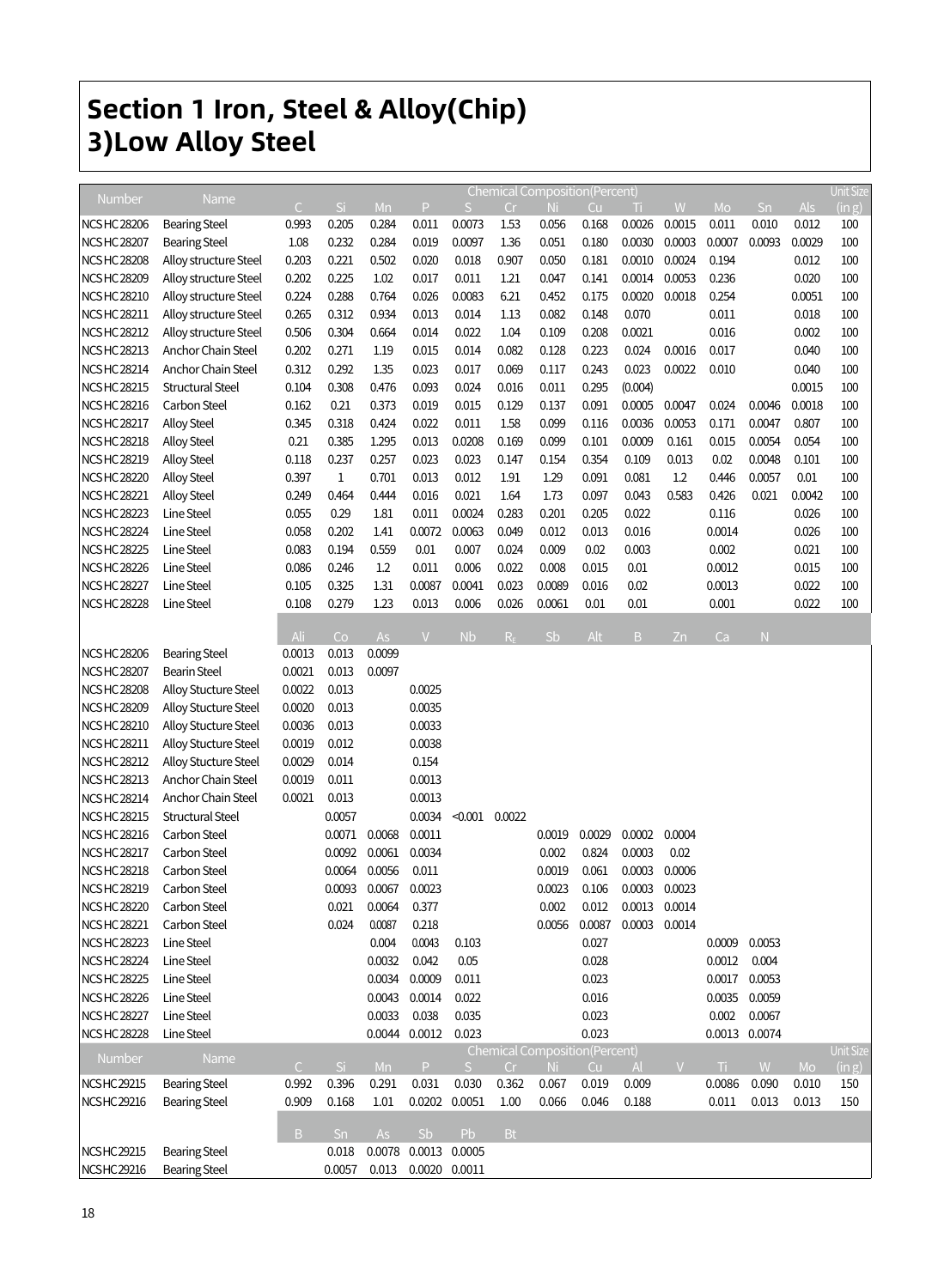# Section 1 Iron, Steel & Alloy(Chip)
## 3)Low Alloy Steel

| Number | Name | Chemical Composition(Percent) | | | | | | | | | | | | | Unit Size (in g) |
|---|---|---|---|---|---|---|---|---|---|---|---|---|---|---|---|
| | | C | Si | Mn | P | S | Cr | Ni | Cu | Ti | W | Mo | Sn | Als | |
| NCS HC 28206 | Bearing Steel | 0.993 | 0.205 | 0.284 | 0.011 | 0.0073 | 1.53 | 0.056 | 0.168 | 0.0026 | 0.0015 | 0.011 | 0.010 | 0.012 | 100 |
| NCS HC 28207 | Bearing Steel | 1.08 | 0.232 | 0.284 | 0.019 | 0.0097 | 1.36 | 0.051 | 0.180 | 0.0030 | 0.0003 | 0.0007 | 0.0093 | 0.0029 | 100 |
| NCS HC 28208 | Alloy structure Steel | 0.203 | 0.221 | 0.502 | 0.020 | 0.018 | 0.907 | 0.050 | 0.181 | 0.0010 | 0.0024 | 0.194 | | 0.012 | 100 |
| NCS HC 28209 | Alloy structure Steel | 0.202 | 0.225 | 1.02 | 0.017 | 0.011 | 1.21 | 0.047 | 0.141 | 0.0014 | 0.0053 | 0.236 | | 0.020 | 100 |
| NCS HC 28210 | Alloy structure Steel | 0.224 | 0.288 | 0.764 | 0.026 | 0.0083 | 6.21 | 0.452 | 0.175 | 0.0020 | 0.0018 | 0.254 | | 0.0051 | 100 |
| NCS HC 28211 | Alloy structure Steel | 0.265 | 0.312 | 0.934 | 0.013 | 0.014 | 1.13 | 0.082 | 0.148 | 0.070 | | 0.011 | | 0.018 | 100 |
| NCS HC 28212 | Alloy structure Steel | 0.506 | 0.304 | 0.664 | 0.014 | 0.022 | 1.04 | 0.109 | 0.208 | 0.0021 | | 0.016 | | 0.002 | 100 |
| NCS HC 28213 | Anchor Chain Steel | 0.202 | 0.271 | 1.19 | 0.015 | 0.014 | 0.082 | 0.128 | 0.223 | 0.024 | 0.0016 | 0.017 | | 0.040 | 100 |
| NCS HC 28214 | Anchor Chain Steel | 0.312 | 0.292 | 1.35 | 0.023 | 0.017 | 0.069 | 0.117 | 0.243 | 0.023 | 0.0022 | 0.010 | | 0.040 | 100 |
| NCS HC 28215 | Structural Steel | 0.104 | 0.308 | 0.476 | 0.093 | 0.024 | 0.016 | 0.011 | 0.295 | (0.004) | | | | 0.0015 | 100 |
| NCS HC 28216 | Carbon Steel | 0.162 | 0.21 | 0.373 | 0.019 | 0.015 | 0.129 | 0.137 | 0.091 | 0.0005 | 0.0047 | 0.024 | 0.0046 | 0.0018 | 100 |
| NCS HC 28217 | Alloy Steel | 0.345 | 0.318 | 0.424 | 0.022 | 0.011 | 1.58 | 0.099 | 0.116 | 0.0036 | 0.0053 | 0.171 | 0.0047 | 0.807 | 100 |
| NCS HC 28218 | Alloy Steel | 0.21 | 0.385 | 1.295 | 0.013 | 0.0208 | 0.169 | 0.099 | 0.101 | 0.0009 | 0.161 | 0.015 | 0.0054 | 0.054 | 100 |
| NCS HC 28219 | Alloy Steel | 0.118 | 0.237 | 0.257 | 0.023 | 0.023 | 0.147 | 0.154 | 0.354 | 0.109 | 0.013 | 0.02 | 0.0048 | 0.101 | 100 |
| NCS HC 28220 | Alloy Steel | 0.397 | 1 | 0.701 | 0.013 | 0.012 | 1.91 | 1.29 | 0.091 | 0.081 | 1.2 | 0.446 | 0.0057 | 0.01 | 100 |
| NCS HC 28221 | Alloy Steel | 0.249 | 0.464 | 0.444 | 0.016 | 0.021 | 1.64 | 1.73 | 0.097 | 0.043 | 0.583 | 0.426 | 0.021 | 0.0042 | 100 |
| NCS HC 28223 | Line Steel | 0.055 | 0.29 | 1.81 | 0.011 | 0.0024 | 0.283 | 0.201 | 0.205 | 0.022 | | 0.116 | | 0.026 | 100 |
| NCS HC 28224 | Line Steel | 0.058 | 0.202 | 1.41 | 0.0072 | 0.0063 | 0.049 | 0.012 | 0.013 | 0.016 | | 0.0014 | | 0.026 | 100 |
| NCS HC 28225 | Line Steel | 0.083 | 0.194 | 0.559 | 0.01 | 0.007 | 0.024 | 0.009 | 0.02 | 0.003 | | 0.002 | | 0.021 | 100 |
| NCS HC 28226 | Line Steel | 0.086 | 0.246 | 1.2 | 0.011 | 0.006 | 0.022 | 0.008 | 0.015 | 0.01 | | 0.0012 | | 0.015 | 100 |
| NCS HC 28227 | Line Steel | 0.105 | 0.325 | 1.31 | 0.0087 | 0.0041 | 0.023 | 0.0089 | 0.016 | 0.02 | | 0.0013 | | 0.022 | 100 |
| NCS HC 28228 | Line Steel | 0.108 | 0.279 | 1.23 | 0.013 | 0.006 | 0.026 | 0.0061 | 0.01 | 0.01 | | 0.001 | | 0.022 | 100 |

| Number | Name | Ali | Co | As | V | Nb | $R_E$ | Sb | Alt | B | Zn | Ca | N |
|---|---|---|---|---|---|---|---|---|---|---|---|---|---|
| NCS HC 28206 | Bearing Steel | 0.0013 | 0.013 | 0.0099 | | | | | | | | | |
| NCS HC 28207 | Bearin Steel | 0.0021 | 0.013 | 0.0097 | | | | | | | | | |
| NCS HC 28208 | Alloy Stucture Steel | 0.0022 | 0.013 | | 0.0025 | | | | | | | | |
| NCS HC 28209 | Alloy Stucture Steel | 0.0020 | 0.013 | | 0.0035 | | | | | | | | |
| NCS HC 28210 | Alloy Stucture Steel | 0.0036 | 0.013 | | 0.0033 | | | | | | | | |
| NCS HC 28211 | Alloy Stucture Steel | 0.0019 | 0.012 | | 0.0038 | | | | | | | | |
| NCS HC 28212 | Alloy Stucture Steel | 0.0029 | 0.014 | | 0.154 | | | | | | | | |
| NCS HC 28213 | Anchor Chain Steel | 0.0019 | 0.011 | | 0.0013 | | | | | | | | |
| NCS HC 28214 | Anchor Chain Steel | 0.0021 | 0.013 | | 0.0013 | | | | | | | | |
| NCS HC 28215 | Structural Steel | | 0.0057 | | 0.0034 | <0.001 | 0.0022 | | | | | | |
| NCS HC 28216 | Carbon Steel | | 0.0071 | 0.0068 | 0.0011 | | | 0.0019 | 0.0029 | 0.0002 | 0.0004 | | |
| NCS HC 28217 | Carbon Steel | | 0.0092 | 0.0061 | 0.0034 | | | 0.002 | 0.824 | 0.0003 | 0.02 | | |
| NCS HC 28218 | Carbon Steel | | 0.0064 | 0.0056 | 0.011 | | | 0.0019 | 0.061 | 0.0003 | 0.0006 | | |
| NCS HC 28219 | Carbon Steel | | 0.0093 | 0.0067 | 0.0023 | | | 0.0023 | 0.106 | 0.0003 | 0.0023 | | |
| NCS HC 28220 | Carbon Steel | | 0.021 | 0.0064 | 0.377 | | | 0.002 | 0.012 | 0.0013 | 0.0014 | | |
| NCS HC 28221 | Carbon Steel | | 0.024 | 0.0087 | 0.218 | | | 0.0056 | 0.0087 | 0.0003 | 0.0014 | | |
| NCS HC 28223 | Line Steel | | | 0.004 | 0.0043 | 0.103 | | | 0.027 | | | 0.0009 | 0.0053 |
| NCS HC 28224 | Line Steel | | | 0.0032 | 0.042 | 0.05 | | | 0.028 | | | 0.0012 | 0.004 |
| NCS HC 28225 | Line Steel | | | 0.0034 | 0.0009 | 0.011 | | | 0.023 | | | 0.0017 | 0.0053 |
| NCS HC 28226 | Line Steel | | | 0.0043 | 0.0014 | 0.022 | | | 0.016 | | | 0.0035 | 0.0059 |
| NCS HC 28227 | Line Steel | | | 0.0033 | 0.038 | 0.035 | | | 0.023 | | | 0.002 | 0.0067 |
| NCS HC 28228 | Line Steel | | | 0.0044 | 0.0012 | 0.023 | | | 0.023 | | | 0.0013 | 0.0074 |

| Number | Name | Chemical Composition(Percent) | | | | | | | | | | | | | Unit Size (in g) |
|---|---|---|---|---|---|---|---|---|---|---|---|---|---|---|---|
| | | C | Si | Mn | P | S | Cr | Ni | Cu | Al | V | Ti | W | Mo | |
| NCSHC29215 | Bearing Steel | 0.992 | 0.396 | 0.291 | 0.031 | 0.030 | 0.362 | 0.067 | 0.019 | 0.009 | | 0.0086 | 0.090 | 0.010 | 150 |
| NCSHC29216 | Bearing Steel | 0.909 | 0.168 | 1.01 | 0.0202 | 0.0051 | 1.00 | 0.066 | 0.046 | 0.188 | | 0.011 | 0.013 | 0.013 | 150 |

| Number | Name | B | Sn | As | Sb | Pb | Bt |
|---|---|---|---|---|---|---|---|
| NCSHC29215 | Bearing Steel | | 0.018 | 0.0078 | 0.0013 | 0.0005 | |
| NCSHC29216 | Bearing Steel | | 0.0057 | 0.013 | 0.0020 | 0.0011 | |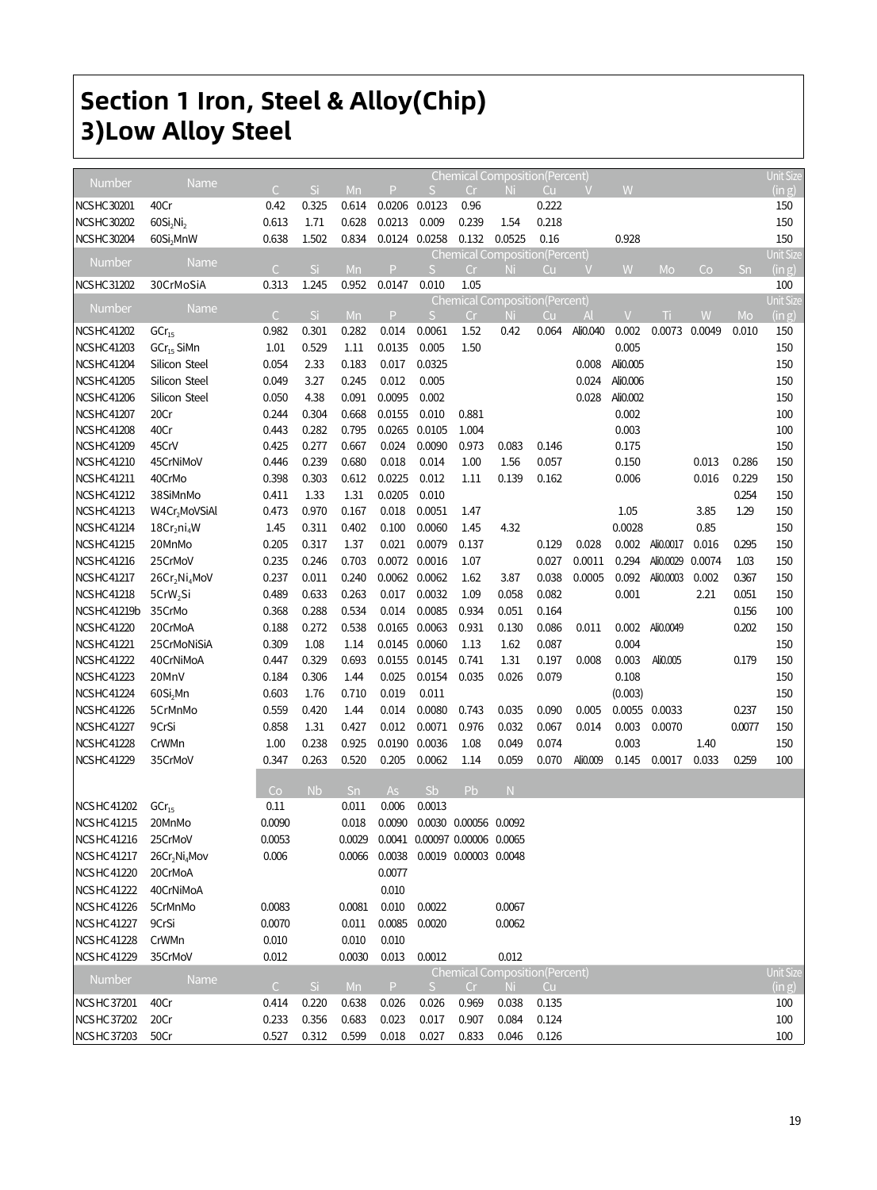# Section 1 Iron, Steel & Alloy(Chip)
# 3)Low Alloy Steel

| Number | Name | Chemical Composition(Percent) | | | | | | | | | | Unit Size |
|---|---|---|---|---|---|---|---|---|---|---|---|---|
| | | C | Si | Mn | P | S | Cr | Ni | Cu | V | W | (in g) |
| NCSHC30201 | 40Cr | 0.42 | 0.325 | 0.614 | 0.0206 | 0.0123 | 0.96 | | 0.222 | | | 150 |
| NCSHC30202 | $60Si_2Ni_2$ | 0.613 | 1.71 | 0.628 | 0.0213 | 0.009 | 0.239 | 1.54 | 0.218 | | | 150 |
| NCSHC30204 | $60Si_2MnW$ | 0.638 | 1.502 | 0.834 | 0.0124 | 0.0258 | 0.132 | 0.0525 | 0.16 | | 0.928 | 150 |

| Number | Name | Chemical Composition(Percent) | | | | | | | | | | | | | Unit Size |
|---|---|---|---|---|---|---|---|---|---|---|---|---|---|---|---|
| | | C | Si | Mn | P | S | Cr | Ni | Cu | V | W | Mo | Co | Sn | (in g) |
| NCSHC31202 | 30CrMoSiA | 0.313 | 1.245 | 0.952 | 0.0147 | 0.010 | 1.05 | | | | | | | | 100 |

| Number | Name | Chemical Composition(Percent) | | | | | | | | | | | | | Unit Size |
|---|---|---|---|---|---|---|---|---|---|---|---|---|---|---|---|
| | | C | Si | Mn | P | S | Cr | Ni | Cu | Al | V | Ti | W | Mo | (in g) |
| NCSHC41202 | $GCr_{15}$ | 0.982 | 0.301 | 0.282 | 0.014 | 0.0061 | 1.52 | 0.42 | 0.064 | Ali0.040 | 0.002 | 0.0073 | 0.0049 | 0.010 | 150 |
| NCSHC41203 | $GCr_{15}$ SiMn | 1.01 | 0.529 | 1.11 | 0.0135 | 0.005 | 1.50 | | | | 0.005 | | | | 150 |
| NCSHC41204 | Silicon Steel | 0.054 | 2.33 | 0.183 | 0.017 | 0.0325 | | | | 0.008 | Ali0.005 | | | | 150 |
| NCSHC41205 | Silicon Steel | 0.049 | 3.27 | 0.245 | 0.012 | 0.005 | | | | 0.024 | Ali0.006 | | | | 150 |
| NCSHC41206 | Silicon Steel | 0.050 | 4.38 | 0.091 | 0.0095 | 0.002 | | | | 0.028 | Ali0.002 | | | | 150 |
| NCSHC41207 | 20Cr | 0.244 | 0.304 | 0.668 | 0.0155 | 0.010 | 0.881 | | | | 0.002 | | | | 100 |
| NCSHC41208 | 40Cr | 0.443 | 0.282 | 0.795 | 0.0265 | 0.0105 | 1.004 | | | | 0.003 | | | | 100 |
| NCSHC41209 | 45CrV | 0.425 | 0.277 | 0.667 | 0.024 | 0.0090 | 0.973 | 0.083 | 0.146 | | 0.175 | | | | 150 |
| NCSHC41210 | 45CrNiMoV | 0.446 | 0.239 | 0.680 | 0.018 | 0.014 | 1.00 | 1.56 | 0.057 | | 0.150 | | 0.013 | 0.286 | 150 |
| NCSHC41211 | 40CrMo | 0.398 | 0.303 | 0.612 | 0.0225 | 0.012 | 1.11 | 0.139 | 0.162 | | 0.006 | | 0.016 | 0.229 | 150 |
| NCSHC41212 | 38SiMnMo | 0.411 | 1.33 | 1.31 | 0.0205 | 0.010 | | | | | | | | 0.254 | 150 |
| NCSHC41213 | $W4Cr_2MoVSiAl$ | 0.473 | 0.970 | 0.167 | 0.018 | 0.0051 | 1.47 | | | | 1.05 | | 3.85 | 1.29 | 150 |
| NCSHC41214 | $18Cr_2ni_4W$ | 1.45 | 0.311 | 0.402 | 0.100 | 0.0060 | 1.45 | 4.32 | | | 0.0028 | | 0.85 | | 150 |
| NCSHC41215 | 20MnMo | 0.205 | 0.317 | 1.37 | 0.021 | 0.0079 | 0.137 | | 0.129 | 0.028 | 0.002 | Ali0.0017 | 0.016 | 0.295 | 150 |
| NCSHC41216 | 25CrMoV | 0.235 | 0.246 | 0.703 | 0.0072 | 0.0016 | 1.07 | | 0.027 | 0.0011 | 0.294 | Ali0.0029 | 0.0074 | 1.03 | 150 |
| NCSHC41217 | $26Cr_2Ni_4MoV$ | 0.237 | 0.011 | 0.240 | 0.0062 | 0.0062 | 1.62 | 3.87 | 0.038 | 0.0005 | 0.092 | Ali0.0003 | 0.002 | 0.367 | 150 |
| NCSHC41218 | $5CrW_2Si$ | 0.489 | 0.633 | 0.263 | 0.017 | 0.0032 | 1.09 | 0.058 | 0.082 | | 0.001 | | 2.21 | 0.051 | 150 |
| NCSHC41219b | 35CrMo | 0.368 | 0.288 | 0.534 | 0.014 | 0.0085 | 0.934 | 0.051 | 0.164 | | | | | 0.156 | 100 |
| NCSHC41220 | 20CrMoA | 0.188 | 0.272 | 0.538 | 0.0165 | 0.0063 | 0.931 | 0.130 | 0.086 | 0.011 | 0.002 | Ali0.0049 | | 0.202 | 150 |
| NCSHC41221 | 25CrMoNiSiA | 0.309 | 1.08 | 1.14 | 0.0145 | 0.0060 | 1.13 | 1.62 | 0.087 | | 0.004 | | | | 150 |
| NCSHC41222 | 40CrNiMoA | 0.447 | 0.329 | 0.693 | 0.0155 | 0.0145 | 0.741 | 1.31 | 0.197 | 0.008 | 0.003 | Ali0.005 | | 0.179 | 150 |
| NCSHC41223 | 20MnV | 0.184 | 0.306 | 1.44 | 0.025 | 0.0154 | 0.035 | 0.026 | 0.079 | | 0.108 | | | | 150 |
| NCSHC41224 | $60Si_2Mn$ | 0.603 | 1.76 | 0.710 | 0.019 | 0.011 | | | | | (0.003) | | | | 150 |
| NCSHC41226 | 5CrMnMo | 0.559 | 0.420 | 1.44 | 0.014 | 0.0080 | 0.743 | 0.035 | 0.090 | 0.005 | 0.0055 | 0.0033 | | 0.237 | 150 |
| NCSHC41227 | 9CrSi | 0.858 | 1.31 | 0.427 | 0.012 | 0.0071 | 0.976 | 0.032 | 0.067 | 0.014 | 0.003 | 0.0070 | | 0.0077 | 150 |
| NCSHC41228 | CrWMn | 1.00 | 0.238 | 0.925 | 0.0190 | 0.0036 | 1.08 | 0.049 | 0.074 | | 0.003 | | 1.40 | | 150 |
| NCSHC41229 | 35CrMoV | 0.347 | 0.263 | 0.520 | 0.205 | 0.0062 | 1.14 | 0.059 | 0.070 | Ali0.009 | 0.145 | 0.0017 | 0.033 | 0.259 | 100 |

| Number | Name | Co | Nb | Sn | As | Sb | Pb | N |
|---|---|---|---|---|---|---|---|---|
| NCSHC41202 | $GCr_{15}$ | 0.11 | | 0.011 | 0.006 | 0.0013 | | |
| NCSHC41215 | 20MnMo | 0.0090 | | 0.018 | 0.0090 | 0.0030 | 0.00056 | 0.0092 |
| NCSHC41216 | 25CrMoV | 0.0053 | | 0.0029 | 0.0041 | 0.00097 | 0.00006 | 0.0065 |
| NCSHC41217 | $26Cr_2Ni_4Mov$ | 0.006 | | 0.0066 | 0.0038 | 0.0019 | 0.00003 | 0.0048 |
| NCSHC41220 | 20CrMoA | | | | 0.0077 | | | |
| NCSHC41222 | 40CrNiMoA | | | | 0.010 | | | |
| NCSHC41226 | 5CrMnMo | 0.0083 | | 0.0081 | 0.010 | 0.0022 | | 0.0067 |
| NCSHC41227 | 9CrSi | 0.0070 | | 0.011 | 0.0085 | 0.0020 | | 0.0062 |
| NCSHC41228 | CrWMn | 0.010 | | 0.010 | 0.010 | | | |
| NCSHC41229 | 35CrMoV | 0.012 | | 0.0030 | 0.013 | 0.0012 | | 0.012 |

| Number | Name | Chemical Composition(Percent) | | | | | | | | Unit Size |
|---|---|---|---|---|---|---|---|---|---|---|
| | | C | Si | Mn | P | S | Cr | Ni | Cu | (in g) |
| NCSHC37201 | 40Cr | 0.414 | 0.220 | 0.638 | 0.026 | 0.026 | 0.969 | 0.038 | 0.135 | 100 |
| NCSHC37202 | 20Cr | 0.233 | 0.356 | 0.683 | 0.023 | 0.017 | 0.907 | 0.084 | 0.124 | 100 |
| NCSHC37203 | 50Cr | 0.527 | 0.312 | 0.599 | 0.018 | 0.027 | 0.833 | 0.046 | 0.126 | 100 |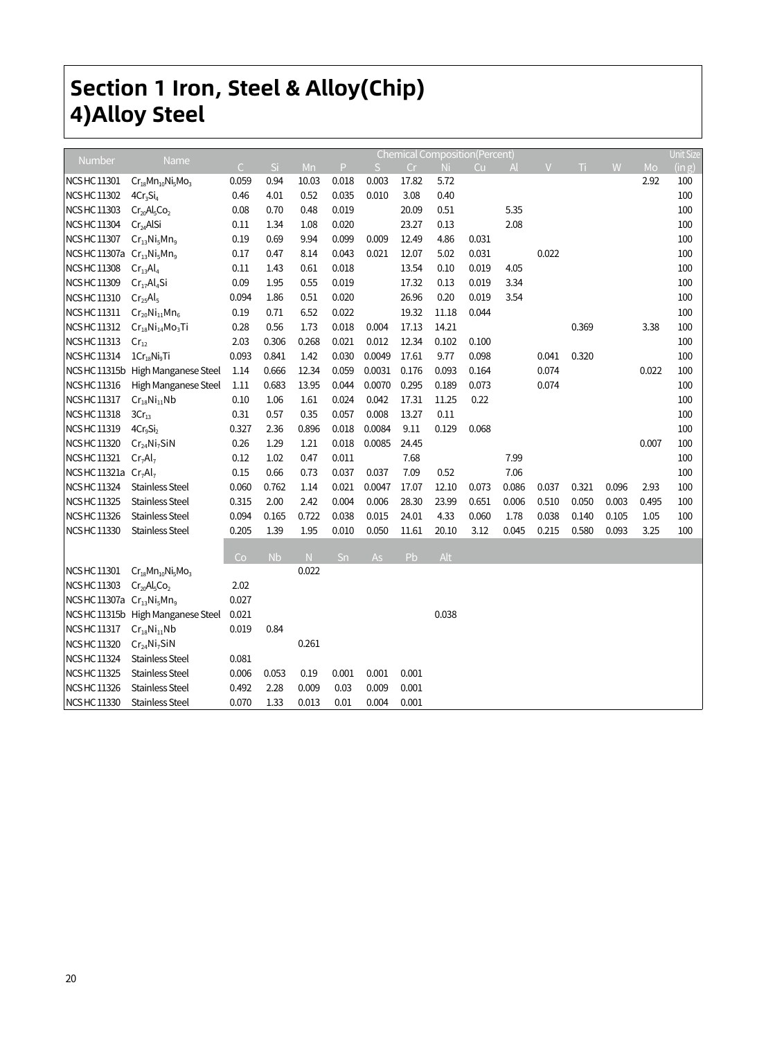# Section 1 Iron, Steel & Alloy(Chip)

## 4)Alloy Steel

| Number | Name | Chemical Composition(Percent) | | | | | | | | | | | | | Unit Size (in g) |
|---|---|---|---|---|---|---|---|---|---|---|---|---|---|---|---|
| | | C | Si | Mn | P | S | Cr | Ni | Cu | Al | V | Ti | W | Mo | |
| NCS HC 11301 | $Cr_{18}Mn_{10}Ni_5Mo_3$ | 0.059 | 0.94 | 10.03 | 0.018 | 0.003 | 17.82 | 5.72 | | | | | | 2.92 | 100 |
| NCS HC 11302 | $4Cr_3Si_4$ | 0.46 | 4.01 | 0.52 | 0.035 | 0.010 | 3.08 | 0.40 | | | | | | | 100 |
| NCS HC 11303 | $Cr_{20}Al_5Co_2$ | 0.08 | 0.70 | 0.48 | 0.019 | | 20.09 | 0.51 | | 5.35 | | | | | 100 |
| NCS HC 11304 | $Cr_{24}AlSi$ | 0.11 | 1.34 | 1.08 | 0.020 | | 23.27 | 0.13 | | 2.08 | | | | | 100 |
| NCS HC 11307 | $Cr_{13}Ni_5Mn_9$ | 0.19 | 0.69 | 9.94 | 0.099 | 0.009 | 12.49 | 4.86 | 0.031 | | | | | | 100 |
| NCS HC 11307a | $Cr_{13}Ni_5Mn_9$ | 0.17 | 0.47 | 8.14 | 0.043 | 0.021 | 12.07 | 5.02 | 0.031 | | 0.022 | | | | 100 |
| NCS HC 11308 | $Cr_{13}Al_4$ | 0.11 | 1.43 | 0.61 | 0.018 | | 13.54 | 0.10 | 0.019 | 4.05 | | | | | 100 |
| NCS HC 11309 | $Cr_{17}Al_4Si$ | 0.09 | 1.95 | 0.55 | 0.019 | | 17.32 | 0.13 | 0.019 | 3.34 | | | | | 100 |
| NCS HC 11310 | $Cr_{25}Al_5$ | 0.094 | 1.86 | 0.51 | 0.020 | | 26.96 | 0.20 | 0.019 | 3.54 | | | | | 100 |
| NCS HC 11311 | $Cr_{20}Ni_{11}Mn_6$ | 0.19 | 0.71 | 6.52 | 0.022 | | 19.32 | 11.18 | 0.044 | | | | | | 100 |
| NCS HC 11312 | $Cr_{18}Ni_{14}Mo_3Ti$ | 0.28 | 0.56 | 1.73 | 0.018 | 0.004 | 17.13 | 14.21 | | | | 0.369 | | 3.38 | 100 |
| NCS HC 11313 | $Cr_{12}$ | 2.03 | 0.306 | 0.268 | 0.021 | 0.012 | 12.34 | 0.102 | 0.100 | | | | | | 100 |
| NCS HC 11314 | $1Cr_{18}Ni_9Ti$ | 0.093 | 0.841 | 1.42 | 0.030 | 0.0049 | 17.61 | 9.77 | 0.098 | | 0.041 | 0.320 | | | 100 |
| NCS HC 11315b | High Manganese Steel | 1.14 | 0.666 | 12.34 | 0.059 | 0.0031 | 0.176 | 0.093 | 0.164 | | 0.074 | | | 0.022 | 100 |
| NCS HC 11316 | High Manganese Steel | 1.11 | 0.683 | 13.95 | 0.044 | 0.0070 | 0.295 | 0.189 | 0.073 | | 0.074 | | | | 100 |
| NCS HC 11317 | $Cr_{18}Ni_{11}Nb$ | 0.10 | 1.06 | 1.61 | 0.024 | 0.042 | 17.31 | 11.25 | 0.22 | | | | | | 100 |
| NCS HC 11318 | $3Cr_{13}$ | 0.31 | 0.57 | 0.35 | 0.057 | 0.008 | 13.27 | 0.11 | | | | | | | 100 |
| NCS HC 11319 | $4Cr_9Si_2$ | 0.327 | 2.36 | 0.896 | 0.018 | 0.0084 | 9.11 | 0.129 | 0.068 | | | | | | 100 |
| NCS HC 11320 | $Cr_{24}Ni_7SiN$ | 0.26 | 1.29 | 1.21 | 0.018 | 0.0085 | 24.45 | | | | | | | 0.007 | 100 |
| NCS HC 11321 | $Cr_7Al_7$ | 0.12 | 1.02 | 0.47 | 0.011 | | 7.68 | | | 7.99 | | | | | 100 |
| NCS HC 11321a | $Cr_7Al_7$ | 0.15 | 0.66 | 0.73 | 0.037 | 0.037 | 7.09 | 0.52 | | 7.06 | | | | | 100 |
| NCS HC 11324 | Stainless Steel | 0.060 | 0.762 | 1.14 | 0.021 | 0.0047 | 17.07 | 12.10 | 0.073 | 0.086 | 0.037 | 0.321 | 0.096 | 2.93 | 100 |
| NCS HC 11325 | Stainless Steel | 0.315 | 2.00 | 2.42 | 0.004 | 0.006 | 28.30 | 23.99 | 0.651 | 0.006 | 0.510 | 0.050 | 0.003 | 0.495 | 100 |
| NCS HC 11326 | Stainless Steel | 0.094 | 0.165 | 0.722 | 0.038 | 0.015 | 24.01 | 4.33 | 0.060 | 1.78 | 0.038 | 0.140 | 0.105 | 1.05 | 100 |
| NCS HC 11330 | Stainless Steel | 0.205 | 1.39 | 1.95 | 0.010 | 0.050 | 11.61 | 20.10 | 3.12 | 0.045 | 0.215 | 0.580 | 0.093 | 3.25 | 100 |

| Number | Name | Co | Nb | N | Sn | As | Pb | Alt |
|---|---|---|---|---|---|---|---|---|
| NCS HC 11301 | $Cr_{18}Mn_{10}Ni_5Mo_3$ | | | 0.022 | | | | |
| NCS HC 11303 | $Cr_{20}Al_5Co_2$ | 2.02 | | | | | | |
| NCS HC 11307a | $Cr_{13}Ni_5Mn_9$ | 0.027 | | | | | | |
| NCS HC 11315b | High Manganese Steel | 0.021 | | | | | | 0.038 |
| NCS HC 11317 | $Cr_{18}Ni_{11}Nb$ | 0.019 | 0.84 | | | | | |
| NCS HC 11320 | $Cr_{24}Ni_7SiN$ | | | 0.261 | | | | |
| NCS HC 11324 | Stainless Steel | 0.081 | | | | | | |
| NCS HC 11325 | Stainless Steel | 0.006 | 0.053 | 0.19 | 0.001 | 0.001 | 0.001 | |
| NCS HC 11326 | Stainless Steel | 0.492 | 2.28 | 0.009 | 0.03 | 0.009 | 0.001 | |
| NCS HC 11330 | Stainless Steel | 0.070 | 1.33 | 0.013 | 0.01 | 0.004 | 0.001 | |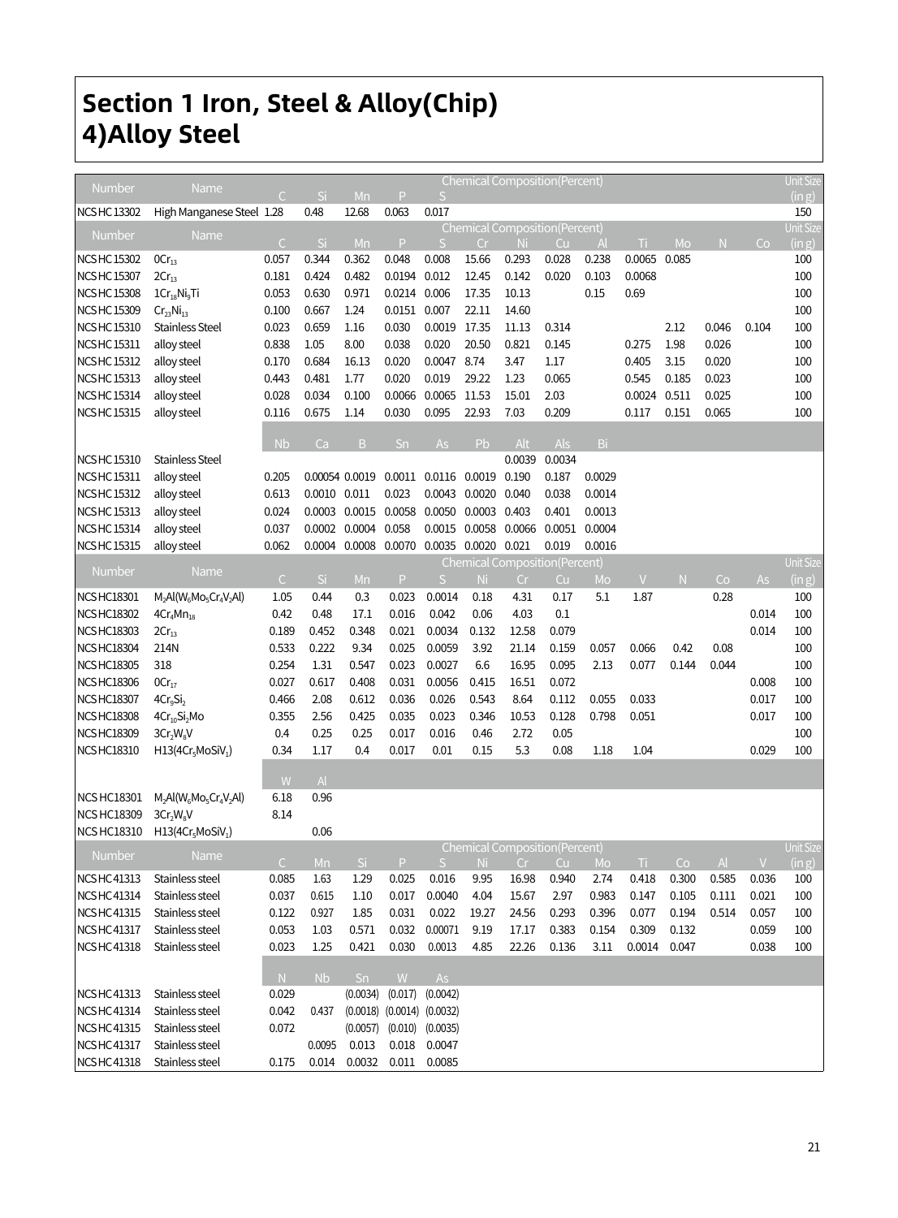# Section 1 Iron, Steel & Alloy(Chip)
# 4)Alloy Steel

| Number | Name | C | Si | Mn | P | S | Unit Size (in g) |
|---|---|---|---|---|---|---|---|
| NCS HC 13302 | High Manganese Steel | 1.28 | 0.48 | 12.68 | 0.063 | 0.017 | 150 |

| Number | Name | C | Si | Mn | P | S | Cr | Ni | Cu | Al | Ti | Mo | N | Co | Unit Size (in g) |
|---|---|---|---|---|---|---|---|---|---|---|---|---|---|---|---|
| NCS HC 15302 | $0Cr_{13}$ | 0.057 | 0.344 | 0.362 | 0.048 | 0.008 | 15.66 | 0.293 | 0.028 | 0.238 | 0.0065 | 0.085 | | | 100 |
| NCS HC 15307 | $2Cr_{13}$ | 0.181 | 0.424 | 0.482 | 0.0194 | 0.012 | 12.45 | 0.142 | 0.020 | 0.103 | 0.0068 | | | | 100 |
| NCS HC 15308 | $1Cr_{18}Ni_9Ti$ | 0.053 | 0.630 | 0.971 | 0.0214 | 0.006 | 17.35 | 10.13 | | 0.15 | 0.69 | | | | 100 |
| NCS HC 15309 | $Cr_{23}Ni_{13}$ | 0.100 | 0.667 | 1.24 | 0.0151 | 0.007 | 22.11 | 14.60 | | | | | | | 100 |
| NCS HC 15310 | Stainless Steel | 0.023 | 0.659 | 1.16 | 0.030 | 0.0019 | 17.35 | 11.13 | 0.314 | | | 2.12 | 0.046 | 0.104 | 100 |
| NCS HC 15311 | alloy steel | 0.838 | 1.05 | 8.00 | 0.038 | 0.020 | 20.50 | 0.821 | 0.145 | | 0.275 | 1.98 | 0.026 | | 100 |
| NCS HC 15312 | alloy steel | 0.170 | 0.684 | 16.13 | 0.020 | 0.0047 | 8.74 | 3.47 | 1.17 | | 0.405 | 3.15 | 0.020 | | 100 |
| NCS HC 15313 | alloy steel | 0.443 | 0.481 | 1.77 | 0.020 | 0.019 | 29.22 | 1.23 | 0.065 | | 0.545 | 0.185 | 0.023 | | 100 |
| NCS HC 15314 | alloy steel | 0.028 | 0.034 | 0.100 | 0.0066 | 0.0065 | 11.53 | 15.01 | 2.03 | | 0.0024 | 0.511 | 0.025 | | 100 |
| NCS HC 15315 | alloy steel | 0.116 | 0.675 | 1.14 | 0.030 | 0.095 | 22.93 | 7.03 | 0.209 | | 0.117 | 0.151 | 0.065 | | 100 |
| | | Nb | Ca | B | Sn | As | Pb | Alt | Als | Bi | | | | | |
| NCS HC 15310 | Stainless Steel | | | | | | | 0.0039 | 0.0034 | | | | | | |
| NCS HC 15311 | alloy steel | 0.205 | 0.00054 | 0.0019 | 0.0011 | 0.0116 | 0.0019 | 0.190 | 0.187 | 0.0029 | | | | | |
| NCS HC 15312 | alloy steel | 0.613 | 0.0010 | 0.011 | 0.023 | 0.0043 | 0.0020 | 0.040 | 0.038 | 0.0014 | | | | | |
| NCS HC 15313 | alloy steel | 0.024 | 0.0003 | 0.0015 | 0.0058 | 0.0050 | 0.0003 | 0.403 | 0.401 | 0.0013 | | | | | |
| NCS HC 15314 | alloy steel | 0.037 | 0.0002 | 0.0004 | 0.058 | 0.0015 | 0.0058 | 0.0066 | 0.0051 | 0.0004 | | | | | |
| NCS HC 15315 | alloy steel | 0.062 | 0.0004 | 0.0008 | 0.0070 | 0.0035 | 0.0020 | 0.021 | 0.019 | 0.0016 | | | | | |

| Number | Name | C | Si | Mn | P | S | Ni | Cr | Cu | Mo | V | N | Co | As | Unit Size (in g) |
|---|---|---|---|---|---|---|---|---|---|---|---|---|---|---|---|
| NCS HC18301 | $M_2Al(W_6Mo_5Cr_4V_2Al)$ | 1.05 | 0.44 | 0.3 | 0.023 | 0.0014 | 0.18 | 4.31 | 0.17 | 5.1 | 1.87 | | 0.28 | | 100 |
| NCS HC18302 | $4Cr_4Mn_{18}$ | 0.42 | 0.48 | 17.1 | 0.016 | 0.042 | 0.06 | 4.03 | 0.1 | | | | | 0.014 | 100 |
| NCS HC18303 | $2Cr_{13}$ | 0.189 | 0.452 | 0.348 | 0.021 | 0.0034 | 0.132 | 12.58 | 0.079 | | | | | 0.014 | 100 |
| NCS HC18304 | 214N | 0.533 | 0.222 | 9.34 | 0.025 | 0.0059 | 3.92 | 21.14 | 0.159 | 0.057 | 0.066 | 0.42 | 0.08 | | 100 |
| NCS HC18305 | 318 | 0.254 | 1.31 | 0.547 | 0.023 | 0.0027 | 6.6 | 16.95 | 0.095 | 2.13 | 0.077 | 0.144 | 0.044 | | 100 |
| NCS HC18306 | $0Cr_{17}$ | 0.027 | 0.617 | 0.408 | 0.031 | 0.0056 | 0.415 | 16.51 | 0.072 | | | | | 0.008 | 100 |
| NCS HC18307 | $4Cr_9Si_2$ | 0.466 | 2.08 | 0.612 | 0.036 | 0.026 | 0.543 | 8.64 | 0.112 | 0.055 | 0.033 | | | 0.017 | 100 |
| NCS HC18308 | $4Cr_{10}Si_2Mo$ | 0.355 | 2.56 | 0.425 | 0.035 | 0.023 | 0.346 | 10.53 | 0.128 | 0.798 | 0.051 | | | 0.017 | 100 |
| NCS HC18309 | $3Cr_2W_8V$ | 0.4 | 0.25 | 0.25 | 0.017 | 0.016 | 0.46 | 2.72 | 0.05 | | | | | | 100 |
| NCS HC18310 | $H13(4Cr_5MoSiV_1)$ | 0.34 | 1.17 | 0.4 | 0.017 | 0.01 | 0.15 | 5.3 | 0.08 | 1.18 | 1.04 | | | 0.029 | 100 |
| | | W | Al | | | | | | | | | | | | |
| NCS HC18301 | $M_2Al(W_6Mo_5Cr_4V_2Al)$ | 6.18 | 0.96 | | | | | | | | | | | | |
| NCS HC18309 | $3Cr_2W_8V$ | 8.14 | | | | | | | | | | | | | |
| NCS HC18310 | $H13(4Cr_5MoSiV_1)$ | | 0.06 | | | | | | | | | | | | |

| Number | Name | C | Mn | Si | P | S | Ni | Cr | Cu | Mo | Ti | Co | Al | V | Unit Size (in g) |
|---|---|---|---|---|---|---|---|---|---|---|---|---|---|---|---|
| NCS HC41313 | Stainless steel | 0.085 | 1.63 | 1.29 | 0.025 | 0.016 | 9.95 | 16.98 | 0.940 | 2.74 | 0.418 | 0.300 | 0.585 | 0.036 | 100 |
| NCS HC41314 | Stainless steel | 0.037 | 0.615 | 1.10 | 0.017 | 0.0040 | 4.04 | 15.67 | 2.97 | 0.983 | 0.147 | 0.105 | 0.111 | 0.021 | 100 |
| NCS HC41315 | Stainless steel | 0.122 | 0.927 | 1.85 | 0.031 | 0.022 | 19.27 | 24.56 | 0.293 | 0.396 | 0.077 | 0.194 | 0.514 | 0.057 | 100 |
| NCS HC41317 | Stainless steel | 0.053 | 1.03 | 0.571 | 0.032 | 0.00071 | 9.19 | 17.17 | 0.383 | 0.154 | 0.309 | 0.132 | | 0.059 | 100 |
| NCS HC41318 | Stainless steel | 0.023 | 1.25 | 0.421 | 0.030 | 0.0013 | 4.85 | 22.26 | 0.136 | 3.11 | 0.0014 | 0.047 | | 0.038 | 100 |
| | | N | Nb | Sn | W | As | | | | | | | | | |
| NCS HC41313 | Stainless steel | 0.029 | | (0.0034) | (0.017) | (0.0042) | | | | | | | | | |
| NCS HC41314 | Stainless steel | 0.042 | 0.437 | (0.0018) | (0.0014) | (0.0032) | | | | | | | | | |
| NCS HC41315 | Stainless steel | 0.072 | | (0.0057) | (0.010) | (0.0035) | | | | | | | | | |
| NCS HC41317 | Stainless steel | | 0.0095 | 0.013 | 0.018 | 0.0047 | | | | | | | | | |
| NCS HC41318 | Stainless steel | 0.175 | 0.014 | 0.0032 | 0.011 | 0.0085 | | | | | | | | | |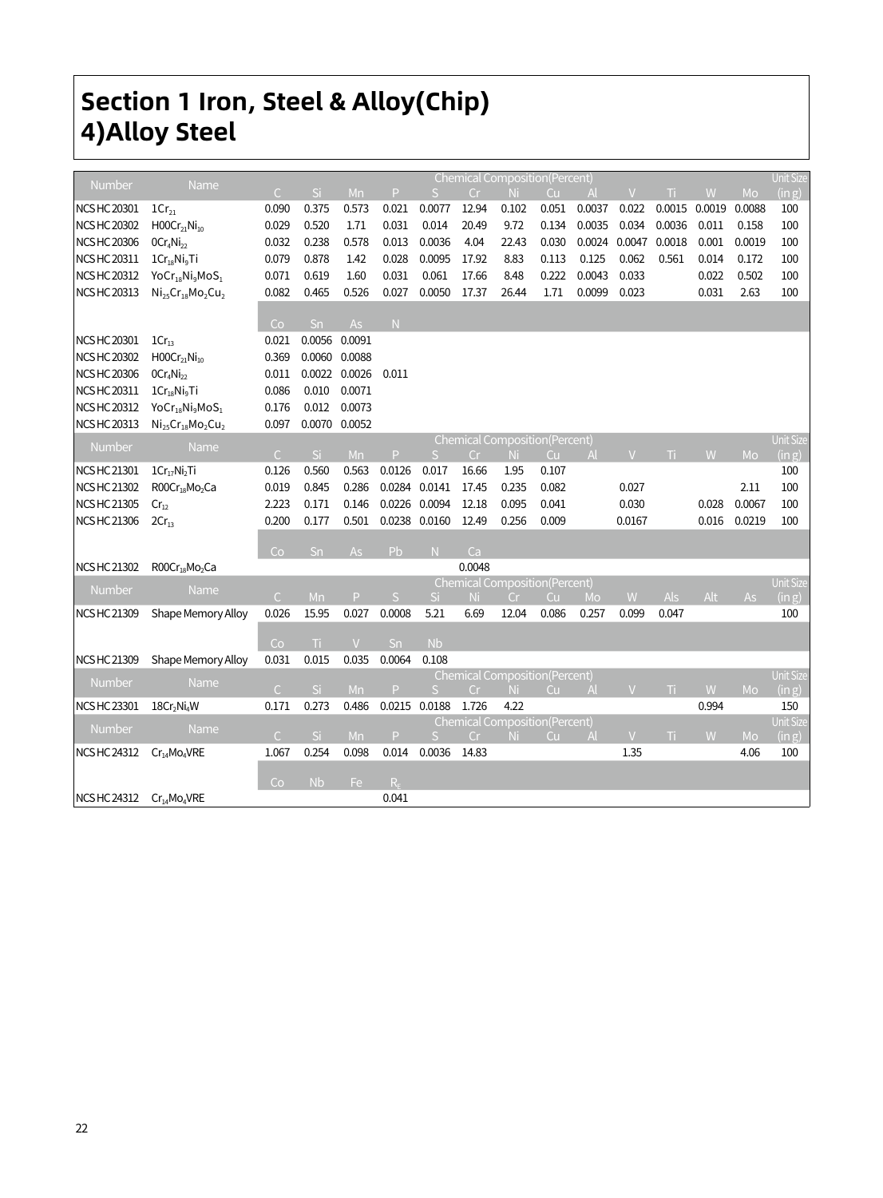# Section 1 Iron, Steel & Alloy(Chip)
## 4)Alloy Steel

| Number | Name | Chemical Composition(Percent) | | | | | | | | | | | | | Unit Size |
|---|---|---|---|---|---|---|---|---|---|---|---|---|---|---|---|
| | | C | Si | Mn | P | S | Cr | Ni | Cu | Al | V | Ti | W | Mo | (in g) |
| NCS HC 20301 | $1Cr_{21}$ | 0.090 | 0.375 | 0.573 | 0.021 | 0.0077 | 12.94 | 0.102 | 0.051 | 0.0037 | 0.022 | 0.0015 | 0.0019 | 0.0088 | 100 |
| NCS HC 20302 | $H00Cr_{21}Ni_{10}$ | 0.029 | 0.520 | 1.71 | 0.031 | 0.014 | 20.49 | 9.72 | 0.134 | 0.0035 | 0.034 | 0.0036 | 0.011 | 0.158 | 100 |
| NCS HC 20306 | $0Cr_4Ni_{22}$ | 0.032 | 0.238 | 0.578 | 0.013 | 0.0036 | 4.04 | 22.43 | 0.030 | 0.0024 | 0.0047 | 0.0018 | 0.001 | 0.0019 | 100 |
| NCS HC 20311 | $1Cr_{18}Ni_9Ti$ | 0.079 | 0.878 | 1.42 | 0.028 | 0.0095 | 17.92 | 8.83 | 0.113 | 0.125 | 0.062 | 0.561 | 0.014 | 0.172 | 100 |
| NCS HC 20312 | $YoCr_{18}Ni_9MoS_1$ | 0.071 | 0.619 | 1.60 | 0.031 | 0.061 | 17.66 | 8.48 | 0.222 | 0.0043 | 0.033 | | 0.022 | 0.502 | 100 |
| NCS HC 20313 | $Ni_{25}Cr_{18}Mo_2Cu_2$ | 0.082 | 0.465 | 0.526 | 0.027 | 0.0050 | 17.37 | 26.44 | 1.71 | 0.0099 | 0.023 | | 0.031 | 2.63 | 100 |
| | | Co | Sn | As | N | | | | | | | | | | |
| NCS HC 20301 | $1Cr_{13}$ | 0.021 | 0.0056 | 0.0091 | | | | | | | | | | | |
| NCS HC 20302 | $H00Cr_{21}Ni_{10}$ | 0.369 | 0.0060 | 0.0088 | | | | | | | | | | | |
| NCS HC 20306 | $0Cr_4Ni_{22}$ | 0.011 | 0.0022 | 0.0026 | 0.011 | | | | | | | | | | |
| NCS HC 20311 | $1Cr_{18}Ni_9Ti$ | 0.086 | 0.010 | 0.0071 | | | | | | | | | | | |
| NCS HC 20312 | $YoCr_{18}Ni_9MoS_1$ | 0.176 | 0.012 | 0.0073 | | | | | | | | | | | |
| NCS HC 20313 | $Ni_{25}Cr_{18}Mo_2Cu_2$ | 0.097 | 0.0070 | 0.0052 | | | | | | | | | | | |

| Number | Name | Chemical Composition(Percent) | | | | | | | | | | | | | Unit Size |
|---|---|---|---|---|---|---|---|---|---|---|---|---|---|---|---|
| | | C | Si | Mn | P | S | Cr | Ni | Cu | Al | V | Ti | W | Mo | (in g) |
| NCS HC 21301 | $1Cr_{17}Ni_2Ti$ | 0.126 | 0.560 | 0.563 | 0.0126 | 0.017 | 16.66 | 1.95 | 0.107 | | | | | | 100 |
| NCS HC 21302 | $R00Cr_{18}Mo_2Ca$ | 0.019 | 0.845 | 0.286 | 0.0284 | 0.0141 | 17.45 | 0.235 | 0.082 | | 0.027 | | | 2.11 | 100 |
| NCS HC 21305 | $Cr_{12}$ | 2.223 | 0.171 | 0.146 | 0.0226 | 0.0094 | 12.18 | 0.095 | 0.041 | | 0.030 | | 0.028 | 0.0067 | 100 |
| NCS HC 21306 | $2Cr_{13}$ | 0.200 | 0.177 | 0.501 | 0.0238 | 0.0160 | 12.49 | 0.256 | 0.009 | | 0.0167 | | 0.016 | 0.0219 | 100 |
| | | Co | Sn | As | Pb | N | Ca | | | | | | | | |
| NCS HC 21302 | $R00Cr_{18}Mo_2Ca$ | | | | | | 0.0048 | | | | | | | | |

| Number | Name | Chemical Composition(Percent) | | | | | | | | | | | | | Unit Size |
|---|---|---|---|---|---|---|---|---|---|---|---|---|---|---|---|
| | | C | Mn | P | S | Si | Ni | Cr | Cu | Mo | W | Als | Alt | As | (in g) |
| NCS HC 21309 | Shape Memory Alloy | 0.026 | 15.95 | 0.027 | 0.0008 | 5.21 | 6.69 | 12.04 | 0.086 | 0.257 | 0.099 | 0.047 | | | 100 |
| | | Co | Ti | V | Sn | Nb | | | | | | | | | |
| NCS HC 21309 | Shape Memory Alloy | 0.031 | 0.015 | 0.035 | 0.0064 | 0.108 | | | | | | | | | |

| Number | Name | Chemical Composition(Percent) | | | | | | | | | | | | | Unit Size |
|---|---|---|---|---|---|---|---|---|---|---|---|---|---|---|---|
| | | C | Si | Mn | P | S | Cr | Ni | Cu | Al | V | Ti | W | Mo | (in g) |
| NCS HC 23301 | $18Cr_2Ni_4W$ | 0.171 | 0.273 | 0.486 | 0.0215 | 0.0188 | 1.726 | 4.22 | | | | | 0.994 | | 150 |

| Number | Name | Chemical Composition(Percent) | | | | | | | | | | | | | Unit Size |
|---|---|---|---|---|---|---|---|---|---|---|---|---|---|---|---|
| | | C | Si | Mn | P | S | Cr | Ni | Cu | Al | V | Ti | W | Mo | (in g) |
| NCS HC 24312 | $Cr_{14}Mo_4VRE$ | 1.067 | 0.254 | 0.098 | 0.014 | 0.0036 | 14.83 | | | | 1.35 | | | 4.06 | 100 |
| | | Co | Nb | Fe | $R_E$ | | | | | | | | | | |
| NCS HC 24312 | $Cr_{14}Mo_4VRE$ | | | | 0.041 | | | | | | | | | | |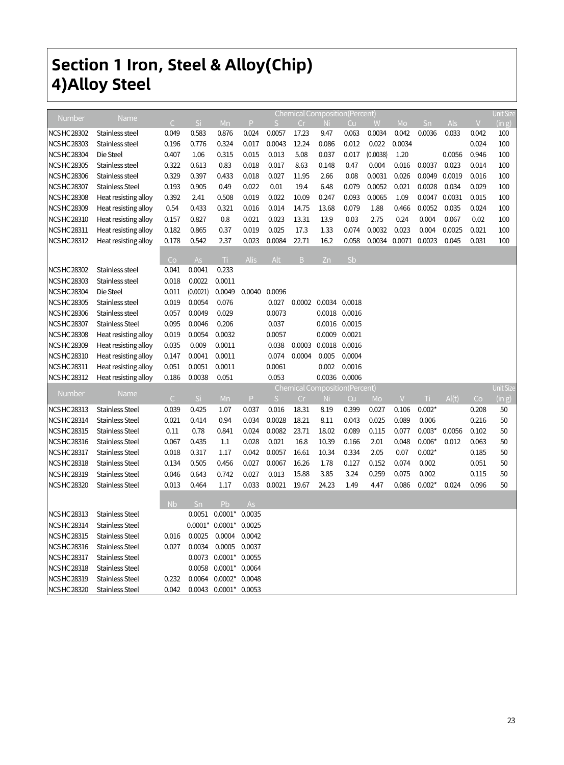# Section 1 Iron, Steel & Alloy(Chip)

## 4)Alloy Steel

| Number | Name | Chemical Composition(Percent) | | | | | | | | | | | | | Unit Size |
|---|---|---|---|---|---|---|---|---|---|---|---|---|---|---|---|
| | | C | Si | Mn | P | S | Cr | Ni | Cu | W | Mo | Sn | Als | V | (in g) |
| NCS HC 28302 | Stainless steel | 0.049 | 0.583 | 0.876 | 0.024 | 0.0057 | 17.23 | 9.47 | 0.063 | 0.0034 | 0.042 | 0.0036 | 0.033 | 0.042 | 100 |
| NCS HC 28303 | Stainless steel | 0.196 | 0.776 | 0.324 | 0.017 | 0.0043 | 12.24 | 0.086 | 0.012 | 0.022 | 0.0034 | | | 0.024 | 100 |
| NCS HC 28304 | Die Steel | 0.407 | 1.06 | 0.315 | 0.015 | 0.013 | 5.08 | 0.037 | 0.017 | (0.0038) | 1.20 | | 0.0056 | 0.946 | 100 |
| NCS HC 28305 | Stainless steel | 0.322 | 0.613 | 0.83 | 0.018 | 0.017 | 8.63 | 0.148 | 0.47 | 0.004 | 0.016 | 0.0037 | 0.023 | 0.014 | 100 |
| NCS HC 28306 | Stainless steel | 0.329 | 0.397 | 0.433 | 0.018 | 0.027 | 11.95 | 2.66 | 0.08 | 0.0031 | 0.026 | 0.0049 | 0.0019 | 0.016 | 100 |
| NCS HC 28307 | Stainless Steel | 0.193 | 0.905 | 0.49 | 0.022 | 0.01 | 19.4 | 6.48 | 0.079 | 0.0052 | 0.021 | 0.0028 | 0.034 | 0.029 | 100 |
| NCS HC 28308 | Heat resisting alloy | 0.392 | 2.41 | 0.508 | 0.019 | 0.022 | 10.09 | 0.247 | 0.093 | 0.0065 | 1.09 | 0.0047 | 0.0031 | 0.015 | 100 |
| NCS HC 28309 | Heat resisting alloy | 0.54 | 0.433 | 0.321 | 0.016 | 0.014 | 14.75 | 13.68 | 0.079 | 1.88 | 0.466 | 0.0052 | 0.035 | 0.024 | 100 |
| NCS HC 28310 | Heat resisting alloy | 0.157 | 0.827 | 0.8 | 0.021 | 0.023 | 13.31 | 13.9 | 0.03 | 2.75 | 0.24 | 0.004 | 0.067 | 0.02 | 100 |
| NCS HC 28311 | Heat resisting alloy | 0.182 | 0.865 | 0.37 | 0.019 | 0.025 | 17.3 | 1.33 | 0.074 | 0.0032 | 0.023 | 0.004 | 0.0025 | 0.021 | 100 |
| NCS HC 28312 | Heat resisting alloy | 0.178 | 0.542 | 2.37 | 0.023 | 0.0084 | 22.71 | 16.2 | 0.058 | 0.0034 | 0.0071 | 0.0023 | 0.045 | 0.031 | 100 |

| Number | Name | Co | As | Ti | Alis | Alt | B | Zn | Sb |
|---|---|---|---|---|---|---|---|---|---|
| NCS HC 28302 | Stainless steel | 0.041 | 0.0041 | 0.233 | | | | | |
| NCS HC 28303 | Stainless steel | 0.018 | 0.0022 | 0.0011 | | | | | |
| NCS HC 28304 | Die Steel | 0.011 | (0.0021) | 0.0049 | 0.0040 | 0.0096 | | | |
| NCS HC 28305 | Stainless steel | 0.019 | 0.0054 | 0.076 | | 0.027 | 0.0002 | 0.0034 | 0.0018 |
| NCS HC 28306 | Stainless steel | 0.057 | 0.0049 | 0.029 | | 0.0073 | | 0.0018 | 0.0016 |
| NCS HC 28307 | Stainless Steel | 0.095 | 0.0046 | 0.206 | | 0.037 | | 0.0016 | 0.0015 |
| NCS HC 28308 | Heat resisting alloy | 0.019 | 0.0054 | 0.0032 | | 0.0057 | | 0.0009 | 0.0021 |
| NCS HC 28309 | Heat resisting alloy | 0.035 | 0.009 | 0.0011 | | 0.038 | 0.0003 | 0.0018 | 0.0016 |
| NCS HC 28310 | Heat resisting alloy | 0.147 | 0.0041 | 0.0011 | | 0.074 | 0.0004 | 0.005 | 0.0004 |
| NCS HC 28311 | Heat resisting alloy | 0.051 | 0.0051 | 0.0011 | | 0.0061 | | 0.002 | 0.0016 |
| NCS HC 28312 | Heat resisting alloy | 0.186 | 0.0038 | 0.051 | | 0.053 | | 0.0036 | 0.0006 |

| Number | Name | Chemical Composition(Percent) | | | | | | | | | | | | | Unit Size |
|---|---|---|---|---|---|---|---|---|---|---|---|---|---|---|---|
| | | C | Si | Mn | P | S | Cr | Ni | Cu | Mo | V | Ti | Al(t) | Co | (in g) |
| NCS HC 28313 | Stainless Steel | 0.039 | 0.425 | 1.07 | 0.037 | 0.016 | 18.31 | 8.19 | 0.399 | 0.027 | 0.106 | 0.002* | | 0.208 | 50 |
| NCS HC 28314 | Stainless Steel | 0.021 | 0.414 | 0.94 | 0.034 | 0.0028 | 18.21 | 8.11 | 0.043 | 0.025 | 0.089 | 0.006 | | 0.216 | 50 |
| NCS HC 28315 | Stainless Steel | 0.11 | 0.78 | 0.841 | 0.024 | 0.0082 | 23.71 | 18.02 | 0.089 | 0.115 | 0.077 | 0.003* | 0.0056 | 0.102 | 50 |
| NCS HC 28316 | Stainless Steel | 0.067 | 0.435 | 1.1 | 0.028 | 0.021 | 16.8 | 10.39 | 0.166 | 2.01 | 0.048 | 0.006* | 0.012 | 0.063 | 50 |
| NCS HC 28317 | Stainless Steel | 0.018 | 0.317 | 1.17 | 0.042 | 0.0057 | 16.61 | 10.34 | 0.334 | 2.05 | 0.07 | 0.002* | | 0.185 | 50 |
| NCS HC 28318 | Stainless Steel | 0.134 | 0.505 | 0.456 | 0.027 | 0.0067 | 16.26 | 1.78 | 0.127 | 0.152 | 0.074 | 0.002 | | 0.051 | 50 |
| NCS HC 28319 | Stainless Steel | 0.046 | 0.643 | 0.742 | 0.027 | 0.013 | 15.88 | 3.85 | 3.24 | 0.259 | 0.075 | 0.002 | | 0.115 | 50 |
| NCS HC 28320 | Stainless Steel | 0.013 | 0.464 | 1.17 | 0.033 | 0.0021 | 19.67 | 24.23 | 1.49 | 4.47 | 0.086 | 0.002* | 0.024 | 0.096 | 50 |

| Number | Name | Nb | Sn | Pb | As |
|---|---|---|---|---|---|
| NCS HC 28313 | Stainless Steel | | 0.0051 | 0.0001* | 0.0035 |
| NCS HC 28314 | Stainless Steel | | 0.0001* | 0.0001* | 0.0025 |
| NCS HC 28315 | Stainless Steel | 0.016 | 0.0025 | 0.0004 | 0.0042 |
| NCS HC 28316 | Stainless Steel | 0.027 | 0.0034 | 0.0005 | 0.0037 |
| NCS HC 28317 | Stainless Steel | | 0.0073 | 0.0001* | 0.0055 |
| NCS HC 28318 | Stainless Steel | | 0.0058 | 0.0001* | 0.0064 |
| NCS HC 28319 | Stainless Steel | 0.232 | 0.0064 | 0.0002* | 0.0048 |
| NCS HC 28320 | Stainless Steel | 0.042 | 0.0043 | 0.0001* | 0.0053 |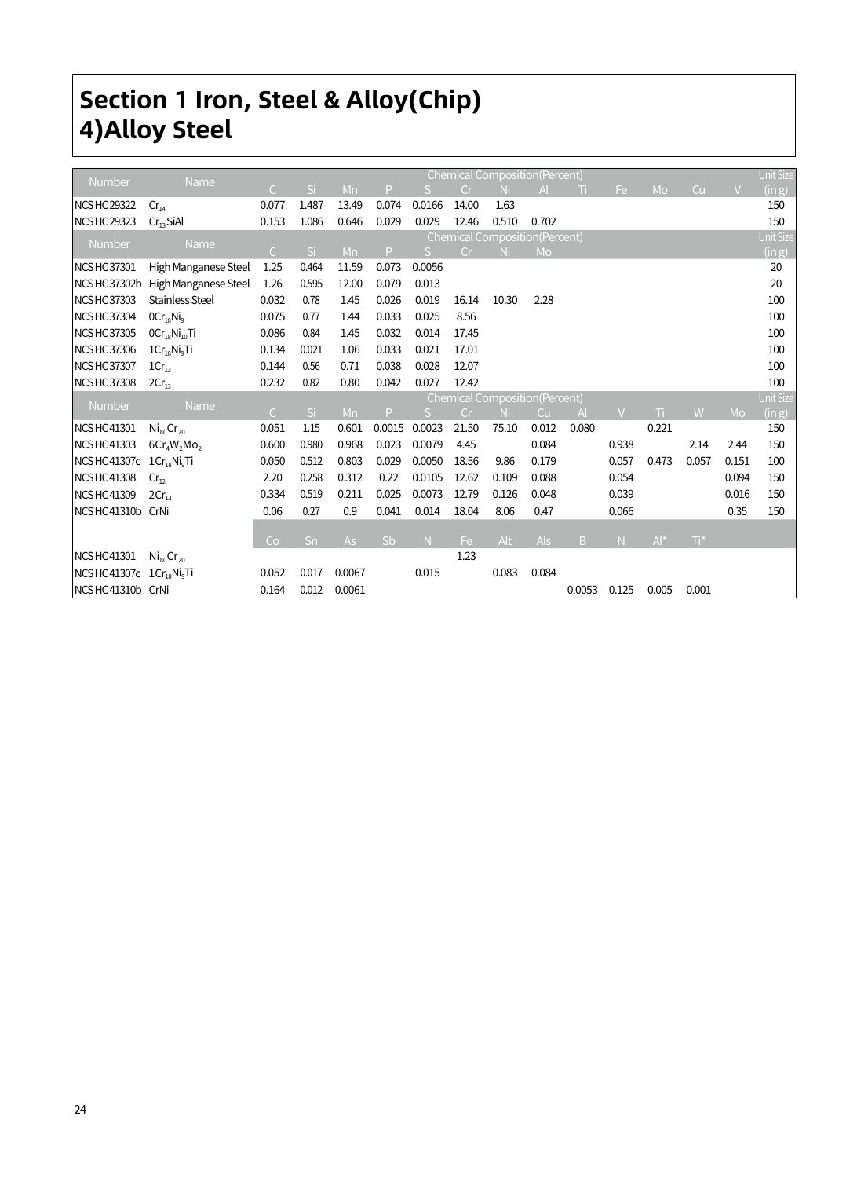# Section 1 Iron, Steel & Alloy(Chip)

## 4)Alloy Steel

| Number | Name | Chemical Composition(Percent) | | | | | | | | | | | | | Unit Size (in g) |
|---|---|---|---|---|---|---|---|---|---|---|---|---|---|---|---|
| | | C | Si | Mn | P | S | Cr | Ni | Al | Ti | Fe | Mo | Cu | V | |
| NCS HC 29322 | $Cr_{14}$ | 0.077 | 1.487 | 13.49 | 0.074 | 0.0166 | 14.00 | 1.63 | | | | | | | 150 |
| NCS HC 29323 | $Cr_{13}SiAl$ | 0.153 | 1.086 | 0.646 | 0.029 | 0.029 | 12.46 | 0.510 | 0.702 | | | | | | 150 |

| Number | Name | Chemical Composition(Percent) | | | | | | | | Unit Size (in g) |
|---|---|---|---|---|---|---|---|---|---|---|
| | | C | Si | Mn | P | S | Cr | Ni | Mo | |
| NCS HC 37301 | High Manganese Steel | 1.25 | 0.464 | 11.59 | 0.073 | 0.0056 | | | | 20 |
| NCS HC 37302b | High Manganese Steel | 1.26 | 0.595 | 12.00 | 0.079 | 0.013 | | | | 20 |
| NCS HC 37303 | Stainless Steel | 0.032 | 0.78 | 1.45 | 0.026 | 0.019 | 16.14 | 10.30 | 2.28 | 100 |
| NCS HC 37304 | $0Cr_{18}Ni_9$ | 0.075 | 0.77 | 1.44 | 0.033 | 0.025 | 8.56 | | | 100 |
| NCS HC 37305 | $0Cr_{18}Ni_{10}Ti$ | 0.086 | 0.84 | 1.45 | 0.032 | 0.014 | 17.45 | | | 100 |
| NCS HC 37306 | $1Cr_{18}Ni_9Ti$ | 0.134 | 0.021 | 1.06 | 0.033 | 0.021 | 17.01 | | | 100 |
| NCS HC 37307 | $1Cr_{13}$ | 0.144 | 0.56 | 0.71 | 0.038 | 0.028 | 12.07 | | | 100 |
| NCS HC 37308 | $2Cr_{13}$ | 0.232 | 0.82 | 0.80 | 0.042 | 0.027 | 12.42 | | | 100 |

| Number | Name | Chemical Composition(Percent) | | | | | | | | | | | | | Unit Size (in g) |
|---|---|---|---|---|---|---|---|---|---|---|---|---|---|---|---|
| | | C | Si | Mn | P | S | Cr | Ni | Cu | Al | V | Ti | W | Mo | |
| NCS HC 41301 | $Ni_{80}Cr_{20}$ | 0.051 | 1.15 | 0.601 | 0.0015 | 0.0023 | 21.50 | 75.10 | 0.012 | 0.080 | | 0.221 | | | 150 |
| NCS HC 41303 | $6Cr_4W_2Mo_2$ | 0.600 | 0.980 | 0.968 | 0.023 | 0.0079 | 4.45 | | 0.084 | | 0.938 | | 2.14 | 2.44 | 150 |
| NCS HC 41307c | $1Cr_{18}Ni_9Ti$ | 0.050 | 0.512 | 0.803 | 0.029 | 0.0050 | 18.56 | 9.86 | 0.179 | | 0.057 | 0.473 | 0.057 | 0.151 | 100 |
| NCS HC 41308 | $Cr_{12}$ | 2.20 | 0.258 | 0.312 | 0.22 | 0.0105 | 12.62 | 0.109 | 0.088 | | 0.054 | | | 0.094 | 150 |
| NCS HC 41309 | $2Cr_{13}$ | 0.334 | 0.519 | 0.211 | 0.025 | 0.0073 | 12.79 | 0.126 | 0.048 | | 0.039 | | | 0.016 | 150 |
| NCS HC 41310b | CrNi | 0.06 | 0.27 | 0.9 | 0.041 | 0.014 | 18.04 | 8.06 | 0.47 | | 0.066 | | | 0.35 | 150 |
| | | Co | Sn | As | Sb | N | Fe | Alt | Als | B | N | Al* | Ti* | | |
| NCS HC 41301 | $Ni_{80}Cr_{20}$ | | | | | | 1.23 | | | | | | | | |
| NCS HC 41307c | $1Cr_{18}Ni_9Ti$ | 0.052 | 0.017 | 0.0067 | | 0.015 | | 0.083 | 0.084 | | | | | | |
| NCS HC 41310b | CrNi | 0.164 | 0.012 | 0.0061 | | | | | | 0.0053 | 0.125 | 0.005 | 0.001 | | |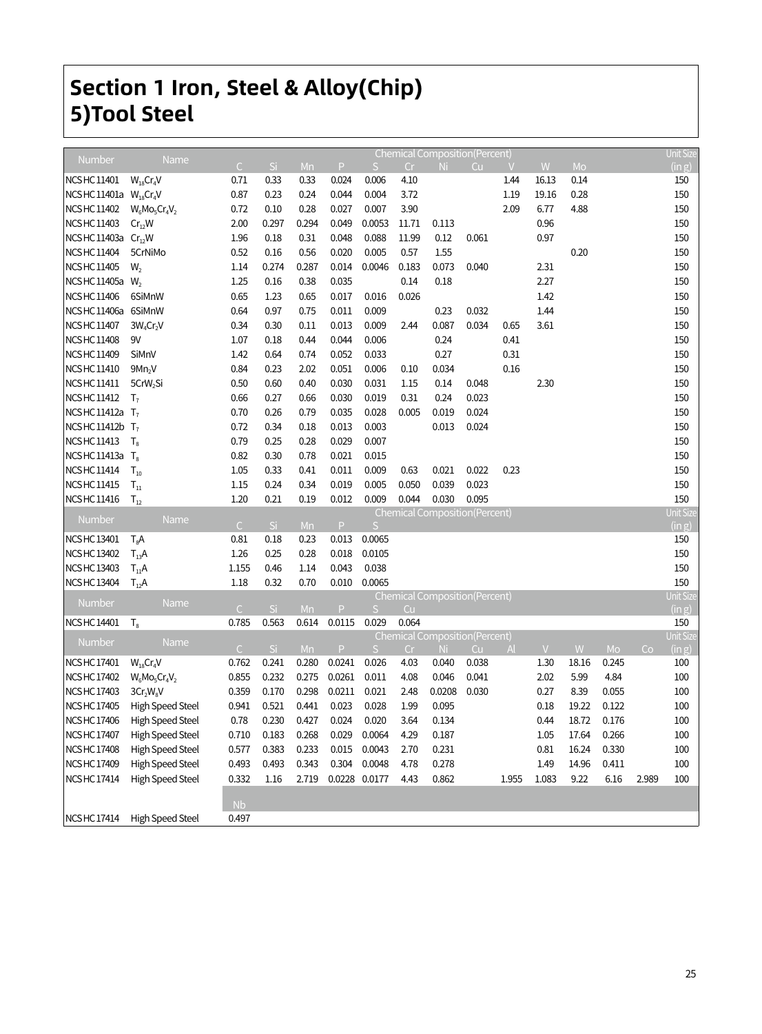# Section 1 Iron, Steel & Alloy(Chip)
# 5)Tool Steel

| Number | Name | Chemical Composition(Percent) | | | | | | | | | | | Unit Size |
|---|---|---|---|---|---|---|---|---|---|---|---|---|---|
| | | C | Si | Mn | P | S | Cr | Ni | Cu | V | W | Mo | (in g) |
| NCS HC 11401 | $W_{18}Cr_4V$ | 0.71 | 0.33 | 0.33 | 0.024 | 0.006 | 4.10 | | | 1.44 | 16.13 | 0.14 | 150 |
| NCS HC 11401a | $W_{18}Cr_4V$ | 0.87 | 0.23 | 0.24 | 0.044 | 0.004 | 3.72 | | | 1.19 | 19.16 | 0.28 | 150 |
| NCS HC 11402 | $W_6Mo_5Cr_4V_2$ | 0.72 | 0.10 | 0.28 | 0.027 | 0.007 | 3.90 | | | 2.09 | 6.77 | 4.88 | 150 |
| NCS HC 11403 | $Cr_{12}W$ | 2.00 | 0.297 | 0.294 | 0.049 | 0.0053 | 11.71 | 0.113 | | | 0.96 | | 150 |
| NCS HC 11403a | $Cr_{12}W$ | 1.96 | 0.18 | 0.31 | 0.048 | 0.088 | 11.99 | 0.12 | 0.061 | | 0.97 | | 150 |
| NCS HC 11404 | 5CrNiMo | 0.52 | 0.16 | 0.56 | 0.020 | 0.005 | 0.57 | 1.55 | | | | 0.20 | 150 |
| NCS HC 11405 | $W_2$ | 1.14 | 0.274 | 0.287 | 0.014 | 0.0046 | 0.183 | 0.073 | 0.040 | | 2.31 | | 150 |
| NCS HC 11405a | $W_2$ | 1.25 | 0.16 | 0.38 | 0.035 | | 0.14 | 0.18 | | | 2.27 | | 150 |
| NCS HC 11406 | 6SiMnW | 0.65 | 1.23 | 0.65 | 0.017 | 0.016 | 0.026 | | | | 1.42 | | 150 |
| NCS HC 11406a | 6SiMnW | 0.64 | 0.97 | 0.75 | 0.011 | 0.009 | | 0.23 | 0.032 | | 1.44 | | 150 |
| NCS HC 11407 | $3W_4Cr_2V$ | 0.34 | 0.30 | 0.11 | 0.013 | 0.009 | 2.44 | 0.087 | 0.034 | 0.65 | 3.61 | | 150 |
| NCS HC 11408 | 9V | 1.07 | 0.18 | 0.44 | 0.044 | 0.006 | | 0.24 | | 0.41 | | | 150 |
| NCS HC 11409 | SiMnV | 1.42 | 0.64 | 0.74 | 0.052 | 0.033 | | 0.27 | | 0.31 | | | 150 |
| NCS HC 11410 | $9Mn_2V$ | 0.84 | 0.23 | 2.02 | 0.051 | 0.006 | 0.10 | 0.034 | | 0.16 | | | 150 |
| NCS HC 11411 | $5CrW_2Si$ | 0.50 | 0.60 | 0.40 | 0.030 | 0.031 | 1.15 | 0.14 | 0.048 | | 2.30 | | 150 |
| NCS HC 11412 | $T_7$ | 0.66 | 0.27 | 0.66 | 0.030 | 0.019 | 0.31 | 0.24 | 0.023 | | | | 150 |
| NCS HC 11412a | $T_7$ | 0.70 | 0.26 | 0.79 | 0.035 | 0.028 | 0.005 | 0.019 | 0.024 | | | | 150 |
| NCS HC 11412b | $T_7$ | 0.72 | 0.34 | 0.18 | 0.013 | 0.003 | | 0.013 | 0.024 | | | | 150 |
| NCS HC 11413 | $T_8$ | 0.79 | 0.25 | 0.28 | 0.029 | 0.007 | | | | | | | 150 |
| NCS HC 11413a | $T_8$ | 0.82 | 0.30 | 0.78 | 0.021 | 0.015 | | | | | | | 150 |
| NCS HC 11414 | $T_{10}$ | 1.05 | 0.33 | 0.41 | 0.011 | 0.009 | 0.63 | 0.021 | 0.022 | 0.23 | | | 150 |
| NCS HC 11415 | $T_{11}$ | 1.15 | 0.24 | 0.34 | 0.019 | 0.005 | 0.050 | 0.039 | 0.023 | | | | 150 |
| NCS HC 11416 | $T_{12}$ | 1.20 | 0.21 | 0.19 | 0.012 | 0.009 | 0.044 | 0.030 | 0.095 | | | | 150 |

| Number | Name | Chemical Composition(Percent) | | | | | Unit Size |
|---|---|---|---|---|---|---|---|
| | | C | Si | Mn | P | S | (in g) |
| NCS HC 13401 | $T_8A$ | 0.81 | 0.18 | 0.23 | 0.013 | 0.0065 | 150 |
| NCS HC 13402 | $T_{13}A$ | 1.26 | 0.25 | 0.28 | 0.018 | 0.0105 | 150 |
| NCS HC 13403 | $T_{11}A$ | 1.155 | 0.46 | 1.14 | 0.043 | 0.038 | 150 |
| NCS HC 13404 | $T_{12}A$ | 1.18 | 0.32 | 0.70 | 0.010 | 0.0065 | 150 |

| Number | Name | Chemical Composition(Percent) | | | | | | Unit Size |
|---|---|---|---|---|---|---|---|---|
| | | C | Si | Mn | P | S | Cu | (in g) |
| NCS HC 14401 | $T_8$ | 0.785 | 0.563 | 0.614 | 0.0115 | 0.029 | 0.064 | 150 |

| Number | Name | Chemical Composition(Percent) | | | | | | | | | | | | | Unit Size |
|---|---|---|---|---|---|---|---|---|---|---|---|---|---|---|---|
| | | C | Si | Mn | P | S | Cr | Ni | Cu | Al | V | W | Mo | Co | (in g) |
| NCS HC 17401 | $W_{18}Cr_4V$ | 0.762 | 0.241 | 0.280 | 0.0241 | 0.026 | 4.03 | 0.040 | 0.038 | | 1.30 | 18.16 | 0.245 | | 100 |
| NCS HC 17402 | $W_6Mo_5Cr_4V_2$ | 0.855 | 0.232 | 0.275 | 0.0261 | 0.011 | 4.08 | 0.046 | 0.041 | | 2.02 | 5.99 | 4.84 | | 100 |
| NCS HC 17403 | $3Cr_2W_8V$ | 0.359 | 0.170 | 0.298 | 0.0211 | 0.021 | 2.48 | 0.0208 | 0.030 | | 0.27 | 8.39 | 0.055 | | 100 |
| NCS HC 17405 | High Speed Steel | 0.941 | 0.521 | 0.441 | 0.023 | 0.028 | 1.99 | 0.095 | | | 0.18 | 19.22 | 0.122 | | 100 |
| NCS HC 17406 | High Speed Steel | 0.78 | 0.230 | 0.427 | 0.024 | 0.020 | 3.64 | 0.134 | | | 0.44 | 18.72 | 0.176 | | 100 |
| NCS HC 17407 | High Speed Steel | 0.710 | 0.183 | 0.268 | 0.029 | 0.0064 | 4.29 | 0.187 | | | 1.05 | 17.64 | 0.266 | | 100 |
| NCS HC 17408 | High Speed Steel | 0.577 | 0.383 | 0.233 | 0.015 | 0.0043 | 2.70 | 0.231 | | | 0.81 | 16.24 | 0.330 | | 100 |
| NCS HC 17409 | High Speed Steel | 0.493 | 0.493 | 0.343 | 0.304 | 0.0048 | 4.78 | 0.278 | | | 1.49 | 14.96 | 0.411 | | 100 |
| NCS HC 17414 | High Speed Steel | 0.332 | 1.16 | 2.719 | 0.0228 | 0.0177 | 4.43 | 0.862 | | 1.955 | 1.083 | 9.22 | 6.16 | 2.989 | 100 |
| | | Nb | | | | | | | | | | | | | |
| NCS HC 17414 | High Speed Steel | 0.497 | | | | | | | | | | | | | |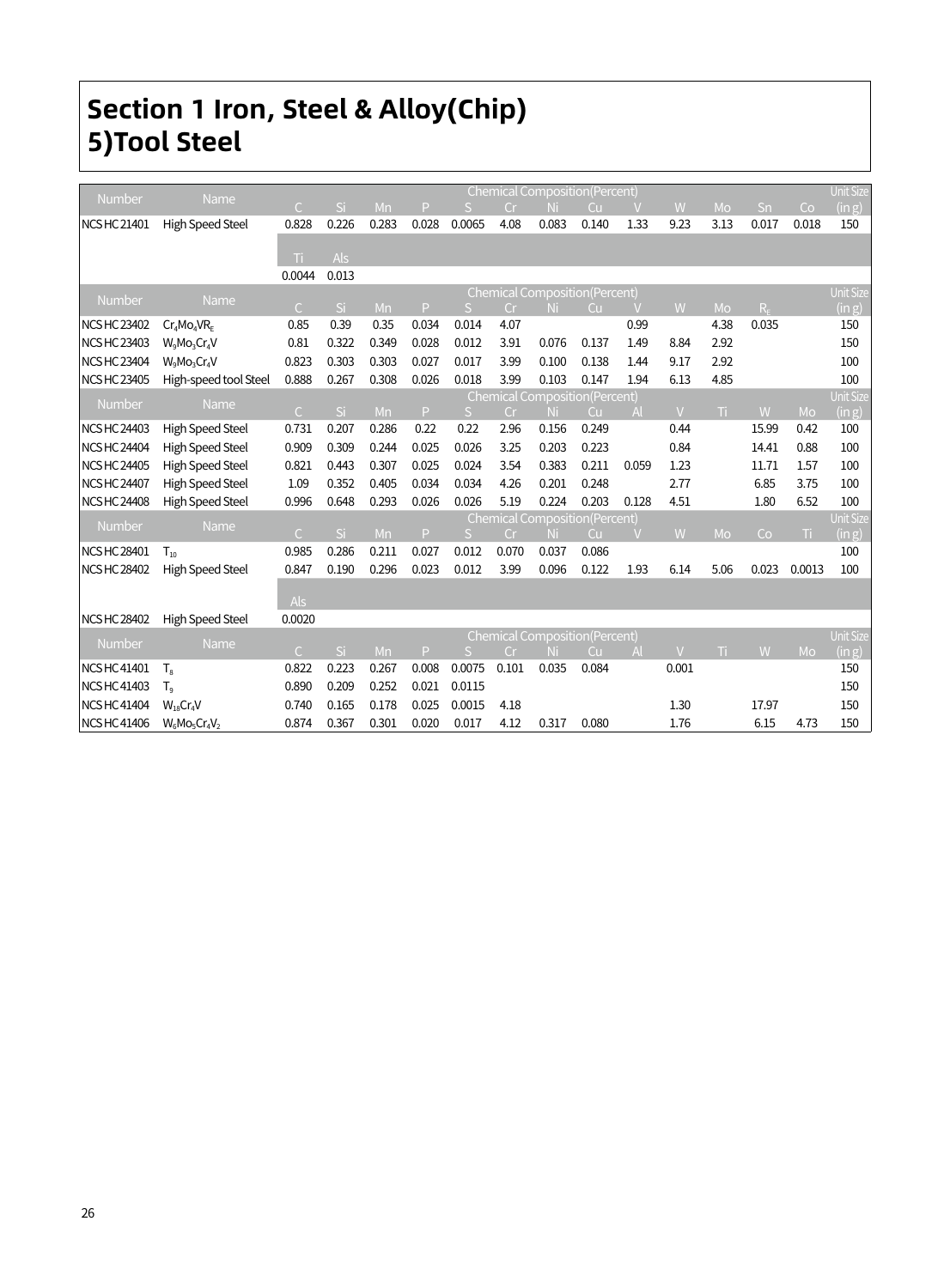# Section 1 Iron, Steel & Alloy(Chip)
## 5)Tool Steel

| Number | Name | Chemical Composition(Percent) | | | | | | | | | | | | | Unit Size (in g) |
|---|---|---|---|---|---|---|---|---|---|---|---|---|---|---|---|
| | | C | Si | Mn | P | S | Cr | Ni | Cu | V | W | Mo | Sn | Co | |
| NCS HC 21401 | High Speed Steel | 0.828 | 0.226 | 0.283 | 0.028 | 0.0065 | 4.08 | 0.083 | 0.140 | 1.33 | 9.23 | 3.13 | 0.017 | 0.018 | 150 |
| | | Ti | Als | | | | | | | | | | | | |
| | | 0.0044 | 0.013 | | | | | | | | | | | | |

| Number | Name | Chemical Composition(Percent) | | | | | | | | | | | | Unit Size (in g) |
|---|---|---|---|---|---|---|---|---|---|---|---|---|---|---|
| | | C | Si | Mn | P | S | Cr | Ni | Cu | V | W | Mo | $R_E$ | |
| NCS HC 23402 | $Cr_4Mo_4VR_E$ | 0.85 | 0.39 | 0.35 | 0.034 | 0.014 | 4.07 | | | 0.99 | | 4.38 | 0.035 | 150 |
| NCS HC 23403 | $W_9Mo_3Cr_4V$ | 0.81 | 0.322 | 0.349 | 0.028 | 0.012 | 3.91 | 0.076 | 0.137 | 1.49 | 8.84 | 2.92 | | 150 |
| NCS HC 23404 | $W_9Mo_3Cr_4V$ | 0.823 | 0.303 | 0.303 | 0.027 | 0.017 | 3.99 | 0.100 | 0.138 | 1.44 | 9.17 | 2.92 | | 100 |
| NCS HC 23405 | High-speed tool Steel | 0.888 | 0.267 | 0.308 | 0.026 | 0.018 | 3.99 | 0.103 | 0.147 | 1.94 | 6.13 | 4.85 | | 100 |

| Number | Name | Chemical Composition(Percent) | | | | | | | | | | | | Unit Size (in g) |
|---|---|---|---|---|---|---|---|---|---|---|---|---|---|---|
| | | C | Si | Mn | P | S | Cr | Ni | Cu | Al | V | Ti | W | Mo | |
| NCS HC 24403 | High Speed Steel | 0.731 | 0.207 | 0.286 | 0.22 | 0.22 | 2.96 | 0.156 | 0.249 | | 0.44 | | 15.99 | 0.42 | 100 |
| NCS HC 24404 | High Speed Steel | 0.909 | 0.309 | 0.244 | 0.025 | 0.026 | 3.25 | 0.203 | 0.223 | | 0.84 | | 14.41 | 0.88 | 100 |
| NCS HC 24405 | High Speed Steel | 0.821 | 0.443 | 0.307 | 0.025 | 0.024 | 3.54 | 0.383 | 0.211 | 0.059 | 1.23 | | 11.71 | 1.57 | 100 |
| NCS HC 24407 | High Speed Steel | 1.09 | 0.352 | 0.405 | 0.034 | 0.034 | 4.26 | 0.201 | 0.248 | | 2.77 | | 6.85 | 3.75 | 100 |
| NCS HC 24408 | High Speed Steel | 0.996 | 0.648 | 0.293 | 0.026 | 0.026 | 5.19 | 0.224 | 0.203 | 0.128 | 4.51 | | 1.80 | 6.52 | 100 |

| Number | Name | Chemical Composition(Percent) | | | | | | | | | | | | | Unit Size (in g) |
|---|---|---|---|---|---|---|---|---|---|---|---|---|---|---|---|
| | | C | Si | Mn | P | S | Cr | Ni | Cu | V | W | Mo | Co | Ti | |
| NCS HC 28401 | $T_{10}$ | 0.985 | 0.286 | 0.211 | 0.027 | 0.012 | 0.070 | 0.037 | 0.086 | | | | | | 100 |
| NCS HC 28402 | High Speed Steel | 0.847 | 0.190 | 0.296 | 0.023 | 0.012 | 3.99 | 0.096 | 0.122 | 1.93 | 6.14 | 5.06 | 0.023 | 0.0013 | 100 |
| | | Als | | | | | | | | | | | | | |
| NCS HC 28402 | High Speed Steel | 0.0020 | | | | | | | | | | | | | |

| Number | Name | Chemical Composition(Percent) | | | | | | | | | | | | | Unit Size (in g) |
|---|---|---|---|---|---|---|---|---|---|---|---|---|---|---|---|
| | | C | Si | Mn | P | S | Cr | Ni | Cu | Al | V | Ti | W | Mo | |
| NCS HC 41401 | $T_8$ | 0.822 | 0.223 | 0.267 | 0.008 | 0.0075 | 0.101 | 0.035 | 0.084 | | 0.001 | | | | 150 |
| NCS HC 41403 | $T_9$ | 0.890 | 0.209 | 0.252 | 0.021 | 0.0115 | | | | | | | | | 150 |
| NCS HC 41404 | $W_{18}Cr_4V$ | 0.740 | 0.165 | 0.178 | 0.025 | 0.0015 | 4.18 | | | | 1.30 | | 17.97 | | 150 |
| NCS HC 41406 | $W_6Mo_5Cr_4V_2$ | 0.874 | 0.367 | 0.301 | 0.020 | 0.017 | 4.12 | 0.317 | 0.080 | | 1.76 | | 6.15 | 4.73 | 150 |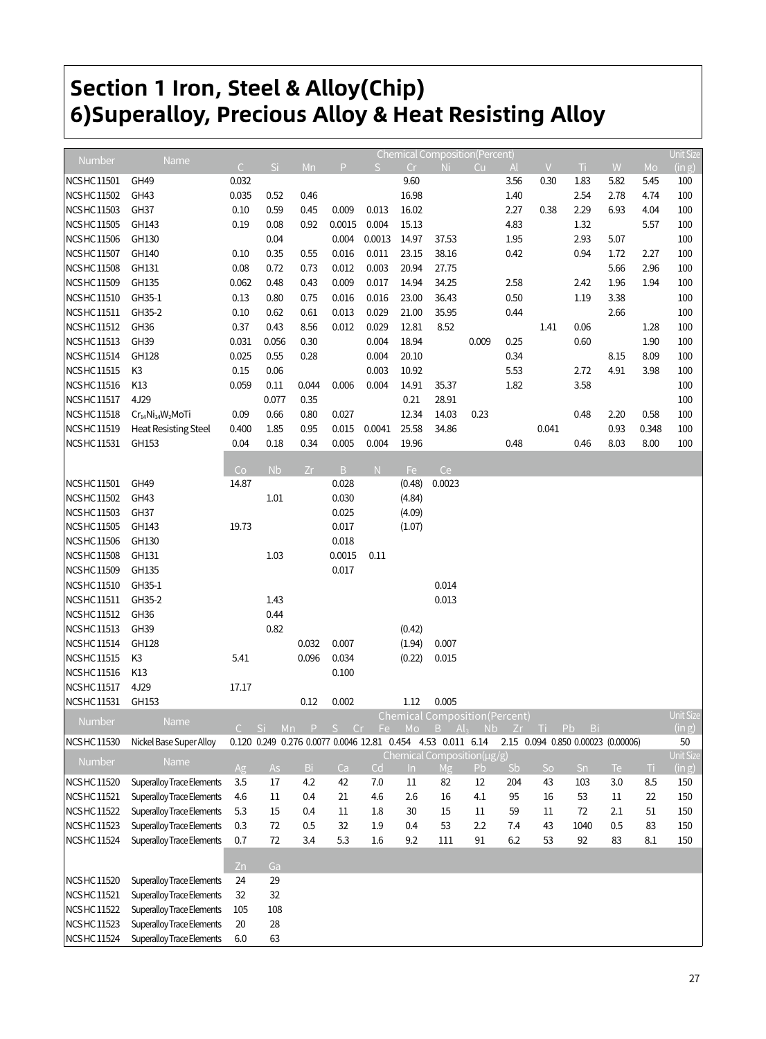# Section 1 Iron, Steel & Alloy(Chip)
# 6)Superalloy, Precious Alloy & Heat Resisting Alloy

| Number | Name | Chemical Composition(Percent) | | | | | | | | | | | | | Unit Size (in g) |
|---|---|---|---|---|---|---|---|---|---|---|---|---|---|---|---|
| | | C | Si | Mn | P | S | Cr | Ni | Cu | Al | V | Ti | W | Mo | |
| NCS HC 11501 | GH49 | 0.032 | | | | | 9.60 | | | 3.56 | 0.30 | 1.83 | 5.82 | 5.45 | 100 |
| NCS HC 11502 | GH43 | 0.035 | 0.52 | 0.46 | | | 16.98 | | | 1.40 | | 2.54 | 2.78 | 4.74 | 100 |
| NCS HC 11503 | GH37 | 0.10 | 0.59 | 0.45 | 0.009 | 0.013 | 16.02 | | | 2.27 | 0.38 | 2.29 | 6.93 | 4.04 | 100 |
| NCS HC 11505 | GH143 | 0.19 | 0.08 | 0.92 | 0.0015 | 0.004 | 15.13 | | | 4.83 | | 1.32 | | 5.57 | 100 |
| NCS HC 11506 | GH130 | | 0.04 | | 0.004 | 0.0013 | 14.97 | 37.53 | | 1.95 | | 2.93 | 5.07 | | 100 |
| NCS HC 11507 | GH140 | 0.10 | 0.35 | 0.55 | 0.016 | 0.011 | 23.15 | 38.16 | | 0.42 | | 0.94 | 1.72 | 2.27 | 100 |
| NCS HC 11508 | GH131 | 0.08 | 0.72 | 0.73 | 0.012 | 0.003 | 20.94 | 27.75 | | | | | 5.66 | 2.96 | 100 |
| NCS HC 11509 | GH135 | 0.062 | 0.48 | 0.43 | 0.009 | 0.017 | 14.94 | 34.25 | | 2.58 | | 2.42 | 1.96 | 1.94 | 100 |
| NCS HC 11510 | GH35-1 | 0.13 | 0.80 | 0.75 | 0.016 | 0.016 | 23.00 | 36.43 | | 0.50 | | 1.19 | 3.38 | | 100 |
| NCS HC 11511 | GH35-2 | 0.10 | 0.62 | 0.61 | 0.013 | 0.029 | 21.00 | 35.95 | | 0.44 | | | 2.66 | | 100 |
| NCS HC 11512 | GH36 | 0.37 | 0.43 | 8.56 | 0.012 | 0.029 | 12.81 | 8.52 | | | 1.41 | 0.06 | | 1.28 | 100 |
| NCS HC 11513 | GH39 | 0.031 | 0.056 | 0.30 | | 0.004 | 18.94 | | 0.009 | 0.25 | | 0.60 | | 1.90 | 100 |
| NCS HC 11514 | GH128 | 0.025 | 0.55 | 0.28 | | 0.004 | 20.10 | | | 0.34 | | | 8.15 | 8.09 | 100 |
| NCS HC 11515 | K3 | 0.15 | 0.06 | | | 0.003 | 10.92 | | | 5.53 | | 2.72 | 4.91 | 3.98 | 100 |
| NCS HC 11516 | K13 | 0.059 | 0.11 | 0.044 | 0.006 | 0.004 | 14.91 | 35.37 | | 1.82 | | 3.58 | | | 100 |
| NCS HC 11517 | 4J29 | | 0.077 | 0.35 | | | 0.21 | 28.91 | | | | | | | 100 |
| NCS HC 11518 | $Cr_{14}Ni_{14}W_2MoTi$ | 0.09 | 0.66 | 0.80 | 0.027 | | 12.34 | 14.03 | 0.23 | | | 0.48 | 2.20 | 0.58 | 100 |
| NCS HC 11519 | Heat Resisting Steel | 0.400 | 1.85 | 0.95 | 0.015 | 0.0041 | 25.58 | 34.86 | | | 0.041 | | 0.93 | 0.348 | 100 |
| NCS HC 11531 | GH153 | 0.04 | 0.18 | 0.34 | 0.005 | 0.004 | 19.96 | | | 0.48 | | 0.46 | 8.03 | 8.00 | 100 |

| Number | Name | Co | Nb | Zr | B | N | Fe | Ce |
|---|---|---|---|---|---|---|---|---|
| NCS HC 11501 | GH49 | 14.87 | | | 0.028 | | (0.48) | 0.0023 |
| NCS HC 11502 | GH43 | | 1.01 | | 0.030 | | (4.84) | |
| NCS HC 11503 | GH37 | | | | 0.025 | | (4.09) | |
| NCS HC 11505 | GH143 | 19.73 | | | 0.017 | | (1.07) | |
| NCS HC 11506 | GH130 | | | | 0.018 | | | |
| NCS HC 11508 | GH131 | | 1.03 | | 0.0015 | 0.11 | | |
| NCS HC 11509 | GH135 | | | | 0.017 | | | |
| NCS HC 11510 | GH35-1 | | | | | | | 0.014 |
| NCS HC 11511 | GH35-2 | | 1.43 | | | | | 0.013 |
| NCS HC 11512 | GH36 | | 0.44 | | | | | |
| NCS HC 11513 | GH39 | | 0.82 | | | | (0.42) | |
| NCS HC 11514 | GH128 | | | 0.032 | 0.007 | | (1.94) | 0.007 |
| NCS HC 11515 | K3 | 5.41 | | 0.096 | 0.034 | | (0.22) | 0.015 |
| NCS HC 11516 | K13 | | | | 0.100 | | | |
| NCS HC 11517 | 4J29 | 17.17 | | | | | | |
| NCS HC 11531 | GH153 | | | 0.12 | 0.002 | | 1.12 | 0.005 |

| Number | Name | Chemical Composition(Percent) | | | | | | | | | | | | | | | Unit Size (in g) |
|---|---|---|---|---|---|---|---|---|---|---|---|---|---|---|---|---|---|
| | | C | Si | Mn | P | S | Cr | Fe | Mo | B | Al | Nb | Zr | Ti | Pb | Bi | |
| NCS HC 11530 | Nickel Base Super Alloy | 0.120 | 0.249 | 0.276 | 0.0077 | 0.0046 | 12.81 | 0.454 | 4.53 | 0.011 | 6.14 | 2.15 | 0.094 | 0.850 | 0.00023 | (0.00006) | 50 |

| Number | Name | Chemical Composition(μg/g) | | | | | | | | | | | | | Unit Size (in g) |
|---|---|---|---|---|---|---|---|---|---|---|---|---|---|---|---|
| | | Ag | As | Bi | Ca | Cd | In | Mg | Pb | Sb | So | Sn | Te | Ti | |
| NCS HC 11520 | Superalloy Trace Elements | 3.5 | 17 | 4.2 | 42 | 7.0 | 11 | 82 | 12 | 204 | 43 | 103 | 3.0 | 8.5 | 150 |
| NCS HC 11521 | Superalloy Trace Elements | 4.6 | 11 | 0.4 | 21 | 4.6 | 2.6 | 16 | 4.1 | 95 | 16 | 53 | 11 | 22 | 150 |
| NCS HC 11522 | Superalloy Trace Elements | 5.3 | 15 | 0.4 | 11 | 1.8 | 30 | 15 | 11 | 59 | 11 | 72 | 2.1 | 51 | 150 |
| NCS HC 11523 | Superalloy Trace Elements | 0.3 | 72 | 0.5 | 32 | 1.9 | 0.4 | 53 | 2.2 | 7.4 | 43 | 1040 | 0.5 | 83 | 150 |
| NCS HC 11524 | Superalloy Trace Elements | 0.7 | 72 | 3.4 | 5.3 | 1.6 | 9.2 | 111 | 91 | 6.2 | 53 | 92 | 83 | 8.1 | 150 |

| Number | Name | Zn | Ga |
|---|---|---|---|
| NCS HC 11520 | Superalloy Trace Elements | 24 | 29 |
| NCS HC 11521 | Superalloy Trace Elements | 32 | 32 |
| NCS HC 11522 | Superalloy Trace Elements | 105 | 108 |
| NCS HC 11523 | Superalloy Trace Elements | 20 | 28 |
| NCS HC 11524 | Superalloy Trace Elements | 6.0 | 63 |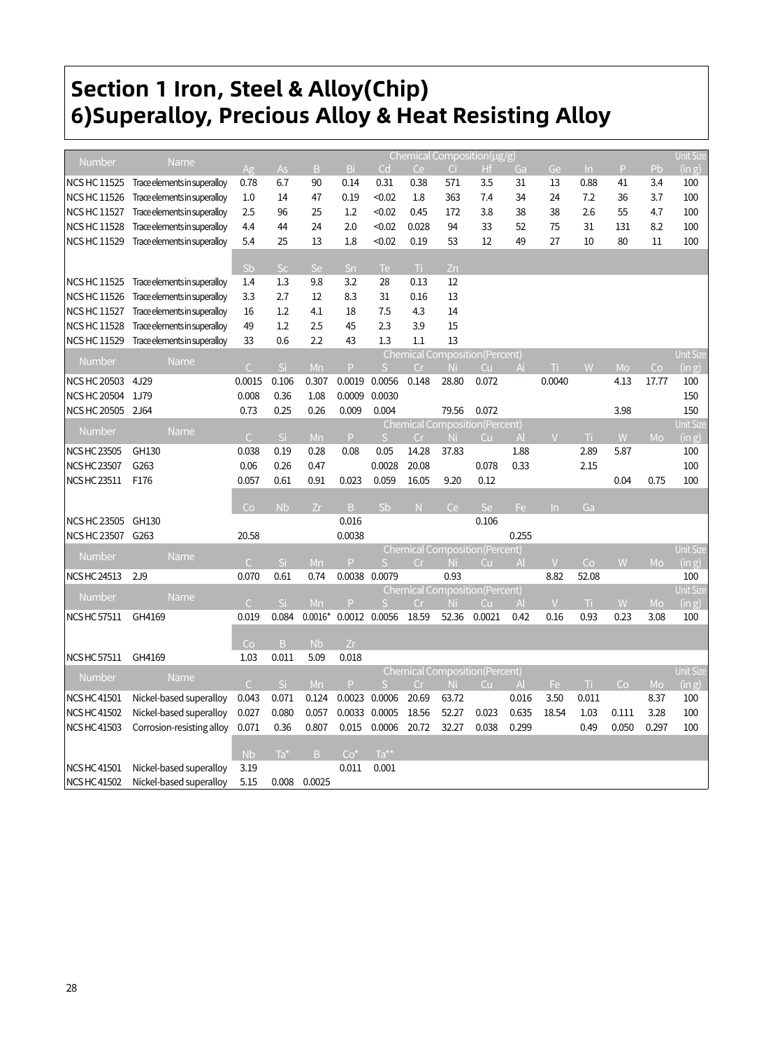# Section 1 Iron, Steel & Alloy(Chip)

# 6)Superalloy, Precious Alloy & Heat Resisting Alloy

| Number | Name | Chemical Composition(μg/g) | | | | | | | | | | | | | Unit Size |
|---|---|---|---|---|---|---|---|---|---|---|---|---|---|---|---|
| | | Ag | As | B | Bi | Cd | Ce | Ci | Hf | Ga | Ge | In | P | Pb | (in g) |
| NCS HC 11525 | Trace elements in superalloy | 0.78 | 6.7 | 90 | 0.14 | 0.31 | 0.38 | 571 | 3.5 | 31 | 13 | 0.88 | 41 | 3.4 | 100 |
| NCS HC 11526 | Trace elements in superalloy | 1.0 | 14 | 47 | 0.19 | <0.02 | 1.8 | 363 | 7.4 | 34 | 24 | 7.2 | 36 | 3.7 | 100 |
| NCS HC 11527 | Trace elements in superalloy | 2.5 | 96 | 25 | 1.2 | <0.02 | 0.45 | 172 | 3.8 | 38 | 38 | 2.6 | 55 | 4.7 | 100 |
| NCS HC 11528 | Trace elements in superalloy | 4.4 | 44 | 24 | 2.0 | <0.02 | 0.028 | 94 | 33 | 52 | 75 | 31 | 131 | 8.2 | 100 |
| NCS HC 11529 | Trace elements in superalloy | 5.4 | 25 | 13 | 1.8 | <0.02 | 0.19 | 53 | 12 | 49 | 27 | 10 | 80 | 11 | 100 |
| | | Sb | Sc | Se | Sn | Te | Ti | Zn | | | | | | | |
| NCS HC 11525 | Trace elements in superalloy | 1.4 | 1.3 | 9.8 | 3.2 | 28 | 0.13 | 12 | | | | | | | |
| NCS HC 11526 | Trace elements in superalloy | 3.3 | 2.7 | 12 | 8.3 | 31 | 0.16 | 13 | | | | | | | |
| NCS HC 11527 | Trace elements in superalloy | 16 | 1.2 | 4.1 | 18 | 7.5 | 4.3 | 14 | | | | | | | |
| NCS HC 11528 | Trace elements in superalloy | 49 | 1.2 | 2.5 | 45 | 2.3 | 3.9 | 15 | | | | | | | |
| NCS HC 11529 | Trace elements in superalloy | 33 | 0.6 | 2.2 | 43 | 1.3 | 1.1 | 13 | | | | | | | |

| Number | Name | Chemical Composition(Percent) | | | | | | | | | | | | | Unit Size |
|---|---|---|---|---|---|---|---|---|---|---|---|---|---|---|---|
| | | C | Si | Mn | P | S | Cr | Ni | Cu | Al | Ti | W | Mo | Co | (in g) |
| NCS HC 20503 | 4J29 | 0.0015 | 0.106 | 0.307 | 0.0019 | 0.0056 | 0.148 | 28.80 | 0.072 | | 0.0040 | | 4.13 | 17.77 | 100 |
| NCS HC 20504 | 1J79 | 0.008 | 0.36 | 1.08 | 0.0009 | 0.0030 | | | | | | | | | 150 |
| NCS HC 20505 | 2J64 | 0.73 | 0.25 | 0.26 | 0.009 | 0.004 | | 79.56 | 0.072 | | | | 3.98 | | 150 |

| Number | Name | Chemical Composition(Percent) | | | | | | | | | | | | Unit Size |
|---|---|---|---|---|---|---|---|---|---|---|---|---|---|---|
| | | C | Si | Mn | P | S | Cr | Ni | Cu | Al | V | Ti | W | Mo | (in g) |
| NCS HC 23505 | GH130 | 0.038 | 0.19 | 0.28 | 0.08 | 0.05 | 14.28 | 37.83 | | 1.88 | | 2.89 | 5.87 | | 100 |
| NCS HC 23507 | G263 | 0.06 | 0.26 | 0.47 | | 0.0028 | 20.08 | | 0.078 | 0.33 | | 2.15 | | | 100 |
| NCS HC 23511 | F176 | 0.057 | 0.61 | 0.91 | 0.023 | 0.059 | 16.05 | 9.20 | 0.12 | | | | 0.04 | 0.75 | 100 |
| | | Co | Nb | Zr | B | Sb | N | Ce | Se | Fe | In | Ga | | | |
| NCS HC 23505 | GH130 | | | | 0.016 | | | | 0.106 | | | | | | |
| NCS HC 23507 | G263 | 20.58 | | | 0.0038 | | | | | 0.255 | | | | | |

| Number | Name | Chemical Composition(Percent) | | | | | | | | | | | | | Unit Size |
|---|---|---|---|---|---|---|---|---|---|---|---|---|---|---|---|
| | | C | Si | Mn | P | S | Cr | Ni | Cu | Al | V | Co | W | Mo | (in g) |
| NCS HC 24513 | 2J9 | 0.070 | 0.61 | 0.74 | 0.0038 | 0.0079 | | 0.93 | | | 8.82 | 52.08 | | | 100 |

| Number | Name | Chemical Composition(Percent) | | | | | | | | | | | | | Unit Size |
|---|---|---|---|---|---|---|---|---|---|---|---|---|---|---|---|
| | | C | Si | Mn | P | S | Cr | Ni | Cu | Al | V | Ti | W | Mo | (in g) |
| NCS HC 57511 | GH4169 | 0.019 | 0.084 | 0.0016* | 0.0012 | 0.0056 | 18.59 | 52.36 | 0.0021 | 0.42 | 0.16 | 0.93 | 0.23 | 3.08 | 100 |
| | | Co | B | Nb | Zr | | | | | | | | | | |
| NCS HC 57511 | GH4169 | 1.03 | 0.011 | 5.09 | 0.018 | | | | | | | | | | |

| Number | Name | Chemical Composition(Percent) | | | | | | | | | | | | | Unit Size |
|---|---|---|---|---|---|---|---|---|---|---|---|---|---|---|---|
| | | C | Si | Mn | P | S | Cr | Ni | Cu | Al | Fe | Ti | Co | Mo | (in g) |
| NCS HC 41501 | Nickel-based superalloy | 0.043 | 0.071 | 0.124 | 0.0023 | 0.0006 | 20.69 | 63.72 | | 0.016 | 3.50 | 0.011 | | 8.37 | 100 |
| NCS HC 41502 | Nickel-based superalloy | 0.027 | 0.080 | 0.057 | 0.0033 | 0.0005 | 18.56 | 52.27 | 0.023 | 0.635 | 18.54 | 1.03 | 0.111 | 3.28 | 100 |
| NCS HC 41503 | Corrosion-resisting alloy | 0.071 | 0.36 | 0.807 | 0.015 | 0.0006 | 20.72 | 32.27 | 0.038 | 0.299 | | 0.49 | 0.050 | 0.297 | 100 |
| | | Nb | Ta* | B | Co* | Ta** | | | | | | | | | |
| NCS HC 41501 | Nickel-based superalloy | 3.19 | | | 0.011 | 0.001 | | | | | | | | | |
| NCS HC 41502 | Nickel-based superalloy | 5.15 | 0.008 | 0.0025 | | | | | | | | | | | |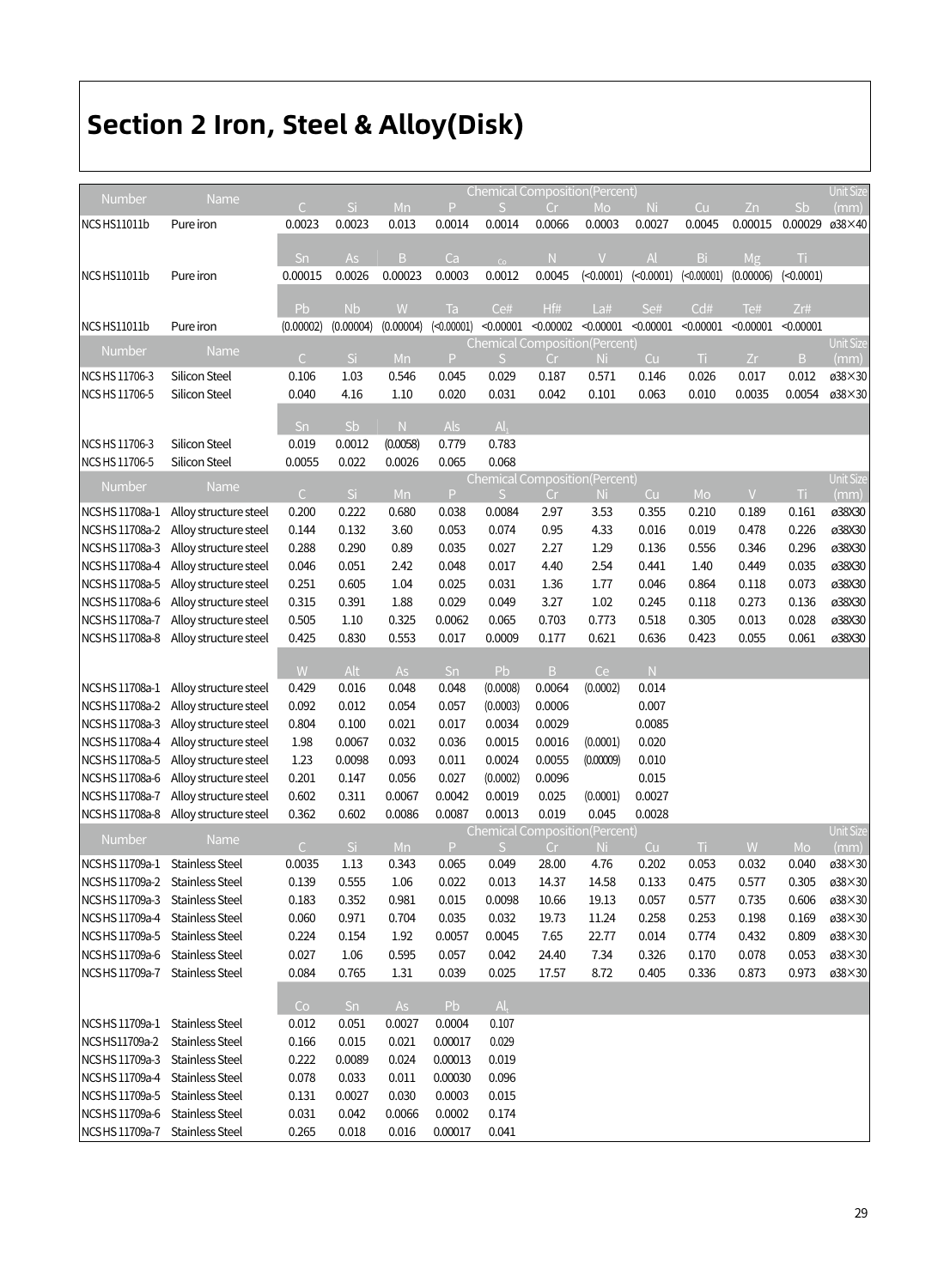# Section 2 Iron, Steel & Alloy(Disk)

| Number | Name | C | Si | Mn | P | S | Cr | Mo | Ni | Cu | Zn | Sb | Unit Size (mm) |
|---|---|---|---|---|---|---|---|---|---|---|---|---|---|
| NCS HS11011b | Pure iron | 0.0023 | 0.0023 | 0.013 | 0.0014 | 0.0014 | 0.0066 | 0.0003 | 0.0027 | 0.0045 | 0.00015 | 0.00029 | ø38×40 |
| | | Sn | As | B | Ca | Co | N | V | Al | Bi | Mg | Ti | |
| NCS HS11011b | Pure iron | 0.00015 | 0.0026 | 0.00023 | 0.0003 | 0.0012 | 0.0045 | (<0.0001) | (<0.0001) | (<0.00001) | (0.00006) | (<0.0001) | |
| | | Pb | Nb | W | Ta | Ce# | Hf# | La# | Se# | Cd# | Te# | Zr# | |
| NCS HS11011b | Pure iron | (0.00002) | (0.00004) | (0.00004) | (<0.00001) | <0.00001 | <0.00002 | <0.00001 | <0.00001 | <0.00001 | <0.00001 | <0.00001 | |

| Number | Name | C | Si | Mn | P | S | Cr | Ni | Cu | Ti | Zr | B | Unit Size (mm) |
|---|---|---|---|---|---|---|---|---|---|---|---|---|---|
| NCS HS 11706-3 | Silicon Steel | 0.106 | 1.03 | 0.546 | 0.045 | 0.029 | 0.187 | 0.571 | 0.146 | 0.026 | 0.017 | 0.012 | ø38×30 |
| NCS HS 11706-5 | Silicon Steel | 0.040 | 4.16 | 1.10 | 0.020 | 0.031 | 0.042 | 0.101 | 0.063 | 0.010 | 0.0035 | 0.0054 | ø38×30 |
| | | Sn | Sb | N | Als | $Al_t$ | | | | | | | |
| NCS HS 11706-3 | Silicon Steel | 0.019 | 0.0012 | (0.0058) | 0.779 | 0.783 | | | | | | | |
| NCS HS 11706-5 | Silicon Steel | 0.0055 | 0.022 | 0.0026 | 0.065 | 0.068 | | | | | | | |

| Number | Name | C | Si | Mn | P | S | Cr | Ni | Cu | Mo | V | Ti | Unit Size (mm) |
|---|---|---|---|---|---|---|---|---|---|---|---|---|---|
| NCS HS 11708a-1 | Alloy structure steel | 0.200 | 0.222 | 0.680 | 0.038 | 0.0084 | 2.97 | 3.53 | 0.355 | 0.210 | 0.189 | 0.161 | ø38X30 |
| NCS HS 11708a-2 | Alloy structure steel | 0.144 | 0.132 | 3.60 | 0.053 | 0.074 | 0.95 | 4.33 | 0.016 | 0.019 | 0.478 | 0.226 | ø38X30 |
| NCS HS 11708a-3 | Alloy structure steel | 0.288 | 0.290 | 0.89 | 0.035 | 0.027 | 2.27 | 1.29 | 0.136 | 0.556 | 0.346 | 0.296 | ø38X30 |
| NCS HS 11708a-4 | Alloy structure steel | 0.046 | 0.051 | 2.42 | 0.048 | 0.017 | 4.40 | 2.54 | 0.441 | 1.40 | 0.449 | 0.035 | ø38X30 |
| NCS HS 11708a-5 | Alloy structure steel | 0.251 | 0.605 | 1.04 | 0.025 | 0.031 | 1.36 | 1.77 | 0.046 | 0.864 | 0.118 | 0.073 | ø38X30 |
| NCS HS 11708a-6 | Alloy structure steel | 0.315 | 0.391 | 1.88 | 0.029 | 0.049 | 3.27 | 1.02 | 0.245 | 0.118 | 0.273 | 0.136 | ø38X30 |
| NCS HS 11708a-7 | Alloy structure steel | 0.505 | 1.10 | 0.325 | 0.0062 | 0.065 | 0.703 | 0.773 | 0.518 | 0.305 | 0.013 | 0.028 | ø38X30 |
| NCS HS 11708a-8 | Alloy structure steel | 0.425 | 0.830 | 0.553 | 0.017 | 0.0009 | 0.177 | 0.621 | 0.636 | 0.423 | 0.055 | 0.061 | ø38X30 |
| | | W | Alt | As | Sn | Pb | B | Ce | N | | | | |
| NCS HS 11708a-1 | Alloy structure steel | 0.429 | 0.016 | 0.048 | 0.048 | (0.0008) | 0.0064 | (0.0002) | 0.014 | | | | |
| NCS HS 11708a-2 | Alloy structure steel | 0.092 | 0.012 | 0.054 | 0.057 | (0.0003) | 0.0006 | | 0.007 | | | | |
| NCS HS 11708a-3 | Alloy structure steel | 0.804 | 0.100 | 0.021 | 0.017 | 0.0034 | 0.0029 | | 0.0085 | | | | |
| NCS HS 11708a-4 | Alloy structure steel | 1.98 | 0.0067 | 0.032 | 0.036 | 0.0015 | 0.0016 | (0.0001) | 0.020 | | | | |
| NCS HS 11708a-5 | Alloy structure steel | 1.23 | 0.0098 | 0.093 | 0.011 | 0.0024 | 0.0055 | (0.00009) | 0.010 | | | | |
| NCS HS 11708a-6 | Alloy structure steel | 0.201 | 0.147 | 0.056 | 0.027 | (0.0002) | 0.0096 | | 0.015 | | | | |
| NCS HS 11708a-7 | Alloy structure steel | 0.602 | 0.311 | 0.0067 | 0.0042 | 0.0019 | 0.025 | (0.0001) | 0.0027 | | | | |
| NCS HS 11708a-8 | Alloy structure steel | 0.362 | 0.602 | 0.0086 | 0.0087 | 0.0013 | 0.019 | 0.045 | 0.0028 | | | | |

| Number | Name | C | Si | Mn | P | S | Cr | Ni | Cu | Ti | W | Mo | Unit Size (mm) |
|---|---|---|---|---|---|---|---|---|---|---|---|---|---|
| NCS HS 11709a-1 | Stainless Steel | 0.0035 | 1.13 | 0.343 | 0.065 | 0.049 | 28.00 | 4.76 | 0.202 | 0.053 | 0.032 | 0.040 | ø38×30 |
| NCS HS 11709a-2 | Stainless Steel | 0.139 | 0.555 | 1.06 | 0.022 | 0.013 | 14.37 | 14.58 | 0.133 | 0.475 | 0.577 | 0.305 | ø38×30 |
| NCS HS 11709a-3 | Stainless Steel | 0.183 | 0.352 | 0.981 | 0.015 | 0.0098 | 10.66 | 19.13 | 0.057 | 0.577 | 0.735 | 0.606 | ø38×30 |
| NCS HS 11709a-4 | Stainless Steel | 0.060 | 0.971 | 0.704 | 0.035 | 0.032 | 19.73 | 11.24 | 0.258 | 0.253 | 0.198 | 0.169 | ø38×30 |
| NCS HS 11709a-5 | Stainless Steel | 0.224 | 0.154 | 1.92 | 0.0057 | 0.0045 | 7.65 | 22.77 | 0.014 | 0.774 | 0.432 | 0.809 | ø38×30 |
| NCS HS 11709a-6 | Stainless Steel | 0.027 | 1.06 | 0.595 | 0.057 | 0.042 | 24.40 | 7.34 | 0.326 | 0.170 | 0.078 | 0.053 | ø38×30 |
| NCS HS 11709a-7 | Stainless Steel | 0.084 | 0.765 | 1.31 | 0.039 | 0.025 | 17.57 | 8.72 | 0.405 | 0.336 | 0.873 | 0.973 | ø38×30 |
| | | Co | Sn | As | Pb | $Al_t$ | | | | | | | |
| NCS HS 11709a-1 | Stainless Steel | 0.012 | 0.051 | 0.0027 | 0.0004 | 0.107 | | | | | | | |
| NCS HS11709a-2 | Stainless Steel | 0.166 | 0.015 | 0.021 | 0.00017 | 0.029 | | | | | | | |
| NCS HS 11709a-3 | Stainless Steel | 0.222 | 0.0089 | 0.024 | 0.00013 | 0.019 | | | | | | | |
| NCS HS 11709a-4 | Stainless Steel | 0.078 | 0.033 | 0.011 | 0.00030 | 0.096 | | | | | | | |
| NCS HS 11709a-5 | Stainless Steel | 0.131 | 0.0027 | 0.030 | 0.0003 | 0.015 | | | | | | | |
| NCS HS 11709a-6 | Stainless Steel | 0.031 | 0.042 | 0.0066 | 0.0002 | 0.174 | | | | | | | |
| NCS HS 11709a-7 | Stainless Steel | 0.265 | 0.018 | 0.016 | 0.00017 | 0.041 | | | | | | | |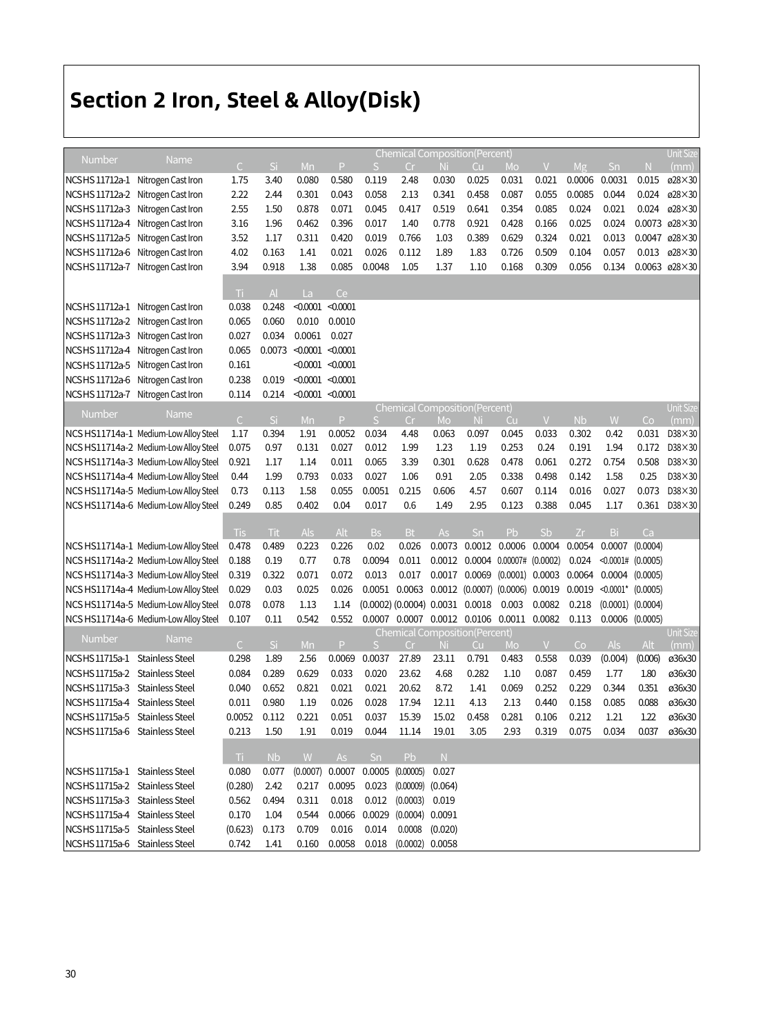# Section 2 Iron, Steel & Alloy(Disk)

| Number | Name | Chemical Composition(Percent) | | | | | | | | | | | | | Unit Size |
|---|---|---|---|---|---|---|---|---|---|---|---|---|---|---|---|
| | | C | Si | Mn | P | S | Cr | Ni | Cu | Mo | V | Mg | Sn | N | (mm) |
| NCS HS 11712a-1 | Nitrogen Cast Iron | 1.75 | 3.40 | 0.080 | 0.580 | 0.119 | 2.48 | 0.030 | 0.025 | 0.031 | 0.021 | 0.0006 | 0.0031 | 0.015 | ø28×30 |
| NCS HS 11712a-2 | Nitrogen Cast Iron | 2.22 | 2.44 | 0.301 | 0.043 | 0.058 | 2.13 | 0.341 | 0.458 | 0.087 | 0.055 | 0.0085 | 0.044 | 0.024 | ø28×30 |
| NCS HS 11712a-3 | Nitrogen Cast Iron | 2.55 | 1.50 | 0.878 | 0.071 | 0.045 | 0.417 | 0.519 | 0.641 | 0.354 | 0.085 | 0.024 | 0.021 | 0.024 | ø28×30 |
| NCS HS 11712a-4 | Nitrogen Cast Iron | 3.16 | 1.96 | 0.462 | 0.396 | 0.017 | 1.40 | 0.778 | 0.921 | 0.428 | 0.166 | 0.025 | 0.024 | 0.0073 | ø28×30 |
| NCS HS 11712a-5 | Nitrogen Cast Iron | 3.52 | 1.17 | 0.311 | 0.420 | 0.019 | 0.766 | 1.03 | 0.389 | 0.629 | 0.324 | 0.021 | 0.013 | 0.0047 | ø28×30 |
| NCS HS 11712a-6 | Nitrogen Cast Iron | 4.02 | 0.163 | 1.41 | 0.021 | 0.026 | 0.112 | 1.89 | 1.83 | 0.726 | 0.509 | 0.104 | 0.057 | 0.013 | ø28×30 |
| NCS HS 11712a-7 | Nitrogen Cast Iron | 3.94 | 0.918 | 1.38 | 0.085 | 0.0048 | 1.05 | 1.37 | 1.10 | 0.168 | 0.309 | 0.056 | 0.134 | 0.0063 | ø28×30 |
| | | Ti | Al | La | Ce | | | | | | | | | | |
| NCS HS 11712a-1 | Nitrogen Cast Iron | 0.038 | 0.248 | <0.0001 | <0.0001 | | | | | | | | | | |
| NCS HS 11712a-2 | Nitrogen Cast Iron | 0.065 | 0.060 | 0.010 | 0.0010 | | | | | | | | | | |
| NCS HS 11712a-3 | Nitrogen Cast Iron | 0.027 | 0.034 | 0.0061 | 0.027 | | | | | | | | | | |
| NCS HS 11712a-4 | Nitrogen Cast Iron | 0.065 | 0.0073 | <0.0001 | <0.0001 | | | | | | | | | | |
| NCS HS 11712a-5 | Nitrogen Cast Iron | 0.161 | | <0.0001 | <0.0001 | | | | | | | | | | |
| NCS HS 11712a-6 | Nitrogen Cast Iron | 0.238 | 0.019 | <0.0001 | <0.0001 | | | | | | | | | | |
| NCS HS 11712a-7 | Nitrogen Cast Iron | 0.114 | 0.214 | <0.0001 | <0.0001 | | | | | | | | | | |

| Number | Name | Chemical Composition(Percent) | | | | | | | | | | | | | Unit Size |
|---|---|---|---|---|---|---|---|---|---|---|---|---|---|---|---|
| | | C | Si | Mn | P | S | Cr | Mo | Ni | Cu | V | Nb | W | Co | (mm) |
| NCS HS11714a-1 | Medium-Low Alloy Steel | 1.17 | 0.394 | 1.91 | 0.0052 | 0.034 | 4.48 | 0.063 | 0.097 | 0.045 | 0.033 | 0.302 | 0.42 | 0.031 | D38×30 |
| NCS HS11714a-2 | Medium-Low Alloy Steel | 0.075 | 0.97 | 0.131 | 0.027 | 0.012 | 1.99 | 1.23 | 1.19 | 0.253 | 0.24 | 0.191 | 1.94 | 0.172 | D38×30 |
| NCS HS11714a-3 | Medium-Low Alloy Steel | 0.921 | 1.17 | 1.14 | 0.011 | 0.065 | 3.39 | 0.301 | 0.628 | 0.478 | 0.061 | 0.272 | 0.754 | 0.508 | D38×30 |
| NCS HS11714a-4 | Medium-Low Alloy Steel | 0.44 | 1.99 | 0.793 | 0.033 | 0.027 | 1.06 | 0.91 | 2.05 | 0.338 | 0.498 | 0.142 | 1.58 | 0.25 | D38×30 |
| NCS HS11714a-5 | Medium-Low Alloy Steel | 0.73 | 0.113 | 1.58 | 0.055 | 0.0051 | 0.215 | 0.606 | 4.57 | 0.607 | 0.114 | 0.016 | 0.027 | 0.073 | D38×30 |
| NCS HS11714a-6 | Medium-Low Alloy Steel | 0.249 | 0.85 | 0.402 | 0.04 | 0.017 | 0.6 | 1.49 | 2.95 | 0.123 | 0.388 | 0.045 | 1.17 | 0.361 | D38×30 |
| | | Tis | Tit | Als | Alt | Bs | Bt | As | Sn | Pb | Sb | Zr | Bi | Ca | |
| NCS HS11714a-1 | Medium-Low Alloy Steel | 0.478 | 0.489 | 0.223 | 0.226 | 0.02 | 0.026 | 0.0073 | 0.0012 | 0.0006 | 0.0004 | 0.0054 | 0.0007 | (0.0004) | |
| NCS HS11714a-2 | Medium-Low Alloy Steel | 0.188 | 0.19 | 0.77 | 0.78 | 0.0094 | 0.011 | 0.0012 | 0.0004 | 0.00007# | (0.0002) | 0.024 | <0.0001# | (0.0005) | |
| NCS HS11714a-3 | Medium-Low Alloy Steel | 0.319 | 0.322 | 0.071 | 0.072 | 0.013 | 0.017 | 0.0017 | 0.0069 | (0.0001) | 0.0003 | 0.0064 | 0.0004 | (0.0005) | |
| NCS HS11714a-4 | Medium-Low Alloy Steel | 0.029 | 0.03 | 0.025 | 0.026 | 0.0051 | 0.0063 | 0.0012 | (0.0007) | (0.0006) | 0.0019 | 0.0019 | <0.0001* | (0.0005) | |
| NCS HS11714a-5 | Medium-Low Alloy Steel | 0.078 | 0.078 | 1.13 | 1.14 | (0.0002) | (0.0004) | 0.0031 | 0.0018 | 0.003 | 0.0082 | 0.218 | (0.0001) | (0.0004) | |
| NCS HS11714a-6 | Medium-Low Alloy Steel | 0.107 | 0.11 | 0.542 | 0.552 | 0.0007 | 0.0007 | 0.0012 | 0.0106 | 0.0011 | 0.0082 | 0.113 | 0.0006 | (0.0005) | |

| Number | Name | Chemical Composition(Percent) | | | | | | | | | | | | | Unit Size |
|---|---|---|---|---|---|---|---|---|---|---|---|---|---|---|---|
| | | C | Si | Mn | P | S | Cr | Ni | Cu | Mo | V | Co | Als | Alt | (mm) |
| NCS HS 11715a-1 | Stainless Steel | 0.298 | 1.89 | 2.56 | 0.0069 | 0.0037 | 27.89 | 23.11 | 0.791 | 0.483 | 0.558 | 0.039 | (0.004) | (0.006) | ø36x30 |
| NCS HS 11715a-2 | Stainless Steel | 0.084 | 0.289 | 0.629 | 0.033 | 0.020 | 23.62 | 4.68 | 0.282 | 1.10 | 0.087 | 0.459 | 1.77 | 1.80 | ø36x30 |
| NCS HS 11715a-3 | Stainless Steel | 0.040 | 0.652 | 0.821 | 0.021 | 0.021 | 20.62 | 8.72 | 1.41 | 0.069 | 0.252 | 0.229 | 0.344 | 0.351 | ø36x30 |
| NCS HS 11715a-4 | Stainless Steel | 0.011 | 0.980 | 1.19 | 0.026 | 0.028 | 17.94 | 12.11 | 4.13 | 2.13 | 0.440 | 0.158 | 0.085 | 0.088 | ø36x30 |
| NCS HS 11715a-5 | Stainless Steel | 0.0052 | 0.112 | 0.221 | 0.051 | 0.037 | 15.39 | 15.02 | 0.458 | 0.281 | 0.106 | 0.212 | 1.21 | 1.22 | ø36x30 |
| NCS HS 11715a-6 | Stainless Steel | 0.213 | 1.50 | 1.91 | 0.019 | 0.044 | 11.14 | 19.01 | 3.05 | 2.93 | 0.319 | 0.075 | 0.034 | 0.037 | ø36x30 |
| | | Ti | Nb | W | As | Sn | Pb | N | | | | | | | |
| NCS HS 11715a-1 | Stainless Steel | 0.080 | 0.077 | (0.0007) | 0.0007 | 0.0005 | (0.00005) | 0.027 | | | | | | | |
| NCS HS 11715a-2 | Stainless Steel | (0.280) | 2.42 | 0.217 | 0.0095 | 0.023 | (0.00009) | (0.064) | | | | | | | |
| NCS HS 11715a-3 | Stainless Steel | 0.562 | 0.494 | 0.311 | 0.018 | 0.012 | (0.0003) | 0.019 | | | | | | | |
| NCS HS 11715a-4 | Stainless Steel | 0.170 | 1.04 | 0.544 | 0.0066 | 0.0029 | (0.0004) | 0.0091 | | | | | | | |
| NCS HS 11715a-5 | Stainless Steel | (0.623) | 0.173 | 0.709 | 0.016 | 0.014 | 0.0008 | (0.020) | | | | | | | |
| NCS HS 11715a-6 | Stainless Steel | 0.742 | 1.41 | 0.160 | 0.0058 | 0.018 | (0.0002) | 0.0058 | | | | | | | |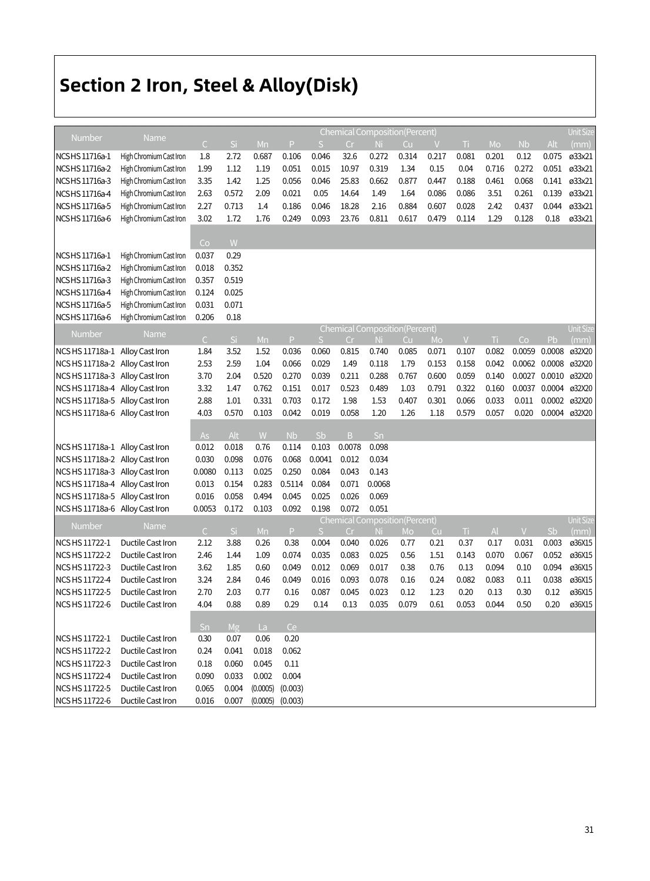# Section 2 Iron, Steel & Alloy(Disk)

| Number | Name | Chemical Composition(Percent) | | | | | | | | | | | | | Unit Size |
|---|---|---|---|---|---|---|---|---|---|---|---|---|---|---|---|
| | | C | Si | Mn | P | S | Cr | Ni | Cu | V | Ti | Mo | Nb | Alt | (mm) |
| NCS HS 11716a-1 | High Chromium Cast Iron | 1.8 | 2.72 | 0.687 | 0.106 | 0.046 | 32.6 | 0.272 | 0.314 | 0.217 | 0.081 | 0.201 | 0.12 | 0.075 | ø33x21 |
| NCS HS 11716a-2 | High Chromium Cast Iron | 1.99 | 1.12 | 1.19 | 0.051 | 0.015 | 10.97 | 0.319 | 1.34 | 0.15 | 0.04 | 0.716 | 0.272 | 0.051 | ø33x21 |
| NCS HS 11716a-3 | High Chromium Cast Iron | 3.35 | 1.42 | 1.25 | 0.056 | 0.046 | 25.83 | 0.662 | 0.877 | 0.447 | 0.188 | 0.461 | 0.068 | 0.141 | ø33x21 |
| NCS HS 11716a-4 | High Chromium Cast Iron | 2.63 | 0.572 | 2.09 | 0.021 | 0.05 | 14.64 | 1.49 | 1.64 | 0.086 | 0.086 | 3.51 | 0.261 | 0.139 | ø33x21 |
| NCS HS 11716a-5 | High Chromium Cast Iron | 2.27 | 0.713 | 1.4 | 0.186 | 0.046 | 18.28 | 2.16 | 0.884 | 0.607 | 0.028 | 2.42 | 0.437 | 0.044 | ø33x21 |
| NCS HS 11716a-6 | High Chromium Cast Iron | 3.02 | 1.72 | 1.76 | 0.249 | 0.093 | 23.76 | 0.811 | 0.617 | 0.479 | 0.114 | 1.29 | 0.128 | 0.18 | ø33x21 |
| | | Co | W | | | | | | | | | | | | |
| NCS HS 11716a-1 | High Chromium Cast Iron | 0.037 | 0.29 | | | | | | | | | | | | |
| NCS HS 11716a-2 | High Chromium Cast Iron | 0.018 | 0.352 | | | | | | | | | | | | |
| NCS HS 11716a-3 | High Chromium Cast Iron | 0.357 | 0.519 | | | | | | | | | | | | |
| NCS HS 11716a-4 | High Chromium Cast Iron | 0.124 | 0.025 | | | | | | | | | | | | |
| NCS HS 11716a-5 | High Chromium Cast Iron | 0.031 | 0.071 | | | | | | | | | | | | |
| NCS HS 11716a-6 | High Chromium Cast Iron | 0.206 | 0.18 | | | | | | | | | | | | |

| Number | Name | Chemical Composition(Percent) | | | | | | | | | | | | | Unit Size |
|---|---|---|---|---|---|---|---|---|---|---|---|---|---|---|---|
| | | C | Si | Mn | P | S | Cr | Ni | Cu | Mo | V | Ti | Co | Pb | (mm) |
| NCS HS 11718a-1 | Alloy Cast Iron | 1.84 | 3.52 | 1.52 | 0.036 | 0.060 | 0.815 | 0.740 | 0.085 | 0.071 | 0.107 | 0.082 | 0.0059 | 0.0008 | ø32X20 |
| NCS HS 11718a-2 | Alloy Cast Iron | 2.53 | 2.59 | 1.04 | 0.066 | 0.029 | 1.49 | 0.118 | 1.79 | 0.153 | 0.158 | 0.042 | 0.0062 | 0.0008 | ø32X20 |
| NCS HS 11718a-3 | Alloy Cast Iron | 3.70 | 2.04 | 0.520 | 0.270 | 0.039 | 0.211 | 0.288 | 0.767 | 0.600 | 0.059 | 0.140 | 0.0027 | 0.0010 | ø32X20 |
| NCS HS 11718a-4 | Alloy Cast Iron | 3.32 | 1.47 | 0.762 | 0.151 | 0.017 | 0.523 | 0.489 | 1.03 | 0.791 | 0.322 | 0.160 | 0.0037 | 0.0004 | ø32X20 |
| NCS HS 11718a-5 | Alloy Cast Iron | 2.88 | 1.01 | 0.331 | 0.703 | 0.172 | 1.98 | 1.53 | 0.407 | 0.301 | 0.066 | 0.033 | 0.011 | 0.0002 | ø32X20 |
| NCS HS 11718a-6 | Alloy Cast Iron | 4.03 | 0.570 | 0.103 | 0.042 | 0.019 | 0.058 | 1.20 | 1.26 | 1.18 | 0.579 | 0.057 | 0.020 | 0.0004 | ø32X20 |
| | | As | Alt | W | Nb | Sb | B | Sn | | | | | | | |
| NCS HS 11718a-1 | Alloy Cast Iron | 0.012 | 0.018 | 0.76 | 0.114 | 0.103 | 0.0078 | 0.098 | | | | | | | |
| NCS HS 11718a-2 | Alloy Cast Iron | 0.030 | 0.098 | 0.076 | 0.068 | 0.0041 | 0.012 | 0.034 | | | | | | | |
| NCS HS 11718a-3 | Alloy Cast Iron | 0.0080 | 0.113 | 0.025 | 0.250 | 0.084 | 0.043 | 0.143 | | | | | | | |
| NCS HS 11718a-4 | Alloy Cast Iron | 0.013 | 0.154 | 0.283 | 0.5114 | 0.084 | 0.071 | 0.0068 | | | | | | | |
| NCS HS 11718a-5 | Alloy Cast Iron | 0.016 | 0.058 | 0.494 | 0.045 | 0.025 | 0.026 | 0.069 | | | | | | | |
| NCS HS 11718a-6 | Alloy Cast Iron | 0.0053 | 0.172 | 0.103 | 0.092 | 0.198 | 0.072 | 0.051 | | | | | | | |

| Number | Name | Chemical Composition(Percent) | | | | | | | | | | | | | Unit Size |
|---|---|---|---|---|---|---|---|---|---|---|---|---|---|---|---|
| | | C | Si | Mn | P | S | Cr | Ni | Mo | Cu | Ti | Al | V | Sb | (mm) |
| NCS HS 11722-1 | Ductile Cast Iron | 2.12 | 3.88 | 0.26 | 0.38 | 0.004 | 0.040 | 0.026 | 0.77 | 0.21 | 0.37 | 0.17 | 0.031 | 0.003 | ø36X15 |
| NCS HS 11722-2 | Ductile Cast Iron | 2.46 | 1.44 | 1.09 | 0.074 | 0.035 | 0.083 | 0.025 | 0.56 | 1.51 | 0.143 | 0.070 | 0.067 | 0.052 | ø36X15 |
| NCS HS 11722-3 | Ductile Cast Iron | 3.62 | 1.85 | 0.60 | 0.049 | 0.012 | 0.069 | 0.017 | 0.38 | 0.76 | 0.13 | 0.094 | 0.10 | 0.094 | ø36X15 |
| NCS HS 11722-4 | Ductile Cast Iron | 3.24 | 2.84 | 0.46 | 0.049 | 0.016 | 0.093 | 0.078 | 0.16 | 0.24 | 0.082 | 0.083 | 0.11 | 0.038 | ø36X15 |
| NCS HS 11722-5 | Ductile Cast Iron | 2.70 | 2.03 | 0.77 | 0.16 | 0.087 | 0.045 | 0.023 | 0.12 | 1.23 | 0.20 | 0.13 | 0.30 | 0.12 | ø36X15 |
| NCS HS 11722-6 | Ductile Cast Iron | 4.04 | 0.88 | 0.89 | 0.29 | 0.14 | 0.13 | 0.035 | 0.079 | 0.61 | 0.053 | 0.044 | 0.50 | 0.20 | ø36X15 |
| | | Sn | Mg | La | Ce | | | | | | | | | | |
| NCS HS 11722-1 | Ductile Cast Iron | 0.30 | 0.07 | 0.06 | 0.20 | | | | | | | | | | |
| NCS HS 11722-2 | Ductile Cast Iron | 0.24 | 0.041 | 0.018 | 0.062 | | | | | | | | | | |
| NCS HS 11722-3 | Ductile Cast Iron | 0.18 | 0.060 | 0.045 | 0.11 | | | | | | | | | | |
| NCS HS 11722-4 | Ductile Cast Iron | 0.090 | 0.033 | 0.002 | 0.004 | | | | | | | | | | |
| NCS HS 11722-5 | Ductile Cast Iron | 0.065 | 0.004 | (0.0005) | (0.003) | | | | | | | | | | |
| NCS HS 11722-6 | Ductile Cast Iron | 0.016 | 0.007 | (0.0005) | (0.003) | | | | | | | | | | |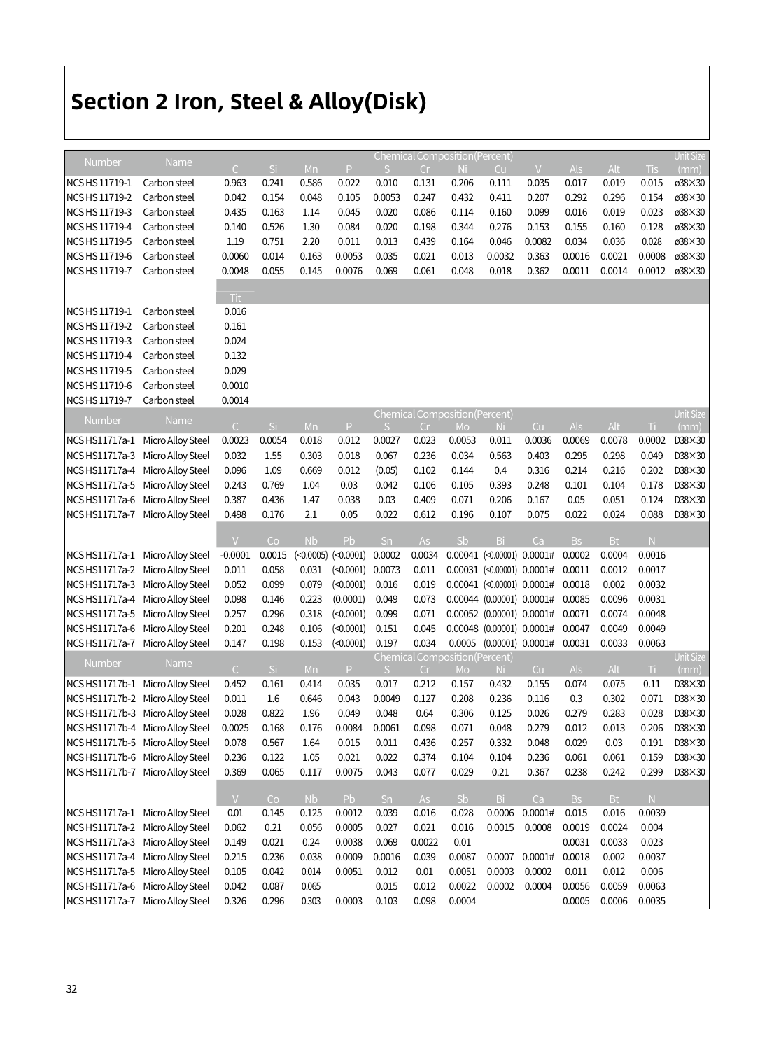# Section 2 Iron, Steel & Alloy(Disk)

| Number | Name | Chemical Composition(Percent) | | | | | | | | | | | | Unit Size (mm) |
|---|---|---|---|---|---|---|---|---|---|---|---|---|---|---|
| | | C | Si | Mn | P | S | Cr | Ni | Cu | V | Als | Alt | Tis | |
| NCS HS 11719-1 | Carbon steel | 0.963 | 0.241 | 0.586 | 0.022 | 0.010 | 0.131 | 0.206 | 0.111 | 0.035 | 0.017 | 0.019 | 0.015 | ø38×30 |
| NCS HS 11719-2 | Carbon steel | 0.042 | 0.154 | 0.048 | 0.105 | 0.0053 | 0.247 | 0.432 | 0.411 | 0.207 | 0.292 | 0.296 | 0.154 | ø38×30 |
| NCS HS 11719-3 | Carbon steel | 0.435 | 0.163 | 1.14 | 0.045 | 0.020 | 0.086 | 0.114 | 0.160 | 0.099 | 0.016 | 0.019 | 0.023 | ø38×30 |
| NCS HS 11719-4 | Carbon steel | 0.140 | 0.526 | 1.30 | 0.084 | 0.020 | 0.198 | 0.344 | 0.276 | 0.153 | 0.155 | 0.160 | 0.128 | ø38×30 |
| NCS HS 11719-5 | Carbon steel | 1.19 | 0.751 | 2.20 | 0.011 | 0.013 | 0.439 | 0.164 | 0.046 | 0.0082 | 0.034 | 0.036 | 0.028 | ø38×30 |
| NCS HS 11719-6 | Carbon steel | 0.0060 | 0.014 | 0.163 | 0.0053 | 0.035 | 0.021 | 0.013 | 0.0032 | 0.363 | 0.0016 | 0.0021 | 0.0008 | ø38×30 |
| NCS HS 11719-7 | Carbon steel | 0.0048 | 0.055 | 0.145 | 0.0076 | 0.069 | 0.061 | 0.048 | 0.018 | 0.362 | 0.0011 | 0.0014 | 0.0012 | ø38×30 |

| Number | Name | Tit |
|---|---|---|
| NCS HS 11719-1 | Carbon steel | 0.016 |
| NCS HS 11719-2 | Carbon steel | 0.161 |
| NCS HS 11719-3 | Carbon steel | 0.024 |
| NCS HS 11719-4 | Carbon steel | 0.132 |
| NCS HS 11719-5 | Carbon steel | 0.029 |
| NCS HS 11719-6 | Carbon steel | 0.0010 |
| NCS HS 11719-7 | Carbon steel | 0.0014 |

| Number | Name | Chemical Composition(Percent) | | | | | | | | | | | | Unit Size (mm) |
|---|---|---|---|---|---|---|---|---|---|---|---|---|---|---|
| | | C | Si | Mn | P | S | Cr | Mo | Ni | Cu | Als | Alt | Ti | |
| NCS HS11717a-1 | Micro Alloy Steel | 0.0023 | 0.0054 | 0.018 | 0.012 | 0.0027 | 0.023 | 0.0053 | 0.011 | 0.0036 | 0.0069 | 0.0078 | 0.0002 | D38×30 |
| NCS HS11717a-3 | Micro Alloy Steel | 0.032 | 1.55 | 0.303 | 0.018 | 0.067 | 0.236 | 0.034 | 0.563 | 0.403 | 0.295 | 0.298 | 0.049 | D38×30 |
| NCS HS11717a-4 | Micro Alloy Steel | 0.096 | 1.09 | 0.669 | 0.012 | (0.05) | 0.102 | 0.144 | 0.4 | 0.316 | 0.214 | 0.216 | 0.202 | D38×30 |
| NCS HS11717a-5 | Micro Alloy Steel | 0.243 | 0.769 | 1.04 | 0.03 | 0.042 | 0.106 | 0.105 | 0.393 | 0.248 | 0.101 | 0.104 | 0.178 | D38×30 |
| NCS HS11717a-6 | Micro Alloy Steel | 0.387 | 0.436 | 1.47 | 0.038 | 0.03 | 0.409 | 0.071 | 0.206 | 0.167 | 0.05 | 0.051 | 0.124 | D38×30 |
| NCS HS11717a-7 | Micro Alloy Steel | 0.498 | 0.176 | 2.1 | 0.05 | 0.022 | 0.612 | 0.196 | 0.107 | 0.075 | 0.022 | 0.024 | 0.088 | D38×30 |

| Number | Name | V | Co | Nb | Pb | Sn | As | Sb | Bi | Ca | Bs | Bt | N |
|---|---|---|---|---|---|---|---|---|---|---|---|---|---|
| NCS HS11717a-1 | Micro Alloy Steel | -0.0001 | 0.0015 | (<0.0005) | (<0.0001) | 0.0002 | 0.0034 | 0.00041 | (<0.00001) | 0.0001# | 0.0002 | 0.0004 | 0.0016 |
| NCS HS11717a-2 | Micro Alloy Steel | 0.011 | 0.058 | 0.031 | (<0.0001) | 0.0073 | 0.011 | 0.00031 | (<0.00001) | 0.0001# | 0.0011 | 0.0012 | 0.0017 |
| NCS HS11717a-3 | Micro Alloy Steel | 0.052 | 0.099 | 0.079 | (<0.0001) | 0.016 | 0.019 | 0.00041 | (<0.00001) | 0.0001# | 0.0018 | 0.002 | 0.0032 |
| NCS HS11717a-4 | Micro Alloy Steel | 0.098 | 0.146 | 0.223 | (0.0001) | 0.049 | 0.073 | 0.00044 | (0.00001) | 0.0001# | 0.0085 | 0.0096 | 0.0031 |
| NCS HS11717a-5 | Micro Alloy Steel | 0.257 | 0.296 | 0.318 | (<0.0001) | 0.099 | 0.071 | 0.00052 | (0.00001) | 0.0001# | 0.0071 | 0.0074 | 0.0048 |
| NCS HS11717a-6 | Micro Alloy Steel | 0.201 | 0.248 | 0.106 | (<0.0001) | 0.151 | 0.045 | 0.00048 | (0.00001) | 0.0001# | 0.0047 | 0.0049 | 0.0049 |
| NCS HS11717a-7 | Micro Alloy Steel | 0.147 | 0.198 | 0.153 | (<0.0001) | 0.197 | 0.034 | 0.0005 | (0.00001) | 0.0001# | 0.0031 | 0.0033 | 0.0063 |

| Number | Name | Chemical Composition(Percent) | | | | | | | | | | | | Unit Size (mm) |
|---|---|---|---|---|---|---|---|---|---|---|---|---|---|---|
| | | C | Si | Mn | P | S | Cr | Mo | Ni | Cu | Als | Alt | Ti | |
| NCS HS11717b-1 | Micro Alloy Steel | 0.452 | 0.161 | 0.414 | 0.035 | 0.017 | 0.212 | 0.157 | 0.432 | 0.155 | 0.074 | 0.075 | 0.11 | D38×30 |
| NCS HS11717b-2 | Micro Alloy Steel | 0.011 | 1.6 | 0.646 | 0.043 | 0.0049 | 0.127 | 0.208 | 0.236 | 0.116 | 0.3 | 0.302 | 0.071 | D38×30 |
| NCS HS11717b-3 | Micro Alloy Steel | 0.028 | 0.822 | 1.96 | 0.049 | 0.048 | 0.64 | 0.306 | 0.125 | 0.026 | 0.279 | 0.283 | 0.028 | D38×30 |
| NCS HS11717b-4 | Micro Alloy Steel | 0.0025 | 0.168 | 0.176 | 0.0084 | 0.0061 | 0.098 | 0.071 | 0.048 | 0.279 | 0.012 | 0.013 | 0.206 | D38×30 |
| NCS HS11717b-5 | Micro Alloy Steel | 0.078 | 0.567 | 1.64 | 0.015 | 0.011 | 0.436 | 0.257 | 0.332 | 0.048 | 0.029 | 0.03 | 0.191 | D38×30 |
| NCS HS11717b-6 | Micro Alloy Steel | 0.236 | 0.122 | 1.05 | 0.021 | 0.022 | 0.374 | 0.104 | 0.104 | 0.236 | 0.061 | 0.061 | 0.159 | D38×30 |
| NCS HS11717b-7 | Micro Alloy Steel | 0.369 | 0.065 | 0.117 | 0.0075 | 0.043 | 0.077 | 0.029 | 0.21 | 0.367 | 0.238 | 0.242 | 0.299 | D38×30 |

| Number | Name | V | Co | Nb | Pb | Sn | As | Sb | Bi | Ca | Bs | Bt | N |
|---|---|---|---|---|---|---|---|---|---|---|---|---|---|
| NCS HS11717a-1 | Micro Alloy Steel | 0.01 | 0.145 | 0.125 | 0.0012 | 0.039 | 0.016 | 0.028 | 0.0006 | 0.0001# | 0.015 | 0.016 | 0.0039 |
| NCS HS11717a-2 | Micro Alloy Steel | 0.062 | 0.21 | 0.056 | 0.0005 | 0.027 | 0.021 | 0.016 | 0.0015 | 0.0008 | 0.0019 | 0.0024 | 0.004 |
| NCS HS11717a-3 | Micro Alloy Steel | 0.149 | 0.021 | 0.24 | 0.0038 | 0.069 | 0.0022 | 0.01 | | | 0.0031 | 0.0033 | 0.023 |
| NCS HS11717a-4 | Micro Alloy Steel | 0.215 | 0.236 | 0.038 | 0.0009 | 0.0016 | 0.039 | 0.0087 | 0.0007 | 0.0001# | 0.0018 | 0.002 | 0.0037 |
| NCS HS11717a-5 | Micro Alloy Steel | 0.105 | 0.042 | 0.014 | 0.0051 | 0.012 | 0.01 | 0.0051 | 0.0003 | 0.0002 | 0.011 | 0.012 | 0.006 |
| NCS HS11717a-6 | Micro Alloy Steel | 0.042 | 0.087 | 0.065 | | 0.015 | 0.012 | 0.0022 | 0.0002 | 0.0004 | 0.0056 | 0.0059 | 0.0063 |
| NCS HS11717a-7 | Micro Alloy Steel | 0.326 | 0.296 | 0.303 | 0.0003 | 0.103 | 0.098 | 0.0004 | | | 0.0005 | 0.0006 | 0.0035 |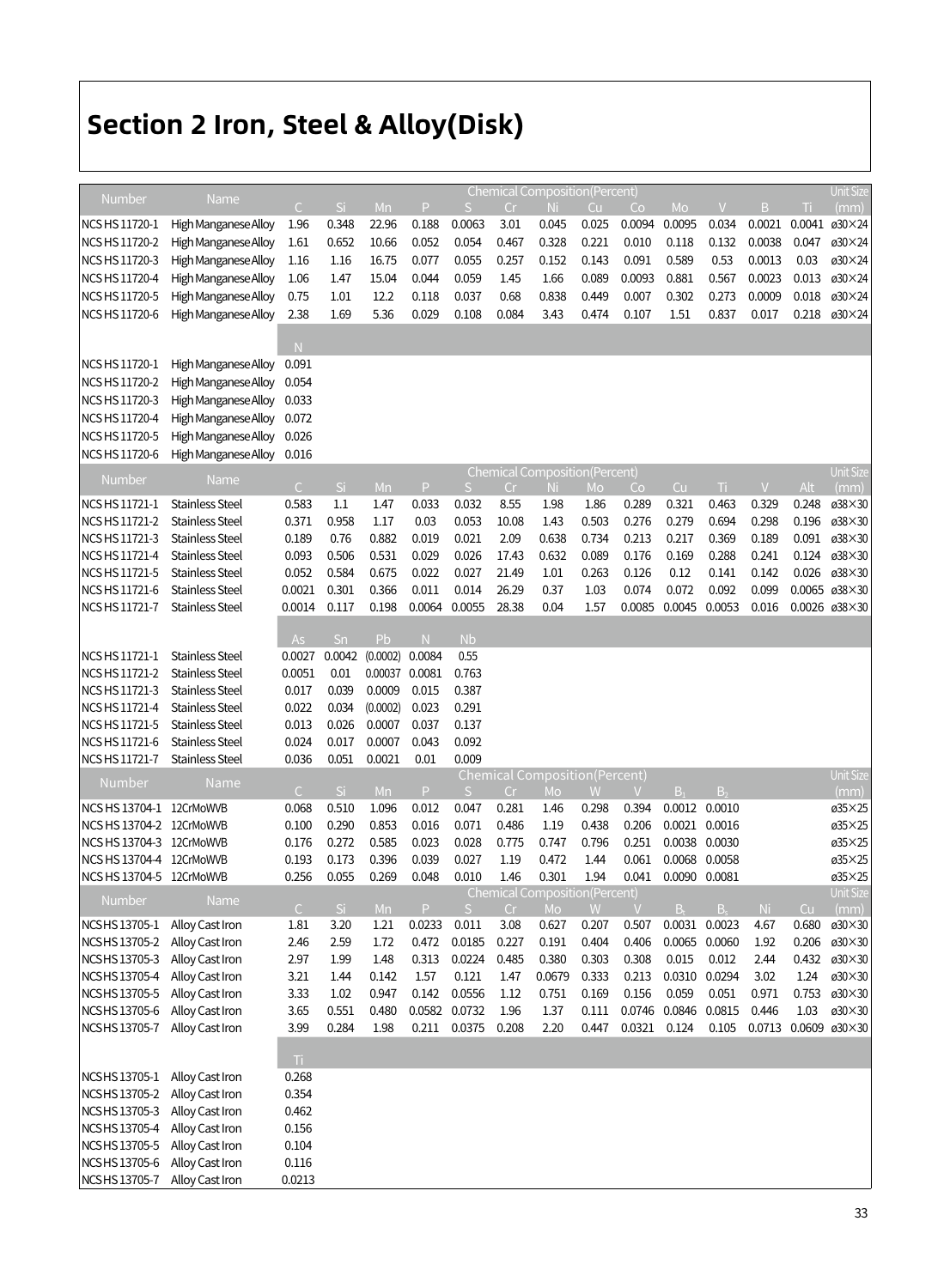# Section 2 Iron, Steel & Alloy(Disk)

| Number | Name | Chemical Composition(Percent) | | | | | | | | | | | | | Unit Size |
|---|---|---|---|---|---|---|---|---|---|---|---|---|---|---|---|
| | | C | Si | Mn | P | S | Cr | Ni | Cu | Co | Mo | V | B | Ti | (mm) |
| NCS HS 11720-1 | High Manganese Alloy | 1.96 | 0.348 | 22.96 | 0.188 | 0.0063 | 3.01 | 0.045 | 0.025 | 0.0094 | 0.0095 | 0.034 | 0.0021 | 0.0041 | ø30×24 |
| NCS HS 11720-2 | High Manganese Alloy | 1.61 | 0.652 | 10.66 | 0.052 | 0.054 | 0.467 | 0.328 | 0.221 | 0.010 | 0.118 | 0.132 | 0.0038 | 0.047 | ø30×24 |
| NCS HS 11720-3 | High Manganese Alloy | 1.16 | 1.16 | 16.75 | 0.077 | 0.055 | 0.257 | 0.152 | 0.143 | 0.091 | 0.589 | 0.53 | 0.0013 | 0.03 | ø30×24 |
| NCS HS 11720-4 | High Manganese Alloy | 1.06 | 1.47 | 15.04 | 0.044 | 0.059 | 1.45 | 1.66 | 0.089 | 0.0093 | 0.881 | 0.567 | 0.0023 | 0.013 | ø30×24 |
| NCS HS 11720-5 | High Manganese Alloy | 0.75 | 1.01 | 12.2 | 0.118 | 0.037 | 0.68 | 0.838 | 0.449 | 0.007 | 0.302 | 0.273 | 0.0009 | 0.018 | ø30×24 |
| NCS HS 11720-6 | High Manganese Alloy | 2.38 | 1.69 | 5.36 | 0.029 | 0.108 | 0.084 | 3.43 | 0.474 | 0.107 | 1.51 | 0.837 | 0.017 | 0.218 | ø30×24 |

| Number | Name | N |
|---|---|---|
| NCS HS 11720-1 | High Manganese Alloy | 0.091 |
| NCS HS 11720-2 | High Manganese Alloy | 0.054 |
| NCS HS 11720-3 | High Manganese Alloy | 0.033 |
| NCS HS 11720-4 | High Manganese Alloy | 0.072 |
| NCS HS 11720-5 | High Manganese Alloy | 0.026 |
| NCS HS 11720-6 | High Manganese Alloy | 0.016 |

| Number | Name | Chemical Composition(Percent) | | | | | | | | | | | | | Unit Size |
|---|---|---|---|---|---|---|---|---|---|---|---|---|---|---|---|
| | | C | Si | Mn | P | S | Cr | Ni | Mo | Co | Cu | Ti | V | Alt | (mm) |
| NCS HS 11721-1 | Stainless Steel | 0.583 | 1.1 | 1.47 | 0.033 | 0.032 | 8.55 | 1.98 | 1.86 | 0.289 | 0.321 | 0.463 | 0.329 | 0.248 | ø38×30 |
| NCS HS 11721-2 | Stainless Steel | 0.371 | 0.958 | 1.17 | 0.03 | 0.053 | 10.08 | 1.43 | 0.503 | 0.276 | 0.279 | 0.694 | 0.298 | 0.196 | ø38×30 |
| NCS HS 11721-3 | Stainless Steel | 0.189 | 0.76 | 0.882 | 0.019 | 0.021 | 2.09 | 0.638 | 0.734 | 0.213 | 0.217 | 0.369 | 0.189 | 0.091 | ø38×30 |
| NCS HS 11721-4 | Stainless Steel | 0.093 | 0.506 | 0.531 | 0.029 | 0.026 | 17.43 | 0.632 | 0.089 | 0.176 | 0.169 | 0.288 | 0.241 | 0.124 | ø38×30 |
| NCS HS 11721-5 | Stainless Steel | 0.052 | 0.584 | 0.675 | 0.022 | 0.027 | 21.49 | 1.01 | 0.263 | 0.126 | 0.12 | 0.141 | 0.142 | 0.026 | ø38×30 |
| NCS HS 11721-6 | Stainless Steel | 0.0021 | 0.301 | 0.366 | 0.011 | 0.014 | 26.29 | 0.37 | 1.03 | 0.074 | 0.072 | 0.092 | 0.099 | 0.0065 | ø38×30 |
| NCS HS 11721-7 | Stainless Steel | 0.0014 | 0.117 | 0.198 | 0.0064 | 0.0055 | 28.38 | 0.04 | 1.57 | 0.0085 | 0.0045 | 0.0053 | 0.016 | 0.0026 | ø38×30 |

| Number | Name | As | Sn | Pb | N | Nb |
|---|---|---|---|---|---|---|
| NCS HS 11721-1 | Stainless Steel | 0.0027 | 0.0042 | (0.0002) | 0.0084 | 0.55 |
| NCS HS 11721-2 | Stainless Steel | 0.0051 | 0.01 | 0.00037 | 0.0081 | 0.763 |
| NCS HS 11721-3 | Stainless Steel | 0.017 | 0.039 | 0.0009 | 0.015 | 0.387 |
| NCS HS 11721-4 | Stainless Steel | 0.022 | 0.034 | (0.0002) | 0.023 | 0.291 |
| NCS HS 11721-5 | Stainless Steel | 0.013 | 0.026 | 0.0007 | 0.037 | 0.137 |
| NCS HS 11721-6 | Stainless Steel | 0.024 | 0.017 | 0.0007 | 0.043 | 0.092 |
| NCS HS 11721-7 | Stainless Steel | 0.036 | 0.051 | 0.0021 | 0.01 | 0.009 |

| Number | Name | Chemical Composition(Percent) | | | | | | | | | | | Unit Size |
|---|---|---|---|---|---|---|---|---|---|---|---|---|---|
| | | C | Si | Mn | P | S | Cr | Mo | W | V | $B_1$ | $B_2$ | (mm) |
| NCS HS 13704-1 | 12CrMoWVB | 0.068 | 0.510 | 1.096 | 0.012 | 0.047 | 0.281 | 1.46 | 0.298 | 0.394 | 0.0012 | 0.0010 | ø35×25 |
| NCS HS 13704-2 | 12CrMoWVB | 0.100 | 0.290 | 0.853 | 0.016 | 0.071 | 0.486 | 1.19 | 0.438 | 0.206 | 0.0021 | 0.0016 | ø35×25 |
| NCS HS 13704-3 | 12CrMoWVB | 0.176 | 0.272 | 0.585 | 0.023 | 0.028 | 0.775 | 0.747 | 0.796 | 0.251 | 0.0038 | 0.0030 | ø35×25 |
| NCS HS 13704-4 | 12CrMoWVB | 0.193 | 0.173 | 0.396 | 0.039 | 0.027 | 1.19 | 0.472 | 1.44 | 0.061 | 0.0068 | 0.0058 | ø35×25 |
| NCS HS 13704-5 | 12CrMoWVB | 0.256 | 0.055 | 0.269 | 0.048 | 0.010 | 1.46 | 0.301 | 1.94 | 0.041 | 0.0090 | 0.0081 | ø35×25 |

| Number | Name | Chemical Composition(Percent) | | | | | | | | | | | | | Unit Size |
|---|---|---|---|---|---|---|---|---|---|---|---|---|---|---|---|
| | | C | Si | Mn | P | S | Cr | Mo | W | V | $B_t$ | $B_s$ | Ni | Cu | (mm) |
| NCS HS 13705-1 | Alloy Cast Iron | 1.81 | 3.20 | 1.21 | 0.0233 | 0.011 | 3.08 | 0.627 | 0.207 | 0.507 | 0.0031 | 0.0023 | 4.67 | 0.680 | ø30×30 |
| NCS HS 13705-2 | Alloy Cast Iron | 2.46 | 2.59 | 1.72 | 0.472 | 0.0185 | 0.227 | 0.191 | 0.404 | 0.406 | 0.0065 | 0.0060 | 1.92 | 0.206 | ø30×30 |
| NCS HS 13705-3 | Alloy Cast Iron | 2.97 | 1.99 | 1.48 | 0.313 | 0.0224 | 0.485 | 0.380 | 0.303 | 0.308 | 0.015 | 0.012 | 2.44 | 0.432 | ø30×30 |
| NCS HS 13705-4 | Alloy Cast Iron | 3.21 | 1.44 | 0.142 | 1.57 | 0.121 | 1.47 | 0.0679 | 0.333 | 0.213 | 0.0310 | 0.0294 | 3.02 | 1.24 | ø30×30 |
| NCS HS 13705-5 | Alloy Cast Iron | 3.33 | 1.02 | 0.947 | 0.142 | 0.0556 | 1.12 | 0.751 | 0.169 | 0.156 | 0.059 | 0.051 | 0.971 | 0.753 | ø30×30 |
| NCS HS 13705-6 | Alloy Cast Iron | 3.65 | 0.551 | 0.480 | 0.0582 | 0.0732 | 1.96 | 1.37 | 0.111 | 0.0746 | 0.0846 | 0.0815 | 0.446 | 1.03 | ø30×30 |
| NCS HS 13705-7 | Alloy Cast Iron | 3.99 | 0.284 | 1.98 | 0.211 | 0.0375 | 0.208 | 2.20 | 0.447 | 0.0321 | 0.124 | 0.105 | 0.0713 | 0.0609 | ø30×30 |

| Number | Name | Ti |
|---|---|---|
| NCS HS 13705-1 | Alloy Cast Iron | 0.268 |
| NCS HS 13705-2 | Alloy Cast Iron | 0.354 |
| NCS HS 13705-3 | Alloy Cast Iron | 0.462 |
| NCS HS 13705-4 | Alloy Cast Iron | 0.156 |
| NCS HS 13705-5 | Alloy Cast Iron | 0.104 |
| NCS HS 13705-6 | Alloy Cast Iron | 0.116 |
| NCS HS 13705-7 | Alloy Cast Iron | 0.0213 |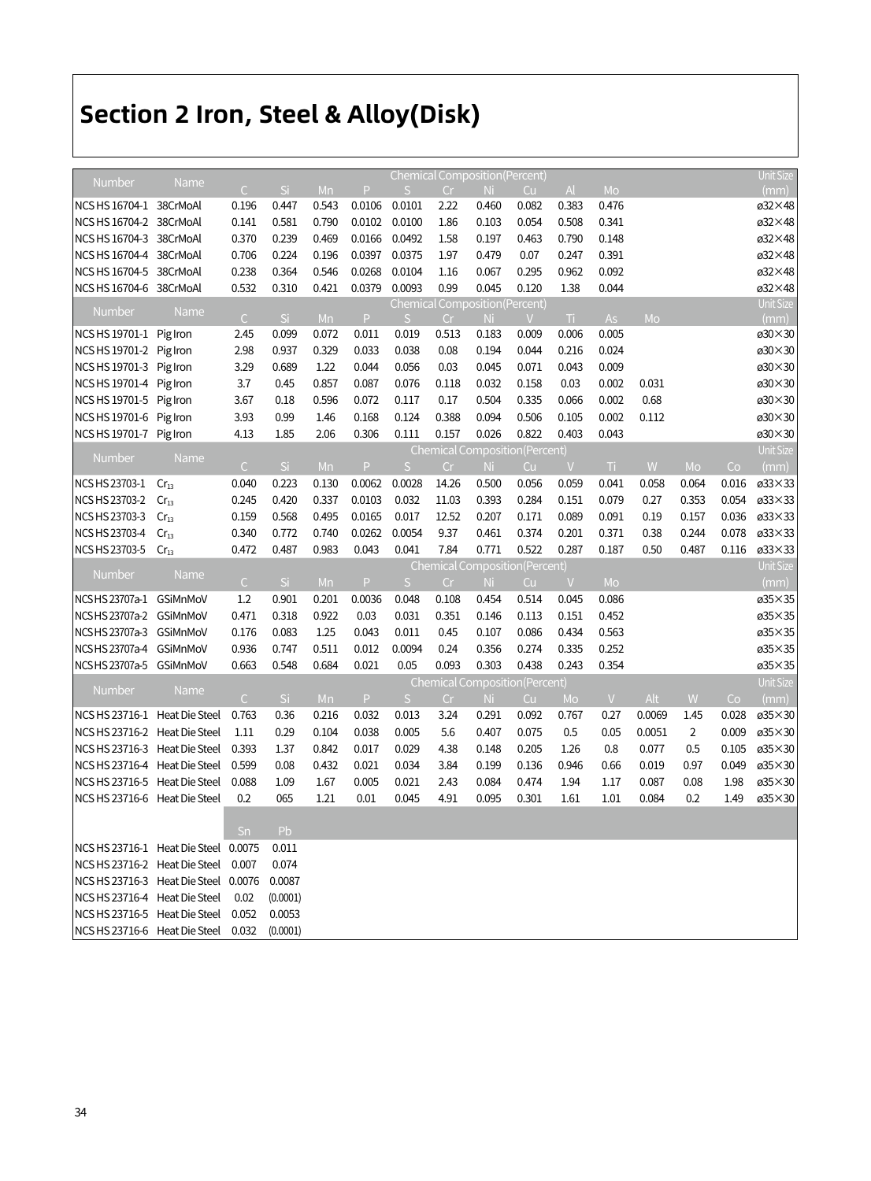# Section 2 Iron, Steel & Alloy(Disk)

| Number | Name | Chemical Composition(Percent) | | | | | | | | | | Unit Size |
|---|---|---|---|---|---|---|---|---|---|---|---|---|
| | | C | Si | Mn | P | S | Cr | Ni | Cu | Al | Mo | (mm) |
| NCS HS 16704-1 | 38CrMoAl | 0.196 | 0.447 | 0.543 | 0.0106 | 0.0101 | 2.22 | 0.460 | 0.082 | 0.383 | 0.476 | ø32×48 |
| NCS HS 16704-2 | 38CrMoAl | 0.141 | 0.581 | 0.790 | 0.0102 | 0.0100 | 1.86 | 0.103 | 0.054 | 0.508 | 0.341 | ø32×48 |
| NCS HS 16704-3 | 38CrMoAl | 0.370 | 0.239 | 0.469 | 0.0166 | 0.0492 | 1.58 | 0.197 | 0.463 | 0.790 | 0.148 | ø32×48 |
| NCS HS 16704-4 | 38CrMoAl | 0.706 | 0.224 | 0.196 | 0.0397 | 0.0375 | 1.97 | 0.479 | 0.07 | 0.247 | 0.391 | ø32×48 |
| NCS HS 16704-5 | 38CrMoAl | 0.238 | 0.364 | 0.546 | 0.0268 | 0.0104 | 1.16 | 0.067 | 0.295 | 0.962 | 0.092 | ø32×48 |
| NCS HS 16704-6 | 38CrMoAl | 0.532 | 0.310 | 0.421 | 0.0379 | 0.0093 | 0.99 | 0.045 | 0.120 | 1.38 | 0.044 | ø32×48 |

| Number | Name | Chemical Composition(Percent) | | | | | | | | | | | Unit Size |
|---|---|---|---|---|---|---|---|---|---|---|---|---|---|
| | | C | Si | Mn | P | S | Cr | Ni | V | Ti | As | Mo | (mm) |
| NCS HS 19701-1 | Pig Iron | 2.45 | 0.099 | 0.072 | 0.011 | 0.019 | 0.513 | 0.183 | 0.009 | 0.006 | 0.005 | | ø30×30 |
| NCS HS 19701-2 | Pig Iron | 2.98 | 0.937 | 0.329 | 0.033 | 0.038 | 0.08 | 0.194 | 0.044 | 0.216 | 0.024 | | ø30×30 |
| NCS HS 19701-3 | Pig Iron | 3.29 | 0.689 | 1.22 | 0.044 | 0.056 | 0.03 | 0.045 | 0.071 | 0.043 | 0.009 | | ø30×30 |
| NCS HS 19701-4 | Pig Iron | 3.7 | 0.45 | 0.857 | 0.087 | 0.076 | 0.118 | 0.032 | 0.158 | 0.03 | 0.002 | 0.031 | ø30×30 |
| NCS HS 19701-5 | Pig Iron | 3.67 | 0.18 | 0.596 | 0.072 | 0.117 | 0.17 | 0.504 | 0.335 | 0.066 | 0.002 | 0.68 | ø30×30 |
| NCS HS 19701-6 | Pig Iron | 3.93 | 0.99 | 1.46 | 0.168 | 0.124 | 0.388 | 0.094 | 0.506 | 0.105 | 0.002 | 0.112 | ø30×30 |
| NCS HS 19701-7 | Pig Iron | 4.13 | 1.85 | 2.06 | 0.306 | 0.111 | 0.157 | 0.026 | 0.822 | 0.403 | 0.043 | | ø30×30 |

| Number | Name | Chemical Composition(Percent) | | | | | | | | | | | | | Unit Size |
|---|---|---|---|---|---|---|---|---|---|---|---|---|---|---|---|
| | | C | Si | Mn | P | S | Cr | Ni | Cu | V | Ti | W | Mo | Co | (mm) |
| NCS HS 23703-1 | $Cr_{13}$ | 0.040 | 0.223 | 0.130 | 0.0062 | 0.0028 | 14.26 | 0.500 | 0.056 | 0.059 | 0.041 | 0.058 | 0.064 | 0.016 | ø33×33 |
| NCS HS 23703-2 | $Cr_{13}$ | 0.245 | 0.420 | 0.337 | 0.0103 | 0.032 | 11.03 | 0.393 | 0.284 | 0.151 | 0.079 | 0.27 | 0.353 | 0.054 | ø33×33 |
| NCS HS 23703-3 | $Cr_{13}$ | 0.159 | 0.568 | 0.495 | 0.0165 | 0.017 | 12.52 | 0.207 | 0.171 | 0.089 | 0.091 | 0.19 | 0.157 | 0.036 | ø33×33 |
| NCS HS 23703-4 | $Cr_{13}$ | 0.340 | 0.772 | 0.740 | 0.0262 | 0.0054 | 9.37 | 0.461 | 0.374 | 0.201 | 0.371 | 0.38 | 0.244 | 0.078 | ø33×33 |
| NCS HS 23703-5 | $Cr_{13}$ | 0.472 | 0.487 | 0.983 | 0.043 | 0.041 | 7.84 | 0.771 | 0.522 | 0.287 | 0.187 | 0.50 | 0.487 | 0.116 | ø33×33 |

| Number | Name | Chemical Composition(Percent) | | | | | | | | | | Unit Size |
|---|---|---|---|---|---|---|---|---|---|---|---|---|
| | | C | Si | Mn | P | S | Cr | Ni | Cu | V | Mo | (mm) |
| NCS HS 23707a-1 | GSiMnMoV | 1.2 | 0.901 | 0.201 | 0.0036 | 0.048 | 0.108 | 0.454 | 0.514 | 0.045 | 0.086 | ø35×35 |
| NCS HS 23707a-2 | GSiMnMoV | 0.471 | 0.318 | 0.922 | 0.03 | 0.031 | 0.351 | 0.146 | 0.113 | 0.151 | 0.452 | ø35×35 |
| NCS HS 23707a-3 | GSiMnMoV | 0.176 | 0.083 | 1.25 | 0.043 | 0.011 | 0.45 | 0.107 | 0.086 | 0.434 | 0.563 | ø35×35 |
| NCS HS 23707a-4 | GSiMnMoV | 0.936 | 0.747 | 0.511 | 0.012 | 0.0094 | 0.24 | 0.356 | 0.274 | 0.335 | 0.252 | ø35×35 |
| NCS HS 23707a-5 | GSiMnMoV | 0.663 | 0.548 | 0.684 | 0.021 | 0.05 | 0.093 | 0.303 | 0.438 | 0.243 | 0.354 | ø35×35 |

| Number | Name | Chemical Composition(Percent) | | | | | | | | | | | | | Unit Size |
|---|---|---|---|---|---|---|---|---|---|---|---|---|---|---|---|
| | | C | Si | Mn | P | S | Cr | Ni | Cu | Mo | V | Alt | W | Co | (mm) |
| NCS HS 23716-1 | Heat Die Steel | 0.763 | 0.36 | 0.216 | 0.032 | 0.013 | 3.24 | 0.291 | 0.092 | 0.767 | 0.27 | 0.0069 | 1.45 | 0.028 | ø35×30 |
| NCS HS 23716-2 | Heat Die Steel | 1.11 | 0.29 | 0.104 | 0.038 | 0.005 | 5.6 | 0.407 | 0.075 | 0.5 | 0.05 | 0.0051 | 2 | 0.009 | ø35×30 |
| NCS HS 23716-3 | Heat Die Steel | 0.393 | 1.37 | 0.842 | 0.017 | 0.029 | 4.38 | 0.148 | 0.205 | 1.26 | 0.8 | 0.077 | 0.5 | 0.105 | ø35×30 |
| NCS HS 23716-4 | Heat Die Steel | 0.599 | 0.08 | 0.432 | 0.021 | 0.034 | 3.84 | 0.199 | 0.136 | 0.946 | 0.66 | 0.019 | 0.97 | 0.049 | ø35×30 |
| NCS HS 23716-5 | Heat Die Steel | 0.088 | 1.09 | 1.67 | 0.005 | 0.021 | 2.43 | 0.084 | 0.474 | 1.94 | 1.17 | 0.087 | 0.08 | 1.98 | ø35×30 |
| NCS HS 23716-6 | Heat Die Steel | 0.2 | 065 | 1.21 | 0.01 | 0.045 | 4.91 | 0.095 | 0.301 | 1.61 | 1.01 | 0.084 | 0.2 | 1.49 | ø35×30 |

| Number | Name | Sn | Pb |
|---|---|---|---|
| NCS HS 23716-1 | Heat Die Steel | 0.0075 | 0.011 |
| NCS HS 23716-2 | Heat Die Steel | 0.007 | 0.074 |
| NCS HS 23716-3 | Heat Die Steel | 0.0076 | 0.0087 |
| NCS HS 23716-4 | Heat Die Steel | 0.02 | (0.0001) |
| NCS HS 23716-5 | Heat Die Steel | 0.052 | 0.0053 |
| NCS HS 23716-6 | Heat Die Steel | 0.032 | (0.0001) |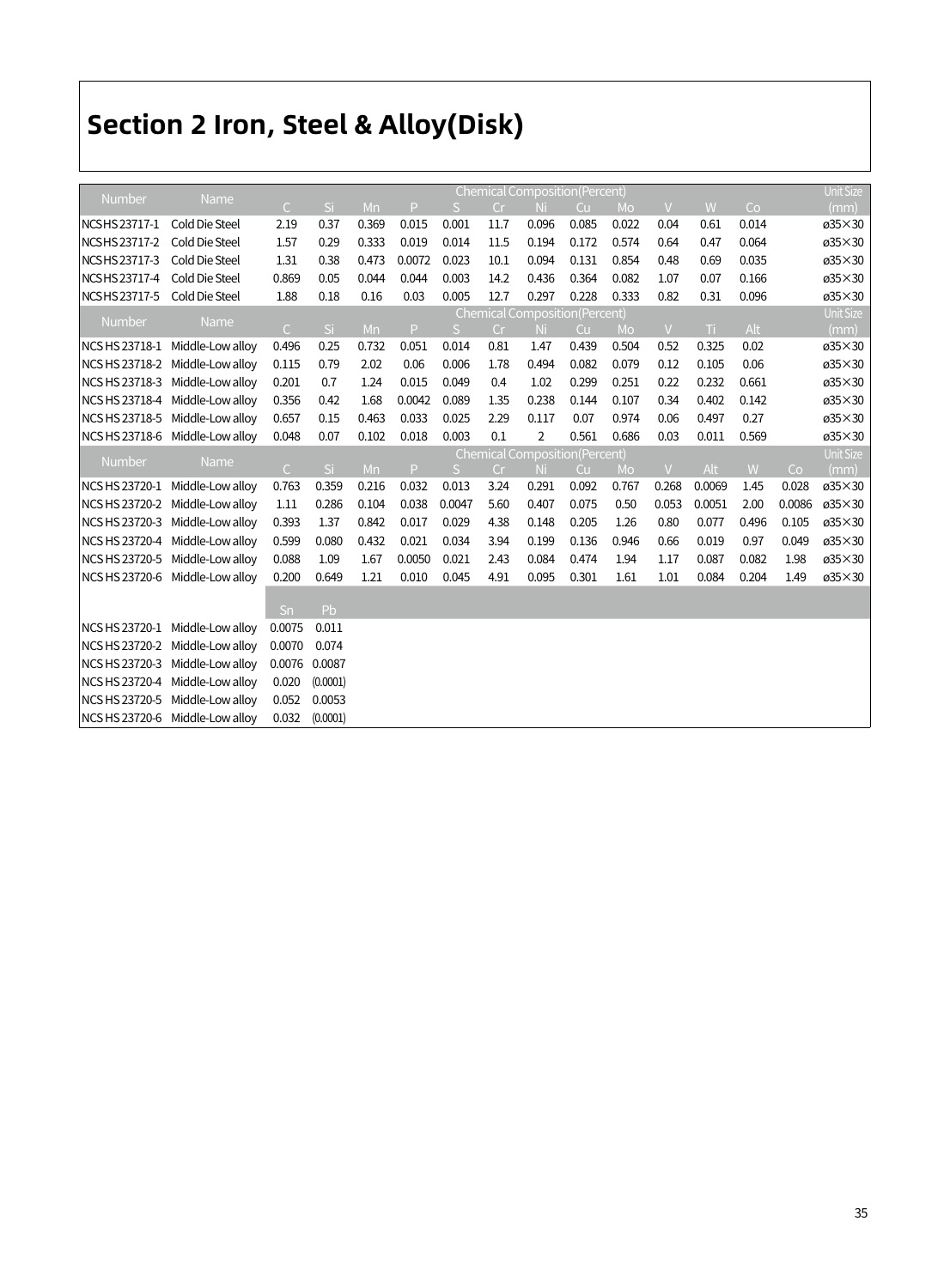## Section 2 Iron, Steel & Alloy(Disk)

| Number | Name | Chemical Composition(Percent) | | | | | | | | | | | | | Unit Size |
|---|---|---|---|---|---|---|---|---|---|---|---|---|---|---|---|
| | | C | Si | Mn | P | S | Cr | Ni | Cu | Mo | V | W | Co | | (mm) |
| NCS HS 23717-1 | Cold Die Steel | 2.19 | 0.37 | 0.369 | 0.015 | 0.001 | 11.7 | 0.096 | 0.085 | 0.022 | 0.04 | 0.61 | 0.014 | | ø35×30 |
| NCS HS 23717-2 | Cold Die Steel | 1.57 | 0.29 | 0.333 | 0.019 | 0.014 | 11.5 | 0.194 | 0.172 | 0.574 | 0.64 | 0.47 | 0.064 | | ø35×30 |
| NCS HS 23717-3 | Cold Die Steel | 1.31 | 0.38 | 0.473 | 0.0072 | 0.023 | 10.1 | 0.094 | 0.131 | 0.854 | 0.48 | 0.69 | 0.035 | | ø35×30 |
| NCS HS 23717-4 | Cold Die Steel | 0.869 | 0.05 | 0.044 | 0.044 | 0.003 | 14.2 | 0.436 | 0.364 | 0.082 | 1.07 | 0.07 | 0.166 | | ø35×30 |
| NCS HS 23717-5 | Cold Die Steel | 1.88 | 0.18 | 0.16 | 0.03 | 0.005 | 12.7 | 0.297 | 0.228 | 0.333 | 0.82 | 0.31 | 0.096 | | ø35×30 |
| Number | Name | Chemical Composition(Percent) | | | | | | | | | | | | | Unit Size |
| | | C | Si | Mn | P | S | Cr | Ni | Cu | Mo | V | Ti | Alt | | (mm) |
| NCS HS 23718-1 | Middle-Low alloy | 0.496 | 0.25 | 0.732 | 0.051 | 0.014 | 0.81 | 1.47 | 0.439 | 0.504 | 0.52 | 0.325 | 0.02 | | ø35×30 |
| NCS HS 23718-2 | Middle-Low alloy | 0.115 | 0.79 | 2.02 | 0.06 | 0.006 | 1.78 | 0.494 | 0.082 | 0.079 | 0.12 | 0.105 | 0.06 | | ø35×30 |
| NCS HS 23718-3 | Middle-Low alloy | 0.201 | 0.7 | 1.24 | 0.015 | 0.049 | 0.4 | 1.02 | 0.299 | 0.251 | 0.22 | 0.232 | 0.661 | | ø35×30 |
| NCS HS 23718-4 | Middle-Low alloy | 0.356 | 0.42 | 1.68 | 0.0042 | 0.089 | 1.35 | 0.238 | 0.144 | 0.107 | 0.34 | 0.402 | 0.142 | | ø35×30 |
| NCS HS 23718-5 | Middle-Low alloy | 0.657 | 0.15 | 0.463 | 0.033 | 0.025 | 2.29 | 0.117 | 0.07 | 0.974 | 0.06 | 0.497 | 0.27 | | ø35×30 |
| NCS HS 23718-6 | Middle-Low alloy | 0.048 | 0.07 | 0.102 | 0.018 | 0.003 | 0.1 | 2 | 0.561 | 0.686 | 0.03 | 0.011 | 0.569 | | ø35×30 |
| Number | Name | Chemical Composition(Percent) | | | | | | | | | | | | | Unit Size |
| | | C | Si | Mn | P | S | Cr | Ni | Cu | Mo | V | Alt | W | Co | (mm) |
| NCS HS 23720-1 | Middle-Low alloy | 0.763 | 0.359 | 0.216 | 0.032 | 0.013 | 3.24 | 0.291 | 0.092 | 0.767 | 0.268 | 0.0069 | 1.45 | 0.028 | ø35×30 |
| NCS HS 23720-2 | Middle-Low alloy | 1.11 | 0.286 | 0.104 | 0.038 | 0.0047 | 5.60 | 0.407 | 0.075 | 0.50 | 0.053 | 0.0051 | 2.00 | 0.0086 | ø35×30 |
| NCS HS 23720-3 | Middle-Low alloy | 0.393 | 1.37 | 0.842 | 0.017 | 0.029 | 4.38 | 0.148 | 0.205 | 1.26 | 0.80 | 0.077 | 0.496 | 0.105 | ø35×30 |
| NCS HS 23720-4 | Middle-Low alloy | 0.599 | 0.080 | 0.432 | 0.021 | 0.034 | 3.94 | 0.199 | 0.136 | 0.946 | 0.66 | 0.019 | 0.97 | 0.049 | ø35×30 |
| NCS HS 23720-5 | Middle-Low alloy | 0.088 | 1.09 | 1.67 | 0.0050 | 0.021 | 2.43 | 0.084 | 0.474 | 1.94 | 1.17 | 0.087 | 0.082 | 1.98 | ø35×30 |
| NCS HS 23720-6 | Middle-Low alloy | 0.200 | 0.649 | 1.21 | 0.010 | 0.045 | 4.91 | 0.095 | 0.301 | 1.61 | 1.01 | 0.084 | 0.204 | 1.49 | ø35×30 |
| | | Sn | Pb | | | | | | | | | | | | |
| NCS HS 23720-1 | Middle-Low alloy | 0.0075 | 0.011 | | | | | | | | | | | | |
| NCS HS 23720-2 | Middle-Low alloy | 0.0070 | 0.074 | | | | | | | | | | | | |
| NCS HS 23720-3 | Middle-Low alloy | 0.0076 | 0.0087 | | | | | | | | | | | | |
| NCS HS 23720-4 | Middle-Low alloy | 0.020 | (0.0001) | | | | | | | | | | | | |
| NCS HS 23720-5 | Middle-Low alloy | 0.052 | 0.0053 | | | | | | | | | | | | |
| NCS HS 23720-6 | Middle-Low alloy | 0.032 | (0.0001) | | | | | | | | | | | | |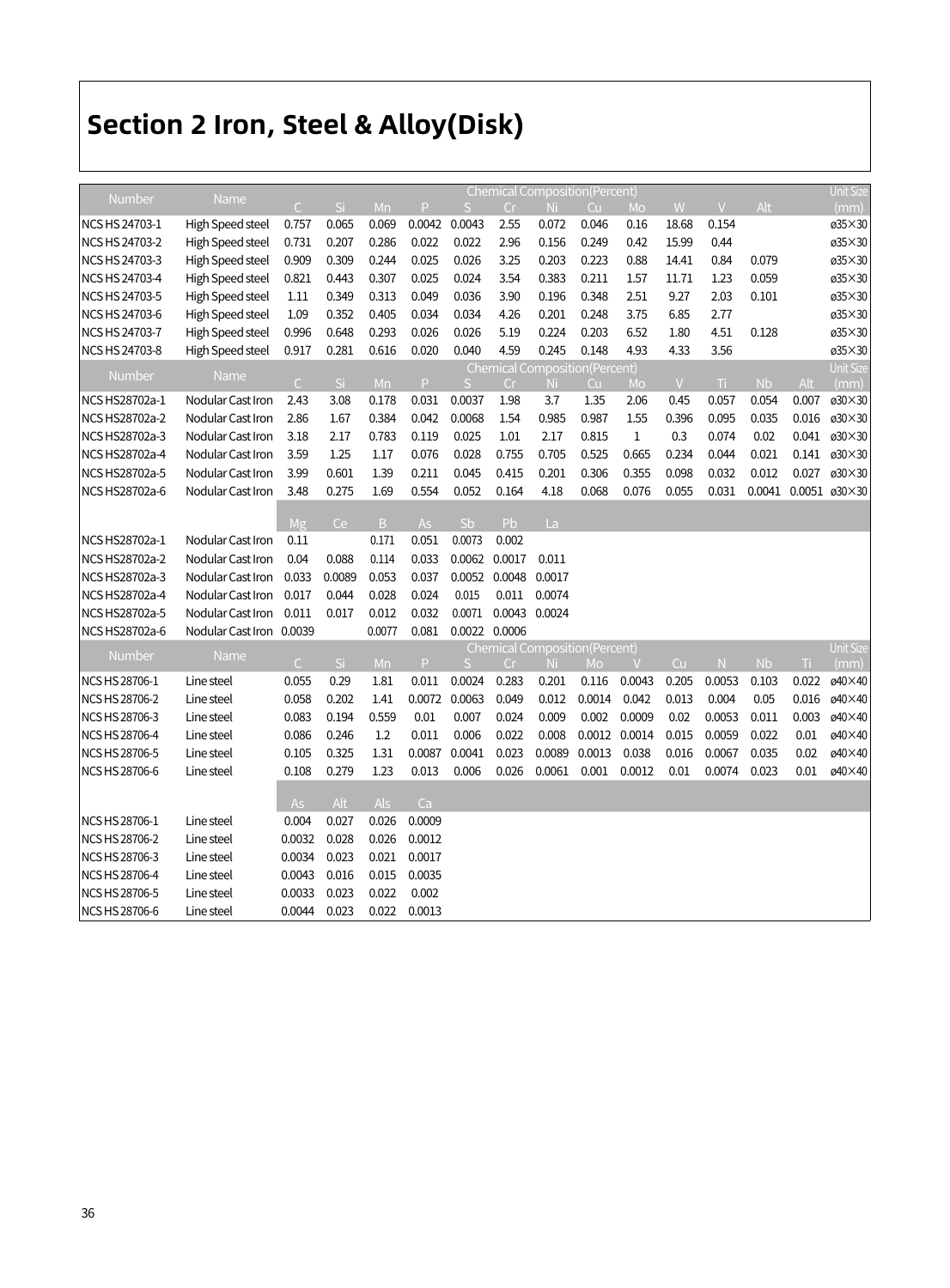## Section 2 Iron, Steel & Alloy(Disk)

| Number | Name | Chemical Composition(Percent) | | | | | | | | | | | | Unit Size |
|---|---|---|---|---|---|---|---|---|---|---|---|---|---|---|
| | | C | Si | Mn | P | S | Cr | Ni | Cu | Mo | W | V | Alt | (mm) |
| NCS HS 24703-1 | High Speed steel | 0.757 | 0.065 | 0.069 | 0.0042 | 0.0043 | 2.55 | 0.072 | 0.046 | 0.16 | 18.68 | 0.154 | | ø35×30 |
| NCS HS 24703-2 | High Speed steel | 0.731 | 0.207 | 0.286 | 0.022 | 0.022 | 2.96 | 0.156 | 0.249 | 0.42 | 15.99 | 0.44 | | ø35×30 |
| NCS HS 24703-3 | High Speed steel | 0.909 | 0.309 | 0.244 | 0.025 | 0.026 | 3.25 | 0.203 | 0.223 | 0.88 | 14.41 | 0.84 | 0.079 | ø35×30 |
| NCS HS 24703-4 | High Speed steel | 0.821 | 0.443 | 0.307 | 0.025 | 0.024 | 3.54 | 0.383 | 0.211 | 1.57 | 11.71 | 1.23 | 0.059 | ø35×30 |
| NCS HS 24703-5 | High Speed steel | 1.11 | 0.349 | 0.313 | 0.049 | 0.036 | 3.90 | 0.196 | 0.348 | 2.51 | 9.27 | 2.03 | 0.101 | ø35×30 |
| NCS HS 24703-6 | High Speed steel | 1.09 | 0.352 | 0.405 | 0.034 | 0.034 | 4.26 | 0.201 | 0.248 | 3.75 | 6.85 | 2.77 | | ø35×30 |
| NCS HS 24703-7 | High Speed steel | 0.996 | 0.648 | 0.293 | 0.026 | 0.026 | 5.19 | 0.224 | 0.203 | 6.52 | 1.80 | 4.51 | 0.128 | ø35×30 |
| NCS HS 24703-8 | High Speed steel | 0.917 | 0.281 | 0.616 | 0.020 | 0.040 | 4.59 | 0.245 | 0.148 | 4.93 | 4.33 | 3.56 | | ø35×30 |

| Number | Name | Chemical Composition(Percent) | | | | | | | | | | | | Unit Size |
|---|---|---|---|---|---|---|---|---|---|---|---|---|---|---|
| | | C | Si | Mn | P | S | Cr | Ni | Cu | Mo | V | Ti | Nb | Alt | (mm) |
| NCS HS28702a-1 | Nodular Cast Iron | 2.43 | 3.08 | 0.178 | 0.031 | 0.0037 | 1.98 | 3.7 | 1.35 | 2.06 | 0.45 | 0.057 | 0.054 | 0.007 | ø30×30 |
| NCS HS28702a-2 | Nodular Cast Iron | 2.86 | 1.67 | 0.384 | 0.042 | 0.0068 | 1.54 | 0.985 | 0.987 | 1.55 | 0.396 | 0.095 | 0.035 | 0.016 | ø30×30 |
| NCS HS28702a-3 | Nodular Cast Iron | 3.18 | 2.17 | 0.783 | 0.119 | 0.025 | 1.01 | 2.17 | 0.815 | 1 | 0.3 | 0.074 | 0.02 | 0.041 | ø30×30 |
| NCS HS28702a-4 | Nodular Cast Iron | 3.59 | 1.25 | 1.17 | 0.076 | 0.028 | 0.755 | 0.705 | 0.525 | 0.665 | 0.234 | 0.044 | 0.021 | 0.141 | ø30×30 |
| NCS HS28702a-5 | Nodular Cast Iron | 3.99 | 0.601 | 1.39 | 0.211 | 0.045 | 0.415 | 0.201 | 0.306 | 0.355 | 0.098 | 0.032 | 0.012 | 0.027 | ø30×30 |
| NCS HS28702a-6 | Nodular Cast Iron | 3.48 | 0.275 | 1.69 | 0.554 | 0.052 | 0.164 | 4.18 | 0.068 | 0.076 | 0.055 | 0.031 | 0.0041 | 0.0051 | ø30×30 |
| | | Mg | Ce | B | As | Sb | Pb | La | | | | | | | |
| NCS HS28702a-1 | Nodular Cast Iron | 0.11 | | 0.171 | 0.051 | 0.0073 | 0.002 | | | | | | | | |
| NCS HS28702a-2 | Nodular Cast Iron | 0.04 | 0.088 | 0.114 | 0.033 | 0.0062 | 0.0017 | 0.011 | | | | | | | |
| NCS HS28702a-3 | Nodular Cast Iron | 0.033 | 0.0089 | 0.053 | 0.037 | 0.0052 | 0.0048 | 0.0017 | | | | | | | |
| NCS HS28702a-4 | Nodular Cast Iron | 0.017 | 0.044 | 0.028 | 0.024 | 0.015 | 0.011 | 0.0074 | | | | | | | |
| NCS HS28702a-5 | Nodular Cast Iron | 0.011 | 0.017 | 0.012 | 0.032 | 0.0071 | 0.0043 | 0.0024 | | | | | | | |
| NCS HS28702a-6 | Nodular Cast Iron | 0.0039 | | 0.0077 | 0.081 | 0.0022 | 0.0006 | | | | | | | | |

| Number | Name | Chemical Composition(Percent) | | | | | | | | | | | | | Unit Size |
|---|---|---|---|---|---|---|---|---|---|---|---|---|---|---|---|
| | | C | Si | Mn | P | S | Cr | Ni | Mo | V | Cu | N | Nb | Ti | (mm) |
| NCS HS 28706-1 | Line steel | 0.055 | 0.29 | 1.81 | 0.011 | 0.0024 | 0.283 | 0.201 | 0.116 | 0.0043 | 0.205 | 0.0053 | 0.103 | 0.022 | ø40×40 |
| NCS HS 28706-2 | Line steel | 0.058 | 0.202 | 1.41 | 0.0072 | 0.0063 | 0.049 | 0.012 | 0.0014 | 0.042 | 0.013 | 0.004 | 0.05 | 0.016 | ø40×40 |
| NCS HS 28706-3 | Line steel | 0.083 | 0.194 | 0.559 | 0.01 | 0.007 | 0.024 | 0.009 | 0.002 | 0.0009 | 0.02 | 0.0053 | 0.011 | 0.003 | ø40×40 |
| NCS HS 28706-4 | Line steel | 0.086 | 0.246 | 1.2 | 0.011 | 0.006 | 0.022 | 0.008 | 0.0012 | 0.0014 | 0.015 | 0.0059 | 0.022 | 0.01 | ø40×40 |
| NCS HS 28706-5 | Line steel | 0.105 | 0.325 | 1.31 | 0.0087 | 0.0041 | 0.023 | 0.0089 | 0.0013 | 0.038 | 0.016 | 0.0067 | 0.035 | 0.02 | ø40×40 |
| NCS HS 28706-6 | Line steel | 0.108 | 0.279 | 1.23 | 0.013 | 0.006 | 0.026 | 0.0061 | 0.001 | 0.0012 | 0.01 | 0.0074 | 0.023 | 0.01 | ø40×40 |
| | | As | Alt | Als | Ca | | | | | | | | | | |
| NCS HS 28706-1 | Line steel | 0.004 | 0.027 | 0.026 | 0.0009 | | | | | | | | | | |
| NCS HS 28706-2 | Line steel | 0.0032 | 0.028 | 0.026 | 0.0012 | | | | | | | | | | |
| NCS HS 28706-3 | Line steel | 0.0034 | 0.023 | 0.021 | 0.0017 | | | | | | | | | | |
| NCS HS 28706-4 | Line steel | 0.0043 | 0.016 | 0.015 | 0.0035 | | | | | | | | | | |
| NCS HS 28706-5 | Line steel | 0.0033 | 0.023 | 0.022 | 0.002 | | | | | | | | | | |
| NCS HS 28706-6 | Line steel | 0.0044 | 0.023 | 0.022 | 0.0013 | | | | | | | | | | |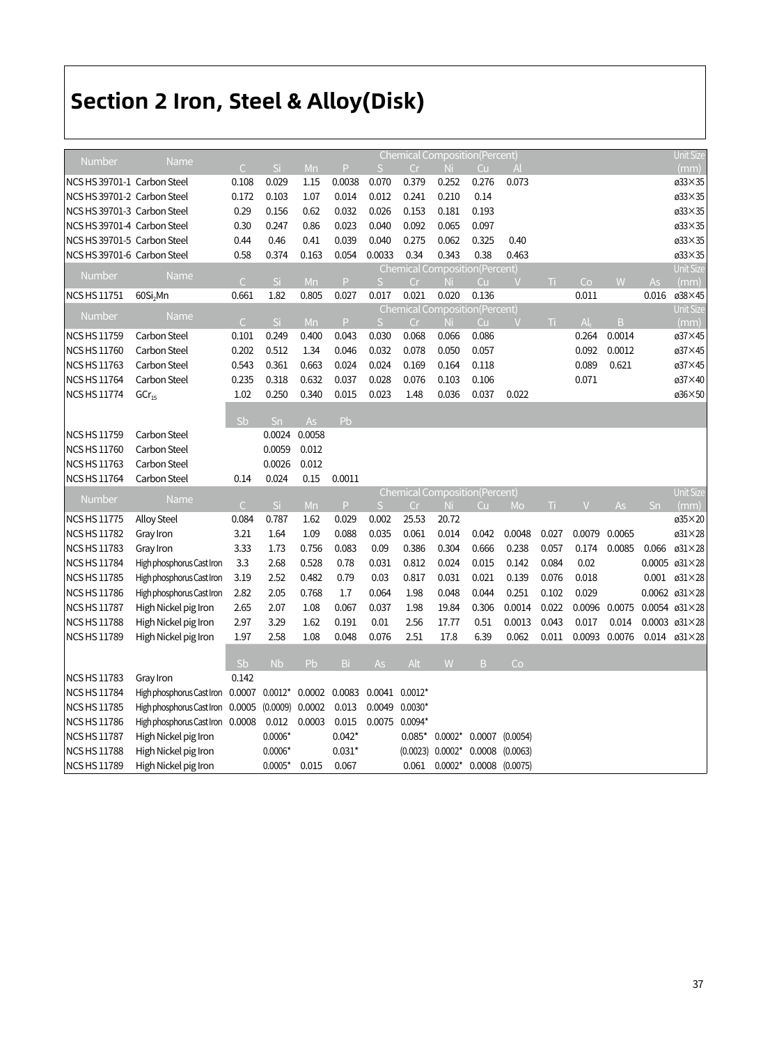# Section 2 Iron, Steel & Alloy(Disk)

| Number | Name | Chemical Composition(Percent) | | | | | | | | | Unit Size |
|---|---|---|---|---|---|---|---|---|---|---|---|
| | | C | Si | Mn | P | S | Cr | Ni | Cu | Al | (mm) |
| NCS HS 39701-1 | Carbon Steel | 0.108 | 0.029 | 1.15 | 0.0038 | 0.070 | 0.379 | 0.252 | 0.276 | 0.073 | ø33×35 |
| NCS HS 39701-2 | Carbon Steel | 0.172 | 0.103 | 1.07 | 0.014 | 0.012 | 0.241 | 0.210 | 0.14 | | ø33×35 |
| NCS HS 39701-3 | Carbon Steel | 0.29 | 0.156 | 0.62 | 0.032 | 0.026 | 0.153 | 0.181 | 0.193 | | ø33×35 |
| NCS HS 39701-4 | Carbon Steel | 0.30 | 0.247 | 0.86 | 0.023 | 0.040 | 0.092 | 0.065 | 0.097 | | ø33×35 |
| NCS HS 39701-5 | Carbon Steel | 0.44 | 0.46 | 0.41 | 0.039 | 0.040 | 0.275 | 0.062 | 0.325 | 0.40 | ø33×35 |
| NCS HS 39701-6 | Carbon Steel | 0.58 | 0.374 | 0.163 | 0.054 | 0.0033 | 0.34 | 0.343 | 0.38 | 0.463 | ø33×35 |

| Number | Name | Chemical Composition(Percent) | | | | | | | | | | | | | Unit Size |
|---|---|---|---|---|---|---|---|---|---|---|---|---|---|---|---|
| | | C | Si | Mn | P | S | Cr | Ni | Cu | V | Ti | Co | W | As | (mm) |
| NCS HS 11751 | $60Si_2Mn$ | 0.661 | 1.82 | 0.805 | 0.027 | 0.017 | 0.021 | 0.020 | 0.136 | | | 0.011 | | 0.016 | ø38×45 |

| Number | Name | Chemical Composition(Percent) | | | | | | | | | | | | | Unit Size |
|---|---|---|---|---|---|---|---|---|---|---|---|---|---|---|---|
| | | C | Si | Mn | P | S | Cr | Ni | Cu | V | Ti | $Al_t$ | B | | (mm) |
| NCS HS 11759 | Carbon Steel | 0.101 | 0.249 | 0.400 | 0.043 | 0.030 | 0.068 | 0.066 | 0.086 | | | 0.264 | 0.0014 | | ø37×45 |
| NCS HS 11760 | Carbon Steel | 0.202 | 0.512 | 1.34 | 0.046 | 0.032 | 0.078 | 0.050 | 0.057 | | | 0.092 | 0.0012 | | ø37×45 |
| NCS HS 11763 | Carbon Steel | 0.543 | 0.361 | 0.663 | 0.024 | 0.024 | 0.169 | 0.164 | 0.118 | | | 0.089 | 0.621 | | ø37×45 |
| NCS HS 11764 | Carbon Steel | 0.235 | 0.318 | 0.632 | 0.037 | 0.028 | 0.076 | 0.103 | 0.106 | | | 0.071 | | | ø37×40 |
| NCS HS 11774 | $GCr_{15}$ | 1.02 | 0.250 | 0.340 | 0.015 | 0.023 | 1.48 | 0.036 | 0.037 | 0.022 | | | | | ø36×50 |
| | | Sb | Sn | As | Pb | | | | | | | | | | |
| NCS HS 11759 | Carbon Steel | | 0.0024 | 0.0058 | | | | | | | | | | | |
| NCS HS 11760 | Carbon Steel | | 0.0059 | 0.012 | | | | | | | | | | | |
| NCS HS 11763 | Carbon Steel | | 0.0026 | 0.012 | | | | | | | | | | | |
| NCS HS 11764 | Carbon Steel | 0.14 | 0.024 | 0.15 | 0.0011 | | | | | | | | | | |

| Number | Name | Chemical Composition(Percent) | | | | | | | | | | | | | Unit Size |
|---|---|---|---|---|---|---|---|---|---|---|---|---|---|---|---|
| | | C | Si | Mn | P | S | Cr | Ni | Cu | Mo | Ti | V | As | Sn | (mm) |
| NCS HS 11775 | Alloy Steel | 0.084 | 0.787 | 1.62 | 0.029 | 0.002 | 25.53 | 20.72 | | | | | | | ø35×20 |
| NCS HS 11782 | Gray Iron | 3.21 | 1.64 | 1.09 | 0.088 | 0.035 | 0.061 | 0.014 | 0.042 | 0.0048 | 0.027 | 0.0079 | 0.0065 | | ø31×28 |
| NCS HS 11783 | Gray Iron | 3.33 | 1.73 | 0.756 | 0.083 | 0.09 | 0.386 | 0.304 | 0.666 | 0.238 | 0.057 | 0.174 | 0.0085 | 0.066 | ø31×28 |
| NCS HS 11784 | High phosphorus Cast Iron | 3.3 | 2.68 | 0.528 | 0.78 | 0.031 | 0.812 | 0.024 | 0.015 | 0.142 | 0.084 | 0.02 | | 0.0005 | ø31×28 |
| NCS HS 11785 | High phosphorus Cast Iron | 3.19 | 2.52 | 0.482 | 0.79 | 0.03 | 0.817 | 0.031 | 0.021 | 0.139 | 0.076 | 0.018 | | 0.001 | ø31×28 |
| NCS HS 11786 | High phosphorus Cast Iron | 2.82 | 2.05 | 0.768 | 1.7 | 0.064 | 1.98 | 0.048 | 0.044 | 0.251 | 0.102 | 0.029 | | 0.0062 | ø31×28 |
| NCS HS 11787 | High Nickel pig Iron | 2.65 | 2.07 | 1.08 | 0.067 | 0.037 | 1.98 | 19.84 | 0.306 | 0.0014 | 0.022 | 0.0096 | 0.0075 | 0.0054 | ø31×28 |
| NCS HS 11788 | High Nickel pig Iron | 2.97 | 3.29 | 1.62 | 0.191 | 0.01 | 2.56 | 17.77 | 0.51 | 0.0013 | 0.043 | 0.017 | 0.014 | 0.0003 | ø31×28 |
| NCS HS 11789 | High Nickel pig Iron | 1.97 | 2.58 | 1.08 | 0.048 | 0.076 | 2.51 | 17.8 | 6.39 | 0.062 | 0.011 | 0.0093 | 0.0076 | 0.014 | ø31×28 |
| | | Sb | Nb | Pb | Bi | As | Alt | W | B | Co | | | | | |
| NCS HS 11783 | Gray Iron | 0.142 | | | | | | | | | | | | | |
| NCS HS 11784 | High phosphorus Cast Iron | 0.0007 | 0.0012* | 0.0002 | 0.0083 | 0.0041 | 0.0012* | | | | | | | | |
| NCS HS 11785 | High phosphorus Cast Iron | 0.0005 | (0.0009) | 0.0002 | 0.013 | 0.0049 | 0.0030* | | | | | | | | |
| NCS HS 11786 | High phosphorus Cast Iron | 0.0008 | 0.012 | 0.0003 | 0.015 | 0.0075 | 0.0094* | | | | | | | | |
| NCS HS 11787 | High Nickel pig Iron | | 0.0006* | | 0.042* | | 0.085* | 0.0002* | 0.0007 | (0.0054) | | | | | |
| NCS HS 11788 | High Nickel pig Iron | | 0.0006* | | 0.031* | | (0.0023) | 0.0002* | 0.0008 | (0.0063) | | | | | |
| NCS HS 11789 | High Nickel pig Iron | | 0.0005* | 0.015 | 0.067 | | 0.061 | 0.0002* | 0.0008 | (0.0075) | | | | | |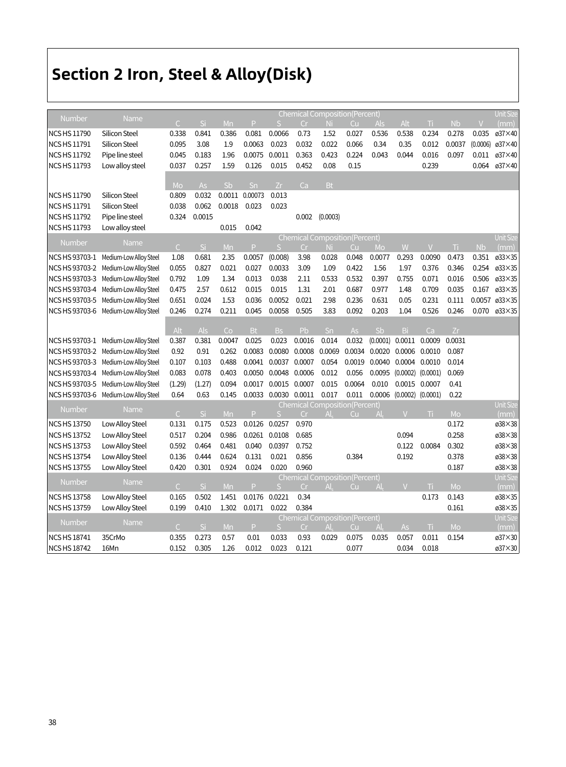# Section 2 Iron, Steel & Alloy(Disk)

| Number | Name | Chemical Composition(Percent) | | | | | | | | | | | | | Unit Size (mm) |
|---|---|---|---|---|---|---|---|---|---|---|---|---|---|---|---|
| | | C | Si | Mn | P | S | Cr | Ni | Cu | Als | Alt | Ti | Nb | V | |
| NCS HS 11790 | Silicon Steel | 0.338 | 0.841 | 0.386 | 0.081 | 0.0066 | 0.73 | 1.52 | 0.027 | 0.536 | 0.538 | 0.234 | 0.278 | 0.035 | ø37×40 |
| NCS HS 11791 | Silicon Steel | 0.095 | 3.08 | 1.9 | 0.0063 | 0.023 | 0.032 | 0.022 | 0.066 | 0.34 | 0.35 | 0.012 | 0.0037 | (0.0006) | ø37×40 |
| NCS HS 11792 | Pipe line steel | 0.045 | 0.183 | 1.96 | 0.0075 | 0.0011 | 0.363 | 0.423 | 0.224 | 0.043 | 0.044 | 0.016 | 0.097 | 0.011 | ø37×40 |
| NCS HS 11793 | Low alloy steel | 0.037 | 0.257 | 1.59 | 0.126 | 0.015 | 0.452 | 0.08 | 0.15 | | | 0.239 | | 0.064 | ø37×40 |
| | | Mo | As | Sb | Sn | Zr | Ca | Bt | | | | | | | |
| NCS HS 11790 | Silicon Steel | 0.809 | 0.032 | 0.0011 | 0.00073 | 0.013 | | | | | | | | | |
| NCS HS 11791 | Silicon Steel | 0.038 | 0.062 | 0.0018 | 0.023 | 0.023 | | | | | | | | | |
| NCS HS 11792 | Pipe line steel | 0.324 | 0.0015 | | | | 0.002 | (0.0003) | | | | | | | |
| NCS HS 11793 | Low alloy steel | | | 0.015 | 0.042 | | | | | | | | | | |

| Number | Name | Chemical Composition(Percent) | | | | | | | | | | | | | Unit Size (mm) |
|---|---|---|---|---|---|---|---|---|---|---|---|---|---|---|---|
| | | C | Si | Mn | P | S | Cr | Ni | Cu | Mo | W | V | Ti | Nb | |
| NCS HS 93703-1 | Medium-Low Alloy Steel | 1.08 | 0.681 | 2.35 | 0.0057 | (0.008) | 3.98 | 0.028 | 0.048 | 0.0077 | 0.293 | 0.0090 | 0.473 | 0.351 | ø33×35 |
| NCS HS 93703-2 | Medium-Low Alloy Steel | 0.055 | 0.827 | 0.021 | 0.027 | 0.0033 | 3.09 | 1.09 | 0.422 | 1.56 | 1.97 | 0.376 | 0.346 | 0.254 | ø33×35 |
| NCS HS 93703-3 | Medium-Low Alloy Steel | 0.792 | 1.09 | 1.34 | 0.013 | 0.038 | 2.11 | 0.533 | 0.532 | 0.397 | 0.755 | 0.071 | 0.016 | 0.506 | ø33×35 |
| NCS HS 93703-4 | Medium-Low Alloy Steel | 0.475 | 2.57 | 0.612 | 0.015 | 0.015 | 1.31 | 2.01 | 0.687 | 0.977 | 1.48 | 0.709 | 0.035 | 0.167 | ø33×35 |
| NCS HS 93703-5 | Medium-Low Alloy Steel | 0.651 | 0.024 | 1.53 | 0.036 | 0.0052 | 0.021 | 2.98 | 0.236 | 0.631 | 0.05 | 0.231 | 0.111 | 0.0057 | ø33×35 |
| NCS HS 93703-6 | Medium-Low Alloy Steel | 0.246 | 0.274 | 0.211 | 0.045 | 0.0058 | 0.505 | 3.83 | 0.092 | 0.203 | 1.04 | 0.526 | 0.246 | 0.070 | ø33×35 |
| | | Alt | Als | Co | Bt | Bs | Pb | Sn | As | Sb | Bi | Ca | Zr | | |
| NCS HS 93703-1 | Medium-Low Alloy Steel | 0.387 | 0.381 | 0.0047 | 0.025 | 0.023 | 0.0016 | 0.014 | 0.032 | (0.0001) | 0.0011 | 0.0009 | 0.0031 | | |
| NCS HS 93703-2 | Medium-Low Alloy Steel | 0.92 | 0.91 | 0.262 | 0.0083 | 0.0080 | 0.0008 | 0.0069 | 0.0034 | 0.0020 | 0.0006 | 0.0010 | 0.087 | | |
| NCS HS 93703-3 | Medium-Low Alloy Steel | 0.107 | 0.103 | 0.488 | 0.0041 | 0.0037 | 0.0007 | 0.054 | 0.0019 | 0.0040 | 0.0004 | 0.0010 | 0.014 | | |
| NCS HS 93703-4 | Medium-Low Alloy Steel | 0.083 | 0.078 | 0.403 | 0.0050 | 0.0048 | 0.0006 | 0.012 | 0.056 | 0.0095 | (0.0002) | (0.0001) | 0.069 | | |
| NCS HS 93703-5 | Medium-Low Alloy Steel | (1.29) | (1.27) | 0.094 | 0.0017 | 0.0015 | 0.0007 | 0.015 | 0.0064 | 0.010 | 0.0015 | 0.0007 | 0.41 | | |
| NCS HS 93703-6 | Medium-Low Alloy Steel | 0.64 | 0.63 | 0.145 | 0.0033 | 0.0030 | 0.0011 | 0.017 | 0.011 | 0.0006 | (0.0002) | (0.0001) | 0.22 | | |

| Number | Name | Chemical Composition(Percent) | | | | | | | | | | | | Unit Size (mm) |
|---|---|---|---|---|---|---|---|---|---|---|---|---|---|---|
| | | C | Si | Mn | P | S | Cr | $Al_s$ | Cu | $Al_t$ | V | Ti | Mo | |
| NCS HS 13750 | Low Alloy Steel | 0.131 | 0.175 | 0.523 | 0.0126 | 0.0257 | 0.970 | | | | | | 0.172 | ø38×38 |
| NCS HS 13752 | Low Alloy Steel | 0.517 | 0.204 | 0.986 | 0.0261 | 0.0108 | 0.685 | | | | 0.094 | | 0.258 | ø38×38 |
| NCS HS 13753 | Low Alloy Steel | 0.592 | 0.464 | 0.481 | 0.040 | 0.0397 | 0.752 | | | | 0.122 | 0.0084 | 0.302 | ø38×38 |
| NCS HS 13754 | Low Alloy Steel | 0.136 | 0.444 | 0.624 | 0.131 | 0.021 | 0.856 | | 0.384 | | 0.192 | | 0.378 | ø38×38 |
| NCS HS 13755 | Low Alloy Steel | 0.420 | 0.301 | 0.924 | 0.024 | 0.020 | 0.960 | | | | | | 0.187 | ø38×38 |

| Number | Name | Chemical Composition(Percent) | | | | | | | | | | | | Unit Size (mm) |
|---|---|---|---|---|---|---|---|---|---|---|---|---|---|---|
| | | C | Si | Mn | P | S | Cr | $Al_s$ | Cu | $Al_t$ | V | Ti | Mo | |
| NCS HS 13758 | Low Alloy Steel | 0.165 | 0.502 | 1.451 | 0.0176 | 0.0221 | 0.34 | | | | | 0.173 | 0.143 | ø38×35 |
| NCS HS 13759 | Low Alloy Steel | 0.199 | 0.410 | 1.302 | 0.0171 | 0.022 | 0.384 | | | | | | 0.161 | ø38×35 |

| Number | Name | Chemical Composition(Percent) | | | | | | | | | | | | Unit Size (mm) |
|---|---|---|---|---|---|---|---|---|---|---|---|---|---|---|
| | | C | Si | Mn | P | S | Cr | $Al_s$ | Cu | $Al_t$ | As | Ti | Mo | |
| NCS HS 18741 | 35CrMo | 0.355 | 0.273 | 0.57 | 0.01 | 0.033 | 0.93 | 0.029 | 0.075 | 0.035 | 0.057 | 0.011 | 0.154 | ø37×30 |
| NCS HS 18742 | 16Mn | 0.152 | 0.305 | 1.26 | 0.012 | 0.023 | 0.121 | | 0.077 | | 0.034 | 0.018 | | ø37×30 |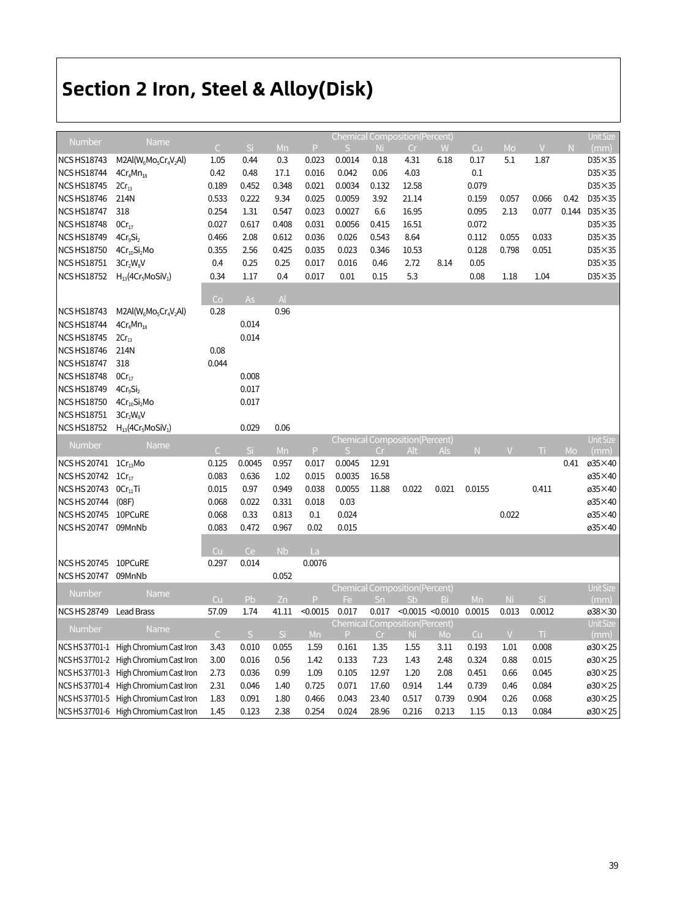# Section 2 Iron, Steel & Alloy(Disk)

| Number | Name | C | Si | Mn | P | S | Ni | Cr | W | Cu | Mo | V | N | Unit Size (mm) |
|---|---|---|---|---|---|---|---|---|---|---|---|---|---|---|
| NCS HS18743 | M2Al($W_6Mo_5Cr_4V_2Al$) | 1.05 | 0.44 | 0.3 | 0.023 | 0.0014 | 0.18 | 4.31 | 6.18 | 0.17 | 5.1 | 1.87 | | D35×35 |
| NCS HS18744 | $4Cr_4Mn_{18}$ | 0.42 | 0.48 | 17.1 | 0.016 | 0.042 | 0.06 | 4.03 | | 0.1 | | | | D35×35 |
| NCS HS18745 | $2Cr_{13}$ | 0.189 | 0.452 | 0.348 | 0.021 | 0.0034 | 0.132 | 12.58 | | 0.079 | | | | D35×35 |
| NCS HS18746 | 214N | 0.533 | 0.222 | 9.34 | 0.025 | 0.0059 | 3.92 | 21.14 | | 0.159 | 0.057 | 0.066 | 0.42 | D35×35 |
| NCS HS18747 | 318 | 0.254 | 1.31 | 0.547 | 0.023 | 0.0027 | 6.6 | 16.95 | | 0.095 | 2.13 | 0.077 | 0.144 | D35×35 |
| NCS HS18748 | $0Cr_{17}$ | 0.027 | 0.617 | 0.408 | 0.031 | 0.0056 | 0.415 | 16.51 | | 0.072 | | | | D35×35 |
| NCS HS18749 | $4Cr_9Si_2$ | 0.466 | 2.08 | 0.612 | 0.036 | 0.026 | 0.543 | 8.64 | | 0.112 | 0.055 | 0.033 | | D35×35 |
| NCS HS18750 | $4Cr_{10}Si_2Mo$ | 0.355 | 2.56 | 0.425 | 0.035 | 0.023 | 0.346 | 10.53 | | 0.128 | 0.798 | 0.051 | | D35×35 |
| NCS HS18751 | $3Cr_2W_8V$ | 0.4 | 0.25 | 0.25 | 0.017 | 0.016 | 0.46 | 2.72 | 8.14 | 0.05 | | | | D35×35 |
| NCS HS18752 | $H_{13}$($4Cr_5MoSiV_1$) | 0.34 | 1.17 | 0.4 | 0.017 | 0.01 | 0.15 | 5.3 | | 0.08 | 1.18 | 1.04 | | D35×35 |

| Number | Name | Co | As | Al |
|---|---|---|---|---|
| NCS HS18743 | M2Al($W_6Mo_5Cr_4V_2Al$) | 0.28 | | 0.96 |
| NCS HS18744 | $4Cr_4Mn_{18}$ | | 0.014 | |
| NCS HS18745 | $2Cr_{13}$ | | 0.014 | |
| NCS HS18746 | 214N | 0.08 | | |
| NCS HS18747 | 318 | 0.044 | | |
| NCS HS18748 | $0Cr_{17}$ | | 0.008 | |
| NCS HS18749 | $4Cr_9Si_2$ | | 0.017 | |
| NCS HS18750 | $4Cr_{10}Si_2Mo$ | | 0.017 | |
| NCS HS18751 | $3Cr_2W_8V$ | | | |
| NCS HS18752 | $H_{13}$($4Cr_5MoSiV_1$) | | 0.029 | 0.06 |

| Number | Name | C | Si | Mn | P | S | Cr | Alt | Als | N | V | Ti | Mo | Unit Size (mm) |
|---|---|---|---|---|---|---|---|---|---|---|---|---|---|---|
| NCS HS 20741 | $1Cr_{13}Mo$ | 0.125 | 0.0045 | 0.957 | 0.017 | 0.0045 | 12.91 | | | | | | 0.41 | ø35×40 |
| NCS HS 20742 | $1Cr_{17}$ | 0.083 | 0.636 | 1.02 | 0.015 | 0.0035 | 16.58 | | | | | | | ø35×40 |
| NCS HS 20743 | $0Cr_{11}Ti$ | 0.015 | 0.97 | 0.949 | 0.038 | 0.0055 | 11.88 | 0.022 | 0.021 | 0.0155 | | 0.411 | | ø35×40 |
| NCS HS 20744 | (08F) | 0.068 | 0.022 | 0.331 | 0.018 | 0.03 | | | | | | | | ø35×40 |
| NCS HS 20745 | 10PCuRE | 0.068 | 0.33 | 0.813 | 0.1 | 0.024 | | | | | 0.022 | | | ø35×40 |
| NCS HS 20747 | 09MnNb | 0.083 | 0.472 | 0.967 | 0.02 | 0.015 | | | | | | | | ø35×40 |

| Number | Name | Cu | Ce | Nb | La |
|---|---|---|---|---|---|
| NCS HS 20745 | 10PCuRE | 0.297 | 0.014 | | 0.0076 |
| NCS HS 20747 | 09MnNb | | | 0.052 | |

| Number | Name | Cu | Pb | Zn | P | Fe | Sn | Sb | Bi | Mn | Ni | Si | Unit Size (mm) |
|---|---|---|---|---|---|---|---|---|---|---|---|---|---|
| NCS HS 28749 | Lead Brass | 57.09 | 1.74 | 41.11 | <0.0015 | 0.017 | 0.017 | <0.0015 | <0.0010 | 0.0015 | 0.013 | 0.0012 | ø38×30 |

| Number | Name | C | S | Si | Mn | P | Cr | Ni | Mo | Cu | V | Ti | Unit Size (mm) |
|---|---|---|---|---|---|---|---|---|---|---|---|---|---|
| NCS HS 37701-1 | High Chromium Cast Iron | 3.43 | 0.010 | 0.055 | 1.59 | 0.161 | 1.35 | 1.55 | 3.11 | 0.193 | 1.01 | 0.008 | ø30×25 |
| NCS HS 37701-2 | High Chromium Cast Iron | 3.00 | 0.016 | 0.56 | 1.42 | 0.133 | 7.23 | 1.43 | 2.48 | 0.324 | 0.88 | 0.015 | ø30×25 |
| NCS HS 37701-3 | High Chromium Cast Iron | 2.73 | 0.036 | 0.99 | 1.09 | 0.105 | 12.97 | 1.20 | 2.08 | 0.451 | 0.66 | 0.045 | ø30×25 |
| NCS HS 37701-4 | High Chromium Cast Iron | 2.31 | 0.046 | 1.40 | 0.725 | 0.071 | 17.60 | 0.914 | 1.44 | 0.739 | 0.46 | 0.084 | ø30×25 |
| NCS HS 37701-5 | High Chromium Cast Iron | 1.83 | 0.091 | 1.80 | 0.466 | 0.043 | 23.40 | 0.517 | 0.739 | 0.904 | 0.26 | 0.068 | ø30×25 |
| NCS HS 37701-6 | High Chromium Cast Iron | 1.45 | 0.123 | 2.38 | 0.254 | 0.024 | 28.96 | 0.216 | 0.213 | 1.15 | 0.13 | 0.084 | ø30×25 |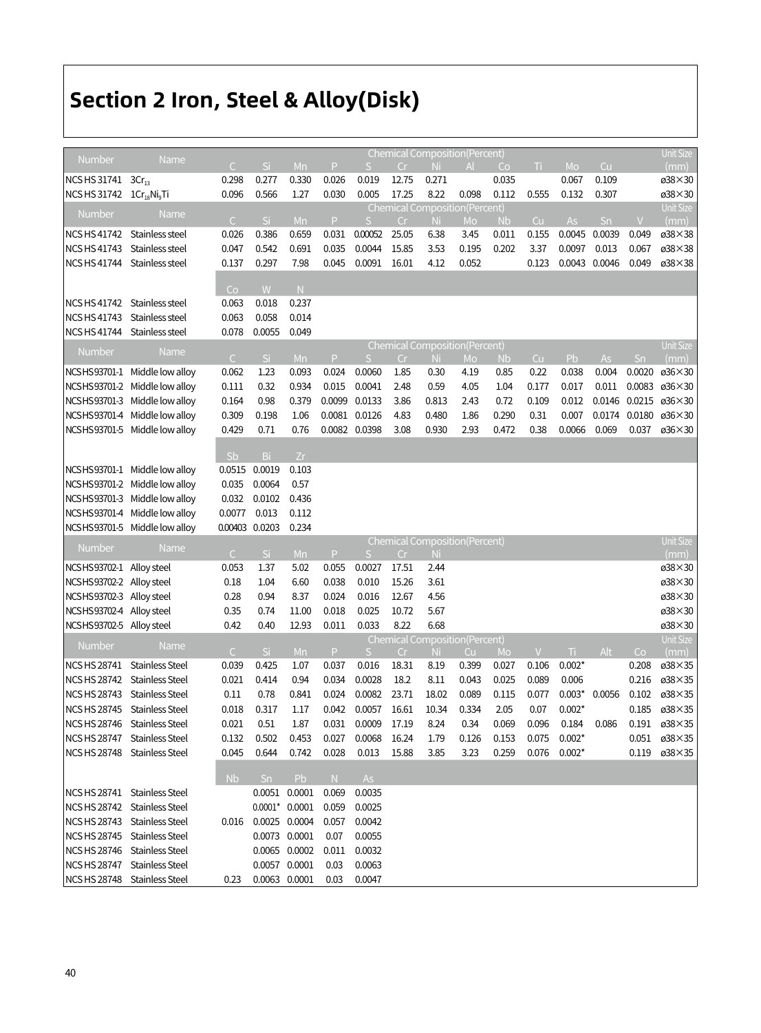# Section 2 Iron, Steel & Alloy(Disk)

| Number | Name | Chemical Composition(Percent) | | | | | | | | | | | | Unit Size |
|---|---|---|---|---|---|---|---|---|---|---|---|---|---|---|
| | | C | Si | Mn | P | S | Cr | Ni | Al | Co | Ti | Mo | Cu | (mm) |
| NCS HS 31741 | $3Cr_{13}$ | 0.298 | 0.277 | 0.330 | 0.026 | 0.019 | 12.75 | 0.271 | | 0.035 | | 0.067 | 0.109 | ø38×30 |
| NCS HS 31742 | $1Cr_{18}Ni_9Ti$ | 0.096 | 0.566 | 1.27 | 0.030 | 0.005 | 17.25 | 8.22 | 0.098 | 0.112 | 0.555 | 0.132 | 0.307 | ø38×30 |

| Number | Name | Chemical Composition(Percent) | | | | | | | | | | | | | Unit Size |
|---|---|---|---|---|---|---|---|---|---|---|---|---|---|---|---|
| | | C | Si | Mn | P | S | Cr | Ni | Mo | Nb | Cu | As | Sn | V | (mm) |
| NCS HS 41742 | Stainless steel | 0.026 | 0.386 | 0.659 | 0.031 | 0.00052 | 25.05 | 6.38 | 3.45 | 0.011 | 0.155 | 0.0045 | 0.0039 | 0.049 | ø38×38 |
| NCS HS 41743 | Stainless steel | 0.047 | 0.542 | 0.691 | 0.035 | 0.0044 | 15.85 | 3.53 | 0.195 | 0.202 | 3.37 | 0.0097 | 0.013 | 0.067 | ø38×38 |
| NCS HS 41744 | Stainless steel | 0.137 | 0.297 | 7.98 | 0.045 | 0.0091 | 16.01 | 4.12 | 0.052 | | 0.123 | 0.0043 | 0.0046 | 0.049 | ø38×38 |
| | | Co | W | N | | | | | | | | | | | |
| NCS HS 41742 | Stainless steel | 0.063 | 0.018 | 0.237 | | | | | | | | | | | |
| NCS HS 41743 | Stainless steel | 0.063 | 0.058 | 0.014 | | | | | | | | | | | |
| NCS HS 41744 | Stainless steel | 0.078 | 0.0055 | 0.049 | | | | | | | | | | | |

| Number | Name | Chemical Composition(Percent) | | | | | | | | | | | | | Unit Size |
|---|---|---|---|---|---|---|---|---|---|---|---|---|---|---|---|
| | | C | Si | Mn | P | S | Cr | Ni | Mo | Nb | Cu | Pb | As | Sn | (mm) |
| NCSHS93701-1 | Middle low alloy | 0.062 | 1.23 | 0.093 | 0.024 | 0.0060 | 1.85 | 0.30 | 4.19 | 0.85 | 0.22 | 0.038 | 0.004 | 0.0020 | ø36×30 |
| NCSHS93701-2 | Middle low alloy | 0.111 | 0.32 | 0.934 | 0.015 | 0.0041 | 2.48 | 0.59 | 4.05 | 1.04 | 0.177 | 0.017 | 0.011 | 0.0083 | ø36×30 |
| NCSHS93701-3 | Middle low alloy | 0.164 | 0.98 | 0.379 | 0.0099 | 0.0133 | 3.86 | 0.813 | 2.43 | 0.72 | 0.109 | 0.012 | 0.0146 | 0.0215 | ø36×30 |
| NCSHS93701-4 | Middle low alloy | 0.309 | 0.198 | 1.06 | 0.0081 | 0.0126 | 4.83 | 0.480 | 1.86 | 0.290 | 0.31 | 0.007 | 0.0174 | 0.0180 | ø36×30 |
| NCSHS93701-5 | Middle low alloy | 0.429 | 0.71 | 0.76 | 0.0082 | 0.0398 | 3.08 | 0.930 | 2.93 | 0.472 | 0.38 | 0.0066 | 0.069 | 0.037 | ø36×30 |
| | | Sb | Bi | Zr | | | | | | | | | | | |
| NCSHS93701-1 | Middle low alloy | 0.0515 | 0.0019 | 0.103 | | | | | | | | | | | |
| NCSHS93701-2 | Middle low alloy | 0.035 | 0.0064 | 0.57 | | | | | | | | | | | |
| NCSHS93701-3 | Middle low alloy | 0.032 | 0.0102 | 0.436 | | | | | | | | | | | |
| NCSHS93701-4 | Middle low alloy | 0.0077 | 0.013 | 0.112 | | | | | | | | | | | |
| NCSHS93701-5 | Middle low alloy | 0.00403 | 0.0203 | 0.234 | | | | | | | | | | | |

| Number | Name | Chemical Composition(Percent) | | | | | | | Unit Size |
|---|---|---|---|---|---|---|---|---|---|
| | | C | Si | Mn | P | S | Cr | Ni | (mm) |
| NCSHS93702-1 | Alloy steel | 0.053 | 1.37 | 5.02 | 0.055 | 0.0027 | 17.51 | 2.44 | ø38×30 |
| NCSHS93702-2 | Alloy steel | 0.18 | 1.04 | 6.60 | 0.038 | 0.010 | 15.26 | 3.61 | ø38×30 |
| NCSHS93702-3 | Alloy steel | 0.28 | 0.94 | 8.37 | 0.024 | 0.016 | 12.67 | 4.56 | ø38×30 |
| NCSHS93702-4 | Alloy steel | 0.35 | 0.74 | 11.00 | 0.018 | 0.025 | 10.72 | 5.67 | ø38×30 |
| NCSHS93702-5 | Alloy steel | 0.42 | 0.40 | 12.93 | 0.011 | 0.033 | 8.22 | 6.68 | ø38×30 |

| Number | Name | Chemical Composition(Percent) | | | | | | | | | | | | | Unit Size |
|---|---|---|---|---|---|---|---|---|---|---|---|---|---|---|---|
| | | C | Si | Mn | P | S | Cr | Ni | Cu | Mo | V | Ti | Alt | Co | (mm) |
| NCS HS 28741 | Stainless Steel | 0.039 | 0.425 | 1.07 | 0.037 | 0.016 | 18.31 | 8.19 | 0.399 | 0.027 | 0.106 | 0.002* | | 0.208 | ø38×35 |
| NCS HS 28742 | Stainless Steel | 0.021 | 0.414 | 0.94 | 0.034 | 0.0028 | 18.2 | 8.11 | 0.043 | 0.025 | 0.089 | 0.006 | | 0.216 | ø38×35 |
| NCS HS 28743 | Stainless Steel | 0.11 | 0.78 | 0.841 | 0.024 | 0.0082 | 23.71 | 18.02 | 0.089 | 0.115 | 0.077 | 0.003* | 0.0056 | 0.102 | ø38×35 |
| NCS HS 28745 | Stainless Steel | 0.018 | 0.317 | 1.17 | 0.042 | 0.0057 | 16.61 | 10.34 | 0.334 | 2.05 | 0.07 | 0.002* | | 0.185 | ø38×35 |
| NCS HS 28746 | Stainless Steel | 0.021 | 0.51 | 1.87 | 0.031 | 0.0009 | 17.19 | 8.24 | 0.34 | 0.069 | 0.096 | 0.184 | 0.086 | 0.191 | ø38×35 |
| NCS HS 28747 | Stainless Steel | 0.132 | 0.502 | 0.453 | 0.027 | 0.0068 | 16.24 | 1.79 | 0.126 | 0.153 | 0.075 | 0.002* | | 0.051 | ø38×35 |
| NCS HS 28748 | Stainless Steel | 0.045 | 0.644 | 0.742 | 0.028 | 0.013 | 15.88 | 3.85 | 3.23 | 0.259 | 0.076 | 0.002* | | 0.119 | ø38×35 |
| | | Nb | Sn | Pb | N | As | | | | | | | | | |
| NCS HS 28741 | Stainless Steel | | 0.0051 | 0.0001 | 0.069 | 0.0035 | | | | | | | | | |
| NCS HS 28742 | Stainless Steel | | 0.0001* | 0.0001 | 0.059 | 0.0025 | | | | | | | | | |
| NCS HS 28743 | Stainless Steel | 0.016 | 0.0025 | 0.0004 | 0.057 | 0.0042 | | | | | | | | | |
| NCS HS 28745 | Stainless Steel | | 0.0073 | 0.0001 | 0.07 | 0.0055 | | | | | | | | | |
| NCS HS 28746 | Stainless Steel | | 0.0065 | 0.0002 | 0.011 | 0.0032 | | | | | | | | | |
| NCS HS 28747 | Stainless Steel | | 0.0057 | 0.0001 | 0.03 | 0.0063 | | | | | | | | | |
| NCS HS 28748 | Stainless Steel | 0.23 | 0.0063 | 0.0001 | 0.03 | 0.0047 | | | | | | | | | |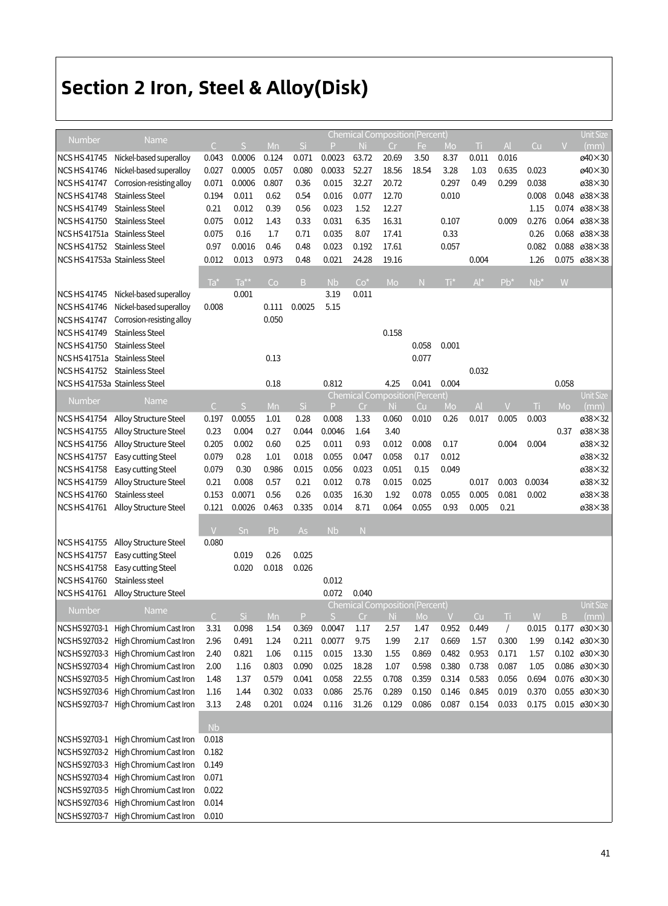# Section 2 Iron, Steel & Alloy(Disk)

| Number | Name | Chemical Composition(Percent) | | | | | | | | | | | | | Unit Size |
|---|---|---|---|---|---|---|---|---|---|---|---|---|---|---|---|
| | | C | S | Mn | Si | P | Ni | Cr | Fe | Mo | Ti | Al | Cu | V | (mm) |
| NCS HS 41745 | Nickel-based superalloy | 0.043 | 0.0006 | 0.124 | 0.071 | 0.0023 | 63.72 | 20.69 | 3.50 | 8.37 | 0.011 | 0.016 | | | ø40×30 |
| NCS HS 41746 | Nickel-based superalloy | 0.027 | 0.0005 | 0.057 | 0.080 | 0.0033 | 52.27 | 18.56 | 18.54 | 3.28 | 1.03 | 0.635 | 0.023 | | ø40×30 |
| NCS HS 41747 | Corrosion-resisting alloy | 0.071 | 0.0006 | 0.807 | 0.36 | 0.015 | 32.27 | 20.72 | | 0.297 | 0.49 | 0.299 | 0.038 | | ø38×30 |
| NCS HS 41748 | Stainless Steel | 0.194 | 0.011 | 0.62 | 0.54 | 0.016 | 0.077 | 12.70 | | 0.010 | | | 0.008 | 0.048 | ø38×38 |
| NCS HS 41749 | Stainless Steel | 0.21 | 0.012 | 0.39 | 0.56 | 0.023 | 1.52 | 12.27 | | | | | 1.15 | 0.074 | ø38×38 |
| NCS HS 41750 | Stainless Steel | 0.075 | 0.012 | 1.43 | 0.33 | 0.031 | 6.35 | 16.31 | | 0.107 | | 0.009 | 0.276 | 0.064 | ø38×38 |
| NCS HS 41751a | Stainless Steel | 0.075 | 0.16 | 1.7 | 0.71 | 0.035 | 8.07 | 17.41 | | 0.33 | | | 0.26 | 0.068 | ø38×38 |
| NCS HS 41752 | Stainless Steel | 0.97 | 0.0016 | 0.46 | 0.48 | 0.023 | 0.192 | 17.61 | | 0.057 | | | 0.082 | 0.088 | ø38×38 |
| NCS HS 41753a | Stainless Steel | 0.012 | 0.013 | 0.973 | 0.48 | 0.021 | 24.28 | 19.16 | | | 0.004 | | 1.26 | 0.075 | ø38×38 |
| | | Ta* | Ta** | Co | B | Nb | Co* | Mo | N | Ti* | Al* | Pb* | Nb* | W | |
| NCS HS 41745 | Nickel-based superalloy | | 0.001 | | | 3.19 | 0.011 | | | | | | | | |
| NCS HS 41746 | Nickel-based superalloy | 0.008 | | 0.111 | 0.0025 | 5.15 | | | | | | | | | |
| NCS HS 41747 | Corrosion-resisting alloy | | | 0.050 | | | | | | | | | | | |
| NCS HS 41749 | Stainless Steel | | | | | | | 0.158 | | | | | | | |
| NCS HS 41750 | Stainless Steel | | | | | | | | 0.058 | 0.001 | | | | | |
| NCS HS 41751a | Stainless Steel | | | 0.13 | | | | | 0.077 | | | | | | |
| NCS HS 41752 | Stainless Steel | | | | | | | | | | 0.032 | | | | |
| NCS HS 41753a | Stainless Steel | | | 0.18 | | 0.812 | | 4.25 | 0.041 | 0.004 | | | | 0.058 | |

| Number | Name | Chemical Composition(Percent) | | | | | | | | | | | | | Unit Size |
|---|---|---|---|---|---|---|---|---|---|---|---|---|---|---|---|
| | | C | S | Mn | Si | P | Cr | Ni | Cu | Mo | Al | V | Ti | Mo | (mm) |
| NCS HS 41754 | Alloy Structure Steel | 0.197 | 0.0055 | 1.01 | 0.28 | 0.008 | 1.33 | 0.060 | 0.010 | 0.26 | 0.017 | 0.005 | 0.003 | | ø38×32 |
| NCS HS 41755 | Alloy Structure Steel | 0.23 | 0.004 | 0.27 | 0.044 | 0.0046 | 1.64 | 3.40 | | | | | | 0.37 | ø38×38 |
| NCS HS 41756 | Alloy Structure Steel | 0.205 | 0.002 | 0.60 | 0.25 | 0.011 | 0.93 | 0.012 | 0.008 | 0.17 | | 0.004 | 0.004 | | ø38×32 |
| NCS HS 41757 | Easy cutting Steel | 0.079 | 0.28 | 1.01 | 0.018 | 0.055 | 0.047 | 0.058 | 0.17 | 0.012 | | | | | ø38×32 |
| NCS HS 41758 | Easy cutting Steel | 0.079 | 0.30 | 0.986 | 0.015 | 0.056 | 0.023 | 0.051 | 0.15 | 0.049 | | | | | ø38×32 |
| NCS HS 41759 | Alloy Structure Steel | 0.21 | 0.008 | 0.57 | 0.21 | 0.012 | 0.78 | 0.015 | 0.025 | | 0.017 | 0.003 | 0.0034 | | ø38×32 |
| NCS HS 41760 | Stainless steel | 0.153 | 0.0071 | 0.56 | 0.26 | 0.035 | 16.30 | 1.92 | 0.078 | 0.055 | 0.005 | 0.081 | 0.002 | | ø38×38 |
| NCS HS 41761 | Alloy Structure Steel | 0.121 | 0.0026 | 0.463 | 0.335 | 0.014 | 8.71 | 0.064 | 0.055 | 0.93 | 0.005 | 0.21 | | | ø38×38 |
| | | V | Sn | Pb | As | Nb | N | | | | | | | | |
| NCS HS 41755 | Alloy Structure Steel | 0.080 | | | | | | | | | | | | | |
| NCS HS 41757 | Easy cutting Steel | | 0.019 | 0.26 | 0.025 | | | | | | | | | | |
| NCS HS 41758 | Easy cutting Steel | | 0.020 | 0.018 | 0.026 | | | | | | | | | | |
| NCS HS 41760 | Stainless steel | | | | | 0.012 | | | | | | | | | |
| NCS HS 41761 | Alloy Structure Steel | | | | | 0.072 | 0.040 | | | | | | | | |

| Number | Name | Chemical Composition(Percent) | | | | | | | | | | | | | Unit Size |
|---|---|---|---|---|---|---|---|---|---|---|---|---|---|---|---|
| | | C | Si | Mn | P | S | Cr | Ni | Mo | V | Cu | Ti | W | B | (mm) |
| NCS HS 92703-1 | High Chromium Cast Iron | 3.31 | 0.098 | 1.54 | 0.369 | 0.0047 | 1.17 | 2.57 | 1.47 | 0.952 | 0.449 | / | 0.015 | 0.177 | ø30×30 |
| NCS HS 92703-2 | High Chromium Cast Iron | 2.96 | 0.491 | 1.24 | 0.211 | 0.0077 | 9.75 | 1.99 | 2.17 | 0.669 | 1.57 | 0.300 | 1.99 | 0.142 | ø30×30 |
| NCS HS 92703-3 | High Chromium Cast Iron | 2.40 | 0.821 | 1.06 | 0.115 | 0.015 | 13.30 | 1.55 | 0.869 | 0.482 | 0.953 | 0.171 | 1.57 | 0.102 | ø30×30 |
| NCS HS 92703-4 | High Chromium Cast Iron | 2.00 | 1.16 | 0.803 | 0.090 | 0.025 | 18.28 | 1.07 | 0.598 | 0.380 | 0.738 | 0.087 | 1.05 | 0.086 | ø30×30 |
| NCS HS 92703-5 | High Chromium Cast Iron | 1.48 | 1.37 | 0.579 | 0.041 | 0.058 | 22.55 | 0.708 | 0.359 | 0.314 | 0.583 | 0.056 | 0.694 | 0.076 | ø30×30 |
| NCS HS 92703-6 | High Chromium Cast Iron | 1.16 | 1.44 | 0.302 | 0.033 | 0.086 | 25.76 | 0.289 | 0.150 | 0.146 | 0.845 | 0.019 | 0.370 | 0.055 | ø30×30 |
| NCS HS 92703-7 | High Chromium Cast Iron | 3.13 | 2.48 | 0.201 | 0.024 | 0.116 | 31.26 | 0.129 | 0.086 | 0.087 | 0.154 | 0.033 | 0.175 | 0.015 | ø30×30 |
| | | Nb | | | | | | | | | | | | | |
| NCS HS 92703-1 | High Chromium Cast Iron | 0.018 | | | | | | | | | | | | | |
| NCS HS 92703-2 | High Chromium Cast Iron | 0.182 | | | | | | | | | | | | | |
| NCS HS 92703-3 | High Chromium Cast Iron | 0.149 | | | | | | | | | | | | | |
| NCS HS 92703-4 | High Chromium Cast Iron | 0.071 | | | | | | | | | | | | | |
| NCS HS 92703-5 | High Chromium Cast Iron | 0.022 | | | | | | | | | | | | | |
| NCS HS 92703-6 | High Chromium Cast Iron | 0.014 | | | | | | | | | | | | | |
| NCS HS 92703-7 | High Chromium Cast Iron | 0.010 | | | | | | | | | | | | | |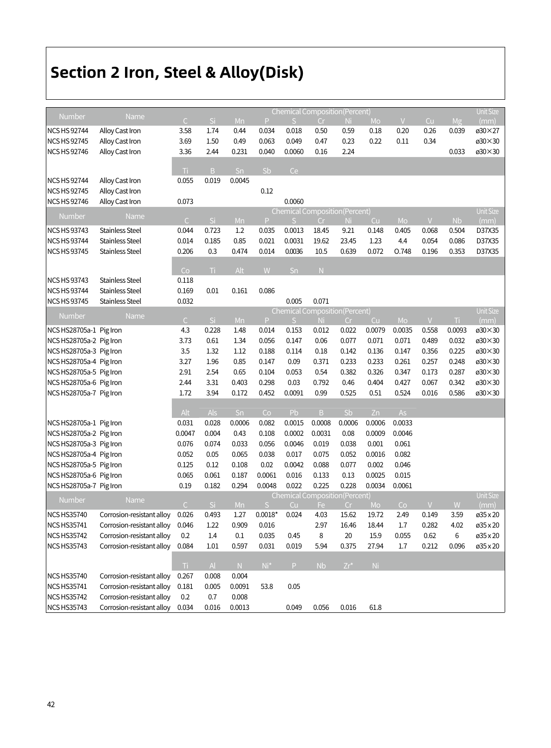# Section 2 Iron, Steel & Alloy(Disk)

| Number | Name | Chemical Composition(Percent) | | | | | | | | | | | Unit Size (mm) |
|---|---|---|---|---|---|---|---|---|---|---|---|---|---|
| | | C | Si | Mn | P | S | Cr | Ni | Mo | V | Cu | Mg | |
| NCS HS 92744 | Alloy Cast Iron | 3.58 | 1.74 | 0.44 | 0.034 | 0.018 | 0.50 | 0.59 | 0.18 | 0.20 | 0.26 | 0.039 | ø30×27 |
| NCS HS 92745 | Alloy Cast Iron | 3.69 | 1.50 | 0.49 | 0.063 | 0.049 | 0.47 | 0.23 | 0.22 | 0.11 | 0.34 | | ø30×30 |
| NCS HS 92746 | Alloy Cast Iron | 3.36 | 2.44 | 0.231 | 0.040 | 0.0060 | 0.16 | 2.24 | | | | 0.033 | ø30×30 |
| | | Ti | B | Sn | Sb | Ce | | | | | | | |
| NCS HS 92744 | Alloy Cast Iron | 0.055 | 0.019 | 0.0045 | | | | | | | | | |
| NCS HS 92745 | Alloy Cast Iron | | | | 0.12 | | | | | | | | |
| NCS HS 92746 | Alloy Cast Iron | 0.073 | | | | 0.0060 | | | | | | | |

| Number | Name | Chemical Composition(Percent) | | | | | | | | | | | Unit Size (mm) |
|---|---|---|---|---|---|---|---|---|---|---|---|---|---|
| | | C | Si | Mn | P | S | Cr | Ni | Cu | Mo | V | Nb | |
| NCS HS 93743 | Stainless Steel | 0.044 | 0.723 | 1.2 | 0.035 | 0.0013 | 18.45 | 9.21 | 0.148 | 0.405 | 0.068 | 0.504 | D37X35 |
| NCS HS 93744 | Stainless Steel | 0.014 | 0.185 | 0.85 | 0.021 | 0.0031 | 19.62 | 23.45 | 1.23 | 4.4 | 0.054 | 0.086 | D37X35 |
| NCS HS 93745 | Stainless Steel | 0.206 | 0.3 | 0.474 | 0.014 | 0.0036 | 10.5 | 0.639 | 0.072 | O.748 | 0.196 | 0.353 | D37X35 |
| | | Co | Ti | Alt | W | Sn | N | | | | | | |
| NCS HS 93743 | Stainless Steel | 0.118 | | | | | | | | | | | |
| NCS HS 93744 | Stainless Steel | 0.169 | 0.01 | 0.161 | 0.086 | | | | | | | | |
| NCS HS 93745 | Stainless Steel | 0.032 | | | | 0.005 | 0.071 | | | | | | |

| Number | Name | Chemical Composition(Percent) | | | | | | | | | | | Unit Size (mm) |
|---|---|---|---|---|---|---|---|---|---|---|---|---|---|
| | | C | Si | Mn | P | S | Ni | Cr | Cu | Mo | V | Ti | |
| NCS HS28705a-1 | Pig Iron | 4.3 | 0.228 | 1.48 | 0.014 | 0.153 | 0.012 | 0.022 | 0.0079 | 0.0035 | 0.558 | 0.0093 | ø30×30 |
| NCS HS28705a-2 | Pig Iron | 3.73 | 0.61 | 1.34 | 0.056 | 0.147 | 0.06 | 0.077 | 0.071 | 0.071 | 0.489 | 0.032 | ø30×30 |
| NCS HS28705a-3 | Pig Iron | 3.5 | 1.32 | 1.12 | 0.188 | 0.114 | 0.18 | 0.142 | 0.136 | 0.147 | 0.356 | 0.225 | ø30×30 |
| NCS HS28705a-4 | Pig Iron | 3.27 | 1.96 | 0.85 | 0.147 | 0.09 | 0.371 | 0.233 | 0.233 | 0.261 | 0.257 | 0.248 | ø30×30 |
| NCS HS28705a-5 | Pig Iron | 2.91 | 2.54 | 0.65 | 0.104 | 0.053 | 0.54 | 0.382 | 0.326 | 0.347 | 0.173 | 0.287 | ø30×30 |
| NCS HS28705a-6 | Pig Iron | 2.44 | 3.31 | 0.403 | 0.298 | 0.03 | 0.792 | 0.46 | 0.404 | 0.427 | 0.067 | 0.342 | ø30×30 |
| NCS HS28705a-7 | Pig Iron | 1.72 | 3.94 | 0.172 | 0.452 | 0.0091 | 0.99 | 0.525 | 0.51 | 0.524 | 0.016 | 0.586 | ø30×30 |
| | | Alt | Als | Sn | Co | Pb | B | Sb | Zn | As | | | |
| NCS HS28705a-1 | Pig Iron | 0.031 | 0.028 | 0.0006 | 0.082 | 0.0015 | 0.0008 | 0.0006 | 0.0006 | 0.0033 | | | |
| NCS HS28705a-2 | Pig Iron | 0.0047 | 0.004 | 0.43 | 0.108 | 0.0002 | 0.0031 | 0.08 | 0.0009 | 0.0046 | | | |
| NCS HS28705a-3 | Pig Iron | 0.076 | 0.074 | 0.033 | 0.056 | 0.0046 | 0.019 | 0.038 | 0.001 | 0.061 | | | |
| NCS HS28705a-4 | Pig Iron | 0.052 | 0.05 | 0.065 | 0.038 | 0.017 | 0.075 | 0.052 | 0.0016 | 0.082 | | | |
| NCS HS28705a-5 | Pig Iron | 0.125 | 0.12 | 0.108 | 0.02 | 0.0042 | 0.088 | 0.077 | 0.002 | 0.046 | | | |
| NCS HS28705a-6 | Pig Iron | 0.065 | 0.061 | 0.187 | 0.0061 | 0.016 | 0.133 | 0.13 | 0.0025 | 0.015 | | | |
| NCS HS28705a-7 | Pig Iron | 0.19 | 0.182 | 0.294 | 0.0048 | 0.022 | 0.225 | 0.228 | 0.0034 | 0.0061 | | | |

| Number | Name | Chemical Composition(Percent) | | | | | | | | | | | Unit Size (mm) |
|---|---|---|---|---|---|---|---|---|---|---|---|---|---|
| | | C | Si | Mn | S | Cu | Fe | Cr | Mo | Co | V | W | |
| NCS HS35740 | Corrosion-resistant alloy | 0.026 | 0.493 | 1.27 | 0.0018* | 0.024 | 4.03 | 15.62 | 19.72 | 2.49 | 0.149 | 3.59 | ø35 x 20 |
| NCS HS35741 | Corrosion-resistant alloy | 0.046 | 1.22 | 0.909 | 0.016 | | 2.97 | 16.46 | 18.44 | 1.7 | 0.282 | 4.02 | ø35 x 20 |
| NCS HS35742 | Corrosion-resistant alloy | 0.2 | 1.4 | 0.1 | 0.035 | 0.45 | 8 | 20 | 15.9 | 0.055 | 0.62 | 6 | ø35 x 20 |
| NCS HS35743 | Corrosion-resistant alloy | 0.084 | 1.01 | 0.597 | 0.031 | 0.019 | 5.94 | 0.375 | 27.94 | 1.7 | 0.212 | 0.096 | ø35 x 20 |
| | | Ti | Al | N | Ni* | P | Nb | Zr* | Ni | | | | |
| NCS HS35740 | Corrosion-resistant alloy | 0.267 | 0.008 | 0.004 | | | | | | | | | |
| NCS HS35741 | Corrosion-resistant alloy | 0.181 | 0.005 | 0.0091 | 53.8 | 0.05 | | | | | | | |
| NCS HS35742 | Corrosion-resistant alloy | 0.2 | 0.7 | 0.008 | | | | | | | | | |
| NCS HS35743 | Corrosion-resistant alloy | 0.034 | 0.016 | 0.0013 | | 0.049 | 0.056 | 0.016 | 61.8 | | | | |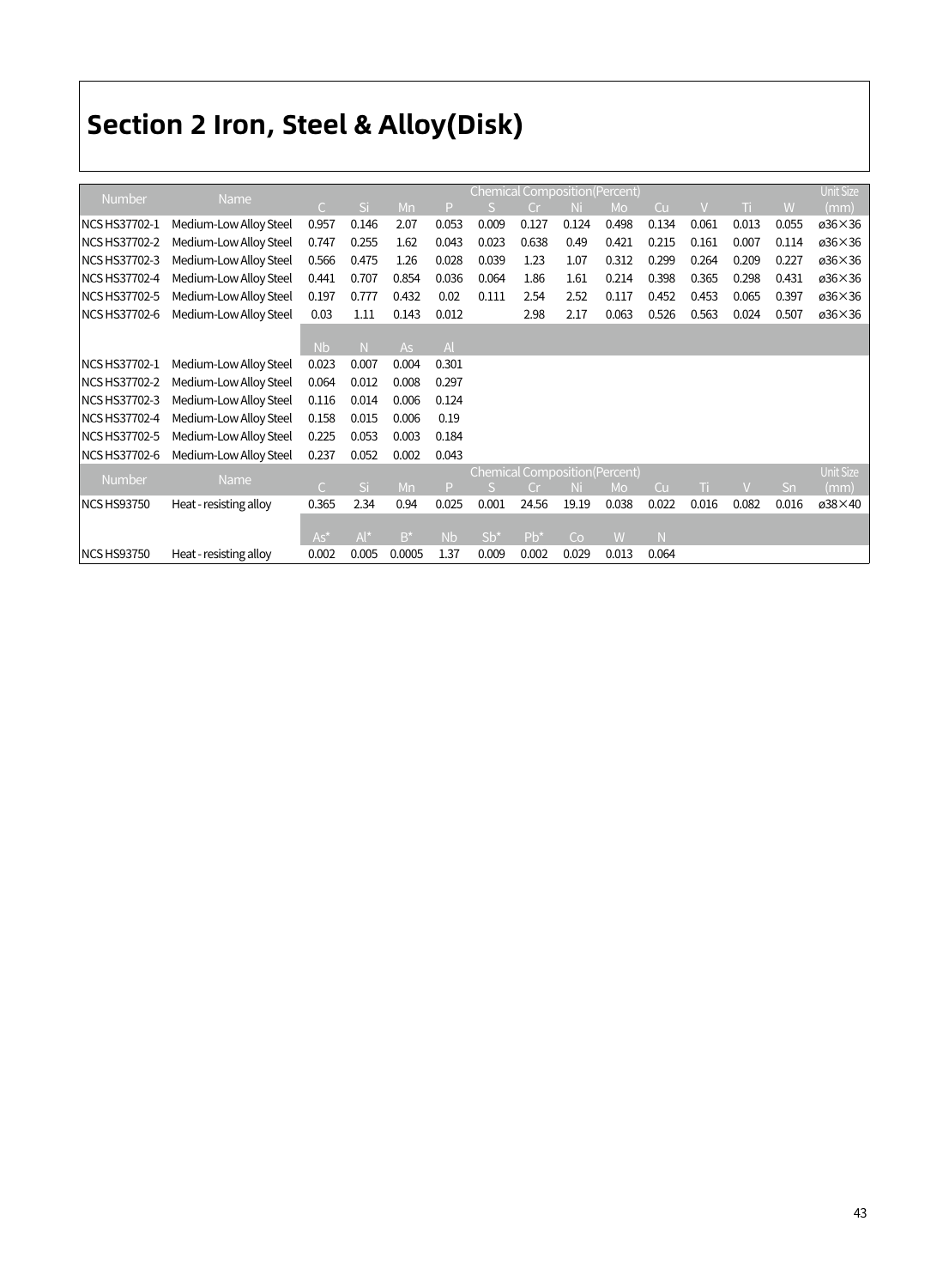# Section 2 Iron, Steel & Alloy(Disk)

| Number | Name | Chemical Composition(Percent) | | | | | | | | | | | | Unit Size |
|---|---|---|---|---|---|---|---|---|---|---|---|---|---|---|
| | | C | Si | Mn | P | S | Cr | Ni | Mo | Cu | V | Ti | W | (mm) |
| NCS HS37702-1 | Medium-Low Alloy Steel | 0.957 | 0.146 | 2.07 | 0.053 | 0.009 | 0.127 | 0.124 | 0.498 | 0.134 | 0.061 | 0.013 | 0.055 | ø36×36 |
| NCS HS37702-2 | Medium-Low Alloy Steel | 0.747 | 0.255 | 1.62 | 0.043 | 0.023 | 0.638 | 0.49 | 0.421 | 0.215 | 0.161 | 0.007 | 0.114 | ø36×36 |
| NCS HS37702-3 | Medium-Low Alloy Steel | 0.566 | 0.475 | 1.26 | 0.028 | 0.039 | 1.23 | 1.07 | 0.312 | 0.299 | 0.264 | 0.209 | 0.227 | ø36×36 |
| NCS HS37702-4 | Medium-Low Alloy Steel | 0.441 | 0.707 | 0.854 | 0.036 | 0.064 | 1.86 | 1.61 | 0.214 | 0.398 | 0.365 | 0.298 | 0.431 | ø36×36 |
| NCS HS37702-5 | Medium-Low Alloy Steel | 0.197 | 0.777 | 0.432 | 0.02 | 0.111 | 2.54 | 2.52 | 0.117 | 0.452 | 0.453 | 0.065 | 0.397 | ø36×36 |
| NCS HS37702-6 | Medium-Low Alloy Steel | 0.03 | 1.11 | 0.143 | 0.012 | | 2.98 | 2.17 | 0.063 | 0.526 | 0.563 | 0.024 | 0.507 | ø36×36 |
| | | Nb | N | As | Al | | | | | | | | | |
| NCS HS37702-1 | Medium-Low Alloy Steel | 0.023 | 0.007 | 0.004 | 0.301 | | | | | | | | | |
| NCS HS37702-2 | Medium-Low Alloy Steel | 0.064 | 0.012 | 0.008 | 0.297 | | | | | | | | | |
| NCS HS37702-3 | Medium-Low Alloy Steel | 0.116 | 0.014 | 0.006 | 0.124 | | | | | | | | | |
| NCS HS37702-4 | Medium-Low Alloy Steel | 0.158 | 0.015 | 0.006 | 0.19 | | | | | | | | | |
| NCS HS37702-5 | Medium-Low Alloy Steel | 0.225 | 0.053 | 0.003 | 0.184 | | | | | | | | | |
| NCS HS37702-6 | Medium-Low Alloy Steel | 0.237 | 0.052 | 0.002 | 0.043 | | | | | | | | | |

| Number | Name | Chemical Composition(Percent) | | | | | | | | | | | | Unit Size |
|---|---|---|---|---|---|---|---|---|---|---|---|---|---|---|
| | | C | Si | Mn | P | S | Cr | Ni | Mo | Cu | Ti | V | Sn | (mm) |
| NCS HS93750 | Heat - resisting alloy | 0.365 | 2.34 | 0.94 | 0.025 | 0.001 | 24.56 | 19.19 | 0.038 | 0.022 | 0.016 | 0.082 | 0.016 | ø38×40 |
| | | As* | Al* | B* | Nb | Sb* | Pb* | Co | W | N | | | | |
| NCS HS93750 | Heat - resisting alloy | 0.002 | 0.005 | 0.0005 | 1.37 | 0.009 | 0.002 | 0.029 | 0.013 | 0.064 | | | | |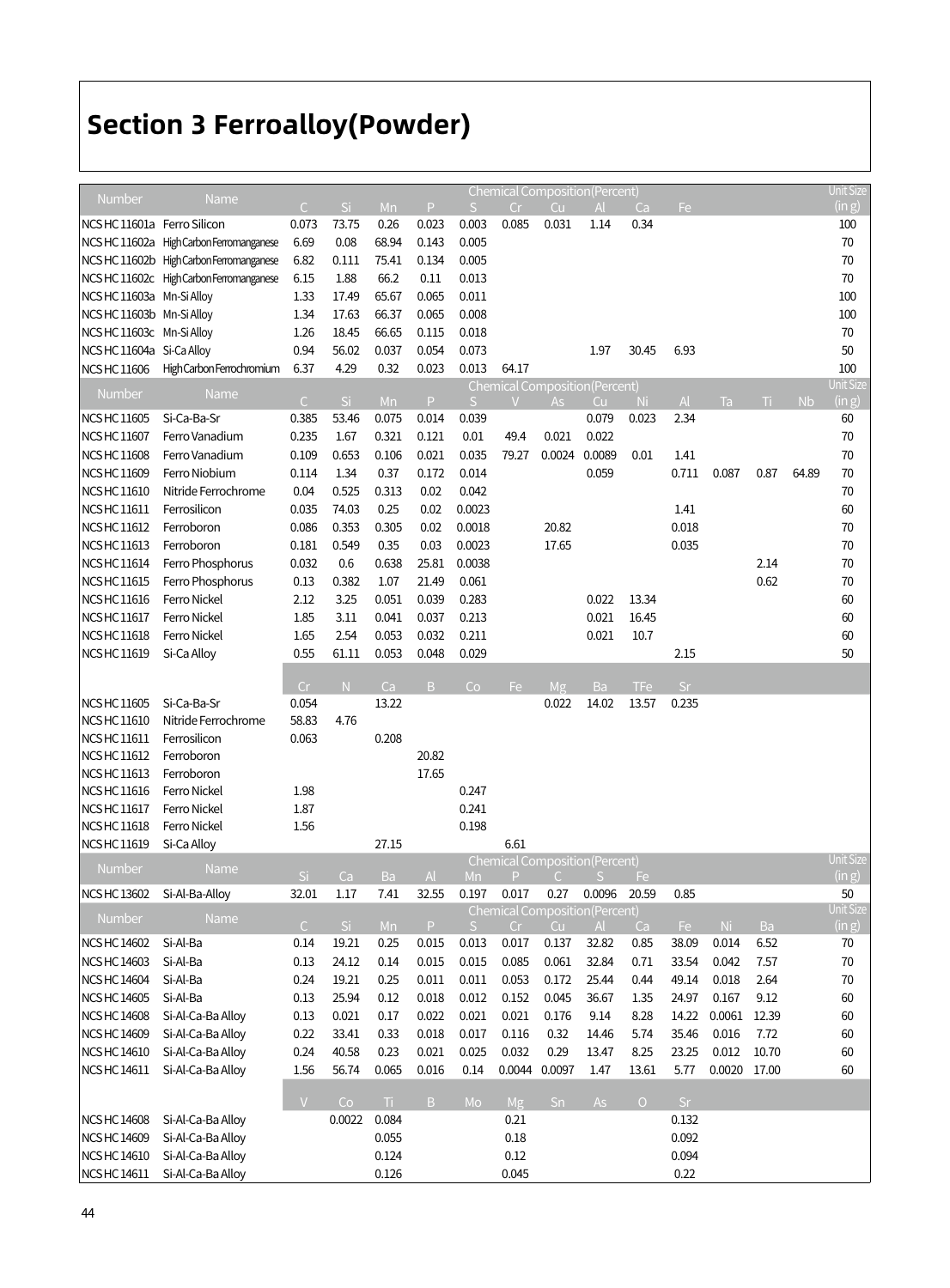# Section 3 Ferroalloy(Powder)

| Number | Name | Chemical Composition(Percent) | | | | | | | | | | Unit Size (in g) |
|---|---|---|---|---|---|---|---|---|---|---|---|---|
| | | C | Si | Mn | P | S | Cr | Cu | Al | Ca | Fe | |
| NCS HC 11601a | Ferro Silicon | 0.073 | 73.75 | 0.26 | 0.023 | 0.003 | 0.085 | 0.031 | 1.14 | 0.34 | | 100 |
| NCS HC 11602a | High Carbon Ferromanganese | 6.69 | 0.08 | 68.94 | 0.143 | 0.005 | | | | | | 70 |
| NCS HC 11602b | High Carbon Ferromanganese | 6.82 | 0.111 | 75.41 | 0.134 | 0.005 | | | | | | 70 |
| NCS HC 11602c | High Carbon Ferromanganese | 6.15 | 1.88 | 66.2 | 0.11 | 0.013 | | | | | | 70 |
| NCS HC 11603a | Mn-Si Alloy | 1.33 | 17.49 | 65.67 | 0.065 | 0.011 | | | | | | 100 |
| NCS HC 11603b | Mn-Si Alloy | 1.34 | 17.63 | 66.37 | 0.065 | 0.008 | | | | | | 100 |
| NCS HC 11603c | Mn-Si Alloy | 1.26 | 18.45 | 66.65 | 0.115 | 0.018 | | | | | | 70 |
| NCS HC 11604a | Si-Ca Alloy | 0.94 | 56.02 | 0.037 | 0.054 | 0.073 | | | 1.97 | 30.45 | 6.93 | 50 |
| NCS HC 11606 | High Carbon Ferrochromium | 6.37 | 4.29 | 0.32 | 0.023 | 0.013 | 64.17 | | | | | 100 |

| Number | Name | Chemical Composition(Percent) | | | | | | | | | | | | | Unit Size (in g) |
|---|---|---|---|---|---|---|---|---|---|---|---|---|---|---|---|
| | | C | Si | Mn | P | S | V | As | Cu | Ni | Al | Ta | Ti | Nb | |
| NCS HC 11605 | Si-Ca-Ba-Sr | 0.385 | 53.46 | 0.075 | 0.014 | 0.039 | | | 0.079 | 0.023 | 2.34 | | | | 60 |
| NCS HC 11607 | Ferro Vanadium | 0.235 | 1.67 | 0.321 | 0.121 | 0.01 | 49.4 | 0.021 | 0.022 | | | | | | 70 |
| NCS HC 11608 | Ferro Vanadium | 0.109 | 0.653 | 0.106 | 0.021 | 0.035 | 79.27 | 0.0024 | 0.0089 | 0.01 | 1.41 | | | | 70 |
| NCS HC 11609 | Ferro Niobium | 0.114 | 1.34 | 0.37 | 0.172 | 0.014 | | | 0.059 | | 0.711 | 0.087 | 0.87 | 64.89 | 70 |
| NCS HC 11610 | Nitride Ferrochrome | 0.04 | 0.525 | 0.313 | 0.02 | 0.042 | | | | | | | | | 70 |
| NCS HC 11611 | Ferrosilicon | 0.035 | 74.03 | 0.25 | 0.02 | 0.0023 | | | | | 1.41 | | | | 60 |
| NCS HC 11612 | Ferroboron | 0.086 | 0.353 | 0.305 | 0.02 | 0.0018 | | 20.82 | | | 0.018 | | | | 70 |
| NCS HC 11613 | Ferroboron | 0.181 | 0.549 | 0.35 | 0.03 | 0.0023 | | 17.65 | | | 0.035 | | | | 70 |
| NCS HC 11614 | Ferro Phosphorus | 0.032 | 0.6 | 0.638 | 25.81 | 0.0038 | | | | | | | 2.14 | | 70 |
| NCS HC 11615 | Ferro Phosphorus | 0.13 | 0.382 | 1.07 | 21.49 | 0.061 | | | | | | | 0.62 | | 70 |
| NCS HC 11616 | Ferro Nickel | 2.12 | 3.25 | 0.051 | 0.039 | 0.283 | | | 0.022 | 13.34 | | | | | 60 |
| NCS HC 11617 | Ferro Nickel | 1.85 | 3.11 | 0.041 | 0.037 | 0.213 | | | 0.021 | 16.45 | | | | | 60 |
| NCS HC 11618 | Ferro Nickel | 1.65 | 2.54 | 0.053 | 0.032 | 0.211 | | | 0.021 | 10.7 | | | | | 60 |
| NCS HC 11619 | Si-Ca Alloy | 0.55 | 61.11 | 0.053 | 0.048 | 0.029 | | | | | 2.15 | | | | 50 |
| | | Cr | N | Ca | B | Co | Fe | Mg | Ba | TFe | Sr | | | | |
| NCS HC 11605 | Si-Ca-Ba-Sr | 0.054 | | 13.22 | | | | 0.022 | 14.02 | 13.57 | 0.235 | | | | |
| NCS HC 11610 | Nitride Ferrochrome | 58.83 | 4.76 | | | | | | | | | | | | |
| NCS HC 11611 | Ferrosilicon | 0.063 | | 0.208 | | | | | | | | | | | |
| NCS HC 11612 | Ferroboron | | | | 20.82 | | | | | | | | | | |
| NCS HC 11613 | Ferroboron | | | | 17.65 | | | | | | | | | | |
| NCS HC 11616 | Ferro Nickel | 1.98 | | | | 0.247 | | | | | | | | | |
| NCS HC 11617 | Ferro Nickel | 1.87 | | | | 0.241 | | | | | | | | | |
| NCS HC 11618 | Ferro Nickel | 1.56 | | | | 0.198 | | | | | | | | | |
| NCS HC 11619 | Si-Ca Alloy | | | 27.15 | | | 6.61 | | | | | | | | |

| Number | Name | Chemical Composition(Percent) | | | | | | | | | | Unit Size (in g) |
|---|---|---|---|---|---|---|---|---|---|---|---|---|
| | | Si | Ca | Ba | Al | Mn | P | C | S | Fe | | |
| NCS HC 13602 | Si-Al-Ba-Alloy | 32.01 | 1.17 | 7.41 | 32.55 | 0.197 | 0.017 | 0.27 | 0.0096 | 20.59 | 0.85 | 50 |

| Number | Name | Chemical Composition(Percent) | | | | | | | | | | | | Unit Size (in g) |
|---|---|---|---|---|---|---|---|---|---|---|---|---|---|---|
| | | C | Si | Mn | P | S | Cr | Cu | Al | Ca | Fe | Ni | Ba | |
| NCS HC 14602 | Si-Al-Ba | 0.14 | 19.21 | 0.25 | 0.015 | 0.013 | 0.017 | 0.137 | 32.82 | 0.85 | 38.09 | 0.014 | 6.52 | 70 |
| NCS HC 14603 | Si-Al-Ba | 0.13 | 24.12 | 0.14 | 0.015 | 0.015 | 0.085 | 0.061 | 32.84 | 0.71 | 33.54 | 0.042 | 7.57 | 70 |
| NCS HC 14604 | Si-Al-Ba | 0.24 | 19.21 | 0.25 | 0.011 | 0.011 | 0.053 | 0.172 | 25.44 | 0.44 | 49.14 | 0.018 | 2.64 | 70 |
| NCS HC 14605 | Si-Al-Ba | 0.13 | 25.94 | 0.12 | 0.018 | 0.012 | 0.152 | 0.045 | 36.67 | 1.35 | 24.97 | 0.167 | 9.12 | 60 |
| NCS HC 14608 | Si-Al-Ca-Ba Alloy | 0.13 | 0.021 | 0.17 | 0.022 | 0.021 | 0.021 | 0.176 | 9.14 | 8.28 | 14.22 | 0.0061 | 12.39 | 60 |
| NCS HC 14609 | Si-Al-Ca-Ba Alloy | 0.22 | 33.41 | 0.33 | 0.018 | 0.017 | 0.116 | 0.32 | 14.46 | 5.74 | 35.46 | 0.016 | 7.72 | 60 |
| NCS HC 14610 | Si-Al-Ca-Ba Alloy | 0.24 | 40.58 | 0.23 | 0.021 | 0.025 | 0.032 | 0.29 | 13.47 | 8.25 | 23.25 | 0.012 | 10.70 | 60 |
| NCS HC 14611 | Si-Al-Ca-Ba Alloy | 1.56 | 56.74 | 0.065 | 0.016 | 0.14 | 0.0044 | 0.0097 | 1.47 | 13.61 | 5.77 | 0.0020 | 17.00 | 60 |
| | | V | Co | Ti | B | Mo | Mg | Sn | As | O | Sr | | | |
| NCS HC 14608 | Si-Al-Ca-Ba Alloy | | 0.0022 | 0.084 | | | 0.21 | | | | 0.132 | | | |
| NCS HC 14609 | Si-Al-Ca-Ba Alloy | | | 0.055 | | | 0.18 | | | | 0.092 | | | |
| NCS HC 14610 | Si-Al-Ca-Ba Alloy | | | 0.124 | | | 0.12 | | | | 0.094 | | | |
| NCS HC 14611 | Si-Al-Ca-Ba Alloy | | | 0.126 | | | 0.045 | | | | 0.22 | | | |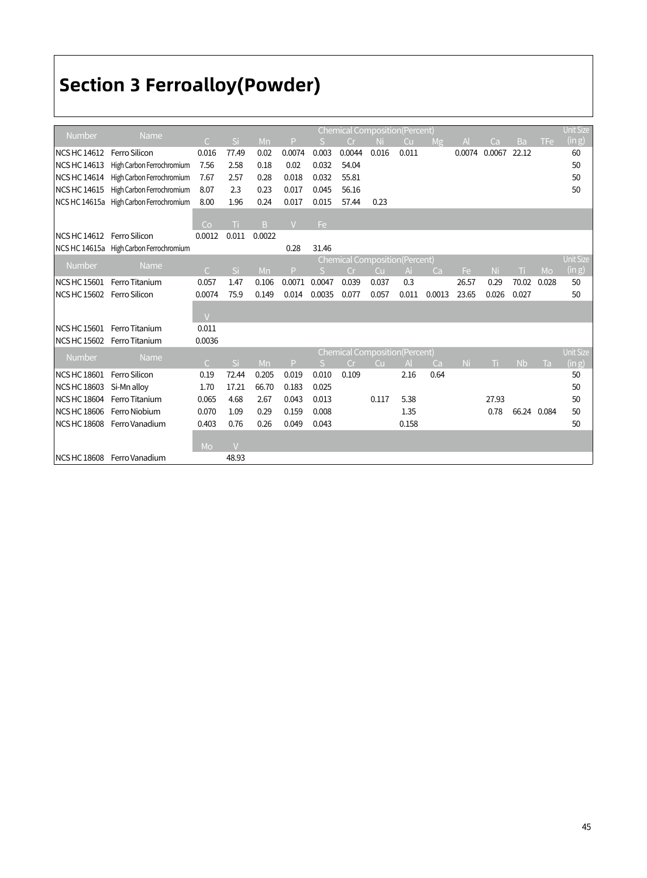# Section 3 Ferroalloy(Powder)

| Number | Name | Chemical Composition(Percent) | | | | | | | | | | | | | Unit Size |
|---|---|---|---|---|---|---|---|---|---|---|---|---|---|---|---|
| | | C | Si | Mn | P | S | Cr | Ni | Cu | Mg | Al | Ca | Ba | TFe | (in g) |
| NCS HC 14612 | Ferro Silicon | 0.016 | 77.49 | 0.02 | 0.0074 | 0.003 | 0.0044 | 0.016 | 0.011 | | 0.0074 | 0.0067 | 22.12 | | 60 |
| NCS HC 14613 | High Carbon Ferrochromium | 7.56 | 2.58 | 0.18 | 0.02 | 0.032 | 54.04 | | | | | | | | 50 |
| NCS HC 14614 | High Carbon Ferrochromium | 7.67 | 2.57 | 0.28 | 0.018 | 0.032 | 55.81 | | | | | | | | 50 |
| NCS HC 14615 | High Carbon Ferrochromium | 8.07 | 2.3 | 0.23 | 0.017 | 0.045 | 56.16 | | | | | | | | 50 |
| NCS HC 14615a | High Carbon Ferrochromium | 8.00 | 1.96 | 0.24 | 0.017 | 0.015 | 57.44 | 0.23 | | | | | | | |
| | | Co | Ti | B | V | Fe | | | | | | | | | |
| NCS HC 14612 | Ferro Silicon | 0.0012 | 0.011 | 0.0022 | | | | | | | | | | | |
| NCS HC 14615a | High Carbon Ferrochromium | | | | 0.28 | 31.46 | | | | | | | | | |

| Number | Name | Chemical Composition(Percent) | | | | | | | | | | | | | Unit Size |
|---|---|---|---|---|---|---|---|---|---|---|---|---|---|---|---|
| | | C | Si | Mn | P | S | Cr | Cu | Al | Ca | Fe | Ni | Ti | Mo | (in g) |
| NCS HC 15601 | Ferro Titanium | 0.057 | 1.47 | 0.106 | 0.0071 | 0.0047 | 0.039 | 0.037 | 0.3 | | 26.57 | 0.29 | 70.02 | 0.028 | 50 |
| NCS HC 15602 | Ferro Silicon | 0.0074 | 75.9 | 0.149 | 0.014 | 0.0035 | 0.077 | 0.057 | 0.011 | 0.0013 | 23.65 | 0.026 | 0.027 | | 50 |
| | | V | | | | | | | | | | | | | |
| NCS HC 15601 | Ferro Titanium | 0.011 | | | | | | | | | | | | | |
| NCS HC 15602 | Ferro Titanium | 0.0036 | | | | | | | | | | | | | |

| Number | Name | Chemical Composition(Percent) | | | | | | | | | | | | | Unit Size |
|---|---|---|---|---|---|---|---|---|---|---|---|---|---|---|---|
| | | C | Si | Mn | P | S | Cr | Cu | Al | Ca | Ni | Ti | Nb | Ta | (in g) |
| NCS HC 18601 | Ferro Silicon | 0.19 | 72.44 | 0.205 | 0.019 | 0.010 | 0.109 | | 2.16 | 0.64 | | | | | 50 |
| NCS HC 18603 | Si-Mn alloy | 1.70 | 17.21 | 66.70 | 0.183 | 0.025 | | | | | | | | | 50 |
| NCS HC 18604 | Ferro Titanium | 0.065 | 4.68 | 2.67 | 0.043 | 0.013 | | 0.117 | 5.38 | | | 27.93 | | | 50 |
| NCS HC 18606 | Ferro Niobium | 0.070 | 1.09 | 0.29 | 0.159 | 0.008 | | | 1.35 | | | 0.78 | 66.24 | 0.084 | 50 |
| NCS HC 18608 | Ferro Vanadium | 0.403 | 0.76 | 0.26 | 0.049 | 0.043 | | | 0.158 | | | | | | 50 |
| | | Mo | V | | | | | | | | | | | | |
| NCS HC 18608 | Ferro Vanadium | | 48.93 | | | | | | | | | | | | |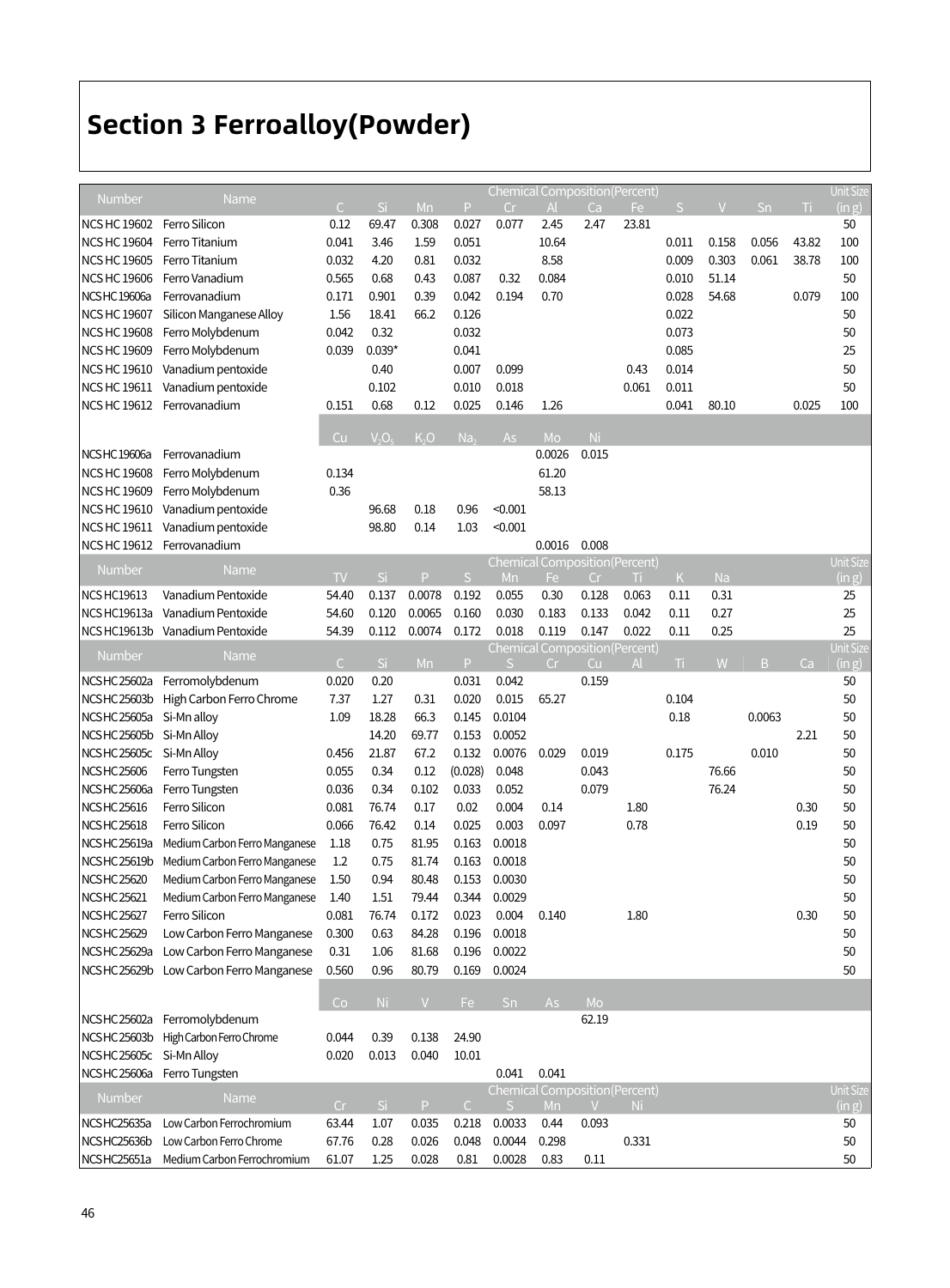# Section 3 Ferroalloy(Powder)

| Number | Name | Chemical Composition(Percent) | | | | | | | | | | | | Unit Size (in g) |
|---|---|---|---|---|---|---|---|---|---|---|---|---|---|---|
| | | C | Si | Mn | P | Cr | Al | Ca | Fe | S | V | Sn | Ti | |
| NCS HC 19602 | Ferro Silicon | 0.12 | 69.47 | 0.308 | 0.027 | 0.077 | 2.45 | 2.47 | 23.81 | | | | | 50 |
| NCS HC 19604 | Ferro Titanium | 0.041 | 3.46 | 1.59 | 0.051 | | 10.64 | | | 0.011 | 0.158 | 0.056 | 43.82 | 100 |
| NCS HC 19605 | Ferro Titanium | 0.032 | 4.20 | 0.81 | 0.032 | | 8.58 | | | 0.009 | 0.303 | 0.061 | 38.78 | 100 |
| NCS HC 19606 | Ferro Vanadium | 0.565 | 0.68 | 0.43 | 0.087 | 0.32 | 0.084 | | | 0.010 | 51.14 | | | 50 |
| NCS HC 19606a | Ferrovanadium | 0.171 | 0.901 | 0.39 | 0.042 | 0.194 | 0.70 | | | 0.028 | 54.68 | | 0.079 | 100 |
| NCS HC 19607 | Silicon Manganese Alloy | 1.56 | 18.41 | 66.2 | 0.126 | | | | | 0.022 | | | | 50 |
| NCS HC 19608 | Ferro Molybdenum | 0.042 | 0.32 | | 0.032 | | | | | 0.073 | | | | 50 |
| NCS HC 19609 | Ferro Molybdenum | 0.039 | 0.039* | | 0.041 | | | | | 0.085 | | | | 25 |
| NCS HC 19610 | Vanadium pentoxide | | 0.40 | | 0.007 | 0.099 | | | 0.43 | 0.014 | | | | 50 |
| NCS HC 19611 | Vanadium pentoxide | | 0.102 | | 0.010 | 0.018 | | | 0.061 | 0.011 | | | | 50 |
| NCS HC 19612 | Ferrovanadium | 0.151 | 0.68 | 0.12 | 0.025 | 0.146 | 1.26 | | | 0.041 | 80.10 | | 0.025 | 100 |
| | | Cu | $V_2O_5$ | $K_2O$ | $Na_2$ | As | Mo | Ni | | | | | | |
| NCS HC 19606a | Ferrovanadium | | | | | | 0.0026 | 0.015 | | | | | | |
| NCS HC 19608 | Ferro Molybdenum | 0.134 | | | | | 61.20 | | | | | | | |
| NCS HC 19609 | Ferro Molybdenum | 0.36 | | | | | 58.13 | | | | | | | |
| NCS HC 19610 | Vanadium pentoxide | | 96.68 | 0.18 | 0.96 | <0.001 | | | | | | | | |
| NCS HC 19611 | Vanadium pentoxide | | 98.80 | 0.14 | 1.03 | <0.001 | | | | | | | | |
| NCS HC 19612 | Ferrovanadium | | | | | | 0.0016 | 0.008 | | | | | | |

| Number | Name | Chemical Composition(Percent) | | | | | | | | | | Unit Size (in g) |
|---|---|---|---|---|---|---|---|---|---|---|---|---|
| | | TV | Si | P | S | Mn | Fe | Cr | Ti | K | Na | |
| NCS HC19613 | Vanadium Pentoxide | 54.40 | 0.137 | 0.0078 | 0.192 | 0.055 | 0.30 | 0.128 | 0.063 | 0.11 | 0.31 | 25 |
| NCS HC19613a | Vanadium Pentoxide | 54.60 | 0.120 | 0.0065 | 0.160 | 0.030 | 0.183 | 0.133 | 0.042 | 0.11 | 0.27 | 25 |
| NCS HC19613b | Vanadium Pentoxide | 54.39 | 0.112 | 0.0074 | 0.172 | 0.018 | 0.119 | 0.147 | 0.022 | 0.11 | 0.25 | 25 |

| Number | Name | Chemical Composition(Percent) | | | | | | | | | | | | Unit Size (in g) |
|---|---|---|---|---|---|---|---|---|---|---|---|---|---|---|
| | | C | Si | Mn | P | S | Cr | Cu | Al | Ti | W | B | Ca | |
| NCS HC 25602a | Ferromolybdenum | 0.020 | 0.20 | | 0.031 | 0.042 | | 0.159 | | | | | | 50 |
| NCS HC 25603b | High Carbon Ferro Chrome | 7.37 | 1.27 | 0.31 | 0.020 | 0.015 | 65.27 | | | 0.104 | | | | 50 |
| NCS HC 25605a | Si-Mn alloy | 1.09 | 18.28 | 66.3 | 0.145 | 0.0104 | | | | 0.18 | | 0.0063 | | 50 |
| NCS HC 25605b | Si-Mn Alloy | | 14.20 | 69.77 | 0.153 | 0.0052 | | | | | | | 2.21 | 50 |
| NCS HC 25605c | Si-Mn Alloy | 0.456 | 21.87 | 67.2 | 0.132 | 0.0076 | 0.029 | 0.019 | | 0.175 | | 0.010 | | 50 |
| NCS HC 25606 | Ferro Tungsten | 0.055 | 0.34 | 0.12 | (0.028) | 0.048 | | 0.043 | | | 76.66 | | | 50 |
| NCS HC 25606a | Ferro Tungsten | 0.036 | 0.34 | 0.102 | 0.033 | 0.052 | | 0.079 | | | 76.24 | | | 50 |
| NCS HC 25616 | Ferro Silicon | 0.081 | 76.74 | 0.17 | 0.02 | 0.004 | 0.14 | | 1.80 | | | | 0.30 | 50 |
| NCS HC 25618 | Ferro Silicon | 0.066 | 76.42 | 0.14 | 0.025 | 0.003 | 0.097 | | 0.78 | | | | 0.19 | 50 |
| NCS HC 25619a | Medium Carbon Ferro Manganese | 1.18 | 0.75 | 81.95 | 0.163 | 0.0018 | | | | | | | | 50 |
| NCS HC 25619b | Medium Carbon Ferro Manganese | 1.2 | 0.75 | 81.74 | 0.163 | 0.0018 | | | | | | | | 50 |
| NCS HC 25620 | Medium Carbon Ferro Manganese | 1.50 | 0.94 | 80.48 | 0.153 | 0.0030 | | | | | | | | 50 |
| NCS HC 25621 | Medium Carbon Ferro Manganese | 1.40 | 1.51 | 79.44 | 0.344 | 0.0029 | | | | | | | | 50 |
| NCS HC 25627 | Ferro Silicon | 0.081 | 76.74 | 0.172 | 0.023 | 0.004 | 0.140 | | 1.80 | | | | 0.30 | 50 |
| NCS HC 25629 | Low Carbon Ferro Manganese | 0.300 | 0.63 | 84.28 | 0.196 | 0.0018 | | | | | | | | 50 |
| NCS HC 25629a | Low Carbon Ferro Manganese | 0.31 | 1.06 | 81.68 | 0.196 | 0.0022 | | | | | | | | 50 |
| NCS HC 25629b | Low Carbon Ferro Manganese | 0.560 | 0.96 | 80.79 | 0.169 | 0.0024 | | | | | | | | 50 |
| | | Co | Ni | V | Fe | Sn | As | Mo | | | | | | |
| NCS HC 25602a | Ferromolybdenum | | | | | | | 62.19 | | | | | | |
| NCS HC 25603b | High Carbon Ferro Chrome | 0.044 | 0.39 | 0.138 | 24.90 | | | | | | | | | |
| NCS HC 25605c | Si-Mn Alloy | 0.020 | 0.013 | 0.040 | 10.01 | | | | | | | | | |
| NCS HC 25606a | Ferro Tungsten | | | | | 0.041 | 0.041 | | | | | | | |

| Number | Name | Chemical Composition(Percent) | | | | | | | | Unit Size (in g) |
|---|---|---|---|---|---|---|---|---|---|---|
| | | Cr | Si | P | C | S | Mn | V | Ni | |
| NCS HC25635a | Low Carbon Ferrochromium | 63.44 | 1.07 | 0.035 | 0.218 | 0.0033 | 0.44 | 0.093 | | 50 |
| NCS HC25636b | Low Carbon Ferro Chrome | 67.76 | 0.28 | 0.026 | 0.048 | 0.0044 | 0.298 | | 0.331 | 50 |
| NCS HC25651a | Medium Carbon Ferrochromium | 61.07 | 1.25 | 0.028 | 0.81 | 0.0028 | 0.83 | 0.11 | | 50 |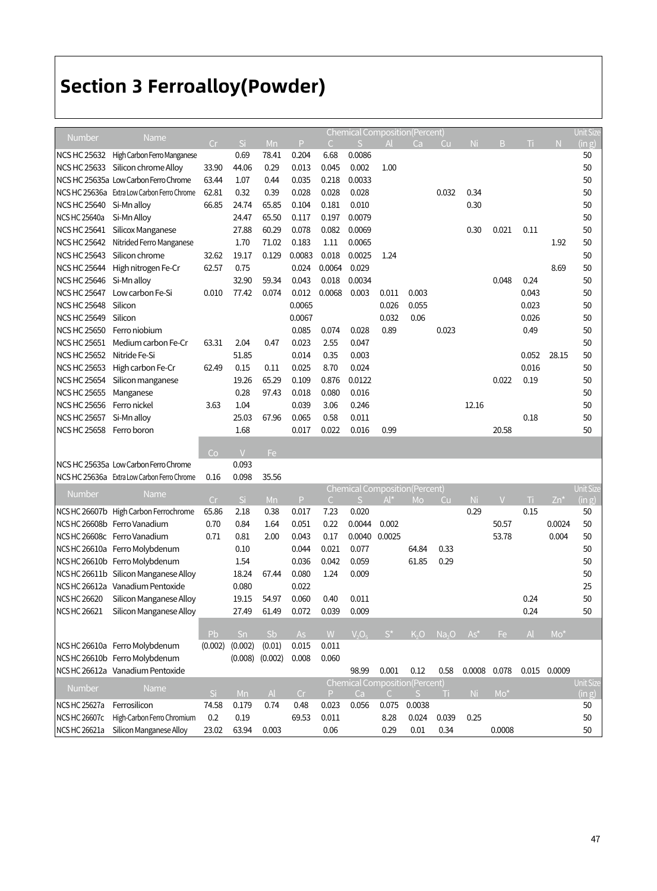# Section 3 Ferroalloy(Powder)

| Number | Name | Chemical Composition(Percent) | | | | | | | | | | | | | Unit Size (in g) |
|---|---|---|---|---|---|---|---|---|---|---|---|---|---|---|---|
| | | Cr | Si | Mn | P | C | S | Al | Ca | Cu | Ni | B | Ti | N | |
| NCS HC 25632 | High Carbon Ferro Manganese | | 0.69 | 78.41 | 0.204 | 6.68 | 0.0086 | | | | | | | | 50 |
| NCS HC 25633 | Silicon chrome Alloy | 33.90 | 44.06 | 0.29 | 0.013 | 0.045 | 0.002 | 1.00 | | | | | | | 50 |
| NCS HC 25635a | Low Carbon Ferro Chrome | 63.44 | 1.07 | 0.44 | 0.035 | 0.218 | 0.0033 | | | | | | | | 50 |
| NCS HC 25636a | Extra Low Carbon Ferro Chrome | 62.81 | 0.32 | 0.39 | 0.028 | 0.028 | 0.028 | | | 0.032 | 0.34 | | | | 50 |
| NCS HC 25640 | Si-Mn alloy | 66.85 | 24.74 | 65.85 | 0.104 | 0.181 | 0.010 | | | | 0.30 | | | | 50 |
| NCS HC 25640a | Si-Mn Alloy | | 24.47 | 65.50 | 0.117 | 0.197 | 0.0079 | | | | | | | | 50 |
| NCS HC 25641 | Silicox Manganese | | 27.88 | 60.29 | 0.078 | 0.082 | 0.0069 | | | | 0.30 | 0.021 | 0.11 | | 50 |
| NCS HC 25642 | Nitrided Ferro Manganese | | 1.70 | 71.02 | 0.183 | 1.11 | 0.0065 | | | | | | | 1.92 | 50 |
| NCS HC 25643 | Silicon chrome | 32.62 | 19.17 | 0.129 | 0.0083 | 0.018 | 0.0025 | 1.24 | | | | | | | 50 |
| NCS HC 25644 | High nitrogen Fe-Cr | 62.57 | 0.75 | | 0.024 | 0.0064 | 0.029 | | | | | | | 8.69 | 50 |
| NCS HC 25646 | Si-Mn alloy | | 32.90 | 59.34 | 0.043 | 0.018 | 0.0034 | | | | | 0.048 | 0.24 | | 50 |
| NCS HC 25647 | Low carbon Fe-Si | 0.010 | 77.42 | 0.074 | 0.012 | 0.0068 | 0.003 | 0.011 | 0.003 | | | | 0.043 | | 50 |
| NCS HC 25648 | Silicon | | | | 0.0065 | | | 0.026 | 0.055 | | | | 0.023 | | 50 |
| NCS HC 25649 | Silicon | | | | 0.0067 | | | 0.032 | 0.06 | | | | 0.026 | | 50 |
| NCS HC 25650 | Ferro niobium | | | | 0.085 | 0.074 | 0.028 | 0.89 | | 0.023 | | | 0.49 | | 50 |
| NCS HC 25651 | Medium carbon Fe-Cr | 63.31 | 2.04 | 0.47 | 0.023 | 2.55 | 0.047 | | | | | | | | 50 |
| NCS HC 25652 | Nitride Fe-Si | | 51.85 | | 0.014 | 0.35 | 0.003 | | | | | | 0.052 | 28.15 | 50 |
| NCS HC 25653 | High carbon Fe-Cr | 62.49 | 0.15 | 0.11 | 0.025 | 8.70 | 0.024 | | | | | | 0.016 | | 50 |
| NCS HC 25654 | Silicon manganese | | 19.26 | 65.29 | 0.109 | 0.876 | 0.0122 | | | | | 0.022 | 0.19 | | 50 |
| NCS HC 25655 | Manganese | | 0.28 | 97.43 | 0.018 | 0.080 | 0.016 | | | | | | | | 50 |
| NCS HC 25656 | Ferro nickel | 3.63 | 1.04 | | 0.039 | 3.06 | 0.246 | | | | 12.16 | | | | 50 |
| NCS HC 25657 | Si-Mn alloy | | 25.03 | 67.96 | 0.065 | 0.58 | 0.011 | | | | | | 0.18 | | 50 |
| NCS HC 25658 | Ferro boron | | 1.68 | | 0.017 | 0.022 | 0.016 | 0.99 | | | | 20.58 | | | 50 |
| | | Co | V | Fe | | | | | | | | | | | |
| NCS HC 25635a | Low Carbon Ferro Chrome | | 0.093 | | | | | | | | | | | | |
| NCS HC 25636a | Extra Low Carbon Ferro Chrome | 0.16 | 0.098 | 35.56 | | | | | | | | | | | |

| Number | Name | Chemical Composition(Percent) | | | | | | | | | | | | | Unit Size (in g) |
|---|---|---|---|---|---|---|---|---|---|---|---|---|---|---|---|
| | | Cr | Si | Mn | P | C | S | Al* | Mo | Cu | Ni | V | Ti | Zn* | |
| NCS HC 26607b | High Carbon Ferrochrome | 65.86 | 2.18 | 0.38 | 0.017 | 7.23 | 0.020 | | | | 0.29 | | 0.15 | | 50 |
| NCS HC 26608b | Ferro Vanadium | 0.70 | 0.84 | 1.64 | 0.051 | 0.22 | 0.0044 | 0.002 | | | | 50.57 | | 0.0024 | 50 |
| NCS HC 26608c | Ferro Vanadium | 0.71 | 0.81 | 2.00 | 0.043 | 0.17 | 0.0040 | 0.0025 | | | | 53.78 | | 0.004 | 50 |
| NCS HC 26610a | Ferro Molybdenum | | 0.10 | | 0.044 | 0.021 | 0.077 | | 64.84 | 0.33 | | | | | 50 |
| NCS HC 26610b | Ferro Molybdenum | | 1.54 | | 0.036 | 0.042 | 0.059 | | 61.85 | 0.29 | | | | | 50 |
| NCS HC 26611b | Silicon Manganese Alloy | | 18.24 | 67.44 | 0.080 | 1.24 | 0.009 | | | | | | | | 50 |
| NCS HC 26612a | Vanadium Pentoxide | | 0.080 | | 0.022 | | | | | | | | | | 25 |
| NCS HC 26620 | Silicon Manganese Alloy | | 19.15 | 54.97 | 0.060 | 0.40 | 0.011 | | | | | | 0.24 | | 50 |
| NCS HC 26621 | Silicon Manganese Alloy | | 27.49 | 61.49 | 0.072 | 0.039 | 0.009 | | | | | | 0.24 | | 50 |
| | | Pb | Sn | Sb | As | W | $V_2O_5$ | S* | $K_2O$ | $Na_2O$ | As* | Fe | Al | Mo* | |
| NCS HC 26610a | Ferro Molybdenum | (0.002) | (0.002) | (0.01) | 0.015 | 0.011 | | | | | | | | | |
| NCS HC 26610b | Ferro Molybdenum | | (0.008) | (0.002) | 0.008 | 0.060 | | | | | | | | | |
| NCS HC 26612a | Vanadium Pentoxide | | | | | | 98.99 | 0.001 | 0.12 | 0.58 | 0.0008 | 0.078 | 0.015 | 0.0009 | |

| Number | Name | Chemical Composition(Percent) | | | | | | | | | | | | | Unit Size (in g) |
|---|---|---|---|---|---|---|---|---|---|---|---|---|---|---|---|
| | | Si | Mn | Al | Cr | P | Ca | C | S | Ti | Ni | Mo* | | | |
| NCS HC 25627a | Ferrosilicon | 74.58 | 0.179 | 0.74 | 0.48 | 0.023 | 0.056 | 0.075 | 0.0038 | | | | | | 50 |
| NCS HC 26607c | High-Carbon Ferro Chromium | 0.2 | 0.19 | | 69.53 | 0.011 | | 8.28 | 0.024 | 0.039 | 0.25 | | | | 50 |
| NCS HC 26621a | Silicon Manganese Alloy | 23.02 | 63.94 | 0.003 | | 0.06 | | 0.29 | 0.01 | 0.34 | | 0.0008 | | | 50 |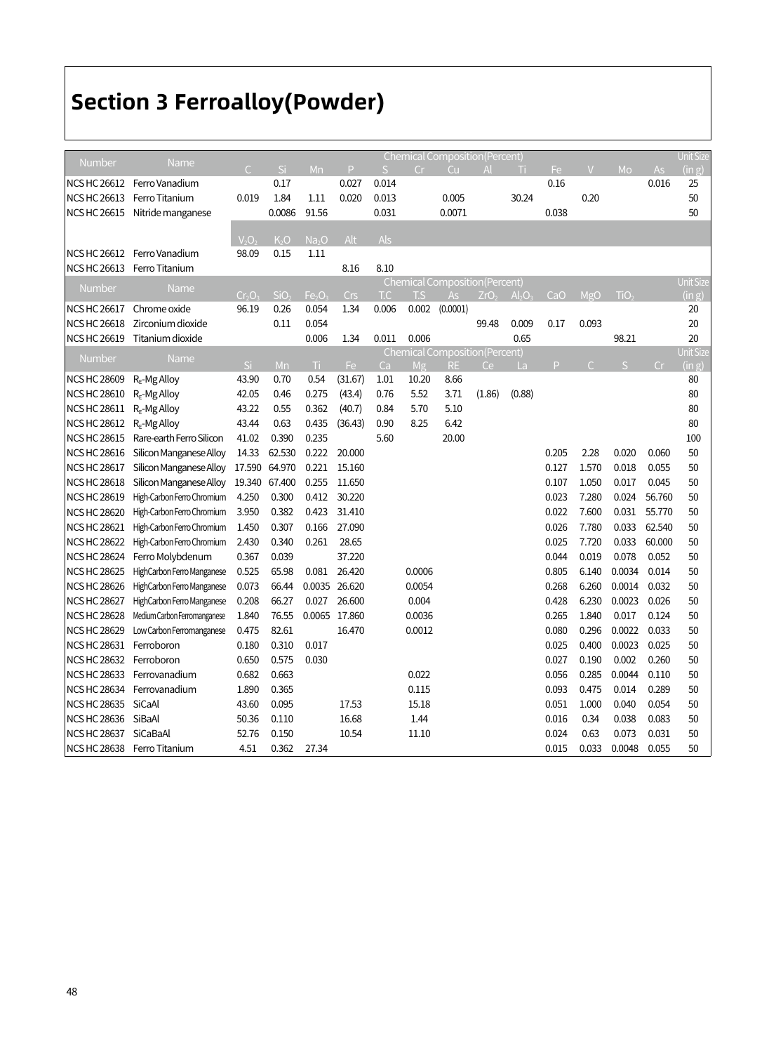# Section 3 Ferroalloy(Powder)

| Number | Name | Chemical Composition(Percent) | | | | | | | | | | | | | Unit Size (in g) |
|---|---|---|---|---|---|---|---|---|---|---|---|---|---|---|---|
| | | C | Si | Mn | P | S | Cr | Cu | Al | Ti | Fe | V | Mo | As | |
| NCS HC 26612 | Ferro Vanadium | | 0.17 | | 0.027 | 0.014 | | | | | 0.16 | | | 0.016 | 25 |
| NCS HC 26613 | Ferro Titanium | 0.019 | 1.84 | 1.11 | 0.020 | 0.013 | | 0.005 | | 30.24 | | 0.20 | | | 50 |
| NCS HC 26615 | Nitride manganese | | 0.0086 | 91.56 | | 0.031 | | 0.0071 | | | 0.038 | | | | 50 |
| | | $V_2O_5$ | $K_2O$ | $Na_2O$ | Alt | Als | | | | | | | | | |
| NCS HC 26612 | Ferro Vanadium | 98.09 | 0.15 | 1.11 | | | | | | | | | | | |
| NCS HC 26613 | Ferro Titanium | | | | 8.16 | 8.10 | | | | | | | | | |

| Number | Name | Chemical Composition(Percent) | | | | | | | | | | | | | Unit Size (in g) |
|---|---|---|---|---|---|---|---|---|---|---|---|---|---|---|---|
| | | $Cr_2O_3$ | $SiO_2$ | $Fe_2O_3$ | Crs | T.C | T.S | As | $ZrO_2$ | $Al_2O_3$ | CaO | MgO | $TiO_2$ | | |
| NCS HC 26617 | Chrome oxide | 96.19 | 0.26 | 0.054 | 1.34 | 0.006 | 0.002 | (0.0001) | | | | | | | 20 |
| NCS HC 26618 | Zirconium dioxide | | 0.11 | 0.054 | | | | | 99.48 | 0.009 | 0.17 | 0.093 | | | 20 |
| NCS HC 26619 | Titanium dioxide | | | 0.006 | 1.34 | 0.011 | 0.006 | | | 0.65 | | | 98.21 | | 20 |

| Number | Name | Chemical Composition(Percent) | | | | | | | | | | | | | Unit Size (in g) |
|---|---|---|---|---|---|---|---|---|---|---|---|---|---|---|---|
| | | Si | Mn | Ti | Fe | Ca | Mg | RE | Ce | La | P | C | S | Cr | |
| NCS HC 28609 | $R_E$-Mg Alloy | 43.90 | 0.70 | 0.54 | (31.67) | 1.01 | 10.20 | 8.66 | | | | | | | 80 |
| NCS HC 28610 | $R_E$-Mg Alloy | 42.05 | 0.46 | 0.275 | (43.4) | 0.76 | 5.52 | 3.71 | (1.86) | (0.88) | | | | | 80 |
| NCS HC 28611 | $R_E$-Mg Alloy | 43.22 | 0.55 | 0.362 | (40.7) | 0.84 | 5.70 | 5.10 | | | | | | | 80 |
| NCS HC 28612 | $R_E$-Mg Alloy | 43.44 | 0.63 | 0.435 | (36.43) | 0.90 | 8.25 | 6.42 | | | | | | | 80 |
| NCS HC 28615 | Rare-earth Ferro Silicon | 41.02 | 0.390 | 0.235 | | 5.60 | | 20.00 | | | | | | | 100 |
| NCS HC 28616 | Silicon Manganese Alloy | 14.33 | 62.530 | 0.222 | 20.000 | | | | | | 0.205 | 2.28 | 0.020 | 0.060 | 50 |
| NCS HC 28617 | Silicon Manganese Alloy | 17.590 | 64.970 | 0.221 | 15.160 | | | | | | 0.127 | 1.570 | 0.018 | 0.055 | 50 |
| NCS HC 28618 | Silicon Manganese Alloy | 19.340 | 67.400 | 0.255 | 11.650 | | | | | | 0.107 | 1.050 | 0.017 | 0.045 | 50 |
| NCS HC 28619 | High-Carbon Ferro Chromium | 4.250 | 0.300 | 0.412 | 30.220 | | | | | | 0.023 | 7.280 | 0.024 | 56.760 | 50 |
| NCS HC 28620 | High-Carbon Ferro Chromium | 3.950 | 0.382 | 0.423 | 31.410 | | | | | | 0.022 | 7.600 | 0.031 | 55.770 | 50 |
| NCS HC 28621 | High-Carbon Ferro Chromium | 1.450 | 0.307 | 0.166 | 27.090 | | | | | | 0.026 | 7.780 | 0.033 | 62.540 | 50 |
| NCS HC 28622 | High-Carbon Ferro Chromium | 2.430 | 0.340 | 0.261 | 28.65 | | | | | | 0.025 | 7.720 | 0.033 | 60.000 | 50 |
| NCS HC 28624 | Ferro Molybdenum | 0.367 | 0.039 | | 37.220 | | | | | | 0.044 | 0.019 | 0.078 | 0.052 | 50 |
| NCS HC 28625 | HighCarbon Ferro Manganese | 0.525 | 65.98 | 0.081 | 26.420 | | 0.0006 | | | | 0.805 | 6.140 | 0.0034 | 0.014 | 50 |
| NCS HC 28626 | HighCarbon Ferro Manganese | 0.073 | 66.44 | 0.0035 | 26.620 | | 0.0054 | | | | 0.268 | 6.260 | 0.0014 | 0.032 | 50 |
| NCS HC 28627 | HighCarbon Ferro Manganese | 0.208 | 66.27 | 0.027 | 26.600 | | 0.004 | | | | 0.428 | 6.230 | 0.0023 | 0.026 | 50 |
| NCS HC 28628 | Medium Carbon Ferromanganese | 1.840 | 76.55 | 0.0065 | 17.860 | | 0.0036 | | | | 0.265 | 1.840 | 0.017 | 0.124 | 50 |
| NCS HC 28629 | Low Carbon Ferromanganese | 0.475 | 82.61 | | 16.470 | | 0.0012 | | | | 0.080 | 0.296 | 0.0022 | 0.033 | 50 |
| NCS HC 28631 | Ferroboron | 0.180 | 0.310 | 0.017 | | | | | | | 0.025 | 0.400 | 0.0023 | 0.025 | 50 |
| NCS HC 28632 | Ferroboron | 0.650 | 0.575 | 0.030 | | | | | | | 0.027 | 0.190 | 0.002 | 0.260 | 50 |
| NCS HC 28633 | Ferrovanadium | 0.682 | 0.663 | | | | 0.022 | | | | 0.056 | 0.285 | 0.0044 | 0.110 | 50 |
| NCS HC 28634 | Ferrovanadium | 1.890 | 0.365 | | | | 0.115 | | | | 0.093 | 0.475 | 0.014 | 0.289 | 50 |
| NCS HC 28635 | SiCaAl | 43.60 | 0.095 | | 17.53 | | 15.18 | | | | 0.051 | 1.000 | 0.040 | 0.054 | 50 |
| NCS HC 28636 | SiBaAl | 50.36 | 0.110 | | 16.68 | | 1.44 | | | | 0.016 | 0.34 | 0.038 | 0.083 | 50 |
| NCS HC 28637 | SiCaBaAl | 52.76 | 0.150 | | 10.54 | | 11.10 | | | | 0.024 | 0.63 | 0.073 | 0.031 | 50 |
| NCS HC 28638 | Ferro Titanium | 4.51 | 0.362 | 27.34 | | | | | | | 0.015 | 0.033 | 0.0048 | 0.055 | 50 |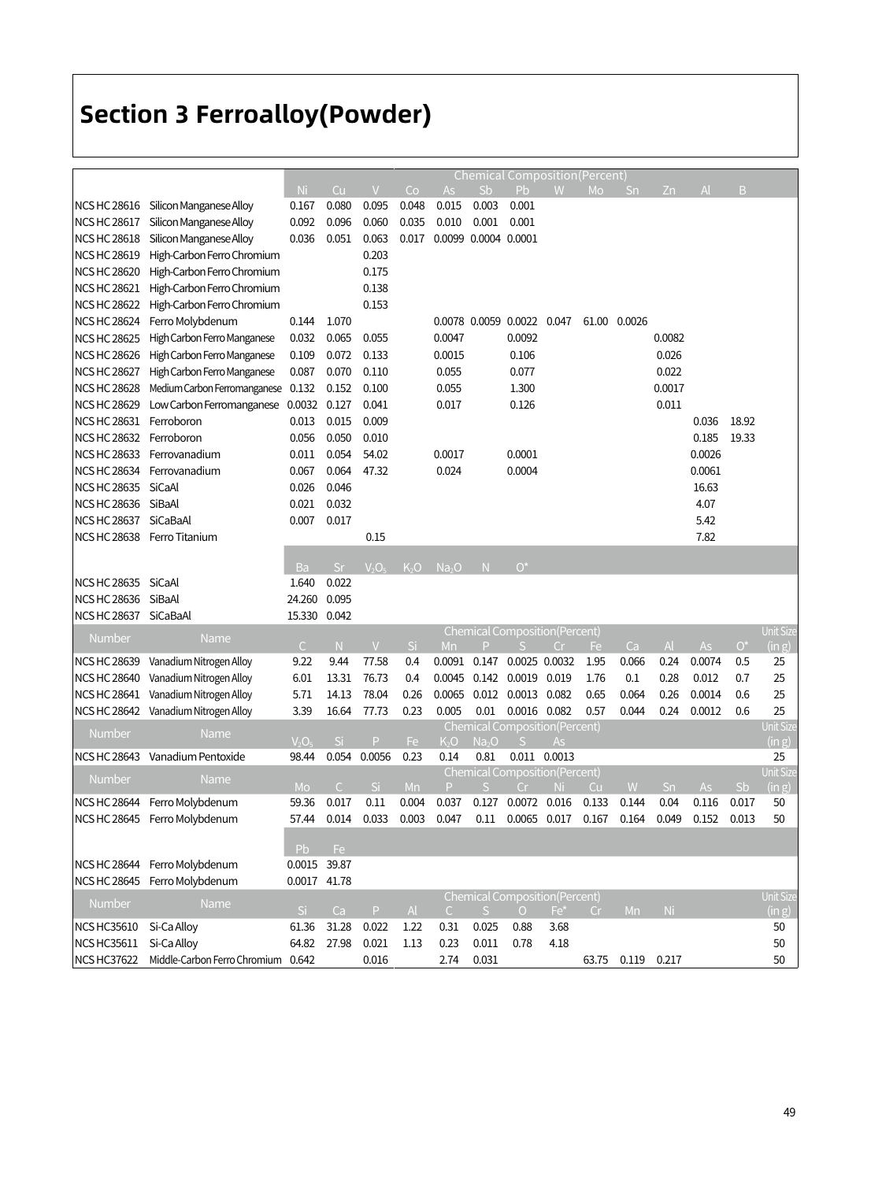# Section 3 Ferroalloy(Powder)

| Number | Name | Ni | Cu | V | Co | As | Sb | Pb | W | Mo | Sn | Zn | Al | B |
|---|---|---|---|---|---|---|---|---|---|---|---|---|---|---|
| | | Chemical Composition(Percent) | | | | | | | | | | | | |
| NCS HC 28616 | Silicon Manganese Alloy | 0.167 | 0.080 | 0.095 | 0.048 | 0.015 | 0.003 | 0.001 | | | | | | |
| NCS HC 28617 | Silicon Manganese Alloy | 0.092 | 0.096 | 0.060 | 0.035 | 0.010 | 0.001 | 0.001 | | | | | | |
| NCS HC 28618 | Silicon Manganese Alloy | 0.036 | 0.051 | 0.063 | 0.017 | 0.0099 | 0.0004 | 0.0001 | | | | | | |
| NCS HC 28619 | High-Carbon Ferro Chromium | | | 0.203 | | | | | | | | | | |
| NCS HC 28620 | High-Carbon Ferro Chromium | | | 0.175 | | | | | | | | | | |
| NCS HC 28621 | High-Carbon Ferro Chromium | | | 0.138 | | | | | | | | | | |
| NCS HC 28622 | High-Carbon Ferro Chromium | | | 0.153 | | | | | | | | | | |
| NCS HC 28624 | Ferro Molybdenum | 0.144 | 1.070 | | | 0.0078 | 0.0059 | 0.0022 | 0.047 | 61.00 | 0.0026 | | | |
| NCS HC 28625 | High Carbon Ferro Manganese | 0.032 | 0.065 | 0.055 | | 0.0047 | | 0.0092 | | | | 0.0082 | | |
| NCS HC 28626 | High Carbon Ferro Manganese | 0.109 | 0.072 | 0.133 | | 0.0015 | | 0.106 | | | | 0.026 | | |
| NCS HC 28627 | High Carbon Ferro Manganese | 0.087 | 0.070 | 0.110 | | 0.055 | | 0.077 | | | | 0.022 | | |
| NCS HC 28628 | Medium Carbon Ferromanganese | 0.132 | 0.152 | 0.100 | | 0.055 | | 1.300 | | | | 0.0017 | | |
| NCS HC 28629 | Low Carbon Ferromanganese | 0.0032 | 0.127 | 0.041 | | 0.017 | | 0.126 | | | | 0.011 | | |
| NCS HC 28631 | Ferroboron | 0.013 | 0.015 | 0.009 | | | | | | | | | 0.036 | 18.92 |
| NCS HC 28632 | Ferroboron | 0.056 | 0.050 | 0.010 | | | | | | | | | 0.185 | 19.33 |
| NCS HC 28633 | Ferrovanadium | 0.011 | 0.054 | 54.02 | | 0.0017 | | 0.0001 | | | | | 0.0026 | |
| NCS HC 28634 | Ferrovanadium | 0.067 | 0.064 | 47.32 | | 0.024 | | 0.0004 | | | | | 0.0061 | |
| NCS HC 28635 | SiCaAl | 0.026 | 0.046 | | | | | | | | | | 16.63 | |
| NCS HC 28636 | SiBaAl | 0.021 | 0.032 | | | | | | | | | | 4.07 | |
| NCS HC 28637 | SiCaBaAl | 0.007 | 0.017 | | | | | | | | | | 5.42 | |
| NCS HC 28638 | Ferro Titanium | | | 0.15 | | | | | | | | | 7.82 | |

| Number | Name | Ba | Sr | $V_2O_5$ | $K_2O$ | $Na_2O$ | N | O* |
|---|---|---|---|---|---|---|---|---|
| NCS HC 28635 | SiCaAl | 1.640 | 0.022 | | | | | |
| NCS HC 28636 | SiBaAl | 24.260 | 0.095 | | | | | |
| NCS HC 28637 | SiCaBaAl | 15.330 | 0.042 | | | | | |

| Number | Name | Chemical Composition(Percent) | | | | | | | | | | | | | Unit Size |
|---|---|---|---|---|---|---|---|---|---|---|---|---|---|---|---|
| | | C | N | V | Si | Mn | P | S | Cr | Fe | Ca | Al | As | O* | (in g) |
| NCS HC 28639 | Vanadium Nitrogen Alloy | 9.22 | 9.44 | 77.58 | 0.4 | 0.0091 | 0.147 | 0.0025 | 0.0032 | 1.95 | 0.066 | 0.24 | 0.0074 | 0.5 | 25 |
| NCS HC 28640 | Vanadium Nitrogen Alloy | 6.01 | 13.31 | 76.73 | 0.4 | 0.0045 | 0.142 | 0.0019 | 0.019 | 1.76 | 0.1 | 0.28 | 0.012 | 0.7 | 25 |
| NCS HC 28641 | Vanadium Nitrogen Alloy | 5.71 | 14.13 | 78.04 | 0.26 | 0.0065 | 0.012 | 0.0013 | 0.082 | 0.65 | 0.064 | 0.26 | 0.0014 | 0.6 | 25 |
| NCS HC 28642 | Vanadium Nitrogen Alloy | 3.39 | 16.64 | 77.73 | 0.23 | 0.005 | 0.01 | 0.0016 | 0.082 | 0.57 | 0.044 | 0.24 | 0.0012 | 0.6 | 25 |

| Number | Name | Chemical Composition(Percent) | | | | | | | | Unit Size |
|---|---|---|---|---|---|---|---|---|---|---|
| | | $V_2O_5$ | Si | P | Fe | $K_2O$ | $Na_2O$ | S | As | (in g) |
| NCS HC 28643 | Vanadium Pentoxide | 98.44 | 0.054 | 0.0056 | 0.23 | 0.14 | 0.81 | 0.011 | 0.0013 | 25 |

| Number | Name | Chemical Composition(Percent) | | | | | | | | | | | | | Unit Size |
|---|---|---|---|---|---|---|---|---|---|---|---|---|---|---|---|
| | | Mo | C | Si | Mn | P | S | Cr | Ni | Cu | W | Sn | As | Sb | (in g) |
| NCS HC 28644 | Ferro Molybdenum | 59.36 | 0.017 | 0.11 | 0.004 | 0.037 | 0.127 | 0.0072 | 0.016 | 0.133 | 0.144 | 0.04 | 0.116 | 0.017 | 50 |
| NCS HC 28645 | Ferro Molybdenum | 57.44 | 0.014 | 0.033 | 0.003 | 0.047 | 0.11 | 0.0065 | 0.017 | 0.167 | 0.164 | 0.049 | 0.152 | 0.013 | 50 |

| Number | Name | Pb | Fe |
|---|---|---|---|
| NCS HC 28644 | Ferro Molybdenum | 0.0015 | 39.87 |
| NCS HC 28645 | Ferro Molybdenum | 0.0017 | 41.78 |

| Number | Name | Chemical Composition(Percent) | | | | | | | | | | | Unit Size |
|---|---|---|---|---|---|---|---|---|---|---|---|---|---|
| | | Si | Ca | P | Al | C | S | O | Fe* | Cr | Mn | Ni | (in g) |
| NCS HC35610 | Si-Ca Alloy | 61.36 | 31.28 | 0.022 | 1.22 | 0.31 | 0.025 | 0.88 | 3.68 | | | | 50 |
| NCS HC35611 | Si-Ca Alloy | 64.82 | 27.98 | 0.021 | 1.13 | 0.23 | 0.011 | 0.78 | 4.18 | | | | 50 |
| NCS HC37622 | Middle-Carbon Ferro Chromium | 0.642 | | 0.016 | | 2.74 | 0.031 | | | 63.75 | 0.119 | 0.217 | 50 |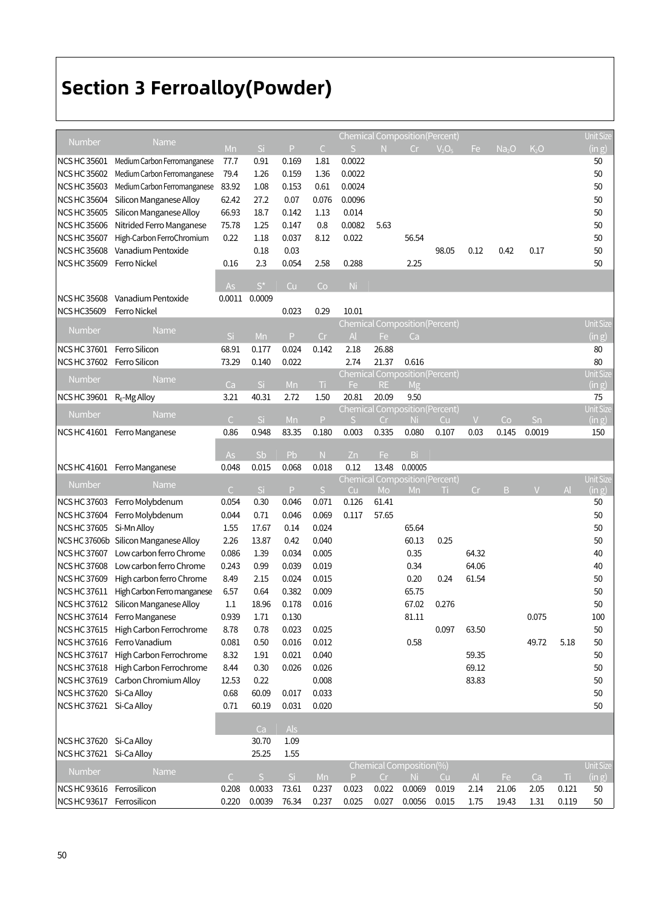# Section 3 Ferroalloy(Powder)

| Number | Name | Chemical Composition(Percent) | | | | | | | | | | | Unit Size |
|---|---|---|---|---|---|---|---|---|---|---|---|---|---|
| | | Mn | Si | P | C | S | N | Cr | $V_2O_5$ | Fe | $Na_2O$ | $K_2O$ | (in g) |
| NCS HC 35601 | Medium Carbon Ferromanganese | 77.7 | 0.91 | 0.169 | 1.81 | 0.0022 | | | | | | | 50 |
| NCS HC 35602 | Medium Carbon Ferromanganese | 79.4 | 1.26 | 0.159 | 1.36 | 0.0022 | | | | | | | 50 |
| NCS HC 35603 | Medium Carbon Ferromanganese | 83.92 | 1.08 | 0.153 | 0.61 | 0.0024 | | | | | | | 50 |
| NCS HC 35604 | Silicon Manganese Alloy | 62.42 | 27.2 | 0.07 | 0.076 | 0.0096 | | | | | | | 50 |
| NCS HC 35605 | Silicon Manganese Alloy | 66.93 | 18.7 | 0.142 | 1.13 | 0.014 | | | | | | | 50 |
| NCS HC 35606 | Nitrided Ferro Manganese | 75.78 | 1.25 | 0.147 | 0.8 | 0.0082 | 5.63 | | | | | | 50 |
| NCS HC 35607 | High-Carbon FerroChromium | 0.22 | 1.18 | 0.037 | 8.12 | 0.022 | | 56.54 | | | | | 50 |
| NCS HC 35608 | Vanadium Pentoxide | | 0.18 | 0.03 | | | | | 98.05 | 0.12 | 0.42 | 0.17 | 50 |
| NCS HC 35609 | Ferro Nickel | 0.16 | 2.3 | 0.054 | 2.58 | 0.288 | | 2.25 | | | | | 50 |
| | | As | S* | Cu | Co | Ni | | | | | | | |
| NCS HC 35608 | Vanadium Pentoxide | 0.0011 | 0.0009 | | | | | | | | | | |
| NCS HC35609 | Ferro Nickel | | | 0.023 | 0.29 | 10.01 | | | | | | | |

| Number | Name | Chemical Composition(Percent) | | | | | | | Unit Size |
|---|---|---|---|---|---|---|---|---|---|
| | | Si | Mn | P | Cr | Al | Fe | Ca | (in g) |
| NCS HC 37601 | Ferro Silicon | 68.91 | 0.177 | 0.024 | 0.142 | 2.18 | 26.88 | | 80 |
| NCS HC 37602 | Ferro Silicon | 73.29 | 0.140 | 0.022 | | 2.74 | 21.37 | 0.616 | 80 |

| Number | Name | Chemical Composition(Percent) | | | | | | | Unit Size |
|---|---|---|---|---|---|---|---|---|---|
| | | Ca | Si | Mn | Ti | Fe | RE | Mg | (in g) |
| NCS HC 39601 | $R_E$-Mg Alloy | 3.21 | 40.31 | 2.72 | 1.50 | 20.81 | 20.09 | 9.50 | 75 |

| Number | Name | Chemical Composition(Percent) | | | | | | | | | | | Unit Size |
|---|---|---|---|---|---|---|---|---|---|---|---|---|---|
| | | C | Si | Mn | P | S | Cr | Ni | Cu | V | Co | Sn | (in g) |
| NCS HC 41601 | Ferro Manganese | 0.86 | 0.948 | 83.35 | 0.180 | 0.003 | 0.335 | 0.080 | 0.107 | 0.03 | 0.145 | 0.0019 | 150 |
| | | As | Sb | Pb | N | Zn | Fe | Bi | | | | | |
| NCS HC 41601 | Ferro Manganese | 0.048 | 0.015 | 0.068 | 0.018 | 0.12 | 13.48 | 0.00005 | | | | | |

| Number | Name | Chemical Composition(Percent) | | | | | | | | | | | | Unit Size |
|---|---|---|---|---|---|---|---|---|---|---|---|---|---|---|
| | | C | Si | P | S | Cu | Mo | Mn | Ti | Cr | B | V | Al | (in g) |
| NCS HC 37603 | Ferro Molybdenum | 0.054 | 0.30 | 0.046 | 0.071 | 0.126 | 61.41 | | | | | | | 50 |
| NCS HC 37604 | Ferro Molybdenum | 0.044 | 0.71 | 0.046 | 0.069 | 0.117 | 57.65 | | | | | | | 50 |
| NCS HC 37605 | Si-Mn Alloy | 1.55 | 17.67 | 0.14 | 0.024 | | | 65.64 | | | | | | 50 |
| NCS HC 37606b | Silicon Manganese Alloy | 2.26 | 13.87 | 0.42 | 0.040 | | | 60.13 | 0.25 | | | | | 50 |
| NCS HC 37607 | Low carbon ferro Chrome | 0.086 | 1.39 | 0.034 | 0.005 | | | 0.35 | | 64.32 | | | | 40 |
| NCS HC 37608 | Low carbon ferro Chrome | 0.243 | 0.99 | 0.039 | 0.019 | | | 0.34 | | 64.06 | | | | 40 |
| NCS HC 37609 | High carbon ferro Chrome | 8.49 | 2.15 | 0.024 | 0.015 | | | 0.20 | 0.24 | 61.54 | | | | 50 |
| NCS HC 37611 | High Carbon Ferro manganese | 6.57 | 0.64 | 0.382 | 0.009 | | | 65.75 | | | | | | 50 |
| NCS HC 37612 | Silicon Manganese Alloy | 1.1 | 18.96 | 0.178 | 0.016 | | | 67.02 | 0.276 | | | | | 50 |
| NCS HC 37614 | Ferro Manganese | 0.939 | 1.71 | 0.130 | | | | 81.11 | | | | 0.075 | | 100 |
| NCS HC 37615 | High Carbon Ferrochrome | 8.78 | 0.78 | 0.023 | 0.025 | | | | 0.097 | 63.50 | | | | 50 |
| NCS HC 37616 | Ferro Vanadium | 0.081 | 0.50 | 0.016 | 0.012 | | | 0.58 | | | | 49.72 | 5.18 | 50 |
| NCS HC 37617 | High Carbon Ferrochrome | 8.32 | 1.91 | 0.021 | 0.040 | | | | | 59.35 | | | | 50 |
| NCS HC 37618 | High Carbon Ferrochrome | 8.44 | 0.30 | 0.026 | 0.026 | | | | | 69.12 | | | | 50 |
| NCS HC 37619 | Carbon Chromium Alloy | 12.53 | 0.22 | | 0.008 | | | | | 83.83 | | | | 50 |
| NCS HC 37620 | Si-Ca Alloy | 0.68 | 60.09 | 0.017 | 0.033 | | | | | | | | | 50 |
| NCS HC 37621 | Si-Ca Alloy | 0.71 | 60.19 | 0.031 | 0.020 | | | | | | | | | 50 |
| | | | Ca | Als | | | | | | | | | | |
| NCS HC 37620 | Si-Ca Alloy | | 30.70 | 1.09 | | | | | | | | | | |
| NCS HC 37621 | Si-Ca Alloy | | 25.25 | 1.55 | | | | | | | | | | |

| Number | Name | Chemical Composition(%) | | | | | | | | | | | | Unit Size |
|---|---|---|---|---|---|---|---|---|---|---|---|---|---|---|
| | | C | S | Si | Mn | P | Cr | Ni | Cu | Al | Fe | Ca | Ti | (in g) |
| NCS HC 93616 | Ferrosilicon | 0.208 | 0.0033 | 73.61 | 0.237 | 0.023 | 0.022 | 0.0069 | 0.019 | 2.14 | 21.06 | 2.05 | 0.121 | 50 |
| NCS HC 93617 | Ferrosilicon | 0.220 | 0.0039 | 76.34 | 0.237 | 0.025 | 0.027 | 0.0056 | 0.015 | 1.75 | 19.43 | 1.31 | 0.119 | 50 |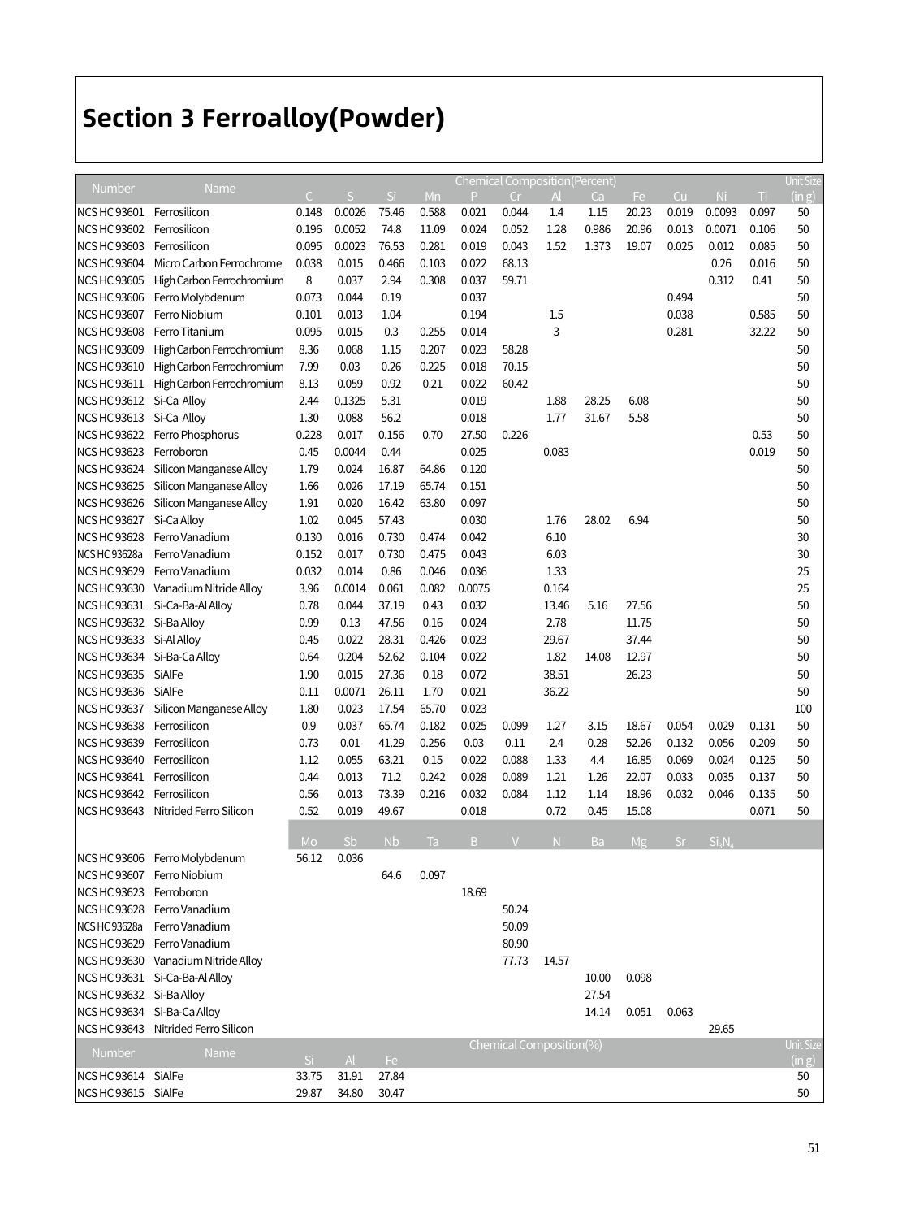# Section 3 Ferroalloy(Powder)

| Number | Name | Chemical Composition(Percent) | | | | | | | | | | | | Unit Size (in g) |
|---|---|---|---|---|---|---|---|---|---|---|---|---|---|---|
| | | C | S | Si | Mn | P | Cr | Al | Ca | Fe | Cu | Ni | Ti | |
| NCS HC 93601 | Ferrosilicon | 0.148 | 0.0026 | 75.46 | 0.588 | 0.021 | 0.044 | 1.4 | 1.15 | 20.23 | 0.019 | 0.0093 | 0.097 | 50 |
| NCS HC 93602 | Ferrosilicon | 0.196 | 0.0052 | 74.8 | 11.09 | 0.024 | 0.052 | 1.28 | 0.986 | 20.96 | 0.013 | 0.0071 | 0.106 | 50 |
| NCS HC 93603 | Ferrosilicon | 0.095 | 0.0023 | 76.53 | 0.281 | 0.019 | 0.043 | 1.52 | 1.373 | 19.07 | 0.025 | 0.012 | 0.085 | 50 |
| NCS HC 93604 | Micro Carbon Ferrochrome | 0.038 | 0.015 | 0.466 | 0.103 | 0.022 | 68.13 | | | | | 0.26 | 0.016 | 50 |
| NCS HC 93605 | High Carbon Ferrochromium | 8 | 0.037 | 2.94 | 0.308 | 0.037 | 59.71 | | | | | 0.312 | 0.41 | 50 |
| NCS HC 93606 | Ferro Molybdenum | 0.073 | 0.044 | 0.19 | | 0.037 | | | | | 0.494 | | | 50 |
| NCS HC 93607 | Ferro Niobium | 0.101 | 0.013 | 1.04 | | 0.194 | | 1.5 | | | 0.038 | | 0.585 | 50 |
| NCS HC 93608 | Ferro Titanium | 0.095 | 0.015 | 0.3 | 0.255 | 0.014 | | 3 | | | 0.281 | | 32.22 | 50 |
| NCS HC 93609 | High Carbon Ferrochromium | 8.36 | 0.068 | 1.15 | 0.207 | 0.023 | 58.28 | | | | | | | 50 |
| NCS HC 93610 | High Carbon Ferrochromium | 7.99 | 0.03 | 0.26 | 0.225 | 0.018 | 70.15 | | | | | | | 50 |
| NCS HC 93611 | High Carbon Ferrochromium | 8.13 | 0.059 | 0.92 | 0.21 | 0.022 | 60.42 | | | | | | | 50 |
| NCS HC 93612 | Si-Ca Alloy | 2.44 | 0.1325 | 5.31 | | 0.019 | | 1.88 | 28.25 | 6.08 | | | | 50 |
| NCS HC 93613 | Si-Ca Alloy | 1.30 | 0.088 | 56.2 | | 0.018 | | 1.77 | 31.67 | 5.58 | | | | 50 |
| NCS HC 93622 | Ferro Phosphorus | 0.228 | 0.017 | 0.156 | 0.70 | 27.50 | 0.226 | | | | | | 0.53 | 50 |
| NCS HC 93623 | Ferroboron | 0.45 | 0.0044 | 0.44 | | 0.025 | | 0.083 | | | | | 0.019 | 50 |
| NCS HC 93624 | Silicon Manganese Alloy | 1.79 | 0.024 | 16.87 | 64.86 | 0.120 | | | | | | | | 50 |
| NCS HC 93625 | Silicon Manganese Alloy | 1.66 | 0.026 | 17.19 | 65.74 | 0.151 | | | | | | | | 50 |
| NCS HC 93626 | Silicon Manganese Alloy | 1.91 | 0.020 | 16.42 | 63.80 | 0.097 | | | | | | | | 50 |
| NCS HC 93627 | Si-Ca Alloy | 1.02 | 0.045 | 57.43 | | 0.030 | | 1.76 | 28.02 | 6.94 | | | | 50 |
| NCS HC 93628 | Ferro Vanadium | 0.130 | 0.016 | 0.730 | 0.474 | 0.042 | | 6.10 | | | | | | 30 |
| NCS HC 93628a | Ferro Vanadium | 0.152 | 0.017 | 0.730 | 0.475 | 0.043 | | 6.03 | | | | | | 30 |
| NCS HC 93629 | Ferro Vanadium | 0.032 | 0.014 | 0.86 | 0.046 | 0.036 | | 1.33 | | | | | | 25 |
| NCS HC 93630 | Vanadium Nitride Alloy | 3.96 | 0.0014 | 0.061 | 0.082 | 0.0075 | | 0.164 | | | | | | 25 |
| NCS HC 93631 | Si-Ca-Ba-Al Alloy | 0.78 | 0.044 | 37.19 | 0.43 | 0.032 | | 13.46 | 5.16 | 27.56 | | | | 50 |
| NCS HC 93632 | Si-Ba Alloy | 0.99 | 0.13 | 47.56 | 0.16 | 0.024 | | 2.78 | | 11.75 | | | | 50 |
| NCS HC 93633 | Si-Al Alloy | 0.45 | 0.022 | 28.31 | 0.426 | 0.023 | | 29.67 | | 37.44 | | | | 50 |
| NCS HC 93634 | Si-Ba-Ca Alloy | 0.64 | 0.204 | 52.62 | 0.104 | 0.022 | | 1.82 | 14.08 | 12.97 | | | | 50 |
| NCS HC 93635 | SiAlFe | 1.90 | 0.015 | 27.36 | 0.18 | 0.072 | | 38.51 | | 26.23 | | | | 50 |
| NCS HC 93636 | SiAlFe | 0.11 | 0.0071 | 26.11 | 1.70 | 0.021 | | 36.22 | | | | | | 50 |
| NCS HC 93637 | Silicon Manganese Alloy | 1.80 | 0.023 | 17.54 | 65.70 | 0.023 | | | | | | | | 100 |
| NCS HC 93638 | Ferrosilicon | 0.9 | 0.037 | 65.74 | 0.182 | 0.025 | 0.099 | 1.27 | 3.15 | 18.67 | 0.054 | 0.029 | 0.131 | 50 |
| NCS HC 93639 | Ferrosilicon | 0.73 | 0.01 | 41.29 | 0.256 | 0.03 | 0.11 | 2.4 | 0.28 | 52.26 | 0.132 | 0.056 | 0.209 | 50 |
| NCS HC 93640 | Ferrosilicon | 1.12 | 0.055 | 63.21 | 0.15 | 0.022 | 0.088 | 1.33 | 4.4 | 16.85 | 0.069 | 0.024 | 0.125 | 50 |
| NCS HC 93641 | Ferrosilicon | 0.44 | 0.013 | 71.2 | 0.242 | 0.028 | 0.089 | 1.21 | 1.26 | 22.07 | 0.033 | 0.035 | 0.137 | 50 |
| NCS HC 93642 | Ferrosilicon | 0.56 | 0.013 | 73.39 | 0.216 | 0.032 | 0.084 | 1.12 | 1.14 | 18.96 | 0.032 | 0.046 | 0.135 | 50 |
| NCS HC 93643 | Nitrided Ferro Silicon | 0.52 | 0.019 | 49.67 | | 0.018 | | 0.72 | 0.45 | 15.08 | | | 0.071 | 50 |

| Number | Name | Mo | Sb | Nb | Ta | B | V | N | Ba | Mg | Sr | $Si_3N_4$ |
|---|---|---|---|---|---|---|---|---|---|---|---|---|
| NCS HC 93606 | Ferro Molybdenum | 56.12 | 0.036 | | | | | | | | | |
| NCS HC 93607 | Ferro Niobium | | | 64.6 | 0.097 | | | | | | | |
| NCS HC 93623 | Ferroboron | | | | | 18.69 | | | | | | |
| NCS HC 93628 | Ferro Vanadium | | | | | | 50.24 | | | | | |
| NCS HC 93628a | Ferro Vanadium | | | | | | 50.09 | | | | | |
| NCS HC 93629 | Ferro Vanadium | | | | | | 80.90 | | | | | |
| NCS HC 93630 | Vanadium Nitride Alloy | | | | | | 77.73 | 14.57 | | | | |
| NCS HC 93631 | Si-Ca-Ba-Al Alloy | | | | | | | | 10.00 | 0.098 | | |
| NCS HC 93632 | Si-Ba Alloy | | | | | | | | 27.54 | | | |
| NCS HC 93634 | Si-Ba-Ca Alloy | | | | | | | | 14.14 | 0.051 | 0.063 | |
| NCS HC 93643 | Nitrided Ferro Silicon | | | | | | | | | | | 29.65 |

| Number | Name | Chemical Composition(%) | | | Unit Size (in g) |
|---|---|---|---|---|---|
| | | Si | Al | Fe | |
| NCS HC 93614 | SiAlFe | 33.75 | 31.91 | 27.84 | 50 |
| NCS HC 93615 | SiAlFe | 29.87 | 34.80 | 30.47 | 50 |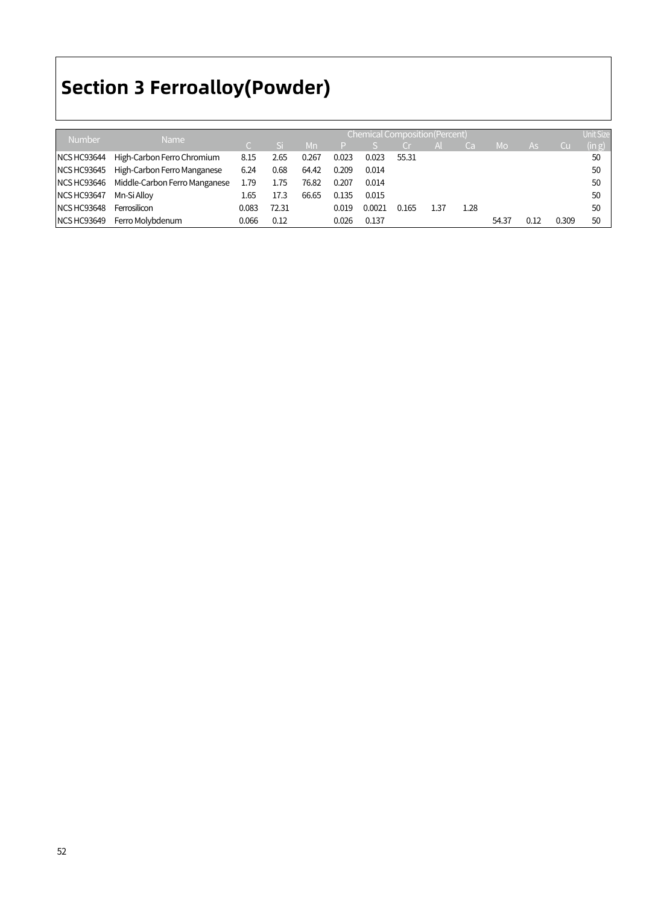# Section 3 Ferroalloy(Powder)

| Number | Name | Chemical Composition(Percent) | | | | | | | | | | | Unit Size (in g) |
|---|---|---|---|---|---|---|---|---|---|---|---|---|---|
| | | C | Si | Mn | P | S | Cr | Al | Ca | Mo | As | Cu | |
| NCS HC93644 | High-Carbon Ferro Chromium | 8.15 | 2.65 | 0.267 | 0.023 | 0.023 | 55.31 | | | | | | 50 |
| NCS HC93645 | High-Carbon Ferro Manganese | 6.24 | 0.68 | 64.42 | 0.209 | 0.014 | | | | | | | 50 |
| NCS HC93646 | Middle-Carbon Ferro Manganese | 1.79 | 1.75 | 76.82 | 0.207 | 0.014 | | | | | | | 50 |
| NCS HC93647 | Mn-Si Alloy | 1.65 | 17.3 | 66.65 | 0.135 | 0.015 | | | | | | | 50 |
| NCS HC93648 | Ferrosilicon | 0.083 | 72.31 | | 0.019 | 0.0021 | 0.165 | 1.37 | 1.28 | | | | 50 |
| NCS HC93649 | Ferro Molybdenum | 0.066 | 0.12 | | 0.026 | 0.137 | | | | 54.37 | 0.12 | 0.309 | 50 |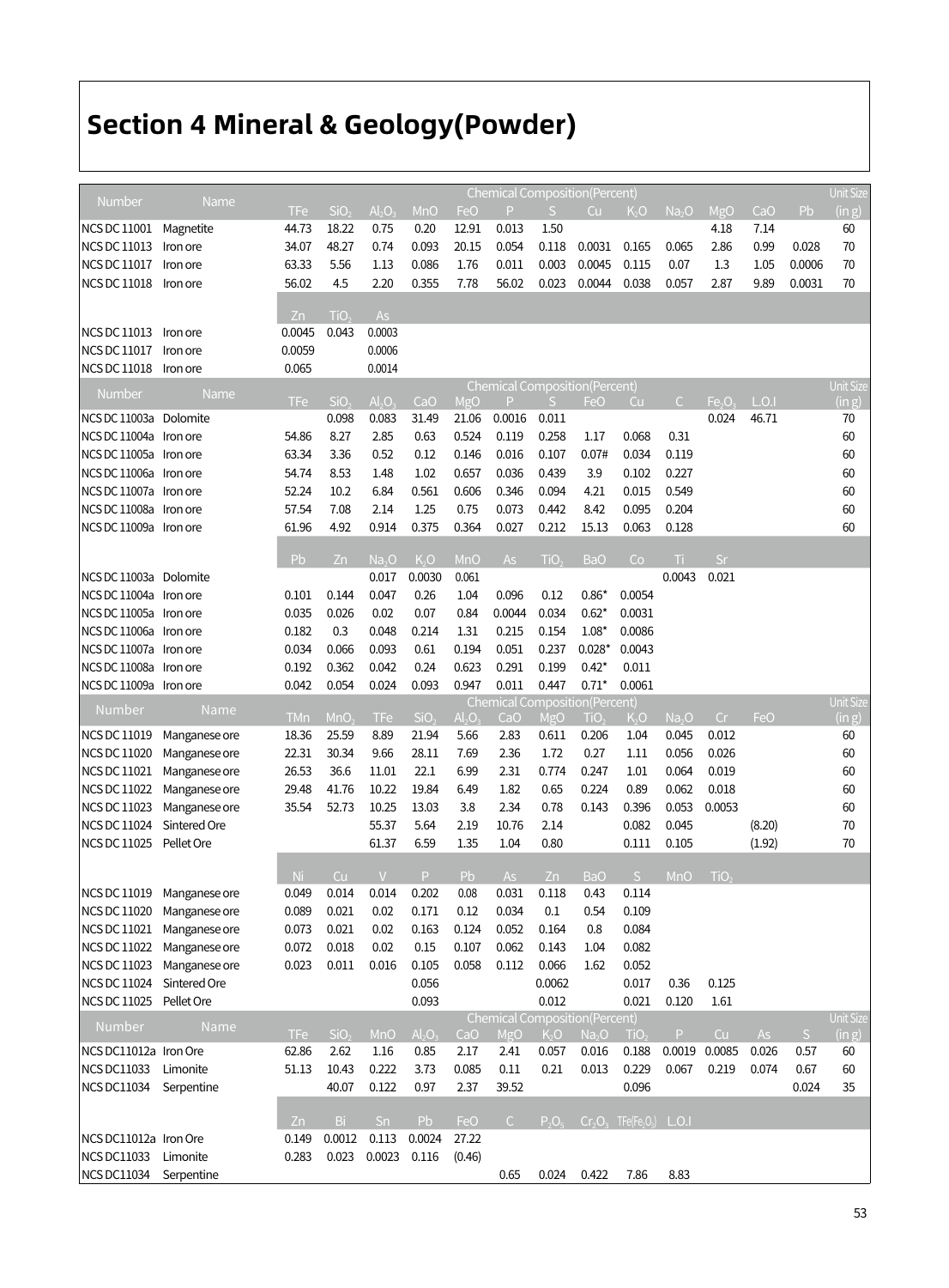# Section 4 Mineral & Geology(Powder)

| Number | Name | Chemical Composition(Percent) | | | | | | | | | | | | | Unit Size |
|---|---|---|---|---|---|---|---|---|---|---|---|---|---|---|---|
| | | TFe | $SiO_2$ | $Al_2O_3$ | MnO | FeO | P | S | Cu | $K_2O$ | $Na_2O$ | MgO | CaO | Pb | (in g) |
| NCS DC 11001 | Magnetite | 44.73 | 18.22 | 0.75 | 0.20 | 12.91 | 0.013 | 1.50 | | | | 4.18 | 7.14 | | 60 |
| NCS DC 11013 | Iron ore | 34.07 | 48.27 | 0.74 | 0.093 | 20.15 | 0.054 | 0.118 | 0.0031 | 0.165 | 0.065 | 2.86 | 0.99 | 0.028 | 70 |
| NCS DC 11017 | Iron ore | 63.33 | 5.56 | 1.13 | 0.086 | 1.76 | 0.011 | 0.003 | 0.0045 | 0.115 | 0.07 | 1.3 | 1.05 | 0.0006 | 70 |
| NCS DC 11018 | Iron ore | 56.02 | 4.5 | 2.20 | 0.355 | 7.78 | 56.02 | 0.023 | 0.0044 | 0.038 | 0.057 | 2.87 | 9.89 | 0.0031 | 70 |
| | | Zn | $TiO_2$ | As | | | | | | | | | | | |
| NCS DC 11013 | Iron ore | 0.0045 | 0.043 | 0.0003 | | | | | | | | | | | |
| NCS DC 11017 | Iron ore | 0.0059 | | 0.0006 | | | | | | | | | | | |
| NCS DC 11018 | Iron ore | 0.065 | | 0.0014 | | | | | | | | | | | |

| Number | Name | Chemical Composition(Percent) | | | | | | | | | | | | | Unit Size |
|---|---|---|---|---|---|---|---|---|---|---|---|---|---|---|---|
| | | TFe | $SiO_2$ | $Al_2O_3$ | CaO | MgO | P | S | FeO | Cu | C | $Fe_2O_3$ | L.O.I | | (in g) |
| NCS DC 11003a | Dolomite | | 0.098 | 0.083 | 31.49 | 21.06 | 0.0016 | 0.011 | | | | 0.024 | 46.71 | | 70 |
| NCS DC 11004a | Iron ore | 54.86 | 8.27 | 2.85 | 0.63 | 0.524 | 0.119 | 0.258 | 1.17 | 0.068 | 0.31 | | | | 60 |
| NCS DC 11005a | Iron ore | 63.34 | 3.36 | 0.52 | 0.12 | 0.146 | 0.016 | 0.107 | 0.07# | 0.034 | 0.119 | | | | 60 |
| NCS DC 11006a | Iron ore | 54.74 | 8.53 | 1.48 | 1.02 | 0.657 | 0.036 | 0.439 | 3.9 | 0.102 | 0.227 | | | | 60 |
| NCS DC 11007a | Iron ore | 52.24 | 10.2 | 6.84 | 0.561 | 0.606 | 0.346 | 0.094 | 4.21 | 0.015 | 0.549 | | | | 60 |
| NCS DC 11008a | Iron ore | 57.54 | 7.08 | 2.14 | 1.25 | 0.75 | 0.073 | 0.442 | 8.42 | 0.095 | 0.204 | | | | 60 |
| NCS DC 11009a | Iron ore | 61.96 | 4.92 | 0.914 | 0.375 | 0.364 | 0.027 | 0.212 | 15.13 | 0.063 | 0.128 | | | | 60 |
| | | Pb | Zn | $Na_2O$ | $K_2O$ | MnO | As | $TiO_2$ | BaO | Co | Ti | Sr | | | |
| NCS DC 11003a | Dolomite | | | 0.017 | 0.0030 | 0.061 | | | | | 0.0043 | 0.021 | | | |
| NCS DC 11004a | Iron ore | 0.101 | 0.144 | 0.047 | 0.26 | 1.04 | 0.096 | 0.12 | 0.86* | 0.0054 | | | | | |
| NCS DC 11005a | Iron ore | 0.035 | 0.026 | 0.02 | 0.07 | 0.84 | 0.0044 | 0.034 | 0.62* | 0.0031 | | | | | |
| NCS DC 11006a | Iron ore | 0.182 | 0.3 | 0.048 | 0.214 | 1.31 | 0.215 | 0.154 | 1.08* | 0.0086 | | | | | |
| NCS DC 11007a | Iron ore | 0.034 | 0.066 | 0.093 | 0.61 | 0.194 | 0.051 | 0.237 | 0.028* | 0.0043 | | | | | |
| NCS DC 11008a | Iron ore | 0.192 | 0.362 | 0.042 | 0.24 | 0.623 | 0.291 | 0.199 | 0.42* | 0.011 | | | | | |
| NCS DC 11009a | Iron ore | 0.042 | 0.054 | 0.024 | 0.093 | 0.947 | 0.011 | 0.447 | 0.71* | 0.0061 | | | | | |

| Number | Name | Chemical Composition(Percent) | | | | | | | | | | | | | Unit Size |
|---|---|---|---|---|---|---|---|---|---|---|---|---|---|---|---|
| | | TMn | $MnO_2$ | TFe | $SiO_2$ | $Al_2O_3$ | CaO | MgO | $TiO_2$ | $K_2O$ | $Na_2O$ | Cr | FeO | | (in g) |
| NCS DC 11019 | Manganese ore | 18.36 | 25.59 | 8.89 | 21.94 | 5.66 | 2.83 | 0.611 | 0.206 | 1.04 | 0.045 | 0.012 | | | 60 |
| NCS DC 11020 | Manganese ore | 22.31 | 30.34 | 9.66 | 28.11 | 7.69 | 2.36 | 1.72 | 0.27 | 1.11 | 0.056 | 0.026 | | | 60 |
| NCS DC 11021 | Manganese ore | 26.53 | 36.6 | 11.01 | 22.1 | 6.99 | 2.31 | 0.774 | 0.247 | 1.01 | 0.064 | 0.019 | | | 60 |
| NCS DC 11022 | Manganese ore | 29.48 | 41.76 | 10.22 | 19.84 | 6.49 | 1.82 | 0.65 | 0.224 | 0.89 | 0.062 | 0.018 | | | 60 |
| NCS DC 11023 | Manganese ore | 35.54 | 52.73 | 10.25 | 13.03 | 3.8 | 2.34 | 0.78 | 0.143 | 0.396 | 0.053 | 0.0053 | | | 60 |
| NCS DC 11024 | Sintered Ore | | | 55.37 | 5.64 | 2.19 | 10.76 | 2.14 | | 0.082 | 0.045 | | (8.20) | | 70 |
| NCS DC 11025 | Pellet Ore | | | 61.37 | 6.59 | 1.35 | 1.04 | 0.80 | | 0.111 | 0.105 | | (1.92) | | 70 |
| | | Ni | Cu | V | P | Pb | As | Zn | BaO | S | MnO | $TiO_2$ | | | |
| NCS DC 11019 | Manganese ore | 0.049 | 0.014 | 0.014 | 0.202 | 0.08 | 0.031 | 0.118 | 0.43 | 0.114 | | | | | |
| NCS DC 11020 | Manganese ore | 0.089 | 0.021 | 0.02 | 0.171 | 0.12 | 0.034 | 0.1 | 0.54 | 0.109 | | | | | |
| NCS DC 11021 | Manganese ore | 0.073 | 0.021 | 0.02 | 0.163 | 0.124 | 0.052 | 0.164 | 0.8 | 0.084 | | | | | |
| NCS DC 11022 | Manganese ore | 0.072 | 0.018 | 0.02 | 0.15 | 0.107 | 0.062 | 0.143 | 1.04 | 0.082 | | | | | |
| NCS DC 11023 | Manganese ore | 0.023 | 0.011 | 0.016 | 0.105 | 0.058 | 0.112 | 0.066 | 1.62 | 0.052 | | | | | |
| NCS DC 11024 | Sintered Ore | | | | 0.056 | | | 0.0062 | | 0.017 | 0.36 | 0.125 | | | |
| NCS DC 11025 | Pellet Ore | | | | 0.093 | | | 0.012 | | 0.021 | 0.120 | 1.61 | | | |

| Number | Name | Chemical Composition(Percent) | | | | | | | | | | | | | Unit Size |
|---|---|---|---|---|---|---|---|---|---|---|---|---|---|---|---|
| | | TFe | $SiO_2$ | MnO | $Al_2O_3$ | CaO | MgO | $K_2O$ | $Na_2O$ | $TiO_2$ | P | Cu | As | S | (in g) |
| NCS DC11012a | Iron Ore | 62.86 | 2.62 | 1.16 | 0.85 | 2.17 | 2.41 | 0.057 | 0.016 | 0.188 | 0.0019 | 0.0085 | 0.026 | 0.57 | 60 |
| NCS DC11033 | Limonite | 51.13 | 10.43 | 0.222 | 3.73 | 0.085 | 0.11 | 0.21 | 0.013 | 0.229 | 0.067 | 0.219 | 0.074 | 0.67 | 60 |
| NCS DC11034 | Serpentine | | 40.07 | 0.122 | 0.97 | 2.37 | 39.52 | | | 0.096 | | | | 0.024 | 35 |
| | | Zn | Bi | Sn | Pb | FeO | C | $P_2O_5$ | $Cr_2O_3$ | $TFe(Fe_2O_3)$ | L.O.I | | | | |
| NCS DC11012a | Iron Ore | 0.149 | 0.0012 | 0.113 | 0.0024 | 27.22 | | | | | | | | | |
| NCS DC11033 | Limonite | 0.283 | 0.023 | 0.0023 | 0.116 | (0.46) | | | | | | | | | |
| NCS DC11034 | Serpentine | | | | | | 0.65 | 0.024 | 0.422 | 7.86 | 8.83 | | | | |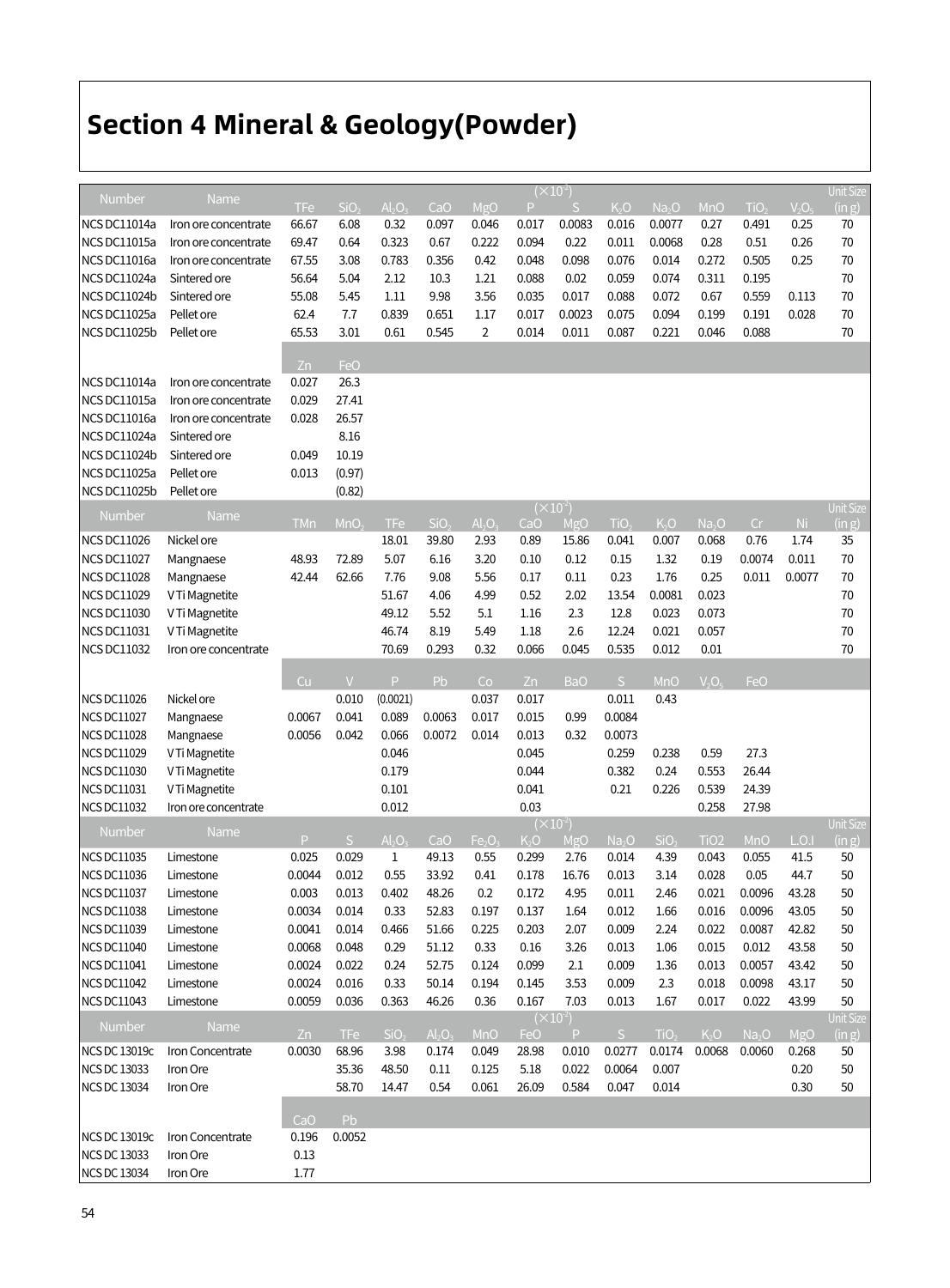# Section 4 Mineral & Geology(Powder)

| Number | Name | | | | | | $(\times 10^{-2})$ | | | | | | | Unit Size |
|---|---|---|---|---|---|---|---|---|---|---|---|---|---|---|
| | | TFe | $SiO_2$ | $Al_2O_3$ | CaO | MgO | P | S | $K_2O$ | $Na_2O$ | MnO | $TiO_2$ | $V_2O_5$ | (in g) |
| NCS DC11014a | Iron ore concentrate | 66.67 | 6.08 | 0.32 | 0.097 | 0.046 | 0.017 | 0.0083 | 0.016 | 0.0077 | 0.27 | 0.491 | 0.25 | 70 |
| NCS DC11015a | Iron ore concentrate | 69.47 | 0.64 | 0.323 | 0.67 | 0.222 | 0.094 | 0.22 | 0.011 | 0.0068 | 0.28 | 0.51 | 0.26 | 70 |
| NCS DC11016a | Iron ore concentrate | 67.55 | 3.08 | 0.783 | 0.356 | 0.42 | 0.048 | 0.098 | 0.076 | 0.014 | 0.272 | 0.505 | 0.25 | 70 |
| NCS DC11024a | Sintered ore | 56.64 | 5.04 | 2.12 | 10.3 | 1.21 | 0.088 | 0.02 | 0.059 | 0.074 | 0.311 | 0.195 | | 70 |
| NCS DC11024b | Sintered ore | 55.08 | 5.45 | 1.11 | 9.98 | 3.56 | 0.035 | 0.017 | 0.088 | 0.072 | 0.67 | 0.559 | 0.113 | 70 |
| NCS DC11025a | Pellet ore | 62.4 | 7.7 | 0.839 | 0.651 | 1.17 | 0.017 | 0.0023 | 0.075 | 0.094 | 0.199 | 0.191 | 0.028 | 70 |
| NCS DC11025b | Pellet ore | 65.53 | 3.01 | 0.61 | 0.545 | 2 | 0.014 | 0.011 | 0.087 | 0.221 | 0.046 | 0.088 | | 70 |
| | | Zn | FeO | | | | | | | | | | | |
| NCS DC11014a | Iron ore concentrate | 0.027 | 26.3 | | | | | | | | | | | |
| NCS DC11015a | Iron ore concentrate | 0.029 | 27.41 | | | | | | | | | | | |
| NCS DC11016a | Iron ore concentrate | 0.028 | 26.57 | | | | | | | | | | | |
| NCS DC11024a | Sintered ore | | 8.16 | | | | | | | | | | | |
| NCS DC11024b | Sintered ore | 0.049 | 10.19 | | | | | | | | | | | |
| NCS DC11025a | Pellet ore | 0.013 | (0.97) | | | | | | | | | | | |
| NCS DC11025b | Pellet ore | | (0.82) | | | | | | | | | | | |

| Number | Name | | | | | | $(\times 10^{-2})$ | | | | | | | Unit Size |
|---|---|---|---|---|---|---|---|---|---|---|---|---|---|---|
| | | TMn | $MnO_2$ | TFe | $SiO_2$ | $Al_2O_3$ | CaO | MgO | $TiO_2$ | $K_2O$ | $Na_2O$ | Cr | Ni | (in g) |
| NCS DC11026 | Nickel ore | | | 18.01 | 39.80 | 2.93 | 0.89 | 15.86 | 0.041 | 0.007 | 0.068 | 0.76 | 1.74 | 35 |
| NCS DC11027 | Mangnaese | 48.93 | 72.89 | 5.07 | 6.16 | 3.20 | 0.10 | 0.12 | 0.15 | 1.32 | 0.19 | 0.0074 | 0.011 | 70 |
| NCS DC11028 | Mangnaese | 42.44 | 62.66 | 7.76 | 9.08 | 5.56 | 0.17 | 0.11 | 0.23 | 1.76 | 0.25 | 0.011 | 0.0077 | 70 |
| NCS DC11029 | V Ti Magnetite | | | 51.67 | 4.06 | 4.99 | 0.52 | 2.02 | 13.54 | 0.0081 | 0.023 | | | 70 |
| NCS DC11030 | V Ti Magnetite | | | 49.12 | 5.52 | 5.1 | 1.16 | 2.3 | 12.8 | 0.023 | 0.073 | | | 70 |
| NCS DC11031 | V Ti Magnetite | | | 46.74 | 8.19 | 5.49 | 1.18 | 2.6 | 12.24 | 0.021 | 0.057 | | | 70 |
| NCS DC11032 | Iron ore concentrate | | | 70.69 | 0.293 | 0.32 | 0.066 | 0.045 | 0.535 | 0.012 | 0.01 | | | 70 |
| | | Cu | V | P | Pb | Co | Zn | BaO | S | MnO | $V_2O_5$ | FeO | | |
| NCS DC11026 | Nickel ore | | 0.010 | (0.0021) | | 0.037 | 0.017 | | 0.011 | 0.43 | | | | |
| NCS DC11027 | Mangnaese | 0.0067 | 0.041 | 0.089 | 0.0063 | 0.017 | 0.015 | 0.99 | 0.0084 | | | | | |
| NCS DC11028 | Mangnaese | 0.0056 | 0.042 | 0.066 | 0.0072 | 0.014 | 0.013 | 0.32 | 0.0073 | | | | | |
| NCS DC11029 | V Ti Magnetite | | | 0.046 | | | 0.045 | | 0.259 | 0.238 | 0.59 | 27.3 | | |
| NCS DC11030 | V Ti Magnetite | | | 0.179 | | | 0.044 | | 0.382 | 0.24 | 0.553 | 26.44 | | |
| NCS DC11031 | V Ti Magnetite | | | 0.101 | | | 0.041 | | 0.21 | 0.226 | 0.539 | 24.39 | | |
| NCS DC11032 | Iron ore concentrate | | | 0.012 | | | 0.03 | | | 0.258 | | 27.98 | | |

| Number | Name | | | | | | $(\times 10^{-2})$ | | | | | | | Unit Size |
|---|---|---|---|---|---|---|---|---|---|---|---|---|---|---|
| | | P | S | $Al_2O_3$ | CaO | $Fe_2O_3$ | $K_2O$ | MgO | $Na_2O$ | $SiO_2$ | TiO2 | MnO | L.O.I | (in g) |
| NCS DC11035 | Limestone | 0.025 | 0.029 | 1 | 49.13 | 0.55 | 0.299 | 2.76 | 0.014 | 4.39 | 0.043 | 0.055 | 41.5 | 50 |
| NCS DC11036 | Limestone | 0.0044 | 0.012 | 0.55 | 33.92 | 0.41 | 0.178 | 16.76 | 0.013 | 3.14 | 0.028 | 0.05 | 44.7 | 50 |
| NCS DC11037 | Limestone | 0.003 | 0.013 | 0.402 | 48.26 | 0.2 | 0.172 | 4.95 | 0.011 | 2.46 | 0.021 | 0.0096 | 43.28 | 50 |
| NCS DC11038 | Limestone | 0.0034 | 0.014 | 0.33 | 52.83 | 0.197 | 0.137 | 1.64 | 0.012 | 1.66 | 0.016 | 0.0096 | 43.05 | 50 |
| NCS DC11039 | Limestone | 0.0041 | 0.014 | 0.466 | 51.66 | 0.225 | 0.203 | 2.07 | 0.009 | 2.24 | 0.022 | 0.0087 | 42.82 | 50 |
| NCS DC11040 | Limestone | 0.0068 | 0.048 | 0.29 | 51.12 | 0.33 | 0.16 | 3.26 | 0.013 | 1.06 | 0.015 | 0.012 | 43.58 | 50 |
| NCS DC11041 | Limestone | 0.0024 | 0.022 | 0.24 | 52.75 | 0.124 | 0.099 | 2.1 | 0.009 | 1.36 | 0.013 | 0.0057 | 43.42 | 50 |
| NCS DC11042 | Limestone | 0.0024 | 0.016 | 0.33 | 50.14 | 0.194 | 0.145 | 3.53 | 0.009 | 2.3 | 0.018 | 0.0098 | 43.17 | 50 |
| NCS DC11043 | Limestone | 0.0059 | 0.036 | 0.363 | 46.26 | 0.36 | 0.167 | 7.03 | 0.013 | 1.67 | 0.017 | 0.022 | 43.99 | 50 |

| Number | Name | | | | | | $(\times 10^{-2})$ | | | | | | | Unit Size |
|---|---|---|---|---|---|---|---|---|---|---|---|---|---|---|
| | | Zn | TFe | $SiO_2$ | $Al_2O_3$ | MnO | FeO | P | S | $TiO_2$ | $K_2O$ | $Na_2O$ | MgO | (in g) |
| NCS DC 13019c | Iron Concentrate | 0.0030 | 68.96 | 3.98 | 0.174 | 0.049 | 28.98 | 0.010 | 0.0277 | 0.0174 | 0.0068 | 0.0060 | 0.268 | 50 |
| NCS DC 13033 | Iron Ore | | 35.36 | 48.50 | 0.11 | 0.125 | 5.18 | 0.022 | 0.0064 | 0.007 | | | 0.20 | 50 |
| NCS DC 13034 | Iron Ore | | 58.70 | 14.47 | 0.54 | 0.061 | 26.09 | 0.584 | 0.047 | 0.014 | | | 0.30 | 50 |
| | | CaO | Pb | | | | | | | | | | | |
| NCS DC 13019c | Iron Concentrate | 0.196 | 0.0052 | | | | | | | | | | | |
| NCS DC 13033 | Iron Ore | 0.13 | | | | | | | | | | | | |
| NCS DC 13034 | Iron Ore | 1.77 | | | | | | | | | | | | |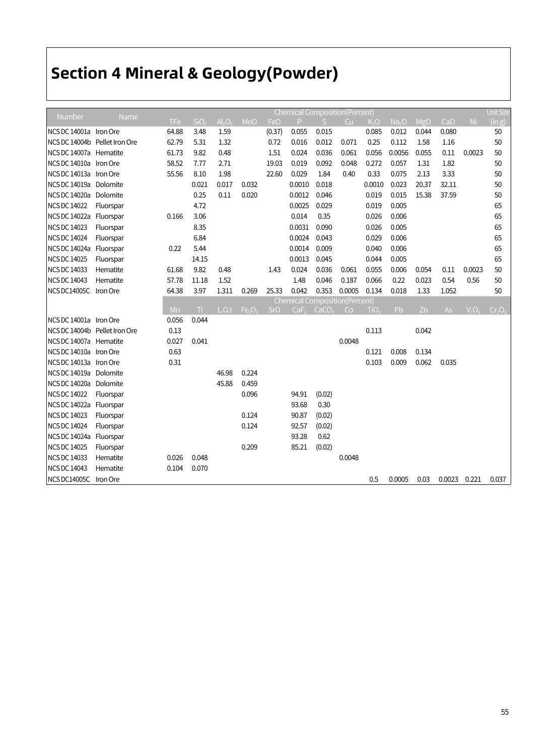# Section 4 Mineral & Geology(Powder)

| Number | Name | Chemical Composition(Percent) | | | | | | | | | | | | | Unit Size (in g) |
|---|---|---|---|---|---|---|---|---|---|---|---|---|---|---|---|
| | | TFe | $SiO_2$ | $Al_2O_3$ | MnO | FeO | P | S | Cu | $K_2O$ | $Na_2O$ | MgO | CaO | Ni | |
| NCS DC 14001a | Iron Ore | 64.88 | 3.48 | 1.59 | | (0.37) | 0.055 | 0.015 | | 0.085 | 0.012 | 0.044 | 0.080 | | 50 |
| NCS DC 14004b | Pellet Iron Ore | 62.79 | 5.31 | 1.32 | | 0.72 | 0.016 | 0.012 | 0.071 | 0.25 | 0.112 | 1.58 | 1.16 | | 50 |
| NCS DC 14007a | Hematite | 61.73 | 9.82 | 0.48 | | 1.51 | 0.024 | 0.036 | 0.061 | 0.056 | 0.0056 | 0.055 | 0.11 | 0.0023 | 50 |
| NCS DC 14010a | Iron Ore | 58.52 | 7.77 | 2.71 | | 19.03 | 0.019 | 0.092 | 0.048 | 0.272 | 0.057 | 1.31 | 1.82 | | 50 |
| NCS DC 14013a | Iron Ore | 55.56 | 8.10 | 1.98 | | 22.60 | 0.029 | 1.84 | 0.40 | 0.33 | 0.075 | 2.13 | 3.33 | | 50 |
| NCS DC 14019a | Dolomite | | 0.021 | 0.017 | 0.032 | | 0.0010 | 0.018 | | 0.0010 | 0.023 | 20.37 | 32.11 | | 50 |
| NCS DC 14020a | Dolomite | | 0.25 | 0.11 | 0.020 | | 0.0012 | 0.046 | | 0.019 | 0.015 | 15.38 | 37.59 | | 50 |
| NCS DC 14022 | Fluorspar | | 4.72 | | | | 0.0025 | 0.029 | | 0.019 | 0.005 | | | | 65 |
| NCS DC 14022a | Fluorspar | 0.166 | 3.06 | | | | 0.014 | 0.35 | | 0.026 | 0.006 | | | | 65 |
| NCS DC 14023 | Fluorspar | | 8.35 | | | | 0.0031 | 0.090 | | 0.026 | 0.005 | | | | 65 |
| NCS DC 14024 | Fluorspar | | 6.84 | | | | 0.0024 | 0.043 | | 0.029 | 0.006 | | | | 65 |
| NCS DC 14024a | Fluorspar | 0.22 | 5.44 | | | | 0.0014 | 0.009 | | 0.040 | 0.006 | | | | 65 |
| NCS DC 14025 | Fluorspar | | 14.15 | | | | 0.0013 | 0.045 | | 0.044 | 0.005 | | | | 65 |
| NCS DC 14033 | Hematite | 61.68 | 9.82 | 0.48 | | 1.43 | 0.024 | 0.036 | 0.061 | 0.055 | 0.006 | 0.054 | 0.11 | 0.0023 | 50 |
| NCS DC 14043 | Hematite | 57.78 | 11.18 | 1.52 | | | 1.48 | 0.046 | 0.187 | 0.066 | 0.22 | 0.023 | 0.54 | 0.56 | 50 |
| NCS DC14005C | Iron Ore | 64.38 | 3.97 | 1.311 | 0.269 | 25.33 | 0.042 | 0.353 | 0.0005 | 0.134 | 0.018 | 1.33 | 1.052 | | 50 |
| | | Chemical Composition(Percent) | | | | | | | | | | | | | |
| | | Mn | Ti | L.O.I | $Fe_2O_3$ | SrO | $CaF_2$ | $CaCO_3$ | Co | $TiO_2$ | Pb | Zn | As | $V_2O_5$ | $Cr_2O_3$ |
| NCS DC 14001a | Iron Ore | 0.056 | 0.044 | | | | | | | | | | | | |
| NCS DC 14004b | Pellet Iron Ore | 0.13 | | | | | | | | 0.113 | | 0.042 | | | |
| NCS DC 14007a | Hematite | 0.027 | 0.041 | | | | | | 0.0048 | | | | | | |
| NCS DC 14010a | Iron Ore | 0.63 | | | | | | | | 0.121 | 0.008 | 0.134 | | | |
| NCS DC 14013a | Iron Ore | 0.31 | | | | | | | | 0.103 | 0.009 | 0.062 | 0.035 | | |
| NCS DC 14019a | Dolomite | | | 46.98 | 0.224 | | | | | | | | | | |
| NCS DC 14020a | Dolomite | | | 45.88 | 0.459 | | | | | | | | | | |
| NCS DC 14022 | Fluorspar | | | | 0.096 | | 94.91 | (0.02) | | | | | | | |
| NCS DC 14022a | Fluorspar | | | | | | 93.68 | 0.30 | | | | | | | |
| NCS DC 14023 | Fluorspar | | | | 0.124 | | 90.87 | (0.02) | | | | | | | |
| NCS DC 14024 | Fluorspar | | | | 0.124 | | 92.57 | (0.02) | | | | | | | |
| NCS DC 14024a | Fluorspar | | | | | | 93.28 | 0.62 | | | | | | | |
| NCS DC 14025 | Fluorspar | | | | 0.209 | | 85.21 | (0.02) | | | | | | | |
| NCS DC 14033 | Hematite | 0.026 | 0.048 | | | | | | 0.0048 | | | | | | |
| NCS DC 14043 | Hematite | 0.104 | 0.070 | | | | | | | | | | | | |
| NCS DC14005C | Iron Ore | | | | | | | | | 0.5 | 0.0005 | 0.03 | 0.0023 | 0.221 | 0.037 |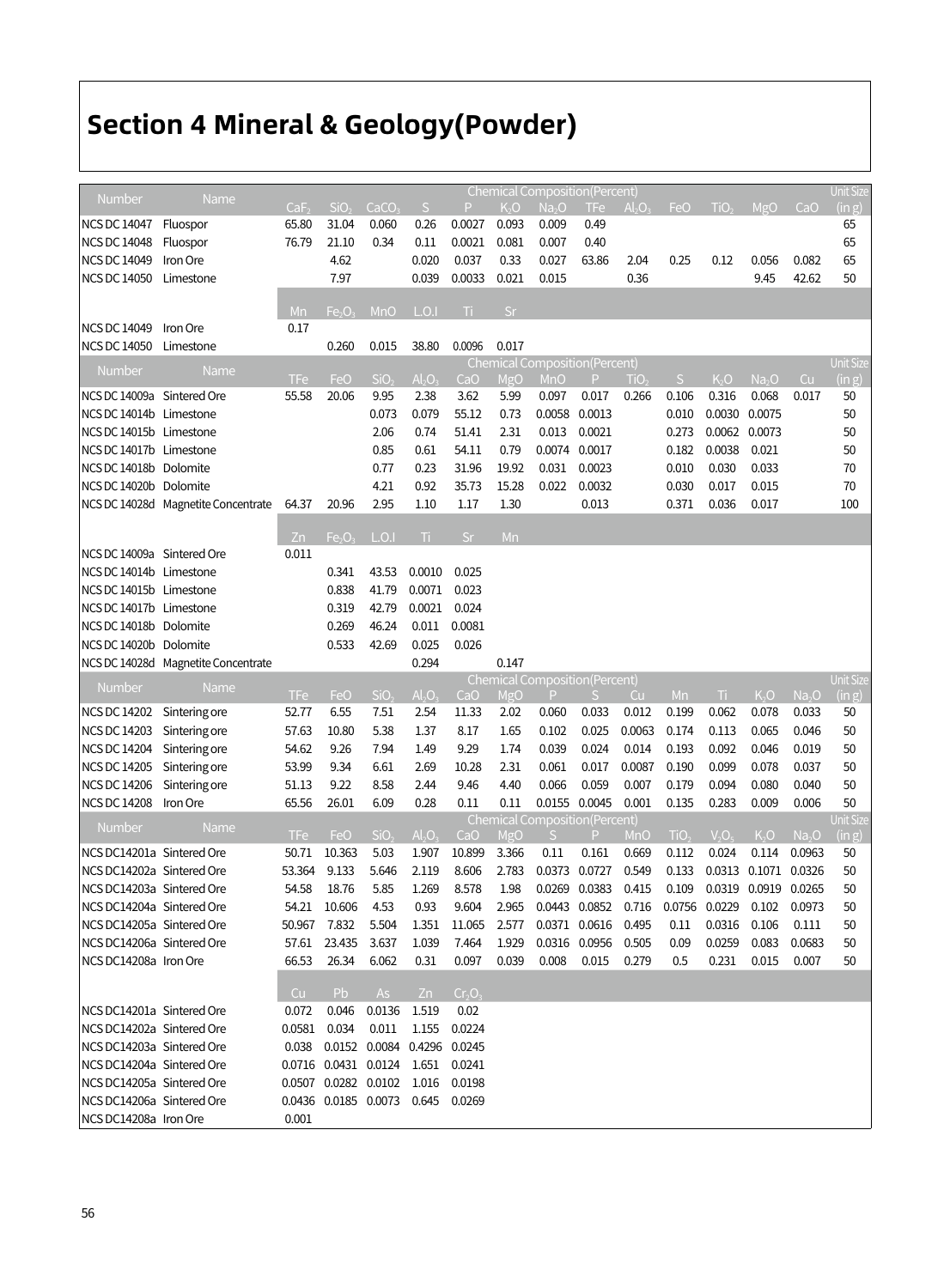# Section 4 Mineral & Geology(Powder)

| Number | Name | Chemical Composition(Percent) | | | | | | | | | | | | | Unit Size (in g) |
|---|---|---|---|---|---|---|---|---|---|---|---|---|---|---|---|
| | | $CaF_2$ | $SiO_2$ | $CaCO_3$ | S | P | $K_2O$ | $Na_2O$ | TFe | $Al_2O_3$ | FeO | $TiO_2$ | MgO | CaO | |
| NCS DC 14047 | Fluospor | 65.80 | 31.04 | 0.060 | 0.26 | 0.0027 | 0.093 | 0.009 | 0.49 | | | | | | 65 |
| NCS DC 14048 | Fluospor | 76.79 | 21.10 | 0.34 | 0.11 | 0.0021 | 0.081 | 0.007 | 0.40 | | | | | | 65 |
| NCS DC 14049 | Iron Ore | | 4.62 | | 0.020 | 0.037 | 0.33 | 0.027 | 63.86 | 2.04 | 0.25 | 0.12 | 0.056 | 0.082 | 65 |
| NCS DC 14050 | Limestone | | 7.97 | | 0.039 | 0.0033 | 0.021 | 0.015 | | 0.36 | | | 9.45 | 42.62 | 50 |
| | | Mn | $Fe_2O_3$ | MnO | L.O.I | Ti | Sr | | | | | | | | |
| NCS DC 14049 | Iron Ore | 0.17 | | | | | | | | | | | | | |
| NCS DC 14050 | Limestone | | 0.260 | 0.015 | 38.80 | 0.0096 | 0.017 | | | | | | | | |

| Number | Name | Chemical Composition(Percent) | | | | | | | | | | | | | Unit Size (in g) |
|---|---|---|---|---|---|---|---|---|---|---|---|---|---|---|---|
| | | TFe | FeO | $SiO_2$ | $Al_2O_3$ | CaO | MgO | MnO | P | $TiO_2$ | S | $K_2O$ | $Na_2O$ | Cu | |
| NCS DC 14009a | Sintered Ore | 55.58 | 20.06 | 9.95 | 2.38 | 3.62 | 5.99 | 0.097 | 0.017 | 0.266 | 0.106 | 0.316 | 0.068 | 0.017 | 50 |
| NCS DC 14014b | Limestone | | | 0.073 | 0.079 | 55.12 | 0.73 | 0.0058 | 0.0013 | | 0.010 | 0.0030 | 0.0075 | | 50 |
| NCS DC 14015b | Limestone | | | 2.06 | 0.74 | 51.41 | 2.31 | 0.013 | 0.0021 | | 0.273 | 0.0062 | 0.0073 | | 50 |
| NCS DC 14017b | Limestone | | | 0.85 | 0.61 | 54.11 | 0.79 | 0.0074 | 0.0017 | | 0.182 | 0.0038 | 0.021 | | 50 |
| NCS DC 14018b | Dolomite | | | 0.77 | 0.23 | 31.96 | 19.92 | 0.031 | 0.0023 | | 0.010 | 0.030 | 0.033 | | 70 |
| NCS DC 14020b | Dolomite | | | 4.21 | 0.92 | 35.73 | 15.28 | 0.022 | 0.0032 | | 0.030 | 0.017 | 0.015 | | 70 |
| NCS DC 14028d | Magnetite Concentrate | 64.37 | 20.96 | 2.95 | 1.10 | 1.17 | 1.30 | | 0.013 | | 0.371 | 0.036 | 0.017 | | 100 |
| | | Zn | $Fe_2O_3$ | L.O.I | Ti | Sr | Mn | | | | | | | | |
| NCS DC 14009a | Sintered Ore | 0.011 | | | | | | | | | | | | | |
| NCS DC 14014b | Limestone | | 0.341 | 43.53 | 0.0010 | 0.025 | | | | | | | | | |
| NCS DC 14015b | Limestone | | 0.838 | 41.79 | 0.0071 | 0.023 | | | | | | | | | |
| NCS DC 14017b | Limestone | | 0.319 | 42.79 | 0.0021 | 0.024 | | | | | | | | | |
| NCS DC 14018b | Dolomite | | 0.269 | 46.24 | 0.011 | 0.0081 | | | | | | | | | |
| NCS DC 14020b | Dolomite | | 0.533 | 42.69 | 0.025 | 0.026 | | | | | | | | | |
| NCS DC 14028d | Magnetite Concentrate | | | | 0.294 | | 0.147 | | | | | | | | |

| Number | Name | Chemical Composition(Percent) | | | | | | | | | | | | | Unit Size (in g) |
|---|---|---|---|---|---|---|---|---|---|---|---|---|---|---|---|
| | | TFe | FeO | $SiO_2$ | $Al_2O_3$ | CaO | MgO | P | S | Cu | Mn | Ti | $K_2O$ | $Na_2O$ | |
| NCS DC 14202 | Sintering ore | 52.77 | 6.55 | 7.51 | 2.54 | 11.33 | 2.02 | 0.060 | 0.033 | 0.012 | 0.199 | 0.062 | 0.078 | 0.033 | 50 |
| NCS DC 14203 | Sintering ore | 57.63 | 10.80 | 5.38 | 1.37 | 8.17 | 1.65 | 0.102 | 0.025 | 0.0063 | 0.174 | 0.113 | 0.065 | 0.046 | 50 |
| NCS DC 14204 | Sintering ore | 54.62 | 9.26 | 7.94 | 1.49 | 9.29 | 1.74 | 0.039 | 0.024 | 0.014 | 0.193 | 0.092 | 0.046 | 0.019 | 50 |
| NCS DC 14205 | Sintering ore | 53.99 | 9.34 | 6.61 | 2.69 | 10.28 | 2.31 | 0.061 | 0.017 | 0.0087 | 0.190 | 0.099 | 0.078 | 0.037 | 50 |
| NCS DC 14206 | Sintering ore | 51.13 | 9.22 | 8.58 | 2.44 | 9.46 | 4.40 | 0.066 | 0.059 | 0.007 | 0.179 | 0.094 | 0.080 | 0.040 | 50 |
| NCS DC 14208 | Iron Ore | 65.56 | 26.01 | 6.09 | 0.28 | 0.11 | 0.11 | 0.0155 | 0.0045 | 0.001 | 0.135 | 0.283 | 0.009 | 0.006 | 50 |

| Number | Name | Chemical Composition(Percent) | | | | | | | | | | | | | Unit Size (in g) |
|---|---|---|---|---|---|---|---|---|---|---|---|---|---|---|---|
| | | TFe | FeO | $SiO_2$ | $Al_2O_3$ | CaO | MgO | S | P | MnO | $TiO_2$ | $V_2O_5$ | $K_2O$ | $Na_2O$ | |
| NCS DC14201a | Sintered Ore | 50.71 | 10.363 | 5.03 | 1.907 | 10.899 | 3.366 | 0.11 | 0.161 | 0.669 | 0.112 | 0.024 | 0.114 | 0.0963 | 50 |
| NCS DC14202a | Sintered Ore | 53.364 | 9.133 | 5.646 | 2.119 | 8.606 | 2.783 | 0.0373 | 0.0727 | 0.549 | 0.133 | 0.0313 | 0.1071 | 0.0326 | 50 |
| NCS DC14203a | Sintered Ore | 54.58 | 18.76 | 5.85 | 1.269 | 8.578 | 1.98 | 0.0269 | 0.0383 | 0.415 | 0.109 | 0.0319 | 0.0919 | 0.0265 | 50 |
| NCS DC14204a | Sintered Ore | 54.21 | 10.606 | 4.53 | 0.93 | 9.604 | 2.965 | 0.0443 | 0.0852 | 0.716 | 0.0756 | 0.0229 | 0.102 | 0.0973 | 50 |
| NCS DC14205a | Sintered Ore | 50.967 | 7.832 | 5.504 | 1.351 | 11.065 | 2.577 | 0.0371 | 0.0616 | 0.495 | 0.11 | 0.0316 | 0.106 | 0.111 | 50 |
| NCS DC14206a | Sintered Ore | 57.61 | 23.435 | 3.637 | 1.039 | 7.464 | 1.929 | 0.0316 | 0.0956 | 0.505 | 0.09 | 0.0259 | 0.083 | 0.0683 | 50 |
| NCS DC14208a | Iron Ore | 66.53 | 26.34 | 6.062 | 0.31 | 0.097 | 0.039 | 0.008 | 0.015 | 0.279 | 0.5 | 0.231 | 0.015 | 0.007 | 50 |
| | | Cu | Pb | As | Zn | $Cr_2O_3$ | | | | | | | | | |
| NCS DC14201a | Sintered Ore | 0.072 | 0.046 | 0.0136 | 1.519 | 0.02 | | | | | | | | | |
| NCS DC14202a | Sintered Ore | 0.0581 | 0.034 | 0.011 | 1.155 | 0.0224 | | | | | | | | | |
| NCS DC14203a | Sintered Ore | 0.038 | 0.0152 | 0.0084 | 0.4296 | 0.0245 | | | | | | | | | |
| NCS DC14204a | Sintered Ore | 0.0716 | 0.0431 | 0.0124 | 1.651 | 0.0241 | | | | | | | | | |
| NCS DC14205a | Sintered Ore | 0.0507 | 0.0282 | 0.0102 | 1.016 | 0.0198 | | | | | | | | | |
| NCS DC14206a | Sintered Ore | 0.0436 | 0.0185 | 0.0073 | 0.645 | 0.0269 | | | | | | | | | |
| NCS DC14208a | Iron Ore | 0.001 | | | | | | | | | | | | | |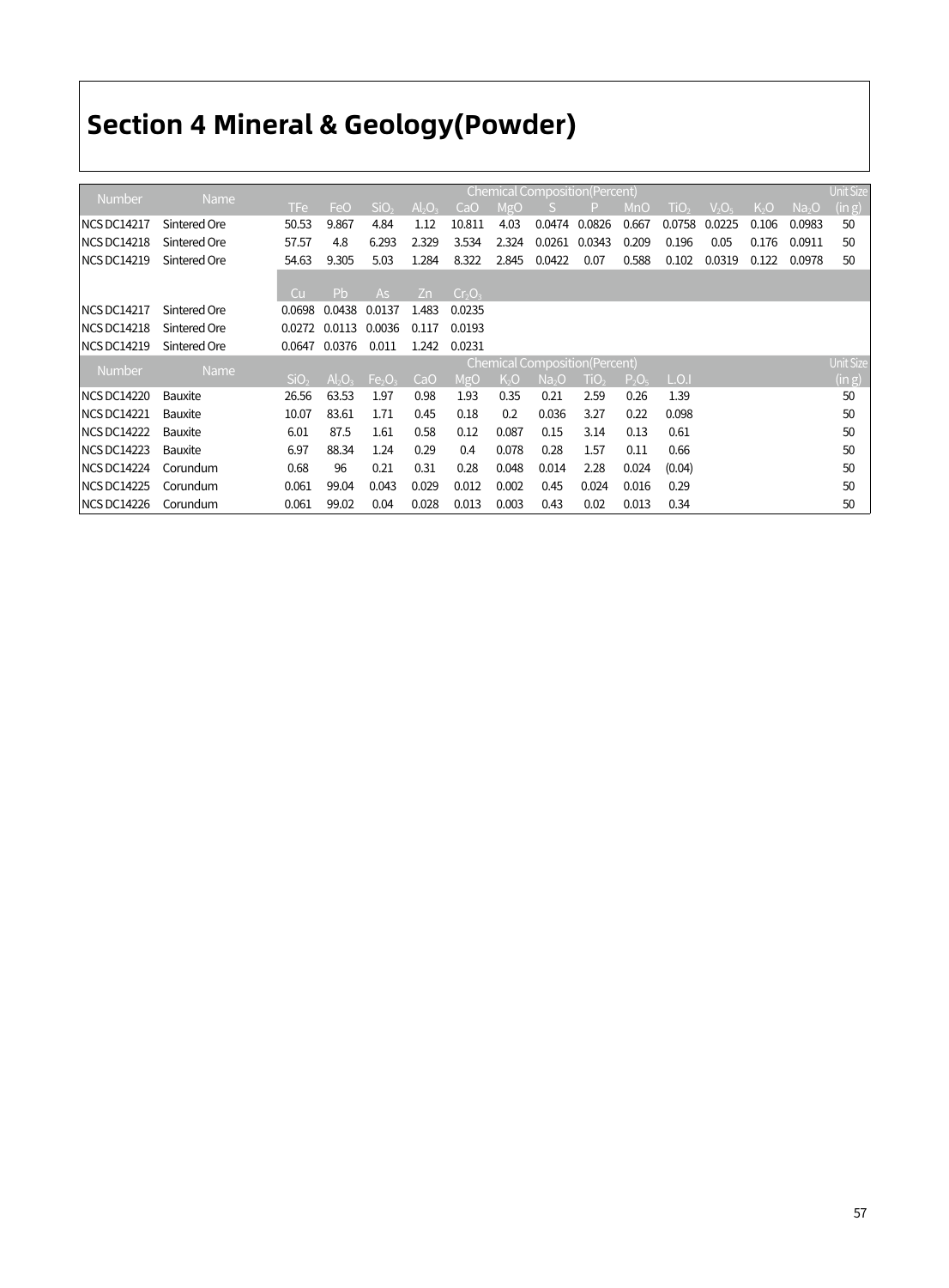# Section 4 Mineral & Geology(Powder)

| Number | Name | Chemical Composition(Percent) | | | | | | | | | | | | | Unit Size (in g) |
|---|---|---|---|---|---|---|---|---|---|---|---|---|---|---|---|
| | | TFe | FeO | $SiO_2$ | $Al_2O_3$ | CaO | MgO | S | P | MnO | $TiO_2$ | $V_2O_5$ | $K_2O$ | $Na_2O$ | |
| NCS DC14217 | Sintered Ore | 50.53 | 9.867 | 4.84 | 1.12 | 10.811 | 4.03 | 0.0474 | 0.0826 | 0.667 | 0.0758 | 0.0225 | 0.106 | 0.0983 | 50 |
| NCS DC14218 | Sintered Ore | 57.57 | 4.8 | 6.293 | 2.329 | 3.534 | 2.324 | 0.0261 | 0.0343 | 0.209 | 0.196 | 0.05 | 0.176 | 0.0911 | 50 |
| NCS DC14219 | Sintered Ore | 54.63 | 9.305 | 5.03 | 1.284 | 8.322 | 2.845 | 0.0422 | 0.07 | 0.588 | 0.102 | 0.0319 | 0.122 | 0.0978 | 50 |
| | | Cu | Pb | As | Zn | $Cr_2O_3$ | | | | | | | | | |
| NCS DC14217 | Sintered Ore | 0.0698 | 0.0438 | 0.0137 | 1.483 | 0.0235 | | | | | | | | | |
| NCS DC14218 | Sintered Ore | 0.0272 | 0.0113 | 0.0036 | 0.117 | 0.0193 | | | | | | | | | |
| NCS DC14219 | Sintered Ore | 0.0647 | 0.0376 | 0.011 | 1.242 | 0.0231 | | | | | | | | | |

| Number | Name | Chemical Composition(Percent) | | | | | | | | | | Unit Size (in g) |
|---|---|---|---|---|---|---|---|---|---|---|---|---|
| | | $SiO_2$ | $Al_2O_3$ | $Fe_2O_3$ | CaO | MgO | $K_2O$ | $Na_2O$ | $TiO_2$ | $P_2O_5$ | L.O.I | |
| NCS DC14220 | Bauxite | 26.56 | 63.53 | 1.97 | 0.98 | 1.93 | 0.35 | 0.21 | 2.59 | 0.26 | 1.39 | 50 |
| NCS DC14221 | Bauxite | 10.07 | 83.61 | 1.71 | 0.45 | 0.18 | 0.2 | 0.036 | 3.27 | 0.22 | 0.098 | 50 |
| NCS DC14222 | Bauxite | 6.01 | 87.5 | 1.61 | 0.58 | 0.12 | 0.087 | 0.15 | 3.14 | 0.13 | 0.61 | 50 |
| NCS DC14223 | Bauxite | 6.97 | 88.34 | 1.24 | 0.29 | 0.4 | 0.078 | 0.28 | 1.57 | 0.11 | 0.66 | 50 |
| NCS DC14224 | Corundum | 0.68 | 96 | 0.21 | 0.31 | 0.28 | 0.048 | 0.014 | 2.28 | 0.024 | (0.04) | 50 |
| NCS DC14225 | Corundum | 0.061 | 99.04 | 0.043 | 0.029 | 0.012 | 0.002 | 0.45 | 0.024 | 0.016 | 0.29 | 50 |
| NCS DC14226 | Corundum | 0.061 | 99.02 | 0.04 | 0.028 | 0.013 | 0.003 | 0.43 | 0.02 | 0.013 | 0.34 | 50 |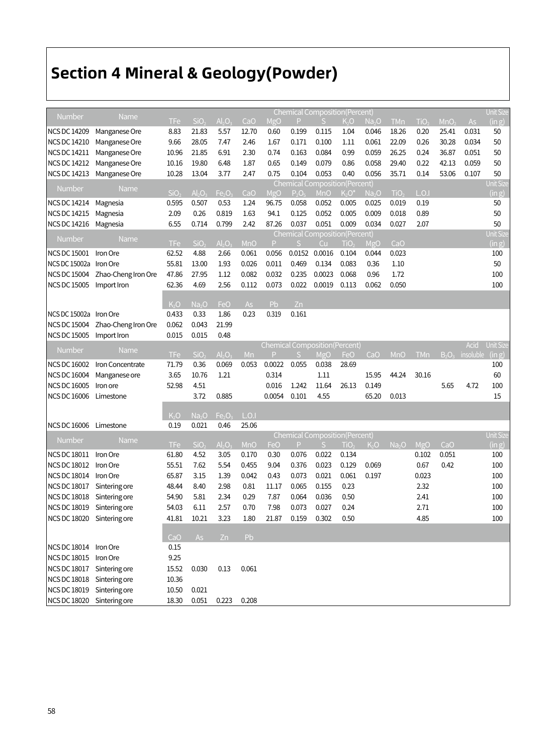# Section 4 Mineral & Geology(Powder)

| Number | Name | Chemical Composition(Percent) | | | | | | | | | | | | | Unit Size |
|---|---|---|---|---|---|---|---|---|---|---|---|---|---|---|---|
| | | TFe | $SiO_2$ | $Al_2O_3$ | CaO | MgO | P | S | $K_2O$ | $Na_2O$ | TMn | $TiO_2$ | $MnO_2$ | As | (in g) |
| NCS DC 14209 | Manganese Ore | 8.83 | 21.83 | 5.57 | 12.70 | 0.60 | 0.199 | 0.115 | 1.04 | 0.046 | 18.26 | 0.20 | 25.41 | 0.031 | 50 |
| NCS DC 14210 | Manganese Ore | 9.66 | 28.05 | 7.47 | 2.46 | 1.67 | 0.171 | 0.100 | 1.11 | 0.061 | 22.09 | 0.26 | 30.28 | 0.034 | 50 |
| NCS DC 14211 | Manganese Ore | 10.96 | 21.85 | 6.91 | 2.30 | 0.74 | 0.163 | 0.084 | 0.99 | 0.059 | 26.25 | 0.24 | 36.87 | 0.051 | 50 |
| NCS DC 14212 | Manganese Ore | 10.16 | 19.80 | 6.48 | 1.87 | 0.65 | 0.149 | 0.079 | 0.86 | 0.058 | 29.40 | 0.22 | 42.13 | 0.059 | 50 |
| NCS DC 14213 | Manganese Ore | 10.28 | 13.04 | 3.77 | 2.47 | 0.75 | 0.104 | 0.053 | 0.40 | 0.056 | 35.71 | 0.14 | 53.06 | 0.107 | 50 |

| Number | Name | Chemical Composition(Percent) | | | | | | | | | | | Unit Size |
|---|---|---|---|---|---|---|---|---|---|---|---|---|---|
| | | $SiO_2$ | $Al_2O_3$ | $Fe_2O_3$ | CaO | MgO | $P_2O_5$ | MnO | $K_2O$* | $Na_2O$ | $TiO_2$ | L.O.I | (in g) |
| NCS DC 14214 | Magnesia | 0.595 | 0.507 | 0.53 | 1.24 | 96.75 | 0.058 | 0.052 | 0.005 | 0.025 | 0.019 | 0.19 | 50 |
| NCS DC 14215 | Magnesia | 2.09 | 0.26 | 0.819 | 1.63 | 94.1 | 0.125 | 0.052 | 0.005 | 0.009 | 0.018 | 0.89 | 50 |
| NCS DC 14216 | Magnesia | 6.55 | 0.714 | 0.799 | 2.42 | 87.26 | 0.037 | 0.051 | 0.009 | 0.034 | 0.027 | 2.07 | 50 |

| Number | Name | Chemical Composition(Percent) | | | | | | | | | | Unit Size |
|---|---|---|---|---|---|---|---|---|---|---|---|---|
| | | TFe | $SiO_2$ | $Al_2O_3$ | MnO | P | S | Cu | $TiO_2$ | MgO | CaO | (in g) |
| NCS DC 15001 | Iron Ore | 62.52 | 4.88 | 2.66 | 0.061 | 0.056 | 0.0152 | 0.0016 | 0.104 | 0.044 | 0.023 | 100 |
| NCS DC 15002a | Iron Ore | 55.81 | 13.00 | 1.93 | 0.026 | 0.011 | 0.469 | 0.134 | 0.083 | 0.36 | 1.10 | 50 |
| NCS DC 15004 | Zhao-Cheng Iron Ore | 47.86 | 27.95 | 1.12 | 0.082 | 0.032 | 0.235 | 0.0023 | 0.068 | 0.96 | 1.72 | 100 |
| NCS DC 15005 | Import Iron | 62.36 | 4.69 | 2.56 | 0.112 | 0.073 | 0.022 | 0.0019 | 0.113 | 0.062 | 0.050 | 100 |
| | | $K_2O$ | $Na_2O$ | FeO | As | Pb | Zn | | | | | |
| NCS DC 15002a | Iron Ore | 0.433 | 0.33 | 1.86 | 0.23 | 0.319 | 0.161 | | | | | |
| NCS DC 15004 | Zhao-Cheng Iron Ore | 0.062 | 0.043 | 21.99 | | | | | | | | |
| NCS DC 15005 | Import Iron | 0.015 | 0.015 | 0.48 | | | | | | | | |

| Number | Name | Chemical Composition(Percent) | | | | | | | | | | | | Unit Size |
|---|---|---|---|---|---|---|---|---|---|---|---|---|---|---|
| | | TFe | $SiO_2$ | $Al_2O_3$ | Mn | P | S | MgO | FeO | CaO | MnO | TMn | $B_2O_3$ | Acid insoluble | (in g) |
| NCS DC 16002 | Iron Concentrate | 71.79 | 0.36 | 0.069 | 0.053 | 0.0022 | 0.055 | 0.038 | 28.69 | | | | | | 100 |
| NCS DC 16004 | Manganese ore | 3.65 | 10.76 | 1.21 | | 0.314 | | 1.11 | | 15.95 | 44.24 | 30.16 | | | 60 |
| NCS DC 16005 | Iron ore | 52.98 | 4.51 | | | 0.016 | 1.242 | 11.64 | 26.13 | 0.149 | | | 5.65 | 4.72 | 100 |
| NCS DC 16006 | Limestone | | 3.72 | 0.885 | | 0.0054 | 0.101 | 4.55 | | 65.20 | 0.013 | | | | 15 |
| | | $K_2O$ | $Na_2O$ | $Fe_2O_3$ | L.O.I | | | | | | | | | | |
| NCS DC 16006 | Limestone | 0.19 | 0.021 | 0.46 | 25.06 | | | | | | | | | | |

| Number | Name | Chemical Composition(Percent) | | | | | | | | | | | | Unit Size |
|---|---|---|---|---|---|---|---|---|---|---|---|---|---|---|
| | | TFe | $SiO_2$ | $Al_2O_3$ | MnO | FeO | P | S | $TiO_2$ | $K_2O$ | $Na_2O$ | MgO | CaO | (in g) |
| NCS DC 18011 | Iron Ore | 61.80 | 4.52 | 3.05 | 0.170 | 0.30 | 0.076 | 0.022 | 0.134 | | | 0.102 | 0.051 | 100 |
| NCS DC 18012 | Iron Ore | 55.51 | 7.62 | 5.54 | 0.455 | 9.04 | 0.376 | 0.023 | 0.129 | 0.069 | | 0.67 | 0.42 | 100 |
| NCS DC 18014 | Iron Ore | 65.87 | 3.15 | 1.39 | 0.042 | 0.43 | 0.073 | 0.021 | 0.061 | 0.197 | | 0.023 | | 100 |
| NCS DC 18017 | Sintering ore | 48.44 | 8.40 | 2.98 | 0.81 | 11.17 | 0.065 | 0.155 | 0.23 | | | 2.32 | | 100 |
| NCS DC 18018 | Sintering ore | 54.90 | 5.81 | 2.34 | 0.29 | 7.87 | 0.064 | 0.036 | 0.50 | | | 2.41 | | 100 |
| NCS DC 18019 | Sintering ore | 54.03 | 6.11 | 2.57 | 0.70 | 7.98 | 0.073 | 0.027 | 0.24 | | | 2.71 | | 100 |
| NCS DC 18020 | Sintering ore | 41.81 | 10.21 | 3.23 | 1.80 | 21.87 | 0.159 | 0.302 | 0.50 | | | 4.85 | | 100 |
| | | CaO | As | Zn | Pb | | | | | | | | | |
| NCS DC 18014 | Iron Ore | 0.15 | | | | | | | | | | | | |
| NCS DC 18015 | Iron Ore | 9.25 | | | | | | | | | | | | |
| NCS DC 18017 | Sintering ore | 15.52 | 0.030 | 0.13 | 0.061 | | | | | | | | | |
| NCS DC 18018 | Sintering ore | 10.36 | | | | | | | | | | | | |
| NCS DC 18019 | Sintering ore | 10.50 | 0.021 | | | | | | | | | | | |
| NCS DC 18020 | Sintering ore | 18.30 | 0.051 | 0.223 | 0.208 | | | | | | | | | |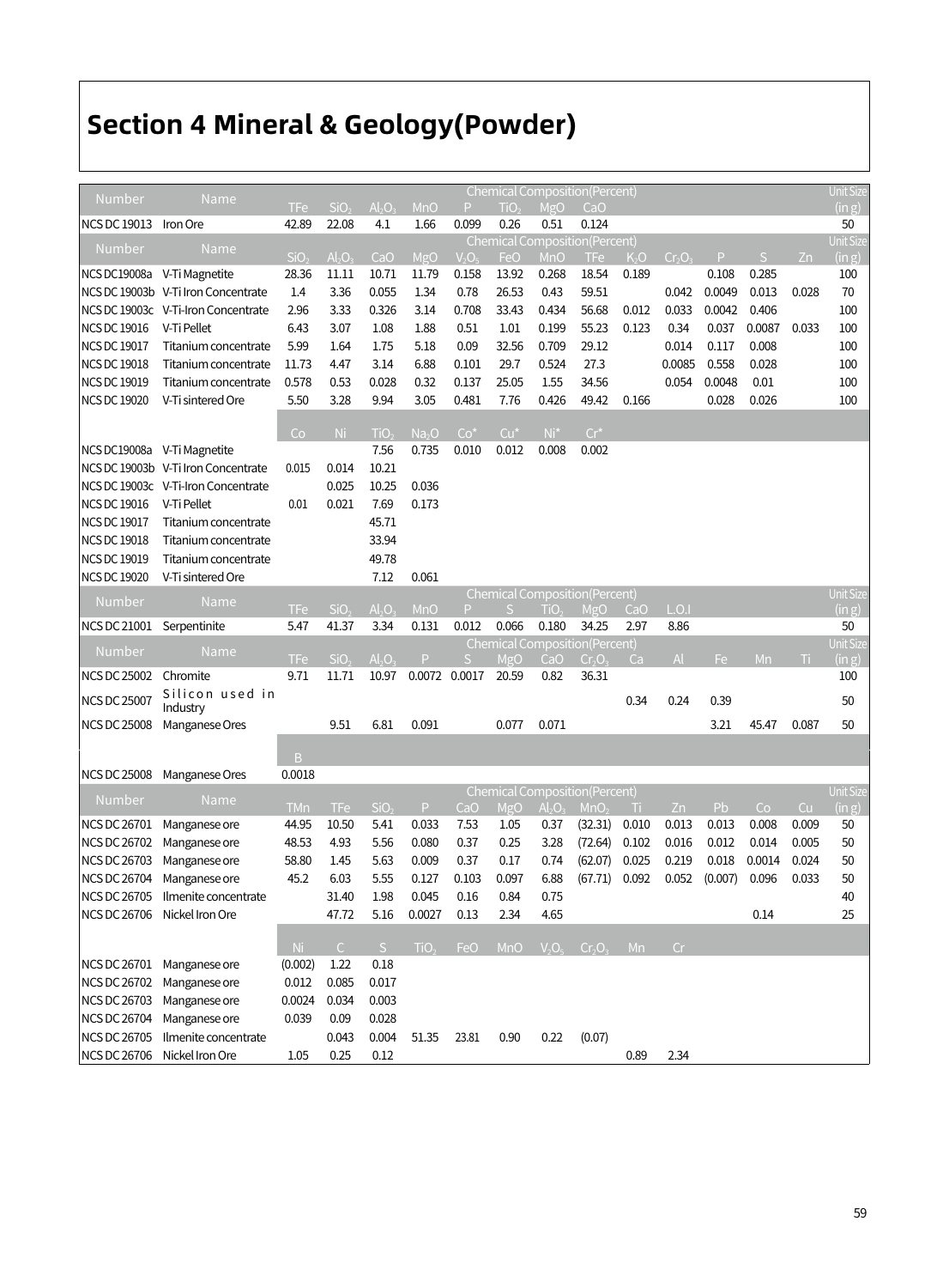# Section 4 Mineral & Geology(Powder)

| Number | Name | Chemical Composition(Percent) | | | | | | | | Unit Size (in g) |
|---|---|---|---|---|---|---|---|---|---|---|
| | | TFe | $SiO_2$ | $Al_2O_3$ | MnO | P | $TiO_2$ | MgO | CaO | |
| NCS DC 19013 | Iron Ore | 42.89 | 22.08 | 4.1 | 1.66 | 0.099 | 0.26 | 0.51 | 0.124 | 50 |

| Number | Name | Chemical Composition(Percent) | | | | | | | | | | | | | Unit Size (in g) |
|---|---|---|---|---|---|---|---|---|---|---|---|---|---|---|---|
| | | $SiO_2$ | $Al_2O_3$ | CaO | MgO | $V_2O_5$ | FeO | MnO | TFe | $K_2O$ | $Cr_2O_3$ | P | S | Zn | |
| NCS DC19008a | V-Ti Magnetite | 28.36 | 11.11 | 10.71 | 11.79 | 0.158 | 13.92 | 0.268 | 18.54 | 0.189 | | 0.108 | 0.285 | | 100 |
| NCS DC 19003b | V-Ti Iron Concentrate | 1.4 | 3.36 | 0.055 | 1.34 | 0.78 | 26.53 | 0.43 | 59.51 | | 0.042 | 0.0049 | 0.013 | 0.028 | 70 |
| NCS DC 19003c | V-Ti-Iron Concentrate | 2.96 | 3.33 | 0.326 | 3.14 | 0.708 | 33.43 | 0.434 | 56.68 | 0.012 | 0.033 | 0.0042 | 0.406 | | 100 |
| NCS DC 19016 | V-Ti Pellet | 6.43 | 3.07 | 1.08 | 1.88 | 0.51 | 1.01 | 0.199 | 55.23 | 0.123 | 0.34 | 0.037 | 0.0087 | 0.033 | 100 |
| NCS DC 19017 | Titanium concentrate | 5.99 | 1.64 | 1.75 | 5.18 | 0.09 | 32.56 | 0.709 | 29.12 | | 0.014 | 0.117 | 0.008 | | 100 |
| NCS DC 19018 | Titanium concentrate | 11.73 | 4.47 | 3.14 | 6.88 | 0.101 | 29.7 | 0.524 | 27.3 | | 0.0085 | 0.558 | 0.028 | | 100 |
| NCS DC 19019 | Titanium concentrate | 0.578 | 0.53 | 0.028 | 0.32 | 0.137 | 25.05 | 1.55 | 34.56 | | 0.054 | 0.0048 | 0.01 | | 100 |
| NCS DC 19020 | V-Ti sintered Ore | 5.50 | 3.28 | 9.94 | 3.05 | 0.481 | 7.76 | 0.426 | 49.42 | 0.166 | | 0.028 | 0.026 | | 100 |
| | | Co | Ni | $TiO_2$ | $Na_2O$ | Co* | Cu* | Ni* | Cr* | | | | | | |
| NCS DC19008a | V-Ti Magnetite | | | 7.56 | 0.735 | 0.010 | 0.012 | 0.008 | 0.002 | | | | | | |
| NCS DC 19003b | V-Ti Iron Concentrate | 0.015 | 0.014 | 10.21 | | | | | | | | | | | |
| NCS DC 19003c | V-Ti-Iron Concentrate | | 0.025 | 10.25 | 0.036 | | | | | | | | | | |
| NCS DC 19016 | V-Ti Pellet | 0.01 | 0.021 | 7.69 | 0.173 | | | | | | | | | | |
| NCS DC 19017 | Titanium concentrate | | | 45.71 | | | | | | | | | | | |
| NCS DC 19018 | Titanium concentrate | | | 33.94 | | | | | | | | | | | |
| NCS DC 19019 | Titanium concentrate | | | 49.78 | | | | | | | | | | | |
| NCS DC 19020 | V-Ti sintered Ore | | | 7.12 | 0.061 | | | | | | | | | | |

| Number | Name | Chemical Composition(Percent) | | | | | | | | | | Unit Size (in g) |
|---|---|---|---|---|---|---|---|---|---|---|---|---|
| | | TFe | $SiO_2$ | $Al_2O_3$ | MnO | P | S | $TiO_2$ | MgO | CaO | L.O.I | |
| NCS DC 21001 | Serpentinite | 5.47 | 41.37 | 3.34 | 0.131 | 0.012 | 0.066 | 0.180 | 34.25 | 2.97 | 8.86 | 50 |

| Number | Name | Chemical Composition(Percent) | | | | | | | | | | | | | Unit Size (in g) |
|---|---|---|---|---|---|---|---|---|---|---|---|---|---|---|---|
| | | TFe | $SiO_2$ | $Al_2O_3$ | P | S | MgO | CaO | $Cr_2O_3$ | Ca | Al | Fe | Mn | Ti | |
| NCS DC 25002 | Chromite | 9.71 | 11.71 | 10.97 | 0.0072 | 0.0017 | 20.59 | 0.82 | 36.31 | | | | | | 100 |
| NCS DC 25007 | Silicon used in Industry | | | | | | | | | 0.34 | 0.24 | 0.39 | | | 50 |
| NCS DC 25008 | Manganese Ores | | 9.51 | 6.81 | 0.091 | | 0.077 | 0.071 | | | | 3.21 | 45.47 | 0.087 | 50 |
| | | B | | | | | | | | | | | | | |
| NCS DC 25008 | Manganese Ores | 0.0018 | | | | | | | | | | | | | |

| Number | Name | Chemical Composition(Percent) | | | | | | | | | | | | | Unit Size (in g) |
|---|---|---|---|---|---|---|---|---|---|---|---|---|---|---|---|
| | | TMn | TFe | $SiO_2$ | P | CaO | MgO | $Al_2O_3$ | $MnO_2$ | Ti | Zn | Pb | Co | Cu | |
| NCS DC 26701 | Manganese ore | 44.95 | 10.50 | 5.41 | 0.033 | 7.53 | 1.05 | 0.37 | (32.31) | 0.010 | 0.013 | 0.013 | 0.008 | 0.009 | 50 |
| NCS DC 26702 | Manganese ore | 48.53 | 4.93 | 5.56 | 0.080 | 0.37 | 0.25 | 3.28 | (72.64) | 0.102 | 0.016 | 0.012 | 0.014 | 0.005 | 50 |
| NCS DC 26703 | Manganese ore | 58.80 | 1.45 | 5.63 | 0.009 | 0.37 | 0.17 | 0.74 | (62.07) | 0.025 | 0.219 | 0.018 | 0.0014 | 0.024 | 50 |
| NCS DC 26704 | Manganese ore | 45.2 | 6.03 | 5.55 | 0.127 | 0.103 | 0.097 | 6.88 | (67.71) | 0.092 | 0.052 | (0.007) | 0.096 | 0.033 | 50 |
| NCS DC 26705 | Ilmenite concentrate | | 31.40 | 1.98 | 0.045 | 0.16 | 0.84 | 0.75 | | | | | | | 40 |
| NCS DC 26706 | Nickel Iron Ore | | 47.72 | 5.16 | 0.0027 | 0.13 | 2.34 | 4.65 | | | | | 0.14 | | 25 |
| | | Ni | C | S | $TiO_2$ | FeO | MnO | $V_2O_5$ | $Cr_2O_3$ | Mn | Cr | | | | |
| NCS DC 26701 | Manganese ore | (0.002) | 1.22 | 0.18 | | | | | | | | | | | |
| NCS DC 26702 | Manganese ore | 0.012 | 0.085 | 0.017 | | | | | | | | | | | |
| NCS DC 26703 | Manganese ore | 0.0024 | 0.034 | 0.003 | | | | | | | | | | | |
| NCS DC 26704 | Manganese ore | 0.039 | 0.09 | 0.028 | | | | | | | | | | | |
| NCS DC 26705 | Ilmenite concentrate | | 0.043 | 0.004 | 51.35 | 23.81 | 0.90 | 0.22 | (0.07) | | | | | | |
| NCS DC 26706 | Nickel Iron Ore | 1.05 | 0.25 | 0.12 | | | | | | 0.89 | 2.34 | | | | |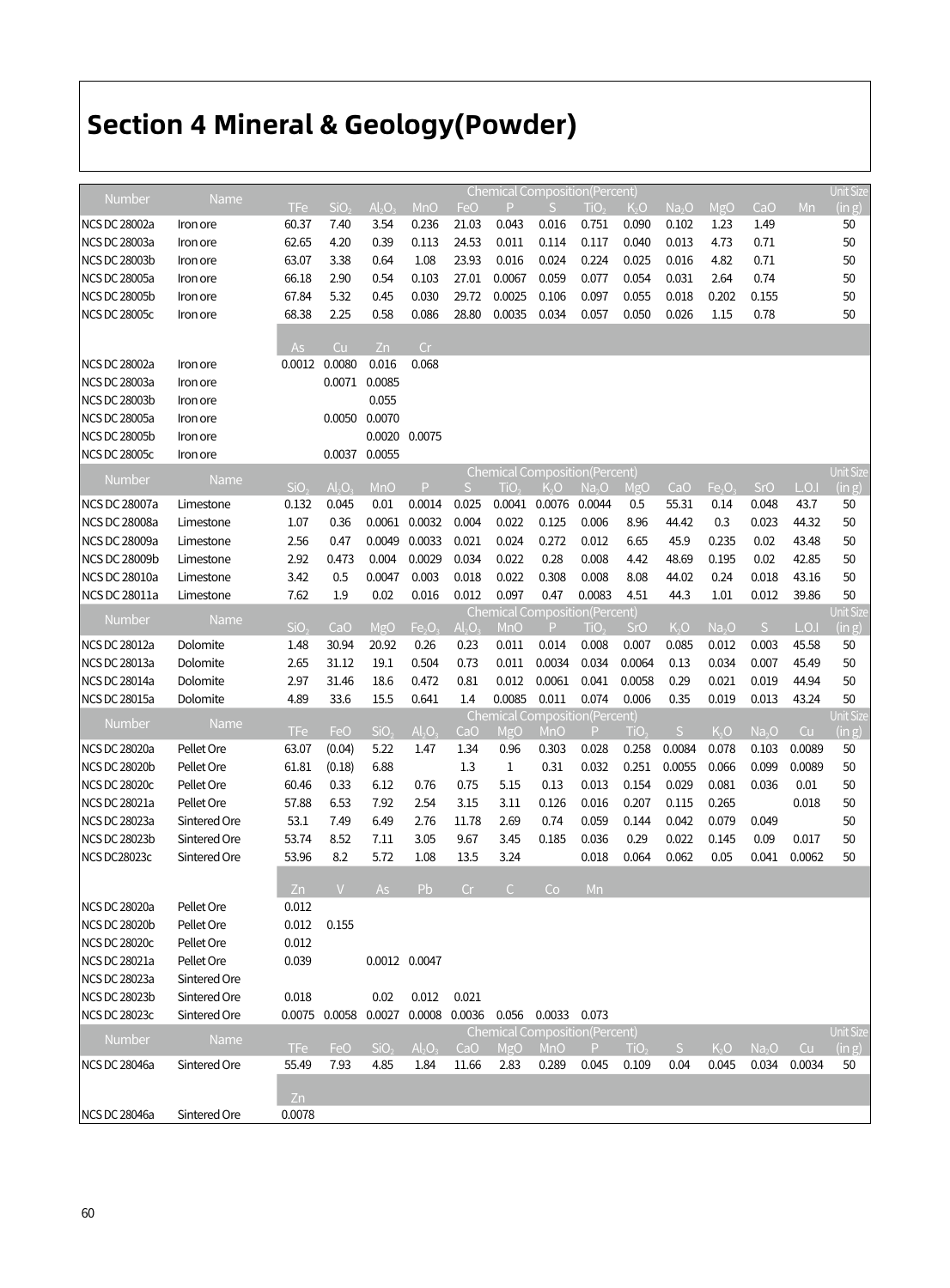# Section 4 Mineral & Geology(Powder)

| Number | Name | Chemical Composition(Percent) | | | | | | | | | | | | | Unit Size |
|---|---|---|---|---|---|---|---|---|---|---|---|---|---|---|---|
| | | TFe | $SiO_2$ | $Al_2O_3$ | MnO | FeO | P | S | $TiO_2$ | $K_2O$ | $Na_2O$ | MgO | CaO | Mn | (in g) |
| NCS DC 28002a | Iron ore | 60.37 | 7.40 | 3.54 | 0.236 | 21.03 | 0.043 | 0.016 | 0.751 | 0.090 | 0.102 | 1.23 | 1.49 | | 50 |
| NCS DC 28003a | Iron ore | 62.65 | 4.20 | 0.39 | 0.113 | 24.53 | 0.011 | 0.114 | 0.117 | 0.040 | 0.013 | 4.73 | 0.71 | | 50 |
| NCS DC 28003b | Iron ore | 63.07 | 3.38 | 0.64 | 1.08 | 23.93 | 0.016 | 0.024 | 0.224 | 0.025 | 0.016 | 4.82 | 0.71 | | 50 |
| NCS DC 28005a | Iron ore | 66.18 | 2.90 | 0.54 | 0.103 | 27.01 | 0.0067 | 0.059 | 0.077 | 0.054 | 0.031 | 2.64 | 0.74 | | 50 |
| NCS DC 28005b | Iron ore | 67.84 | 5.32 | 0.45 | 0.030 | 29.72 | 0.0025 | 0.106 | 0.097 | 0.055 | 0.018 | 0.202 | 0.155 | | 50 |
| NCS DC 28005c | Iron ore | 68.38 | 2.25 | 0.58 | 0.086 | 28.80 | 0.0035 | 0.034 | 0.057 | 0.050 | 0.026 | 1.15 | 0.78 | | 50 |

| Number | Name | As | Cu | Zn | Cr |
|---|---|---|---|---|---|
| NCS DC 28002a | Iron ore | 0.0012 | 0.0080 | 0.016 | 0.068 |
| NCS DC 28003a | Iron ore | | 0.0071 | 0.0085 | |
| NCS DC 28003b | Iron ore | | | 0.055 | |
| NCS DC 28005a | Iron ore | | 0.0050 | 0.0070 | |
| NCS DC 28005b | Iron ore | | | 0.0020 | 0.0075 |
| NCS DC 28005c | Iron ore | | 0.0037 | 0.0055 | |

| Number | Name | Chemical Composition(Percent) | | | | | | | | | | | | | Unit Size |
|---|---|---|---|---|---|---|---|---|---|---|---|---|---|---|---|
| | | $SiO_2$ | $Al_2O_3$ | MnO | P | S | $TiO_2$ | $K_2O$ | $Na_2O$ | MgO | CaO | $Fe_2O_3$ | SrO | L.O.I | (in g) |
| NCS DC 28007a | Limestone | 0.132 | 0.045 | 0.01 | 0.0014 | 0.025 | 0.0041 | 0.0076 | 0.0044 | 0.5 | 55.31 | 0.14 | 0.048 | 43.7 | 50 |
| NCS DC 28008a | Limestone | 1.07 | 0.36 | 0.0061 | 0.0032 | 0.004 | 0.022 | 0.125 | 0.006 | 8.96 | 44.42 | 0.3 | 0.023 | 44.32 | 50 |
| NCS DC 28009a | Limestone | 2.56 | 0.47 | 0.0049 | 0.0033 | 0.021 | 0.024 | 0.272 | 0.012 | 6.65 | 45.9 | 0.235 | 0.02 | 43.48 | 50 |
| NCS DC 28009b | Limestone | 2.92 | 0.473 | 0.004 | 0.0029 | 0.034 | 0.022 | 0.28 | 0.008 | 4.42 | 48.69 | 0.195 | 0.02 | 42.85 | 50 |
| NCS DC 28010a | Limestone | 3.42 | 0.5 | 0.0047 | 0.003 | 0.018 | 0.022 | 0.308 | 0.008 | 8.08 | 44.02 | 0.24 | 0.018 | 43.16 | 50 |
| NCS DC 28011a | Limestone | 7.62 | 1.9 | 0.02 | 0.016 | 0.012 | 0.097 | 0.47 | 0.0083 | 4.51 | 44.3 | 1.01 | 0.012 | 39.86 | 50 |

| Number | Name | Chemical Composition(Percent) | | | | | | | | | | | | | Unit Size |
|---|---|---|---|---|---|---|---|---|---|---|---|---|---|---|---|
| | | $SiO_2$ | CaO | MgO | $Fe_2O_3$ | $Al_2O_3$ | MnO | P | $TiO_2$ | SrO | $K_2O$ | $Na_2O$ | S | L.O.I | (in g) |
| NCS DC 28012a | Dolomite | 1.48 | 30.94 | 20.92 | 0.26 | 0.23 | 0.011 | 0.014 | 0.008 | 0.007 | 0.085 | 0.012 | 0.003 | 45.58 | 50 |
| NCS DC 28013a | Dolomite | 2.65 | 31.12 | 19.1 | 0.504 | 0.73 | 0.011 | 0.0034 | 0.034 | 0.0064 | 0.13 | 0.034 | 0.007 | 45.49 | 50 |
| NCS DC 28014a | Dolomite | 2.97 | 31.46 | 18.6 | 0.472 | 0.81 | 0.012 | 0.0061 | 0.041 | 0.0058 | 0.29 | 0.021 | 0.019 | 44.94 | 50 |
| NCS DC 28015a | Dolomite | 4.89 | 33.6 | 15.5 | 0.641 | 1.4 | 0.0085 | 0.011 | 0.074 | 0.006 | 0.35 | 0.019 | 0.013 | 43.24 | 50 |

| Number | Name | Chemical Composition(Percent) | | | | | | | | | | | | | Unit Size |
|---|---|---|---|---|---|---|---|---|---|---|---|---|---|---|---|
| | | TFe | FeO | $SiO_2$ | $Al_2O_3$ | CaO | MgO | MnO | P | $TiO_2$ | S | $K_2O$ | $Na_2O$ | Cu | (in g) |
| NCS DC 28020a | Pellet Ore | 63.07 | (0.04) | 5.22 | 1.47 | 1.34 | 0.96 | 0.303 | 0.028 | 0.258 | 0.0084 | 0.078 | 0.103 | 0.0089 | 50 |
| NCS DC 28020b | Pellet Ore | 61.81 | (0.18) | 6.88 | | 1.3 | 1 | 0.31 | 0.032 | 0.251 | 0.0055 | 0.066 | 0.099 | 0.0089 | 50 |
| NCS DC 28020c | Pellet Ore | 60.46 | 0.33 | 6.12 | 0.76 | 0.75 | 5.15 | 0.13 | 0.013 | 0.154 | 0.029 | 0.081 | 0.036 | 0.01 | 50 |
| NCS DC 28021a | Pellet Ore | 57.88 | 6.53 | 7.92 | 2.54 | 3.15 | 3.11 | 0.126 | 0.016 | 0.207 | 0.115 | 0.265 | | 0.018 | 50 |
| NCS DC 28023a | Sintered Ore | 53.1 | 7.49 | 6.49 | 2.76 | 11.78 | 2.69 | 0.74 | 0.059 | 0.144 | 0.042 | 0.079 | 0.049 | | 50 |
| NCS DC 28023b | Sintered Ore | 53.74 | 8.52 | 7.11 | 3.05 | 9.67 | 3.45 | 0.185 | 0.036 | 0.29 | 0.022 | 0.145 | 0.09 | 0.017 | 50 |
| NCS DC28023c | Sintered Ore | 53.96 | 8.2 | 5.72 | 1.08 | 13.5 | 3.24 | | 0.018 | 0.064 | 0.062 | 0.05 | 0.041 | 0.0062 | 50 |

| Number | Name | Zn | V | As | Pb | Cr | C | Co | Mn |
|---|---|---|---|---|---|---|---|---|---|
| NCS DC 28020a | Pellet Ore | 0.012 | | | | | | | |
| NCS DC 28020b | Pellet Ore | 0.012 | 0.155 | | | | | | |
| NCS DC 28020c | Pellet Ore | 0.012 | | | | | | | |
| NCS DC 28021a | Pellet Ore | 0.039 | | 0.0012 | 0.0047 | | | | |
| NCS DC 28023a | Sintered Ore | | | | | | | | |
| NCS DC 28023b | Sintered Ore | 0.018 | | 0.02 | 0.012 | 0.021 | | | |
| NCS DC 28023c | Sintered Ore | 0.0075 | 0.0058 | 0.0027 | 0.0008 | 0.0036 | 0.056 | 0.0033 | 0.073 |

| Number | Name | Chemical Composition(Percent) | | | | | | | | | | | | | Unit Size |
|---|---|---|---|---|---|---|---|---|---|---|---|---|---|---|---|
| | | TFe | FeO | $SiO_2$ | $Al_2O_3$ | CaO | MgO | MnO | P | $TiO_2$ | S | $K_2O$ | $Na_2O$ | Cu | (in g) |
| NCS DC 28046a | Sintered Ore | 55.49 | 7.93 | 4.85 | 1.84 | 11.66 | 2.83 | 0.289 | 0.045 | 0.109 | 0.04 | 0.045 | 0.034 | 0.0034 | 50 |

| Number | Name | Zn |
|---|---|---|
| NCS DC 28046a | Sintered Ore | 0.0078 |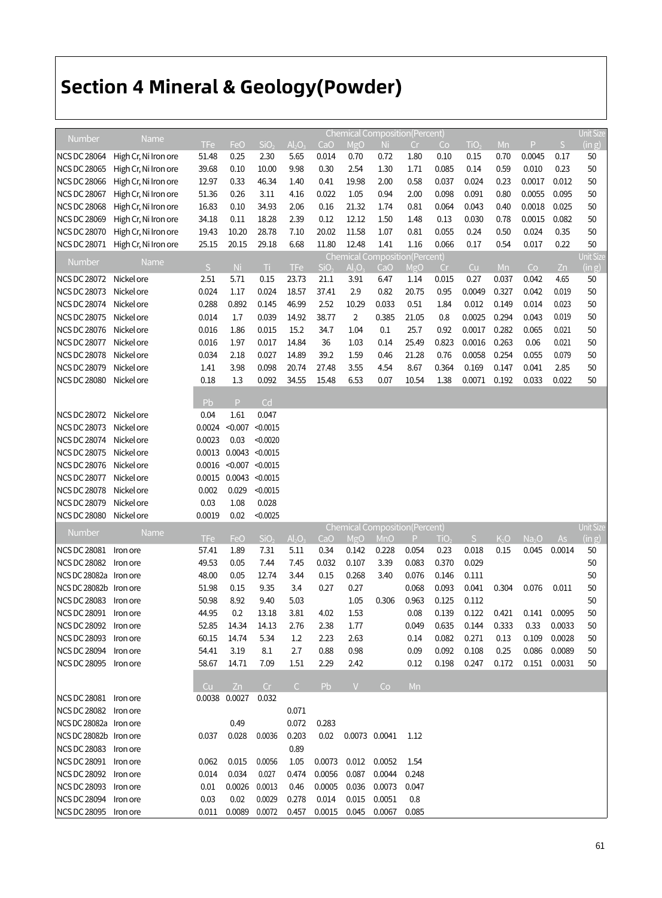# Section 4 Mineral & Geology(Powder)

| Number | Name | Chemical Composition(Percent) | | | | | | | | | | | | | Unit Size |
|---|---|---|---|---|---|---|---|---|---|---|---|---|---|---|---|
| | | TFe | FeO | $SiO_2$ | $Al_2O_3$ | CaO | MgO | Ni | Cr | Co | $TiO_2$ | Mn | P | S | (in g) |
| NCS DC 28064 | High Cr, Ni Iron ore | 51.48 | 0.25 | 2.30 | 5.65 | 0.014 | 0.70 | 0.72 | 1.80 | 0.10 | 0.15 | 0.70 | 0.0045 | 0.17 | 50 |
| NCS DC 28065 | High Cr, Ni Iron ore | 39.68 | 0.10 | 10.00 | 9.98 | 0.30 | 2.54 | 1.30 | 1.71 | 0.085 | 0.14 | 0.59 | 0.010 | 0.23 | 50 |
| NCS DC 28066 | High Cr, Ni Iron ore | 12.97 | 0.33 | 46.34 | 1.40 | 0.41 | 19.98 | 2.00 | 0.58 | 0.037 | 0.024 | 0.23 | 0.0017 | 0.012 | 50 |
| NCS DC 28067 | High Cr, Ni Iron ore | 51.36 | 0.26 | 3.11 | 4.16 | 0.022 | 1.05 | 0.94 | 2.00 | 0.098 | 0.091 | 0.80 | 0.0055 | 0.095 | 50 |
| NCS DC 28068 | High Cr, Ni Iron ore | 16.83 | 0.10 | 34.93 | 2.06 | 0.16 | 21.32 | 1.74 | 0.81 | 0.064 | 0.043 | 0.40 | 0.0018 | 0.025 | 50 |
| NCS DC 28069 | High Cr, Ni Iron ore | 34.18 | 0.11 | 18.28 | 2.39 | 0.12 | 12.12 | 1.50 | 1.48 | 0.13 | 0.030 | 0.78 | 0.0015 | 0.082 | 50 |
| NCS DC 28070 | High Cr, Ni Iron ore | 19.43 | 10.20 | 28.78 | 7.10 | 20.02 | 11.58 | 1.07 | 0.81 | 0.055 | 0.24 | 0.50 | 0.024 | 0.35 | 50 |
| NCS DC 28071 | High Cr, Ni Iron ore | 25.15 | 20.15 | 29.18 | 6.68 | 11.80 | 12.48 | 1.41 | 1.16 | 0.066 | 0.17 | 0.54 | 0.017 | 0.22 | 50 |

| Number | Name | Chemical Composition(Percent) | | | | | | | | | | | | | | | | Unit Size |
|---|---|---|---|---|---|---|---|---|---|---|---|---|---|---|---|---|---|---|
| | | S | Ni | Ti | TFe | $SiO_2$ | $Al_2O_3$ | CaO | MgO | Cr | Cu | Mn | Co | Zn | Pb | P | Cd | (in g) |
| NCS DC 28072 | Nickel ore | 2.51 | 5.71 | 0.15 | 23.73 | 21.1 | 3.91 | 6.47 | 1.14 | 0.015 | 0.27 | 0.037 | 0.042 | 4.65 | 0.04 | 1.61 | 0.047 | 50 |
| NCS DC 28073 | Nickel ore | 0.024 | 1.17 | 0.024 | 18.57 | 37.41 | 2.9 | 0.82 | 20.75 | 0.95 | 0.0049 | 0.327 | 0.042 | 0.019 | 0.0024 | <0.007 | <0.0015 | 50 |
| NCS DC 28074 | Nickel ore | 0.288 | 0.892 | 0.145 | 46.99 | 2.52 | 10.29 | 0.033 | 0.51 | 1.84 | 0.012 | 0.149 | 0.014 | 0.023 | 0.0023 | 0.03 | <0.0020 | 50 |
| NCS DC 28075 | Nickel ore | 0.014 | 1.7 | 0.039 | 14.92 | 38.77 | 2 | 0.385 | 21.05 | 0.8 | 0.0025 | 0.294 | 0.043 | 0.019 | 0.0013 | 0.0043 | <0.0015 | 50 |
| NCS DC 28076 | Nickel ore | 0.016 | 1.86 | 0.015 | 15.2 | 34.7 | 1.04 | 0.1 | 25.7 | 0.92 | 0.0017 | 0.282 | 0.065 | 0.021 | 0.0016 | <0.007 | <0.0015 | 50 |
| NCS DC 28077 | Nickel ore | 0.016 | 1.97 | 0.017 | 14.84 | 36 | 1.03 | 0.14 | 25.49 | 0.823 | 0.0016 | 0.263 | 0.06 | 0.021 | 0.0015 | 0.0043 | <0.0015 | 50 |
| NCS DC 28078 | Nickel ore | 0.034 | 2.18 | 0.027 | 14.89 | 39.2 | 1.59 | 0.46 | 21.28 | 0.76 | 0.0058 | 0.254 | 0.055 | 0.079 | 0.002 | 0.029 | <0.0015 | 50 |
| NCS DC 28079 | Nickel ore | 1.41 | 3.98 | 0.098 | 20.74 | 27.48 | 3.55 | 4.54 | 8.67 | 0.364 | 0.169 | 0.147 | 0.041 | 2.85 | 0.03 | 1.08 | 0.028 | 50 |
| NCS DC 28080 | Nickel ore | 0.18 | 1.3 | 0.092 | 34.55 | 15.48 | 6.53 | 0.07 | 10.54 | 1.38 | 0.0071 | 0.192 | 0.033 | 0.022 | 0.0019 | 0.02 | <0.0025 | 50 |

| Number | Name | Chemical Composition(Percent) | | | | | | | | | | | | | | | | | | | | | Unit Size |
|---|---|---|---|---|---|---|---|---|---|---|---|---|---|---|---|---|---|---|---|---|---|---|---|
| | | TFe | FeO | $SiO_2$ | $Al_2O_3$ | CaO | MgO | MnO | P | $TiO_2$ | S | $K_2O$ | $Na_2O$ | As | Cu | Zn | Cr | C | Pb | V | Co | Mn | (in g) |
| NCS DC 28081 | Iron ore | 57.41 | 1.89 | 7.31 | 5.11 | 0.34 | 0.142 | 0.228 | 0.054 | 0.23 | 0.018 | 0.15 | 0.045 | 0.0014 | 0.0038 | 0.0027 | 0.032 | | | | | | 50 |
| NCS DC 28082 | Iron ore | 49.53 | 0.05 | 7.44 | 7.45 | 0.032 | 0.107 | 3.39 | 0.083 | 0.370 | 0.029 | | | | | | | 0.071 | | | | | 50 |
| NCS DC 28082a | Iron ore | 48.00 | 0.05 | 12.74 | 3.44 | 0.15 | 0.268 | 3.40 | 0.076 | 0.146 | 0.111 | | | | | 0.49 | | 0.072 | 0.283 | | | | 50 |
| NCS DC 28082b | Iron ore | 51.98 | 0.15 | 9.35 | 3.4 | 0.27 | 0.27 | | 0.068 | 0.093 | 0.041 | 0.304 | 0.076 | 0.011 | 0.037 | 0.028 | 0.0036 | 0.203 | 0.02 | 0.0073 | 0.0041 | 1.12 | 50 |
| NCS DC 28083 | Iron ore | 50.98 | 8.92 | 9.40 | 5.03 | | 1.05 | 0.306 | 0.963 | 0.125 | 0.112 | | | | | | | 0.89 | | | | | 50 |
| NCS DC 28091 | Iron ore | 44.95 | 0.2 | 13.18 | 3.81 | 4.02 | 1.53 | | 0.08 | 0.139 | 0.122 | 0.421 | 0.141 | 0.0095 | 0.062 | 0.015 | 0.0056 | 1.05 | 0.0073 | 0.012 | 0.0052 | 1.54 | 50 |
| NCS DC 28092 | Iron ore | 52.85 | 14.34 | 14.13 | 2.76 | 2.38 | 1.77 | | 0.049 | 0.635 | 0.144 | 0.333 | 0.33 | 0.0033 | 0.014 | 0.034 | 0.027 | 0.474 | 0.0056 | 0.087 | 0.0044 | 0.248 | 50 |
| NCS DC 28093 | Iron ore | 60.15 | 14.74 | 5.34 | 1.2 | 2.23 | 2.63 | | 0.14 | 0.082 | 0.271 | 0.13 | 0.109 | 0.0028 | 0.01 | 0.0026 | 0.0013 | 0.46 | 0.0005 | 0.036 | 0.0073 | 0.047 | 50 |
| NCS DC 28094 | Iron ore | 54.41 | 3.19 | 8.1 | 2.7 | 0.88 | 0.98 | | 0.09 | 0.092 | 0.108 | 0.25 | 0.086 | 0.0089 | 0.03 | 0.02 | 0.0029 | 0.278 | 0.014 | 0.015 | 0.0051 | 0.8 | 50 |
| NCS DC 28095 | Iron ore | 58.67 | 14.71 | 7.09 | 1.51 | 2.29 | 2.42 | | 0.12 | 0.198 | 0.247 | 0.172 | 0.151 | 0.0031 | 0.011 | 0.0089 | 0.0072 | 0.457 | 0.0015 | 0.045 | 0.0067 | 0.085 | 50 |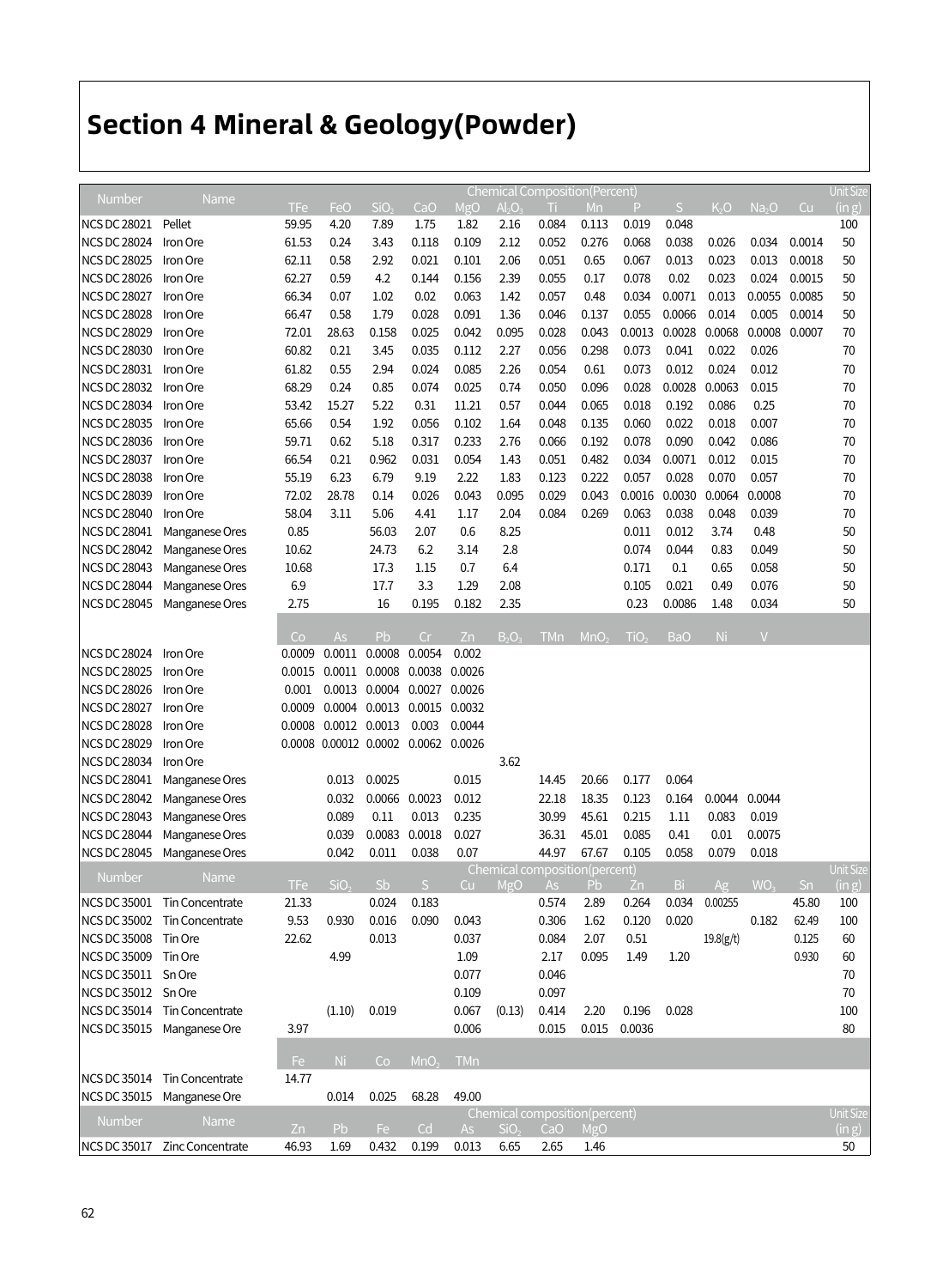# Section 4 Mineral & Geology(Powder)

| Number | Name | Chemical Composition(Percent) | | | | | | | | | | | | | Unit Size (in g) |
|---|---|---|---|---|---|---|---|---|---|---|---|---|---|---|---|
| | | TFe | FeO | $SiO_2$ | CaO | MgO | $Al_2O_3$ | Ti | Mn | P | S | $K_2O$ | $Na_2O$ | Cu | |
| NCS DC 28021 | Pellet | 59.95 | 4.20 | 7.89 | 1.75 | 1.82 | 2.16 | 0.084 | 0.113 | 0.019 | 0.048 | | | | 100 |
| NCS DC 28024 | Iron Ore | 61.53 | 0.24 | 3.43 | 0.118 | 0.109 | 2.12 | 0.052 | 0.276 | 0.068 | 0.038 | 0.026 | 0.034 | 0.0014 | 50 |
| NCS DC 28025 | Iron Ore | 62.11 | 0.58 | 2.92 | 0.021 | 0.101 | 2.06 | 0.051 | 0.65 | 0.067 | 0.013 | 0.023 | 0.013 | 0.0018 | 50 |
| NCS DC 28026 | Iron Ore | 62.27 | 0.59 | 4.2 | 0.144 | 0.156 | 2.39 | 0.055 | 0.17 | 0.078 | 0.02 | 0.023 | 0.024 | 0.0015 | 50 |
| NCS DC 28027 | Iron Ore | 66.34 | 0.07 | 1.02 | 0.02 | 0.063 | 1.42 | 0.057 | 0.48 | 0.034 | 0.0071 | 0.013 | 0.0055 | 0.0085 | 50 |
| NCS DC 28028 | Iron Ore | 66.47 | 0.58 | 1.79 | 0.028 | 0.091 | 1.36 | 0.046 | 0.137 | 0.055 | 0.0066 | 0.014 | 0.005 | 0.0014 | 50 |
| NCS DC 28029 | Iron Ore | 72.01 | 28.63 | 0.158 | 0.025 | 0.042 | 0.095 | 0.028 | 0.043 | 0.0013 | 0.0028 | 0.0068 | 0.0008 | 0.0007 | 70 |
| NCS DC 28030 | Iron Ore | 60.82 | 0.21 | 3.45 | 0.035 | 0.112 | 2.27 | 0.056 | 0.298 | 0.073 | 0.041 | 0.022 | 0.026 | | 70 |
| NCS DC 28031 | Iron Ore | 61.82 | 0.55 | 2.94 | 0.024 | 0.085 | 2.26 | 0.054 | 0.61 | 0.073 | 0.012 | 0.024 | 0.012 | | 70 |
| NCS DC 28032 | Iron Ore | 68.29 | 0.24 | 0.85 | 0.074 | 0.025 | 0.74 | 0.050 | 0.096 | 0.028 | 0.0028 | 0.0063 | 0.015 | | 70 |
| NCS DC 28034 | Iron Ore | 53.42 | 15.27 | 5.22 | 0.31 | 11.21 | 0.57 | 0.044 | 0.065 | 0.018 | 0.192 | 0.086 | 0.25 | | 70 |
| NCS DC 28035 | Iron Ore | 65.66 | 0.54 | 1.92 | 0.056 | 0.102 | 1.64 | 0.048 | 0.135 | 0.060 | 0.022 | 0.018 | 0.007 | | 70 |
| NCS DC 28036 | Iron Ore | 59.71 | 0.62 | 5.18 | 0.317 | 0.233 | 2.76 | 0.066 | 0.192 | 0.078 | 0.090 | 0.042 | 0.086 | | 70 |
| NCS DC 28037 | Iron Ore | 66.54 | 0.21 | 0.962 | 0.031 | 0.054 | 1.43 | 0.051 | 0.482 | 0.034 | 0.0071 | 0.012 | 0.015 | | 70 |
| NCS DC 28038 | Iron Ore | 55.19 | 6.23 | 6.79 | 9.19 | 2.22 | 1.83 | 0.123 | 0.222 | 0.057 | 0.028 | 0.070 | 0.057 | | 70 |
| NCS DC 28039 | Iron Ore | 72.02 | 28.78 | 0.14 | 0.026 | 0.043 | 0.095 | 0.029 | 0.043 | 0.0016 | 0.0030 | 0.0064 | 0.0008 | | 70 |
| NCS DC 28040 | Iron Ore | 58.04 | 3.11 | 5.06 | 4.41 | 1.17 | 2.04 | 0.084 | 0.269 | 0.063 | 0.038 | 0.048 | 0.039 | | 70 |
| NCS DC 28041 | Manganese Ores | 0.85 | | 56.03 | 2.07 | 0.6 | 8.25 | | | 0.011 | 0.012 | 3.74 | 0.48 | | 50 |
| NCS DC 28042 | Manganese Ores | 10.62 | | 24.73 | 6.2 | 3.14 | 2.8 | | | 0.074 | 0.044 | 0.83 | 0.049 | | 50 |
| NCS DC 28043 | Manganese Ores | 10.68 | | 17.3 | 1.15 | 0.7 | 6.4 | | | 0.171 | 0.1 | 0.65 | 0.058 | | 50 |
| NCS DC 28044 | Manganese Ores | 6.9 | | 17.7 | 3.3 | 1.29 | 2.08 | | | 0.105 | 0.021 | 0.49 | 0.076 | | 50 |
| NCS DC 28045 | Manganese Ores | 2.75 | | 16 | 0.195 | 0.182 | 2.35 | | | 0.23 | 0.0086 | 1.48 | 0.034 | | 50 |
| | | Co | As | Pb | Cr | Zn | $B_2O_3$ | TMn | $MnO_2$ | $TiO_2$ | BaO | Ni | V | | |
| NCS DC 28024 | Iron Ore | 0.0009 | 0.0011 | 0.0008 | 0.0054 | 0.002 | | | | | | | | | |
| NCS DC 28025 | Iron Ore | 0.0015 | 0.0011 | 0.0008 | 0.0038 | 0.0026 | | | | | | | | | |
| NCS DC 28026 | Iron Ore | 0.001 | 0.0013 | 0.0004 | 0.0027 | 0.0026 | | | | | | | | | |
| NCS DC 28027 | Iron Ore | 0.0009 | 0.0004 | 0.0013 | 0.0015 | 0.0032 | | | | | | | | | |
| NCS DC 28028 | Iron Ore | 0.0008 | 0.0012 | 0.0013 | 0.003 | 0.0044 | | | | | | | | | |
| NCS DC 28029 | Iron Ore | 0.0008 | 0.00012 | 0.0002 | 0.0062 | 0.0026 | | | | | | | | | |
| NCS DC 28034 | Iron Ore | | | | | | 3.62 | | | | | | | | |
| NCS DC 28041 | Manganese Ores | | 0.013 | 0.0025 | | 0.015 | | 14.45 | 20.66 | 0.177 | 0.064 | | | | |
| NCS DC 28042 | Manganese Ores | | 0.032 | 0.0066 | 0.0023 | 0.012 | | 22.18 | 18.35 | 0.123 | 0.164 | 0.0044 | 0.0044 | | |
| NCS DC 28043 | Manganese Ores | | 0.089 | 0.11 | 0.013 | 0.235 | | 30.99 | 45.61 | 0.215 | 1.11 | 0.083 | 0.019 | | |
| NCS DC 28044 | Manganese Ores | | 0.039 | 0.0083 | 0.0018 | 0.027 | | 36.31 | 45.01 | 0.085 | 0.41 | 0.01 | 0.0075 | | |
| NCS DC 28045 | Manganese Ores | | 0.042 | 0.011 | 0.038 | 0.07 | | 44.97 | 67.67 | 0.105 | 0.058 | 0.079 | 0.018 | | |

| Number | Name | Chemical composition(percent) | | | | | | | | | | | | | Unit Size (in g) |
|---|---|---|---|---|---|---|---|---|---|---|---|---|---|---|---|
| | | TFe | $SiO_2$ | Sb | S | Cu | MgO | As | Pb | Zn | Bi | Ag | $WO_3$ | Sn | |
| NCS DC 35001 | Tin Concentrate | 21.33 | | 0.024 | 0.183 | | | 0.574 | 2.89 | 0.264 | 0.034 | 0.00255 | | 45.80 | 100 |
| NCS DC 35002 | Tin Concentrate | 9.53 | 0.930 | 0.016 | 0.090 | 0.043 | | 0.306 | 1.62 | 0.120 | 0.020 | | 0.182 | 62.49 | 100 |
| NCS DC 35008 | Tin Ore | 22.62 | | 0.013 | | 0.037 | | 0.084 | 2.07 | 0.51 | | 19.8(g/t) | | 0.125 | 60 |
| NCS DC 35009 | Tin Ore | | 4.99 | | | 1.09 | | 2.17 | 0.095 | 1.49 | 1.20 | | | 0.930 | 60 |
| NCS DC 35011 | Sn Ore | | | | | 0.077 | | 0.046 | | | | | | | 70 |
| NCS DC 35012 | Sn Ore | | | | | 0.109 | | 0.097 | | | | | | | 70 |
| NCS DC 35014 | Tin Concentrate | | (1.10) | 0.019 | | 0.067 | (0.13) | 0.414 | 2.20 | 0.196 | 0.028 | | | | 100 |
| NCS DC 35015 | Manganese Ore | 3.97 | | | | 0.006 | | 0.015 | 0.015 | 0.0036 | | | | | 80 |
| | | Fe | Ni | Co | $MnO_2$ | TMn | | | | | | | | | |
| NCS DC 35014 | Tin Concentrate | 14.77 | | | | | | | | | | | | | |
| NCS DC 35015 | Manganese Ore | | 0.014 | 0.025 | 68.28 | 49.00 | | | | | | | | | |

| Number | Name | Chemical composition(percent) | | | | | | | | Unit Size (in g) |
|---|---|---|---|---|---|---|---|---|---|---|
| | | Zn | Pb | Fe | Cd | As | $SiO_2$ | CaO | MgO | |
| NCS DC 35017 | Zinc Concentrate | 46.93 | 1.69 | 0.432 | 0.199 | 0.013 | 6.65 | 2.65 | 1.46 | 50 |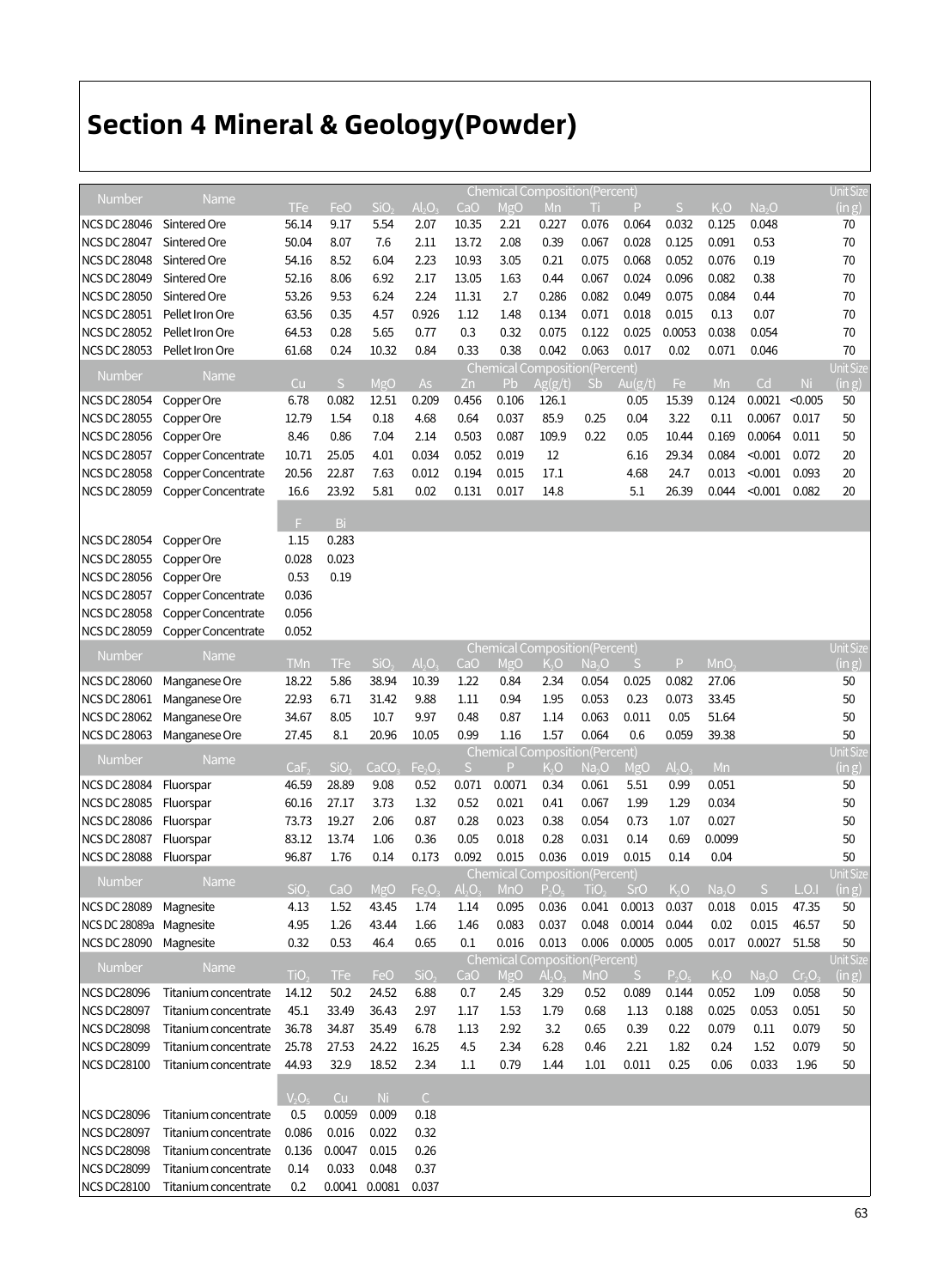# Section 4 Mineral & Geology(Powder)

| Number | Name | Chemical Composition(Percent) | | | | | | | | | | | | Unit Size |
|---|---|---|---|---|---|---|---|---|---|---|---|---|---|---|
| | | TFe | FeO | $SiO_2$ | $Al_2O_3$ | CaO | MgO | Mn | Ti | P | S | $K_2O$ | $Na_2O$ | (in g) |
| NCS DC 28046 | Sintered Ore | 56.14 | 9.17 | 5.54 | 2.07 | 10.35 | 2.21 | 0.227 | 0.076 | 0.064 | 0.032 | 0.125 | 0.048 | 70 |
| NCS DC 28047 | Sintered Ore | 50.04 | 8.07 | 7.6 | 2.11 | 13.72 | 2.08 | 0.39 | 0.067 | 0.028 | 0.125 | 0.091 | 0.53 | 70 |
| NCS DC 28048 | Sintered Ore | 54.16 | 8.52 | 6.04 | 2.23 | 10.93 | 3.05 | 0.21 | 0.075 | 0.068 | 0.052 | 0.076 | 0.19 | 70 |
| NCS DC 28049 | Sintered Ore | 52.16 | 8.06 | 6.92 | 2.17 | 13.05 | 1.63 | 0.44 | 0.067 | 0.024 | 0.096 | 0.082 | 0.38 | 70 |
| NCS DC 28050 | Sintered Ore | 53.26 | 9.53 | 6.24 | 2.24 | 11.31 | 2.7 | 0.286 | 0.082 | 0.049 | 0.075 | 0.084 | 0.44 | 70 |
| NCS DC 28051 | Pellet Iron Ore | 63.56 | 0.35 | 4.57 | 0.926 | 1.12 | 1.48 | 0.134 | 0.071 | 0.018 | 0.015 | 0.13 | 0.07 | 70 |
| NCS DC 28052 | Pellet Iron Ore | 64.53 | 0.28 | 5.65 | 0.77 | 0.3 | 0.32 | 0.075 | 0.122 | 0.025 | 0.0053 | 0.038 | 0.054 | 70 |
| NCS DC 28053 | Pellet Iron Ore | 61.68 | 0.24 | 10.32 | 0.84 | 0.33 | 0.38 | 0.042 | 0.063 | 0.017 | 0.02 | 0.071 | 0.046 | 70 |

| Number | Name | Chemical Composition(Percent) | | | | | | | | | | | | | Unit Size |
|---|---|---|---|---|---|---|---|---|---|---|---|---|---|---|---|
| | | Cu | S | MgO | As | Zn | Pb | Ag(g/t) | Sb | Au(g/t) | Fe | Mn | Cd | Ni | (in g) |
| NCS DC 28054 | Copper Ore | 6.78 | 0.082 | 12.51 | 0.209 | 0.456 | 0.106 | 126.1 | | 0.05 | 15.39 | 0.124 | 0.0021 | <0.005 | 50 |
| NCS DC 28055 | Copper Ore | 12.79 | 1.54 | 0.18 | 4.68 | 0.64 | 0.037 | 85.9 | 0.25 | 0.04 | 3.22 | 0.11 | 0.0067 | 0.017 | 50 |
| NCS DC 28056 | Copper Ore | 8.46 | 0.86 | 7.04 | 2.14 | 0.503 | 0.087 | 109.9 | 0.22 | 0.05 | 10.44 | 0.169 | 0.0064 | 0.011 | 50 |
| NCS DC 28057 | Copper Concentrate | 10.71 | 25.05 | 4.01 | 0.034 | 0.052 | 0.019 | 12 | | 6.16 | 29.34 | 0.084 | <0.001 | 0.072 | 20 |
| NCS DC 28058 | Copper Concentrate | 20.56 | 22.87 | 7.63 | 0.012 | 0.194 | 0.015 | 17.1 | | 4.68 | 24.7 | 0.013 | <0.001 | 0.093 | 20 |
| NCS DC 28059 | Copper Concentrate | 16.6 | 23.92 | 5.81 | 0.02 | 0.131 | 0.017 | 14.8 | | 5.1 | 26.39 | 0.044 | <0.001 | 0.082 | 20 |

| Number | Name | F | Bi |
|---|---|---|---|
| NCS DC 28054 | Copper Ore | 1.15 | 0.283 |
| NCS DC 28055 | Copper Ore | 0.028 | 0.023 |
| NCS DC 28056 | Copper Ore | 0.53 | 0.19 |
| NCS DC 28057 | Copper Concentrate | 0.036 | |
| NCS DC 28058 | Copper Concentrate | 0.056 | |
| NCS DC 28059 | Copper Concentrate | 0.052 | |

| Number | Name | Chemical Composition(Percent) | | | | | | | | | | | Unit Size |
|---|---|---|---|---|---|---|---|---|---|---|---|---|---|
| | | TMn | TFe | $SiO_2$ | $Al_2O_3$ | CaO | MgO | $K_2O$ | $Na_2O$ | S | P | $MnO_2$ | (in g) |
| NCS DC 28060 | Manganese Ore | 18.22 | 5.86 | 38.94 | 10.39 | 1.22 | 0.84 | 2.34 | 0.054 | 0.025 | 0.082 | 27.06 | 50 |
| NCS DC 28061 | Manganese Ore | 22.93 | 6.71 | 31.42 | 9.88 | 1.11 | 0.94 | 1.95 | 0.053 | 0.23 | 0.073 | 33.45 | 50 |
| NCS DC 28062 | Manganese Ore | 34.67 | 8.05 | 10.7 | 9.97 | 0.48 | 0.87 | 1.14 | 0.063 | 0.011 | 0.05 | 51.64 | 50 |
| NCS DC 28063 | Manganese Ore | 27.45 | 8.1 | 20.96 | 10.05 | 0.99 | 1.16 | 1.57 | 0.064 | 0.6 | 0.059 | 39.38 | 50 |

| Number | Name | Chemical Composition(Percent) | | | | | | | | | | | Unit Size |
|---|---|---|---|---|---|---|---|---|---|---|---|---|---|
| | | $CaF_2$ | $SiO_2$ | $CaCO_3$ | $Fe_2O_3$ | S | P | $K_2O$ | $Na_2O$ | MgO | $Al_2O_3$ | Mn | (in g) |
| NCS DC 28084 | Fluorspar | 46.59 | 28.89 | 9.08 | 0.52 | 0.071 | 0.0071 | 0.34 | 0.061 | 5.51 | 0.99 | 0.051 | 50 |
| NCS DC 28085 | Fluorspar | 60.16 | 27.17 | 3.73 | 1.32 | 0.52 | 0.021 | 0.41 | 0.067 | 1.99 | 1.29 | 0.034 | 50 |
| NCS DC 28086 | Fluorspar | 73.73 | 19.27 | 2.06 | 0.87 | 0.28 | 0.023 | 0.38 | 0.054 | 0.73 | 1.07 | 0.027 | 50 |
| NCS DC 28087 | Fluorspar | 83.12 | 13.74 | 1.06 | 0.36 | 0.05 | 0.018 | 0.28 | 0.031 | 0.14 | 0.69 | 0.0099 | 50 |
| NCS DC 28088 | Fluorspar | 96.87 | 1.76 | 0.14 | 0.173 | 0.092 | 0.015 | 0.036 | 0.019 | 0.015 | 0.14 | 0.04 | 50 |

| Number | Name | Chemical Composition(Percent) | | | | | | | | | | | | | Unit Size |
|---|---|---|---|---|---|---|---|---|---|---|---|---|---|---|---|
| | | $SiO_2$ | CaO | MgO | $Fe_2O_3$ | $Al_2O_3$ | MnO | $P_2O_5$ | $TiO_2$ | SrO | $K_2O$ | $Na_2O$ | S | L.O.I | (in g) |
| NCS DC 28089 | Magnesite | 4.13 | 1.52 | 43.45 | 1.74 | 1.14 | 0.095 | 0.036 | 0.041 | 0.0013 | 0.037 | 0.018 | 0.015 | 47.35 | 50 |
| NCS DC 28089a | Magnesite | 4.95 | 1.26 | 43.44 | 1.66 | 1.46 | 0.083 | 0.037 | 0.048 | 0.0014 | 0.044 | 0.02 | 0.015 | 46.57 | 50 |
| NCS DC 28090 | Magnesite | 0.32 | 0.53 | 46.4 | 0.65 | 0.1 | 0.016 | 0.013 | 0.006 | 0.0005 | 0.005 | 0.017 | 0.0027 | 51.58 | 50 |

| Number | Name | Chemical Composition(Percent) | | | | | | | | | | | | | Unit Size |
|---|---|---|---|---|---|---|---|---|---|---|---|---|---|---|---|
| | | $TiO_2$ | TFe | FeO | $SiO_2$ | CaO | MgO | $Al_2O_3$ | MnO | S | $P_2O_5$ | $K_2O$ | $Na_2O$ | $Cr_2O_3$ | (in g) |
| NCS DC28096 | Titanium concentrate | 14.12 | 50.2 | 24.52 | 6.88 | 0.7 | 2.45 | 3.29 | 0.52 | 0.089 | 0.144 | 0.052 | 1.09 | 0.058 | 50 |
| NCS DC28097 | Titanium concentrate | 45.1 | 33.49 | 36.43 | 2.97 | 1.17 | 1.53 | 1.79 | 0.68 | 1.13 | 0.188 | 0.025 | 0.053 | 0.051 | 50 |
| NCS DC28098 | Titanium concentrate | 36.78 | 34.87 | 35.49 | 6.78 | 1.13 | 2.92 | 3.2 | 0.65 | 0.39 | 0.22 | 0.079 | 0.11 | 0.079 | 50 |
| NCS DC28099 | Titanium concentrate | 25.78 | 27.53 | 24.22 | 16.25 | 4.5 | 2.34 | 6.28 | 0.46 | 2.21 | 1.82 | 0.24 | 1.52 | 0.079 | 50 |
| NCS DC28100 | Titanium concentrate | 44.93 | 32.9 | 18.52 | 2.34 | 1.1 | 0.79 | 1.44 | 1.01 | 0.011 | 0.25 | 0.06 | 0.033 | 1.96 | 50 |

| Number | Name | $V_2O_5$ | Cu | Ni | C |
|---|---|---|---|---|---|
| NCS DC28096 | Titanium concentrate | 0.5 | 0.0059 | 0.009 | 0.18 |
| NCS DC28097 | Titanium concentrate | 0.086 | 0.016 | 0.022 | 0.32 |
| NCS DC28098 | Titanium concentrate | 0.136 | 0.0047 | 0.015 | 0.26 |
| NCS DC28099 | Titanium concentrate | 0.14 | 0.033 | 0.048 | 0.37 |
| NCS DC28100 | Titanium concentrate | 0.2 | 0.0041 | 0.0081 | 0.037 |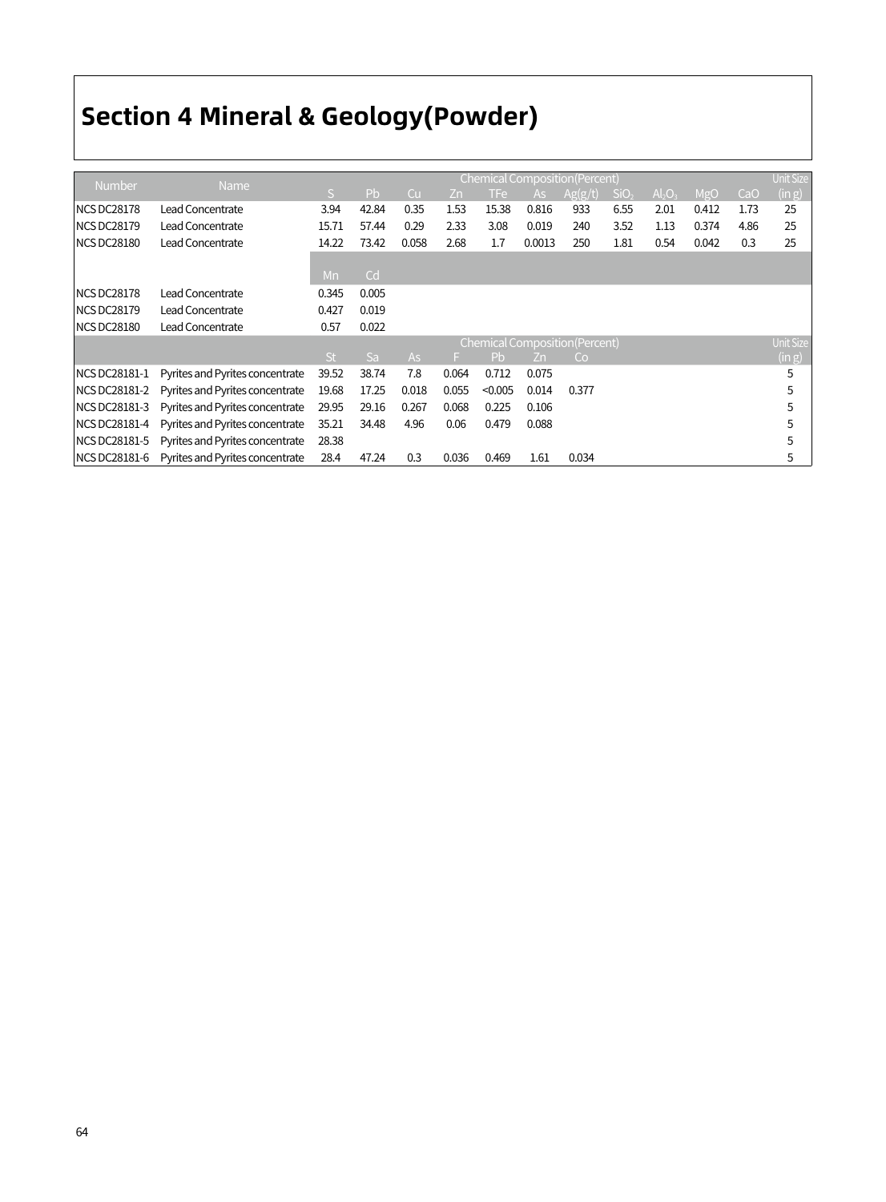# Section 4 Mineral & Geology(Powder)

| Number | Name | Chemical Composition(Percent) | | | | | | | | | | | Unit Size |
|---|---|---|---|---|---|---|---|---|---|---|---|---|---|
| | | S | Pb | Cu | Zn | TFe | As | Ag(g/t) | $SiO_2$ | $Al_2O_3$ | MgO | CaO | (in g) |
| NCS DC28178 | Lead Concentrate | 3.94 | 42.84 | 0.35 | 1.53 | 15.38 | 0.816 | 933 | 6.55 | 2.01 | 0.412 | 1.73 | 25 |
| NCS DC28179 | Lead Concentrate | 15.71 | 57.44 | 0.29 | 2.33 | 3.08 | 0.019 | 240 | 3.52 | 1.13 | 0.374 | 4.86 | 25 |
| NCS DC28180 | Lead Concentrate | 14.22 | 73.42 | 0.058 | 2.68 | 1.7 | 0.0013 | 250 | 1.81 | 0.54 | 0.042 | 0.3 | 25 |
| | | Mn | Cd | | | | | | | | | | |
| NCS DC28178 | Lead Concentrate | 0.345 | 0.005 | | | | | | | | | | |
| NCS DC28179 | Lead Concentrate | 0.427 | 0.019 | | | | | | | | | | |
| NCS DC28180 | Lead Concentrate | 0.57 | 0.022 | | | | | | | | | | |
| | | Chemical Composition(Percent) | | | | | | | | | | | Unit Size |
| | | St | Sa | As | F | Pb | Zn | Co | | | | | (in g) |
| NCS DC28181-1 | Pyrites and Pyrites concentrate | 39.52 | 38.74 | 7.8 | 0.064 | 0.712 | 0.075 | | | | | | 5 |
| NCS DC28181-2 | Pyrites and Pyrites concentrate | 19.68 | 17.25 | 0.018 | 0.055 | <0.005 | 0.014 | 0.377 | | | | | 5 |
| NCS DC28181-3 | Pyrites and Pyrites concentrate | 29.95 | 29.16 | 0.267 | 0.068 | 0.225 | 0.106 | | | | | | 5 |
| NCS DC28181-4 | Pyrites and Pyrites concentrate | 35.21 | 34.48 | 4.96 | 0.06 | 0.479 | 0.088 | | | | | | 5 |
| NCS DC28181-5 | Pyrites and Pyrites concentrate | 28.38 | | | | | | | | | | | 5 |
| NCS DC28181-6 | Pyrites and Pyrites concentrate | 28.4 | 47.24 | 0.3 | 0.036 | 0.469 | 1.61 | 0.034 | | | | | 5 |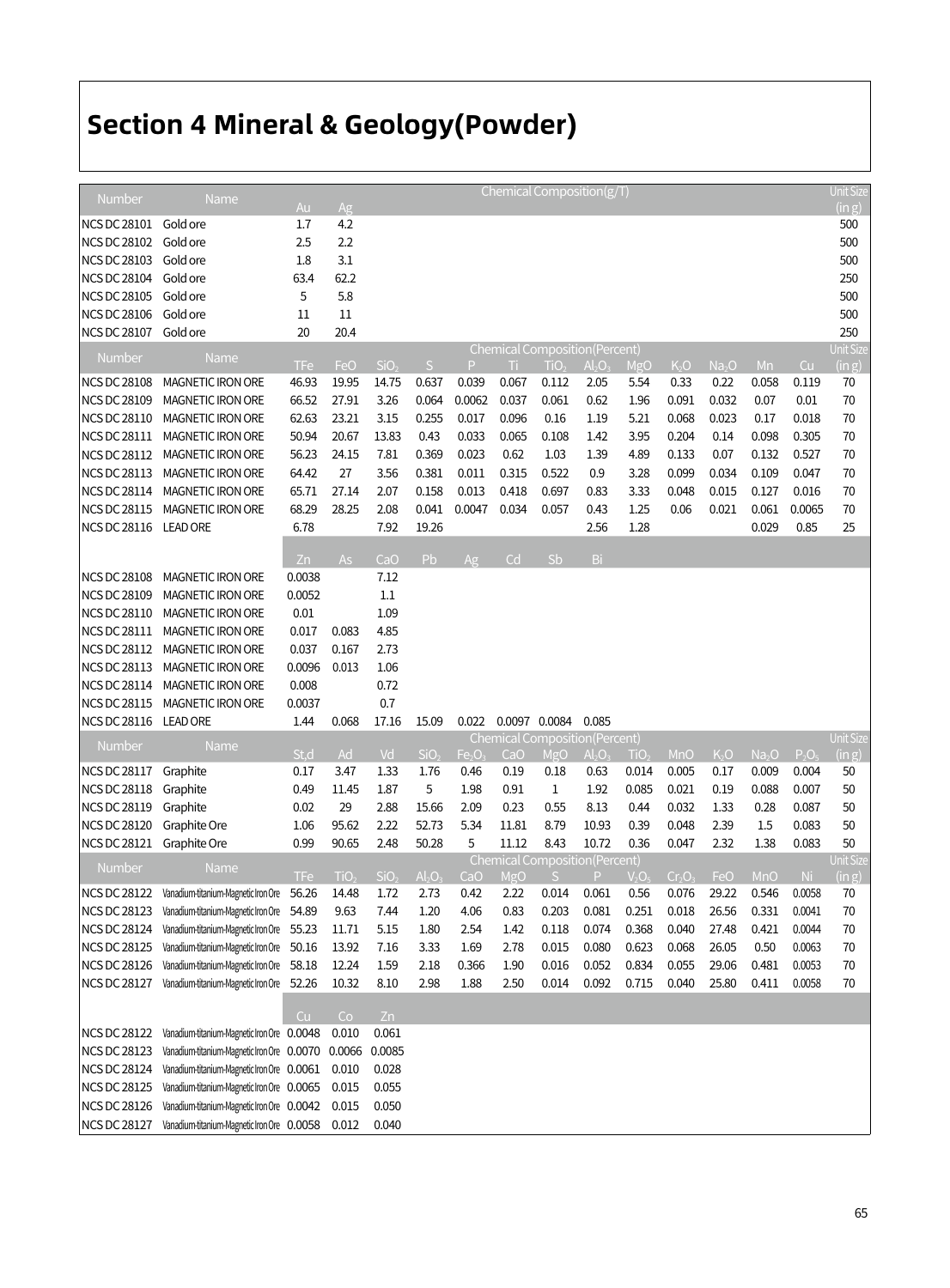# Section 4 Mineral & Geology(Powder)

| Number | Name | Chemical Composition(g/T) | | Unit Size (in g) |
|---|---|---|---|---|
| | | Au | Ag | |
| NCS DC 28101 | Gold ore | 1.7 | 4.2 | 500 |
| NCS DC 28102 | Gold ore | 2.5 | 2.2 | 500 |
| NCS DC 28103 | Gold ore | 1.8 | 3.1 | 500 |
| NCS DC 28104 | Gold ore | 63.4 | 62.2 | 250 |
| NCS DC 28105 | Gold ore | 5 | 5.8 | 500 |
| NCS DC 28106 | Gold ore | 11 | 11 | 500 |
| NCS DC 28107 | Gold ore | 20 | 20.4 | 250 |

| Number | Name | Chemical Composition(Percent) | | | | | | | | | | | | | | Unit Size (in g) |
|---|---|---|---|---|---|---|---|---|---|---|---|---|---|---|---|---|
| | | TFe | FeO | $SiO_2$ | S | P | Ti | $TiO_2$ | $Al_2O_3$ | MgO | $K_2O$ | $Na_2O$ | Mn | Cu | | |
| NCS DC 28108 | MAGNETIC IRON ORE | 46.93 | 19.95 | 14.75 | 0.637 | 0.039 | 0.067 | 0.112 | 2.05 | 5.54 | 0.33 | 0.22 | 0.058 | 0.119 | | 70 |
| NCS DC 28109 | MAGNETIC IRON ORE | 66.52 | 27.91 | 3.26 | 0.064 | 0.0062 | 0.037 | 0.061 | 0.62 | 1.96 | 0.091 | 0.032 | 0.07 | 0.01 | | 70 |
| NCS DC 28110 | MAGNETIC IRON ORE | 62.63 | 23.21 | 3.15 | 0.255 | 0.017 | 0.096 | 0.16 | 1.19 | 5.21 | 0.068 | 0.023 | 0.17 | 0.018 | | 70 |
| NCS DC 28111 | MAGNETIC IRON ORE | 50.94 | 20.67 | 13.83 | 0.43 | 0.033 | 0.065 | 0.108 | 1.42 | 3.95 | 0.204 | 0.14 | 0.098 | 0.305 | | 70 |
| NCS DC 28112 | MAGNETIC IRON ORE | 56.23 | 24.15 | 7.81 | 0.369 | 0.023 | 0.62 | 1.03 | 1.39 | 4.89 | 0.133 | 0.07 | 0.132 | 0.527 | | 70 |
| NCS DC 28113 | MAGNETIC IRON ORE | 64.42 | 27 | 3.56 | 0.381 | 0.011 | 0.315 | 0.522 | 0.9 | 3.28 | 0.099 | 0.034 | 0.109 | 0.047 | | 70 |
| NCS DC 28114 | MAGNETIC IRON ORE | 65.71 | 27.14 | 2.07 | 0.158 | 0.013 | 0.418 | 0.697 | 0.83 | 3.33 | 0.048 | 0.015 | 0.127 | 0.016 | | 70 |
| NCS DC 28115 | MAGNETIC IRON ORE | 68.29 | 28.25 | 2.08 | 0.041 | 0.0047 | 0.034 | 0.057 | 0.43 | 1.25 | 0.06 | 0.021 | 0.061 | 0.0065 | | 70 |
| NCS DC 28116 | LEAD ORE | 6.78 | | 7.92 | 19.26 | | | | 2.56 | 1.28 | | | 0.029 | 0.85 | | 25 |
| | | Zn | As | CaO | Pb | Ag | Cd | Sb | Bi | | | | | | | |
| NCS DC 28108 | MAGNETIC IRON ORE | 0.0038 | | 7.12 | | | | | | | | | | | | |
| NCS DC 28109 | MAGNETIC IRON ORE | 0.0052 | | 1.1 | | | | | | | | | | | | |
| NCS DC 28110 | MAGNETIC IRON ORE | 0.01 | | 1.09 | | | | | | | | | | | | |
| NCS DC 28111 | MAGNETIC IRON ORE | 0.017 | 0.083 | 4.85 | | | | | | | | | | | | |
| NCS DC 28112 | MAGNETIC IRON ORE | 0.037 | 0.167 | 2.73 | | | | | | | | | | | | |
| NCS DC 28113 | MAGNETIC IRON ORE | 0.0096 | 0.013 | 1.06 | | | | | | | | | | | | |
| NCS DC 28114 | MAGNETIC IRON ORE | 0.008 | | 0.72 | | | | | | | | | | | | |
| NCS DC 28115 | MAGNETIC IRON ORE | 0.0037 | | 0.7 | | | | | | | | | | | | |
| NCS DC 28116 | LEAD ORE | 1.44 | 0.068 | 17.16 | 15.09 | 0.022 | 0.0097 | 0.0084 | 0.085 | | | | | | | |

| Number | Name | Chemical Composition(Percent) | | | | | | | | | | | | | Unit Size (in g) |
|---|---|---|---|---|---|---|---|---|---|---|---|---|---|---|---|
| | | St,d | Ad | Vd | $SiO_2$ | $Fe_2O_3$ | CaO | MgO | $Al_2O_3$ | $TiO_2$ | MnO | $K_2O$ | $Na_2O$ | $P_2O_5$ | |
| NCS DC 28117 | Graphite | 0.17 | 3.47 | 1.33 | 1.76 | 0.46 | 0.19 | 0.18 | 0.63 | 0.014 | 0.005 | 0.17 | 0.009 | 0.004 | 50 |
| NCS DC 28118 | Graphite | 0.49 | 11.45 | 1.87 | 5 | 1.98 | 0.91 | 1 | 1.92 | 0.085 | 0.021 | 0.19 | 0.088 | 0.007 | 50 |
| NCS DC 28119 | Graphite | 0.02 | 29 | 2.88 | 15.66 | 2.09 | 0.23 | 0.55 | 8.13 | 0.44 | 0.032 | 1.33 | 0.28 | 0.087 | 50 |
| NCS DC 28120 | Graphite Ore | 1.06 | 95.62 | 2.22 | 52.73 | 5.34 | 11.81 | 8.79 | 10.93 | 0.39 | 0.048 | 2.39 | 1.5 | 0.083 | 50 |
| NCS DC 28121 | Graphite Ore | 0.99 | 90.65 | 2.48 | 50.28 | 5 | 11.12 | 8.43 | 10.72 | 0.36 | 0.047 | 2.32 | 1.38 | 0.083 | 50 |

| Number | Name | Chemical Composition(Percent) | | | | | | | | | | | | | Unit Size (in g) |
|---|---|---|---|---|---|---|---|---|---|---|---|---|---|---|---|
| | | TFe | $TiO_2$ | $SiO_2$ | $Al_2O_3$ | CaO | MgO | S | P | $V_2O_5$ | $Cr_2O_3$ | FeO | MnO | Ni | |
| NCS DC 28122 | Vanadium-titanium-Magnetic Iron Ore | 56.26 | 14.48 | 1.72 | 2.73 | 0.42 | 2.22 | 0.014 | 0.061 | 0.56 | 0.076 | 29.22 | 0.546 | 0.0058 | 70 |
| NCS DC 28123 | Vanadium-titanium-Magnetic Iron Ore | 54.89 | 9.63 | 7.44 | 1.20 | 4.06 | 0.83 | 0.203 | 0.081 | 0.251 | 0.018 | 26.56 | 0.331 | 0.0041 | 70 |
| NCS DC 28124 | Vanadium-titanium-Magnetic Iron Ore | 55.23 | 11.71 | 5.15 | 1.80 | 2.54 | 1.42 | 0.118 | 0.074 | 0.368 | 0.040 | 27.48 | 0.421 | 0.0044 | 70 |
| NCS DC 28125 | Vanadium-titanium-Magnetic Iron Ore | 50.16 | 13.92 | 7.16 | 3.33 | 1.69 | 2.78 | 0.015 | 0.080 | 0.623 | 0.068 | 26.05 | 0.50 | 0.0063 | 70 |
| NCS DC 28126 | Vanadium-titanium-Magnetic Iron Ore | 58.18 | 12.24 | 1.59 | 2.18 | 0.366 | 1.90 | 0.016 | 0.052 | 0.834 | 0.055 | 29.06 | 0.481 | 0.0053 | 70 |
| NCS DC 28127 | Vanadium-titanium-Magnetic Iron Ore | 52.26 | 10.32 | 8.10 | 2.98 | 1.88 | 2.50 | 0.014 | 0.092 | 0.715 | 0.040 | 25.80 | 0.411 | 0.0058 | 70 |
| | | Cu | Co | Zn | | | | | | | | | | | |
| NCS DC 28122 | Vanadium-titanium-Magnetic Iron Ore | 0.0048 | 0.010 | 0.061 | | | | | | | | | | | |
| NCS DC 28123 | Vanadium-titanium-Magnetic Iron Ore | 0.0070 | 0.0066 | 0.0085 | | | | | | | | | | | |
| NCS DC 28124 | Vanadium-titanium-Magnetic Iron Ore | 0.0061 | 0.010 | 0.028 | | | | | | | | | | | |
| NCS DC 28125 | Vanadium-titanium-Magnetic Iron Ore | 0.0065 | 0.015 | 0.055 | | | | | | | | | | | |
| NCS DC 28126 | Vanadium-titanium-Magnetic Iron Ore | 0.0042 | 0.015 | 0.050 | | | | | | | | | | | |
| NCS DC 28127 | Vanadium-titanium-Magnetic Iron Ore | 0.0058 | 0.012 | 0.040 | | | | | | | | | | | |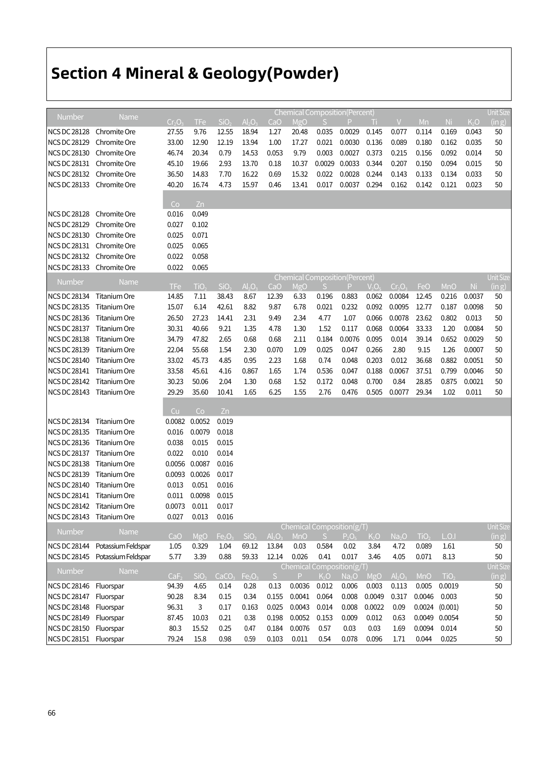# Section 4 Mineral & Geology(Powder)

| Number | Name | Chemical Composition(Percent) | | | | | | | | | | | | | Unit Size |
|---|---|---|---|---|---|---|---|---|---|---|---|---|---|---|---|
| | | $Cr_2O_3$ | TFe | $SiO_2$ | $Al_2O_3$ | CaO | MgO | S | P | Ti | V | Mn | Ni | $K_2O$ | (in g) |
| NCS DC 28128 | Chromite Ore | 27.55 | 9.76 | 12.55 | 18.94 | 1.27 | 20.48 | 0.035 | 0.0029 | 0.145 | 0.077 | 0.114 | 0.169 | 0.043 | 50 |
| NCS DC 28129 | Chromite Ore | 33.00 | 12.90 | 12.19 | 13.94 | 1.00 | 17.27 | 0.021 | 0.0030 | 0.136 | 0.089 | 0.180 | 0.162 | 0.035 | 50 |
| NCS DC 28130 | Chromite Ore | 46.74 | 20.34 | 0.79 | 14.53 | 0.053 | 9.79 | 0.003 | 0.0027 | 0.373 | 0.215 | 0.156 | 0.092 | 0.014 | 50 |
| NCS DC 28131 | Chromite Ore | 45.10 | 19.66 | 2.93 | 13.70 | 0.18 | 10.37 | 0.0029 | 0.0033 | 0.344 | 0.207 | 0.150 | 0.094 | 0.015 | 50 |
| NCS DC 28132 | Chromite Ore | 36.50 | 14.83 | 7.70 | 16.22 | 0.69 | 15.32 | 0.022 | 0.0028 | 0.244 | 0.143 | 0.133 | 0.134 | 0.033 | 50 |
| NCS DC 28133 | Chromite Ore | 40.20 | 16.74 | 4.73 | 15.97 | 0.46 | 13.41 | 0.017 | 0.0037 | 0.294 | 0.162 | 0.142 | 0.121 | 0.023 | 50 |
| | | Co | Zn | | | | | | | | | | | | |
| NCS DC 28128 | Chromite Ore | 0.016 | 0.049 | | | | | | | | | | | | |
| NCS DC 28129 | Chromite Ore | 0.027 | 0.102 | | | | | | | | | | | | |
| NCS DC 28130 | Chromite Ore | 0.025 | 0.071 | | | | | | | | | | | | |
| NCS DC 28131 | Chromite Ore | 0.025 | 0.065 | | | | | | | | | | | | |
| NCS DC 28132 | Chromite Ore | 0.022 | 0.058 | | | | | | | | | | | | |
| NCS DC 28133 | Chromite Ore | 0.022 | 0.065 | | | | | | | | | | | | |

| Number | Name | Chemical Composition(Percent) | | | | | | | | | | | | | Unit Size |
|---|---|---|---|---|---|---|---|---|---|---|---|---|---|---|---|
| | | TFe | $TiO_2$ | $SiO_2$ | $Al_2O_3$ | CaO | MgO | S | P | $V_2O_5$ | $Cr_2O_3$ | FeO | MnO | Ni | (in g) |
| NCS DC 28134 | Titanium Ore | 14.85 | 7.11 | 38.43 | 8.67 | 12.39 | 6.33 | 0.196 | 0.883 | 0.062 | 0.0084 | 12.45 | 0.216 | 0.0037 | 50 |
| NCS DC 28135 | Titanium Ore | 15.07 | 6.14 | 42.61 | 8.82 | 9.87 | 6.78 | 0.021 | 0.232 | 0.092 | 0.0095 | 12.77 | 0.187 | 0.0098 | 50 |
| NCS DC 28136 | Titanium Ore | 26.50 | 27.23 | 14.41 | 2.31 | 9.49 | 2.34 | 4.77 | 1.07 | 0.066 | 0.0078 | 23.62 | 0.802 | 0.013 | 50 |
| NCS DC 28137 | Titanium Ore | 30.31 | 40.66 | 9.21 | 1.35 | 4.78 | 1.30 | 1.52 | 0.117 | 0.068 | 0.0064 | 33.33 | 1.20 | 0.0084 | 50 |
| NCS DC 28138 | Titanium Ore | 34.79 | 47.82 | 2.65 | 0.68 | 0.68 | 2.11 | 0.184 | 0.0076 | 0.095 | 0.014 | 39.14 | 0.652 | 0.0029 | 50 |
| NCS DC 28139 | Titanium Ore | 22.04 | 55.68 | 1.54 | 2.30 | 0.070 | 1.09 | 0.025 | 0.047 | 0.266 | 2.80 | 9.15 | 1.26 | 0.0007 | 50 |
| NCS DC 28140 | Titanium Ore | 33.02 | 45.73 | 4.85 | 0.95 | 2.23 | 1.68 | 0.74 | 0.048 | 0.203 | 0.012 | 36.68 | 0.882 | 0.0051 | 50 |
| NCS DC 28141 | Titanium Ore | 33.58 | 45.61 | 4.16 | 0.867 | 1.65 | 1.74 | 0.536 | 0.047 | 0.188 | 0.0067 | 37.51 | 0.799 | 0.0046 | 50 |
| NCS DC 28142 | Titanium Ore | 30.23 | 50.06 | 2.04 | 1.30 | 0.68 | 1.52 | 0.172 | 0.048 | 0.700 | 0.84 | 28.85 | 0.875 | 0.0021 | 50 |
| NCS DC 28143 | Titanium Ore | 29.29 | 35.60 | 10.41 | 1.65 | 6.25 | 1.55 | 2.76 | 0.476 | 0.505 | 0.0077 | 29.34 | 1.02 | 0.011 | 50 |
| | | Cu | Co | Zn | | | | | | | | | | | |
| NCS DC 28134 | Titanium Ore | 0.0082 | 0.0052 | 0.019 | | | | | | | | | | | |
| NCS DC 28135 | Titanium Ore | 0.016 | 0.0079 | 0.018 | | | | | | | | | | | |
| NCS DC 28136 | Titanium Ore | 0.038 | 0.015 | 0.015 | | | | | | | | | | | |
| NCS DC 28137 | Titanium Ore | 0.022 | 0.010 | 0.014 | | | | | | | | | | | |
| NCS DC 28138 | Titanium Ore | 0.0056 | 0.0087 | 0.016 | | | | | | | | | | | |
| NCS DC 28139 | Titanium Ore | 0.0093 | 0.0026 | 0.017 | | | | | | | | | | | |
| NCS DC 28140 | Titanium Ore | 0.013 | 0.051 | 0.016 | | | | | | | | | | | |
| NCS DC 28141 | Titanium Ore | 0.011 | 0.0098 | 0.015 | | | | | | | | | | | |
| NCS DC 28142 | Titanium Ore | 0.0073 | 0.011 | 0.017 | | | | | | | | | | | |
| NCS DC 28143 | Titanium Ore | 0.027 | 0.013 | 0.016 | | | | | | | | | | | |

| Number | Name | Chemical Composition(g/T) | | | | | | | | | | | | Unit Size |
|---|---|---|---|---|---|---|---|---|---|---|---|---|---|---|
| | | CaO | MgO | $Fe_2O_3$ | $SiO_2$ | $Al_2O_3$ | MnO | S | $P_2O_5$ | $K_2O$ | $Na_2O$ | $TiO_2$ | L.O.I | (in g) |
| NCS DC 28144 | Potassium Feldspar | 1.05 | 0.329 | 1.04 | 69.12 | 13.84 | 0.03 | 0.584 | 0.02 | 3.84 | 4.72 | 0.089 | 1.61 | 50 |
| NCS DC 28145 | Potassium Feldspar | 5.77 | 3.39 | 0.88 | 59.33 | 12.14 | 0.026 | 0.41 | 0.017 | 3.46 | 4.05 | 0.071 | 8.13 | 50 |

| Number | Name | Chemical Composition(g/T) | | | | | | | | | | | | Unit Size |
|---|---|---|---|---|---|---|---|---|---|---|---|---|---|---|
| | | $CaF_2$ | $SiO_2$ | $CaCO_3$ | $Fe_2O_3$ | S | P | $K_2O$ | $Na_2O$ | MgO | $Al_2O_3$ | MnO | $TiO_2$ | (in g) |
| NCS DC 28146 | Fluorspar | 94.39 | 4.65 | 0.14 | 0.28 | 0.13 | 0.0036 | 0.012 | 0.006 | 0.003 | 0.113 | 0.005 | 0.0019 | 50 |
| NCS DC 28147 | Fluorspar | 90.28 | 8.34 | 0.15 | 0.34 | 0.155 | 0.0041 | 0.064 | 0.008 | 0.0049 | 0.317 | 0.0046 | 0.003 | 50 |
| NCS DC 28148 | Fluorspar | 96.31 | 3 | 0.17 | 0.163 | 0.025 | 0.0043 | 0.014 | 0.008 | 0.0022 | 0.09 | 0.0024 | (0.001) | 50 |
| NCS DC 28149 | Fluorspar | 87.45 | 10.03 | 0.21 | 0.38 | 0.198 | 0.0052 | 0.153 | 0.009 | 0.012 | 0.63 | 0.0049 | 0.0054 | 50 |
| NCS DC 28150 | Fluorspar | 80.3 | 15.52 | 0.25 | 0.47 | 0.184 | 0.0076 | 0.57 | 0.03 | 0.03 | 1.69 | 0.0094 | 0.014 | 50 |
| NCS DC 28151 | Fluorspar | 79.24 | 15.8 | 0.98 | 0.59 | 0.103 | 0.011 | 0.54 | 0.078 | 0.096 | 1.71 | 0.044 | 0.025 | 50 |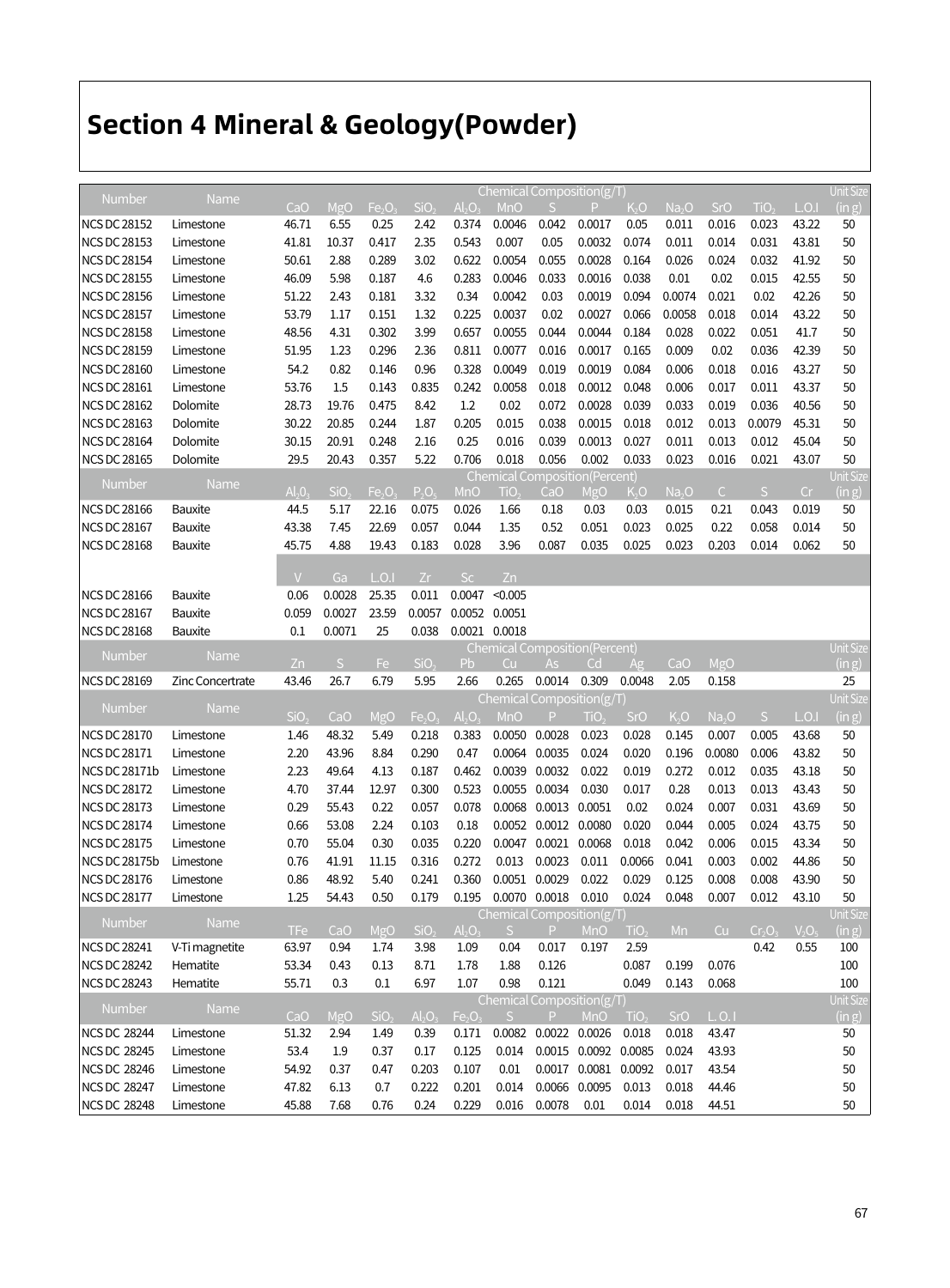# Section 4 Mineral & Geology(Powder)

| Number | Name | Chemical Composition(g/T) | | | | | | | | | | | | | Unit Size |
|---|---|---|---|---|---|---|---|---|---|---|---|---|---|---|---|
| | | CaO | MgO | $Fe_2O_3$ | $SiO_2$ | $Al_2O_3$ | MnO | S | P | $K_2O$ | $Na_2O$ | SrO | $TiO_2$ | L.O.I | (in g) |
| NCS DC 28152 | Limestone | 46.71 | 6.55 | 0.25 | 2.42 | 0.374 | 0.0046 | 0.042 | 0.0017 | 0.05 | 0.011 | 0.016 | 0.023 | 43.22 | 50 |
| NCS DC 28153 | Limestone | 41.81 | 10.37 | 0.417 | 2.35 | 0.543 | 0.007 | 0.05 | 0.0032 | 0.074 | 0.011 | 0.014 | 0.031 | 43.81 | 50 |
| NCS DC 28154 | Limestone | 50.61 | 2.88 | 0.289 | 3.02 | 0.622 | 0.0054 | 0.055 | 0.0028 | 0.164 | 0.026 | 0.024 | 0.032 | 41.92 | 50 |
| NCS DC 28155 | Limestone | 46.09 | 5.98 | 0.187 | 4.6 | 0.283 | 0.0046 | 0.033 | 0.0016 | 0.038 | 0.01 | 0.02 | 0.015 | 42.55 | 50 |
| NCS DC 28156 | Limestone | 51.22 | 2.43 | 0.181 | 3.32 | 0.34 | 0.0042 | 0.03 | 0.0019 | 0.094 | 0.0074 | 0.021 | 0.02 | 42.26 | 50 |
| NCS DC 28157 | Limestone | 53.79 | 1.17 | 0.151 | 1.32 | 0.225 | 0.0037 | 0.02 | 0.0027 | 0.066 | 0.0058 | 0.018 | 0.014 | 43.22 | 50 |
| NCS DC 28158 | Limestone | 48.56 | 4.31 | 0.302 | 3.99 | 0.657 | 0.0055 | 0.044 | 0.0044 | 0.184 | 0.028 | 0.022 | 0.051 | 41.7 | 50 |
| NCS DC 28159 | Limestone | 51.95 | 1.23 | 0.296 | 2.36 | 0.811 | 0.0077 | 0.016 | 0.0017 | 0.165 | 0.009 | 0.02 | 0.036 | 42.39 | 50 |
| NCS DC 28160 | Limestone | 54.2 | 0.82 | 0.146 | 0.96 | 0.328 | 0.0049 | 0.019 | 0.0019 | 0.084 | 0.006 | 0.018 | 0.016 | 43.27 | 50 |
| NCS DC 28161 | Limestone | 53.76 | 1.5 | 0.143 | 0.835 | 0.242 | 0.0058 | 0.018 | 0.0012 | 0.048 | 0.006 | 0.017 | 0.011 | 43.37 | 50 |
| NCS DC 28162 | Dolomite | 28.73 | 19.76 | 0.475 | 8.42 | 1.2 | 0.02 | 0.072 | 0.0028 | 0.039 | 0.033 | 0.019 | 0.036 | 40.56 | 50 |
| NCS DC 28163 | Dolomite | 30.22 | 20.85 | 0.244 | 1.87 | 0.205 | 0.015 | 0.038 | 0.0015 | 0.018 | 0.012 | 0.013 | 0.0079 | 45.31 | 50 |
| NCS DC 28164 | Dolomite | 30.15 | 20.91 | 0.248 | 2.16 | 0.25 | 0.016 | 0.039 | 0.0013 | 0.027 | 0.011 | 0.013 | 0.012 | 45.04 | 50 |
| NCS DC 28165 | Dolomite | 29.5 | 20.43 | 0.357 | 5.22 | 0.706 | 0.018 | 0.056 | 0.002 | 0.033 | 0.023 | 0.016 | 0.021 | 43.07 | 50 |

| Number | Name | Chemical Composition(Percent) | | | | | | | | | | | | | Unit Size |
|---|---|---|---|---|---|---|---|---|---|---|---|---|---|---|---|
| | | $Al_2O_3$ | $SiO_2$ | $Fe_2O_3$ | $P_2O_5$ | MnO | $TiO_2$ | CaO | MgO | $K_2O$ | $Na_2O$ | C | S | Cr | (in g) |
| NCS DC 28166 | Bauxite | 44.5 | 5.17 | 22.16 | 0.075 | 0.026 | 1.66 | 0.18 | 0.03 | 0.03 | 0.015 | 0.21 | 0.043 | 0.019 | 50 |
| NCS DC 28167 | Bauxite | 43.38 | 7.45 | 22.69 | 0.057 | 0.044 | 1.35 | 0.52 | 0.051 | 0.023 | 0.025 | 0.22 | 0.058 | 0.014 | 50 |
| NCS DC 28168 | Bauxite | 45.75 | 4.88 | 19.43 | 0.183 | 0.028 | 3.96 | 0.087 | 0.035 | 0.025 | 0.023 | 0.203 | 0.014 | 0.062 | 50 |
| | | V | Ga | L.O.I | Zr | Sc | Zn | | | | | | | | |
| NCS DC 28166 | Bauxite | 0.06 | 0.0028 | 25.35 | 0.011 | 0.0047 | <0.005 | | | | | | | | |
| NCS DC 28167 | Bauxite | 0.059 | 0.0027 | 23.59 | 0.0057 | 0.0052 | 0.0051 | | | | | | | | |
| NCS DC 28168 | Bauxite | 0.1 | 0.0071 | 25 | 0.038 | 0.0021 | 0.0018 | | | | | | | | |

| Number | Name | Chemical Composition(Percent) | | | | | | | | | | | Unit Size |
|---|---|---|---|---|---|---|---|---|---|---|---|---|---|
| | | Zn | S | Fe | $SiO_2$ | Pb | Cu | As | Cd | Ag | CaO | MgO | (in g) |
| NCS DC 28169 | Zinc Concertrate | 43.46 | 26.7 | 6.79 | 5.95 | 2.66 | 0.265 | 0.0014 | 0.309 | 0.0048 | 2.05 | 0.158 | 25 |

| Number | Name | Chemical Composition(g/T) | | | | | | | | | | | | | Unit Size |
|---|---|---|---|---|---|---|---|---|---|---|---|---|---|---|---|
| | | $SiO_2$ | CaO | MgO | $Fe_2O_3$ | $Al_2O_3$ | MnO | P | $TiO_2$ | SrO | $K_2O$ | $Na_2O$ | S | L.O.I | (in g) |
| NCS DC 28170 | Limestone | 1.46 | 48.32 | 5.49 | 0.218 | 0.383 | 0.0050 | 0.0028 | 0.023 | 0.028 | 0.145 | 0.007 | 0.005 | 43.68 | 50 |
| NCS DC 28171 | Limestone | 2.20 | 43.96 | 8.84 | 0.290 | 0.47 | 0.0064 | 0.0035 | 0.024 | 0.020 | 0.196 | 0.0080 | 0.006 | 43.82 | 50 |
| NCS DC 28171b | Limestone | 2.23 | 49.64 | 4.13 | 0.187 | 0.462 | 0.0039 | 0.0032 | 0.022 | 0.019 | 0.272 | 0.012 | 0.035 | 43.18 | 50 |
| NCS DC 28172 | Limestone | 4.70 | 37.44 | 12.97 | 0.300 | 0.523 | 0.0055 | 0.0034 | 0.030 | 0.017 | 0.28 | 0.013 | 0.013 | 43.43 | 50 |
| NCS DC 28173 | Limestone | 0.29 | 55.43 | 0.22 | 0.057 | 0.078 | 0.0068 | 0.0013 | 0.0051 | 0.02 | 0.024 | 0.007 | 0.031 | 43.69 | 50 |
| NCS DC 28174 | Limestone | 0.66 | 53.08 | 2.24 | 0.103 | 0.18 | 0.0052 | 0.0012 | 0.0080 | 0.020 | 0.044 | 0.005 | 0.024 | 43.75 | 50 |
| NCS DC 28175 | Limestone | 0.70 | 55.04 | 0.30 | 0.035 | 0.220 | 0.0047 | 0.0021 | 0.0068 | 0.018 | 0.042 | 0.006 | 0.015 | 43.34 | 50 |
| NCS DC 28175b | Limestone | 0.76 | 41.91 | 11.15 | 0.316 | 0.272 | 0.013 | 0.0023 | 0.011 | 0.0066 | 0.041 | 0.003 | 0.002 | 44.86 | 50 |
| NCS DC 28176 | Limestone | 0.86 | 48.92 | 5.40 | 0.241 | 0.360 | 0.0051 | 0.0029 | 0.022 | 0.029 | 0.125 | 0.008 | 0.008 | 43.90 | 50 |
| NCS DC 28177 | Limestone | 1.25 | 54.43 | 0.50 | 0.179 | 0.195 | 0.0070 | 0.0018 | 0.010 | 0.024 | 0.048 | 0.007 | 0.012 | 43.10 | 50 |

| Number | Name | Chemical Composition(g/T) | | | | | | | | | | | | | Unit Size |
|---|---|---|---|---|---|---|---|---|---|---|---|---|---|---|---|
| | | TFe | CaO | MgO | $SiO_2$ | $Al_2O_3$ | S | P | MnO | $TiO_2$ | Mn | Cu | $Cr_2O_3$ | $V_2O_5$ | (in g) |
| NCS DC 28241 | V-Ti magnetite | 63.97 | 0.94 | 1.74 | 3.98 | 1.09 | 0.04 | 0.017 | 0.197 | 2.59 | | | 0.42 | 0.55 | 100 |
| NCS DC 28242 | Hematite | 53.34 | 0.43 | 0.13 | 8.71 | 1.78 | 1.88 | 0.126 | | 0.087 | 0.199 | 0.076 | | | 100 |
| NCS DC 28243 | Hematite | 55.71 | 0.3 | 0.1 | 6.97 | 1.07 | 0.98 | 0.121 | | 0.049 | 0.143 | 0.068 | | | 100 |

| Number | Name | Chemical Composition(g/T) | | | | | | | | | | | Unit Size |
|---|---|---|---|---|---|---|---|---|---|---|---|---|---|
| | | CaO | MgO | $SiO_2$ | $Al_2O_3$ | $Fe_2O_3$ | S | P | MnO | $TiO_2$ | SrO | L. O. I | (in g) |
| NCS DC 28244 | Limestone | 51.32 | 2.94 | 1.49 | 0.39 | 0.171 | 0.0082 | 0.0022 | 0.0026 | 0.018 | 0.018 | 43.47 | 50 |
| NCS DC 28245 | Limestone | 53.4 | 1.9 | 0.37 | 0.17 | 0.125 | 0.014 | 0.0015 | 0.0092 | 0.0085 | 0.024 | 43.93 | 50 |
| NCS DC 28246 | Limestone | 54.92 | 0.37 | 0.47 | 0.203 | 0.107 | 0.01 | 0.0017 | 0.0081 | 0.0092 | 0.017 | 43.54 | 50 |
| NCS DC 28247 | Limestone | 47.82 | 6.13 | 0.7 | 0.222 | 0.201 | 0.014 | 0.0066 | 0.0095 | 0.013 | 0.018 | 44.46 | 50 |
| NCS DC 28248 | Limestone | 45.88 | 7.68 | 0.76 | 0.24 | 0.229 | 0.016 | 0.0078 | 0.01 | 0.014 | 0.018 | 44.51 | 50 |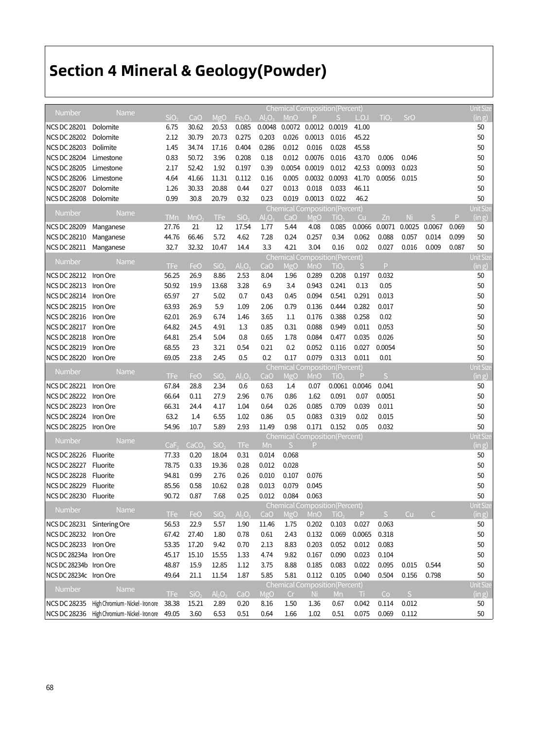# Section 4 Mineral & Geology(Powder)

| Number | Name | Chemical Composition(Percent) | | | | | | | | | | | | | Unit Size (in g) |
|---|---|---|---|---|---|---|---|---|---|---|---|---|---|---|---|
| | | $SiO_2$ | CaO | MgO | $Fe_2O_3$ | $Al_2O_3$ | MnO | P | S | L.O.I | $TiO_2$ | SrO | | | |
| NCS DC 28201 | Dolomite | 6.75 | 30.62 | 20.53 | 0.085 | 0.0048 | 0.0072 | 0.0012 | 0.0019 | 41.00 | | | | | 50 |
| NCS DC 28202 | Dolomite | 2.12 | 30.79 | 20.73 | 0.275 | 0.203 | 0.026 | 0.0013 | 0.016 | 45.22 | | | | | 50 |
| NCS DC 28203 | Dolimite | 1.45 | 34.74 | 17.16 | 0.404 | 0.286 | 0.012 | 0.016 | 0.028 | 45.58 | | | | | 50 |
| NCS DC 28204 | Limestone | 0.83 | 50.72 | 3.96 | 0.208 | 0.18 | 0.012 | 0.0076 | 0.016 | 43.70 | 0.006 | 0.046 | | | 50 |
| NCS DC 28205 | Limestone | 2.17 | 52.42 | 1.92 | 0.197 | 0.39 | 0.0054 | 0.0019 | 0.012 | 42.53 | 0.0093 | 0.023 | | | 50 |
| NCS DC 28206 | Limestone | 4.64 | 41.66 | 11.31 | 0.112 | 0.16 | 0.005 | 0.0032 | 0.0093 | 41.70 | 0.0056 | 0.015 | | | 50 |
| NCS DC 28207 | Dolomite | 1.26 | 30.33 | 20.88 | 0.44 | 0.27 | 0.013 | 0.018 | 0.033 | 46.11 | | | | | 50 |
| NCS DC 28208 | Dolomite | 0.99 | 30.8 | 20.79 | 0.32 | 0.23 | 0.019 | 0.0013 | 0.022 | 46.2 | | | | | 50 |
| Number | Name | TMn | $MnO_2$ | TFe | $SiO_2$ | $Al_2O_3$ | CaO | MgO | $TiO_2$ | Cu | Zn | Ni | S | P | Unit Size (in g) |
| NCS DC 28209 | Manganese | 27.76 | 21 | 12 | 17.54 | 1.77 | 5.44 | 4.08 | 0.085 | 0.0066 | 0.0071 | 0.0025 | 0.0067 | 0.069 | 50 |
| NCS DC 28210 | Manganese | 44.76 | 66.46 | 5.72 | 4.62 | 7.28 | 0.24 | 0.257 | 0.34 | 0.062 | 0.088 | 0.057 | 0.014 | 0.099 | 50 |
| NCS DC 28211 | Manganese | 32.7 | 32.32 | 10.47 | 14.4 | 3.3 | 4.21 | 3.04 | 0.16 | 0.02 | 0.027 | 0.016 | 0.009 | 0.087 | 50 |
| Number | Name | TFe | FeO | $SiO_2$ | $Al_2O_3$ | CaO | MgO | MnO | $TiO_2$ | S | P | | | | Unit Size (in g) |
| NCS DC 28212 | Iron Ore | 56.25 | 26.9 | 8.86 | 2.53 | 8.04 | 1.96 | 0.289 | 0.208 | 0.197 | 0.032 | | | | 50 |
| NCS DC 28213 | Iron Ore | 50.92 | 19.9 | 13.68 | 3.28 | 6.9 | 3.4 | 0.943 | 0.241 | 0.13 | 0.05 | | | | 50 |
| NCS DC 28214 | Iron Ore | 65.97 | 27 | 5.02 | 0.7 | 0.43 | 0.45 | 0.094 | 0.541 | 0.291 | 0.013 | | | | 50 |
| NCS DC 28215 | Iron Ore | 63.93 | 26.9 | 5.9 | 1.09 | 2.06 | 0.79 | 0.136 | 0.444 | 0.282 | 0.017 | | | | 50 |
| NCS DC 28216 | Iron Ore | 62.01 | 26.9 | 6.74 | 1.46 | 3.65 | 1.1 | 0.176 | 0.388 | 0.258 | 0.02 | | | | 50 |
| NCS DC 28217 | Iron Ore | 64.82 | 24.5 | 4.91 | 1.3 | 0.85 | 0.31 | 0.088 | 0.949 | 0.011 | 0.053 | | | | 50 |
| NCS DC 28218 | Iron Ore | 64.81 | 25.4 | 5.04 | 0.8 | 0.65 | 1.78 | 0.084 | 0.477 | 0.035 | 0.026 | | | | 50 |
| NCS DC 28219 | Iron Ore | 68.55 | 23 | 3.21 | 0.54 | 0.21 | 0.2 | 0.052 | 0.116 | 0.027 | 0.0054 | | | | 50 |
| NCS DC 28220 | Iron Ore | 69.05 | 23.8 | 2.45 | 0.5 | 0.2 | 0.17 | 0.079 | 0.313 | 0.011 | 0.01 | | | | 50 |
| Number | Name | TFe | FeO | $SiO_2$ | $Al_2O_3$ | CaO | MgO | MnO | $TiO_2$ | P | S | | | | Unit Size (in g) |
| NCS DC 28221 | Iron Ore | 67.84 | 28.8 | 2.34 | 0.6 | 0.63 | 1.4 | 0.07 | 0.0061 | 0.0046 | 0.041 | | | | 50 |
| NCS DC 28222 | Iron Ore | 66.64 | 0.11 | 27.9 | 2.96 | 0.76 | 0.86 | 1.62 | 0.091 | 0.07 | 0.0051 | | | | 50 |
| NCS DC 28223 | Iron Ore | 66.31 | 24.4 | 4.17 | 1.04 | 0.64 | 0.26 | 0.085 | 0.709 | 0.039 | 0.011 | | | | 50 |
| NCS DC 28224 | Iron Ore | 63.2 | 1.4 | 6.55 | 1.02 | 0.86 | 0.5 | 0.083 | 0.319 | 0.02 | 0.015 | | | | 50 |
| NCS DC 28225 | Iron Ore | 54.96 | 10.7 | 5.89 | 2.93 | 11.49 | 0.98 | 0.171 | 0.152 | 0.05 | 0.032 | | | | 50 |
| Number | Name | $CaF_2$ | $CaCO_3$ | $SiO_2$ | TFe | Mn | S | P | | | | | | | Unit Size (in g) |
| NCS DC 28226 | Fluorite | 77.33 | 0.20 | 18.04 | 0.31 | 0.014 | 0.068 | | | | | | | | 50 |
| NCS DC 28227 | Fluorite | 78.75 | 0.33 | 19.36 | 0.28 | 0.012 | 0.028 | | | | | | | | 50 |
| NCS DC 28228 | Fluorite | 94.81 | 0.99 | 2.76 | 0.26 | 0.010 | 0.107 | 0.076 | | | | | | | 50 |
| NCS DC 28229 | Fluorite | 85.56 | 0.58 | 10.62 | 0.28 | 0.013 | 0.079 | 0.045 | | | | | | | 50 |
| NCS DC 28230 | Fluorite | 90.72 | 0.87 | 7.68 | 0.25 | 0.012 | 0.084 | 0.063 | | | | | | | 50 |
| Number | Name | TFe | FeO | $SiO_2$ | $Al_2O_3$ | CaO | MgO | MnO | $TiO_2$ | P | S | Cu | C | | Unit Size (in g) |
| NCS DC 28231 | Sintering Ore | 56.53 | 22.9 | 5.57 | 1.90 | 11.46 | 1.75 | 0.202 | 0.103 | 0.027 | 0.063 | | | | 50 |
| NCS DC 28232 | Iron Ore | 67.42 | 27.40 | 1.80 | 0.78 | 0.61 | 2.43 | 0.132 | 0.069 | 0.0065 | 0.318 | | | | 50 |
| NCS DC 28233 | Iron Ore | 53.35 | 17.20 | 9.42 | 0.70 | 2.13 | 8.83 | 0.203 | 0.052 | 0.012 | 0.083 | | | | 50 |
| NCS DC 28234a | Iron Ore | 45.17 | 15.10 | 15.55 | 1.33 | 4.74 | 9.82 | 0.167 | 0.090 | 0.023 | 0.104 | | | | 50 |
| NCS DC 28234b | Iron Ore | 48.87 | 15.9 | 12.85 | 1.12 | 3.75 | 8.88 | 0.185 | 0.083 | 0.022 | 0.095 | 0.015 | 0.544 | | 50 |
| NCS DC 28234c | Iron Ore | 49.64 | 21.1 | 11.54 | 1.87 | 5.85 | 5.81 | 0.112 | 0.105 | 0.040 | 0.504 | 0.156 | 0.798 | | 50 |
| Number | Name | TFe | $SiO_2$ | $Al_2O_3$ | CaO | MgO | Cr | Ni | Mn | Ti | Co | S | | | Unit Size (in g) |
| NCS DC 28235 | High Chromium - Nickel - Iron ore | 38.38 | 15.21 | 2.89 | 0.20 | 8.16 | 1.50 | 1.36 | 0.67 | 0.042 | 0.114 | 0.012 | | | 50 |
| NCS DC 28236 | High Chromium - Nickel - Iron ore | 49.05 | 3.60 | 6.53 | 0.51 | 0.64 | 1.66 | 1.02 | 0.51 | 0.075 | 0.069 | 0.112 | | | 50 |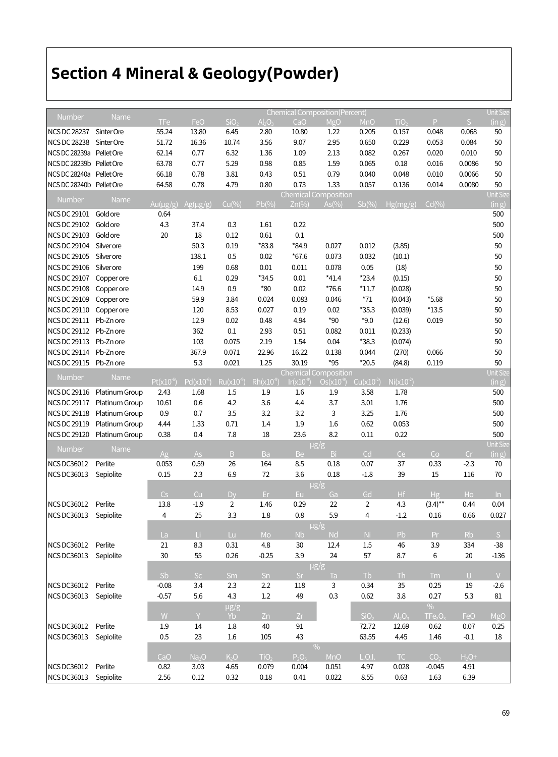# Section 4 Mineral & Geology(Powder)

| Number | Name | Chemical Composition(Percent) | | | | | | | | | | Unit Size (in g) |
|---|---|---|---|---|---|---|---|---|---|---|---|---|
| | | TFe | FeO | $SiO_2$ | $Al_2O_3$ | CaO | MgO | MnO | $TiO_2$ | P | S | |
| NCS DC 28237 | Sinter Ore | 55.24 | 13.80 | 6.45 | 2.80 | 10.80 | 1.22 | 0.205 | 0.157 | 0.048 | 0.068 | 50 |
| NCS DC 28238 | Sinter Ore | 51.72 | 16.36 | 10.74 | 3.56 | 9.07 | 2.95 | 0.650 | 0.229 | 0.053 | 0.084 | 50 |
| NCS DC 28239a | Pellet Ore | 62.14 | 0.77 | 6.32 | 1.36 | 1.09 | 2.13 | 0.082 | 0.267 | 0.020 | 0.010 | 50 |
| NCS DC 28239b | Pellet Ore | 63.78 | 0.77 | 5.29 | 0.98 | 0.85 | 1.59 | 0.065 | 0.18 | 0.016 | 0.0086 | 50 |
| NCS DC 28240a | Pellet Ore | 66.18 | 0.78 | 3.81 | 0.43 | 0.51 | 0.79 | 0.040 | 0.048 | 0.010 | 0.0066 | 50 |
| NCS DC 28240b | Pellet Ore | 64.58 | 0.78 | 4.79 | 0.80 | 0.73 | 1.33 | 0.057 | 0.136 | 0.014 | 0.0080 | 50 |

| Number | Name | Chemical Composition | | | | | | | | Unit Size (in g) |
|---|---|---|---|---|---|---|---|---|---|---|
| | | Au(μg/g) | Ag(μg/g) | Cu(%) | Pb(%) | Zn(%) | As(%) | Sb(%) | Hg(mg/g) | Cd(%) | |
| NCS DC 29101 | Gold ore | 0.64 | | | | | | | | | 500 |
| NCS DC 29102 | Gold ore | 4.3 | 37.4 | 0.3 | 1.61 | 0.22 | | | | | 500 |
| NCS DC 29103 | Gold ore | 20 | 18 | 0.12 | 0.61 | 0.1 | | | | | 500 |
| NCS DC 29104 | Silver ore | | 50.3 | 0.19 | *83.8 | *84.9 | 0.027 | 0.012 | (3.85) | | 50 |
| NCS DC 29105 | Silver ore | | 138.1 | 0.5 | 0.02 | *67.6 | 0.073 | 0.032 | (10.1) | | 50 |
| NCS DC 29106 | Silver ore | | 199 | 0.68 | 0.01 | 0.011 | 0.078 | 0.05 | (18) | | 50 |
| NCS DC 29107 | Copper ore | | 6.1 | 0.29 | *34.5 | 0.01 | *41.4 | *23.4 | (0.15) | | 50 |
| NCS DC 29108 | Copper ore | | 14.9 | 0.9 | *80 | 0.02 | *76.6 | *11.7 | (0.028) | | 50 |
| NCS DC 29109 | Copper ore | | 59.9 | 3.84 | 0.024 | 0.083 | 0.046 | *71 | (0.043) | *5.68 | 50 |
| NCS DC 29110 | Copper ore | | 120 | 8.53 | 0.027 | 0.19 | 0.02 | *35.3 | (0.039) | *13.5 | 50 |
| NCS DC 29111 | Pb-Zn ore | | 12.9 | 0.02 | 0.48 | 4.94 | *90 | *9.0 | (12.6) | 0.019 | 50 |
| NCS DC 29112 | Pb-Zn ore | | 362 | 0.1 | 2.93 | 0.51 | 0.082 | 0.011 | (0.233) | | 50 |
| NCS DC 29113 | Pb-Zn ore | | 103 | 0.075 | 2.19 | 1.54 | 0.04 | *38.3 | (0.074) | | 50 |
| NCS DC 29114 | Pb-Zn ore | | 367.9 | 0.071 | 22.96 | 16.22 | 0.138 | 0.044 | (270) | 0.066 | 50 |
| NCS DC 29115 | Pb-Zn ore | | 5.3 | 0.021 | 1.25 | 30.19 | *95 | *20.5 | (84.8) | 0.119 | 50 |

| Number | Name | Chemical Composition | | | | | | | | Unit Size (in g) |
|---|---|---|---|---|---|---|---|---|---|---|
| | | Pt($\times10^{-6}$) | Pd($\times10^{-6}$) | Ru($\times10^{-9}$) | Rh($\times10^{-9}$) | Ir($\times10^{-9}$) | Os($\times10^{-9}$) | Cu($\times10^{-2}$) | Ni($\times10^{-2}$) | |
| NCS DC 29116 | Platinum Group | 2.43 | 1.68 | 1.5 | 1.9 | 1.6 | 1.9 | 3.58 | 1.78 | 500 |
| NCS DC 29117 | Platinum Group | 10.61 | 0.6 | 4.2 | 3.6 | 4.4 | 3.7 | 3.01 | 1.76 | 500 |
| NCS DC 29118 | Platinum Group | 0.9 | 0.7 | 3.5 | 3.2 | 3.2 | 3 | 3.25 | 1.76 | 500 |
| NCS DC 29119 | Platinum Group | 4.44 | 1.33 | 0.71 | 1.4 | 1.9 | 1.6 | 0.62 | 0.053 | 500 |
| NCS DC 29120 | Platinum Group | 0.38 | 0.4 | 7.8 | 18 | 23.6 | 8.2 | 0.11 | 0.22 | 500 |

| Number | Name | μg/g | | | | | | | | | | Unit Size (in g) |
|---|---|---|---|---|---|---|---|---|---|---|---|---|
| | | Ag | As | B | Ba | Be | Bi | Cd | Ce | Co | Cr | |
| NCS DC36012 | Perlite | 0.053 | 0.59 | 26 | 164 | 8.5 | 0.18 | 0.07 | 37 | 0.33 | -2.3 | 70 |
| NCS DC36013 | Sepiolite | 0.15 | 2.3 | 6.9 | 72 | 3.6 | 0.18 | -1.8 | 39 | 15 | 116 | 70 |
| | | μg/g | | | | | | | | | | |
| | | Cs | Cu | Dy | Er | Eu | Ga | Gd | Hf | Hg | Ho | In |
| NCS DC36012 | Perlite | 13.8 | -1.9 | 2 | 1.46 | 0.29 | 22 | 2 | 4.3 | (3.4)** | 0.44 | 0.04 |
| NCS DC36013 | Sepiolite | 4 | 25 | 3.3 | 1.8 | 0.8 | 5.9 | 4 | -1.2 | 0.16 | 0.66 | 0.027 |
| | | μg/g | | | | | | | | | | |
| | | La | Li | Lu | Mo | Nb | Nd | Ni | Pb | Pr | Rb | S |
| NCS DC36012 | Perlite | 21 | 8.3 | 0.31 | 4.8 | 30 | 12.4 | 1.5 | 46 | 3.9 | 334 | -38 |
| NCS DC36013 | Sepiolite | 30 | 55 | 0.26 | -0.25 | 3.9 | 24 | 57 | 8.7 | 6 | 20 | -136 |
| | | μg/g | | | | | | | | | | |
| | | Sb | Sc | Sm | Sn | Sr | Ta | Tb | Th | Tm | U | V |
| NCS DC36012 | Perlite | -0.08 | 3.4 | 2.3 | 2.2 | 118 | 3 | 0.34 | 35 | 0.25 | 19 | -2.6 |
| NCS DC36013 | Sepiolite | -0.57 | 5.6 | 4.3 | 1.2 | 49 | 0.3 | 0.62 | 3.8 | 0.27 | 5.3 | 81 |
| | | μg/g | | | | | | % | | | | |
| | | W | Y | Yb | Zn | Zr | | $SiO_2$ | $Al_2O_3$ | $TFe_2O_3$ | FeO | MgO |
| NCS DC36012 | Perlite | 1.9 | 14 | 1.8 | 40 | 91 | | 72.72 | 12.69 | 0.62 | 0.07 | 0.25 |
| NCS DC36013 | Sepiolite | 0.5 | 23 | 1.6 | 105 | 43 | | 63.55 | 4.45 | 1.46 | -0.1 | 18 |
| | | % | | | | | | | | | | |
| | | CaO | $Na_2O$ | $K_2O$ | $TiO_2$ | $P_2O_5$ | MnO | L.O.I. | TC | $CO_2$ | $H_2O+$ | |
| NCS DC36012 | Perlite | 0.82 | 3.03 | 4.65 | 0.079 | 0.004 | 0.051 | 4.97 | 0.028 | -0.045 | 4.91 | |
| NCS DC36013 | Sepiolite | 2.56 | 0.12 | 0.32 | 0.18 | 0.41 | 0.022 | 8.55 | 0.63 | 1.63 | 6.39 | |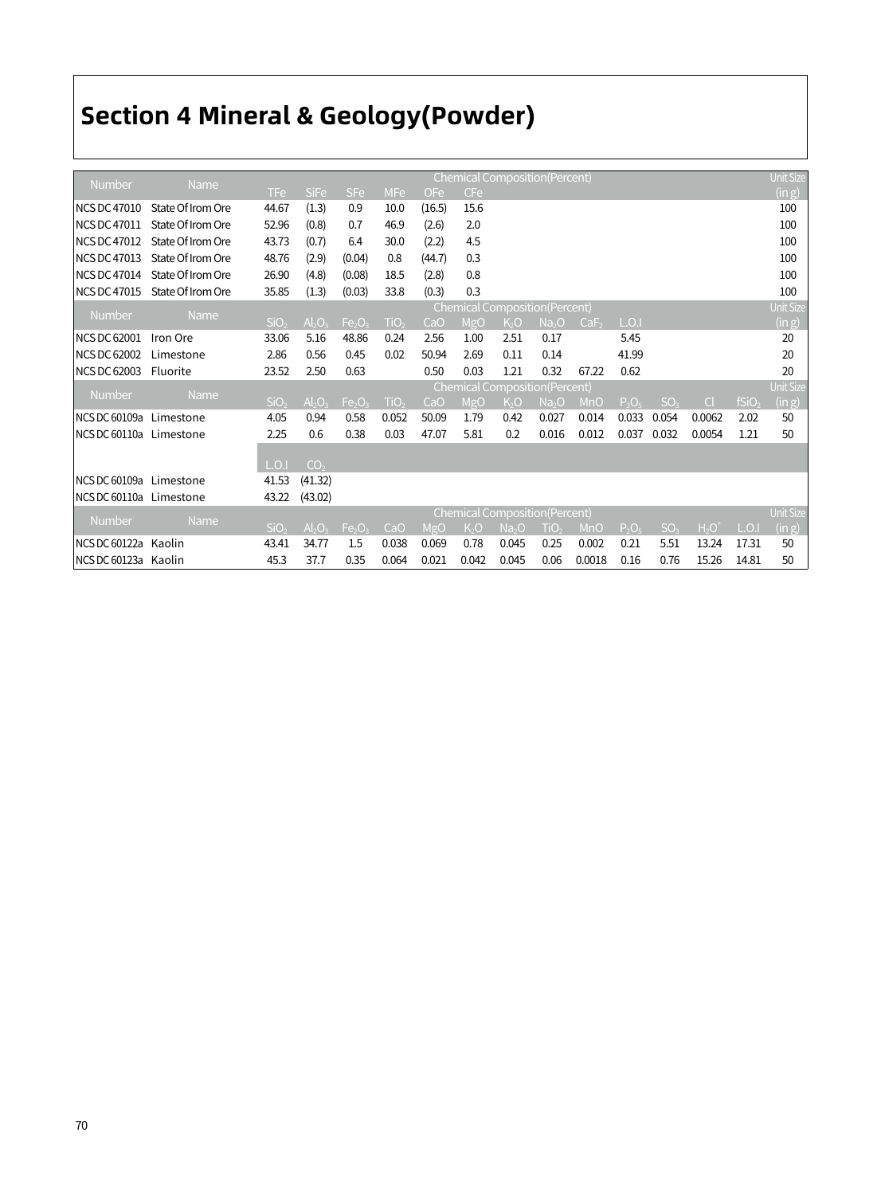# Section 4 Mineral & Geology(Powder)

| Number | Name | Chemical Composition(Percent) | | | | | | Unit Size |
|---|---|---|---|---|---|---|---|---|
| | | TFe | SiFe | SFe | MFe | OFe | CFe | (in g) |
| NCS DC 47010 | State Of Irom Ore | 44.67 | (1.3) | 0.9 | 10.0 | (16.5) | 15.6 | 100 |
| NCS DC 47011 | State Of Irom Ore | 52.96 | (0.8) | 0.7 | 46.9 | (2.6) | 2.0 | 100 |
| NCS DC 47012 | State Of Irom Ore | 43.73 | (0.7) | 6.4 | 30.0 | (2.2) | 4.5 | 100 |
| NCS DC 47013 | State Of Irom Ore | 48.76 | (2.9) | (0.04) | 0.8 | (44.7) | 0.3 | 100 |
| NCS DC 47014 | State Of Irom Ore | 26.90 | (4.8) | (0.08) | 18.5 | (2.8) | 0.8 | 100 |
| NCS DC 47015 | State Of Irom Ore | 35.85 | (1.3) | (0.03) | 33.8 | (0.3) | 0.3 | 100 |

| Number | Name | Chemical Composition(Percent) | | | | | | | | | | Unit Size |
|---|---|---|---|---|---|---|---|---|---|---|---|---|
| | | $SiO_2$ | $Al_2O_3$ | $Fe_2O_3$ | $TiO_2$ | CaO | MgO | $K_2O$ | $Na_2O$ | $CaF_2$ | L.O.I | (in g) |
| NCS DC 62001 | Iron Ore | 33.06 | 5.16 | 48.86 | 0.24 | 2.56 | 1.00 | 2.51 | 0.17 | | 5.45 | 20 |
| NCS DC 62002 | Limestone | 2.86 | 0.56 | 0.45 | 0.02 | 50.94 | 2.69 | 0.11 | 0.14 | | 41.99 | 20 |
| NCS DC 62003 | Fluorite | 23.52 | 2.50 | 0.63 | | 0.50 | 0.03 | 1.21 | 0.32 | 67.22 | 0.62 | 20 |

| Number | Name | Chemical Composition(Percent) | | | | | | | | | | | | | Unit Size |
|---|---|---|---|---|---|---|---|---|---|---|---|---|---|---|---|
| | | $SiO_2$ | $Al_2O_3$ | $Fe_2O_3$ | $TiO_2$ | CaO | MgO | $K_2O$ | $Na_2O$ | MnO | $P_2O_5$ | $SO_3$ | Cl | $fSiO_2$ | (in g) |
| NCS DC 60109a | Limestone | 4.05 | 0.94 | 0.58 | 0.052 | 50.09 | 1.79 | 0.42 | 0.027 | 0.014 | 0.033 | 0.054 | 0.0062 | 2.02 | 50 |
| NCS DC 60110a | Limestone | 2.25 | 0.6 | 0.38 | 0.03 | 47.07 | 5.81 | 0.2 | 0.016 | 0.012 | 0.037 | 0.032 | 0.0054 | 1.21 | 50 |
| | | L.O.I | $CO_2$ | | | | | | | | | | | | |
| NCS DC 60109a | Limestone | 41.53 | (41.32) | | | | | | | | | | | | |
| NCS DC 60110a | Limestone | 43.22 | (43.02) | | | | | | | | | | | | |

| Number | Name | Chemical Composition(Percent) | | | | | | | | | | | | | Unit Size |
|---|---|---|---|---|---|---|---|---|---|---|---|---|---|---|---|
| | | $SiO_2$ | $Al_2O_3$ | $Fe_2O_3$ | CaO | MgO | $K_2O$ | $Na_2O$ | $TiO_2$ | MnO | $P_2O_5$ | $SO_3$ | $H_2O^+$ | L.O.I | (in g) |
| NCS DC 60122a | Kaolin | 43.41 | 34.77 | 1.5 | 0.038 | 0.069 | 0.78 | 0.045 | 0.25 | 0.002 | 0.21 | 5.51 | 13.24 | 17.31 | 50 |
| NCS DC 60123a | Kaolin | 45.3 | 37.7 | 0.35 | 0.064 | 0.021 | 0.042 | 0.045 | 0.06 | 0.0018 | 0.16 | 0.76 | 15.26 | 14.81 | 50 |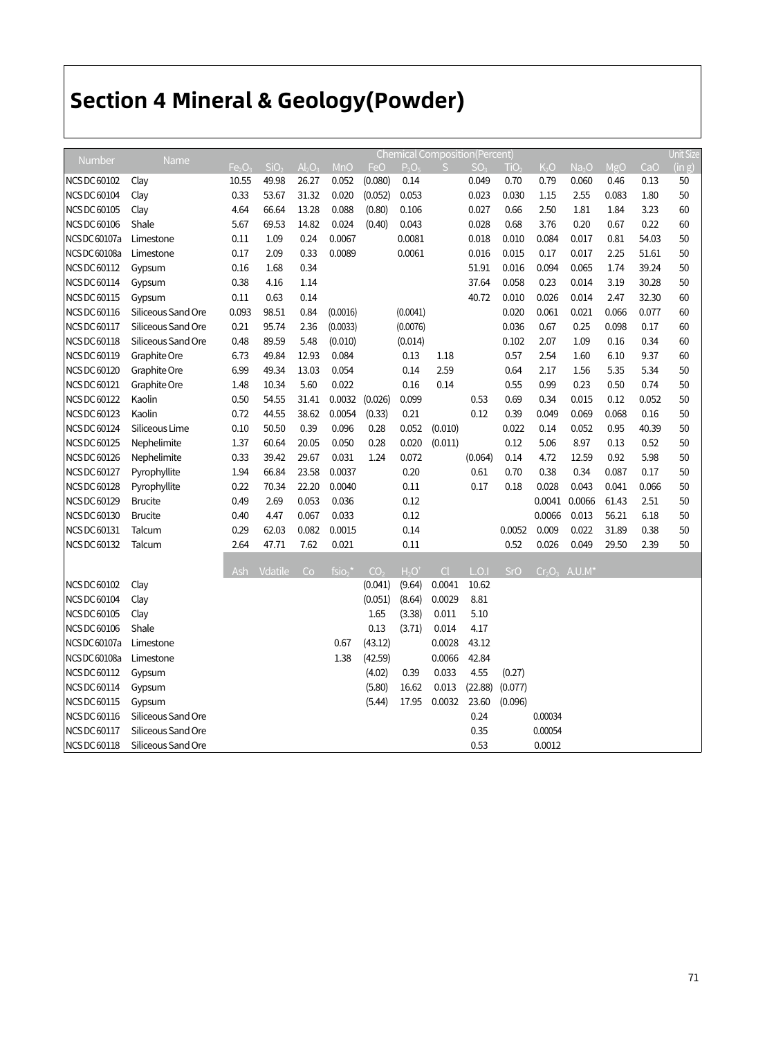# Section 4 Mineral & Geology(Powder)

| Number | Name | Chemical Composition(Percent) | | | | | | | | | | | | | Unit Size (in g) |
|---|---|---|---|---|---|---|---|---|---|---|---|---|---|---|---|
| | | $Fe_2O_3$ | $SiO_2$ | $Al_2O_3$ | MnO | FeO | $P_2O_5$ | S | $SO_3$ | $TiO_2$ | $K_2O$ | $Na_2O$ | MgO | CaO | |
| NCS DC 60102 | Clay | 10.55 | 49.98 | 26.27 | 0.052 | (0.080) | 0.14 | | 0.049 | 0.70 | 0.79 | 0.060 | 0.46 | 0.13 | 50 |
| NCS DC 60104 | Clay | 0.33 | 53.67 | 31.32 | 0.020 | (0.052) | 0.053 | | 0.023 | 0.030 | 1.15 | 2.55 | 0.083 | 1.80 | 50 |
| NCS DC 60105 | Clay | 4.64 | 66.64 | 13.28 | 0.088 | (0.80) | 0.106 | | 0.027 | 0.66 | 2.50 | 1.81 | 1.84 | 3.23 | 60 |
| NCS DC 60106 | Shale | 5.67 | 69.53 | 14.82 | 0.024 | (0.40) | 0.043 | | 0.028 | 0.68 | 3.76 | 0.20 | 0.67 | 0.22 | 60 |
| NCS DC 60107a | Limestone | 0.11 | 1.09 | 0.24 | 0.0067 | | 0.0081 | | 0.018 | 0.010 | 0.084 | 0.017 | 0.81 | 54.03 | 50 |
| NCS DC 60108a | Limestone | 0.17 | 2.09 | 0.33 | 0.0089 | | 0.0061 | | 0.016 | 0.015 | 0.17 | 0.017 | 2.25 | 51.61 | 50 |
| NCS DC 60112 | Gypsum | 0.16 | 1.68 | 0.34 | | | | | 51.91 | 0.016 | 0.094 | 0.065 | 1.74 | 39.24 | 50 |
| NCS DC 60114 | Gypsum | 0.38 | 4.16 | 1.14 | | | | | 37.64 | 0.058 | 0.23 | 0.014 | 3.19 | 30.28 | 50 |
| NCS DC 60115 | Gypsum | 0.11 | 0.63 | 0.14 | | | | | 40.72 | 0.010 | 0.026 | 0.014 | 2.47 | 32.30 | 60 |
| NCS DC 60116 | Siliceous Sand Ore | 0.093 | 98.51 | 0.84 | (0.0016) | | (0.0041) | | | 0.020 | 0.061 | 0.021 | 0.066 | 0.077 | 60 |
| NCS DC 60117 | Siliceous Sand Ore | 0.21 | 95.74 | 2.36 | (0.0033) | | (0.0076) | | | 0.036 | 0.67 | 0.25 | 0.098 | 0.17 | 60 |
| NCS DC 60118 | Siliceous Sand Ore | 0.48 | 89.59 | 5.48 | (0.010) | | (0.014) | | | 0.102 | 2.07 | 1.09 | 0.16 | 0.34 | 60 |
| NCS DC 60119 | Graphite Ore | 6.73 | 49.84 | 12.93 | 0.084 | | 0.13 | 1.18 | | 0.57 | 2.54 | 1.60 | 6.10 | 9.37 | 60 |
| NCS DC 60120 | Graphite Ore | 6.99 | 49.34 | 13.03 | 0.054 | | 0.14 | 2.59 | | 0.64 | 2.17 | 1.56 | 5.35 | 5.34 | 50 |
| NCS DC 60121 | Graphite Ore | 1.48 | 10.34 | 5.60 | 0.022 | | 0.16 | 0.14 | | 0.55 | 0.99 | 0.23 | 0.50 | 0.74 | 50 |
| NCS DC 60122 | Kaolin | 0.50 | 54.55 | 31.41 | 0.0032 | (0.026) | 0.099 | | 0.53 | 0.69 | 0.34 | 0.015 | 0.12 | 0.052 | 50 |
| NCS DC 60123 | Kaolin | 0.72 | 44.55 | 38.62 | 0.0054 | (0.33) | 0.21 | | 0.12 | 0.39 | 0.049 | 0.069 | 0.068 | 0.16 | 50 |
| NCS DC 60124 | Siliceous Lime | 0.10 | 50.50 | 0.39 | 0.096 | 0.28 | 0.052 | (0.010) | | 0.022 | 0.14 | 0.052 | 0.95 | 40.39 | 50 |
| NCS DC 60125 | Nephelimite | 1.37 | 60.64 | 20.05 | 0.050 | 0.28 | 0.020 | (0.011) | | 0.12 | 5.06 | 8.97 | 0.13 | 0.52 | 50 |
| NCS DC 60126 | Nephelimite | 0.33 | 39.42 | 29.67 | 0.031 | 1.24 | 0.072 | | (0.064) | 0.14 | 4.72 | 12.59 | 0.92 | 5.98 | 50 |
| NCS DC 60127 | Pyrophyllite | 1.94 | 66.84 | 23.58 | 0.0037 | | 0.20 | | 0.61 | 0.70 | 0.38 | 0.34 | 0.087 | 0.17 | 50 |
| NCS DC 60128 | Pyrophyllite | 0.22 | 70.34 | 22.20 | 0.0040 | | 0.11 | | 0.17 | 0.18 | 0.028 | 0.043 | 0.041 | 0.066 | 50 |
| NCS DC 60129 | Brucite | 0.49 | 2.69 | 0.053 | 0.036 | | 0.12 | | | | 0.0041 | 0.0066 | 61.43 | 2.51 | 50 |
| NCS DC 60130 | Brucite | 0.40 | 4.47 | 0.067 | 0.033 | | 0.12 | | | | 0.0066 | 0.013 | 56.21 | 6.18 | 50 |
| NCS DC 60131 | Talcum | 0.29 | 62.03 | 0.082 | 0.0015 | | 0.14 | | | 0.0052 | 0.009 | 0.022 | 31.89 | 0.38 | 50 |
| NCS DC 60132 | Talcum | 2.64 | 47.71 | 7.62 | 0.021 | | 0.11 | | | 0.52 | 0.026 | 0.049 | 29.50 | 2.39 | 50 |
| | | Ash | Vdatile | Co | $fsio_2$* | $CO_2$ | $H_2O^+$ | Cl | L.O.I | SrO | $Cr_2O_3$ | A.U.M* | | | |
| NCS DC 60102 | Clay | | | | | (0.041) | (9.64) | 0.0041 | 10.62 | | | | | | |
| NCS DC 60104 | Clay | | | | | (0.051) | (8.64) | 0.0029 | 8.81 | | | | | | |
| NCS DC 60105 | Clay | | | | | 1.65 | (3.38) | 0.011 | 5.10 | | | | | | |
| NCS DC 60106 | Shale | | | | | 0.13 | (3.71) | 0.014 | 4.17 | | | | | | |
| NCS DC 60107a | Limestone | | | | 0.67 | (43.12) | | 0.0028 | 43.12 | | | | | | |
| NCS DC 60108a | Limestone | | | | 1.38 | (42.59) | | 0.0066 | 42.84 | | | | | | |
| NCS DC 60112 | Gypsum | | | | | (4.02) | 0.39 | 0.033 | 4.55 | (0.27) | | | | | |
| NCS DC 60114 | Gypsum | | | | | (5.80) | 16.62 | 0.013 | (22.88) | (0.077) | | | | | |
| NCS DC 60115 | Gypsum | | | | | (5.44) | 17.95 | 0.0032 | 23.60 | (0.096) | | | | | |
| NCS DC 60116 | Siliceous Sand Ore | | | | | | | | 0.24 | | 0.00034 | | | | |
| NCS DC 60117 | Siliceous Sand Ore | | | | | | | | 0.35 | | 0.00054 | | | | |
| NCS DC 60118 | Siliceous Sand Ore | | | | | | | | 0.53 | | 0.0012 | | | | |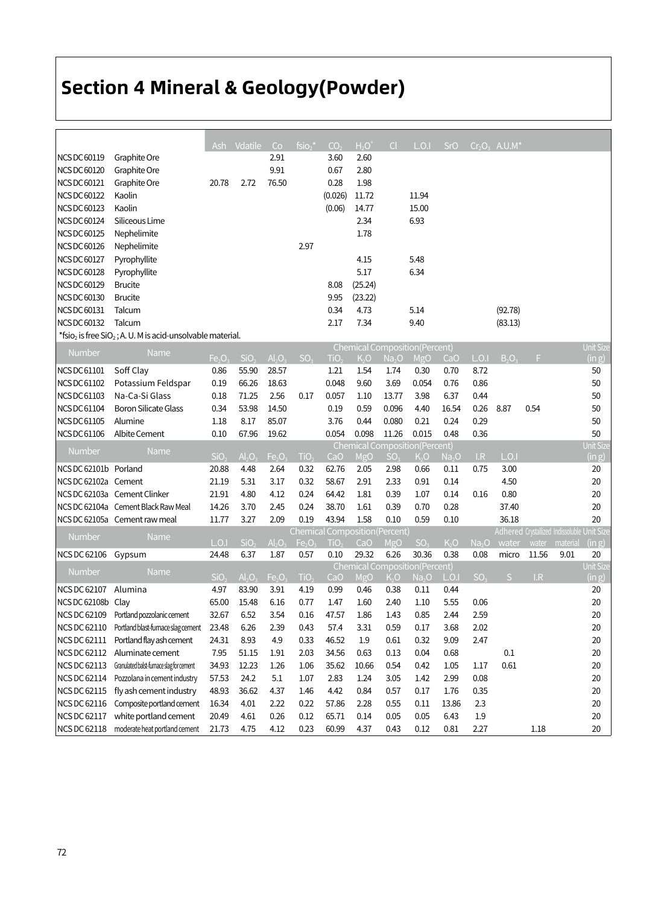# Section 4 Mineral & Geology(Powder)

| | | Ash | Vdatile | Co | $fsio_2$* | $CO_2$ | $H_2O^+$ | Cl | L.O.I | SrO | $Cr_2O_3$ | A.U.M* |
|---|---|---|---|---|---|---|---|---|---|---|---|---|
| NCS DC 60119 | Graphite Ore | | | 2.91 | | 3.60 | 2.60 | | | | | |
| NCS DC 60120 | Graphite Ore | | | 9.91 | | 0.67 | 2.80 | | | | | |
| NCS DC 60121 | Graphite Ore | 20.78 | 2.72 | 76.50 | | 0.28 | 1.98 | | | | | |
| NCS DC 60122 | Kaolin | | | | | (0.026) | 11.72 | | 11.94 | | | |
| NCS DC 60123 | Kaolin | | | | | (0.06) | 14.77 | | 15.00 | | | |
| NCS DC 60124 | Siliceous Lime | | | | | | 2.34 | | 6.93 | | | |
| NCS DC 60125 | Nephelimite | | | | | | 1.78 | | | | | |
| NCS DC 60126 | Nephelimite | | | | 2.97 | | | | | | | |
| NCS DC 60127 | Pyrophyllite | | | | | | 4.15 | | 5.48 | | | |
| NCS DC 60128 | Pyrophyllite | | | | | | 5.17 | | 6.34 | | | |
| NCS DC 60129 | Brucite | | | | | 8.08 | (25.24) | | | | | |
| NCS DC 60130 | Brucite | | | | | 9.95 | (23.22) | | | | | |
| NCS DC 60131 | Talcum | | | | | 0.34 | 4.73 | | 5.14 | | | (92.78) |
| NCS DC 60132 | Talcum | | | | | 2.17 | 7.34 | | 9.40 | | | (83.13) |

*$fsio_2$ is free $SiO_2$ ; A. U. M is acid-unsolvable material.

| Number | Name | Chemical Composition(Percent) | | | | | | | | | | | | Unit Size |
|---|---|---|---|---|---|---|---|---|---|---|---|---|---|---|
| | | $Fe_2O_3$ | $SiO_2$ | $Al_2O_3$ | $SO_3$ | $TiO_2$ | $K_2O$ | $Na_2O$ | MgO | CaO | L.O.I | $B_2O_3$ | F | (in g) |
| NCS DC 61101 | Soff Clay | 0.86 | 55.90 | 28.57 | | 1.21 | 1.54 | 1.74 | 0.30 | 0.70 | 8.72 | | | 50 |
| NCS DC 61102 | Potassium Feldspar | 0.19 | 66.26 | 18.63 | | 0.048 | 9.60 | 3.69 | 0.054 | 0.76 | 0.86 | | | 50 |
| NCS DC 61103 | Na-Ca-Si Glass | 0.18 | 71.25 | 2.56 | 0.17 | 0.057 | 1.10 | 13.77 | 3.98 | 6.37 | 0.44 | | | 50 |
| NCS DC 61104 | Boron Silicate Glass | 0.34 | 53.98 | 14.50 | | 0.19 | 0.59 | 0.096 | 4.40 | 16.54 | 0.26 | 8.87 | 0.54 | 50 |
| NCS DC 61105 | Alumine | 1.18 | 8.17 | 85.07 | | 3.76 | 0.44 | 0.080 | 0.21 | 0.24 | 0.29 | | | 50 |
| NCS DC 61106 | Albite Cement | 0.10 | 67.96 | 19.62 | | 0.054 | 0.098 | 11.26 | 0.015 | 0.48 | 0.36 | | | 50 |

| Number | Name | Chemical Composition(Percent) | | | | | | | | | | | Unit Size |
|---|---|---|---|---|---|---|---|---|---|---|---|---|---|
| | | $SiO_2$ | $Al_2O_3$ | $Fe_2O_3$ | $TiO_2$ | CaO | MgO | $SO_3$ | $K_2O$ | $Na_2O$ | I.R | L.O.I | (in g) |
| NCS DC 62101b | Porland | 20.88 | 4.48 | 2.64 | 0.32 | 62.76 | 2.05 | 2.98 | 0.66 | 0.11 | 0.75 | 3.00 | 20 |
| NCS DC 62102a | Cement | 21.19 | 5.31 | 3.17 | 0.32 | 58.67 | 2.91 | 2.33 | 0.91 | 0.14 | | 4.50 | 20 |
| NCS DC 62103a | Cement Clinker | 21.91 | 4.80 | 4.12 | 0.24 | 64.42 | 1.81 | 0.39 | 1.07 | 0.14 | 0.16 | 0.80 | 20 |
| NCS DC 62104a | Cement Black Raw Meal | 14.26 | 3.70 | 2.45 | 0.24 | 38.70 | 1.61 | 0.39 | 0.70 | 0.28 | | 37.40 | 20 |
| NCS DC 62105a | Cement raw meal | 11.77 | 3.27 | 2.09 | 0.19 | 43.94 | 1.58 | 0.10 | 0.59 | 0.10 | | 36.18 | 20 |

| Number | Name | Chemical Composition(Percent) | | | | | | | | | | Adhered | Crystallized | Indissoluble | Unit Size |
|---|---|---|---|---|---|---|---|---|---|---|---|---|---|---|---|
| | | L.O.I | $SiO_2$ | $Al_2O_3$ | $Fe_2O_3$ | $TiO_2$ | CaO | MgO | $SO_3$ | $K_2O$ | $Na_2O$ | water | water | material | (in g) |
| NCS DC 62106 | Gypsum | 24.48 | 6.37 | 1.87 | 0.57 | 0.10 | 29.32 | 6.26 | 30.36 | 0.38 | 0.08 | micro | 11.56 | 9.01 | 20 |

| Number | Name | Chemical Composition(Percent) | | | | | | | | | | | | Unit Size |
|---|---|---|---|---|---|---|---|---|---|---|---|---|---|---|
| | | $SiO_2$ | $Al_2O_3$ | $Fe_2O_3$ | $TiO_2$ | CaO | MgO | $K_2O$ | $Na_2O$ | L.O.I | $SO_3$ | S | I.R | (in g) |
| NCS DC 62107 | Alumina | 4.97 | 83.90 | 3.91 | 4.19 | 0.99 | 0.46 | 0.38 | 0.11 | 0.44 | | | | 20 |
| NCS DC 62108b | Clay | 65.00 | 15.48 | 6.16 | 0.77 | 1.47 | 1.60 | 2.40 | 1.10 | 5.55 | 0.06 | | | 20 |
| NCS DC 62109 | Portland pozzolanic cement | 32.67 | 6.52 | 3.54 | 0.16 | 47.57 | 1.86 | 1.43 | 0.85 | 2.44 | 2.59 | | | 20 |
| NCS DC 62110 | Portland blast-furnace slag cement | 23.48 | 6.26 | 2.39 | 0.43 | 57.4 | 3.31 | 0.59 | 0.17 | 3.68 | 2.02 | | | 20 |
| NCS DC 62111 | Portland flay ash cement | 24.31 | 8.93 | 4.9 | 0.33 | 46.52 | 1.9 | 0.61 | 0.32 | 9.09 | 2.47 | | | 20 |
| NCS DC 62112 | Aluminate cement | 7.95 | 51.15 | 1.91 | 2.03 | 34.56 | 0.63 | 0.13 | 0.04 | 0.68 | | 0.1 | | 20 |
| NCS DC 62113 | Granulated balst-furnace slag for cement | 34.93 | 12.23 | 1.26 | 1.06 | 35.62 | 10.66 | 0.54 | 0.42 | 1.05 | 1.17 | 0.61 | | 20 |
| NCS DC 62114 | Pozzolana in cement industry | 57.53 | 24.2 | 5.1 | 1.07 | 2.83 | 1.24 | 3.05 | 1.42 | 2.99 | 0.08 | | | 20 |
| NCS DC 62115 | fly ash cement industry | 48.93 | 36.62 | 4.37 | 1.46 | 4.42 | 0.84 | 0.57 | 0.17 | 1.76 | 0.35 | | | 20 |
| NCS DC 62116 | Composite portland cement | 16.34 | 4.01 | 2.22 | 0.22 | 57.86 | 2.28 | 0.55 | 0.11 | 13.86 | 2.3 | | | 20 |
| NCS DC 62117 | white portland cement | 20.49 | 4.61 | 0.26 | 0.12 | 65.71 | 0.14 | 0.05 | 0.05 | 6.43 | 1.9 | | | 20 |
| NCS DC 62118 | moderate heat portland cement | 21.73 | 4.75 | 4.12 | 0.23 | 60.99 | 4.37 | 0.43 | 0.12 | 0.81 | 2.27 | | 1.18 | 20 |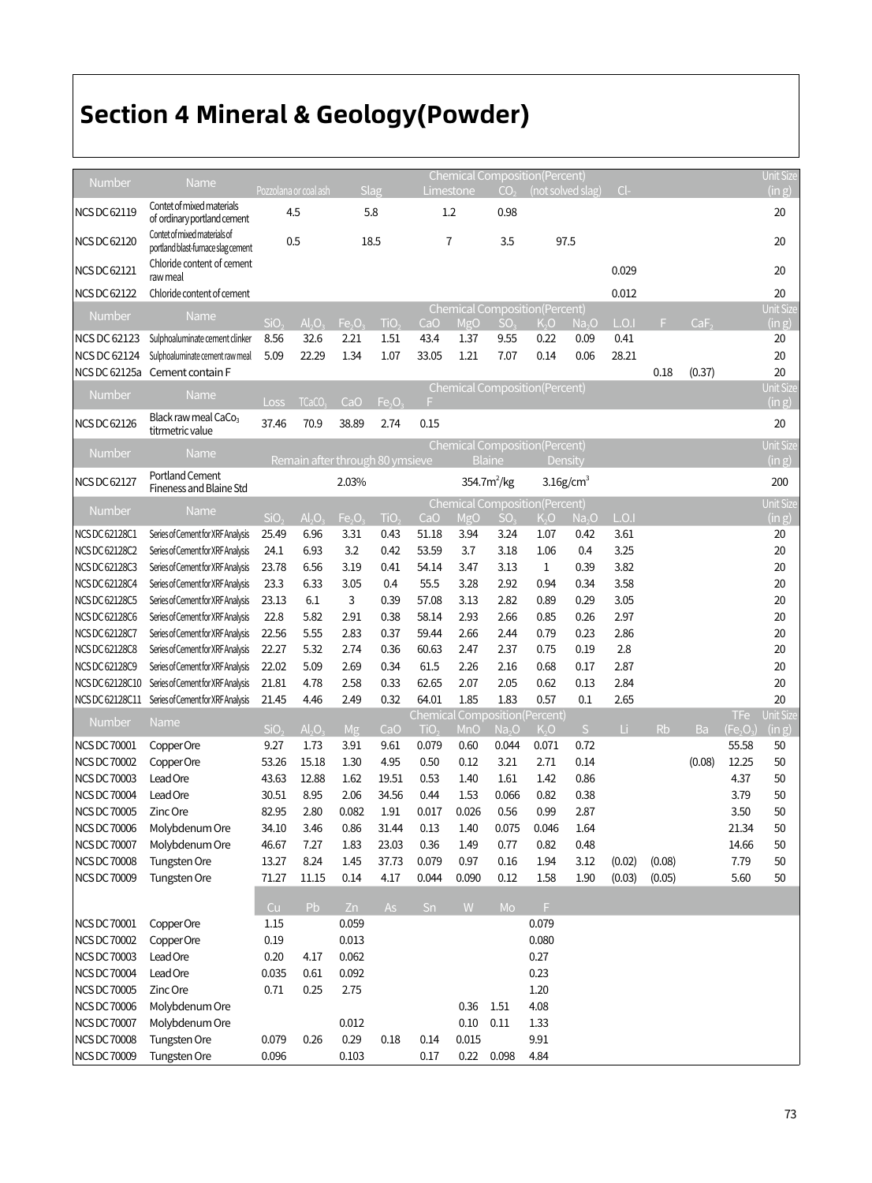# Section 4 Mineral & Geology(Powder)

| Number | Name | Chemical Composition(Percent) | | | | | | Unit Size (in g) |
|---|---|---|---|---|---|---|---|---|
| | | Pozzolana or coal ash | Slag | Limestone | $CO_2$ | (not solved slag) | Cl- | |
| NCS DC 62119 | Contet of mixed materials of ordinary portland cement | 4.5 | 5.8 | 1.2 | 0.98 | | | 20 |
| NCS DC 62120 | Contet of mixed materials of portland blast-furnace slag cement | 0.5 | 18.5 | 7 | 3.5 | 97.5 | | 20 |
| NCS DC 62121 | Chloride content of cement raw meal | | | | | | 0.029 | 20 |
| NCS DC 62122 | Chloride content of cement | | | | | | 0.012 | 20 |

| Number | Name | Chemical Composition(Percent) | | | | | | | | | | | | Unit Size (in g) |
|---|---|---|---|---|---|---|---|---|---|---|---|---|---|---|
| | | $SiO_2$ | $Al_2O_3$ | $Fe_2O_3$ | $TiO_2$ | CaO | MgO | $SO_3$ | $K_2O$ | $Na_2O$ | L.O.I | F | $CaF_2$ | |
| NCS DC 62123 | Sulphoaluminate cement clinker | 8.56 | 32.6 | 2.21 | 1.51 | 43.4 | 1.37 | 9.55 | 0.22 | 0.09 | 0.41 | | | 20 |
| NCS DC 62124 | Sulphoaluminate cement raw meal | 5.09 | 22.29 | 1.34 | 1.07 | 33.05 | 1.21 | 7.07 | 0.14 | 0.06 | 28.21 | | | 20 |
| NCS DC 62125a | Cement contain F | | | | | | | | | | | 0.18 | (0.37) | 20 |

| Number | Name | Chemical Composition(Percent) | | | | | Unit Size (in g) |
|---|---|---|---|---|---|---|---|
| | | Loss | $TCaCO_3$ | CaO | $Fe_2O_3$ | F | |
| NCS DC 62126 | Black raw meal $CaCO_3$ titrmetric value | 37.46 | 70.9 | 38.89 | 2.74 | 0.15 | 20 |

| Number | Name | Chemical Composition(Percent) | | | Unit Size (in g) |
|---|---|---|---|---|---|
| | | Remain after through 80 ymsieve | Blaine | Density | |
| NCS DC 62127 | Portland Cement Fineness and Blaine Std | 2.03% | 354.7$m^2$/kg | 3.16g/$cm^3$ | 200 |

| Number | Name | Chemical Composition(Percent) | | | | | | | | | | Unit Size (in g) |
|---|---|---|---|---|---|---|---|---|---|---|---|---|
| | | $SiO_2$ | $Al_2O_3$ | $Fe_2O_3$ | $TiO_2$ | CaO | MgO | $SO_3$ | $K_2O$ | $Na_2O$ | L.O.I | |
| NCS DC 62128C1 | Series of Cement for XRF Analysis | 25.49 | 6.96 | 3.31 | 0.43 | 51.18 | 3.94 | 3.24 | 1.07 | 0.42 | 3.61 | 20 |
| NCS DC 62128C2 | Series of Cement for XRF Analysis | 24.1 | 6.93 | 3.2 | 0.42 | 53.59 | 3.7 | 3.18 | 1.06 | 0.4 | 3.25 | 20 |
| NCS DC 62128C3 | Series of Cement for XRF Analysis | 23.78 | 6.56 | 3.19 | 0.41 | 54.14 | 3.47 | 3.13 | 1 | 0.39 | 3.82 | 20 |
| NCS DC 62128C4 | Series of Cement for XRF Analysis | 23.3 | 6.33 | 3.05 | 0.4 | 55.5 | 3.28 | 2.92 | 0.94 | 0.34 | 3.58 | 20 |
| NCS DC 62128C5 | Series of Cement for XRF Analysis | 23.13 | 6.1 | 3 | 0.39 | 57.08 | 3.13 | 2.82 | 0.89 | 0.29 | 3.05 | 20 |
| NCS DC 62128C6 | Series of Cement for XRF Analysis | 22.8 | 5.82 | 2.91 | 0.38 | 58.14 | 2.93 | 2.66 | 0.85 | 0.26 | 2.97 | 20 |
| NCS DC 62128C7 | Series of Cement for XRF Analysis | 22.56 | 5.55 | 2.83 | 0.37 | 59.44 | 2.66 | 2.44 | 0.79 | 0.23 | 2.86 | 20 |
| NCS DC 62128C8 | Series of Cement for XRF Analysis | 22.27 | 5.32 | 2.74 | 0.36 | 60.63 | 2.47 | 2.37 | 0.75 | 0.19 | 2.8 | 20 |
| NCS DC 62128C9 | Series of Cement for XRF Analysis | 22.02 | 5.09 | 2.69 | 0.34 | 61.5 | 2.26 | 2.16 | 0.68 | 0.17 | 2.87 | 20 |
| NCS DC 62128C10 | Series of Cement for XRF Analysis | 21.81 | 4.78 | 2.58 | 0.33 | 62.65 | 2.07 | 2.05 | 0.62 | 0.13 | 2.84 | 20 |
| NCS DC 62128C11 | Series of Cement for XRF Analysis | 21.45 | 4.46 | 2.49 | 0.32 | 64.01 | 1.85 | 1.83 | 0.57 | 0.1 | 2.65 | 20 |

| Number | Name | Chemical Composition(Percent) | | | | | | | | | | | | | Unit Size (in g) |
|---|---|---|---|---|---|---|---|---|---|---|---|---|---|---|---|
| | | $SiO_2$ | $Al_2O_3$ | Mg | CaO | $TiO_2$ | MnO | $Na_2O$ | $K_2O$ | S | Li | Rb | Ba | TFe ($Fe_2O_3$) | |
| NCS DC 70001 | Copper Ore | 9.27 | 1.73 | 3.91 | 9.61 | 0.079 | 0.60 | 0.044 | 0.071 | 0.72 | | | | 55.58 | 50 |
| NCS DC 70002 | Copper Ore | 53.26 | 15.18 | 1.30 | 4.95 | 0.50 | 0.12 | 3.21 | 2.71 | 0.14 | | | (0.08) | 12.25 | 50 |
| NCS DC 70003 | Lead Ore | 43.63 | 12.88 | 1.62 | 19.51 | 0.53 | 1.40 | 1.61 | 1.42 | 0.86 | | | | 4.37 | 50 |
| NCS DC 70004 | Lead Ore | 30.51 | 8.95 | 2.06 | 34.56 | 0.44 | 1.53 | 0.066 | 0.82 | 0.38 | | | | 3.79 | 50 |
| NCS DC 70005 | Zinc Ore | 82.95 | 2.80 | 0.082 | 1.91 | 0.017 | 0.026 | 0.56 | 0.99 | 2.87 | | | | 3.50 | 50 |
| NCS DC 70006 | Molybdenum Ore | 34.10 | 3.46 | 0.86 | 31.44 | 0.13 | 1.40 | 0.075 | 0.046 | 1.64 | | | | 21.34 | 50 |
| NCS DC 70007 | Molybdenum Ore | 46.67 | 7.27 | 1.83 | 23.03 | 0.36 | 1.49 | 0.77 | 0.82 | 0.48 | | | | 14.66 | 50 |
| NCS DC 70008 | Tungsten Ore | 13.27 | 8.24 | 1.45 | 37.73 | 0.079 | 0.97 | 0.16 | 1.94 | 3.12 | (0.02) | (0.08) | | 7.79 | 50 |
| NCS DC 70009 | Tungsten Ore | 71.27 | 11.15 | 0.14 | 4.17 | 0.044 | 0.090 | 0.12 | 1.58 | 1.90 | (0.03) | (0.05) | | 5.60 | 50 |

| Number | Name | Cu | Pb | Zn | As | Sn | W | Mo | F |
|---|---|---|---|---|---|---|---|---|---|
| NCS DC 70001 | Copper Ore | 1.15 | | 0.059 | | | | | 0.079 |
| NCS DC 70002 | Copper Ore | 0.19 | | 0.013 | | | | | 0.080 |
| NCS DC 70003 | Lead Ore | 0.20 | 4.17 | 0.062 | | | | | 0.27 |
| NCS DC 70004 | Lead Ore | 0.035 | 0.61 | 0.092 | | | | | 0.23 |
| NCS DC 70005 | Zinc Ore | 0.71 | 0.25 | 2.75 | | | | | 1.20 |
| NCS DC 70006 | Molybdenum Ore | | | | | | 0.36 | 1.51 | 4.08 |
| NCS DC 70007 | Molybdenum Ore | | | 0.012 | | | 0.10 | 0.11 | 1.33 |
| NCS DC 70008 | Tungsten Ore | 0.079 | 0.26 | 0.29 | 0.18 | 0.14 | 0.015 | | 9.91 |
| NCS DC 70009 | Tungsten Ore | 0.096 | | 0.103 | | 0.17 | 0.22 | 0.098 | 4.84 |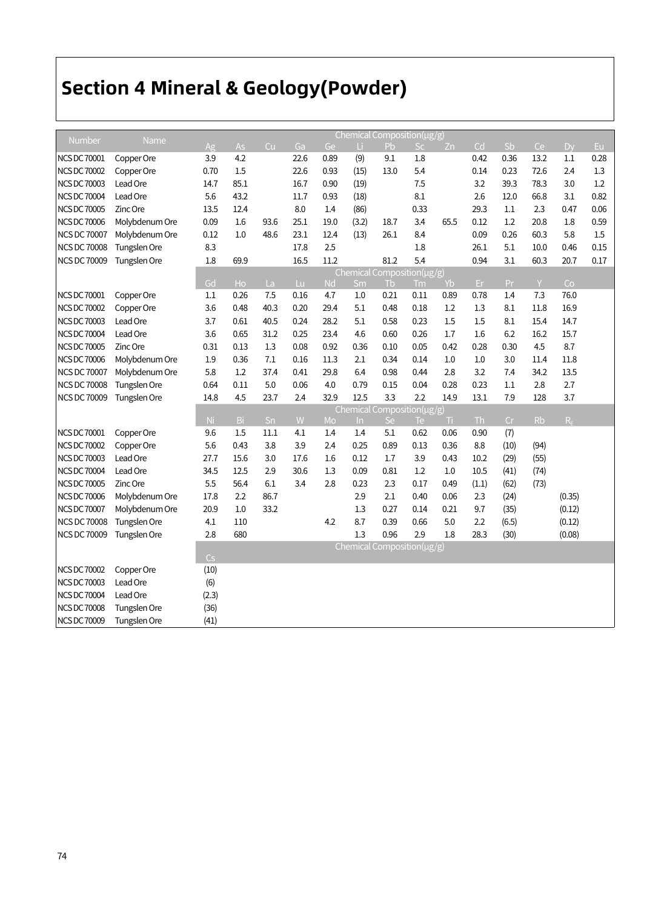# Section 4 Mineral & Geology(Powder)

| Number | Name | Chemical Composition(μg/g) | | | | | | | | | | | | | |
|---|---|---|---|---|---|---|---|---|---|---|---|---|---|---|---|
| | | Ag | As | Cu | Ga | Ge | Li | Pb | Sc | Zn | Cd | Sb | Ce | Dy | Eu |
| NCS DC 70001 | Copper Ore | 3.9 | 4.2 | | 22.6 | 0.89 | (9) | 9.1 | 1.8 | | 0.42 | 0.36 | 13.2 | 1.1 | 0.28 |
| NCS DC 70002 | Copper Ore | 0.70 | 1.5 | | 22.6 | 0.93 | (15) | 13.0 | 5.4 | | 0.14 | 0.23 | 72.6 | 2.4 | 1.3 |
| NCS DC 70003 | Lead Ore | 14.7 | 85.1 | | 16.7 | 0.90 | (19) | | 7.5 | | 3.2 | 39.3 | 78.3 | 3.0 | 1.2 |
| NCS DC 70004 | Lead Ore | 5.6 | 43.2 | | 11.7 | 0.93 | (18) | | 8.1 | | 2.6 | 12.0 | 66.8 | 3.1 | 0.82 |
| NCS DC 70005 | Zinc Ore | 13.5 | 12.4 | | 8.0 | 1.4 | (86) | | 0.33 | | 29.3 | 1.1 | 2.3 | 0.47 | 0.06 |
| NCS DC 70006 | Molybdenum Ore | 0.09 | 1.6 | 93.6 | 25.1 | 19.0 | (3.2) | 18.7 | 3.4 | 65.5 | 0.12 | 1.2 | 20.8 | 1.8 | 0.59 |
| NCS DC 70007 | Molybdenum Ore | 0.12 | 1.0 | 48.6 | 23.1 | 12.4 | (13) | 26.1 | 8.4 | | 0.09 | 0.26 | 60.3 | 5.8 | 1.5 |
| NCS DC 70008 | Tungslen Ore | 8.3 | | | 17.8 | 2.5 | | | 1.8 | | 26.1 | 5.1 | 10.0 | 0.46 | 0.15 |
| NCS DC 70009 | Tungslen Ore | 1.8 | 69.9 | | 16.5 | 11.2 | | 81.2 | 5.4 | | 0.94 | 3.1 | 60.3 | 20.7 | 0.17 |
| | | Chemical Composition(μg/g) | | | | | | | | | | | | | |
| | | Gd | Ho | La | Lu | Nd | Sm | Tb | Tm | Yb | Er | Pr | Y | Co | |
| NCS DC 70001 | Copper Ore | 1.1 | 0.26 | 7.5 | 0.16 | 4.7 | 1.0 | 0.21 | 0.11 | 0.89 | 0.78 | 1.4 | 7.3 | 76.0 | |
| NCS DC 70002 | Copper Ore | 3.6 | 0.48 | 40.3 | 0.20 | 29.4 | 5.1 | 0.48 | 0.18 | 1.2 | 1.3 | 8.1 | 11.8 | 16.9 | |
| NCS DC 70003 | Lead Ore | 3.7 | 0.61 | 40.5 | 0.24 | 28.2 | 5.1 | 0.58 | 0.23 | 1.5 | 1.5 | 8.1 | 15.4 | 14.7 | |
| NCS DC 70004 | Lead Ore | 3.6 | 0.65 | 31.2 | 0.25 | 23.4 | 4.6 | 0.60 | 0.26 | 1.7 | 1.6 | 6.2 | 16.2 | 15.7 | |
| NCS DC 70005 | Zinc Ore | 0.31 | 0.13 | 1.3 | 0.08 | 0.92 | 0.36 | 0.10 | 0.05 | 0.42 | 0.28 | 0.30 | 4.5 | 8.7 | |
| NCS DC 70006 | Molybdenum Ore | 1.9 | 0.36 | 7.1 | 0.16 | 11.3 | 2.1 | 0.34 | 0.14 | 1.0 | 1.0 | 3.0 | 11.4 | 11.8 | |
| NCS DC 70007 | Molybdenum Ore | 5.8 | 1.2 | 37.4 | 0.41 | 29.8 | 6.4 | 0.98 | 0.44 | 2.8 | 3.2 | 7.4 | 34.2 | 13.5 | |
| NCS DC 70008 | Tungslen Ore | 0.64 | 0.11 | 5.0 | 0.06 | 4.0 | 0.79 | 0.15 | 0.04 | 0.28 | 0.23 | 1.1 | 2.8 | 2.7 | |
| NCS DC 70009 | Tungslen Ore | 14.8 | 4.5 | 23.7 | 2.4 | 32.9 | 12.5 | 3.3 | 2.2 | 14.9 | 13.1 | 7.9 | 128 | 3.7 | |
| | | Chemical Composition(μg/g) | | | | | | | | | | | | | |
| | | Ni | Bi | Sn | W | Mo | In | Se | Te | Ti | Th | Cr | Rb | $R_E$ | |
| NCS DC 70001 | Copper Ore | 9.6 | 1.5 | 11.1 | 4.1 | 1.4 | 1.4 | 5.1 | 0.62 | 0.06 | 0.90 | (7) | | | |
| NCS DC 70002 | Copper Ore | 5.6 | 0.43 | 3.8 | 3.9 | 2.4 | 0.25 | 0.89 | 0.13 | 0.36 | 8.8 | (10) | (94) | | |
| NCS DC 70003 | Lead Ore | 27.7 | 15.6 | 3.0 | 17.6 | 1.6 | 0.12 | 1.7 | 3.9 | 0.43 | 10.2 | (29) | (55) | | |
| NCS DC 70004 | Lead Ore | 34.5 | 12.5 | 2.9 | 30.6 | 1.3 | 0.09 | 0.81 | 1.2 | 1.0 | 10.5 | (41) | (74) | | |
| NCS DC 70005 | Zinc Ore | 5.5 | 56.4 | 6.1 | 3.4 | 2.8 | 0.23 | 2.3 | 0.17 | 0.49 | (1.1) | (62) | (73) | | |
| NCS DC 70006 | Molybdenum Ore | 17.8 | 2.2 | 86.7 | | | 2.9 | 2.1 | 0.40 | 0.06 | 2.3 | (24) | | (0.35) | |
| NCS DC 70007 | Molybdenum Ore | 20.9 | 1.0 | 33.2 | | | 1.3 | 0.27 | 0.14 | 0.21 | 9.7 | (35) | | (0.12) | |
| NCS DC 70008 | Tungslen Ore | 4.1 | 110 | | | 4.2 | 8.7 | 0.39 | 0.66 | 5.0 | 2.2 | (6.5) | | (0.12) | |
| NCS DC 70009 | Tungslen Ore | 2.8 | 680 | | | | 1.3 | 0.96 | 2.9 | 1.8 | 28.3 | (30) | | (0.08) | |
| | | Chemical Composition(μg/g) | | | | | | | | | | | | | |
| | | Cs | | | | | | | | | | | | | |
| NCS DC 70002 | Copper Ore | (10) | | | | | | | | | | | | | |
| NCS DC 70003 | Lead Ore | (6) | | | | | | | | | | | | | |
| NCS DC 70004 | Lead Ore | (2.3) | | | | | | | | | | | | | |
| NCS DC 70008 | Tungslen Ore | (36) | | | | | | | | | | | | | |
| NCS DC 70009 | Tungslen Ore | (41) | | | | | | | | | | | | | |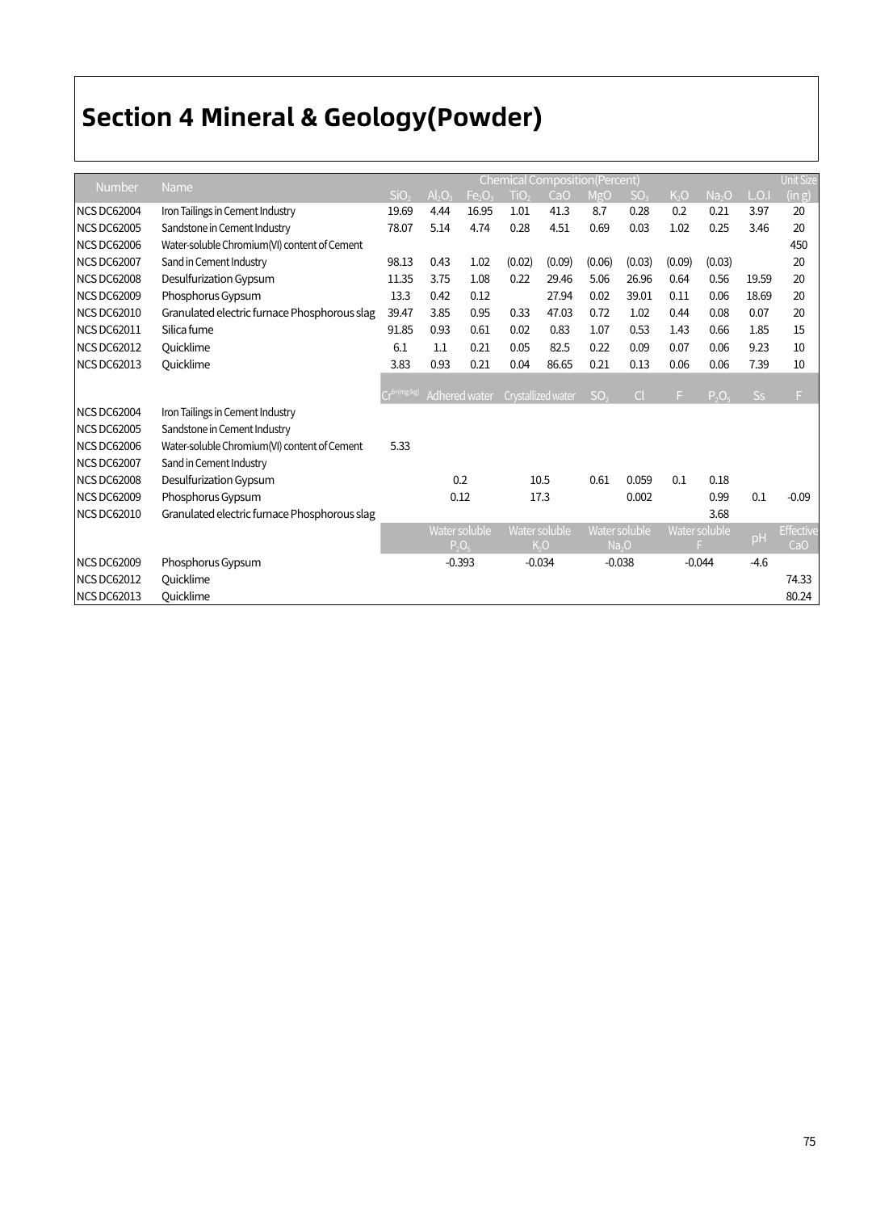# Section 4 Mineral & Geology(Powder)

| Number | Name | Chemical Composition(Percent) | | | | | | | | | | Unit Size (in g) |
|---|---|---|---|---|---|---|---|---|---|---|---|---|
| | | $SiO_2$ | $Al_2O_3$ | $Fe_2O_3$ | $TiO_2$ | CaO | MgO | $SO_3$ | $K_2O$ | $Na_2O$ | L.O.I | |
| NCS DC62004 | Iron Tailings in Cement Industry | 19.69 | 4.44 | 16.95 | 1.01 | 41.3 | 8.7 | 0.28 | 0.2 | 0.21 | 3.97 | 20 |
| NCS DC62005 | Sandstone in Cement Industry | 78.07 | 5.14 | 4.74 | 0.28 | 4.51 | 0.69 | 0.03 | 1.02 | 0.25 | 3.46 | 20 |
| NCS DC62006 | Water-soluble Chromium(VI) content of Cement | | | | | | | | | | | 450 |
| NCS DC62007 | Sand in Cement Industry | 98.13 | 0.43 | 1.02 | (0.02) | (0.09) | (0.06) | (0.03) | (0.09) | (0.03) | | 20 |
| NCS DC62008 | Desulfurization Gypsum | 11.35 | 3.75 | 1.08 | 0.22 | 29.46 | 5.06 | 26.96 | 0.64 | 0.56 | 19.59 | 20 |
| NCS DC62009 | Phosphorus Gypsum | 13.3 | 0.42 | 0.12 | | 27.94 | 0.02 | 39.01 | 0.11 | 0.06 | 18.69 | 20 |
| NCS DC62010 | Granulated electric furnace Phosphorous slag | 39.47 | 3.85 | 0.95 | 0.33 | 47.03 | 0.72 | 1.02 | 0.44 | 0.08 | 0.07 | 20 |
| NCS DC62011 | Silica fume | 91.85 | 0.93 | 0.61 | 0.02 | 0.83 | 1.07 | 0.53 | 1.43 | 0.66 | 1.85 | 15 |
| NCS DC62012 | Quicklime | 6.1 | 1.1 | 0.21 | 0.05 | 82.5 | 0.22 | 0.09 | 0.07 | 0.06 | 9.23 | 10 |
| NCS DC62013 | Quicklime | 3.83 | 0.93 | 0.21 | 0.04 | 86.65 | 0.21 | 0.13 | 0.06 | 0.06 | 7.39 | 10 |
| | | $Cr^{6+}$(mg/kg) | Adhered water | | Crystallized water | | $SO_2$ | Cl | F | $P_2O_5$ | Ss | F |
| NCS DC62004 | Iron Tailings in Cement Industry | | | | | | | | | | | |
| NCS DC62005 | Sandstone in Cement Industry | | | | | | | | | | | |
| NCS DC62006 | Water-soluble Chromium(VI) content of Cement | 5.33 | | | | | | | | | | |
| NCS DC62007 | Sand in Cement Industry | | | | | | | | | | | |
| NCS DC62008 | Desulfurization Gypsum | | 0.2 | | 10.5 | | 0.61 | 0.059 | 0.1 | 0.18 | | |
| NCS DC62009 | Phosphorus Gypsum | | 0.12 | | 17.3 | | | 0.002 | | 0.99 | 0.1 | -0.09 |
| NCS DC62010 | Granulated electric furnace Phosphorous slag | | | | | | | | | 3.68 | | |
| | | | Water soluble $P_2O_5$ | | Water soluble $K_2O$ | | Water soluble $Na_2O$ | | Water soluble F | | pH | Effective CaO |
| NCS DC62009 | Phosphorus Gypsum | | -0.393 | | -0.034 | | -0.038 | | -0.044 | | -4.6 | |
| NCS DC62012 | Quicklime | | | | | | | | | | | 74.33 |
| NCS DC62013 | Quicklime | | | | | | | | | | | 80.24 |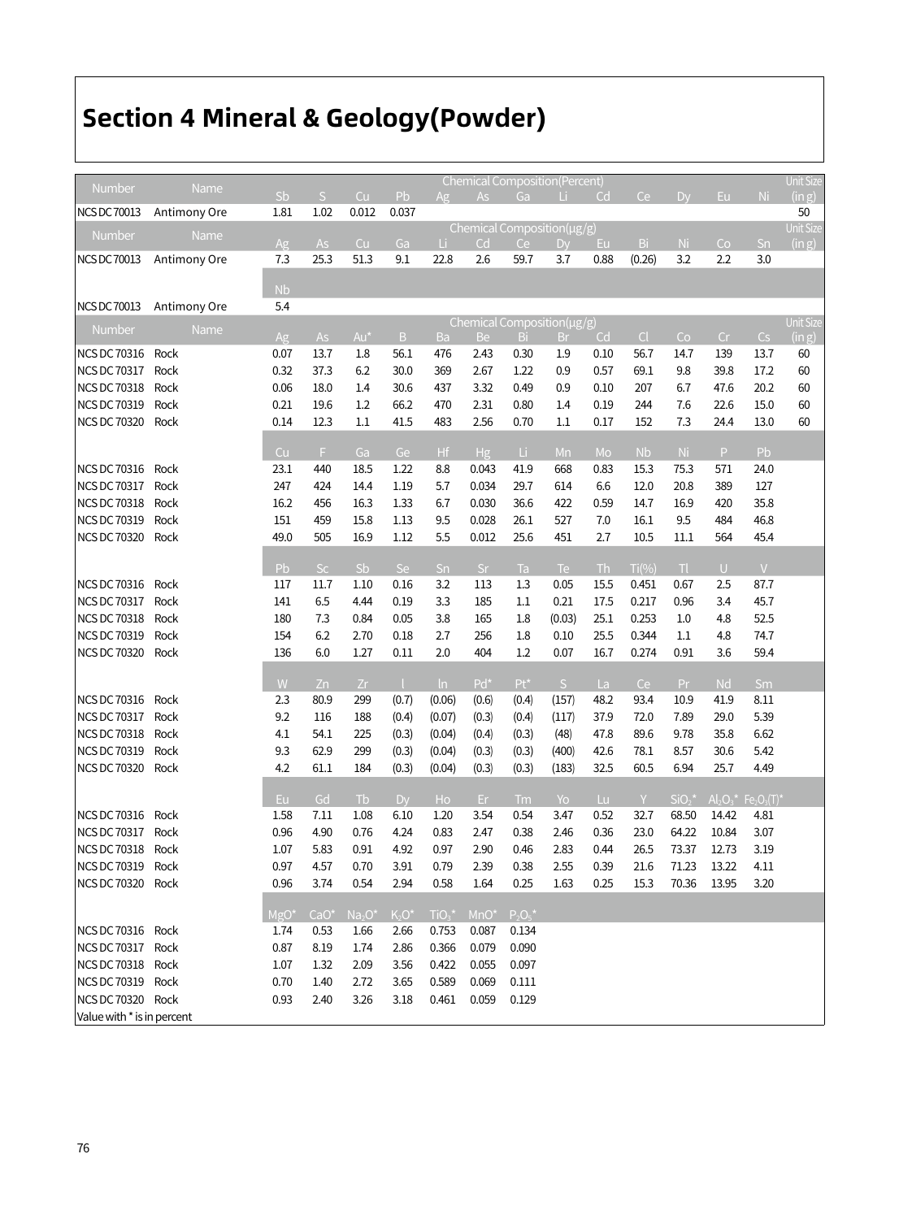# Section 4 Mineral & Geology(Powder)

| Number | Name | Chemical Composition(Percent) | | | | | | | | | | | | | Unit Size (in g) |
|---|---|---|---|---|---|---|---|---|---|---|---|---|---|---|---|
| | | Sb | S | Cu | Pb | Ag | As | Ga | Li | Cd | Ce | Dy | Eu | Ni | |
| NCS DC 70013 | Antimony Ore | 1.81 | 1.02 | 0.012 | 0.037 | | | | | | | | | | 50 |
| **Number** | **Name** | **Chemical Composition(μg/g)** | | | | | | | | | | | | | **Unit Size (in g)** |
| | | Ag | As | Cu | Ga | Li | Cd | Ce | Dy | Eu | Bi | Ni | Co | Sn | |
| NCS DC 70013 | Antimony Ore | 7.3 | 25.3 | 51.3 | 9.1 | 22.8 | 2.6 | 59.7 | 3.7 | 0.88 | (0.26) | 3.2 | 2.2 | 3.0 | |
| | | Nb | | | | | | | | | | | | | |
| NCS DC 70013 | Antimony Ore | 5.4 | | | | | | | | | | | | | |

| Number | Name | Chemical Composition(μg/g) | | | | | | | | | | | | | Unit Size (in g) |
|---|---|---|---|---|---|---|---|---|---|---|---|---|---|---|---|
| | | Ag | As | Au* | B | Ba | Be | Bi | Br | Cd | Cl | Co | Cr | Cs | |
| NCS DC 70316 | Rock | 0.07 | 13.7 | 1.8 | 56.1 | 476 | 2.43 | 0.30 | 1.9 | 0.10 | 56.7 | 14.7 | 139 | 13.7 | 60 |
| NCS DC 70317 | Rock | 0.32 | 37.3 | 6.2 | 30.0 | 369 | 2.67 | 1.22 | 0.9 | 0.57 | 69.1 | 9.8 | 39.8 | 17.2 | 60 |
| NCS DC 70318 | Rock | 0.06 | 18.0 | 1.4 | 30.6 | 437 | 3.32 | 0.49 | 0.9 | 0.10 | 207 | 6.7 | 47.6 | 20.2 | 60 |
| NCS DC 70319 | Rock | 0.21 | 19.6 | 1.2 | 66.2 | 470 | 2.31 | 0.80 | 1.4 | 0.19 | 244 | 7.6 | 22.6 | 15.0 | 60 |
| NCS DC 70320 | Rock | 0.14 | 12.3 | 1.1 | 41.5 | 483 | 2.56 | 0.70 | 1.1 | 0.17 | 152 | 7.3 | 24.4 | 13.0 | 60 |
| | | Cu | F | Ga | Ge | Hf | Hg | Li | Mn | Mo | Nb | Ni | P | Pb | |
| NCS DC 70316 | Rock | 23.1 | 440 | 18.5 | 1.22 | 8.8 | 0.043 | 41.9 | 668 | 0.83 | 15.3 | 75.3 | 571 | 24.0 | |
| NCS DC 70317 | Rock | 247 | 424 | 14.4 | 1.19 | 5.7 | 0.034 | 29.7 | 614 | 6.6 | 12.0 | 20.8 | 389 | 127 | |
| NCS DC 70318 | Rock | 16.2 | 456 | 16.3 | 1.33 | 6.7 | 0.030 | 36.6 | 422 | 0.59 | 14.7 | 16.9 | 420 | 35.8 | |
| NCS DC 70319 | Rock | 151 | 459 | 15.8 | 1.13 | 9.5 | 0.028 | 26.1 | 527 | 7.0 | 16.1 | 9.5 | 484 | 46.8 | |
| NCS DC 70320 | Rock | 49.0 | 505 | 16.9 | 1.12 | 5.5 | 0.012 | 25.6 | 451 | 2.7 | 10.5 | 11.1 | 564 | 45.4 | |
| | | Pb | Sc | Sb | Se | Sn | Sr | Ta | Te | Th | Ti(%) | Tl | U | V | |
| NCS DC 70316 | Rock | 117 | 11.7 | 1.10 | 0.16 | 3.2 | 113 | 1.3 | 0.05 | 15.5 | 0.451 | 0.67 | 2.5 | 87.7 | |
| NCS DC 70317 | Rock | 141 | 6.5 | 4.44 | 0.19 | 3.3 | 185 | 1.1 | 0.21 | 17.5 | 0.217 | 0.96 | 3.4 | 45.7 | |
| NCS DC 70318 | Rock | 180 | 7.3 | 0.84 | 0.05 | 3.8 | 165 | 1.8 | (0.03) | 25.1 | 0.253 | 1.0 | 4.8 | 52.5 | |
| NCS DC 70319 | Rock | 154 | 6.2 | 2.70 | 0.18 | 2.7 | 256 | 1.8 | 0.10 | 25.5 | 0.344 | 1.1 | 4.8 | 74.7 | |
| NCS DC 70320 | Rock | 136 | 6.0 | 1.27 | 0.11 | 2.0 | 404 | 1.2 | 0.07 | 16.7 | 0.274 | 0.91 | 3.6 | 59.4 | |
| | | W | Zn | Zr | I | In | Pd* | Pt* | S | La | Ce | Pr | Nd | Sm | |
| NCS DC 70316 | Rock | 2.3 | 80.9 | 299 | (0.7) | (0.06) | (0.6) | (0.4) | (157) | 48.2 | 93.4 | 10.9 | 41.9 | 8.11 | |
| NCS DC 70317 | Rock | 9.2 | 116 | 188 | (0.4) | (0.07) | (0.3) | (0.4) | (117) | 37.9 | 72.0 | 7.89 | 29.0 | 5.39 | |
| NCS DC 70318 | Rock | 4.1 | 54.1 | 225 | (0.3) | (0.04) | (0.4) | (0.3) | (48) | 47.8 | 89.6 | 9.78 | 35.8 | 6.62 | |
| NCS DC 70319 | Rock | 9.3 | 62.9 | 299 | (0.3) | (0.04) | (0.3) | (0.3) | (400) | 42.6 | 78.1 | 8.57 | 30.6 | 5.42 | |
| NCS DC 70320 | Rock | 4.2 | 61.1 | 184 | (0.3) | (0.04) | (0.3) | (0.3) | (183) | 32.5 | 60.5 | 6.94 | 25.7 | 4.49 | |
| | | Eu | Gd | Tb | Dy | Ho | Er | Tm | Yo | Lu | Y | $SiO_2$* | $Al_2O_3$* | $Fe_2O_3(T)$* | |
| NCS DC 70316 | Rock | 1.58 | 7.11 | 1.08 | 6.10 | 1.20 | 3.54 | 0.54 | 3.47 | 0.52 | 32.7 | 68.50 | 14.42 | 4.81 | |
| NCS DC 70317 | Rock | 0.96 | 4.90 | 0.76 | 4.24 | 0.83 | 2.47 | 0.38 | 2.46 | 0.36 | 23.0 | 64.22 | 10.84 | 3.07 | |
| NCS DC 70318 | Rock | 1.07 | 5.83 | 0.91 | 4.92 | 0.97 | 2.90 | 0.46 | 2.83 | 0.44 | 26.5 | 73.37 | 12.73 | 3.19 | |
| NCS DC 70319 | Rock | 0.97 | 4.57 | 0.70 | 3.91 | 0.79 | 2.39 | 0.38 | 2.55 | 0.39 | 21.6 | 71.23 | 13.22 | 4.11 | |
| NCS DC 70320 | Rock | 0.96 | 3.74 | 0.54 | 2.94 | 0.58 | 1.64 | 0.25 | 1.63 | 0.25 | 15.3 | 70.36 | 13.95 | 3.20 | |
| | | MgO* | CaO* | $Na_2O$* | $K_2O$* | $TiO_2$* | MnO* | $P_2O_5$* | | | | | | | |
| NCS DC 70316 | Rock | 1.74 | 0.53 | 1.66 | 2.66 | 0.753 | 0.087 | 0.134 | | | | | | | |
| NCS DC 70317 | Rock | 0.87 | 8.19 | 1.74 | 2.86 | 0.366 | 0.079 | 0.090 | | | | | | | |
| NCS DC 70318 | Rock | 1.07 | 1.32 | 2.09 | 3.56 | 0.422 | 0.055 | 0.097 | | | | | | | |
| NCS DC 70319 | Rock | 0.70 | 1.40 | 2.72 | 3.65 | 0.589 | 0.069 | 0.111 | | | | | | | |
| NCS DC 70320 | Rock | 0.93 | 2.40 | 3.26 | 3.18 | 0.461 | 0.059 | 0.129 | | | | | | | |

Value with * is in percent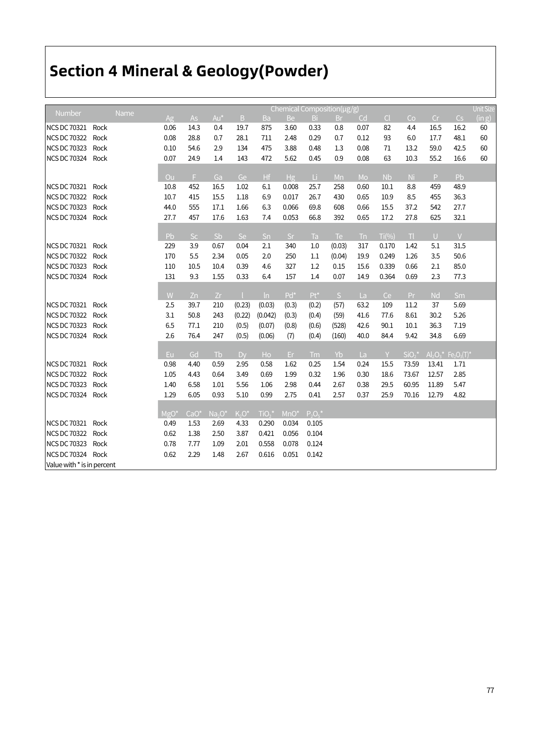# Section 4 Mineral & Geology(Powder)

| Number | Name | Chemical Composition(μg/g) | | | | | | | | | | | | | Unit Size (in g) |
|---|---|---|---|---|---|---|---|---|---|---|---|---|---|---|---|
| | | Ag | As | Au* | B | Ba | Be | Bi | Br | Cd | Cl | Co | Cr | Cs | |
| NCS DC 70321 | Rock | 0.06 | 14.3 | 0.4 | 19.7 | 875 | 3.60 | 0.33 | 0.8 | 0.07 | 82 | 4.4 | 16.5 | 16.2 | 60 |
| NCS DC 70322 | Rock | 0.08 | 28.8 | 0.7 | 28.1 | 711 | 2.48 | 0.29 | 0.7 | 0.12 | 93 | 6.0 | 17.7 | 48.1 | 60 |
| NCS DC 70323 | Rock | 0.10 | 54.6 | 2.9 | 134 | 475 | 3.88 | 0.48 | 1.3 | 0.08 | 71 | 13.2 | 59.0 | 42.5 | 60 |
| NCS DC 70324 | Rock | 0.07 | 24.9 | 1.4 | 143 | 472 | 5.62 | 0.45 | 0.9 | 0.08 | 63 | 10.3 | 55.2 | 16.6 | 60 |
| | | Ou | F | Ga | Ge | Hf | Hg | Li | Mn | Mo | Nb | Ni | P | Pb | |
| NCS DC 70321 | Rock | 10.8 | 452 | 16.5 | 1.02 | 6.1 | 0.008 | 25.7 | 258 | 0.60 | 10.1 | 8.8 | 459 | 48.9 | |
| NCS DC 70322 | Rock | 10.7 | 415 | 15.5 | 1.18 | 6.9 | 0.017 | 26.7 | 430 | 0.65 | 10.9 | 8.5 | 455 | 36.3 | |
| NCS DC 70323 | Rock | 44.0 | 555 | 17.1 | 1.66 | 6.3 | 0.066 | 69.8 | 608 | 0.66 | 15.5 | 37.2 | 542 | 27.7 | |
| NCS DC 70324 | Rock | 27.7 | 457 | 17.6 | 1.63 | 7.4 | 0.053 | 66.8 | 392 | 0.65 | 17.2 | 27.8 | 625 | 32.1 | |
| | | Pb | Sc | Sb | Se | Sn | Sr | Ta | Te | Tn | Ti(%) | Tl | U | V | |
| NCS DC 70321 | Rock | 229 | 3.9 | 0.67 | 0.04 | 2.1 | 340 | 1.0 | (0.03) | 317 | 0.170 | 1.42 | 5.1 | 31.5 | |
| NCS DC 70322 | Rock | 170 | 5.5 | 2.34 | 0.05 | 2.0 | 250 | 1.1 | (0.04) | 19.9 | 0.249 | 1.26 | 3.5 | 50.6 | |
| NCS DC 70323 | Rock | 110 | 10.5 | 10.4 | 0.39 | 4.6 | 327 | 1.2 | 0.15 | 15.6 | 0.339 | 0.66 | 2.1 | 85.0 | |
| NCS DC 70324 | Rock | 131 | 9.3 | 1.55 | 0.33 | 6.4 | 157 | 1.4 | 0.07 | 14.9 | 0.364 | 0.69 | 2.3 | 77.3 | |
| | | W | Zn | Zr | I | In | Pd* | Pt* | S | La | Ce | Pr | Nd | Sm | |
| NCS DC 70321 | Rock | 2.5 | 39.7 | 210 | (0.23) | (0.03) | (0.3) | (0.2) | (57) | 63.2 | 109 | 11.2 | 37 | 5.69 | |
| NCS DC 70322 | Rock | 3.1 | 50.8 | 243 | (0.22) | (0.042) | (0.3) | (0.4) | (59) | 41.6 | 77.6 | 8.61 | 30.2 | 5.26 | |
| NCS DC 70323 | Rock | 6.5 | 77.1 | 210 | (0.5) | (0.07) | (0.8) | (0.6) | (528) | 42.6 | 90.1 | 10.1 | 36.3 | 7.19 | |
| NCS DC 70324 | Rock | 2.6 | 76.4 | 247 | (0.5) | (0.06) | (7) | (0.4) | (160) | 40.0 | 84.4 | 9.42 | 34.8 | 6.69 | |
| | | Eu | Gd | Tb | Dy | Ho | Er | Tm | Yb | La | Y | $SiO_2$* | $Al_2O_3$* | $Fe_2O_3$(T)* | |
| NCS DC 70321 | Rock | 0.98 | 4.40 | 0.59 | 2.95 | 0.58 | 1.62 | 0.25 | 1.54 | 0.24 | 15.5 | 73.59 | 13.41 | 1.71 | |
| NCS DC 70322 | Rock | 1.05 | 4.43 | 0.64 | 3.49 | 0.69 | 1.99 | 0.32 | 1.96 | 0.30 | 18.6 | 73.67 | 12.57 | 2.85 | |
| NCS DC 70323 | Rock | 1.40 | 6.58 | 1.01 | 5.56 | 1.06 | 2.98 | 0.44 | 2.67 | 0.38 | 29.5 | 60.95 | 11.89 | 5.47 | |
| NCS DC 70324 | Rock | 1.29 | 6.05 | 0.93 | 5.10 | 0.99 | 2.75 | 0.41 | 2.57 | 0.37 | 25.9 | 70.16 | 12.79 | 4.82 | |
| | | MgO* | CaO* | $Na_2O$* | $K_2O$* | $TiO_2$* | MnO* | $P_2O_5$* | | | | | | | |
| NCS DC 70321 | Rock | 0.49 | 1.53 | 2.69 | 4.33 | 0.290 | 0.034 | 0.105 | | | | | | | |
| NCS DC 70322 | Rock | 0.62 | 1.38 | 2.50 | 3.87 | 0.421 | 0.056 | 0.104 | | | | | | | |
| NCS DC 70323 | Rock | 0.78 | 7.77 | 1.09 | 2.01 | 0.558 | 0.078 | 0.124 | | | | | | | |
| NCS DC 70324 | Rock | 0.62 | 2.29 | 1.48 | 2.67 | 0.616 | 0.051 | 0.142 | | | | | | | |

Value with * is in percent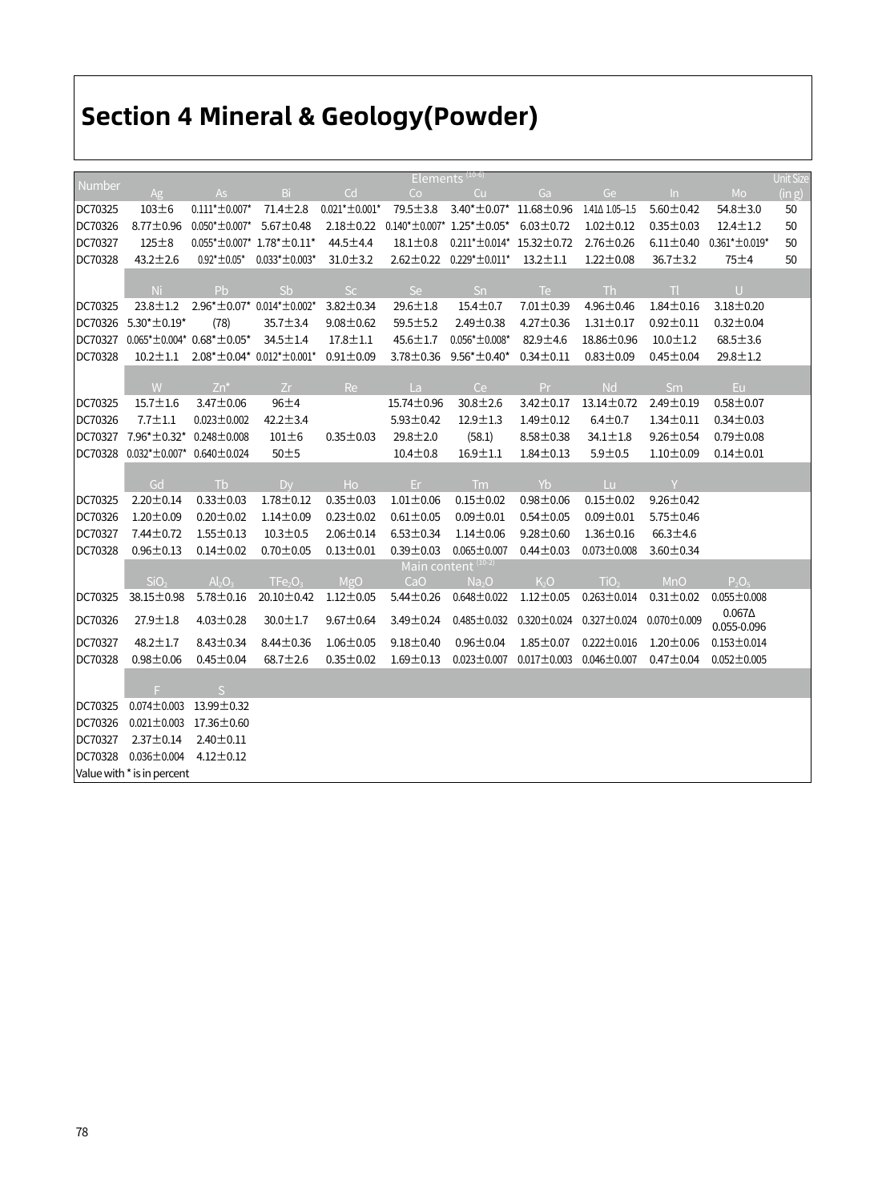# Section 4 Mineral & Geology(Powder)

| Number | Elements $(10^{-6})$ | | | | | | | | | | Unit Size (in g) |
|---|---|---|---|---|---|---|---|---|---|---|---|
| | Ag | As | Bi | Cd | Co | Cu | Ga | Ge | In | Mo | |
| DC70325 | 103±6 | 0.111*±0.007* | 71.4±2.8 | 0.021*±0.001* | 79.5±3.8 | 3.40*±0.07* | 11.68±0.96 | 1.41Δ 1.05–1.5 | 5.60±0.42 | 54.8±3.0 | 50 |
| DC70326 | 8.77±0.96 | 0.050*±0.007* | 5.67±0.48 | 2.18±0.22 | 0.140*±0.007* | 1.25*±0.05* | 6.03±0.72 | 1.02±0.12 | 0.35±0.03 | 12.4±1.2 | 50 |
| DC70327 | 125±8 | 0.055*±0.007* | 1.78*±0.11* | 44.5±4.4 | 18.1±0.8 | 0.211*±0.014* | 15.32±0.72 | 2.76±0.26 | 6.11±0.40 | 0.361*±0.019* | 50 |
| DC70328 | 43.2±2.6 | 0.92*±0.05* | 0.033*±0.003* | 31.0±3.2 | 2.62±0.22 | 0.229*±0.011* | 13.2±1.1 | 1.22±0.08 | 36.7±3.2 | 75±4 | 50 |
| | Ni | Pb | Sb | Sc | Se | Sn | Te | Th | Tl | U | |
| DC70325 | 23.8±1.2 | 2.96*±0.07* | 0.014*±0.002* | 3.82±0.34 | 29.6±1.8 | 15.4±0.7 | 7.01±0.39 | 4.96±0.46 | 1.84±0.16 | 3.18±0.20 | |
| DC70326 | 5.30*±0.19* | (78) | 35.7±3.4 | 9.08±0.62 | 59.5±5.2 | 2.49±0.38 | 4.27±0.36 | 1.31±0.17 | 0.92±0.11 | 0.32±0.04 | |
| DC70327 | 0.065*±0.004* | 0.68*±0.05* | 34.5±1.4 | 17.8±1.1 | 45.6±1.7 | 0.056*±0.008* | 82.9±4.6 | 18.86±0.96 | 10.0±1.2 | 68.5±3.6 | |
| DC70328 | 10.2±1.1 | 2.08*±0.04* | 0.012*±0.001* | 0.91±0.09 | 3.78±0.36 | 9.56*±0.40* | 0.34±0.11 | 0.83±0.09 | 0.45±0.04 | 29.8±1.2 | |
| | W | Zn* | Zr | Re | La | Ce | Pr | Nd | Sm | Eu | |
| DC70325 | 15.7±1.6 | 3.47±0.06 | 96±4 | | 15.74±0.96 | 30.8±2.6 | 3.42±0.17 | 13.14±0.72 | 2.49±0.19 | 0.58±0.07 | |
| DC70326 | 7.7±1.1 | 0.023±0.002 | 42.2±3.4 | | 5.93±0.42 | 12.9±1.3 | 1.49±0.12 | 6.4±0.7 | 1.34±0.11 | 0.34±0.03 | |
| DC70327 | 7.96*±0.32* | 0.248±0.008 | 101±6 | 0.35±0.03 | 29.8±2.0 | (58.1) | 8.58±0.38 | 34.1±1.8 | 9.26±0.54 | 0.79±0.08 | |
| DC70328 | 0.032*±0.007* | 0.640±0.024 | 50±5 | | 10.4±0.8 | 16.9±1.1 | 1.84±0.13 | 5.9±0.5 | 1.10±0.09 | 0.14±0.01 | |
| | Gd | Tb | Dy | Ho | Er | Tm | Yb | Lu | Y | | |
| DC70325 | 2.20±0.14 | 0.33±0.03 | 1.78±0.12 | 0.35±0.03 | 1.01±0.06 | 0.15±0.02 | 0.98±0.06 | 0.15±0.02 | 9.26±0.42 | | |
| DC70326 | 1.20±0.09 | 0.20±0.02 | 1.14±0.09 | 0.23±0.02 | 0.61±0.05 | 0.09±0.01 | 0.54±0.05 | 0.09±0.01 | 5.75±0.46 | | |
| DC70327 | 7.44±0.72 | 1.55±0.13 | 10.3±0.5 | 2.06±0.14 | 6.53±0.34 | 1.14±0.06 | 9.28±0.60 | 1.36±0.16 | 66.3±4.6 | | |
| DC70328 | 0.96±0.13 | 0.14±0.02 | 0.70±0.05 | 0.13±0.01 | 0.39±0.03 | 0.065±0.007 | 0.44±0.03 | 0.073±0.008 | 3.60±0.34 | | |
| | Main content $(10^{-2})$ | | | | | | | | | | |
| | $SiO_2$ | $Al_2O_3$ | $TFe_2O_3$ | MgO | CaO | $Na_2O$ | $K_2O$ | $TiO_2$ | MnO | $P_2O_5$ | |
| DC70325 | 38.15±0.98 | 5.78±0.16 | 20.10±0.42 | 1.12±0.05 | 5.44±0.26 | 0.648±0.022 | 1.12±0.05 | 0.263±0.014 | 0.31±0.02 | 0.055±0.008 | |
| DC70326 | 27.9±1.8 | 4.03±0.28 | 30.0±1.7 | 9.67±0.64 | 3.49±0.24 | 0.485±0.032 | 0.320±0.024 | 0.327±0.024 | 0.070±0.009 | 0.067Δ 0.055-0.096 | |
| DC70327 | 48.2±1.7 | 8.43±0.34 | 8.44±0.36 | 1.06±0.05 | 9.18±0.40 | 0.96±0.04 | 1.85±0.07 | 0.222±0.016 | 1.20±0.06 | 0.153±0.014 | |
| DC70328 | 0.98±0.06 | 0.45±0.04 | 68.7±2.6 | 0.35±0.02 | 1.69±0.13 | 0.023±0.007 | 0.017±0.003 | 0.046±0.007 | 0.47±0.04 | 0.052±0.005 | |
| | F | S | | | | | | | | | |
| DC70325 | 0.074±0.003 | 13.99±0.32 | | | | | | | | | |
| DC70326 | 0.021±0.003 | 17.36±0.60 | | | | | | | | | |
| DC70327 | 2.37±0.14 | 2.40±0.11 | | | | | | | | | |
| DC70328 | 0.036±0.004 | 4.12±0.12 | | | | | | | | | |

Value with * is in percent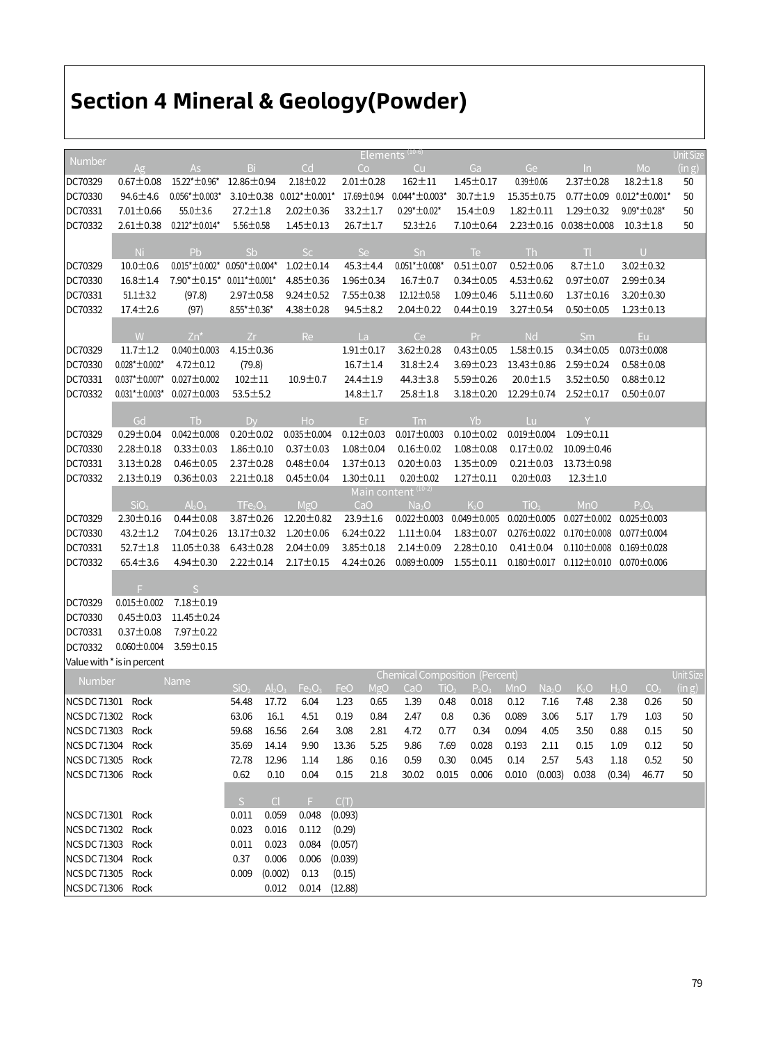## Section 4 Mineral & Geology(Powder)

| Number | Elements $(10^{-6})$ | | | | | | | | | | Unit Size (in g) |
|---|---|---|---|---|---|---|---|---|---|---|---|
| | Ag | As | Bi | Cd | Co | Cu | Ga | Ge | In | Mo | |
| DC70329 | 0.67±0.08 | 15.22*±0.96* | 12.86±0.94 | 2.18±0.22 | 2.01±0.28 | 162±11 | 1.45±0.17 | 0.39±0.06 | 2.37±0.28 | 18.2±1.8 | 50 |
| DC70330 | 94.6±4.6 | 0.056*±0.003* | 3.10±0.38 | 0.012*±0.001* | 17.69±0.94 | 0.044*±0.003* | 30.7±1.9 | 15.35±0.75 | 0.77±0.09 | 0.012*±0.001* | 50 |
| DC70331 | 7.01±0.66 | 55.0±3.6 | 27.2±1.8 | 2.02±0.36 | 33.2±1.7 | 0.29*±0.02* | 15.4±0.9 | 1.82±0.11 | 1.29±0.32 | 9.09*±0.28* | 50 |
| DC70332 | 2.61±0.38 | 0.212*±0.014* | 5.56±0.58 | 1.45±0.13 | 26.7±1.7 | 52.3±2.6 | 7.10±0.64 | 2.23±0.16 | 0.038±0.008 | 10.3±1.8 | 50 |
| | Ni | Pb | Sb | Sc | Se | Sn | Te | Th | Tl | U | |
| DC70329 | 10.0±0.6 | 0.015*±0.002* | 0.050*±0.004* | 1.02±0.14 | 45.3±4.4 | 0.051*±0.008* | 0.51±0.07 | 0.52±0.06 | 8.7±1.0 | 3.02±0.32 | |
| DC70330 | 16.8±1.4 | 7.90*±0.15* | 0.011*±0.001* | 4.85±0.36 | 1.96±0.34 | 16.7±0.7 | 0.34±0.05 | 4.53±0.62 | 0.97±0.07 | 2.99±0.34 | |
| DC70331 | 51.1±3.2 | (97.8) | 2.97±0.58 | 9.24±0.52 | 7.55±0.38 | 12.12±0.58 | 1.09±0.46 | 5.11±0.60 | 1.37±0.16 | 3.20±0.30 | |
| DC70332 | 17.4±2.6 | (97) | 8.55*±0.36* | 4.38±0.28 | 94.5±8.2 | 2.04±0.22 | 0.44±0.19 | 3.27±0.54 | 0.50±0.05 | 1.23±0.13 | |
| | W | Zn* | Zr | Re | La | Ce | Pr | Nd | Sm | Eu | |
| DC70329 | 11.7±1.2 | 0.040±0.003 | 4.15±0.36 | | 1.91±0.17 | 3.62±0.28 | 0.43±0.05 | 1.58±0.15 | 0.34±0.05 | 0.073±0.008 | |
| DC70330 | 0.028*±0.002* | 4.72±0.12 | (79.8) | | 16.7±1.4 | 31.8±2.4 | 3.69±0.23 | 13.43±0.86 | 2.59±0.24 | 0.58±0.08 | |
| DC70331 | 0.037*±0.007* | 0.027±0.002 | 102±11 | 10.9±0.7 | 24.4±1.9 | 44.3±3.8 | 5.59±0.26 | 20.0±1.5 | 3.52±0.50 | 0.88±0.12 | |
| DC70332 | 0.031*±0.003* | 0.027±0.003 | 53.5±5.2 | | 14.8±1.7 | 25.8±1.8 | 3.18±0.20 | 12.29±0.74 | 2.52±0.17 | 0.50±0.07 | |
| | Gd | Tb | Dy | Ho | Er | Tm | Yb | Lu | Y | | |
| DC70329 | 0.29±0.04 | 0.042±0.008 | 0.20±0.02 | 0.035±0.004 | 0.12±0.03 | 0.017±0.003 | 0.10±0.02 | 0.019±0.004 | 1.09±0.11 | | |
| DC70330 | 2.28±0.18 | 0.33±0.03 | 1.86±0.10 | 0.37±0.03 | 1.08±0.04 | 0.16±0.02 | 1.08±0.08 | 0.17±0.02 | 10.09±0.46 | | |
| DC70331 | 3.13±0.28 | 0.46±0.05 | 2.37±0.28 | 0.48±0.04 | 1.37±0.13 | 0.20±0.03 | 1.35±0.09 | 0.21±0.03 | 13.73±0.98 | | |
| DC70332 | 2.13±0.19 | 0.36±0.03 | 2.21±0.18 | 0.45±0.04 | 1.30±0.11 | 0.20±0.02 | 1.27±0.11 | 0.20±0.03 | 12.3±1.0 | | |
| | Main content $(10^{-2})$ | | | | | | | | | | |
| | $SiO_2$ | $Al_2O_3$ | $TFe_2O_3$ | MgO | CaO | $Na_2O$ | $K_2O$ | $TiO_2$ | MnO | $P_2O_5$ | |
| DC70329 | 2.30±0.16 | 0.44±0.08 | 3.87±0.26 | 12.20±0.82 | 23.9±1.6 | 0.022±0.003 | 0.049±0.005 | 0.020±0.005 | 0.027±0.002 | 0.025±0.003 | |
| DC70330 | 43.2±1.2 | 7.04±0.26 | 13.17±0.32 | 1.20±0.06 | 6.24±0.22 | 1.11±0.04 | 1.83±0.07 | 0.276±0.022 | 0.170±0.008 | 0.077±0.004 | |
| DC70331 | 52.7±1.8 | 11.05±0.38 | 6.43±0.28 | 2.04±0.09 | 3.85±0.18 | 2.14±0.09 | 2.28±0.10 | 0.41±0.04 | 0.110±0.008 | 0.169±0.028 | |
| DC70332 | 65.4±3.6 | 4.94±0.30 | 2.22±0.14 | 2.17±0.15 | 4.24±0.26 | 0.089±0.009 | 1.55±0.11 | 0.180±0.017 | 0.112±0.010 | 0.070±0.006 | |
| | F | S | | | | | | | | | |
| DC70329 | 0.015±0.002 | 7.18±0.19 | | | | | | | | | |
| DC70330 | 0.45±0.03 | 11.45±0.24 | | | | | | | | | |
| DC70331 | 0.37±0.08 | 7.97±0.22 | | | | | | | | | |
| DC70332 | 0.060±0.004 | 3.59±0.15 | | | | | | | | | |

Value with * is in percent

| Number | Name | Chemical Composition (Percent) | | | | | | | | | | | | | Unit Size (in g) |
|---|---|---|---|---|---|---|---|---|---|---|---|---|---|---|---|
| | | $SiO_2$ | $Al_2O_3$ | $Fe_2O_3$ | FeO | MgO | CaO | $TiO_2$ | $P_2O_5$ | MnO | $Na_2O$ | $K_2O$ | $H_2O$ | $CO_2$ | |
| NCS DC 71301 | Rock | 54.48 | 17.72 | 6.04 | 1.23 | 0.65 | 1.39 | 0.48 | 0.018 | 0.12 | 7.16 | 7.48 | 2.38 | 0.26 | 50 |
| NCS DC 71302 | Rock | 63.06 | 16.1 | 4.51 | 0.19 | 0.84 | 2.47 | 0.8 | 0.36 | 0.089 | 3.06 | 5.17 | 1.79 | 1.03 | 50 |
| NCS DC 71303 | Rock | 59.68 | 16.56 | 2.64 | 3.08 | 2.81 | 4.72 | 0.77 | 0.34 | 0.094 | 4.05 | 3.50 | 0.88 | 0.15 | 50 |
| NCS DC 71304 | Rock | 35.69 | 14.14 | 9.90 | 13.36 | 5.25 | 9.86 | 7.69 | 0.028 | 0.193 | 2.11 | 0.15 | 1.09 | 0.12 | 50 |
| NCS DC 71305 | Rock | 72.78 | 12.96 | 1.14 | 1.86 | 0.16 | 0.59 | 0.30 | 0.045 | 0.14 | 2.57 | 5.43 | 1.18 | 0.52 | 50 |
| NCS DC 71306 | Rock | 0.62 | 0.10 | 0.04 | 0.15 | 21.8 | 30.02 | 0.015 | 0.006 | 0.010 | (0.003) | 0.038 | (0.34) | 46.77 | 50 |
| | | S | Cl | F | C(T) | | | | | | | | | | |
| NCS DC 71301 | Rock | 0.011 | 0.059 | 0.048 | (0.093) | | | | | | | | | | |
| NCS DC 71302 | Rock | 0.023 | 0.016 | 0.112 | (0.29) | | | | | | | | | | |
| NCS DC 71303 | Rock | 0.011 | 0.023 | 0.084 | (0.057) | | | | | | | | | | |
| NCS DC 71304 | Rock | 0.37 | 0.006 | 0.006 | (0.039) | | | | | | | | | | |
| NCS DC 71305 | Rock | 0.009 | (0.002) | 0.13 | (0.15) | | | | | | | | | | |
| NCS DC 71306 | Rock | | 0.012 | 0.014 | (12.88) | | | | | | | | | | |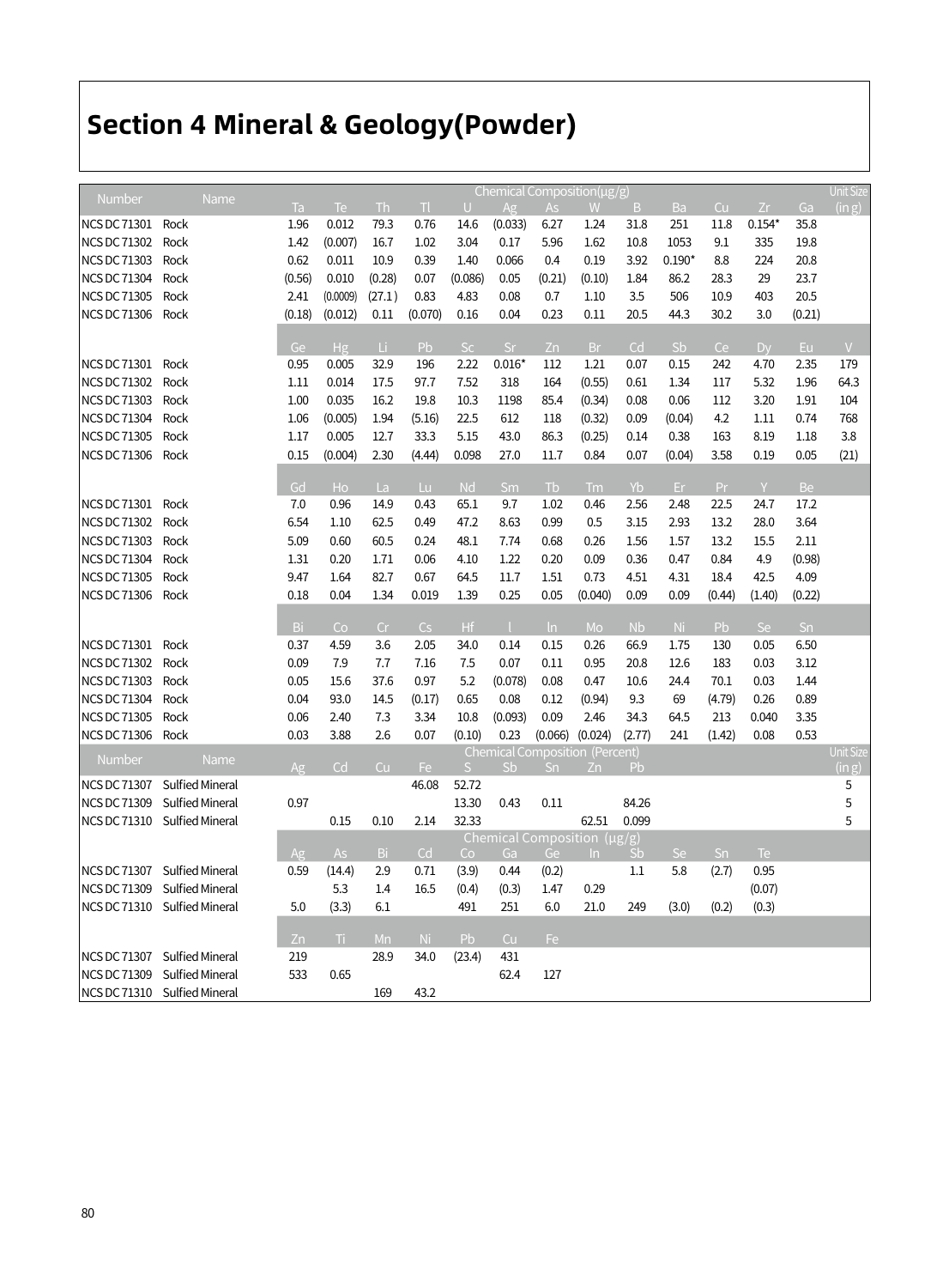# Section 4 Mineral & Geology(Powder)

| Number | Name | Chemical Composition(µg/g) | | | | | | | | | | | | | Unit Size (in g) |
|---|---|---|---|---|---|---|---|---|---|---|---|---|---|---|---|
| | | Ta | Te | Th | Tl | U | Ag | As | W | B | Ba | Cu | Zr | Ga | |
| NCS DC 71301 | Rock | 1.96 | 0.012 | 79.3 | 0.76 | 14.6 | (0.033) | 6.27 | 1.24 | 31.8 | 251 | 11.8 | 0.154* | 35.8 | |
| NCS DC 71302 | Rock | 1.42 | (0.007) | 16.7 | 1.02 | 3.04 | 0.17 | 5.96 | 1.62 | 10.8 | 1053 | 9.1 | 335 | 19.8 | |
| NCS DC 71303 | Rock | 0.62 | 0.011 | 10.9 | 0.39 | 1.40 | 0.066 | 0.4 | 0.19 | 3.92 | 0.190* | 8.8 | 224 | 20.8 | |
| NCS DC 71304 | Rock | (0.56) | 0.010 | (0.28) | 0.07 | (0.086) | 0.05 | (0.21) | (0.10) | 1.84 | 86.2 | 28.3 | 29 | 23.7 | |
| NCS DC 71305 | Rock | 2.41 | (0.0009) | (27.1) | 0.83 | 4.83 | 0.08 | 0.7 | 1.10 | 3.5 | 506 | 10.9 | 403 | 20.5 | |
| NCS DC 71306 | Rock | (0.18) | (0.012) | 0.11 | (0.070) | 0.16 | 0.04 | 0.23 | 0.11 | 20.5 | 44.3 | 30.2 | 3.0 | (0.21) | |
| | | Ge | Hg | Li | Pb | Sc | Sr | Zn | Br | Cd | Sb | Ce | Dy | Eu | V |
| NCS DC 71301 | Rock | 0.95 | 0.005 | 32.9 | 196 | 2.22 | 0.016* | 112 | 1.21 | 0.07 | 0.15 | 242 | 4.70 | 2.35 | 179 |
| NCS DC 71302 | Rock | 1.11 | 0.014 | 17.5 | 97.7 | 7.52 | 318 | 164 | (0.55) | 0.61 | 1.34 | 117 | 5.32 | 1.96 | 64.3 |
| NCS DC 71303 | Rock | 1.00 | 0.035 | 16.2 | 19.8 | 10.3 | 1198 | 85.4 | (0.34) | 0.08 | 0.06 | 112 | 3.20 | 1.91 | 104 |
| NCS DC 71304 | Rock | 1.06 | (0.005) | 1.94 | (5.16) | 22.5 | 612 | 118 | (0.32) | 0.09 | (0.04) | 4.2 | 1.11 | 0.74 | 768 |
| NCS DC 71305 | Rock | 1.17 | 0.005 | 12.7 | 33.3 | 5.15 | 43.0 | 86.3 | (0.25) | 0.14 | 0.38 | 163 | 8.19 | 1.18 | 3.8 |
| NCS DC 71306 | Rock | 0.15 | (0.004) | 2.30 | (4.44) | 0.098 | 27.0 | 11.7 | 0.84 | 0.07 | (0.04) | 3.58 | 0.19 | 0.05 | (21) |
| | | Gd | Ho | La | Lu | Nd | Sm | Tb | Tm | Yb | Er | Pr | Y | Be | |
| NCS DC 71301 | Rock | 7.0 | 0.96 | 14.9 | 0.43 | 65.1 | 9.7 | 1.02 | 0.46 | 2.56 | 2.48 | 22.5 | 24.7 | 17.2 | |
| NCS DC 71302 | Rock | 6.54 | 1.10 | 62.5 | 0.49 | 47.2 | 8.63 | 0.99 | 0.5 | 3.15 | 2.93 | 13.2 | 28.0 | 3.64 | |
| NCS DC 71303 | Rock | 5.09 | 0.60 | 60.5 | 0.24 | 48.1 | 7.74 | 0.68 | 0.26 | 1.56 | 1.57 | 13.2 | 15.5 | 2.11 | |
| NCS DC 71304 | Rock | 1.31 | 0.20 | 1.71 | 0.06 | 4.10 | 1.22 | 0.20 | 0.09 | 0.36 | 0.47 | 0.84 | 4.9 | (0.98) | |
| NCS DC 71305 | Rock | 9.47 | 1.64 | 82.7 | 0.67 | 64.5 | 11.7 | 1.51 | 0.73 | 4.51 | 4.31 | 18.4 | 42.5 | 4.09 | |
| NCS DC 71306 | Rock | 0.18 | 0.04 | 1.34 | 0.019 | 1.39 | 0.25 | 0.05 | (0.040) | 0.09 | 0.09 | (0.44) | (1.40) | (0.22) | |
| | | Bi | Co | Cr | Cs | Hf | I | In | Mo | Nb | Ni | Pb | Se | Sn | |
| NCS DC 71301 | Rock | 0.37 | 4.59 | 3.6 | 2.05 | 34.0 | 0.14 | 0.15 | 0.26 | 66.9 | 1.75 | 130 | 0.05 | 6.50 | |
| NCS DC 71302 | Rock | 0.09 | 7.9 | 7.7 | 7.16 | 7.5 | 0.07 | 0.11 | 0.95 | 20.8 | 12.6 | 183 | 0.03 | 3.12 | |
| NCS DC 71303 | Rock | 0.05 | 15.6 | 37.6 | 0.97 | 5.2 | (0.078) | 0.08 | 0.47 | 10.6 | 24.4 | 70.1 | 0.03 | 1.44 | |
| NCS DC 71304 | Rock | 0.04 | 93.0 | 14.5 | (0.17) | 0.65 | 0.08 | 0.12 | (0.94) | 9.3 | 69 | (4.79) | 0.26 | 0.89 | |
| NCS DC 71305 | Rock | 0.06 | 2.40 | 7.3 | 3.34 | 10.8 | (0.093) | 0.09 | 2.46 | 34.3 | 64.5 | 213 | 0.040 | 3.35 | |
| NCS DC 71306 | Rock | 0.03 | 3.88 | 2.6 | 0.07 | (0.10) | 0.23 | (0.066) | (0.024) | (2.77) | 241 | (1.42) | 0.08 | 0.53 | |

| Number | Name | Chemical Composition (Percent) | | | | | | | | | | | | Unit Size (in g) |
|---|---|---|---|---|---|---|---|---|---|---|---|---|---|---|
| | | Ag | Cd | Cu | Fe | S | Sb | Sn | Zn | Pb | | | | |
| NCS DC 71307 | Sulfied Mineral | | | | 46.08 | 52.72 | | | | | | | | 5 |
| NCS DC 71309 | Sulfied Mineral | 0.97 | | | | 13.30 | 0.43 | 0.11 | | 84.26 | | | | 5 |
| NCS DC 71310 | Sulfied Mineral | | 0.15 | 0.10 | 2.14 | 32.33 | | | 62.51 | 0.099 | | | | 5 |
| | | Chemical Composition (µg/g) | | | | | | | | | | | | |
| | | Ag | As | Bi | Cd | Co | Ga | Ge | In | Sb | Se | Sn | Te | |
| NCS DC 71307 | Sulfied Mineral | 0.59 | (14.4) | 2.9 | 0.71 | (3.9) | 0.44 | (0.2) | | 1.1 | 5.8 | (2.7) | 0.95 | |
| NCS DC 71309 | Sulfied Mineral | | 5.3 | 1.4 | 16.5 | (0.4) | (0.3) | 1.47 | 0.29 | | | | (0.07) | |
| NCS DC 71310 | Sulfied Mineral | 5.0 | (3.3) | 6.1 | | 491 | 251 | 6.0 | 21.0 | 249 | (3.0) | (0.2) | (0.3) | |
| | | Zn | Ti | Mn | Ni | Pb | Cu | Fe | | | | | | |
| NCS DC 71307 | Sulfied Mineral | 219 | | 28.9 | 34.0 | (23.4) | 431 | | | | | | | |
| NCS DC 71309 | Sulfied Mineral | 533 | 0.65 | | | | 62.4 | 127 | | | | | | |
| NCS DC 71310 | Sulfied Mineral | | | 169 | 43.2 | | | | | | | | | |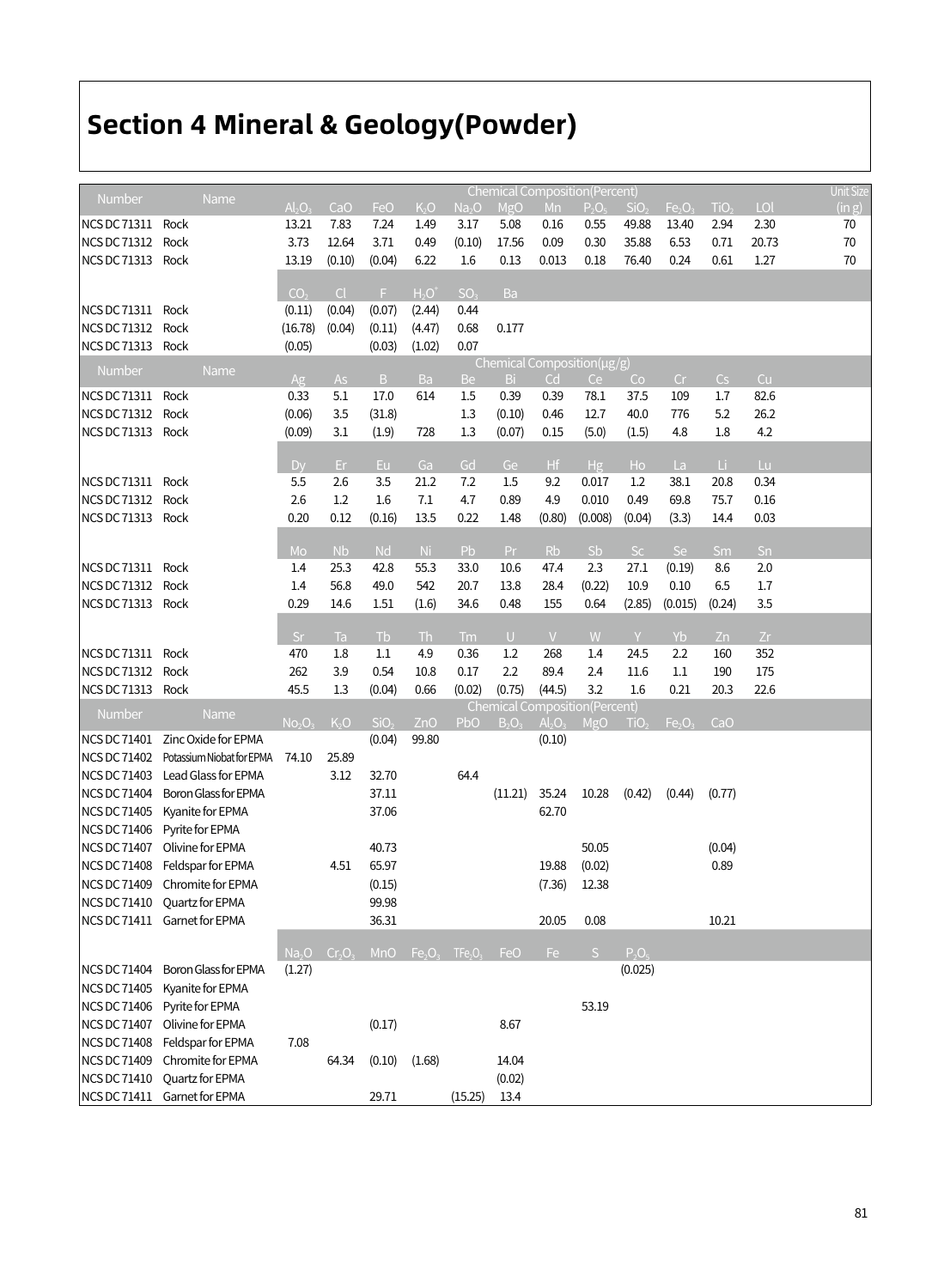# Section 4 Mineral & Geology(Powder)

| Number | Name | Chemical Composition(Percent) | | | | | | | | | | | | Unit Size (in g) |
|---|---|---|---|---|---|---|---|---|---|---|---|---|---|---|
| | | $Al_2O_3$ | CaO | FeO | $K_2O$ | $Na_2O$ | MgO | Mn | $P_2O_5$ | $SiO_2$ | $Fe_2O_3$ | $TiO_2$ | LOI | |
| NCS DC 71311 | Rock | 13.21 | 7.83 | 7.24 | 1.49 | 3.17 | 5.08 | 0.16 | 0.55 | 49.88 | 13.40 | 2.94 | 2.30 | 70 |
| NCS DC 71312 | Rock | 3.73 | 12.64 | 3.71 | 0.49 | (0.10) | 17.56 | 0.09 | 0.30 | 35.88 | 6.53 | 0.71 | 20.73 | 70 |
| NCS DC 71313 | Rock | 13.19 | (0.10) | (0.04) | 6.22 | 1.6 | 0.13 | 0.013 | 0.18 | 76.40 | 0.24 | 0.61 | 1.27 | 70 |
| | | $CO_2$ | Cl | F | $H_2O^+$ | $SO_3$ | Ba | | | | | | | |
| NCS DC 71311 | Rock | (0.11) | (0.04) | (0.07) | (2.44) | 0.44 | | | | | | | | |
| NCS DC 71312 | Rock | (16.78) | (0.04) | (0.11) | (4.47) | 0.68 | 0.177 | | | | | | | |
| NCS DC 71313 | Rock | (0.05) | | (0.03) | (1.02) | 0.07 | | | | | | | | |

| Number | Name | Chemical Composition(μg/g) | | | | | | | | | | | |
|---|---|---|---|---|---|---|---|---|---|---|---|---|---|
| | | Ag | As | B | Ba | Be | Bi | Cd | Ce | Co | Cr | Cs | Cu |
| NCS DC 71311 | Rock | 0.33 | 5.1 | 17.0 | 614 | 1.5 | 0.39 | 0.39 | 78.1 | 37.5 | 109 | 1.7 | 82.6 |
| NCS DC 71312 | Rock | (0.06) | 3.5 | (31.8) | | 1.3 | (0.10) | 0.46 | 12.7 | 40.0 | 776 | 5.2 | 26.2 |
| NCS DC 71313 | Rock | (0.09) | 3.1 | (1.9) | 728 | 1.3 | (0.07) | 0.15 | (5.0) | (1.5) | 4.8 | 1.8 | 4.2 |
| | | Dy | Er | Eu | Ga | Gd | Ge | Hf | Hg | Ho | La | Li | Lu |
| NCS DC 71311 | Rock | 5.5 | 2.6 | 3.5 | 21.2 | 7.2 | 1.5 | 9.2 | 0.017 | 1.2 | 38.1 | 20.8 | 0.34 |
| NCS DC 71312 | Rock | 2.6 | 1.2 | 1.6 | 7.1 | 4.7 | 0.89 | 4.9 | 0.010 | 0.49 | 69.8 | 75.7 | 0.16 |
| NCS DC 71313 | Rock | 0.20 | 0.12 | (0.16) | 13.5 | 0.22 | 1.48 | (0.80) | (0.008) | (0.04) | (3.3) | 14.4 | 0.03 |
| | | Mo | Nb | Nd | Ni | Pb | Pr | Rb | Sb | Sc | Se | Sm | Sn |
| NCS DC 71311 | Rock | 1.4 | 25.3 | 42.8 | 55.3 | 33.0 | 10.6 | 47.4 | 2.3 | 27.1 | (0.19) | 8.6 | 2.0 |
| NCS DC 71312 | Rock | 1.4 | 56.8 | 49.0 | 542 | 20.7 | 13.8 | 28.4 | (0.22) | 10.9 | 0.10 | 6.5 | 1.7 |
| NCS DC 71313 | Rock | 0.29 | 14.6 | 1.51 | (1.6) | 34.6 | 0.48 | 155 | 0.64 | (2.85) | (0.015) | (0.24) | 3.5 |
| | | Sr | Ta | Tb | Th | Tm | U | V | W | Y | Yb | Zn | Zr |
| NCS DC 71311 | Rock | 470 | 1.8 | 1.1 | 4.9 | 0.36 | 1.2 | 268 | 1.4 | 24.5 | 2.2 | 160 | 352 |
| NCS DC 71312 | Rock | 262 | 3.9 | 0.54 | 10.8 | 0.17 | 2.2 | 89.4 | 2.4 | 11.6 | 1.1 | 190 | 175 |
| NCS DC 71313 | Rock | 45.5 | 1.3 | (0.04) | 0.66 | (0.02) | (0.75) | (44.5) | 3.2 | 1.6 | 0.21 | 20.3 | 22.6 |

| Number | Name | Chemical Composition(Percent) | | | | | | | | | | |
|---|---|---|---|---|---|---|---|---|---|---|---|---|
| | | $No_2O_3$ | $K_2O$ | $SiO_2$ | ZnO | PbO | $B_2O_3$ | $Al_2O_3$ | MgO | $TiO_2$ | $Fe_2O_3$ | CaO |
| NCS DC 71401 | Zinc Oxide for EPMA | | | (0.04) | 99.80 | | | (0.10) | | | | |
| NCS DC 71402 | Potassium Niobat for EPMA | 74.10 | 25.89 | | | | | | | | | |
| NCS DC 71403 | Lead Glass for EPMA | | 3.12 | 32.70 | | 64.4 | | | | | | |
| NCS DC 71404 | Boron Glass for EPMA | | | 37.11 | | | (11.21) | 35.24 | 10.28 | (0.42) | (0.44) | (0.77) |
| NCS DC 71405 | Kyanite for EPMA | | | 37.06 | | | | 62.70 | | | | |
| NCS DC 71406 | Pyrite for EPMA | | | | | | | | | | | |
| NCS DC 71407 | Olivine for EPMA | | | 40.73 | | | | | 50.05 | | | (0.04) |
| NCS DC 71408 | Feldspar for EPMA | | 4.51 | 65.97 | | | | 19.88 | (0.02) | | | 0.89 |
| NCS DC 71409 | Chromite for EPMA | | | (0.15) | | | | (7.36) | 12.38 | | | |
| NCS DC 71410 | Quartz for EPMA | | | 99.98 | | | | | | | | |
| NCS DC 71411 | Garnet for EPMA | | | 36.31 | | | | 20.05 | 0.08 | | | 10.21 |
| | | $Na_2O$ | $Cr_2O_3$ | MnO | $Fe_2O_3$ | $TFe_2O_3$ | FeO | Fe | S | $P_2O_5$ | | |
| NCS DC 71404 | Boron Glass for EPMA | (1.27) | | | | | | | | (0.025) | | |
| NCS DC 71405 | Kyanite for EPMA | | | | | | | | | | | |
| NCS DC 71406 | Pyrite for EPMA | | | | | | | | 53.19 | | | |
| NCS DC 71407 | Olivine for EPMA | | | (0.17) | | | 8.67 | | | | | |
| NCS DC 71408 | Feldspar for EPMA | 7.08 | | | | | | | | | | |
| NCS DC 71409 | Chromite for EPMA | | 64.34 | (0.10) | (1.68) | | 14.04 | | | | | |
| NCS DC 71410 | Quartz for EPMA | | | | | | (0.02) | | | | | |
| NCS DC 71411 | Garnet for EPMA | | | 29.71 | | (15.25) | 13.4 | | | | | |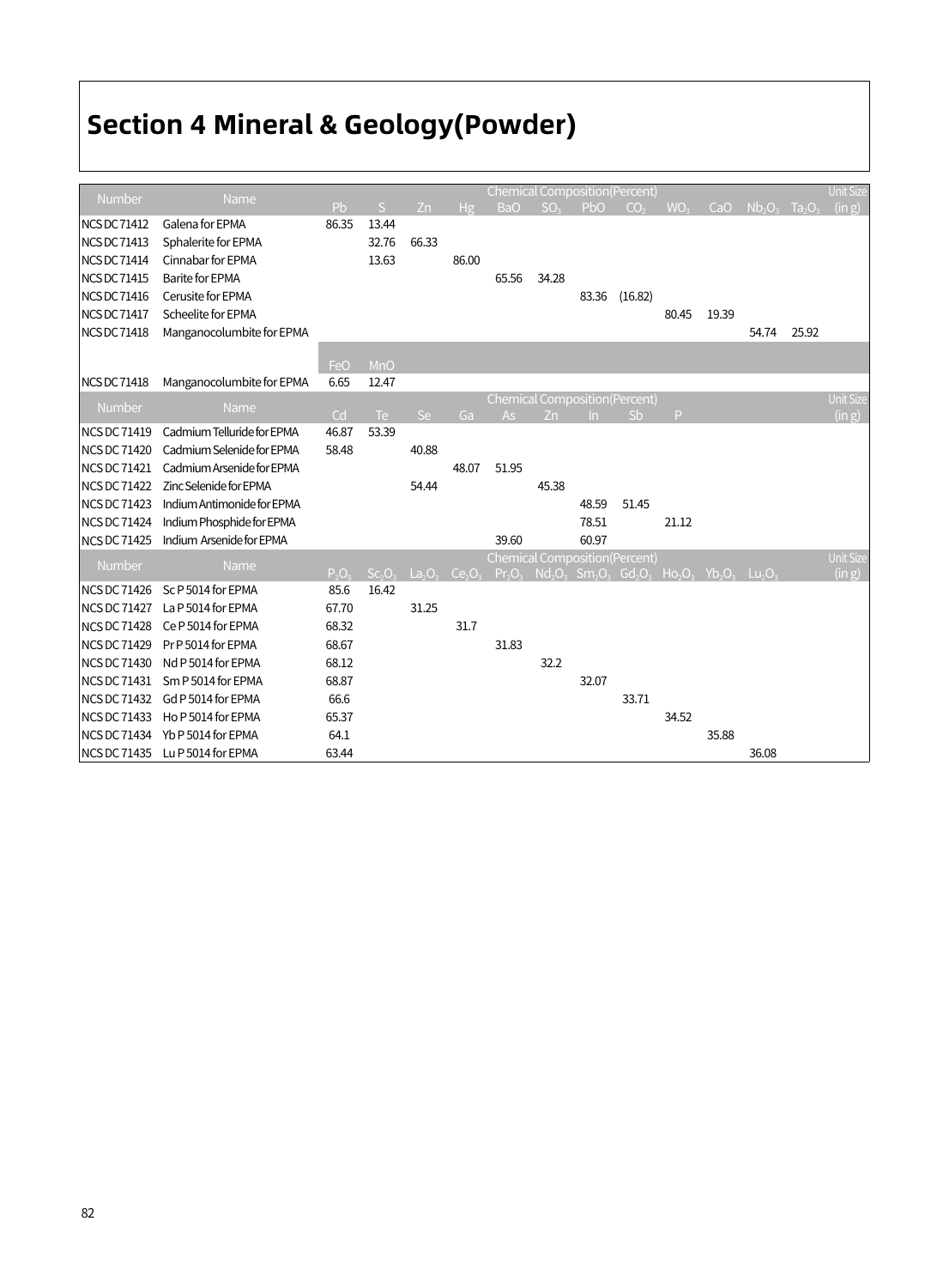# Section 4 Mineral & Geology(Powder)

| Number | Name | Chemical Composition(Percent) | | | | | | | | | | | | Unit Size (in g) |
|---|---|---|---|---|---|---|---|---|---|---|---|---|---|---|
| | | Pb | S | Zn | Hg | BaO | $SO_3$ | PbO | $CO_2$ | $WO_3$ | CaO | $Nb_2O_5$ | $Ta_2O_5$ | |
| NCS DC 71412 | Galena for EPMA | 86.35 | 13.44 | | | | | | | | | | | |
| NCS DC 71413 | Sphalerite for EPMA | | 32.76 | 66.33 | | | | | | | | | | |
| NCS DC 71414 | Cinnabar for EPMA | | 13.63 | | 86.00 | | | | | | | | | |
| NCS DC 71415 | Barite for EPMA | | | | | 65.56 | 34.28 | | | | | | | |
| NCS DC 71416 | Cerusite for EPMA | | | | | | | 83.36 | (16.82) | | | | | |
| NCS DC 71417 | Scheelite for EPMA | | | | | | | | | 80.45 | 19.39 | | | |
| NCS DC 71418 | Manganocolumbite for EPMA | | | | | | | | | | | 54.74 | 25.92 | |
| | | FeO | MnO | | | | | | | | | | | |
| NCS DC 71418 | Manganocolumbite for EPMA | 6.65 | 12.47 | | | | | | | | | | | |

| Number | Name | Chemical Composition(Percent) | | | | | | | | | Unit Size (in g) |
|---|---|---|---|---|---|---|---|---|---|---|---|
| | | Cd | Te | Se | Ga | As | Zn | In | Sb | P | |
| NCS DC 71419 | Cadmium Telluride for EPMA | 46.87 | 53.39 | | | | | | | | |
| NCS DC 71420 | Cadmium Selenide for EPMA | 58.48 | | 40.88 | | | | | | | |
| NCS DC 71421 | Cadmium Arsenide for EPMA | | | | 48.07 | 51.95 | | | | | |
| NCS DC 71422 | Zinc Selenide for EPMA | | | 54.44 | | | 45.38 | | | | |
| NCS DC 71423 | Indium Antimonide for EPMA | | | | | | | 48.59 | 51.45 | | |
| NCS DC 71424 | Indium Phosphide for EPMA | | | | | | | 78.51 | | 21.12 | |
| NCS DC 71425 | Indium Arsenide for EPMA | | | | | 39.60 | | 60.97 | | | |

| Number | Name | Chemical Composition(Percent) | | | | | | | | | | | Unit Size (in g) |
|---|---|---|---|---|---|---|---|---|---|---|---|---|---|
| | | $P_2O_5$ | $Sc_2O_3$ | $La_2O_3$ | $Ce_2O_3$ | $Pr_2O_3$ | $Nd_2O_3$ | $Sm_2O_3$ | $Gd_2O_3$ | $Ho_2O_3$ | $Yb_2O_3$ | $Lu_2O_3$ | |
| NCS DC 71426 | Sc P 5014 for EPMA | 85.6 | 16.42 | | | | | | | | | | |
| NCS DC 71427 | La P 5014 for EPMA | 67.70 | | 31.25 | | | | | | | | | |
| NCS DC 71428 | Ce P 5014 for EPMA | 68.32 | | | 31.7 | | | | | | | | |
| NCS DC 71429 | Pr P 5014 for EPMA | 68.67 | | | | 31.83 | | | | | | | |
| NCS DC 71430 | Nd P 5014 for EPMA | 68.12 | | | | | 32.2 | | | | | | |
| NCS DC 71431 | Sm P 5014 for EPMA | 68.87 | | | | | | 32.07 | | | | | |
| NCS DC 71432 | Gd P 5014 for EPMA | 66.6 | | | | | | | 33.71 | | | | |
| NCS DC 71433 | Ho P 5014 for EPMA | 65.37 | | | | | | | | 34.52 | | | |
| NCS DC 71434 | Yb P 5014 for EPMA | 64.1 | | | | | | | | | 35.88 | | |
| NCS DC 71435 | Lu P 5014 for EPMA | 63.44 | | | | | | | | | | 36.08 | |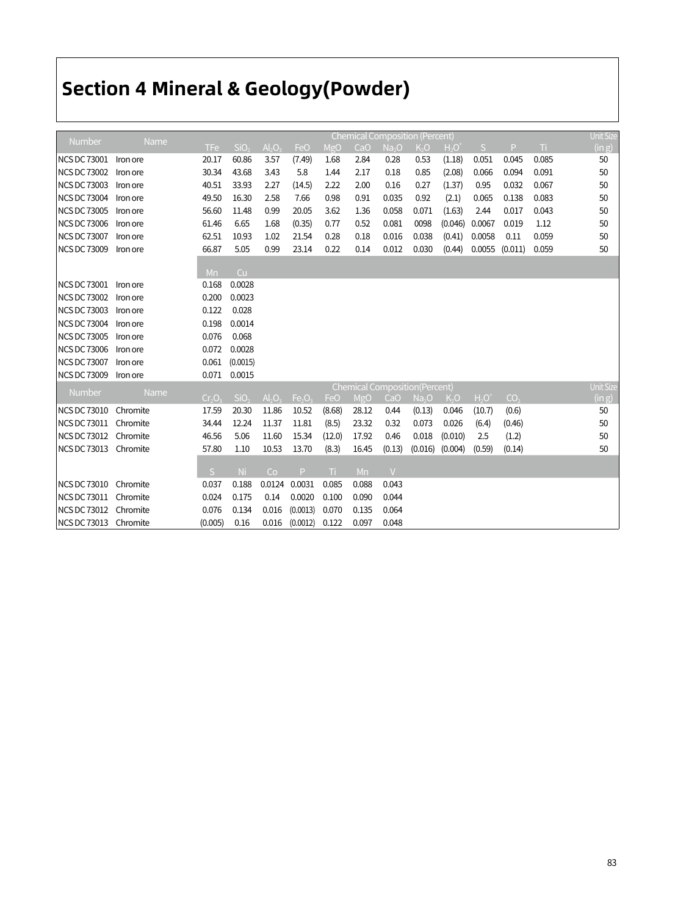# Section 4 Mineral & Geology(Powder)

| Number | Name | Chemical Composition (Percent) | | | | | | | | | | | | Unit Size (in g) |
|---|---|---|---|---|---|---|---|---|---|---|---|---|---|---|
| | | TFe | $SiO_2$ | $Al_2O_3$ | FeO | MgO | CaO | $Na_2O$ | $K_2O$ | $H_2O^+$ | S | P | Ti | |
| NCS DC 73001 | Iron ore | 20.17 | 60.86 | 3.57 | (7.49) | 1.68 | 2.84 | 0.28 | 0.53 | (1.18) | 0.051 | 0.045 | 0.085 | 50 |
| NCS DC 73002 | Iron ore | 30.34 | 43.68 | 3.43 | 5.8 | 1.44 | 2.17 | 0.18 | 0.85 | (2.08) | 0.066 | 0.094 | 0.091 | 50 |
| NCS DC 73003 | Iron ore | 40.51 | 33.93 | 2.27 | (14.5) | 2.22 | 2.00 | 0.16 | 0.27 | (1.37) | 0.95 | 0.032 | 0.067 | 50 |
| NCS DC 73004 | Iron ore | 49.50 | 16.30 | 2.58 | 7.66 | 0.98 | 0.91 | 0.035 | 0.92 | (2.1) | 0.065 | 0.138 | 0.083 | 50 |
| NCS DC 73005 | Iron ore | 56.60 | 11.48 | 0.99 | 20.05 | 3.62 | 1.36 | 0.058 | 0.071 | (1.63) | 2.44 | 0.017 | 0.043 | 50 |
| NCS DC 73006 | Iron ore | 61.46 | 6.65 | 1.68 | (0.35) | 0.77 | 0.52 | 0.081 | 0098 | (0.046) | 0.0067 | 0.019 | 1.12 | 50 |
| NCS DC 73007 | Iron ore | 62.51 | 10.93 | 1.02 | 21.54 | 0.28 | 0.18 | 0.016 | 0.038 | (0.41) | 0.0058 | 0.11 | 0.059 | 50 |
| NCS DC 73009 | Iron ore | 66.87 | 5.05 | 0.99 | 23.14 | 0.22 | 0.14 | 0.012 | 0.030 | (0.44) | 0.0055 | (0.011) | 0.059 | 50 |
| | | Mn | Cu | | | | | | | | | | | |
| NCS DC 73001 | Iron ore | 0.168 | 0.0028 | | | | | | | | | | | |
| NCS DC 73002 | Iron ore | 0.200 | 0.0023 | | | | | | | | | | | |
| NCS DC 73003 | Iron ore | 0.122 | 0.028 | | | | | | | | | | | |
| NCS DC 73004 | Iron ore | 0.198 | 0.0014 | | | | | | | | | | | |
| NCS DC 73005 | Iron ore | 0.076 | 0.068 | | | | | | | | | | | |
| NCS DC 73006 | Iron ore | 0.072 | 0.0028 | | | | | | | | | | | |
| NCS DC 73007 | Iron ore | 0.061 | (0.0015) | | | | | | | | | | | |
| NCS DC 73009 | Iron ore | 0.071 | 0.0015 | | | | | | | | | | | |

| Number | Name | Chemical Composition(Percent) | | | | | | | | | | | Unit Size (in g) |
|---|---|---|---|---|---|---|---|---|---|---|---|---|---|
| | | $Cr_2O_3$ | $SiO_2$ | $Al_2O_3$ | $Fe_2O_3$ | FeO | MgO | CaO | $Na_2O$ | $K_2O$ | $H_2O^+$ | $CO_2$ | |
| NCS DC 73010 | Chromite | 17.59 | 20.30 | 11.86 | 10.52 | (8.68) | 28.12 | 0.44 | (0.13) | 0.046 | (10.7) | (0.6) | 50 |
| NCS DC 73011 | Chromite | 34.44 | 12.24 | 11.37 | 11.81 | (8.5) | 23.32 | 0.32 | 0.073 | 0.026 | (6.4) | (0.46) | 50 |
| NCS DC 73012 | Chromite | 46.56 | 5.06 | 11.60 | 15.34 | (12.0) | 17.92 | 0.46 | 0.018 | (0.010) | 2.5 | (1.2) | 50 |
| NCS DC 73013 | Chromite | 57.80 | 1.10 | 10.53 | 13.70 | (8.3) | 16.45 | (0.13) | (0.016) | (0.004) | (0.59) | (0.14) | 50 |
| | | S | Ni | Co | P | Ti | Mn | V | | | | | |
| NCS DC 73010 | Chromite | 0.037 | 0.188 | 0.0124 | 0.0031 | 0.085 | 0.088 | 0.043 | | | | | |
| NCS DC 73011 | Chromite | 0.024 | 0.175 | 0.14 | 0.0020 | 0.100 | 0.090 | 0.044 | | | | | |
| NCS DC 73012 | Chromite | 0.076 | 0.134 | 0.016 | (0.0013) | 0.070 | 0.135 | 0.064 | | | | | |
| NCS DC 73013 | Chromite | (0.005) | 0.16 | 0.016 | (0.0012) | 0.122 | 0.097 | 0.048 | | | | | |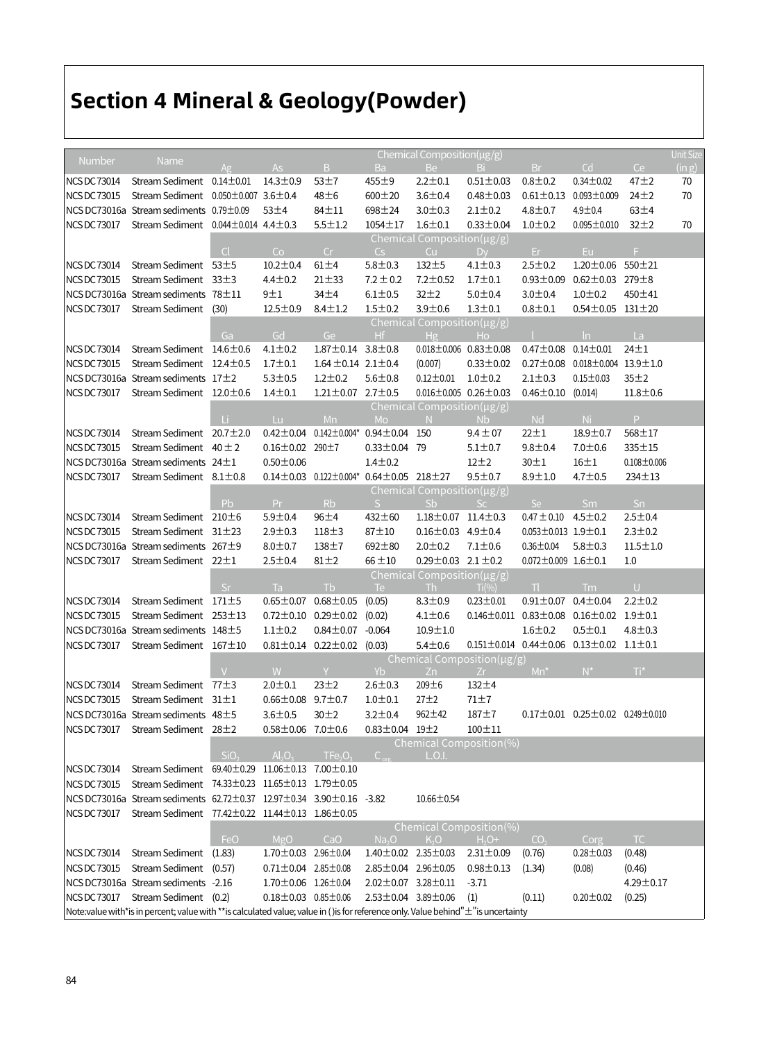# Section 4 Mineral & Geology(Powder)

| Number | Name | Chemical Composition(μg/g) | | | | | | | | | Unit Size (in g) |
|---|---|---|---|---|---|---|---|---|---|---|---|
| | | Ag | As | B | Ba | Be | Bi | Br | Cd | Ce | |
| NCS DC73014 | Stream Sediment | 0.14±0.01 | 14.3±0.9 | 53±7 | 455±9 | 2.2±0.1 | 0.51±0.03 | 0.8±0.2 | 0.34±0.02 | 47±2 | 70 |
| NCS DC73015 | Stream Sediment | 0.050±0.007 | 3.6±0.4 | 48±6 | 600±20 | 3.6±0.4 | 0.48±0.03 | 0.61±0.13 | 0.093±0.009 | 24±2 | 70 |
| NCS DC73016a | Stream sediments | 0.79±0.09 | 53±4 | 84±11 | 698±24 | 3.0±0.3 | 2.1±0.2 | 4.8±0.7 | 4.9±0.4 | 63±4 | |
| NCS DC73017 | Stream Sediment | 0.044±0.014 | 4.4±0.3 | 5.5±1.2 | 1054±17 | 1.6±0.1 | 0.33±0.04 | 1.0±0.2 | 0.095±0.010 | 32±2 | 70 |
| | | Chemical Composition(μg/g) | | | | | | | | | |
| | | Cl | Co | Cr | Cs | Cu | Dy | Er | Eu | F | |
| NCS DC73014 | Stream Sediment | 53±5 | 10.2±0.4 | 61±4 | 5.8±0.3 | 132±5 | 4.1±0.3 | 2.5±0.2 | 1.20±0.06 | 550±21 | |
| NCS DC73015 | Stream Sediment | 33±3 | 4.4±0.2 | 21±33 | 7.2 ± 0.2 | 7.2±0.52 | 1.7±0.1 | 0.93±0.09 | 0.62±0.03 | 279±8 | |
| NCS DC73016a | Stream sediments | 78±11 | 9±1 | 34±4 | 6.1±0.5 | 32±2 | 5.0±0.4 | 3.0±0.4 | 1.0±0.2 | 450±41 | |
| NCS DC73017 | Stream Sediment | (30) | 12.5±0.9 | 8.4±1.2 | 1.5±0.2 | 3.9±0.6 | 1.3±0.1 | 0.8±0.1 | 0.54±0.05 | 131±20 | |
| | | Chemical Composition(μg/g) | | | | | | | | | |
| | | Ga | Gd | Ge | Hf | Hg | Ho | I | In | La | |
| NCS DC73014 | Stream Sediment | 14.6±0.6 | 4.1±0.2 | 1.87±0.14 | 3.8±0.8 | 0.018±0.006 | 0.83±0.08 | 0.47±0.08 | 0.14±0.01 | 24±1 | |
| NCS DC73015 | Stream Sediment | 12.4±0.5 | 1.7±0.1 | 1.64 ±0.14 | 2.1±0.4 | (0.007) | 0.33±0.02 | 0.27±0.08 | 0.018±0.004 | 13.9±1.0 | |
| NCS DC73016a | Stream sediments | 17±2 | 5.3±0.5 | 1.2±0.2 | 5.6±0.8 | 0.12±0.01 | 1.0±0.2 | 2.1±0.3 | 0.15±0.03 | 35±2 | |
| NCS DC73017 | Stream Sediment | 12.0±0.6 | 1.4±0.1 | 1.21±0.07 | 2.7±0.5 | 0.016±0.005 | 0.26±0.03 | 0.46±0.10 | (0.014) | 11.8±0.6 | |
| | | Chemical Composition(μg/g) | | | | | | | | | |
| | | Li | Lu | Mn | Mo | N | Nb | Nd | Ni | P | |
| NCS DC73014 | Stream Sediment | 20.7±2.0 | 0.42±0.04 | 0.142±0.004* | 0.94±0.04 | 150 | 9.4 ± 07 | 22±1 | 18.9±0.7 | 568±17 | |
| NCS DC73015 | Stream Sediment | 40 ± 2 | 0.16±0.02 | 290±7 | 0.33±0.04 | 79 | 5.1±0.7 | 9.8±0.4 | 7.0±0.6 | 335±15 | |
| NCS DC73016a | Stream sediments | 24±1 | 0.50±0.06 | | 1.4±0.2 | | 12±2 | 30±1 | 16±1 | 0.108±0.006 | |
| NCS DC73017 | Stream Sediment | 8.1±0.8 | 0.14±0.03 | 0.122±0.004* | 0.64±0.05 | 218±27 | 9.5±0.7 | 8.9±1.0 | 4.7±0.5 | 234±13 | |
| | | Chemical Composition(μg/g) | | | | | | | | | |
| | | Pb | Pr | Rb | S | Sb | Sc | Se | Sm | Sn | |
| NCS DC73014 | Stream Sediment | 210±6 | 5.9±0.4 | 96±4 | 432±60 | 1.18±0.07 | 11.4±0.3 | 0.47 ± 0.10 | 4.5±0.2 | 2.5±0.4 | |
| NCS DC73015 | Stream Sediment | 31±23 | 2.9±0.3 | 118±3 | 87±10 | 0.16±0.03 | 4.9±0.4 | 0.053±0.013 | 1.9±0.1 | 2.3±0.2 | |
| NCS DC73016a | Stream sediments | 267±9 | 8.0±0.7 | 138±7 | 692±80 | 2.0±0.2 | 7.1±0.6 | 0.36±0.04 | 5.8±0.3 | 11.5±1.0 | |
| NCS DC73017 | Stream Sediment | 22±1 | 2.5±0.4 | 81±2 | 66 ±10 | 0.29±0.03 | 2.1 ±0.2 | 0.072±0.009 | 1.6±0.1 | 1.0 | |
| | | Chemical Composition(μg/g) | | | | | | | | | |
| | | Sr | Ta | Tb | Te | Th | Ti(%) | Tl | Tm | U | |
| NCS DC73014 | Stream Sediment | 171±5 | 0.65±0.07 | 0.68±0.05 | (0.05) | 8.3±0.9 | 0.23±0.01 | 0.91±0.07 | 0.4±0.04 | 2.2±0.2 | |
| NCS DC73015 | Stream Sediment | 253±13 | 0.72±0.10 | 0.29±0.02 | (0.02) | 4.1±0.6 | 0.146±0.011 | 0.83±0.08 | 0.16±0.02 | 1.9±0.1 | |
| NCS DC73016a | Stream sediments | 148±5 | 1.1±0.2 | 0.84±0.07 | -0.064 | 10.9±1.0 | | 1.6±0.2 | 0.5±0.1 | 4.8±0.3 | |
| NCS DC73017 | Stream Sediment | 167±10 | 0.81±0.14 | 0.22±0.02 | (0.03) | 5.4±0.6 | 0.151±0.014 | 0.44±0.06 | 0.13±0.02 | 1.1±0.1 | |
| | | Chemical Composition(μg/g) | | | | | | | | | |
| | | V | W | Y | Yb | Zn | Zr | Mn* | N* | Ti* | |
| NCS DC73014 | Stream Sediment | 77±3 | 2.0±0.1 | 23±2 | 2.6±0.3 | 209±6 | 132±4 | | | | |
| NCS DC73015 | Stream Sediment | 31±1 | 0.66±0.08 | 9.7±0.7 | 1.0±0.1 | 27±2 | 71±7 | | | | |
| NCS DC73016a | Stream sediments | 48±5 | 3.6±0.5 | 30±2 | 3.2±0.4 | 962±42 | 187±7 | 0.17±0.01 | 0.25±0.02 | 0.249±0.010 | |
| NCS DC73017 | Stream Sediment | 28±2 | 0.58±0.06 | 7.0±0.6 | 0.83±0.04 | 19±2 | 100±11 | | | | |
| | | Chemical Composition(%) | | | | | | | | | |
| | | $SiO_2$ | $Al_2O_3$ | $TFe_2O_3$ | $C_{org.}$ | L.O.I. | | | | | |
| NCS DC73014 | Stream Sediment | 69.40±0.29 | 11.06±0.13 | 7.00±0.10 | | | | | | | |
| NCS DC73015 | Stream Sediment | 74.33±0.23 | 11.65±0.13 | 1.79±0.05 | | | | | | | |
| NCS DC73016a | Stream sediments | 62.72±0.37 | 12.97±0.34 | 3.90±0.16 | -3.82 | 10.66±0.54 | | | | | |
| NCS DC73017 | Stream Sediment | 77.42±0.22 | 11.44±0.13 | 1.86±0.05 | | | | | | | |
| | | Chemical Composition(%) | | | | | | | | | |
| | | FeO | MgO | CaO | $Na_2O$ | $K_2O$ | $H_2O+$ | $CO_2$ | Corg | TC | |
| NCS DC73014 | Stream Sediment | (1.83) | 1.70±0.03 | 2.96±0.04 | 1.40±0.02 | 2.35±0.03 | 2.31±0.09 | (0.76) | 0.28±0.03 | (0.48) | |
| NCS DC73015 | Stream Sediment | (0.57) | 0.71±0.04 | 2.85±0.08 | 2.85±0.04 | 2.96±0.05 | 0.98±0.13 | (1.34) | (0.08) | (0.46) | |
| NCS DC73016a | Stream sediments | -2.16 | 1.70±0.06 | 1.26±0.04 | 2.02±0.07 | 3.28±0.11 | -3.71 | | | 4.29±0.17 | |
| NCS DC73017 | Stream Sediment | (0.2) | 0.18±0.03 | 0.85±0.06 | 2.53±0.04 | 3.89±0.06 | (1) | (0.11) | 0.20±0.02 | (0.25) | |

Note:value with*is in percent; value with **is calculated value; value in ( )is for reference only. Value behind"±"is uncertainty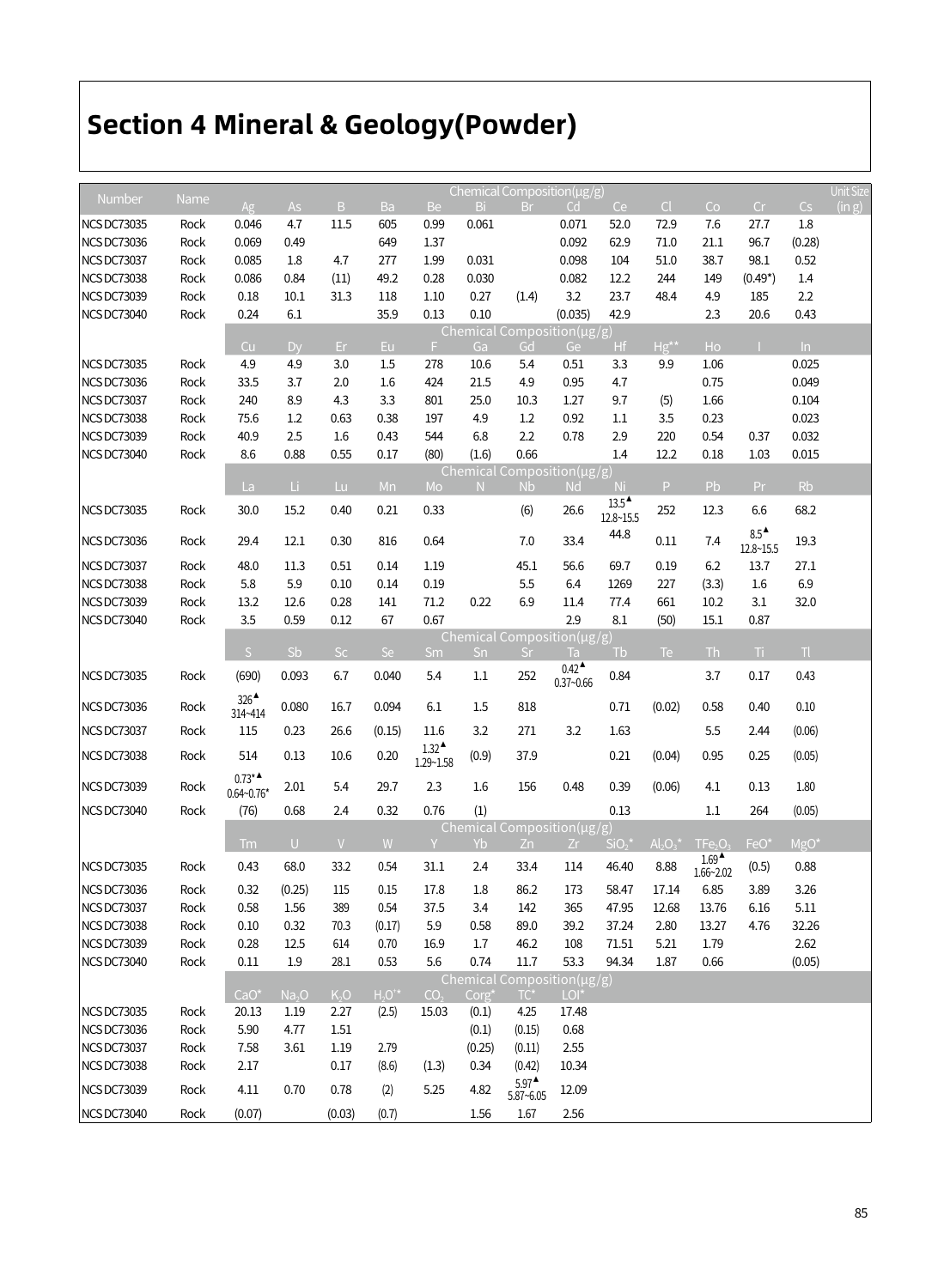# Section 4 Mineral & Geology(Powder)

| Number | Name | Chemical Composition(μg/g) | | | | | | | | | | | | | Unit Size (in g) |
|---|---|---|---|---|---|---|---|---|---|---|---|---|---|---|---|
| | | Ag | As | B | Ba | Be | Bi | Br | Cd | Ce | Cl | Co | Cr | Cs | |
| NCS DC73035 | Rock | 0.046 | 4.7 | 11.5 | 605 | 0.99 | 0.061 | | 0.071 | 52.0 | 72.9 | 7.6 | 27.7 | 1.8 | |
| NCS DC73036 | Rock | 0.069 | 0.49 | | 649 | 1.37 | | | 0.092 | 62.9 | 71.0 | 21.1 | 96.7 | (0.28) | |
| NCS DC73037 | Rock | 0.085 | 1.8 | 4.7 | 277 | 1.99 | 0.031 | | 0.098 | 104 | 51.0 | 38.7 | 98.1 | 0.52 | |
| NCS DC73038 | Rock | 0.086 | 0.84 | (11) | 49.2 | 0.28 | 0.030 | | 0.082 | 12.2 | 244 | 149 | (0.49*) | 1.4 | |
| NCS DC73039 | Rock | 0.18 | 10.1 | 31.3 | 118 | 1.10 | 0.27 | (1.4) | 3.2 | 23.7 | 48.4 | 4.9 | 185 | 2.2 | |
| NCS DC73040 | Rock | 0.24 | 6.1 | | 35.9 | 0.13 | 0.10 | | (0.035) | 42.9 | | 2.3 | 20.6 | 0.43 | |
| | | Cu | Dy | Er | Eu | F | Ga | Gd | Ge | Hf | Hg** | Ho | I | In | |
| NCS DC73035 | Rock | 4.9 | 4.9 | 3.0 | 1.5 | 278 | 10.6 | 5.4 | 0.51 | 3.3 | 9.9 | 1.06 | | 0.025 | |
| NCS DC73036 | Rock | 33.5 | 3.7 | 2.0 | 1.6 | 424 | 21.5 | 4.9 | 0.95 | 4.7 | | 0.75 | | 0.049 | |
| NCS DC73037 | Rock | 240 | 8.9 | 4.3 | 3.3 | 801 | 25.0 | 10.3 | 1.27 | 9.7 | (5) | 1.66 | | 0.104 | |
| NCS DC73038 | Rock | 75.6 | 1.2 | 0.63 | 0.38 | 197 | 4.9 | 1.2 | 0.92 | 1.1 | 3.5 | 0.23 | | 0.023 | |
| NCS DC73039 | Rock | 40.9 | 2.5 | 1.6 | 0.43 | 544 | 6.8 | 2.2 | 0.78 | 2.9 | 220 | 0.54 | 0.37 | 0.032 | |
| NCS DC73040 | Rock | 8.6 | 0.88 | 0.55 | 0.17 | (80) | (1.6) | 0.66 | | 1.4 | 12.2 | 0.18 | 1.03 | 0.015 | |
| | | La | Li | Lu | Mn | Mo | N | Nb | Nd | Ni | P | Pb | Pr | Rb | |
| NCS DC73035 | Rock | 30.0 | 15.2 | 0.40 | 0.21 | 0.33 | | (6) | 26.6 | 13.5▲ 12.8~15.5 | 252 | 12.3 | 6.6 | 68.2 | |
| NCS DC73036 | Rock | 29.4 | 12.1 | 0.30 | 816 | 0.64 | | 7.0 | 33.4 | 44.8 | 0.11 | 7.4 | 8.5▲ 12.8~15.5 | 19.3 | |
| NCS DC73037 | Rock | 48.0 | 11.3 | 0.51 | 0.14 | 1.19 | | 45.1 | 56.6 | 69.7 | 0.19 | 6.2 | 13.7 | 27.1 | |
| NCS DC73038 | Rock | 5.8 | 5.9 | 0.10 | 0.14 | 0.19 | | 5.5 | 6.4 | 1269 | 227 | (3.3) | 1.6 | 6.9 | |
| NCS DC73039 | Rock | 13.2 | 12.6 | 0.28 | 141 | 71.2 | 0.22 | 6.9 | 11.4 | 77.4 | 661 | 10.2 | 3.1 | 32.0 | |
| NCS DC73040 | Rock | 3.5 | 0.59 | 0.12 | 67 | 0.67 | | | 2.9 | 8.1 | (50) | 15.1 | 0.87 | | |
| | | S | Sb | Sc | Se | Sm | Sn | Sr | Ta | Tb | Te | Th | Ti | Tl | |
| NCS DC73035 | Rock | (690) | 0.093 | 6.7 | 0.040 | 5.4 | 1.1 | 252 | 0.42▲ 0.37~0.66 | 0.84 | | 3.7 | 0.17 | 0.43 | |
| NCS DC73036 | Rock | 326▲ 314~414 | 0.080 | 16.7 | 0.094 | 6.1 | 1.5 | 818 | | 0.71 | (0.02) | 0.58 | 0.40 | 0.10 | |
| NCS DC73037 | Rock | 115 | 0.23 | 26.6 | (0.15) | 11.6 | 3.2 | 271 | 3.2 | 1.63 | | 5.5 | 2.44 | (0.06) | |
| NCS DC73038 | Rock | 514 | 0.13 | 10.6 | 0.20 | 1.32▲ 1.29~1.58 | (0.9) | 37.9 | | 0.21 | (0.04) | 0.95 | 0.25 | (0.05) | |
| NCS DC73039 | Rock | 0.73*▲ 0.64~0.76* | 2.01 | 5.4 | 29.7 | 2.3 | 1.6 | 156 | 0.48 | 0.39 | (0.06) | 4.1 | 0.13 | 1.80 | |
| NCS DC73040 | Rock | (76) | 0.68 | 2.4 | 0.32 | 0.76 | (1) | | | 0.13 | | 1.1 | 264 | (0.05) | |
| | | Tm | U | V | W | Y | Yb | Zn | Zr | $SiO_2$* | $Al_2O_3$* | $TFe_2O_3$ | FeO* | MgO* | |
| NCS DC73035 | Rock | 0.43 | 68.0 | 33.2 | 0.54 | 31.1 | 2.4 | 33.4 | 114 | 46.40 | 8.88 | 1.69▲ 1.66~2.02 | (0.5) | 0.88 | |
| NCS DC73036 | Rock | 0.32 | (0.25) | 115 | 0.15 | 17.8 | 1.8 | 86.2 | 173 | 58.47 | 17.14 | 6.85 | 3.89 | 3.26 | |
| NCS DC73037 | Rock | 0.58 | 1.56 | 389 | 0.54 | 37.5 | 3.4 | 142 | 365 | 47.95 | 12.68 | 13.76 | 6.16 | 5.11 | |
| NCS DC73038 | Rock | 0.10 | 0.32 | 70.3 | (0.17) | 5.9 | 0.58 | 89.0 | 39.2 | 37.24 | 2.80 | 13.27 | 4.76 | 32.26 | |
| NCS DC73039 | Rock | 0.28 | 12.5 | 614 | 0.70 | 16.9 | 1.7 | 46.2 | 108 | 71.51 | 5.21 | 1.79 | | 2.62 | |
| NCS DC73040 | Rock | 0.11 | 1.9 | 28.1 | 0.53 | 5.6 | 0.74 | 11.7 | 53.3 | 94.34 | 1.87 | 0.66 | | (0.05) | |
| | | CaO* | $Na_2O$ | $K_2O$ | $H_2O^+$* | $CO_2$ | Corg* | TC* | LOI* | | | | | | |
| NCS DC73035 | Rock | 20.13 | 1.19 | 2.27 | (2.5) | 15.03 | (0.1) | 4.25 | 17.48 | | | | | | |
| NCS DC73036 | Rock | 5.90 | 4.77 | 1.51 | | | (0.1) | (0.15) | 0.68 | | | | | | |
| NCS DC73037 | Rock | 7.58 | 3.61 | 1.19 | 2.79 | | (0.25) | (0.11) | 2.55 | | | | | | |
| NCS DC73038 | Rock | 2.17 | | 0.17 | (8.6) | (1.3) | 0.34 | (0.42) | 10.34 | | | | | | |
| NCS DC73039 | Rock | 4.11 | 0.70 | 0.78 | (2) | 5.25 | 4.82 | 5.97▲ 5.87~6.05 | 12.09 | | | | | | |
| NCS DC73040 | Rock | (0.07) | | (0.03) | (0.7) | | 1.56 | 1.67 | 2.56 | | | | | | |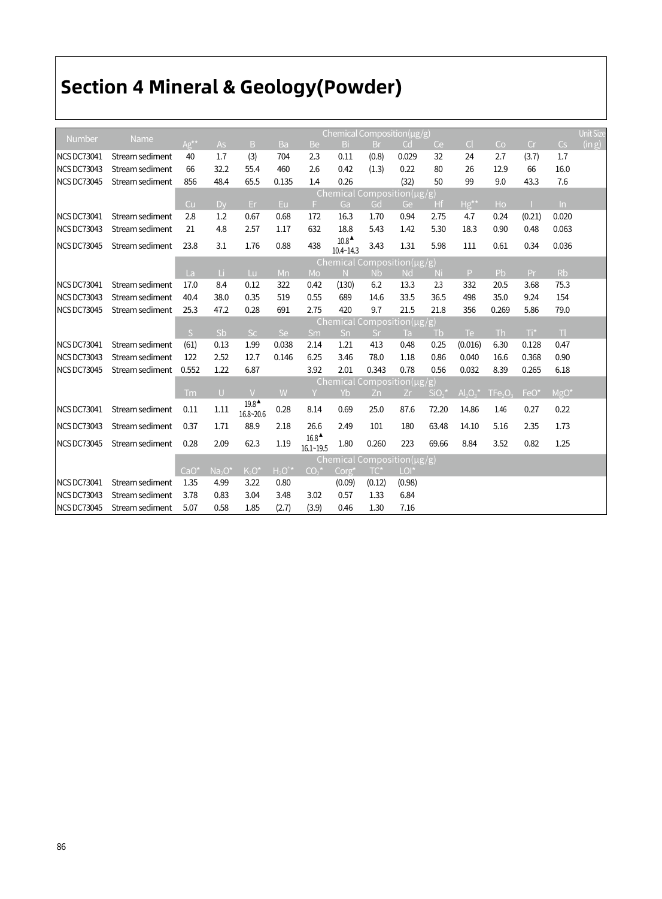# Section 4 Mineral & Geology(Powder)

| Number | Name | Chemical Composition(μg/g) | | | | | | | | | | | | | Unit Size (in g) |
|---|---|---|---|---|---|---|---|---|---|---|---|---|---|---|---|
| | | Ag** | As | B | Ba | Be | Bi | Br | Cd | Ce | Cl | Co | Cr | Cs | |
| NCS DC73041 | Stream sediment | 40 | 1.7 | (3) | 704 | 2.3 | 0.11 | (0.8) | 0.029 | 32 | 24 | 2.7 | (3.7) | 1.7 | |
| NCS DC73043 | Stream sediment | 66 | 32.2 | 55.4 | 460 | 2.6 | 0.42 | (1.3) | 0.22 | 80 | 26 | 12.9 | 66 | 16.0 | |
| NCS DC73045 | Stream sediment | 856 | 48.4 | 65.5 | 0.135 | 1.4 | 0.26 | | (32) | 50 | 99 | 9.0 | 43.3 | 7.6 | |
| | | Chemical Composition(μg/g) | | | | | | | | | | | | | |
| | | Cu | Dy | Er | Eu | F | Ga | Gd | Ge | Hf | Hg** | Ho | I | In | |
| NCS DC73041 | Stream sediment | 2.8 | 1.2 | 0.67 | 0.68 | 172 | 16.3 | 1.70 | 0.94 | 2.75 | 4.7 | 0.24 | (0.21) | 0.020 | |
| NCS DC73043 | Stream sediment | 21 | 4.8 | 2.57 | 1.17 | 632 | 18.8 | 5.43 | 1.42 | 5.30 | 18.3 | 0.90 | 0.48 | 0.063 | |
| NCS DC73045 | Stream sediment | 23.8 | 3.1 | 1.76 | 0.88 | 438 | 10.8▲ 10.4~14.3 | 3.43 | 1.31 | 5.98 | 111 | 0.61 | 0.34 | 0.036 | |
| | | Chemical Composition(μg/g) | | | | | | | | | | | | | |
| | | La | Li | Lu | Mn | Mo | N | Nb | Nd | Ni | P | Pb | Pr | Rb | |
| NCS DC73041 | Stream sediment | 17.0 | 8.4 | 0.12 | 322 | 0.42 | (130) | 6.2 | 13.3 | 2.3 | 332 | 20.5 | 3.68 | 75.3 | |
| NCS DC73043 | Stream sediment | 40.4 | 38.0 | 0.35 | 519 | 0.55 | 689 | 14.6 | 33.5 | 36.5 | 498 | 35.0 | 9.24 | 154 | |
| NCS DC73045 | Stream sediment | 25.3 | 47.2 | 0.28 | 691 | 2.75 | 420 | 9.7 | 21.5 | 21.8 | 356 | 0.269 | 5.86 | 79.0 | |
| | | Chemical Composition(μg/g) | | | | | | | | | | | | | |
| | | S | Sb | Sc | Se | Sm | Sn | Sr | Ta | Tb | Te | Th | Ti* | Tl | |
| NCS DC73041 | Stream sediment | (61) | 0.13 | 1.99 | 0.038 | 2.14 | 1.21 | 413 | 0.48 | 0.25 | (0.016) | 6.30 | 0.128 | 0.47 | |
| NCS DC73043 | Stream sediment | 122 | 2.52 | 12.7 | 0.146 | 6.25 | 3.46 | 78.0 | 1.18 | 0.86 | 0.040 | 16.6 | 0.368 | 0.90 | |
| NCS DC73045 | Stream sediment | 0.552 | 1.22 | 6.87 | | 3.92 | 2.01 | 0.343 | 0.78 | 0.56 | 0.032 | 8.39 | 0.265 | 6.18 | |
| | | Chemical Composition(μg/g) | | | | | | | | | | | | | |
| | | Tm | U | V | W | Y | Yb | Zn | Zr | $SiO_2$* | $Al_2O_3$* | $TFe_2O_3$ | FeO* | MgO* | |
| NCS DC73041 | Stream sediment | 0.11 | 1.11 | 19.8▲ 16.8~20.6 | 0.28 | 8.14 | 0.69 | 25.0 | 87.6 | 72.20 | 14.86 | 1.46 | 0.27 | 0.22 | |
| NCS DC73043 | Stream sediment | 0.37 | 1.71 | 88.9 | 2.18 | 26.6 | 2.49 | 101 | 180 | 63.48 | 14.10 | 5.16 | 2.35 | 1.73 | |
| NCS DC73045 | Stream sediment | 0.28 | 2.09 | 62.3 | 1.19 | 16.8▲ 16.1~19.5 | 1.80 | 0.260 | 223 | 69.66 | 8.84 | 3.52 | 0.82 | 1.25 | |
| | | Chemical Composition(μg/g) | | | | | | | | | | | | | |
| | | CaO* | $Na_2O$* | $K_2O$* | $H_2O^+$* | $CO_2$* | Corg* | TC* | LOI* | | | | | | |
| NCS DC73041 | Stream sediment | 1.35 | 4.99 | 3.22 | 0.80 | | (0.09) | (0.12) | (0.98) | | | | | | |
| NCS DC73043 | Stream sediment | 3.78 | 0.83 | 3.04 | 3.48 | 3.02 | 0.57 | 1.33 | 6.84 | | | | | | |
| NCS DC73045 | Stream sediment | 5.07 | 0.58 | 1.85 | (2.7) | (3.9) | 0.46 | 1.30 | 7.16 | | | | | | |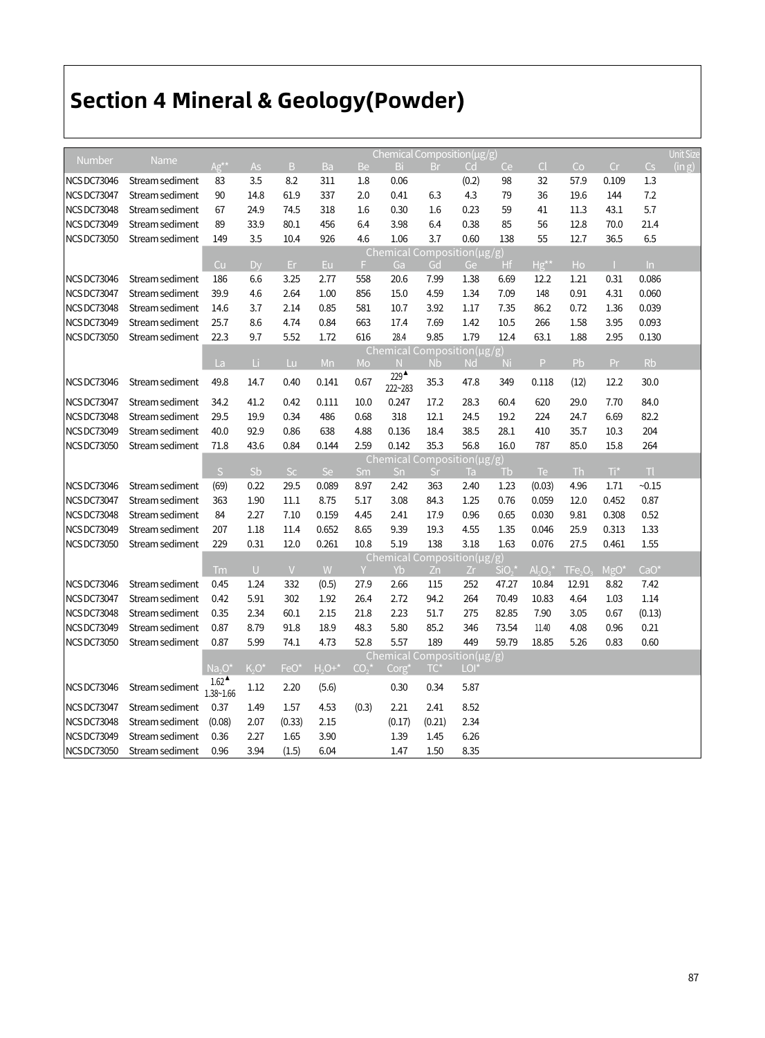# Section 4 Mineral & Geology(Powder)

| Number | Name | Chemical Composition(μg/g) | | | | | | | | | | | | | Unit Size (in g) |
|---|---|---|---|---|---|---|---|---|---|---|---|---|---|---|---|
| | | Ag** | As | B | Ba | Be | Bi | Br | Cd | Ce | Cl | Co | Cr | Cs | |
| NCS DC73046 | Stream sediment | 83 | 3.5 | 8.2 | 311 | 1.8 | 0.06 | | (0.2) | 98 | 32 | 57.9 | 0.109 | 1.3 | |
| NCS DC73047 | Stream sediment | 90 | 14.8 | 61.9 | 337 | 2.0 | 0.41 | 6.3 | 4.3 | 79 | 36 | 19.6 | 144 | 7.2 | |
| NCS DC73048 | Stream sediment | 67 | 24.9 | 74.5 | 318 | 1.6 | 0.30 | 1.6 | 0.23 | 59 | 41 | 11.3 | 43.1 | 5.7 | |
| NCS DC73049 | Stream sediment | 89 | 33.9 | 80.1 | 456 | 6.4 | 3.98 | 6.4 | 0.38 | 85 | 56 | 12.8 | 70.0 | 21.4 | |
| NCS DC73050 | Stream sediment | 149 | 3.5 | 10.4 | 926 | 4.6 | 1.06 | 3.7 | 0.60 | 138 | 55 | 12.7 | 36.5 | 6.5 | |
| | | Chemical Composition(μg/g) | | | | | | | | | | | | | |
| | | Cu | Dy | Er | Eu | F | Ga | Gd | Ge | Hf | Hg** | Ho | I | In | |
| NCS DC73046 | Stream sediment | 186 | 6.6 | 3.25 | 2.77 | 558 | 20.6 | 7.99 | 1.38 | 6.69 | 12.2 | 1.21 | 0.31 | 0.086 | |
| NCS DC73047 | Stream sediment | 39.9 | 4.6 | 2.64 | 1.00 | 856 | 15.0 | 4.59 | 1.34 | 7.09 | 148 | 0.91 | 4.31 | 0.060 | |
| NCS DC73048 | Stream sediment | 14.6 | 3.7 | 2.14 | 0.85 | 581 | 10.7 | 3.92 | 1.17 | 7.35 | 86.2 | 0.72 | 1.36 | 0.039 | |
| NCS DC73049 | Stream sediment | 25.7 | 8.6 | 4.74 | 0.84 | 663 | 17.4 | 7.69 | 1.42 | 10.5 | 266 | 1.58 | 3.95 | 0.093 | |
| NCS DC73050 | Stream sediment | 22.3 | 9.7 | 5.52 | 1.72 | 616 | 28.4 | 9.85 | 1.79 | 12.4 | 63.1 | 1.88 | 2.95 | 0.130 | |
| | | Chemical Composition(μg/g) | | | | | | | | | | | | | |
| | | La | Li | Lu | Mn | Mo | N | Nb | Nd | Ni | P | Pb | Pr | Rb | |
| NCS DC73046 | Stream sediment | 49.8 | 14.7 | 0.40 | 0.141 | 0.67 | 229▲ 222~283 | 35.3 | 47.8 | 349 | 0.118 | (12) | 12.2 | 30.0 | |
| NCS DC73047 | Stream sediment | 34.2 | 41.2 | 0.42 | 0.111 | 10.0 | 0.247 | 17.2 | 28.3 | 60.4 | 620 | 29.0 | 7.70 | 84.0 | |
| NCS DC73048 | Stream sediment | 29.5 | 19.9 | 0.34 | 486 | 0.68 | 318 | 12.1 | 24.5 | 19.2 | 224 | 24.7 | 6.69 | 82.2 | |
| NCS DC73049 | Stream sediment | 40.0 | 92.9 | 0.86 | 638 | 4.88 | 0.136 | 18.4 | 38.5 | 28.1 | 410 | 35.7 | 10.3 | 204 | |
| NCS DC73050 | Stream sediment | 71.8 | 43.6 | 0.84 | 0.144 | 2.59 | 0.142 | 35.3 | 56.8 | 16.0 | 787 | 85.0 | 15.8 | 264 | |
| | | Chemical Composition(μg/g) | | | | | | | | | | | | | |
| | | S | Sb | Sc | Se | Sm | Sn | Sr | Ta | Tb | Te | Th | Ti* | Tl | |
| NCS DC73046 | Stream sediment | (69) | 0.22 | 29.5 | 0.089 | 8.97 | 2.42 | 363 | 2.40 | 1.23 | (0.03) | 4.96 | 1.71 | ~0.15 | |
| NCS DC73047 | Stream sediment | 363 | 1.90 | 11.1 | 8.75 | 5.17 | 3.08 | 84.3 | 1.25 | 0.76 | 0.059 | 12.0 | 0.452 | 0.87 | |
| NCS DC73048 | Stream sediment | 84 | 2.27 | 7.10 | 0.159 | 4.45 | 2.41 | 17.9 | 0.96 | 0.65 | 0.030 | 9.81 | 0.308 | 0.52 | |
| NCS DC73049 | Stream sediment | 207 | 1.18 | 11.4 | 0.652 | 8.65 | 9.39 | 19.3 | 4.55 | 1.35 | 0.046 | 25.9 | 0.313 | 1.33 | |
| NCS DC73050 | Stream sediment | 229 | 0.31 | 12.0 | 0.261 | 10.8 | 5.19 | 138 | 3.18 | 1.63 | 0.076 | 27.5 | 0.461 | 1.55 | |
| | | Chemical Composition(μg/g) | | | | | | | | | | | | | |
| | | Tm | U | V | W | Y | Yb | Zn | Zr | $SiO_2$* | $Al_2O_3$* | $TFe_2O_3$ | MgO* | CaO* | |
| NCS DC73046 | Stream sediment | 0.45 | 1.24 | 332 | (0.5) | 27.9 | 2.66 | 115 | 252 | 47.27 | 10.84 | 12.91 | 8.82 | 7.42 | |
| NCS DC73047 | Stream sediment | 0.42 | 5.91 | 302 | 1.92 | 26.4 | 2.72 | 94.2 | 264 | 70.49 | 10.83 | 4.64 | 1.03 | 1.14 | |
| NCS DC73048 | Stream sediment | 0.35 | 2.34 | 60.1 | 2.15 | 21.8 | 2.23 | 51.7 | 275 | 82.85 | 7.90 | 3.05 | 0.67 | (0.13) | |
| NCS DC73049 | Stream sediment | 0.87 | 8.79 | 91.8 | 18.9 | 48.3 | 5.80 | 85.2 | 346 | 73.54 | 11.40 | 4.08 | 0.96 | 0.21 | |
| NCS DC73050 | Stream sediment | 0.87 | 5.99 | 74.1 | 4.73 | 52.8 | 5.57 | 189 | 449 | 59.79 | 18.85 | 5.26 | 0.83 | 0.60 | |
| | | Chemical Composition(μg/g) | | | | | | | | | | | | | |
| | | $Na_2O$* | $K_2O$* | FeO* | $H_2O$+* | $CO_2$* | Corg* | TC* | LOI* | | | | | | |
| NCS DC73046 | Stream sediment | 1.62▲ 1.38~1.66 | 1.12 | 2.20 | (5.6) | | 0.30 | 0.34 | 5.87 | | | | | | |
| NCS DC73047 | Stream sediment | 0.37 | 1.49 | 1.57 | 4.53 | (0.3) | 2.21 | 2.41 | 8.52 | | | | | | |
| NCS DC73048 | Stream sediment | (0.08) | 2.07 | (0.33) | 2.15 | | (0.17) | (0.21) | 2.34 | | | | | | |
| NCS DC73049 | Stream sediment | 0.36 | 2.27 | 1.65 | 3.90 | | 1.39 | 1.45 | 6.26 | | | | | | |
| NCS DC73050 | Stream sediment | 0.96 | 3.94 | (1.5) | 6.04 | | 1.47 | 1.50 | 8.35 | | | | | | |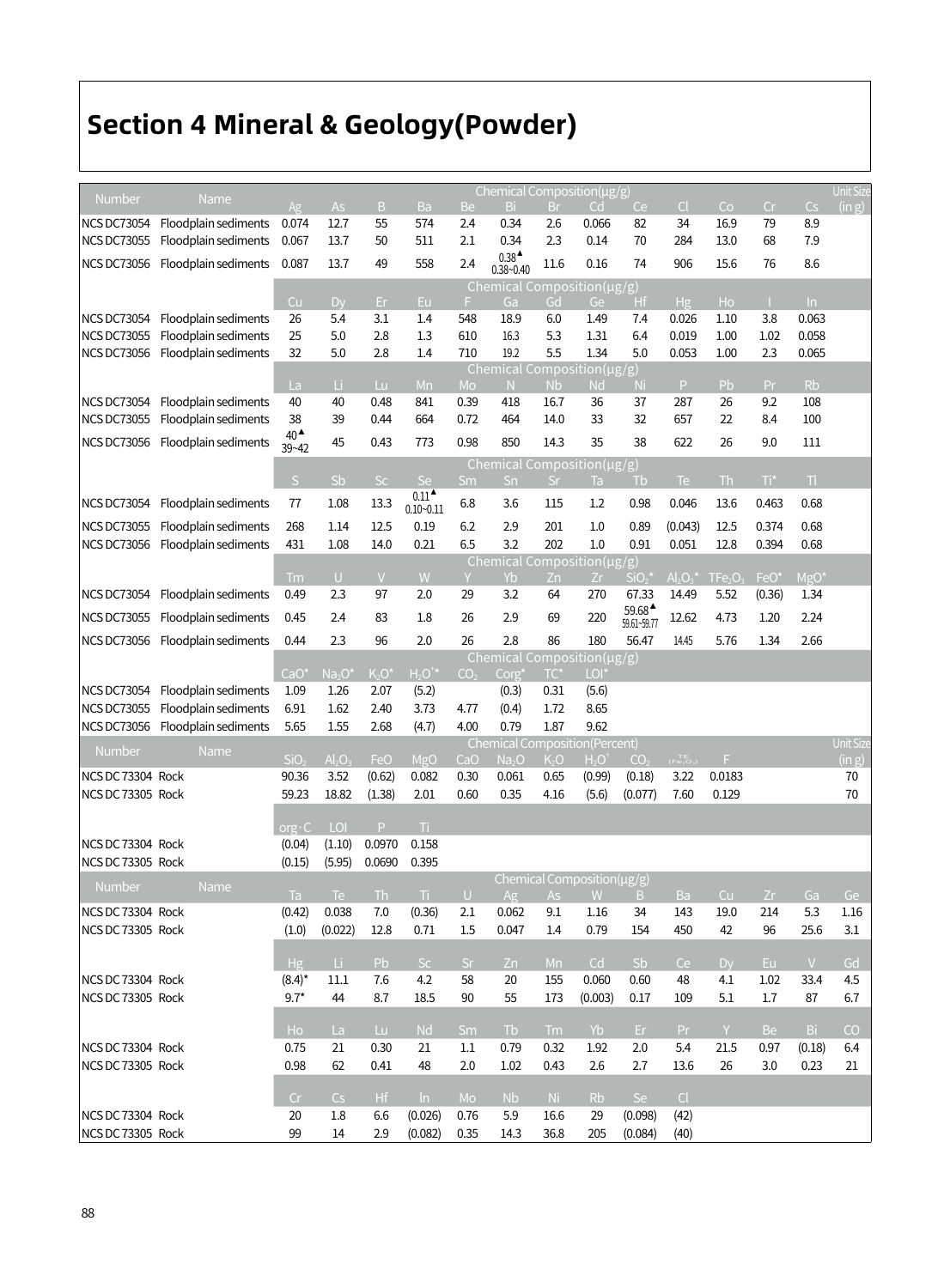# Section 4 Mineral & Geology(Powder)

| Number | Name | Chemical Composition(μg/g) | | | | | | | | | | | | | Unit Size (in g) |
|---|---|---|---|---|---|---|---|---|---|---|---|---|---|---|---|
| | | Ag | As | B | Ba | Be | Bi | Br | Cd | Ce | Cl | Co | Cr | Cs | |
| NCS DC73054 | Floodplain sediments | 0.074 | 12.7 | 55 | 574 | 2.4 | 0.34 | 2.6 | 0.066 | 82 | 34 | 16.9 | 79 | 8.9 | |
| NCS DC73055 | Floodplain sediments | 0.067 | 13.7 | 50 | 511 | 2.1 | 0.34 | 2.3 | 0.14 | 70 | 284 | 13.0 | 68 | 7.9 | |
| NCS DC73056 | Floodplain sediments | 0.087 | 13.7 | 49 | 558 | 2.4 | 0.38▲ 0.38~0.40 | 11.6 | 0.16 | 74 | 906 | 15.6 | 76 | 8.6 | |
| | | Cu | Dy | Er | Eu | F | Ga | Gd | Ge | Hf | Hg | Ho | I | In | |
| NCS DC73054 | Floodplain sediments | 26 | 5.4 | 3.1 | 1.4 | 548 | 18.9 | 6.0 | 1.49 | 7.4 | 0.026 | 1.10 | 3.8 | 0.063 | |
| NCS DC73055 | Floodplain sediments | 25 | 5.0 | 2.8 | 1.3 | 610 | 16.3 | 5.3 | 1.31 | 6.4 | 0.019 | 1.00 | 1.02 | 0.058 | |
| NCS DC73056 | Floodplain sediments | 32 | 5.0 | 2.8 | 1.4 | 710 | 19.2 | 5.5 | 1.34 | 5.0 | 0.053 | 1.00 | 2.3 | 0.065 | |
| | | La | Li | Lu | Mn | Mo | N | Nb | Nd | Ni | P | Pb | Pr | Rb | |
| NCS DC73054 | Floodplain sediments | 40 | 40 | 0.48 | 841 | 0.39 | 418 | 16.7 | 36 | 37 | 287 | 26 | 9.2 | 108 | |
| NCS DC73055 | Floodplain sediments | 38 | 39 | 0.44 | 664 | 0.72 | 464 | 14.0 | 33 | 32 | 657 | 22 | 8.4 | 100 | |
| NCS DC73056 | Floodplain sediments | 40▲ 39~42 | 45 | 0.43 | 773 | 0.98 | 850 | 14.3 | 35 | 38 | 622 | 26 | 9.0 | 111 | |
| | | S | Sb | Sc | Se | Sm | Sn | Sr | Ta | Tb | Te | Th | Ti* | Tl | |
| NCS DC73054 | Floodplain sediments | 77 | 1.08 | 13.3 | 0.11▲ 0.10~0.11 | 6.8 | 3.6 | 115 | 1.2 | 0.98 | 0.046 | 13.6 | 0.463 | 0.68 | |
| NCS DC73055 | Floodplain sediments | 268 | 1.14 | 12.5 | 0.19 | 6.2 | 2.9 | 201 | 1.0 | 0.89 | (0.043) | 12.5 | 0.374 | 0.68 | |
| NCS DC73056 | Floodplain sediments | 431 | 1.08 | 14.0 | 0.21 | 6.5 | 3.2 | 202 | 1.0 | 0.91 | 0.051 | 12.8 | 0.394 | 0.68 | |
| | | Tm | U | V | W | Y | Yb | Zn | Zr | $SiO_2$* | $Al_2O_3$* | $TFe_2O_3$ | FeO* | MgO* | |
| NCS DC73054 | Floodplain sediments | 0.49 | 2.3 | 97 | 2.0 | 29 | 3.2 | 64 | 270 | 67.33 | 14.49 | 5.52 | (0.36) | 1.34 | |
| NCS DC73055 | Floodplain sediments | 0.45 | 2.4 | 83 | 1.8 | 26 | 2.9 | 69 | 220 | 59.68▲ 59.61~59.77 | 12.62 | 4.73 | 1.20 | 2.24 | |
| NCS DC73056 | Floodplain sediments | 0.44 | 2.3 | 96 | 2.0 | 26 | 2.8 | 86 | 180 | 56.47 | 14.45 | 5.76 | 1.34 | 2.66 | |
| | | CaO* | $Na_2O$* | $K_2O$* | $H_2O^+$* | $CO_2$ | Corg* | TC* | LOI* | | | | | | |
| NCS DC73054 | Floodplain sediments | 1.09 | 1.26 | 2.07 | (5.2) | | (0.3) | 0.31 | (5.6) | | | | | | |
| NCS DC73055 | Floodplain sediments | 6.91 | 1.62 | 2.40 | 3.73 | 4.77 | (0.4) | 1.72 | 8.65 | | | | | | |
| NCS DC73056 | Floodplain sediments | 5.65 | 1.55 | 2.68 | (4.7) | 4.00 | 0.79 | 1.87 | 9.62 | | | | | | |

| Number | Name | Chemical Composition(Percent) | | | | | | | | | | | | | Unit Size (in g) |
|---|---|---|---|---|---|---|---|---|---|---|---|---|---|---|---|
| | | $SiO_2$ | $Al_2O_3$ | FeO | MgO | CaO | $Na_2O$ | $K_2O$ | $H_2O^+$ | $CO_2$ | $TFe_2O_3$ | F | | | |
| NCS DC 73304 | Rock | 90.36 | 3.52 | (0.62) | 0.082 | 0.30 | 0.061 | 0.65 | (0.99) | (0.18) | 3.22 | 0.0183 | | | 70 |
| NCS DC 73305 | Rock | 59.23 | 18.82 | (1.38) | 2.01 | 0.60 | 0.35 | 4.16 | (5.6) | (0.077) | 7.60 | 0.129 | | | 70 |
| | | org·C | LOI | P | Ti | | | | | | | | | | |
| NCS DC 73304 | Rock | (0.04) | (1.10) | 0.0970 | 0.158 | | | | | | | | | | |
| NCS DC 73305 | Rock | (0.15) | (5.95) | 0.0690 | 0.395 | | | | | | | | | | |

| Number | Name | Chemical Composition(μg/g) | | | | | | | | | | | | |
|---|---|---|---|---|---|---|---|---|---|---|---|---|---|---|
| | | Ta | Te | Th | Ti | U | Ag | As | W | B | Ba | Cu | Zr | Ga | Ge |
| NCS DC 73304 | Rock | (0.42) | 0.038 | 7.0 | (0.36) | 2.1 | 0.062 | 9.1 | 1.16 | 34 | 143 | 19.0 | 214 | 5.3 | 1.16 |
| NCS DC 73305 | Rock | (1.0) | (0.022) | 12.8 | 0.71 | 1.5 | 0.047 | 1.4 | 0.79 | 154 | 450 | 42 | 96 | 25.6 | 3.1 |
| | | Hg | Li | Pb | Sc | Sr | Zn | Mn | Cd | Sb | Ce | Dy | Eu | V | Gd |
| NCS DC 73304 | Rock | (8.4)* | 11.1 | 7.6 | 4.2 | 58 | 20 | 155 | 0.060 | 0.60 | 48 | 4.1 | 1.02 | 33.4 | 4.5 |
| NCS DC 73305 | Rock | 9.7* | 44 | 8.7 | 18.5 | 90 | 55 | 173 | (0.003) | 0.17 | 109 | 5.1 | 1.7 | 87 | 6.7 |
| | | Ho | La | Lu | Nd | Sm | Tb | Tm | Yb | Er | Pr | Y | Be | Bi | CO |
| NCS DC 73304 | Rock | 0.75 | 21 | 0.30 | 21 | 1.1 | 0.79 | 0.32 | 1.92 | 2.0 | 5.4 | 21.5 | 0.97 | (0.18) | 6.4 |
| NCS DC 73305 | Rock | 0.98 | 62 | 0.41 | 48 | 2.0 | 1.02 | 0.43 | 2.6 | 2.7 | 13.6 | 26 | 3.0 | 0.23 | 21 |
| | | Cr | Cs | Hf | In | Mo | Nb | Ni | Rb | Se | Cl | | | | |
| NCS DC 73304 | Rock | 20 | 1.8 | 6.6 | (0.026) | 0.76 | 5.9 | 16.6 | 29 | (0.098) | (42) | | | | |
| NCS DC 73305 | Rock | 99 | 14 | 2.9 | (0.082) | 0.35 | 14.3 | 36.8 | 205 | (0.084) | (40) | | | | |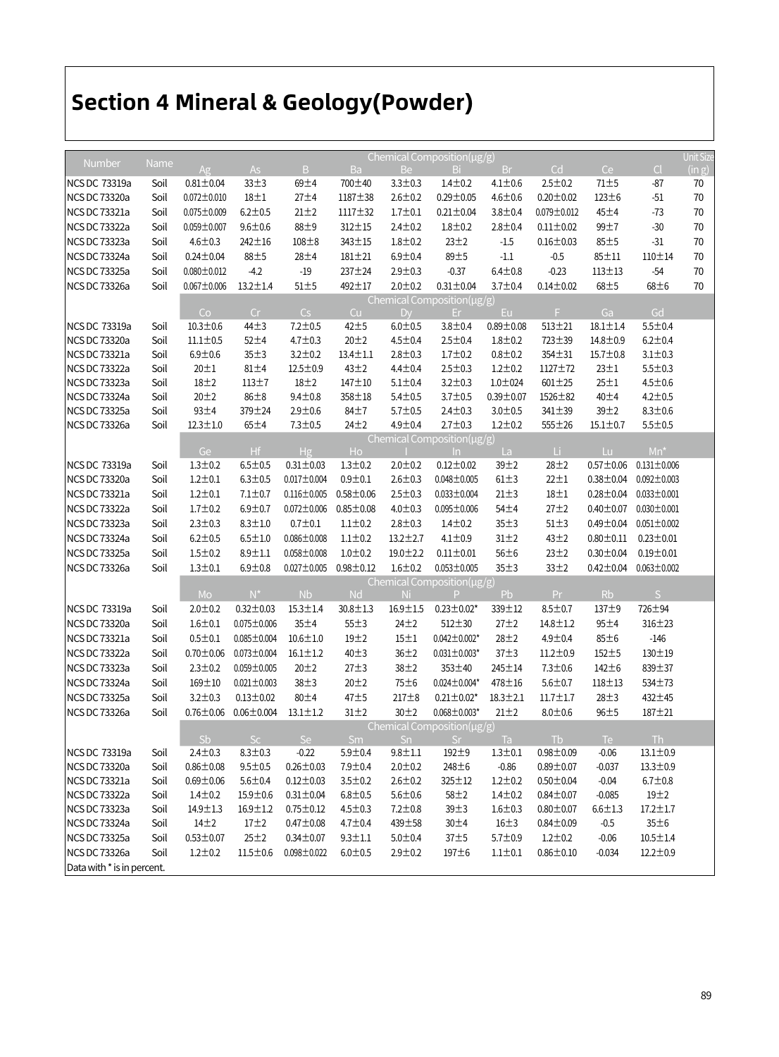# Section 4 Mineral & Geology(Powder)

| Number | Name | Chemical Composition(μg/g) | | | | | | | | | | Unit Size (in g) |
|---|---|---|---|---|---|---|---|---|---|---|---|---|
| | | Ag | As | B | Ba | Be | Bi | Br | Cd | Ce | Cl | |
| NCS DC 73319a | Soil | 0.81±0.04 | 33±3 | 69±4 | 700±40 | 3.3±0.3 | 1.4±0.2 | 4.1±0.6 | 2.5±0.2 | 71±5 | -87 | 70 |
| NCS DC 73320a | Soil | 0.072±0.010 | 18±1 | 27±4 | 1187±38 | 2.6±0.2 | 0.29±0.05 | 4.6±0.6 | 0.20±0.02 | 123±6 | -51 | 70 |
| NCS DC 73321a | Soil | 0.075±0.009 | 6.2±0.5 | 21±2 | 1117±32 | 1.7±0.1 | 0.21±0.04 | 3.8±0.4 | 0.079±0.012 | 45±4 | -73 | 70 |
| NCS DC 73322a | Soil | 0.059±0.007 | 9.6±0.6 | 88±9 | 312±15 | 2.4±0.2 | 1.8±0.2 | 2.8±0.4 | 0.11±0.02 | 99±7 | -30 | 70 |
| NCS DC 73323a | Soil | 4.6±0.3 | 242±16 | 108±8 | 343±15 | 1.8±0.2 | 23±2 | -1.5 | 0.16±0.03 | 85±5 | -31 | 70 |
| NCS DC 73324a | Soil | 0.24±0.04 | 88±5 | 28±4 | 181±21 | 6.9±0.4 | 89±5 | -1.1 | -0.5 | 85±11 | 110±14 | 70 |
| NCS DC 73325a | Soil | 0.080±0.012 | -4.2 | -19 | 237±24 | 2.9±0.3 | -0.37 | 6.4±0.8 | -0.23 | 113±13 | -54 | 70 |
| NCS DC 73326a | Soil | 0.067±0.006 | 13.2±1.4 | 51±5 | 492±17 | 2.0±0.2 | 0.31±0.04 | 3.7±0.4 | 0.14±0.02 | 68±5 | 68±6 | 70 |
| | | Chemical Composition(μg/g) | | | | | | | | | | |
| | | Co | Cr | Cs | Cu | Dy | Er | Eu | F | Ga | Gd | |
| NCS DC 73319a | Soil | 10.3±0.6 | 44±3 | 7.2±0.5 | 42±5 | 6.0±0.5 | 3.8±0.4 | 0.89±0.08 | 513±21 | 18.1±1.4 | 5.5±0.4 | |
| NCS DC 73320a | Soil | 11.1±0.5 | 52±4 | 4.7±0.3 | 20±2 | 4.5±0.4 | 2.5±0.4 | 1.8±0.2 | 723±39 | 14.8±0.9 | 6.2±0.4 | |
| NCS DC 73321a | Soil | 6.9±0.6 | 35±3 | 3.2±0.2 | 13.4±1.1 | 2.8±0.3 | 1.7±0.2 | 0.8±0.2 | 354±31 | 15.7±0.8 | 3.1±0.3 | |
| NCS DC 73322a | Soil | 20±1 | 81±4 | 12.5±0.9 | 43±2 | 4.4±0.4 | 2.5±0.3 | 1.2±0.2 | 1127±72 | 23±1 | 5.5±0.3 | |
| NCS DC 73323a | Soil | 18±2 | 113±7 | 18±2 | 147±10 | 5.1±0.4 | 3.2±0.3 | 1.0±024 | 601±25 | 25±1 | 4.5±0.6 | |
| NCS DC 73324a | Soil | 20±2 | 86±8 | 9.4±0.8 | 358±18 | 5.4±0.5 | 3.7±0.5 | 0.39±0.07 | 1526±82 | 40±4 | 4.2±0.5 | |
| NCS DC 73325a | Soil | 93±4 | 379±24 | 2.9±0.6 | 84±7 | 5.7±0.5 | 2.4±0.3 | 3.0±0.5 | 341±39 | 39±2 | 8.3±0.6 | |
| NCS DC 73326a | Soil | 12.3±1.0 | 65±4 | 7.3±0.5 | 24±2 | 4.9±0.4 | 2.7±0.3 | 1.2±0.2 | 555±26 | 15.1±0.7 | 5.5±0.5 | |
| | | Chemical Composition(μg/g) | | | | | | | | | | |
| | | Ge | Hf | Hg | Ho | I | In | La | Li | Lu | Mn* | |
| NCS DC 73319a | Soil | 1.3±0.2 | 6.5±0.5 | 0.31±0.03 | 1.3±0.2 | 2.0±0.2 | 0.12±0.02 | 39±2 | 28±2 | 0.57±0.06 | 0.131±0.006 | |
| NCS DC 73320a | Soil | 1.2±0.1 | 6.3±0.5 | 0.017±0.004 | 0.9±0.1 | 2.6±0.3 | 0.048±0.005 | 61±3 | 22±1 | 0.38±0.04 | 0.092±0.003 | |
| NCS DC 73321a | Soil | 1.2±0.1 | 7.1±0.7 | 0.116±0.005 | 0.58±0.06 | 2.5±0.3 | 0.033±0.004 | 21±3 | 18±1 | 0.28±0.04 | 0.033±0.001 | |
| NCS DC 73322a | Soil | 1.7±0.2 | 6.9±0.7 | 0.072±0.006 | 0.85±0.08 | 4.0±0.3 | 0.095±0.006 | 54±4 | 27±2 | 0.40±0.07 | 0.030±0.001 | |
| NCS DC 73323a | Soil | 2.3±0.3 | 8.3±1.0 | 0.7±0.1 | 1.1±0.2 | 2.8±0.3 | 1.4±0.2 | 35±3 | 51±3 | 0.49±0.04 | 0.051±0.002 | |
| NCS DC 73324a | Soil | 6.2±0.5 | 6.5±1.0 | 0.086±0.008 | 1.1±0.2 | 13.2±2.7 | 4.1±0.9 | 31±2 | 43±2 | 0.80±0.11 | 0.23±0.01 | |
| NCS DC 73325a | Soil | 1.5±0.2 | 8.9±1.1 | 0.058±0.008 | 1.0±0.2 | 19.0±2.2 | 0.11±0.01 | 56±6 | 23±2 | 0.30±0.04 | 0.19±0.01 | |
| NCS DC 73326a | Soil | 1.3±0.1 | 6.9±0.8 | 0.027±0.005 | 0.98±0.12 | 1.6±0.2 | 0.053±0.005 | 35±3 | 33±2 | 0.42±0.04 | 0.063±0.002 | |
| | | Chemical Composition(μg/g) | | | | | | | | | | |
| | | Mo | N* | Nb | Nd | Ni | P | Pb | Pr | Rb | S | |
| NCS DC 73319a | Soil | 2.0±0.2 | 0.32±0.03 | 15.3±1.4 | 30.8±1.3 | 16.9±1.5 | 0.23±0.02* | 339±12 | 8.5±0.7 | 137±9 | 726±94 | |
| NCS DC 73320a | Soil | 1.6±0.1 | 0.075±0.006 | 35±4 | 55±3 | 24±2 | 512±30 | 27±2 | 14.8±1.2 | 95±4 | 316±23 | |
| NCS DC 73321a | Soil | 0.5±0.1 | 0.085±0.004 | 10.6±1.0 | 19±2 | 15±1 | 0.042±0.002* | 28±2 | 4.9±0.4 | 85±6 | -146 | |
| NCS DC 73322a | Soil | 0.70±0.06 | 0.073±0.004 | 16.1±1.2 | 40±3 | 36±2 | 0.031±0.003* | 37±3 | 11.2±0.9 | 152±5 | 130±19 | |
| NCS DC 73323a | Soil | 2.3±0.2 | 0.059±0.005 | 20±2 | 27±3 | 38±2 | 353±40 | 245±14 | 7.3±0.6 | 142±6 | 839±37 | |
| NCS DC 73324a | Soil | 169±10 | 0.021±0.003 | 38±3 | 20±2 | 75±6 | 0.024±0.004* | 478±16 | 5.6±0.7 | 118±13 | 534±73 | |
| NCS DC 73325a | Soil | 3.2±0.3 | 0.13±0.02 | 80±4 | 47±5 | 217±8 | 0.21±0.02* | 18.3±2.1 | 11.7±1.7 | 28±3 | 432±45 | |
| NCS DC 73326a | Soil | 0.76±0.06 | 0.06±0.004 | 13.1±1.2 | 31±2 | 30±2 | 0.068±0.003* | 21±2 | 8.0±0.6 | 96±5 | 187±21 | |
| | | Chemical Composition(μg/g) | | | | | | | | | | |
| | | Sb | Sc | Se | Sm | Sn | Sr | Ta | Tb | Te | Th | |
| NCS DC 73319a | Soil | 2.4±0.3 | 8.3±0.3 | -0.22 | 5.9±0.4 | 9.8±1.1 | 192±9 | 1.3±0.1 | 0.98±0.09 | -0.06 | 13.1±0.9 | |
| NCS DC 73320a | Soil | 0.86±0.08 | 9.5±0.5 | 0.26±0.03 | 7.9±0.4 | 2.0±0.2 | 248±6 | -0.86 | 0.89±0.07 | -0.037 | 13.3±0.9 | |
| NCS DC 73321a | Soil | 0.69±0.06 | 5.6±0.4 | 0.12±0.03 | 3.5±0.2 | 2.6±0.2 | 325±12 | 1.2±0.2 | 0.50±0.04 | -0.04 | 6.7±0.8 | |
| NCS DC 73322a | Soil | 1.4±0.2 | 15.9±0.6 | 0.31±0.04 | 6.8±0.5 | 5.6±0.6 | 58±2 | 1.4±0.2 | 0.84±0.07 | -0.085 | 19±2 | |
| NCS DC 73323a | Soil | 14.9±1.3 | 16.9±1.2 | 0.75±0.12 | 4.5±0.3 | 7.2±0.8 | 39±3 | 1.6±0.3 | 0.80±0.07 | 6.6±1.3 | 17.2±1.7 | |
| NCS DC 73324a | Soil | 14±2 | 17±2 | 0.47±0.08 | 4.7±0.4 | 439±58 | 30±4 | 16±3 | 0.84±0.09 | -0.5 | 35±6 | |
| NCS DC 73325a | Soil | 0.53±0.07 | 25±2 | 0.34±0.07 | 9.3±1.1 | 5.0±0.4 | 37±5 | 5.7±0.9 | 1.2±0.2 | -0.06 | 10.5±1.4 | |
| NCS DC 73326a | Soil | 1.2±0.2 | 11.5±0.6 | 0.098±0.022 | 6.0±0.5 | 2.9±0.2 | 197±6 | 1.1±0.1 | 0.86±0.10 | -0.034 | 12.2±0.9 | |

Data with * is in percent.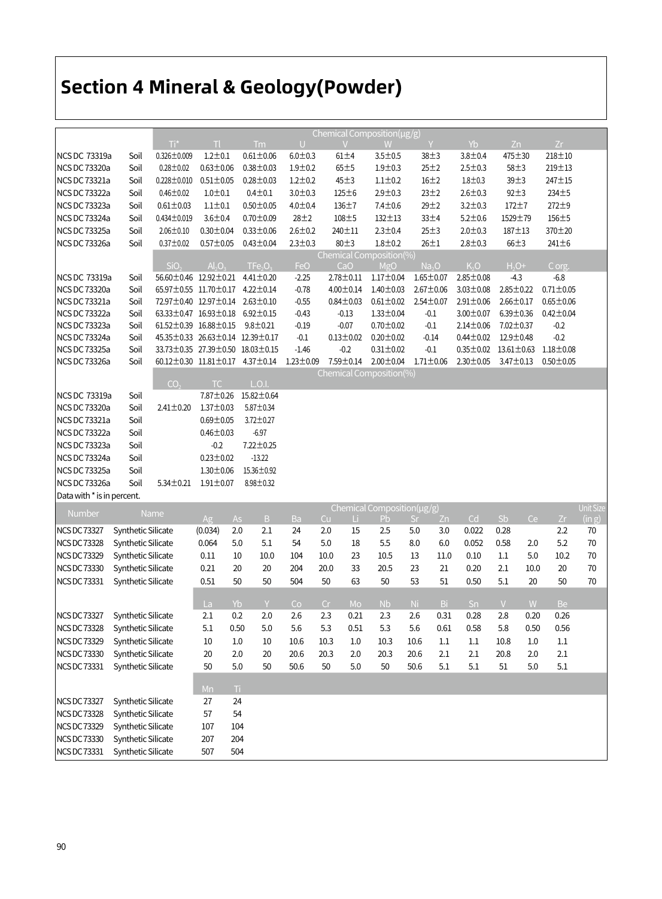# Section 4 Mineral & Geology(Powder)

| | | Chemical Composition(μg/g) | | | | | | | | | |
|---|---|---|---|---|---|---|---|---|---|---|---|
| | | Ti* | Tl | Tm | U | V | W | Y | Yb | Zn | Zr |
| NCS DC 73319a | Soil | 0.326±0.009 | 1.2±0.1 | 0.61±0.06 | 6.0±0.3 | 61±4 | 3.5±0.5 | 38±3 | 3.8±0.4 | 475±30 | 218±10 |
| NCS DC 73320a | Soil | 0.28±0.02 | 0.63±0.06 | 0.38±0.03 | 1.9±0.2 | 65±5 | 1.9±0.3 | 25±2 | 2.5±0.3 | 58±3 | 219±13 |
| NCS DC 73321a | Soil | 0.228±0.010 | 0.51±0.05 | 0.28±0.03 | 1.2±0.2 | 45±3 | 1.1±0.2 | 16±2 | 1.8±0.3 | 39±3 | 247±15 |
| NCS DC 73322a | Soil | 0.46±0.02 | 1.0±0.1 | 0.4±0.1 | 3.0±0.3 | 125±6 | 2.9±0.3 | 23±2 | 2.6±0.3 | 92±3 | 234±5 |
| NCS DC 73323a | Soil | 0.61±0.03 | 1.1±0.1 | 0.50±0.05 | 4.0±0.4 | 136±7 | 7.4±0.6 | 29±2 | 3.2±0.3 | 172±7 | 272±9 |
| NCS DC 73324a | Soil | 0.434±0.019 | 3.6±0.4 | 0.70±0.09 | 28±2 | 108±5 | 132±13 | 33±4 | 5.2±0.6 | 1529±79 | 156±5 |
| NCS DC 73325a | Soil | 2.06±0.10 | 0.30±0.04 | 0.33±0.06 | 2.6±0.2 | 240±11 | 2.3±0.4 | 25±3 | 2.0±0.3 | 187±13 | 370±20 |
| NCS DC 73326a | Soil | 0.37±0.02 | 0.57±0.05 | 0.43±0.04 | 2.3±0.3 | 80±3 | 1.8±0.2 | 26±1 | 2.8±0.3 | 66±3 | 241±6 |

| | | Chemical Composition(%) | | | | | | | | | |
|---|---|---|---|---|---|---|---|---|---|---|---|
| | | $SiO_2$ | $Al_2O_3$ | $TFe_2O_3$ | FeO | CaO | MgO | $Na_2O$ | $K_2O$ | $H_2O+$ | C org. |
| NCS DC 73319a | Soil | 56.60±0.46 | 12.92±0.21 | 4.41±0.20 | -2.25 | 2.78±0.11 | 1.17±0.04 | 1.65±0.07 | 2.85±0.08 | -4.3 | -6.8 |
| NCS DC 73320a | Soil | 65.97±0.55 | 11.70±0.17 | 4.22±0.14 | -0.78 | 4.00±0.14 | 1.40±0.03 | 2.67±0.06 | 3.03±0.08 | 2.85±0.22 | 0.71±0.05 |
| NCS DC 73321a | Soil | 72.97±0.40 | 12.97±0.14 | 2.63±0.10 | -0.55 | 0.84±0.03 | 0.61±0.02 | 2.54±0.07 | 2.91±0.06 | 2.66±0.17 | 0.65±0.06 |
| NCS DC 73322a | Soil | 63.33±0.47 | 16.93±0.18 | 6.92±0.15 | -0.43 | -0.13 | 1.33±0.04 | -0.1 | 3.00±0.07 | 6.39±0.36 | 0.42±0.04 |
| NCS DC 73323a | Soil | 61.52±0.39 | 16.88±0.15 | 9.8±0.21 | -0.19 | -0.07 | 0.70±0.02 | -0.1 | 2.14±0.06 | 7.02±0.37 | -0.2 |
| NCS DC 73324a | Soil | 45.35±0.33 | 26.63±0.14 | 12.39±0.17 | -0.1 | 0.13±0.02 | 0.20±0.02 | -0.14 | 0.44±0.02 | 12.9±0.48 | -0.2 |
| NCS DC 73325a | Soil | 33.73±0.35 | 27.39±0.50 | 18.03±0.15 | -1.46 | -0.2 | 0.31±0.02 | -0.1 | 0.35±0.02 | 13.61±0.63 | 1.18±0.08 |
| NCS DC 73326a | Soil | 60.12±0.30 | 11.81±0.17 | 4.37±0.14 | 1.23±0.09 | 7.59±0.14 | 2.00±0.04 | 1.71±0.06 | 2.30±0.05 | 3.47±0.13 | 0.50±0.05 |

| | | Chemical Composition(%) | | |
|---|---|---|---|---|
| | | $CO_2$ | TC | L.O.I. |
| NCS DC 73319a | Soil | | 7.87±0.26 | 15.82±0.64 |
| NCS DC 73320a | Soil | 2.41±0.20 | 1.37±0.03 | 5.87±0.34 |
| NCS DC 73321a | Soil | | 0.69±0.05 | 3.72±0.27 |
| NCS DC 73322a | Soil | | 0.46±0.03 | -6.97 |
| NCS DC 73323a | Soil | | -0.2 | 7.22±0.25 |
| NCS DC 73324a | Soil | | 0.23±0.02 | -13.22 |
| NCS DC 73325a | Soil | | 1.30±0.06 | 15.36±0.92 |
| NCS DC 73326a | Soil | 5.34±0.21 | 1.91±0.07 | 8.98±0.32 |

Data with * is in percent.

| Number | Name | Chemical Composition(μg/g) | | | | | | | | | | | | | Unit Size (in g) |
|---|---|---|---|---|---|---|---|---|---|---|---|---|---|---|---|
| | | Ag | As | B | Ba | Cu | Li | Pb | Sr | Zn | Cd | Sb | Ce | Zr | |
| NCS DC 73327 | Synthetic Silicate | (0.034) | 2.0 | 2.1 | 24 | 2.0 | 15 | 2.5 | 5.0 | 3.0 | 0.022 | 0.28 | | 2.2 | 70 |
| NCS DC 73328 | Synthetic Silicate | 0.064 | 5.0 | 5.1 | 54 | 5.0 | 18 | 5.5 | 8.0 | 6.0 | 0.052 | 0.58 | 2.0 | 5.2 | 70 |
| NCS DC 73329 | Synthetic Silicate | 0.11 | 10 | 10.0 | 104 | 10.0 | 23 | 10.5 | 13 | 11.0 | 0.10 | 1.1 | 5.0 | 10.2 | 70 |
| NCS DC 73330 | Synthetic Silicate | 0.21 | 20 | 20 | 204 | 20.0 | 33 | 20.5 | 23 | 21 | 0.20 | 2.1 | 10.0 | 20 | 70 |
| NCS DC 73331 | Synthetic Silicate | 0.51 | 50 | 50 | 504 | 50 | 63 | 50 | 53 | 51 | 0.50 | 5.1 | 20 | 50 | 70 |

| | | La | Yb | Y | Co | Cr | Mo | Nb | Ni | Bi | Sn | V | W | Be |
|---|---|---|---|---|---|---|---|---|---|---|---|---|---|---|
| NCS DC 73327 | Synthetic Silicate | 2.1 | 0.2 | 2.0 | 2.6 | 2.3 | 0.21 | 2.3 | 2.6 | 0.31 | 0.28 | 2.8 | 0.20 | 0.26 |
| NCS DC 73328 | Synthetic Silicate | 5.1 | 0.50 | 5.0 | 5.6 | 5.3 | 0.51 | 5.3 | 5.6 | 0.61 | 0.58 | 5.8 | 0.50 | 0.56 |
| NCS DC 73329 | Synthetic Silicate | 10 | 1.0 | 10 | 10.6 | 10.3 | 1.0 | 10.3 | 10.6 | 1.1 | 1.1 | 10.8 | 1.0 | 1.1 |
| NCS DC 73330 | Synthetic Silicate | 20 | 2.0 | 20 | 20.6 | 20.3 | 2.0 | 20.3 | 20.6 | 2.1 | 2.1 | 20.8 | 2.0 | 2.1 |
| NCS DC 73331 | Synthetic Silicate | 50 | 5.0 | 50 | 50.6 | 50 | 5.0 | 50 | 50.6 | 5.1 | 5.1 | 51 | 5.0 | 5.1 |

| | | Mn | Ti |
|---|---|---|---|
| NCS DC 73327 | Synthetic Silicate | 27 | 24 |
| NCS DC 73328 | Synthetic Silicate | 57 | 54 |
| NCS DC 73329 | Synthetic Silicate | 107 | 104 |
| NCS DC 73330 | Synthetic Silicate | 207 | 204 |
| NCS DC 73331 | Synthetic Silicate | 507 | 504 |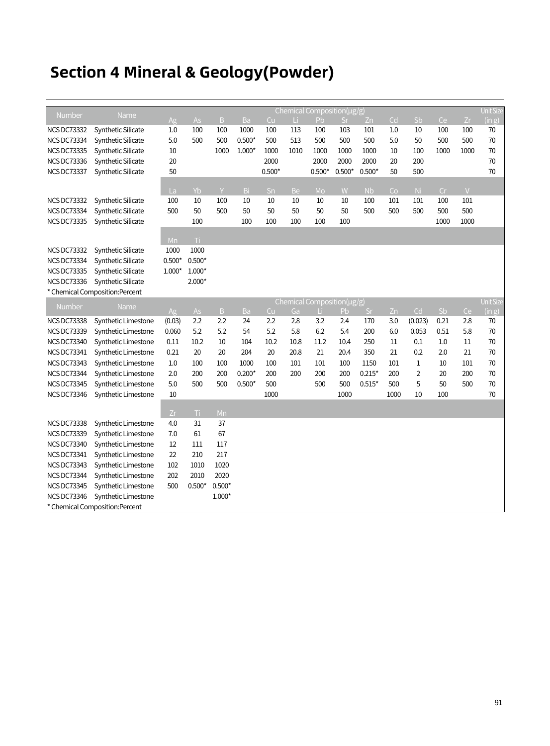# Section 4 Mineral & Geology(Powder)

| Number | Name | Chemical Composition(μg/g) | | | | | | | | | | | | | Unit Size (in g) |
|---|---|---|---|---|---|---|---|---|---|---|---|---|---|---|---|
| | | Ag | As | B | Ba | Cu | Li | Pb | Sr | Zn | Cd | Sb | Ce | Zr | |
| NCS DC73332 | Synthetic Silicate | 1.0 | 100 | 100 | 1000 | 100 | 113 | 100 | 103 | 101 | 1.0 | 10 | 100 | 100 | 70 |
| NCS DC73334 | Synthetic Silicate | 5.0 | 500 | 500 | 0.500* | 500 | 513 | 500 | 500 | 500 | 5.0 | 50 | 500 | 500 | 70 |
| NCS DC73335 | Synthetic Silicate | 10 | | 1000 | 1.000* | 1000 | 1010 | 1000 | 1000 | 1000 | 10 | 100 | 1000 | 1000 | 70 |
| NCS DC73336 | Synthetic Silicate | 20 | | | | 2000 | | 2000 | 2000 | 2000 | 20 | 200 | | | 70 |
| NCS DC73337 | Synthetic Silicate | 50 | | | | 0.500* | | 0.500* | 0.500* | 0.500* | 50 | 500 | | | 70 |
| | | La | Yb | Y | Bi | Sn | Be | Mo | W | Nb | Co | Ni | Cr | V | |
| NCS DC73332 | Synthetic Silicate | 100 | 10 | 100 | 10 | 10 | 10 | 10 | 10 | 100 | 101 | 101 | 100 | 101 | |
| NCS DC73334 | Synthetic Silicate | 500 | 50 | 500 | 50 | 50 | 50 | 50 | 50 | 500 | 500 | 500 | 500 | 500 | |
| NCS DC73335 | Synthetic Silicate | | 100 | | 100 | 100 | 100 | 100 | 100 | | | | 1000 | 1000 | |
| | | Mn | Ti | | | | | | | | | | | | |
| NCS DC73332 | Synthetic Silicate | 1000 | 1000 | | | | | | | | | | | | |
| NCS DC73334 | Synthetic Silicate | 0.500* | 0.500* | | | | | | | | | | | | |
| NCS DC73335 | Synthetic Silicate | 1.000* | 1.000* | | | | | | | | | | | | |
| NCS DC73336 | Synthetic Silicate | | 2.000* | | | | | | | | | | | | |

* Chemical Composition:Percent

| Number | Name | Chemical Composition(μg/g) | | | | | | | | | | | | | Unit Size (in g) |
|---|---|---|---|---|---|---|---|---|---|---|---|---|---|---|---|
| | | Ag | As | B | Ba | Cu | Ga | Li | Pb | Sr | Zn | Cd | Sb | Ce | |
| NCS DC73338 | Synthetic Limestone | (0.03) | 2.2 | 2.2 | 24 | 2.2 | 2.8 | 3.2 | 2.4 | 170 | 3.0 | (0.023) | 0.21 | 2.8 | 70 |
| NCS DC73339 | Synthetic Limestone | 0.060 | 5.2 | 5.2 | 54 | 5.2 | 5.8 | 6.2 | 5.4 | 200 | 6.0 | 0.053 | 0.51 | 5.8 | 70 |
| NCS DC73340 | Synthetic Limestone | 0.11 | 10.2 | 10 | 104 | 10.2 | 10.8 | 11.2 | 10.4 | 250 | 11 | 0.1 | 1.0 | 11 | 70 |
| NCS DC73341 | Synthetic Limestone | 0.21 | 20 | 20 | 204 | 20 | 20.8 | 21 | 20.4 | 350 | 21 | 0.2 | 2.0 | 21 | 70 |
| NCS DC73343 | Synthetic Limestone | 1.0 | 100 | 100 | 1000 | 100 | 101 | 101 | 100 | 1150 | 101 | 1 | 10 | 101 | 70 |
| NCS DC73344 | Synthetic Limestone | 2.0 | 200 | 200 | 0.200* | 200 | 200 | 200 | 200 | 0.215* | 200 | 2 | 20 | 200 | 70 |
| NCS DC73345 | Synthetic Limestone | 5.0 | 500 | 500 | 0.500* | 500 | | 500 | 500 | 0.515* | 500 | 5 | 50 | 500 | 70 |
| NCS DC73346 | Synthetic Limestone | 10 | | | | 1000 | | | 1000 | | 1000 | 10 | 100 | | 70 |
| | | Zr | Ti | Mn | | | | | | | | | | | |
| NCS DC73338 | Synthetic Limestone | 4.0 | 31 | 37 | | | | | | | | | | | |
| NCS DC73339 | Synthetic Limestone | 7.0 | 61 | 67 | | | | | | | | | | | |
| NCS DC73340 | Synthetic Limestone | 12 | 111 | 117 | | | | | | | | | | | |
| NCS DC73341 | Synthetic Limestone | 22 | 210 | 217 | | | | | | | | | | | |
| NCS DC73343 | Synthetic Limestone | 102 | 1010 | 1020 | | | | | | | | | | | |
| NCS DC73344 | Synthetic Limestone | 202 | 2010 | 2020 | | | | | | | | | | | |
| NCS DC73345 | Synthetic Limestone | 500 | 0.500* | 0.500* | | | | | | | | | | | |
| NCS DC73346 | Synthetic Limestone | | | 1.000* | | | | | | | | | | | |

* Chemical Composition:Percent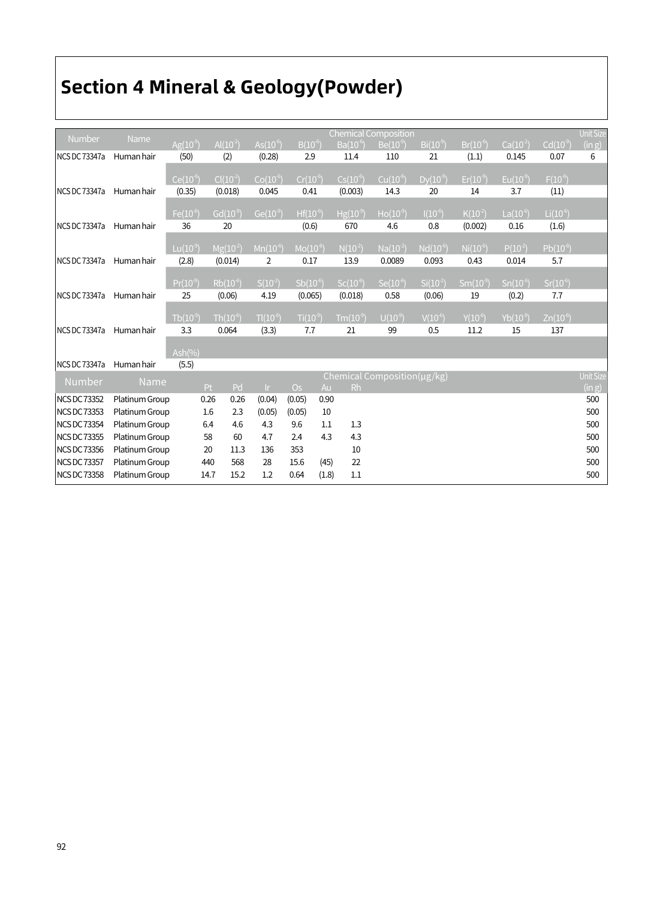# Section 4 Mineral & Geology(Powder)

| Number | Name | Chemical Composition | | | | | | | | | | Unit Size (in g) |
|---|---|---|---|---|---|---|---|---|---|---|---|---|
| | | Ag($10^{-9}$) | Al($10^{-2}$) | As($10^{-6}$) | B($10^{-6}$) | Ba($10^{-6}$) | Be($10^{-9}$) | Bi($10^{-9}$) | Br($10^{-6}$) | Ca($10^{-2}$) | Cd($10^{-9}$) | |
| NCS DC 73347a | Human hair | (50) | (2) | (0.28) | 2.9 | 11.4 | 110 | 21 | (1.1) | 0.145 | 0.07 | 6 |
| | | Ce($10^{-6}$) | Cl($10^{-2}$) | Co($10^{-6}$) | Cr($10^{-6}$) | Cs($10^{-6}$) | Cu($10^{-6}$) | Dy($10^{-9}$) | Er($10^{-9}$) | Eu($10^{-9}$) | F($10^{-6}$) | |
| NCS DC 73347a | Human hair | (0.35) | (0.018) | 0.045 | 0.41 | (0.003) | 14.3 | 20 | 14 | 3.7 | (11) | |
| | | Fe($10^{-6}$) | Gd($10^{-9}$) | Ge($10^{-9}$) | Hf($10^{-6}$) | Hg($10^{-9}$) | Ho($10^{-9}$) | I($10^{-6}$) | K($10^{-2}$) | La($10^{-6}$) | Li($10^{-6}$) | |
| NCS DC 73347a | Human hair | 36 | 20 | | (0.6) | 670 | 4.6 | 0.8 | (0.002) | 0.16 | (1.6) | |
| | | Lu($10^{-9}$) | Mg($10^{-2}$) | Mn($10^{-6}$) | Mo($10^{-6}$) | N($10^{-2}$) | Na($10^{-2}$) | Nd($10^{-6}$) | Ni($10^{-6}$) | P($10^{-2}$) | Pb($10^{-6}$) | |
| NCS DC 73347a | Human hair | (2.8) | (0.014) | 2 | 0.17 | 13.9 | 0.0089 | 0.093 | 0.43 | 0.014 | 5.7 | |
| | | Pr($10^{-9}$) | Rb($10^{-6}$) | S($10^{-2}$) | Sb($10^{-6}$) | Sc($10^{-6}$) | Se($10^{-6}$) | Si($10^{-2}$) | Sm($10^{-9}$) | Sn($10^{-6}$) | Sr($10^{-6}$) | |
| NCS DC 73347a | Human hair | 25 | (0.06) | 4.19 | (0.065) | (0.018) | 0.58 | (0.06) | 19 | (0.2) | 7.7 | |
| | | Tb($10^{-9}$) | Th($10^{-6}$) | Tl($10^{-6}$) | Ti($10^{-9}$) | Tm($10^{-9}$) | U($10^{-9}$) | V($10^{-6}$) | Y($10^{-6}$) | Yb($10^{-9}$) | Zn($10^{-6}$) | |
| NCS DC 73347a | Human hair | 3.3 | 0.064 | (3.3) | 7.7 | 21 | 99 | 0.5 | 11.2 | 15 | 137 | |
| | | Ash(%) | | | | | | | | | | |
| NCS DC 73347a | Human hair | (5.5) | | | | | | | | | | |

| Number | Name | Chemical Composition(μg/kg) | | | | | | Unit Size (in g) |
|---|---|---|---|---|---|---|---|---|
| | | Pt | Pd | Ir | Os | Au | Rh | |
| NCS DC 73352 | Platinum Group | 0.26 | 0.26 | (0.04) | (0.05) | 0.90 | | 500 |
| NCS DC 73353 | Platinum Group | 1.6 | 2.3 | (0.05) | (0.05) | 10 | | 500 |
| NCS DC 73354 | Platinum Group | 6.4 | 4.6 | 4.3 | 9.6 | 1.1 | 1.3 | 500 |
| NCS DC 73355 | Platinum Group | 58 | 60 | 4.7 | 2.4 | 4.3 | 4.3 | 500 |
| NCS DC 73356 | Platinum Group | 20 | 11.3 | 136 | 353 | | 10 | 500 |
| NCS DC 73357 | Platinum Group | 440 | 568 | 28 | 15.6 | (45) | 22 | 500 |
| NCS DC 73358 | Platinum Group | 14.7 | 15.2 | 1.2 | 0.64 | (1.8) | 1.1 | 500 |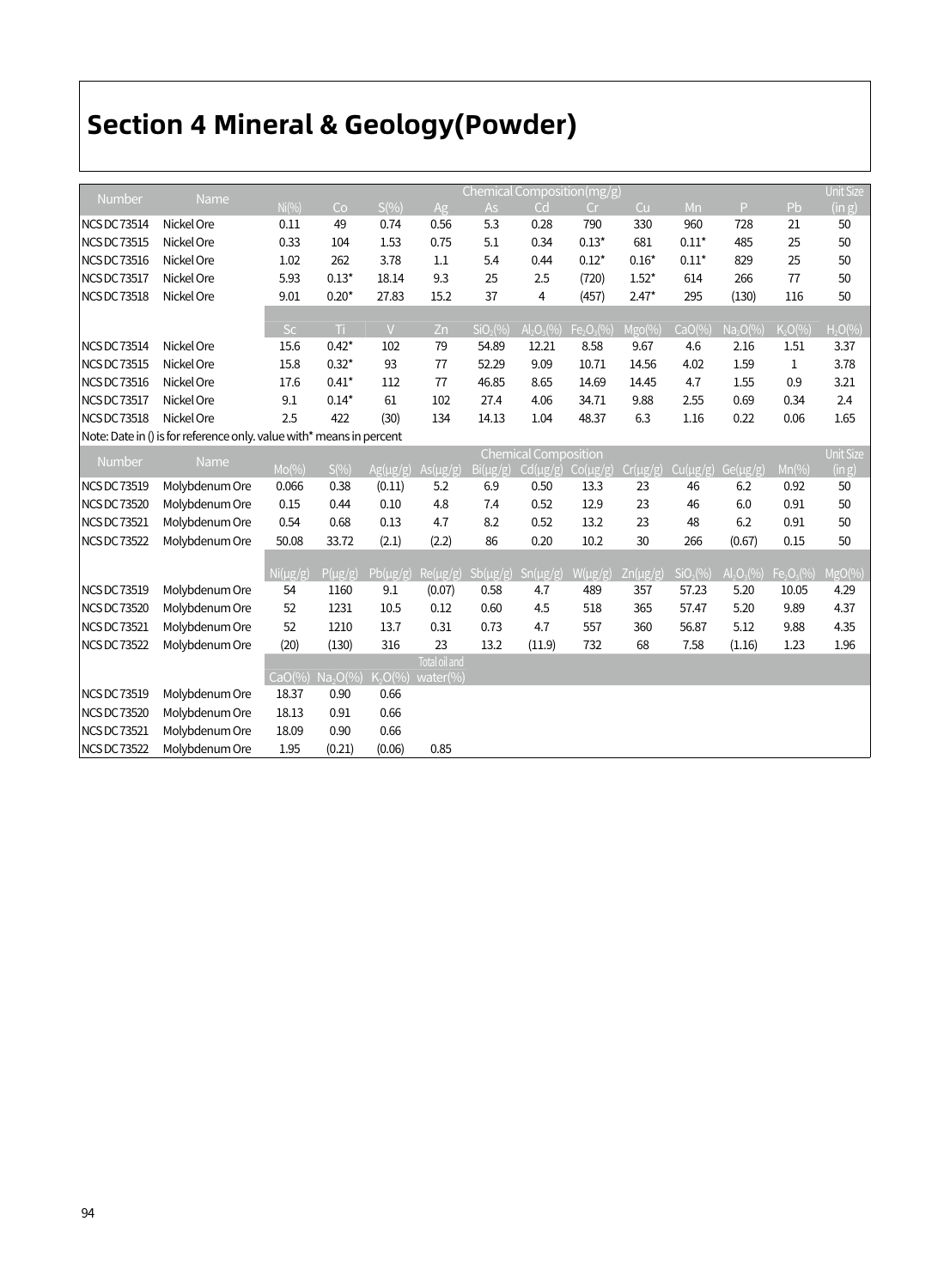# Section 4 Mineral & Geology(Powder)

| Number | Name | Chemical Composition(mg/g) | | | | | | | | | | | Unit Size (in g) |
|---|---|---|---|---|---|---|---|---|---|---|---|---|---|
| | | Ni(%) | Co | S(%) | Ag | As | Cd | Cr | Cu | Mn | P | Pb | |
| NCS DC 73514 | Nickel Ore | 0.11 | 49 | 0.74 | 0.56 | 5.3 | 0.28 | 790 | 330 | 960 | 728 | 21 | 50 |
| NCS DC 73515 | Nickel Ore | 0.33 | 104 | 1.53 | 0.75 | 5.1 | 0.34 | 0.13* | 681 | 0.11* | 485 | 25 | 50 |
| NCS DC 73516 | Nickel Ore | 1.02 | 262 | 3.78 | 1.1 | 5.4 | 0.44 | 0.12* | 0.16* | 0.11* | 829 | 25 | 50 |
| NCS DC 73517 | Nickel Ore | 5.93 | 0.13* | 18.14 | 9.3 | 25 | 2.5 | (720) | 1.52* | 614 | 266 | 77 | 50 |
| NCS DC 73518 | Nickel Ore | 9.01 | 0.20* | 27.83 | 15.2 | 37 | 4 | (457) | 2.47* | 295 | (130) | 116 | 50 |
| | | Sc | Ti | V | Zn | $SiO_2$(%) | $Al_2O_3$(%) | $Fe_2O_3$(%) | Mgo(%) | CaO(%) | $Na_2O$(%) | $K_2O$(%) | $H_2O$(%) |
| NCS DC 73514 | Nickel Ore | 15.6 | 0.42* | 102 | 79 | 54.89 | 12.21 | 8.58 | 9.67 | 4.6 | 2.16 | 1.51 | 3.37 |
| NCS DC 73515 | Nickel Ore | 15.8 | 0.32* | 93 | 77 | 52.29 | 9.09 | 10.71 | 14.56 | 4.02 | 1.59 | 1 | 3.78 |
| NCS DC 73516 | Nickel Ore | 17.6 | 0.41* | 112 | 77 | 46.85 | 8.65 | 14.69 | 14.45 | 4.7 | 1.55 | 0.9 | 3.21 |
| NCS DC 73517 | Nickel Ore | 9.1 | 0.14* | 61 | 102 | 27.4 | 4.06 | 34.71 | 9.88 | 2.55 | 0.69 | 0.34 | 2.4 |
| NCS DC 73518 | Nickel Ore | 2.5 | 422 | (30) | 134 | 14.13 | 1.04 | 48.37 | 6.3 | 1.16 | 0.22 | 0.06 | 1.65 |

Note: Date in () is for reference only. value with* means in percent

| Number | Name | Chemical Composition | | | | | | | | | | | Unit Size (in g) |
|---|---|---|---|---|---|---|---|---|---|---|---|---|---|
| | | Mo(%) | S(%) | Ag(μg/g) | As(μg/g) | Bi(μg/g) | Cd(μg/g) | Co(μg/g) | Cr(μg/g) | Cu(μg/g) | Ge(μg/g) | Mn(%) | |
| NCS DC 73519 | Molybdenum Ore | 0.066 | 0.38 | (0.11) | 5.2 | 6.9 | 0.50 | 13.3 | 23 | 46 | 6.2 | 0.92 | 50 |
| NCS DC 73520 | Molybdenum Ore | 0.15 | 0.44 | 0.10 | 4.8 | 7.4 | 0.52 | 12.9 | 23 | 46 | 6.0 | 0.91 | 50 |
| NCS DC 73521 | Molybdenum Ore | 0.54 | 0.68 | 0.13 | 4.7 | 8.2 | 0.52 | 13.2 | 23 | 48 | 6.2 | 0.91 | 50 |
| NCS DC 73522 | Molybdenum Ore | 50.08 | 33.72 | (2.1) | (2.2) | 86 | 0.20 | 10.2 | 30 | 266 | (0.67) | 0.15 | 50 |
| | | Ni(μg/g) | P(μg/g) | Pb(μg/g) | Re(μg/g) | Sb(μg/g) | Sn(μg/g) | W(μg/g) | Zn(μg/g) | $SiO_2$(%) | $Al_2O_3$(%) | $Fe_2O_3$(%) | MgO(%) |
| NCS DC 73519 | Molybdenum Ore | 54 | 1160 | 9.1 | (0.07) | 0.58 | 4.7 | 489 | 357 | 57.23 | 5.20 | 10.05 | 4.29 |
| NCS DC 73520 | Molybdenum Ore | 52 | 1231 | 10.5 | 0.12 | 0.60 | 4.5 | 518 | 365 | 57.47 | 5.20 | 9.89 | 4.37 |
| NCS DC 73521 | Molybdenum Ore | 52 | 1210 | 13.7 | 0.31 | 0.73 | 4.7 | 557 | 360 | 56.87 | 5.12 | 9.88 | 4.35 |
| NCS DC 73522 | Molybdenum Ore | (20) | (130) | 316 | 23 | 13.2 | (11.9) | 732 | 68 | 7.58 | (1.16) | 1.23 | 1.96 |
| | | CaO(%) | $Na_2O$(%) | $K_2O$(%) | Total oil and water(%) | | | | | | | | |
| NCS DC 73519 | Molybdenum Ore | 18.37 | 0.90 | 0.66 | | | | | | | | | |
| NCS DC 73520 | Molybdenum Ore | 18.13 | 0.91 | 0.66 | | | | | | | | | |
| NCS DC 73521 | Molybdenum Ore | 18.09 | 0.90 | 0.66 | | | | | | | | | |
| NCS DC 73522 | Molybdenum Ore | 1.95 | (0.21) | (0.06) | 0.85 | | | | | | | | |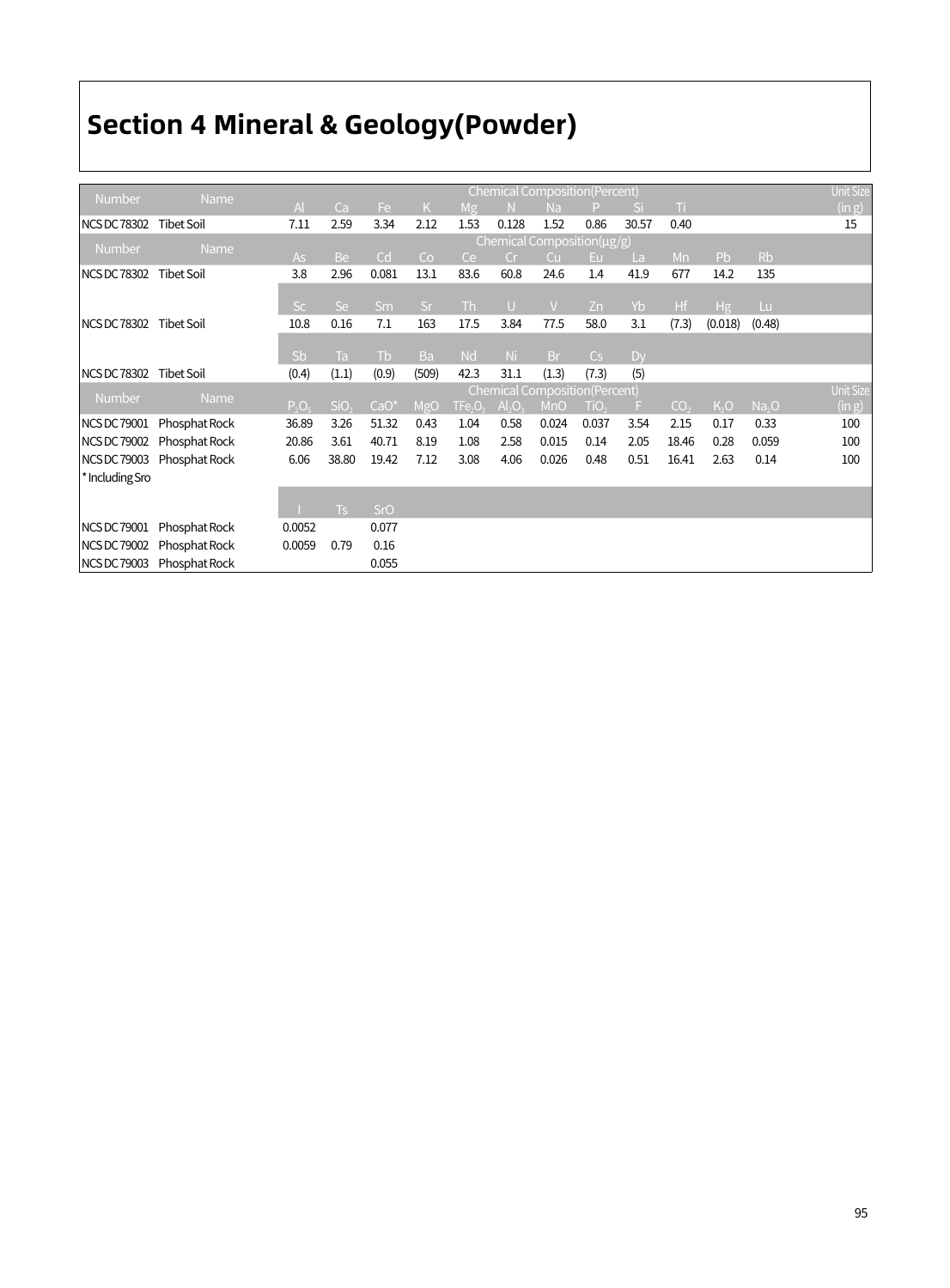# Section 4 Mineral & Geology(Powder)

| Number | Name | Chemical Composition(Percent) | | | | | | | | | | | | Unit Size (in g) |
|---|---|---|---|---|---|---|---|---|---|---|---|---|---|---|
| | | Al | Ca | Fe | K | Mg | N | Na | P | Si | Ti | | | |
| NCS DC 78302 | Tibet Soil | 7.11 | 2.59 | 3.34 | 2.12 | 1.53 | 0.128 | 1.52 | 0.86 | 30.57 | 0.40 | | | 15 |
| Number | Name | Chemical Composition(μg/g) | | | | | | | | | | | | |
| | | As | Be | Cd | Co | Ce | Cr | Cu | Eu | La | Mn | Pb | Rb | |
| NCS DC 78302 | Tibet Soil | 3.8 | 2.96 | 0.081 | 13.1 | 83.6 | 60.8 | 24.6 | 1.4 | 41.9 | 677 | 14.2 | 135 | |
| | | Sc | Se | Sm | Sr | Th | U | V | Zn | Yb | Hf | Hg | Lu | |
| NCS DC 78302 | Tibet Soil | 10.8 | 0.16 | 7.1 | 163 | 17.5 | 3.84 | 77.5 | 58.0 | 3.1 | (7.3) | (0.018) | (0.48) | |
| | | Sb | Ta | Tb | Ba | Nd | Ni | Br | Cs | Dy | | | | |
| NCS DC 78302 | Tibet Soil | (0.4) | (1.1) | (0.9) | (509) | 42.3 | 31.1 | (1.3) | (7.3) | (5) | | | | |
| Number | Name | Chemical Composition(Percent) | | | | | | | | | | | | Unit Size (in g) |
| | | $P_2O_5$ | $SiO_2$ | CaO* | MgO | $TFe_2O_3$ | $Al_2O_3$ | MnO | $TiO_2$ | F | $CO_2$ | $K_2O$ | $Na_2O$ | |
| NCS DC 79001 | Phosphat Rock | 36.89 | 3.26 | 51.32 | 0.43 | 1.04 | 0.58 | 0.024 | 0.037 | 3.54 | 2.15 | 0.17 | 0.33 | 100 |
| NCS DC 79002 | Phosphat Rock | 20.86 | 3.61 | 40.71 | 8.19 | 1.08 | 2.58 | 0.015 | 0.14 | 2.05 | 18.46 | 0.28 | 0.059 | 100 |
| NCS DC 79003 | Phosphat Rock | 6.06 | 38.80 | 19.42 | 7.12 | 3.08 | 4.06 | 0.026 | 0.48 | 0.51 | 16.41 | 2.63 | 0.14 | 100 |
| * Including Sro | | | | | | | | | | | | | | |
| | | I | Ts | SrO | | | | | | | | | | |
| NCS DC 79001 | Phosphat Rock | 0.0052 | | 0.077 | | | | | | | | | | |
| NCS DC 79002 | Phosphat Rock | 0.0059 | 0.79 | 0.16 | | | | | | | | | | |
| NCS DC 79003 | Phosphat Rock | | | 0.055 | | | | | | | | | | |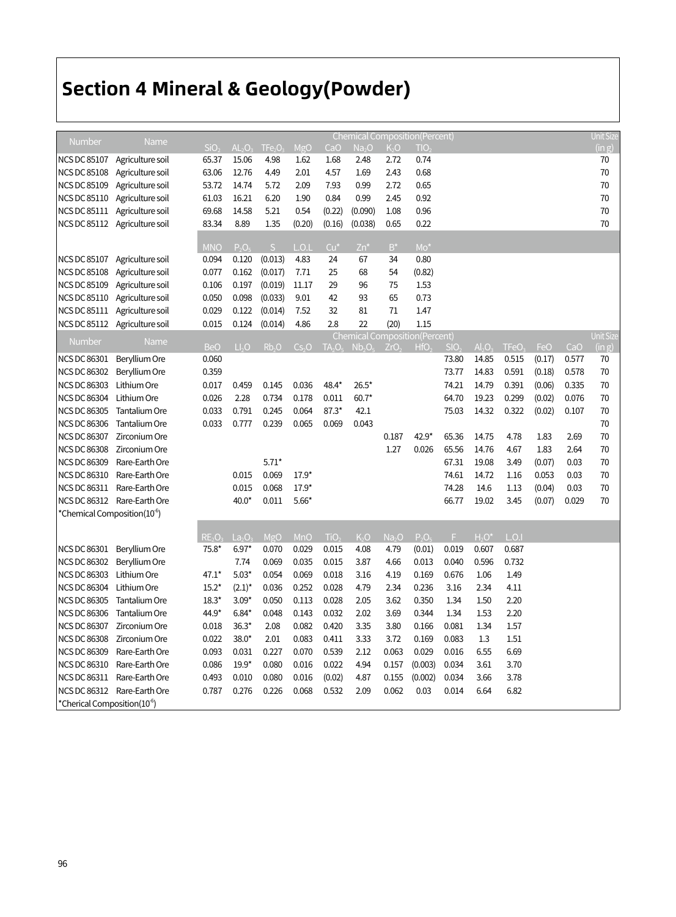# Section 4 Mineral & Geology(Powder)

| Number | Name | Chemical Composition(Percent) | | | | | | | | Unit Size (in g) |
|---|---|---|---|---|---|---|---|---|---|---|
| | | $SiO_2$ | $AL_2O_3$ | $TFe_2O_3$ | MgO | CaO | $Na_2O$ | $K_2O$ | $TiO_2$ | |
| NCS DC 85107 | Agriculture soil | 65.37 | 15.06 | 4.98 | 1.62 | 1.68 | 2.48 | 2.72 | 0.74 | 70 |
| NCS DC 85108 | Agriculture soil | 63.06 | 12.76 | 4.49 | 2.01 | 4.57 | 1.69 | 2.43 | 0.68 | 70 |
| NCS DC 85109 | Agriculture soil | 53.72 | 14.74 | 5.72 | 2.09 | 7.93 | 0.99 | 2.72 | 0.65 | 70 |
| NCS DC 85110 | Agriculture soil | 61.03 | 16.21 | 6.20 | 1.90 | 0.84 | 0.99 | 2.45 | 0.92 | 70 |
| NCS DC 85111 | Agriculture soil | 69.68 | 14.58 | 5.21 | 0.54 | (0.22) | (0.090) | 1.08 | 0.96 | 70 |
| NCS DC 85112 | Agriculture soil | 83.34 | 8.89 | 1.35 | (0.20) | (0.16) | (0.038) | 0.65 | 0.22 | 70 |
| | | MNO | $P_2O_5$ | S | L.O.L | Cu* | Zn* | B* | Mo* | |
| NCS DC 85107 | Agriculture soil | 0.094 | 0.120 | (0.013) | 4.83 | 24 | 67 | 34 | 0.80 | |
| NCS DC 85108 | Agriculture soil | 0.077 | 0.162 | (0.017) | 7.71 | 25 | 68 | 54 | (0.82) | |
| NCS DC 85109 | Agriculture soil | 0.106 | 0.197 | (0.019) | 11.17 | 29 | 96 | 75 | 1.53 | |
| NCS DC 85110 | Agriculture soil | 0.050 | 0.098 | (0.033) | 9.01 | 42 | 93 | 65 | 0.73 | |
| NCS DC 85111 | Agriculture soil | 0.029 | 0.122 | (0.014) | 7.52 | 32 | 81 | 71 | 1.47 | |
| NCS DC 85112 | Agriculture soil | 0.015 | 0.124 | (0.014) | 4.86 | 2.8 | 22 | (20) | 1.15 | |

| Number | Name | Chemical Composition(Percent) | | | | | | | | | | | | | Unit Size (in g) |
|---|---|---|---|---|---|---|---|---|---|---|---|---|---|---|---|
| | | BeO | $LI_2O$ | $Rb_2O$ | $Cs_2O$ | $TA_2O_5$ | $Nb_2O_5$ | $ZrO_2$ | $HfO_2$ | $SIO_2$ | $Al_2O_3$ | $TFeO_3$ | FeO | CaO | |
| NCS DC 86301 | Beryllium Ore | 0.060 | | | | | | | | 73.80 | 14.85 | 0.515 | (0.17) | 0.577 | 70 |
| NCS DC 86302 | Beryllium Ore | 0.359 | | | | | | | | 73.77 | 14.83 | 0.591 | (0.18) | 0.578 | 70 |
| NCS DC 86303 | Lithium Ore | 0.017 | 0.459 | 0.145 | 0.036 | 48.4* | 26.5* | | | 74.21 | 14.79 | 0.391 | (0.06) | 0.335 | 70 |
| NCS DC 86304 | Lithium Ore | 0.026 | 2.28 | 0.734 | 0.178 | 0.011 | 60.7* | | | 64.70 | 19.23 | 0.299 | (0.02) | 0.076 | 70 |
| NCS DC 86305 | Tantalium Ore | 0.033 | 0.791 | 0.245 | 0.064 | 87.3* | 42.1 | | | 75.03 | 14.32 | 0.322 | (0.02) | 0.107 | 70 |
| NCS DC 86306 | Tantalium Ore | 0.033 | 0.777 | 0.239 | 0.065 | 0.069 | 0.043 | | | | | | | | 70 |
| NCS DC 86307 | Zirconium Ore | | | | | | | 0.187 | 42.9* | 65.36 | 14.75 | 4.78 | 1.83 | 2.69 | 70 |
| NCS DC 86308 | Zirconium Ore | | | | | | | 1.27 | 0.026 | 65.56 | 14.76 | 4.67 | 1.83 | 2.64 | 70 |
| NCS DC 86309 | Rare-Earth Ore | | | 5.71* | | | | | | 67.31 | 19.08 | 3.49 | (0.07) | 0.03 | 70 |
| NCS DC 86310 | Rare-Earth Ore | | 0.015 | 0.069 | 17.9* | | | | | 74.61 | 14.72 | 1.16 | 0.053 | 0.03 | 70 |
| NCS DC 86311 | Rare-Earth Ore | | 0.015 | 0.068 | 17.9* | | | | | 74.28 | 14.6 | 1.13 | (0.04) | 0.03 | 70 |
| NCS DC 86312 | Rare-Earth Ore | | 40.0* | 0.011 | 5.66* | | | | | 66.77 | 19.02 | 3.45 | (0.07) | 0.029 | 70 |

*Chemical Composition($10^{-6}$)

| Number | Name | $RE_2O_3$ | $La_2O_3$ | MgO | MnO | $TiO_2$ | $K_2O$ | $Na_2O$ | $P_2O_5$ | F | $H_2O$* | L.O.I |
|---|---|---|---|---|---|---|---|---|---|---|---|---|
| NCS DC 86301 | Beryllium Ore | 75.8* | 6.97* | 0.070 | 0.029 | 0.015 | 4.08 | 4.79 | (0.01) | 0.019 | 0.607 | 0.687 |
| NCS DC 86302 | Beryllium Ore | | 7.74 | 0.069 | 0.035 | 0.015 | 3.87 | 4.66 | 0.013 | 0.040 | 0.596 | 0.732 |
| NCS DC 86303 | Lithium Ore | 47.1* | 5.03* | 0.054 | 0.069 | 0.018 | 3.16 | 4.19 | 0.169 | 0.676 | 1.06 | 1.49 |
| NCS DC 86304 | Lithium Ore | 15.2* | (2.1)* | 0.036 | 0.252 | 0.028 | 4.79 | 2.34 | 0.236 | 3.16 | 2.34 | 4.11 |
| NCS DC 86305 | Tantalium Ore | 18.3* | 3.09* | 0.050 | 0.113 | 0.028 | 2.05 | 3.62 | 0.350 | 1.34 | 1.50 | 2.20 |
| NCS DC 86306 | Tantalium Ore | 44.9* | 6.84* | 0.048 | 0.143 | 0.032 | 2.02 | 3.69 | 0.344 | 1.34 | 1.53 | 2.20 |
| NCS DC 86307 | Zirconium Ore | 0.018 | 36.3* | 2.08 | 0.082 | 0.420 | 3.35 | 3.80 | 0.166 | 0.081 | 1.34 | 1.57 |
| NCS DC 86308 | Zirconium Ore | 0.022 | 38.0* | 2.01 | 0.083 | 0.411 | 3.33 | 3.72 | 0.169 | 0.083 | 1.3 | 1.51 |
| NCS DC 86309 | Rare-Earth Ore | 0.093 | 0.031 | 0.227 | 0.070 | 0.539 | 2.12 | 0.063 | 0.029 | 0.016 | 6.55 | 6.69 |
| NCS DC 86310 | Rare-Earth Ore | 0.086 | 19.9* | 0.080 | 0.016 | 0.022 | 4.94 | 0.157 | (0.003) | 0.034 | 3.61 | 3.70 |
| NCS DC 86311 | Rare-Earth Ore | 0.493 | 0.010 | 0.080 | 0.016 | (0.02) | 4.87 | 0.155 | (0.002) | 0.034 | 3.66 | 3.78 |
| NCS DC 86312 | Rare-Earth Ore | 0.787 | 0.276 | 0.226 | 0.068 | 0.532 | 2.09 | 0.062 | 0.03 | 0.014 | 6.64 | 6.82 |

*Cherical Composition($10^{-6}$)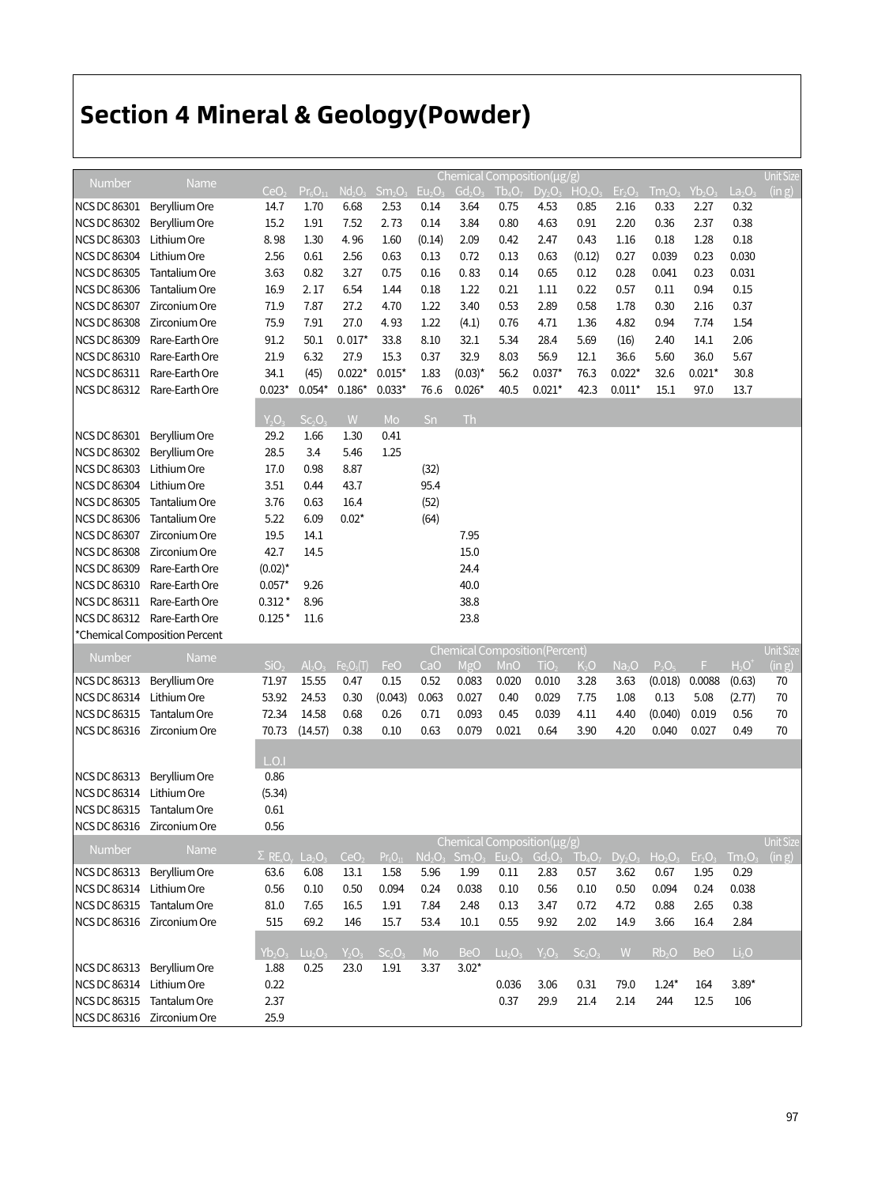# Section 4 Mineral & Geology(Powder)

| Number | Name | Chemical Composition(μg/g) | | | | | | | | | | | | | Unit Size |
|---|---|---|---|---|---|---|---|---|---|---|---|---|---|---|---|
| | | $CeO_2$ | $Pr_6O_{11}$ | $Nd_2O_3$ | $Sm_2O_3$ | $Eu_2O_3$ | $Gd_2O_3$ | $Tb_4O_7$ | $Dy_2O_3$ | $HO_2O_3$ | $Er_2O_3$ | $Tm_2O_3$ | $Yb_2O_3$ | $La_2O_3$ | (in g) |
| NCS DC 86301 | Beryllium Ore | 14.7 | 1.70 | 6.68 | 2.53 | 0.14 | 3.64 | 0.75 | 4.53 | 0.85 | 2.16 | 0.33 | 2.27 | 0.32 | |
| NCS DC 86302 | Beryllium Ore | 15.2 | 1.91 | 7.52 | 2.73 | 0.14 | 3.84 | 0.80 | 4.63 | 0.91 | 2.20 | 0.36 | 2.37 | 0.38 | |
| NCS DC 86303 | Lithium Ore | 8.98 | 1.30 | 4.96 | 1.60 | (0.14) | 2.09 | 0.42 | 2.47 | 0.43 | 1.16 | 0.18 | 1.28 | 0.18 | |
| NCS DC 86304 | Lithium Ore | 2.56 | 0.61 | 2.56 | 0.63 | 0.13 | 0.72 | 0.13 | 0.63 | (0.12) | 0.27 | 0.039 | 0.23 | 0.030 | |
| NCS DC 86305 | Tantalium Ore | 3.63 | 0.82 | 3.27 | 0.75 | 0.16 | 0.83 | 0.14 | 0.65 | 0.12 | 0.28 | 0.041 | 0.23 | 0.031 | |
| NCS DC 86306 | Tantalium Ore | 16.9 | 2.17 | 6.54 | 1.44 | 0.18 | 1.22 | 0.21 | 1.11 | 0.22 | 0.57 | 0.11 | 0.94 | 0.15 | |
| NCS DC 86307 | Zirconium Ore | 71.9 | 7.87 | 27.2 | 4.70 | 1.22 | 3.40 | 0.53 | 2.89 | 0.58 | 1.78 | 0.30 | 2.16 | 0.37 | |
| NCS DC 86308 | Zirconium Ore | 75.9 | 7.91 | 27.0 | 4.93 | 1.22 | (4.1) | 0.76 | 4.71 | 1.36 | 4.82 | 0.94 | 7.74 | 1.54 | |
| NCS DC 86309 | Rare-Earth Ore | 91.2 | 50.1 | 0.017* | 33.8 | 8.10 | 32.1 | 5.34 | 28.4 | 5.69 | (16) | 2.40 | 14.1 | 2.06 | |
| NCS DC 86310 | Rare-Earth Ore | 21.9 | 6.32 | 27.9 | 15.3 | 0.37 | 32.9 | 8.03 | 56.9 | 12.1 | 36.6 | 5.60 | 36.0 | 5.67 | |
| NCS DC 86311 | Rare-Earth Ore | 34.1 | (45) | 0.022* | 0.015* | 1.83 | (0.03)* | 56.2 | 0.037* | 76.3 | 0.022* | 32.6 | 0.021* | 30.8 | |
| NCS DC 86312 | Rare-Earth Ore | 0.023* | 0.054* | 0.186* | 0.033* | 76.6 | 0.026* | 40.5 | 0.021* | 42.3 | 0.011* | 15.1 | 97.0 | 13.7 | |
| | | $Y_2O_3$ | $Sc_2O_3$ | W | Mo | Sn | Th | | | | | | | | |
| NCS DC 86301 | Beryllium Ore | 29.2 | 1.66 | 1.30 | 0.41 | | | | | | | | | | |
| NCS DC 86302 | Beryllium Ore | 28.5 | 3.4 | 5.46 | 1.25 | | | | | | | | | | |
| NCS DC 86303 | Lithium Ore | 17.0 | 0.98 | 8.87 | | (32) | | | | | | | | | |
| NCS DC 86304 | Lithium Ore | 3.51 | 0.44 | 43.7 | | 95.4 | | | | | | | | | |
| NCS DC 86305 | Tantalum Ore | 3.76 | 0.63 | 16.4 | | (52) | | | | | | | | | |
| NCS DC 86306 | Tantalum Ore | 5.22 | 6.09 | 0.02* | | (64) | | | | | | | | | |
| NCS DC 86307 | Zirconium Ore | 19.5 | 14.1 | | | | 7.95 | | | | | | | | |
| NCS DC 86308 | Zirconium Ore | 42.7 | 14.5 | | | | 15.0 | | | | | | | | |
| NCS DC 86309 | Rare-Earth Ore | (0.02)* | | | | | 24.4 | | | | | | | | |
| NCS DC 86310 | Rare-Earth Ore | 0.057* | 9.26 | | | | 40.0 | | | | | | | | |
| NCS DC 86311 | Rare-Earth Ore | 0.312* | 8.96 | | | | 38.8 | | | | | | | | |
| NCS DC 86312 | Rare-Earth Ore | 0.125* | 11.6 | | | | 23.8 | | | | | | | | |

*Chemical Composition Percent

| Number | Name | Chemical Composition(Percent) | | | | | | | | | | | | | Unit Size |
|---|---|---|---|---|---|---|---|---|---|---|---|---|---|---|---|
| | | $SiO_2$ | $Al_2O_3$ | $Fe_2O_3$(T) | FeO | CaO | MgO | MnO | $TiO_2$ | $K_2O$ | $Na_2O$ | $P_2O_5$ | F | $H_2O^+$ | (in g) |
| NCS DC 86313 | Beryllium Ore | 71.97 | 15.55 | 0.47 | 0.15 | 0.52 | 0.083 | 0.020 | 0.010 | 3.28 | 3.63 | (0.018) | 0.0088 | (0.63) | 70 |
| NCS DC 86314 | Lithium Ore | 53.92 | 24.53 | 0.30 | (0.043) | 0.063 | 0.027 | 0.40 | 0.029 | 7.75 | 1.08 | 0.13 | 5.08 | (2.77) | 70 |
| NCS DC 86315 | Tantalum Ore | 72.34 | 14.58 | 0.68 | 0.26 | 0.71 | 0.093 | 0.45 | 0.039 | 4.11 | 4.40 | (0.040) | 0.019 | 0.56 | 70 |
| NCS DC 86316 | Zirconium Ore | 70.73 | (14.57) | 0.38 | 0.10 | 0.63 | 0.079 | 0.021 | 0.64 | 3.90 | 4.20 | 0.040 | 0.027 | 0.49 | 70 |
| | | L.O.I | | | | | | | | | | | | | |
| NCS DC 86313 | Beryllium Ore | 0.86 | | | | | | | | | | | | | |
| NCS DC 86314 | Lithium Ore | (5.34) | | | | | | | | | | | | | |
| NCS DC 86315 | Tantalum Ore | 0.61 | | | | | | | | | | | | | |
| NCS DC 86316 | Zirconium Ore | 0.56 | | | | | | | | | | | | | |

| Number | Name | Chemical Composition(μg/g) | | | | | | | | | | | | | Unit Size |
|---|---|---|---|---|---|---|---|---|---|---|---|---|---|---|---|
| | | $\Sigma$ $RE_xO_y$ | $La_2O_3$ | $CeO_2$ | $Pr_6O_{11}$ | $Nd_2O_3$ | $Sm_2O_3$ | $Eu_2O_3$ | $Gd_2O_3$ | $Tb_4O_7$ | $Dy_2O_3$ | $Ho_2O_3$ | $Er_2O_3$ | $Tm_2O_3$ | (in g) |
| NCS DC 86313 | Beryllium Ore | 63.6 | 6.08 | 13.1 | 1.58 | 5.96 | 1.99 | 0.11 | 2.83 | 0.57 | 3.62 | 0.67 | 1.95 | 0.29 | |
| NCS DC 86314 | Lithium Ore | 0.56 | 0.10 | 0.50 | 0.094 | 0.24 | 0.038 | 0.10 | 0.56 | 0.10 | 0.50 | 0.094 | 0.24 | 0.038 | |
| NCS DC 86315 | Tantalum Ore | 81.0 | 7.65 | 16.5 | 1.91 | 7.84 | 2.48 | 0.13 | 3.47 | 0.72 | 4.72 | 0.88 | 2.65 | 0.38 | |
| NCS DC 86316 | Zirconium Ore | 515 | 69.2 | 146 | 15.7 | 53.4 | 10.1 | 0.55 | 9.92 | 2.02 | 14.9 | 3.66 | 16.4 | 2.84 | |
| | | $Yb_2O_3$ | $Lu_2O_3$ | $Y_2O_3$ | $Sc_2O_3$ | Mo | BeO | $Lu_2O_3$ | $Y_2O_3$ | $Sc_2O_3$ | W | $Rb_2O$ | BeO | $Li_2O$ | |
| NCS DC 86313 | Beryllium Ore | 1.88 | 0.25 | 23.0 | 1.91 | 3.37 | 3.02* | | | | | | | | |
| NCS DC 86314 | Lithium Ore | 0.22 | | | | | | 0.036 | 3.06 | 0.31 | 79.0 | 1.24* | 164 | 3.89* | |
| NCS DC 86315 | Tantalum Ore | 2.37 | | | | | | 0.37 | 29.9 | 21.4 | 2.14 | 244 | 12.5 | 106 | |
| NCS DC 86316 | Zirconium Ore | 25.9 | | | | | | | | | | | | | |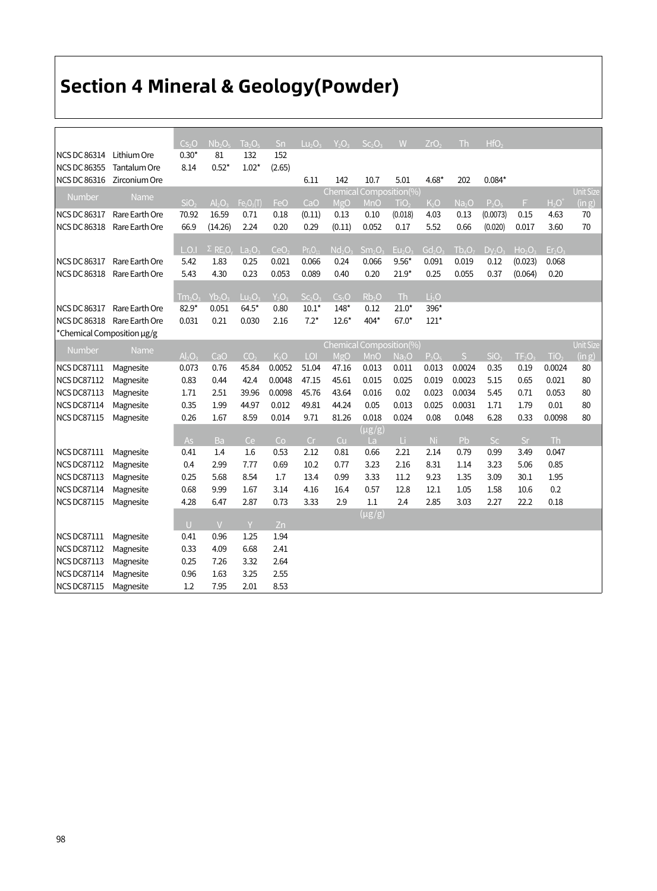# Section 4 Mineral & Geology(Powder)

| Number | Name | $Cs_2O$ | $Nb_2O_5$ | $Ta_2O_5$ | Sn | $Lu_2O_3$ | $Y_2O_3$ | $Sc_2O_3$ | W | $ZrO_2$ | Th | $HfO_2$ | | | |
|---|---|---|---|---|---|---|---|---|---|---|---|---|---|---|---|
| NCS DC 86314 | Lithium Ore | 0.30* | 81 | 132 | 152 | | | | | | | | | | |
| NCS DC 86355 | Tantalum Ore | 8.14 | 0.52* | 1.02* | (2.65) | | | | | | | | | | |
| NCS DC 86316 | Zirconium Ore | | | | | 6.11 | 142 | 10.7 | 5.01 | 4.68* | 202 | 0.084* | | | |
| | | Chemical Composition(%) | | | | | | | | | | | | | Unit Size (in g) |
| | | $SiO_2$ | $Al_2O_3$ | $Fe_2O_3$(T) | FeO | CaO | MgO | MnO | $TiO_2$ | $K_2O$ | $Na_2O$ | $P_2O_5$ | F | $H_2O^+$ | |
| NCS DC 86317 | Rare Earth Ore | 70.92 | 16.59 | 0.71 | 0.18 | (0.11) | 0.13 | 0.10 | (0.018) | 4.03 | 0.13 | (0.0073) | 0.15 | 4.63 | 70 |
| NCS DC 86318 | Rare Earth Ore | 66.9 | (14.26) | 2.24 | 0.20 | 0.29 | (0.11) | 0.052 | 0.17 | 5.52 | 0.66 | (0.020) | 0.017 | 3.60 | 70 |
| | | L.O.I | $\Sigma$ $RE_xO_y$ | $La_2O_3$ | $CeO_2$ | $Pr_6O_{11}$ | $Nd_2O_3$ | $Sm_2O_3$ | $Eu_2O_3$ | $Gd_2O_3$ | $Tb_4O_7$ | $Dy_2O_3$ | $Ho_2O_3$ | $Er_2O_3$ | |
| NCS DC 86317 | Rare Earth Ore | 5.42 | 1.83 | 0.25 | 0.021 | 0.066 | 0.24 | 0.066 | 9.56* | 0.091 | 0.019 | 0.12 | (0.023) | 0.068 | |
| NCS DC 86318 | Rare Earth Ore | 5.43 | 4.30 | 0.23 | 0.053 | 0.089 | 0.40 | 0.20 | 21.9* | 0.25 | 0.055 | 0.37 | (0.064) | 0.20 | |
| | | $Tm_2O_3$ | $Yb_2O_3$ | $Lu_2O_3$ | $Y_2O_3$ | $Sc_2O_3$ | $Cs_2O$ | $Rb_2O$ | Th | $Li_2O$ | | | | | |
| NCS DC 86317 | Rare Earth Ore | 82.9* | 0.051 | 64.5* | 0.80 | 10.1* | 148* | 0.12 | 21.0* | 396* | | | | | |
| NCS DC 86318 | Rare Earth Ore | 0.031 | 0.21 | 0.030 | 2.16 | 7.2* | 12.6* | 404* | 67.0* | 121* | | | | | |

*Chemical Composition μg/g

| Number | Name | Chemical Composition(%) | | | | | | | | | | | | | Unit Size (in g) |
|---|---|---|---|---|---|---|---|---|---|---|---|---|---|---|---|
| | | $Al_2O_3$ | CaO | $CO_2$ | $K_2O$ | LOI | MgO | MnO | $Na_2O$ | $P_2O_5$ | S | $SiO_2$ | $TF_2O_3$ | $TiO_2$ | |
| NCS DC87111 | Magnesite | 0.073 | 0.76 | 45.84 | 0.0052 | 51.04 | 47.16 | 0.013 | 0.011 | 0.013 | 0.0024 | 0.35 | 0.19 | 0.0024 | 80 |
| NCS DC87112 | Magnesite | 0.83 | 0.44 | 42.4 | 0.0048 | 47.15 | 45.61 | 0.015 | 0.025 | 0.019 | 0.0023 | 5.15 | 0.65 | 0.021 | 80 |
| NCS DC87113 | Magnesite | 1.71 | 2.51 | 39.96 | 0.0098 | 45.76 | 43.64 | 0.016 | 0.02 | 0.023 | 0.0034 | 5.45 | 0.71 | 0.053 | 80 |
| NCS DC87114 | Magnesite | 0.35 | 1.99 | 44.97 | 0.012 | 49.81 | 44.24 | 0.05 | 0.013 | 0.025 | 0.0031 | 1.71 | 1.79 | 0.01 | 80 |
| NCS DC87115 | Magnesite | 0.26 | 1.67 | 8.59 | 0.014 | 9.71 | 81.26 | 0.018 | 0.024 | 0.08 | 0.048 | 6.28 | 0.33 | 0.0098 | 80 |
| | | (μg/g) | | | | | | | | | | | | | |
| | | As | Ba | Ce | Co | Cr | Cu | La | Li | Ni | Pb | Sc | Sr | Th | |
| NCS DC87111 | Magnesite | 0.41 | 1.4 | 1.6 | 0.53 | 2.12 | 0.81 | 0.66 | 2.21 | 2.14 | 0.79 | 0.99 | 3.49 | 0.047 | |
| NCS DC87112 | Magnesite | 0.4 | 2.99 | 7.77 | 0.69 | 10.2 | 0.77 | 3.23 | 2.16 | 8.31 | 1.14 | 3.23 | 5.06 | 0.85 | |
| NCS DC87113 | Magnesite | 0.25 | 5.68 | 8.54 | 1.7 | 13.4 | 0.99 | 3.33 | 11.2 | 9.23 | 1.35 | 3.09 | 30.1 | 1.95 | |
| NCS DC87114 | Magnesite | 0.68 | 9.99 | 1.67 | 3.14 | 4.16 | 16.4 | 0.57 | 12.8 | 12.1 | 1.05 | 1.58 | 10.6 | 0.2 | |
| NCS DC87115 | Magnesite | 4.28 | 6.47 | 2.87 | 0.73 | 3.33 | 2.9 | 1.1 | 2.4 | 2.85 | 3.03 | 2.27 | 22.2 | 0.18 | |
| | | (μg/g) | | | | | | | | | | | | | |
| | | U | V | Y | Zn | | | | | | | | | | |
| NCS DC87111 | Magnesite | 0.41 | 0.96 | 1.25 | 1.94 | | | | | | | | | | |
| NCS DC87112 | Magnesite | 0.33 | 4.09 | 6.68 | 2.41 | | | | | | | | | | |
| NCS DC87113 | Magnesite | 0.25 | 7.26 | 3.32 | 2.64 | | | | | | | | | | |
| NCS DC87114 | Magnesite | 0.96 | 1.63 | 3.25 | 2.55 | | | | | | | | | | |
| NCS DC87115 | Magnesite | 1.2 | 7.95 | 2.01 | 8.53 | | | | | | | | | | |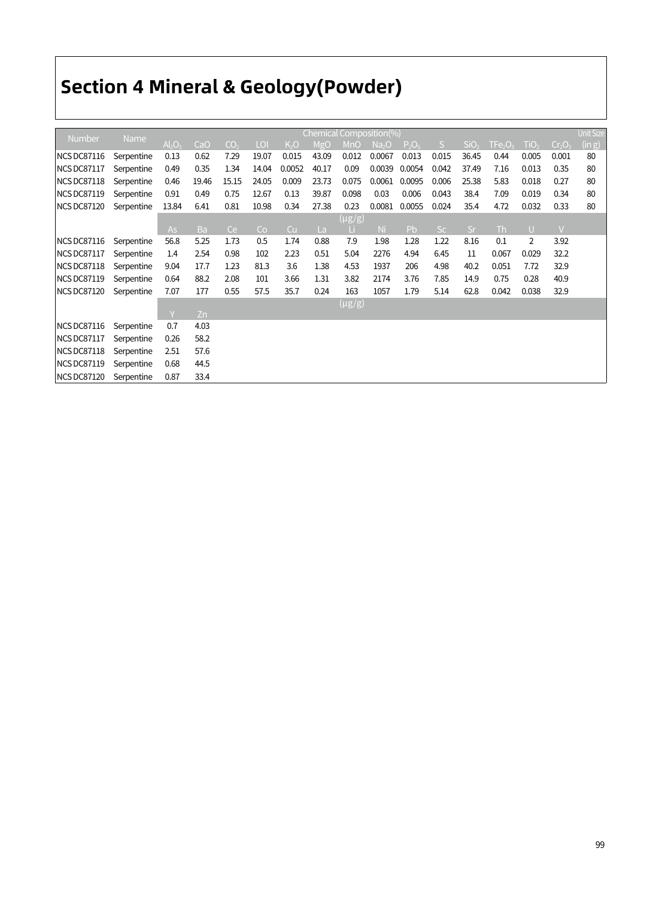# Section 4 Mineral & Geology(Powder)

| Number | Name | Chemical Composition(%) | | | | | | | | | | | | | | Unit Size |
|---|---|---|---|---|---|---|---|---|---|---|---|---|---|---|---|---|
| | | $Al_2O_3$ | CaO | $CO_2$ | LOI | $K_2O$ | MgO | MnO | $Na_2O$ | $P_2O_5$ | S | $SiO_2$ | $TFe_2O_3$ | $TiO_2$ | $Cr_2O_3$ | (in g) |
| NCS DC87116 | Serpentine | 0.13 | 0.62 | 7.29 | 19.07 | 0.015 | 43.09 | 0.012 | 0.0067 | 0.013 | 0.015 | 36.45 | 0.44 | 0.005 | 0.001 | 80 |
| NCS DC87117 | Serpentine | 0.49 | 0.35 | 1.34 | 14.04 | 0.0052 | 40.17 | 0.09 | 0.0039 | 0.0054 | 0.042 | 37.49 | 7.16 | 0.013 | 0.35 | 80 |
| NCS DC87118 | Serpentine | 0.46 | 19.46 | 15.15 | 24.05 | 0.009 | 23.73 | 0.075 | 0.0061 | 0.0095 | 0.006 | 25.38 | 5.83 | 0.018 | 0.27 | 80 |
| NCS DC87119 | Serpentine | 0.91 | 0.49 | 0.75 | 12.67 | 0.13 | 39.87 | 0.098 | 0.03 | 0.006 | 0.043 | 38.4 | 7.09 | 0.019 | 0.34 | 80 |
| NCS DC87120 | Serpentine | 13.84 | 6.41 | 0.81 | 10.98 | 0.34 | 27.38 | 0.23 | 0.0081 | 0.0055 | 0.024 | 35.4 | 4.72 | 0.032 | 0.33 | 80 |
| | | (μg/g) | | | | | | | | | | | | | | |
| | | As | Ba | Ce | Co | Cu | La | Li | Ni | Pb | Sc | Sr | Th | U | V | |
| NCS DC87116 | Serpentine | 56.8 | 5.25 | 1.73 | 0.5 | 1.74 | 0.88 | 7.9 | 1.98 | 1.28 | 1.22 | 8.16 | 0.1 | 2 | 3.92 | |
| NCS DC87117 | Serpentine | 1.4 | 2.54 | 0.98 | 102 | 2.23 | 0.51 | 5.04 | 2276 | 4.94 | 6.45 | 11 | 0.067 | 0.029 | 32.2 | |
| NCS DC87118 | Serpentine | 9.04 | 17.7 | 1.23 | 81.3 | 3.6 | 1.38 | 4.53 | 1937 | 206 | 4.98 | 40.2 | 0.051 | 7.72 | 32.9 | |
| NCS DC87119 | Serpentine | 0.64 | 88.2 | 2.08 | 101 | 3.66 | 1.31 | 3.82 | 2174 | 3.76 | 7.85 | 14.9 | 0.75 | 0.28 | 40.9 | |
| NCS DC87120 | Serpentine | 7.07 | 177 | 0.55 | 57.5 | 35.7 | 0.24 | 163 | 1057 | 1.79 | 5.14 | 62.8 | 0.042 | 0.038 | 32.9 | |
| | | (μg/g) | | | | | | | | | | | | | | |
| | | Y | Zn | | | | | | | | | | | | | |
| NCS DC87116 | Serpentine | 0.7 | 4.03 | | | | | | | | | | | | | |
| NCS DC87117 | Serpentine | 0.26 | 58.2 | | | | | | | | | | | | | |
| NCS DC87118 | Serpentine | 2.51 | 57.6 | | | | | | | | | | | | | |
| NCS DC87119 | Serpentine | 0.68 | 44.5 | | | | | | | | | | | | | |
| NCS DC87120 | Serpentine | 0.87 | 33.4 | | | | | | | | | | | | | |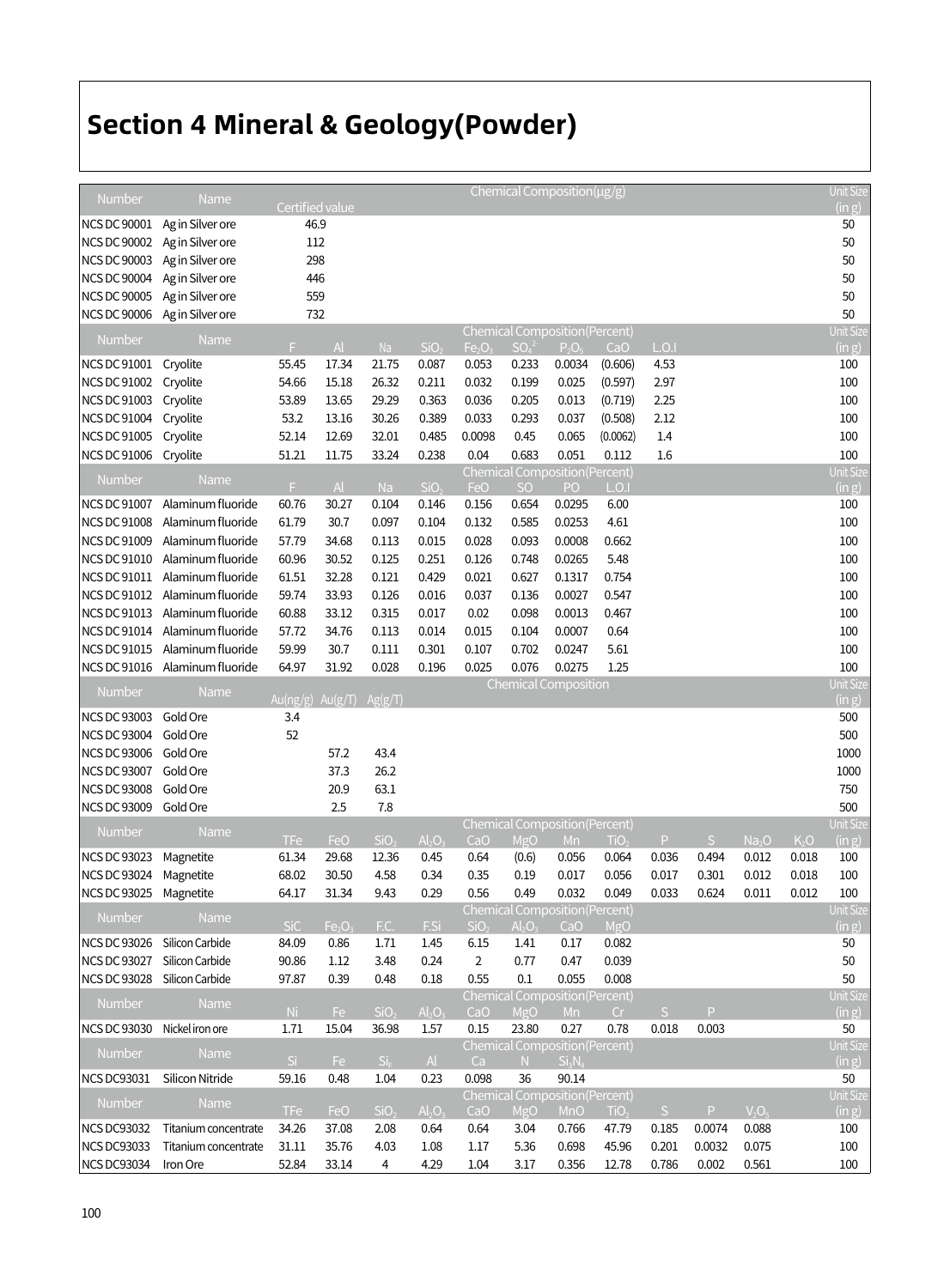# Section 4 Mineral & Geology(Powder)

| Number | Name | Chemical Composition(μg/g) | Unit Size (in g) |
|---|---|---|---|
| | | Certified value | |
| NCS DC 90001 | Ag in Silver ore | 46.9 | 50 |
| NCS DC 90002 | Ag in Silver ore | 112 | 50 |
| NCS DC 90003 | Ag in Silver ore | 298 | 50 |
| NCS DC 90004 | Ag in Silver ore | 446 | 50 |
| NCS DC 90005 | Ag in Silver ore | 559 | 50 |
| NCS DC 90006 | Ag in Silver ore | 732 | 50 |

| Number | Name | Chemical Composition(Percent) | | | | | | | | | Unit Size (in g) |
|---|---|---|---|---|---|---|---|---|---|---|---|
| | | F | Al | Na | $SiO_2$ | $Fe_2O_3$ | $SO_4^{2-}$ | $P_2O_5$ | CaO | L.O.I | |
| NCS DC 91001 | Cryolite | 55.45 | 17.34 | 21.75 | 0.087 | 0.053 | 0.233 | 0.0034 | (0.606) | 4.53 | 100 |
| NCS DC 91002 | Cryolite | 54.66 | 15.18 | 26.32 | 0.211 | 0.032 | 0.199 | 0.025 | (0.597) | 2.97 | 100 |
| NCS DC 91003 | Cryolite | 53.89 | 13.65 | 29.29 | 0.363 | 0.036 | 0.205 | 0.013 | (0.719) | 2.25 | 100 |
| NCS DC 91004 | Cryolite | 53.2 | 13.16 | 30.26 | 0.389 | 0.033 | 0.293 | 0.037 | (0.508) | 2.12 | 100 |
| NCS DC 91005 | Cryolite | 52.14 | 12.69 | 32.01 | 0.485 | 0.0098 | 0.45 | 0.065 | (0.0062) | 1.4 | 100 |
| NCS DC 91006 | Cryolite | 51.21 | 11.75 | 33.24 | 0.238 | 0.04 | 0.683 | 0.051 | 0.112 | 1.6 | 100 |

| Number | Name | Chemical Composition(Percent) | | | | | | | | Unit Size (in g) |
|---|---|---|---|---|---|---|---|---|---|---|
| | | F | Al | Na | $SiO_2$ | FeO | SO | PO | L.O.I | |
| NCS DC 91007 | Alaminum fluoride | 60.76 | 30.27 | 0.104 | 0.146 | 0.156 | 0.654 | 0.0295 | 6.00 | 100 |
| NCS DC 91008 | Alaminum fluoride | 61.79 | 30.7 | 0.097 | 0.104 | 0.132 | 0.585 | 0.0253 | 4.61 | 100 |
| NCS DC 91009 | Alaminum fluoride | 57.79 | 34.68 | 0.113 | 0.015 | 0.028 | 0.093 | 0.0008 | 0.662 | 100 |
| NCS DC 91010 | Alaminum fluoride | 60.96 | 30.52 | 0.125 | 0.251 | 0.126 | 0.748 | 0.0265 | 5.48 | 100 |
| NCS DC 91011 | Alaminum fluoride | 61.51 | 32.28 | 0.121 | 0.429 | 0.021 | 0.627 | 0.1317 | 0.754 | 100 |
| NCS DC 91012 | Alaminum fluoride | 59.74 | 33.93 | 0.126 | 0.016 | 0.037 | 0.136 | 0.0027 | 0.547 | 100 |
| NCS DC 91013 | Alaminum fluoride | 60.88 | 33.12 | 0.315 | 0.017 | 0.02 | 0.098 | 0.0013 | 0.467 | 100 |
| NCS DC 91014 | Alaminum fluoride | 57.72 | 34.76 | 0.113 | 0.014 | 0.015 | 0.104 | 0.0007 | 0.64 | 100 |
| NCS DC 91015 | Alaminum fluoride | 59.99 | 30.7 | 0.111 | 0.301 | 0.107 | 0.702 | 0.0247 | 5.61 | 100 |
| NCS DC 91016 | Alaminum fluoride | 64.97 | 31.92 | 0.028 | 0.196 | 0.025 | 0.076 | 0.0275 | 1.25 | 100 |

| Number | Name | Chemical Composition | | | Unit Size (in g) |
|---|---|---|---|---|---|
| | | Au(ng/g) | Au(g/T) | Ag(g/T) | |
| NCS DC 93003 | Gold Ore | 3.4 | | | 500 |
| NCS DC 93004 | Gold Ore | 52 | | | 500 |
| NCS DC 93006 | Gold Ore | | 57.2 | 43.4 | 1000 |
| NCS DC 93007 | Gold Ore | | 37.3 | 26.2 | 1000 |
| NCS DC 93008 | Gold Ore | | 20.9 | 63.1 | 750 |
| NCS DC 93009 | Gold Ore | | 2.5 | 7.8 | 500 |

| Number | Name | Chemical Composition(Percent) | | | | | | | | | | | | Unit Size (in g) |
|---|---|---|---|---|---|---|---|---|---|---|---|---|---|---|
| | | TFe | FeO | $SiO_2$ | $Al_2O_3$ | CaO | MgO | Mn | $TiO_2$ | P | S | $Na_2O$ | $K_2O$ | |
| NCS DC 93023 | Magnetite | 61.34 | 29.68 | 12.36 | 0.45 | 0.64 | (0.6) | 0.056 | 0.064 | 0.036 | 0.494 | 0.012 | 0.018 | 100 |
| NCS DC 93024 | Magnetite | 68.02 | 30.50 | 4.58 | 0.34 | 0.35 | 0.19 | 0.017 | 0.056 | 0.017 | 0.301 | 0.012 | 0.018 | 100 |
| NCS DC 93025 | Magnetite | 64.17 | 31.34 | 9.43 | 0.29 | 0.56 | 0.49 | 0.032 | 0.049 | 0.033 | 0.624 | 0.011 | 0.012 | 100 |

| Number | Name | Chemical Composition(Percent) | | | | | | | | Unit Size (in g) |
|---|---|---|---|---|---|---|---|---|---|---|
| | | SiC | $Fe_2O_3$ | F.C. | F.Si | $SiO_2$ | $Al_2O_3$ | CaO | MgO | |
| NCS DC 93026 | Silicon Carbide | 84.09 | 0.86 | 1.71 | 1.45 | 6.15 | 1.41 | 0.17 | 0.082 | 50 |
| NCS DC 93027 | Silicon Carbide | 90.86 | 1.12 | 3.48 | 0.24 | 2 | 0.77 | 0.47 | 0.039 | 50 |
| NCS DC 93028 | Silicon Carbide | 97.87 | 0.39 | 0.48 | 0.18 | 0.55 | 0.1 | 0.055 | 0.008 | 50 |

| Number | Name | Chemical Composition(Percent) | | | | | | | | | | Unit Size (in g) |
|---|---|---|---|---|---|---|---|---|---|---|---|---|
| | | Ni | Fe | $SiO_2$ | $Al_2O_3$ | CaO | MgO | Mn | Cr | S | P | |
| NCS DC 93030 | Nickel iron ore | 1.71 | 15.04 | 36.98 | 1.57 | 0.15 | 23.80 | 0.27 | 0.78 | 0.018 | 0.003 | 50 |

| Number | Name | Chemical Composition(Percent) | | | | | | | Unit Size (in g) |
|---|---|---|---|---|---|---|---|---|---|
| | | Si | Fe | $Si_F$ | Al | Ca | N | $Si_3N_4$ | |
| NCS DC93031 | Silicon Nitride | 59.16 | 0.48 | 1.04 | 0.23 | 0.098 | 36 | 90.14 | 50 |

| Number | Name | Chemical Composition(Percent) | | | | | | | | | | | Unit Size (in g) |
|---|---|---|---|---|---|---|---|---|---|---|---|---|---|
| | | TFe | FeO | $SiO_2$ | $Al_2O_3$ | CaO | MgO | MnO | $TiO_2$ | S | P | $V_2O_5$ | |
| NCS DC93032 | Titanium concentrate | 34.26 | 37.08 | 2.08 | 0.64 | 0.64 | 3.04 | 0.766 | 47.79 | 0.185 | 0.0074 | 0.088 | 100 |
| NCS DC93033 | Titanium concentrate | 31.11 | 35.76 | 4.03 | 1.08 | 1.17 | 5.36 | 0.698 | 45.96 | 0.201 | 0.0032 | 0.075 | 100 |
| NCS DC93034 | Iron Ore | 52.84 | 33.14 | 4 | 4.29 | 1.04 | 3.17 | 0.356 | 12.78 | 0.786 | 0.002 | 0.561 | 100 |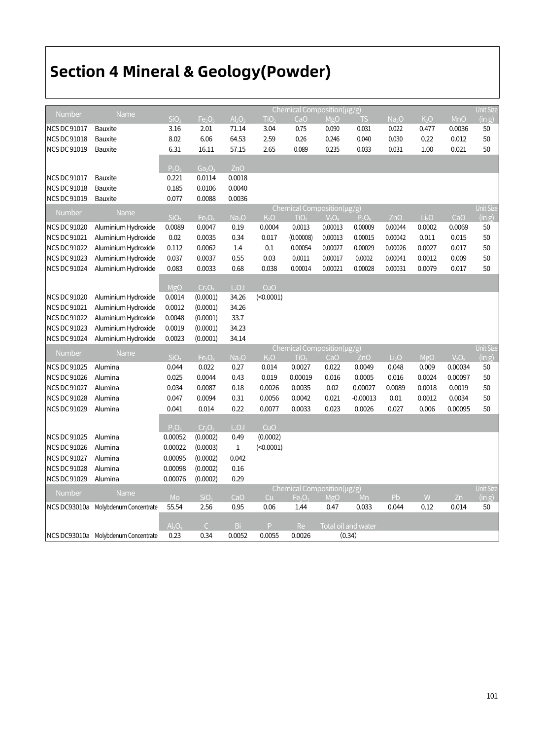# Section 4 Mineral & Geology(Powder)

| Number | Name | Chemical Composition(μg/g) | | | | | | | | | | Unit Size (in g) |
|---|---|---|---|---|---|---|---|---|---|---|---|---|
| | | $SiO_2$ | $Fe_2O_3$ | $Al_2O_3$ | $TiO_2$ | CaO | MgO | TS | $Na_2O$ | $K_2O$ | MnO | |
| NCS DC 91017 | Bauxite | 3.16 | 2.01 | 71.14 | 3.04 | 0.75 | 0.090 | 0.031 | 0.022 | 0.477 | 0.0036 | 50 |
| NCS DC 91018 | Bauxite | 8.02 | 6.06 | 64.53 | 2.59 | 0.26 | 0.246 | 0.040 | 0.030 | 0.22 | 0.012 | 50 |
| NCS DC 91019 | Bauxite | 6.31 | 16.11 | 57.15 | 2.65 | 0.089 | 0.235 | 0.033 | 0.031 | 1.00 | 0.021 | 50 |
| | | $P_2O_5$ | $Ga_2O_3$ | ZnO | | | | | | | | |
| NCS DC 91017 | Bauxite | 0.221 | 0.0114 | 0.0018 | | | | | | | | |
| NCS DC 91018 | Bauxite | 0.185 | 0.0106 | 0.0040 | | | | | | | | |
| NCS DC 91019 | Bauxite | 0.077 | 0.0088 | 0.0036 | | | | | | | | |

| Number | Name | Chemical Composition(μg/g) | | | | | | | | | | Unit Size (in g) |
|---|---|---|---|---|---|---|---|---|---|---|---|---|
| | | $SiO_2$ | $Fe_2O_3$ | $Na_2O$ | $K_2O$ | $TiO_2$ | $V_2O_5$ | $P_2O_5$ | ZnO | $Li_2O$ | CaO | |
| NCS DC 91020 | Aluminium Hydroxide | 0.0089 | 0.0047 | 0.19 | 0.0004 | 0.0013 | 0.00013 | 0.00009 | 0.00044 | 0.0002 | 0.0069 | 50 |
| NCS DC 91021 | Aluminium Hydroxide | 0.02 | 0.0035 | 0.34 | 0.017 | (0.00008) | 0.00013 | 0.00015 | 0.00042 | 0.011 | 0.015 | 50 |
| NCS DC 91022 | Aluminium Hydroxide | 0.112 | 0.0062 | 1.4 | 0.1 | 0.00054 | 0.00027 | 0.00029 | 0.00026 | 0.0027 | 0.017 | 50 |
| NCS DC 91023 | Aluminium Hydroxide | 0.037 | 0.0037 | 0.55 | 0.03 | 0.0011 | 0.00017 | 0.0002 | 0.00041 | 0.0012 | 0.009 | 50 |
| NCS DC 91024 | Aluminium Hydroxide | 0.083 | 0.0033 | 0.68 | 0.038 | 0.00014 | 0.00021 | 0.00028 | 0.00031 | 0.0079 | 0.017 | 50 |
| | | MgO | $Cr_2O_3$ | L.O.I | CuO | | | | | | | |
| NCS DC 91020 | Aluminium Hydroxide | 0.0014 | (0.0001) | 34.26 | (<0.0001) | | | | | | | |
| NCS DC 91021 | Aluminium Hydroxide | 0.0012 | (0.0001) | 34.26 | | | | | | | | |
| NCS DC 91022 | Aluminium Hydroxide | 0.0048 | (0.0001) | 33.7 | | | | | | | | |
| NCS DC 91023 | Aluminium Hydroxide | 0.0019 | (0.0001) | 34.23 | | | | | | | | |
| NCS DC 91024 | Aluminium Hydroxide | 0.0023 | (0.0001) | 34.14 | | | | | | | | |

| Number | Name | Chemical Composition(μg/g) | | | | | | | | | | Unit Size (in g) |
|---|---|---|---|---|---|---|---|---|---|---|---|---|
| | | $SiO_2$ | $Fe_2O_3$ | $Na_2O$ | $K_2O$ | $TiO_2$ | CaO | ZnO | $Li_2O$ | MgO | $V_2O_5$ | |
| NCS DC 91025 | Alumina | 0.044 | 0.022 | 0.27 | 0.014 | 0.0027 | 0.022 | 0.0049 | 0.048 | 0.009 | 0.00034 | 50 |
| NCS DC 91026 | Alumina | 0.025 | 0.0044 | 0.43 | 0.019 | 0.00019 | 0.016 | 0.0005 | 0.016 | 0.0024 | 0.00097 | 50 |
| NCS DC 91027 | Alumina | 0.034 | 0.0087 | 0.18 | 0.0026 | 0.0035 | 0.02 | 0.00027 | 0.0089 | 0.0018 | 0.0019 | 50 |
| NCS DC 91028 | Alumina | 0.047 | 0.0094 | 0.31 | 0.0056 | 0.0042 | 0.021 | -0.00013 | 0.01 | 0.0012 | 0.0034 | 50 |
| NCS DC 91029 | Alumina | 0.041 | 0.014 | 0.22 | 0.0077 | 0.0033 | 0.023 | 0.0026 | 0.027 | 0.006 | 0.00095 | 50 |
| | | $P_2O_5$ | $Cr_2O_3$ | L.O.I | CuO | | | | | | | |
| NCS DC 91025 | Alumina | 0.00052 | (0.0002) | 0.49 | (0.0002) | | | | | | | |
| NCS DC 91026 | Alumina | 0.00022 | (0.0003) | 1 | (<0.0001) | | | | | | | |
| NCS DC 91027 | Alumina | 0.00095 | (0.0002) | 0.042 | | | | | | | | |
| NCS DC 91028 | Alumina | 0.00098 | (0.0002) | 0.16 | | | | | | | | |
| NCS DC 91029 | Alumina | 0.00076 | (0.0002) | 0.29 | | | | | | | | |

| Number | Name | Chemical Composition(μg/g) | | | | | | | | | | Unit Size (in g) |
|---|---|---|---|---|---|---|---|---|---|---|---|---|
| | | Mo | $SiO_2$ | CaO | Cu | $Fe_2O_3$ | MgO | Mn | Pb | W | Zn | |
| NCS DC93010a | Molybdenum Concentrate | 55.54 | 2.56 | 0.95 | 0.06 | 1.44 | 0.47 | 0.033 | 0.044 | 0.12 | 0.014 | 50 |
| | | $Al_2O_3$ | C | Bi | P | Re | Total oil and water | | | | | |
| NCS DC93010a | Molybdenum Concentrate | 0.23 | 0.34 | 0.0052 | 0.0055 | 0.0026 | (0.34) | | | | | |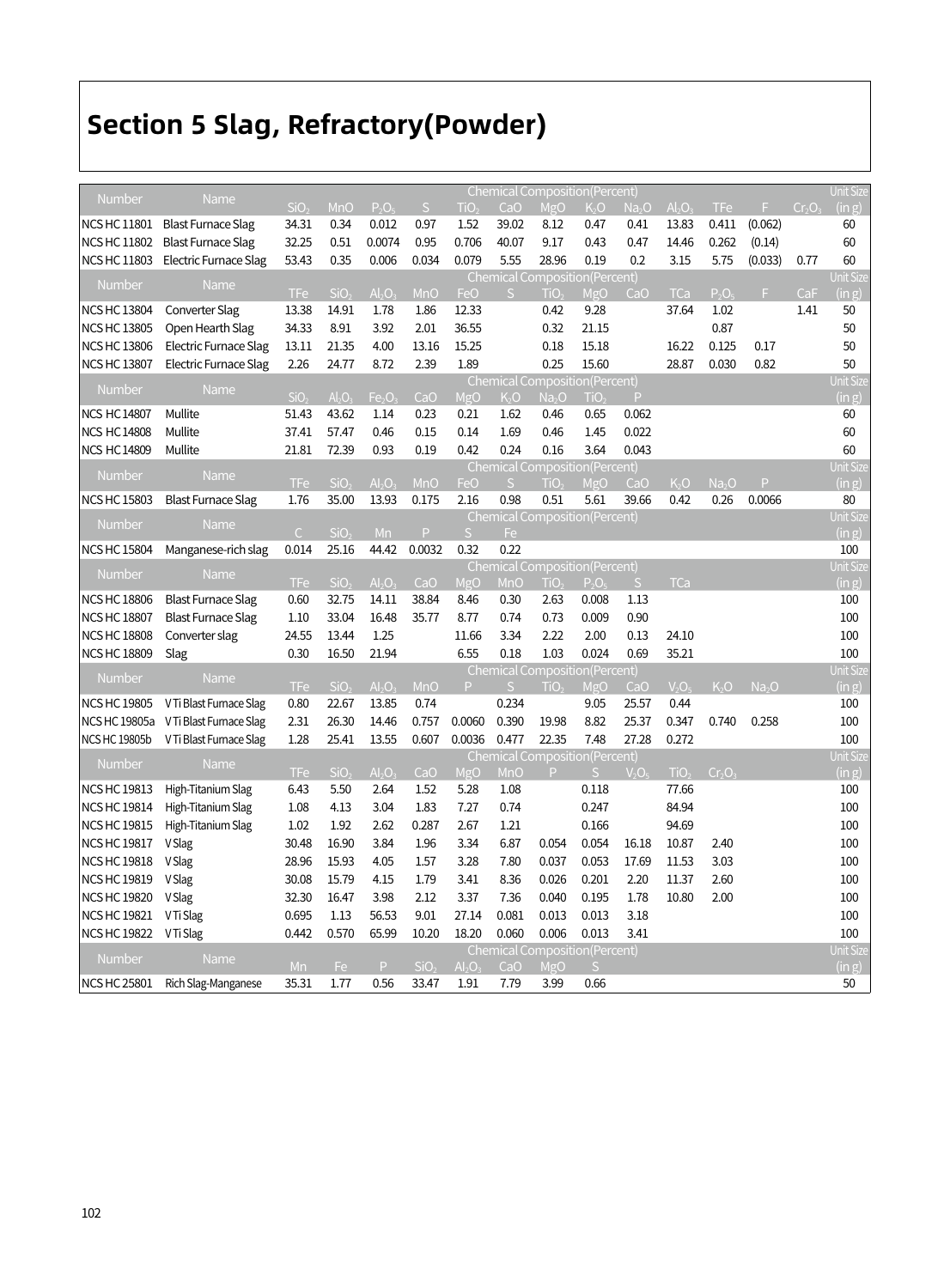# Section 5 Slag, Refractory(Powder)

| Number | Name | Chemical Composition(Percent) | | | | | | | | | | | | | Unit Size |
|---|---|---|---|---|---|---|---|---|---|---|---|---|---|---|---|
| | | $SiO_2$ | MnO | $P_2O_5$ | S | $TiO_2$ | CaO | MgO | $K_2O$ | $Na_2O$ | $Al_2O_3$ | TFe | F | $Cr_2O_3$ | (in g) |
| NCS HC 11801 | Blast Furnace Slag | 34.31 | 0.34 | 0.012 | 0.97 | 1.52 | 39.02 | 8.12 | 0.47 | 0.41 | 13.83 | 0.411 | (0.062) | | 60 |
| NCS HC 11802 | Blast Furnace Slag | 32.25 | 0.51 | 0.0074 | 0.95 | 0.706 | 40.07 | 9.17 | 0.43 | 0.47 | 14.46 | 0.262 | (0.14) | | 60 |
| NCS HC 11803 | Electric Furnace Slag | 53.43 | 0.35 | 0.006 | 0.034 | 0.079 | 5.55 | 28.96 | 0.19 | 0.2 | 3.15 | 5.75 | (0.033) | 0.77 | 60 |

| Number | Name | Chemical Composition(Percent) | | | | | | | | | | | | | Unit Size |
|---|---|---|---|---|---|---|---|---|---|---|---|---|---|---|---|
| | | TFe | $SiO_2$ | $Al_2O_3$ | MnO | FeO | S | $TiO_2$ | MgO | CaO | TCa | $P_2O_5$ | F | CaF | (in g) |
| NCS HC 13804 | Converter Slag | 13.38 | 14.91 | 1.78 | 1.86 | 12.33 | | 0.42 | 9.28 | | 37.64 | 1.02 | | 1.41 | 50 |
| NCS HC 13805 | Open Hearth Slag | 34.33 | 8.91 | 3.92 | 2.01 | 36.55 | | 0.32 | 21.15 | | | 0.87 | | | 50 |
| NCS HC 13806 | Electric Furnace Slag | 13.11 | 21.35 | 4.00 | 13.16 | 15.25 | | 0.18 | 15.18 | | 16.22 | 0.125 | 0.17 | | 50 |
| NCS HC 13807 | Electric Furnace Slag | 2.26 | 24.77 | 8.72 | 2.39 | 1.89 | | 0.25 | 15.60 | | 28.87 | 0.030 | 0.82 | | 50 |

| Number | Name | Chemical Composition(Percent) | | | | | | | | | Unit Size |
|---|---|---|---|---|---|---|---|---|---|---|---|
| | | $SiO_2$ | $Al_2O_3$ | $Fe_2O_3$ | CaO | MgO | $K_2O$ | $Na_2O$ | $TiO_2$ | P | (in g) |
| NCS HC 14807 | Mullite | 51.43 | 43.62 | 1.14 | 0.23 | 0.21 | 1.62 | 0.46 | 0.65 | 0.062 | 60 |
| NCS HC 14808 | Mullite | 37.41 | 57.47 | 0.46 | 0.15 | 0.14 | 1.69 | 0.46 | 1.45 | 0.022 | 60 |
| NCS HC 14809 | Mullite | 21.81 | 72.39 | 0.93 | 0.19 | 0.42 | 0.24 | 0.16 | 3.64 | 0.043 | 60 |

| Number | Name | Chemical Composition(Percent) | | | | | | | | | | | | Unit Size |
|---|---|---|---|---|---|---|---|---|---|---|---|---|---|---|
| | | TFe | $SiO_2$ | $Al_2O_3$ | MnO | FeO | S | $TiO_2$ | MgO | CaO | $K_2O$ | $Na_2O$ | P | (in g) |
| NCS HC 15803 | Blast Furnace Slag | 1.76 | 35.00 | 13.93 | 0.175 | 2.16 | 0.98 | 0.51 | 5.61 | 39.66 | 0.42 | 0.26 | 0.0066 | 80 |

| Number | Name | Chemical Composition(Percent) | | | | | | Unit Size |
|---|---|---|---|---|---|---|---|---|
| | | C | $SiO_2$ | Mn | P | S | Fe | (in g) |
| NCS HC 15804 | Manganese-rich slag | 0.014 | 25.16 | 44.42 | 0.0032 | 0.32 | 0.22 | 100 |

| Number | Name | Chemical Composition(Percent) | | | | | | | | | | Unit Size |
|---|---|---|---|---|---|---|---|---|---|---|---|---|
| | | TFe | $SiO_2$ | $Al_2O_3$ | CaO | MgO | MnO | $TiO_2$ | $P_2O_5$ | S | TCa | (in g) |
| NCS HC 18806 | Blast Furnace Slag | 0.60 | 32.75 | 14.11 | 38.84 | 8.46 | 0.30 | 2.63 | 0.008 | 1.13 | | 100 |
| NCS HC 18807 | Blast Furnace Slag | 1.10 | 33.04 | 16.48 | 35.77 | 8.77 | 0.74 | 0.73 | 0.009 | 0.90 | | 100 |
| NCS HC 18808 | Converter slag | 24.55 | 13.44 | 1.25 | | 11.66 | 3.34 | 2.22 | 2.00 | 0.13 | 24.10 | 100 |
| NCS HC 18809 | Slag | 0.30 | 16.50 | 21.94 | | 6.55 | 0.18 | 1.03 | 0.024 | 0.69 | 35.21 | 100 |

| Number | Name | Chemical Composition(Percent) | | | | | | | | | | | | Unit Size |
|---|---|---|---|---|---|---|---|---|---|---|---|---|---|---|
| | | TFe | $SiO_2$ | $Al_2O_3$ | MnO | P | S | $TiO_2$ | MgO | CaO | $V_2O_5$ | $K_2O$ | $Na_2O$ | (in g) |
| NCS HC 19805 | V Ti Blast Furnace Slag | 0.80 | 22.67 | 13.85 | 0.74 | | 0.234 | | 9.05 | 25.57 | 0.44 | | | 100 |
| NCS HC 19805a | V Ti Blast Furnace Slag | 2.31 | 26.30 | 14.46 | 0.757 | 0.0060 | 0.390 | 19.98 | 8.82 | 25.37 | 0.347 | 0.740 | 0.258 | 100 |
| NCS HC 19805b | V Ti Blast Furnace Slag | 1.28 | 25.41 | 13.55 | 0.607 | 0.0036 | 0.477 | 22.35 | 7.48 | 27.28 | 0.272 | | | 100 |

| Number | Name | Chemical Composition(Percent) | | | | | | | | | | | Unit Size |
|---|---|---|---|---|---|---|---|---|---|---|---|---|---|
| | | TFe | $SiO_2$ | $Al_2O_3$ | CaO | MgO | MnO | P | S | $V_2O_5$ | $TiO_2$ | $Cr_2O_3$ | (in g) |
| NCS HC 19813 | High-Titanium Slag | 6.43 | 5.50 | 2.64 | 1.52 | 5.28 | 1.08 | | 0.118 | | 77.66 | | 100 |
| NCS HC 19814 | High-Titanium Slag | 1.08 | 4.13 | 3.04 | 1.83 | 7.27 | 0.74 | | 0.247 | | 84.94 | | 100 |
| NCS HC 19815 | High-Titanium Slag | 1.02 | 1.92 | 2.62 | 0.287 | 2.67 | 1.21 | | 0.166 | | 94.69 | | 100 |
| NCS HC 19817 | V Slag | 30.48 | 16.90 | 3.84 | 1.96 | 3.34 | 6.87 | 0.054 | 0.054 | 16.18 | 10.87 | 2.40 | 100 |
| NCS HC 19818 | V Slag | 28.96 | 15.93 | 4.05 | 1.57 | 3.28 | 7.80 | 0.037 | 0.053 | 17.69 | 11.53 | 3.03 | 100 |
| NCS HC 19819 | V Slag | 30.08 | 15.79 | 4.15 | 1.79 | 3.41 | 8.36 | 0.026 | 0.201 | 2.20 | 11.37 | 2.60 | 100 |
| NCS HC 19820 | V Slag | 32.30 | 16.47 | 3.98 | 2.12 | 3.37 | 7.36 | 0.040 | 0.195 | 1.78 | 10.80 | 2.00 | 100 |
| NCS HC 19821 | V Ti Slag | 0.695 | 1.13 | 56.53 | 9.01 | 27.14 | 0.081 | 0.013 | 0.013 | 3.18 | | | 100 |
| NCS HC 19822 | V Ti Slag | 0.442 | 0.570 | 65.99 | 10.20 | 18.20 | 0.060 | 0.006 | 0.013 | 3.41 | | | 100 |

| Number | Name | Chemical Composition(Percent) | | | | | | | | Unit Size |
|---|---|---|---|---|---|---|---|---|---|---|
| | | Mn | Fe | P | $SiO_2$ | $Al_2O_3$ | CaO | MgO | S | (in g) |
| NCS HC 25801 | Rich Slag-Manganese | 35.31 | 1.77 | 0.56 | 33.47 | 1.91 | 7.79 | 3.99 | 0.66 | 50 |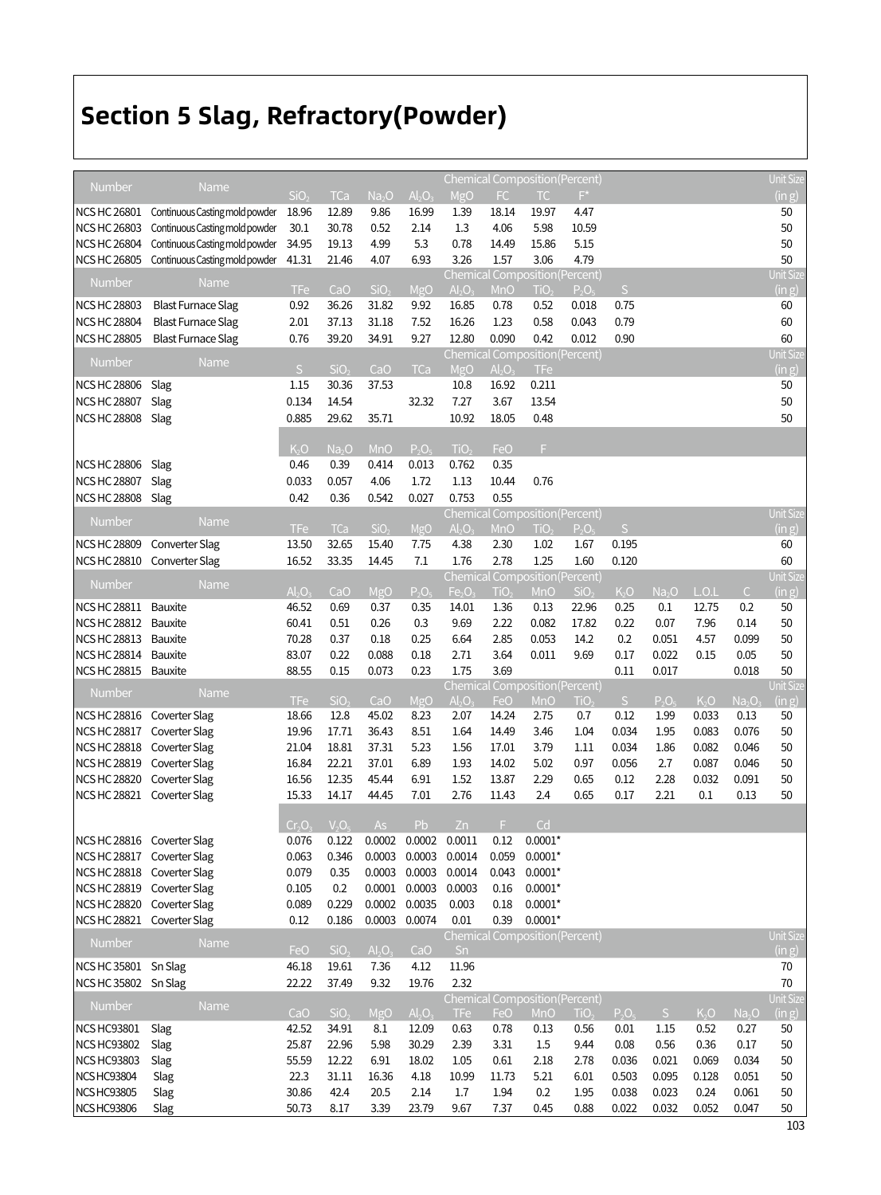# Section 5 Slag, Refractory(Powder)

| Number | Name | $SiO_2$ | TCa | $Na_2O$ | $Al_2O_3$ | MgO | FC | TC | F* | Unit Size (in g) |
|---|---|---|---|---|---|---|---|---|---|---|
| NCS HC 26801 | Continuous Casting mold powder | 18.96 | 12.89 | 9.86 | 16.99 | 1.39 | 18.14 | 19.97 | 4.47 | 50 |
| NCS HC 26803 | Continuous Casting mold powder | 30.1 | 30.78 | 0.52 | 2.14 | 1.3 | 4.06 | 5.98 | 10.59 | 50 |
| NCS HC 26804 | Continuous Casting mold powder | 34.95 | 19.13 | 4.99 | 5.3 | 0.78 | 14.49 | 15.86 | 5.15 | 50 |
| NCS HC 26805 | Continuous Casting mold powder | 41.31 | 21.46 | 4.07 | 6.93 | 3.26 | 1.57 | 3.06 | 4.79 | 50 |

| Number | Name | TFe | CaO | $SiO_2$ | MgO | $Al_2O_3$ | MnO | $TiO_2$ | $P_2O_5$ | S | Unit Size (in g) |
|---|---|---|---|---|---|---|---|---|---|---|---|
| NCS HC 28803 | Blast Furnace Slag | 0.92 | 36.26 | 31.82 | 9.92 | 16.85 | 0.78 | 0.52 | 0.018 | 0.75 | 60 |
| NCS HC 28804 | Blast Furnace Slag | 2.01 | 37.13 | 31.18 | 7.52 | 16.26 | 1.23 | 0.58 | 0.043 | 0.79 | 60 |
| NCS HC 28805 | Blast Furnace Slag | 0.76 | 39.20 | 34.91 | 9.27 | 12.80 | 0.090 | 0.42 | 0.012 | 0.90 | 60 |

| Number | Name | S | $SiO_2$ | CaO | TCa | MgO | $Al_2O_3$ | TFe | Unit Size (in g) |
|---|---|---|---|---|---|---|---|---|---|
| NCS HC 28806 | Slag | 1.15 | 30.36 | 37.53 | | 10.8 | 16.92 | 0.211 | 50 |
| NCS HC 28807 | Slag | 0.134 | 14.54 | | 32.32 | 7.27 | 3.67 | 13.54 | 50 |
| NCS HC 28808 | Slag | 0.885 | 29.62 | 35.71 | | 10.92 | 18.05 | 0.48 | 50 |

| Number | Name | $K_2O$ | $Na_2O$ | MnO | $P_2O_5$ | $TiO_2$ | FeO | F |
|---|---|---|---|---|---|---|---|---|
| NCS HC 28806 | Slag | 0.46 | 0.39 | 0.414 | 0.013 | 0.762 | 0.35 | |
| NCS HC 28807 | Slag | 0.033 | 0.057 | 4.06 | 1.72 | 1.13 | 10.44 | 0.76 |
| NCS HC 28808 | Slag | 0.42 | 0.36 | 0.542 | 0.027 | 0.753 | 0.55 | |

| Number | Name | TFe | TCa | $SiO_2$ | MgO | $Al_2O_3$ | MnO | $TiO_2$ | $P_2O_5$ | S | Unit Size (in g) |
|---|---|---|---|---|---|---|---|---|---|---|---|
| NCS HC 28809 | Converter Slag | 13.50 | 32.65 | 15.40 | 7.75 | 4.38 | 2.30 | 1.02 | 1.67 | 0.195 | 60 |
| NCS HC 28810 | Converter Slag | 16.52 | 33.35 | 14.45 | 7.1 | 1.76 | 2.78 | 1.25 | 1.60 | 0.120 | 60 |

| Number | Name | $Al_2O_3$ | CaO | MgO | $P_2O_5$ | $Fe_2O_3$ | $TiO_2$ | MnO | $SiO_2$ | $K_2O$ | $Na_2O$ | L.O.L | C | Unit Size (in g) |
|---|---|---|---|---|---|---|---|---|---|---|---|---|---|---|
| NCS HC 28811 | Bauxite | 46.52 | 0.69 | 0.37 | 0.35 | 14.01 | 1.36 | 0.13 | 22.96 | 0.25 | 0.1 | 12.75 | 0.2 | 50 |
| NCS HC 28812 | Bauxite | 60.41 | 0.51 | 0.26 | 0.3 | 9.69 | 2.22 | 0.082 | 17.82 | 0.22 | 0.07 | 7.96 | 0.14 | 50 |
| NCS HC 28813 | Bauxite | 70.28 | 0.37 | 0.18 | 0.25 | 6.64 | 2.85 | 0.053 | 14.2 | 0.2 | 0.051 | 4.57 | 0.099 | 50 |
| NCS HC 28814 | Bauxite | 83.07 | 0.22 | 0.088 | 0.18 | 2.71 | 3.64 | 0.011 | 9.69 | 0.17 | 0.022 | 0.15 | 0.05 | 50 |
| NCS HC 28815 | Bauxite | 88.55 | 0.15 | 0.073 | 0.23 | 1.75 | 3.69 | | | 0.11 | 0.017 | | 0.018 | 50 |

| Number | Name | TFe | $SiO_2$ | CaO | MgO | $Al_2O_3$ | FeO | MnO | $TiO_2$ | S | $P_2O_5$ | $K_2O$ | $Na_2O_3$ | Unit Size (in g) |
|---|---|---|---|---|---|---|---|---|---|---|---|---|---|---|
| NCS HC 28816 | Coverter Slag | 18.66 | 12.8 | 45.02 | 8.23 | 2.07 | 14.24 | 2.75 | 0.7 | 0.12 | 1.99 | 0.033 | 0.13 | 50 |
| NCS HC 28817 | Coverter Slag | 19.96 | 17.71 | 36.43 | 8.51 | 1.64 | 14.49 | 3.46 | 1.04 | 0.034 | 1.95 | 0.083 | 0.076 | 50 |
| NCS HC 28818 | Coverter Slag | 21.04 | 18.81 | 37.31 | 5.23 | 1.56 | 17.01 | 3.79 | 1.11 | 0.034 | 1.86 | 0.082 | 0.046 | 50 |
| NCS HC 28819 | Coverter Slag | 16.84 | 22.21 | 37.01 | 6.89 | 1.93 | 14.02 | 5.02 | 0.97 | 0.056 | 2.7 | 0.087 | 0.046 | 50 |
| NCS HC 28820 | Coverter Slag | 16.56 | 12.35 | 45.44 | 6.91 | 1.52 | 13.87 | 2.29 | 0.65 | 0.12 | 2.28 | 0.032 | 0.091 | 50 |
| NCS HC 28821 | Coverter Slag | 15.33 | 14.17 | 44.45 | 7.01 | 2.76 | 11.43 | 2.4 | 0.65 | 0.17 | 2.21 | 0.1 | 0.13 | 50 |

| Number | Name | $Cr_2O_3$ | $V_2O_5$ | As | Pb | Zn | F | Cd |
|---|---|---|---|---|---|---|---|---|
| NCS HC 28816 | Coverter Slag | 0.076 | 0.122 | 0.0002 | 0.0002 | 0.0011 | 0.12 | 0.0001* |
| NCS HC 28817 | Coverter Slag | 0.063 | 0.346 | 0.0003 | 0.0003 | 0.0014 | 0.059 | 0.0001* |
| NCS HC 28818 | Coverter Slag | 0.079 | 0.35 | 0.0003 | 0.0003 | 0.0014 | 0.043 | 0.0001* |
| NCS HC 28819 | Coverter Slag | 0.105 | 0.2 | 0.0001 | 0.0003 | 0.0003 | 0.16 | 0.0001* |
| NCS HC 28820 | Coverter Slag | 0.089 | 0.229 | 0.0002 | 0.0035 | 0.003 | 0.18 | 0.0001* |
| NCS HC 28821 | Coverter Slag | 0.12 | 0.186 | 0.0003 | 0.0074 | 0.01 | 0.39 | 0.0001* |

| Number | Name | FeO | $SiO_2$ | $Al_2O_3$ | CaO | Sn | Unit Size (in g) |
|---|---|---|---|---|---|---|---|
| NCS HC 35801 | Sn Slag | 46.18 | 19.61 | 7.36 | 4.12 | 11.96 | 70 |
| NCS HC 35802 | Sn Slag | 22.22 | 37.49 | 9.32 | 19.76 | 2.32 | 70 |

| Number | Name | CaO | $SiO_2$ | MgO | $Al_2O_3$ | TFe | FeO | MnO | $TiO_2$ | $P_2O_5$ | S | $K_2O$ | $Na_2O$ | Unit Size (in g) |
|---|---|---|---|---|---|---|---|---|---|---|---|---|---|---|
| NCS HC93801 | Slag | 42.52 | 34.91 | 8.1 | 12.09 | 0.63 | 0.78 | 0.13 | 0.56 | 0.01 | 1.15 | 0.52 | 0.27 | 50 |
| NCS HC93802 | Slag | 25.87 | 22.96 | 5.98 | 30.29 | 2.39 | 3.31 | 1.5 | 9.44 | 0.08 | 0.56 | 0.36 | 0.17 | 50 |
| NCS HC93803 | Slag | 55.59 | 12.22 | 6.91 | 18.02 | 1.05 | 0.61 | 2.18 | 2.78 | 0.036 | 0.021 | 0.069 | 0.034 | 50 |
| NCS HC93804 | Slag | 22.3 | 31.11 | 16.36 | 4.18 | 10.99 | 11.73 | 5.21 | 6.01 | 0.503 | 0.095 | 0.128 | 0.051 | 50 |
| NCS HC93805 | Slag | 30.86 | 42.4 | 20.5 | 2.14 | 1.7 | 1.94 | 0.2 | 1.95 | 0.038 | 0.023 | 0.24 | 0.061 | 50 |
| NCS HC93806 | Slag | 50.73 | 8.17 | 3.39 | 23.79 | 9.67 | 7.37 | 0.45 | 0.88 | 0.022 | 0.032 | 0.052 | 0.047 | 50 |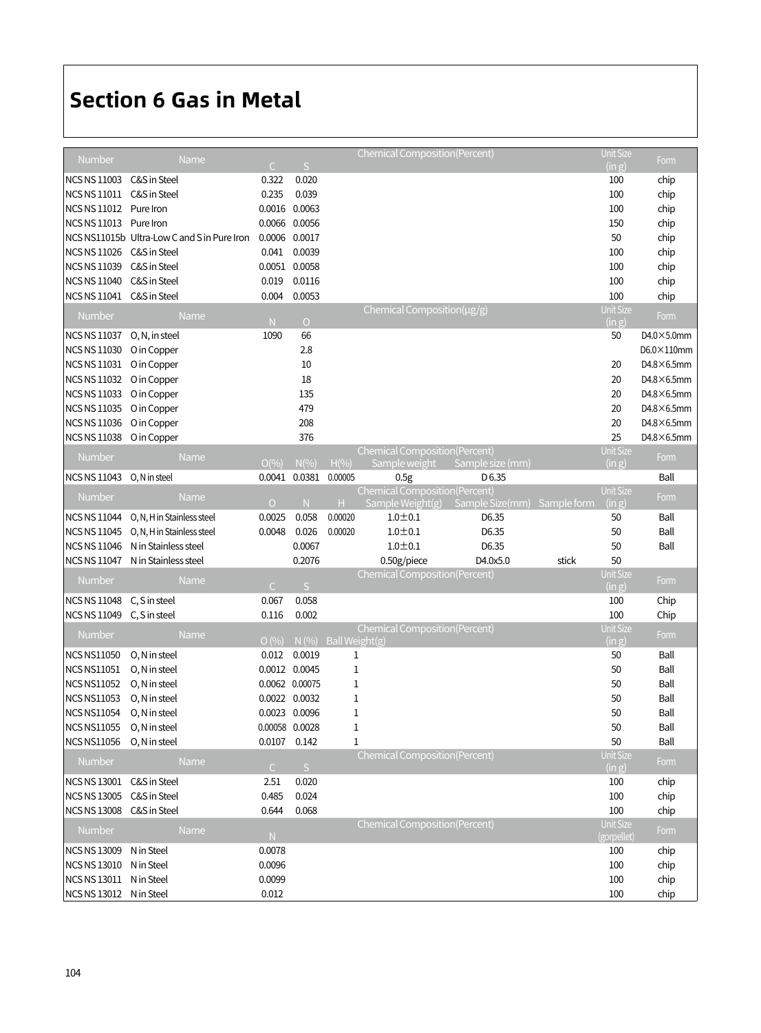# Section 6 Gas in Metal

| Number | Name | Chemical Composition(Percent) | | Unit Size (in g) | Form |
|---|---|---|---|---|---|
| | | C | S | | |
| NCS NS 11003 | C&S in Steel | 0.322 | 0.020 | 100 | chip |
| NCS NS 11011 | C&S in Steel | 0.235 | 0.039 | 100 | chip |
| NCS NS 11012 | Pure Iron | 0.0016 | 0.0063 | 100 | chip |
| NCS NS 11013 | Pure Iron | 0.0066 | 0.0056 | 150 | chip |
| NCS NS11015b | Ultra-Low C and S in Pure Iron | 0.0006 | 0.0017 | 50 | chip |
| NCS NS 11026 | C&S in Steel | 0.041 | 0.0039 | 100 | chip |
| NCS NS 11039 | C&S in Steel | 0.0051 | 0.0058 | 100 | chip |
| NCS NS 11040 | C&S in Steel | 0.019 | 0.0116 | 100 | chip |
| NCS NS 11041 | C&S in Steel | 0.004 | 0.0053 | 100 | chip |

| Number | Name | Chemical Composition(μg/g) | | Unit Size (in g) | Form |
|---|---|---|---|---|---|
| | | N | O | | |
| NCS NS 11037 | O, N, in steel | 1090 | 66 | 50 | D4.0×5.0mm |
| NCS NS 11030 | O in Copper | | 2.8 | | D6.0×110mm |
| NCS NS 11031 | O in Copper | | 10 | 20 | D4.8×6.5mm |
| NCS NS 11032 | O in Copper | | 18 | 20 | D4.8×6.5mm |
| NCS NS 11033 | O in Copper | | 135 | 20 | D4.8×6.5mm |
| NCS NS 11035 | O in Copper | | 479 | 20 | D4.8×6.5mm |
| NCS NS 11036 | O in Copper | | 208 | 20 | D4.8×6.5mm |
| NCS NS 11038 | O in Copper | | 376 | 25 | D4.8×6.5mm |

| Number | Name | Chemical Composition(Percent) | | | | | Unit Size (in g) | Form |
|---|---|---|---|---|---|---|---|---|
| | | O(%) | N(%) | H(%) | Sample weight | Sample size (mm) | | |
| NCS NS 11043 | O, N in steel | 0.0041 | 0.0381 | 0.00005 | 0.5g | D 6.35 | | Ball |

| Number | Name | Chemical Composition(Percent) | | | | | | Unit Size (in g) | Form |
|---|---|---|---|---|---|---|---|---|---|
| | | O | N | H | Sample Weight(g) | Sample Size(mm) | Sample form | | |
| NCS NS 11044 | O, N, H in Stainless steel | 0.0025 | 0.058 | 0.00020 | 1.0±0.1 | D6.35 | | 50 | Ball |
| NCS NS 11045 | O, N, H in Stainless steel | 0.0048 | 0.026 | 0.00020 | 1.0±0.1 | D6.35 | | 50 | Ball |
| NCS NS 11046 | N in Stainless steel | | 0.0067 | | 1.0±0.1 | D6.35 | | 50 | Ball |
| NCS NS 11047 | N in Stainless steel | | 0.2076 | | 0.50g/piece | D4.0x5.0 | stick | 50 | |

| Number | Name | Chemical Composition(Percent) | | Unit Size (in g) | Form |
|---|---|---|---|---|---|
| | | C | S | | |
| NCS NS 11048 | C, S in steel | 0.067 | 0.058 | 100 | Chip |
| NCS NS 11049 | C, S in steel | 0.116 | 0.002 | 100 | Chip |

| Number | Name | Chemical Composition(Percent) | | | Unit Size (in g) | Form |
|---|---|---|---|---|---|---|
| | | O (%) | N (%) | Ball Weight(g) | | |
| NCS NS11050 | O, N in steel | 0.012 | 0.0019 | 1 | 50 | Ball |
| NCS NS11051 | O, N in steel | 0.0012 | 0.0045 | 1 | 50 | Ball |
| NCS NS11052 | O, N in steel | 0.0062 | 0.00075 | 1 | 50 | Ball |
| NCS NS11053 | O, N in steel | 0.0022 | 0.0032 | 1 | 50 | Ball |
| NCS NS11054 | O, N in steel | 0.0023 | 0.0096 | 1 | 50 | Ball |
| NCS NS11055 | O, N in steel | 0.00058 | 0.0028 | 1 | 50 | Ball |
| NCS NS11056 | O, N in steel | 0.0107 | 0.142 | 1 | 50 | Ball |

| Number | Name | Chemical Composition(Percent) | | Unit Size (in g) | Form |
|---|---|---|---|---|---|
| | | C | S | | |
| NCS NS 13001 | C&S in Steel | 2.51 | 0.020 | 100 | chip |
| NCS NS 13005 | C&S in Steel | 0.485 | 0.024 | 100 | chip |
| NCS NS 13008 | C&S in Steel | 0.644 | 0.068 | 100 | chip |

| Number | Name | Chemical Composition(Percent) | Unit Size (gorpellet) | Form |
|---|---|---|---|---|
| | | N | | |
| NCS NS 13009 | N in Steel | 0.0078 | 100 | chip |
| NCS NS 13010 | N in Steel | 0.0096 | 100 | chip |
| NCS NS 13011 | N in Steel | 0.0099 | 100 | chip |
| NCS NS 13012 | N in Steel | 0.012 | 100 | chip |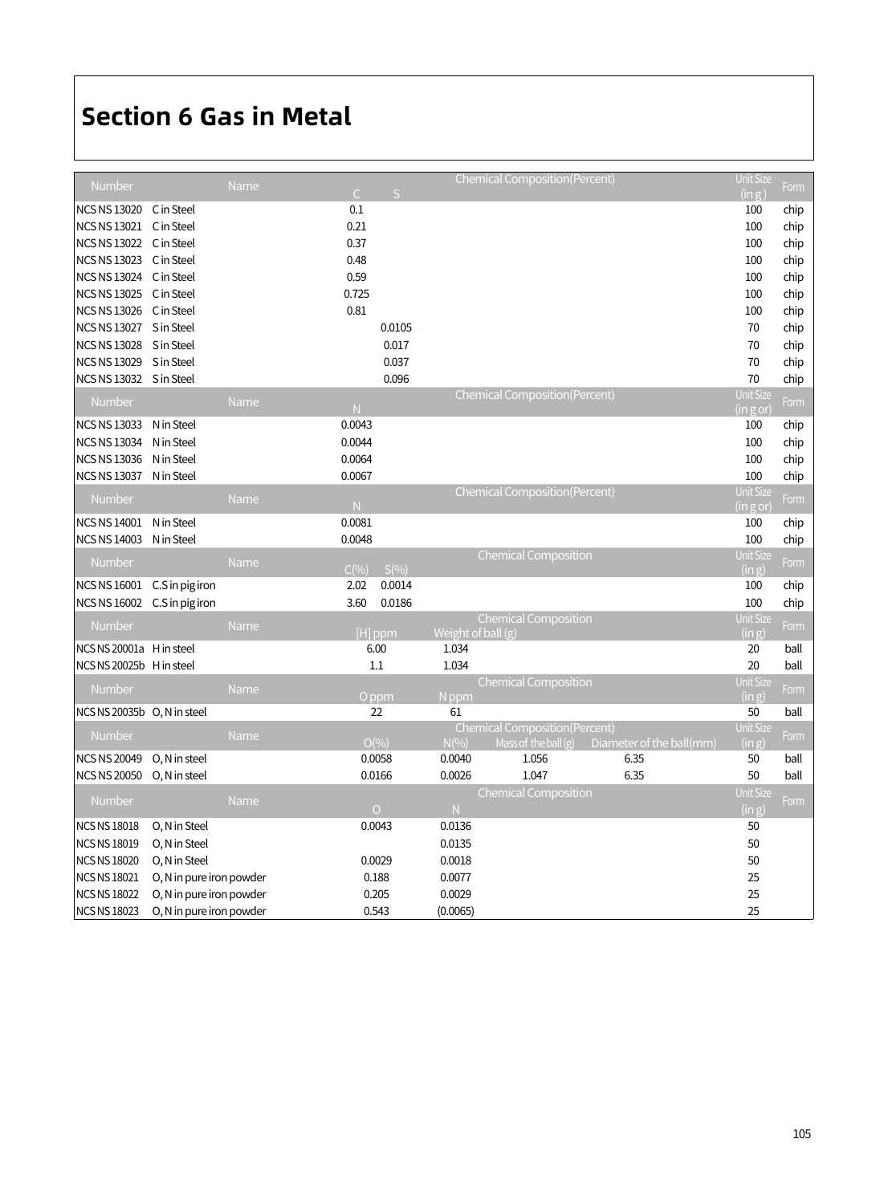# Section 6 Gas in Metal

| Number | Name | Chemical Composition(Percent) | | Unit Size (in g) | Form |
|---|---|---|---|---|---|
| | | C | S | | |
| NCS NS 13020 | C in Steel | 0.1 | | 100 | chip |
| NCS NS 13021 | C in Steel | 0.21 | | 100 | chip |
| NCS NS 13022 | C in Steel | 0.37 | | 100 | chip |
| NCS NS 13023 | C in Steel | 0.48 | | 100 | chip |
| NCS NS 13024 | C in Steel | 0.59 | | 100 | chip |
| NCS NS 13025 | C in Steel | 0.725 | | 100 | chip |
| NCS NS 13026 | C in Steel | 0.81 | | 100 | chip |
| NCS NS 13027 | S in Steel | | 0.0105 | 70 | chip |
| NCS NS 13028 | S in Steel | | 0.017 | 70 | chip |
| NCS NS 13029 | S in Steel | | 0.037 | 70 | chip |
| NCS NS 13032 | S in Steel | | 0.096 | 70 | chip |

| Number | Name | Chemical Composition(Percent) | Unit Size (in g or) | Form |
|---|---|---|---|---|
| | | N | | |
| NCS NS 13033 | N in Steel | 0.0043 | 100 | chip |
| NCS NS 13034 | N in Steel | 0.0044 | 100 | chip |
| NCS NS 13036 | N in Steel | 0.0064 | 100 | chip |
| NCS NS 13037 | N in Steel | 0.0067 | 100 | chip |

| Number | Name | Chemical Composition(Percent) | Unit Size (in g or) | Form |
|---|---|---|---|---|
| | | N | | |
| NCS NS 14001 | N in Steel | 0.0081 | 100 | chip |
| NCS NS 14003 | N in Steel | 0.0048 | 100 | chip |

| Number | Name | Chemical Composition | | Unit Size (in g) | Form |
|---|---|---|---|---|---|
| | | C(%) | S(%) | | |
| NCS NS 16001 | C.S in pig iron | 2.02 | 0.0014 | 100 | chip |
| NCS NS 16002 | C.S in pig iron | 3.60 | 0.0186 | 100 | chip |

| Number | Name | Chemical Composition | | Unit Size (in g) | Form |
|---|---|---|---|---|---|
| | | [H] ppm | Weight of ball (g) | | |
| NCS NS 20001a | H in steel | 6.00 | 1.034 | 20 | ball |
| NCS NS 20025b | H in steel | 1.1 | 1.034 | 20 | ball |

| Number | Name | Chemical Composition | | Unit Size (in g) | Form |
|---|---|---|---|---|---|
| | | O ppm | N ppm | | |
| NCS NS 20035b | O, N in steel | 22 | 61 | 50 | ball |

| Number | Name | Chemical Composition(Percent) | | | | Unit Size (in g) | Form |
|---|---|---|---|---|---|---|---|
| | | O(%) | N(%) | Mass of the ball (g) | Diameter of the ball(mm) | | |
| NCS NS 20049 | O, N in steel | 0.0058 | 0.0040 | 1.056 | 6.35 | 50 | ball |
| NCS NS 20050 | O, N in steel | 0.0166 | 0.0026 | 1.047 | 6.35 | 50 | ball |

| Number | Name | Chemical Composition | | Unit Size (in g) | Form |
|---|---|---|---|---|---|
| | | O | N | | |
| NCS NS 18018 | O, N in Steel | 0.0043 | 0.0136 | 50 | |
| NCS NS 18019 | O, N in Steel | | 0.0135 | 50 | |
| NCS NS 18020 | O, N in Steel | 0.0029 | 0.0018 | 50 | |
| NCS NS 18021 | O, N in pure iron powder | 0.188 | 0.0077 | 25 | |
| NCS NS 18022 | O, N in pure iron powder | 0.205 | 0.0029 | 25 | |
| NCS NS 18023 | O, N in pure iron powder | 0.543 | (0.0065) | 25 | |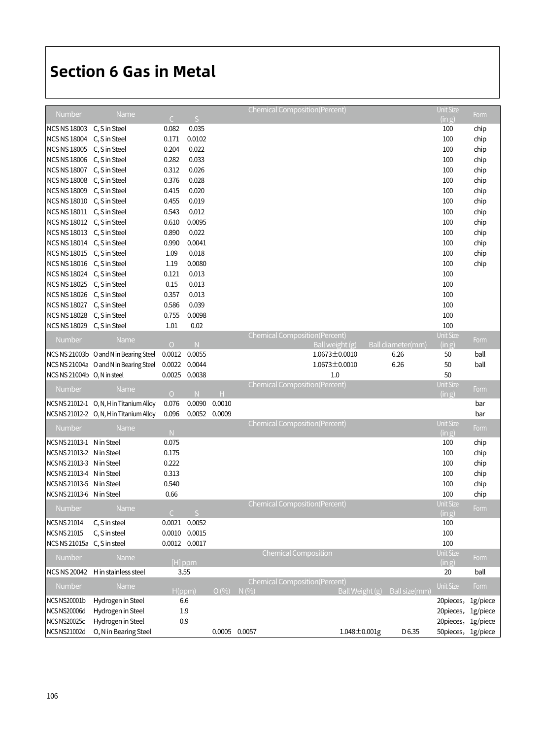# Section 6 Gas in Metal

| Number | Name | Chemical Composition(Percent) | | Unit Size (in g) | Form |
|---|---|---|---|---|---|
| | | C | S | | |
| NCS NS 18003 | C, S in Steel | 0.082 | 0.035 | 100 | chip |
| NCS NS 18004 | C, S in Steel | 0.171 | 0.0102 | 100 | chip |
| NCS NS 18005 | C, S in Steel | 0.204 | 0.022 | 100 | chip |
| NCS NS 18006 | C, S in Steel | 0.282 | 0.033 | 100 | chip |
| NCS NS 18007 | C, S in Steel | 0.312 | 0.026 | 100 | chip |
| NCS NS 18008 | C, S in Steel | 0.376 | 0.028 | 100 | chip |
| NCS NS 18009 | C, S in Steel | 0.415 | 0.020 | 100 | chip |
| NCS NS 18010 | C, S in Steel | 0.455 | 0.019 | 100 | chip |
| NCS NS 18011 | C, S in Steel | 0.543 | 0.012 | 100 | chip |
| NCS NS 18012 | C, S in Steel | 0.610 | 0.0095 | 100 | chip |
| NCS NS 18013 | C, S in Steel | 0.890 | 0.022 | 100 | chip |
| NCS NS 18014 | C, S in Steel | 0.990 | 0.0041 | 100 | chip |
| NCS NS 18015 | C, S in Steel | 1.09 | 0.018 | 100 | chip |
| NCS NS 18016 | C, S in Steel | 1.19 | 0.0080 | 100 | chip |
| NCS NS 18024 | C, S in Steel | 0.121 | 0.013 | 100 | |
| NCS NS 18025 | C, S in Steel | 0.15 | 0.013 | 100 | |
| NCS NS 18026 | C, S in Steel | 0.357 | 0.013 | 100 | |
| NCS NS 18027 | C, S in Steel | 0.586 | 0.039 | 100 | |
| NCS NS 18028 | C, S in Steel | 0.755 | 0.0098 | 100 | |
| NCS NS 18029 | C, S in Steel | 1.01 | 0.02 | 100 | |

| Number | Name | Chemical Composition(Percent) | | | | Unit Size (in g) | Form |
|---|---|---|---|---|---|---|---|
| | | O | N | Ball weight (g) | Ball diameter(mm) | | |
| NCS NS 21003b | O and N in Bearing Steel | 0.0012 | 0.0055 | 1.0673±0.0010 | 6.26 | 50 | ball |
| NCS NS 21004a | O and N in Bearing Steel | 0.0022 | 0.0044 | 1.0673±0.0010 | 6.26 | 50 | ball |
| NCS NS 21004b | O, N in steel | 0.0025 | 0.0038 | 1.0 | | 50 | |

| Number | Name | Chemical Composition(Percent) | | | Unit Size (in g) | Form |
|---|---|---|---|---|---|---|
| | | O | N | H | | |
| NCS NS 21012-1 | O, N, H in Titanium Alloy | 0.076 | 0.0090 | 0.0010 | | bar |
| NCS NS 21012-2 | O, N, H in Titanium Alloy | 0.096 | 0.0052 | 0.0009 | | bar |

| Number | Name | Chemical Composition(Percent) | Unit Size (in g) | Form |
|---|---|---|---|---|
| | | N | | |
| NCS NS 21013-1 | N in Steel | 0.075 | 100 | chip |
| NCS NS 21013-2 | N in Steel | 0.175 | 100 | chip |
| NCS NS 21013-3 | N in Steel | 0.222 | 100 | chip |
| NCS NS 21013-4 | N in Steel | 0.313 | 100 | chip |
| NCS NS 21013-5 | N in Steel | 0.540 | 100 | chip |
| NCS NS 21013-6 | N in Steel | 0.66 | 100 | chip |

| Number | Name | Chemical Composition(Percent) | | Unit Size (in g) | Form |
|---|---|---|---|---|---|
| | | C | S | | |
| NCS NS 21014 | C, S in steel | 0.0021 | 0.0052 | 100 | |
| NCS NS 21015 | C, S in steel | 0.0010 | 0.0015 | 100 | |
| NCS NS 21015a | C, S in steel | 0.0012 | 0.0017 | 100 | |

| Number | Name | Chemical Composition | Unit Size (in g) | Form |
|---|---|---|---|---|
| | | [H] ppm | | |
| NCS NS 20042 | H in stainless steel | 3.55 | 20 | ball |

| Number | Name | Chemical Composition(Percent) | | | | | Unit Size | Form |
|---|---|---|---|---|---|---|---|---|
| | | H(ppm) | O (%) | N (%) | Ball Weight (g) | Ball size(mm) | | |
| NCS NS20001b | Hydrogen in Steel | 6.6 | | | | | 20pieces, | 1g/piece |
| NCS NS20006d | Hydrogen in Steel | 1.9 | | | | | 20pieces, | 1g/piece |
| NCS NS20025c | Hydrogen in Steel | 0.9 | | | | | 20pieces, | 1g/piece |
| NCS NS21002d | O, N in Bearing Steel | | 0.0005 | 0.0057 | 1.048±0.001g | D 6.35 | 50pieces, | 1g/piece |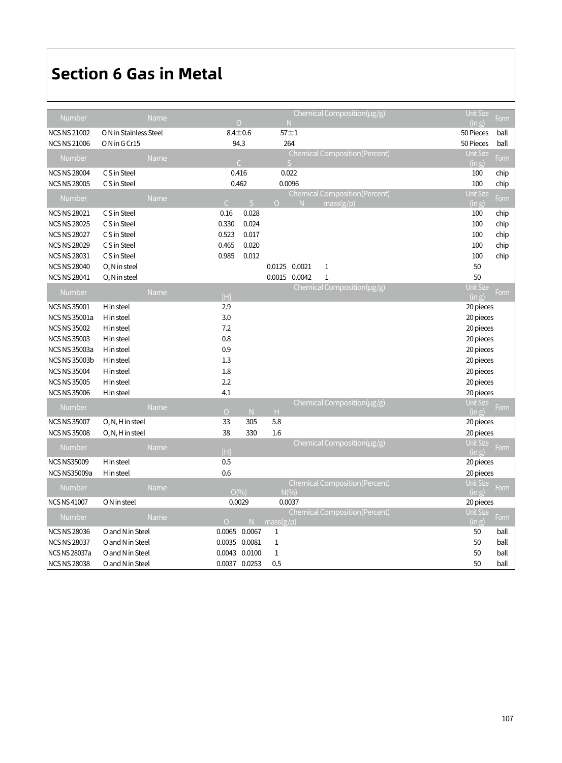# Section 6 Gas in Metal

| Number | Name | Chemical Composition(μg/g) | | Unit Size (in g) | Form |
|---|---|---|---|---|---|
| | | O | N | | |
| NCS NS 21002 | O N in Stainless Steel | 8.4±0.6 | 57±1 | 50 Pieces | ball |
| NCS NS 21006 | O N in G Cr15 | 94.3 | 264 | 50 Pieces | ball |

| Number | Name | Chemical Composition(Percent) | | Unit Size (in g) | Form |
|---|---|---|---|---|---|
| | | C | S | | |
| NCS NS 28004 | C S in Steel | 0.416 | 0.022 | 100 | chip |
| NCS NS 28005 | C S in Steel | 0.462 | 0.0096 | 100 | chip |

| Number | Name | Chemical Composition(Percent) | | | | | Unit Size (in g) | Form |
|---|---|---|---|---|---|---|---|---|
| | | C | S | O | N | mass(g/p) | | |
| NCS NS 28021 | C S in Steel | 0.16 | 0.028 | | | | 100 | chip |
| NCS NS 28025 | C S in Steel | 0.330 | 0.024 | | | | 100 | chip |
| NCS NS 28027 | C S in Steel | 0.523 | 0.017 | | | | 100 | chip |
| NCS NS 28029 | C S in Steel | 0.465 | 0.020 | | | | 100 | chip |
| NCS NS 28031 | C S in Steel | 0.985 | 0.012 | | | | 100 | chip |
| NCS NS 28040 | O, N in steel | | | 0.0125 | 0.0021 | 1 | 50 | |
| NCS NS 28041 | O, N in steel | | | 0.0015 | 0.0042 | 1 | 50 | |

| Number | Name | Chemical Composition(μg/g) | Unit Size (in g) | Form |
|---|---|---|---|---|
| | | [H] | | |
| NCS NS 35001 | H in steel | 2.9 | 20 pieces | |
| NCS NS 35001a | H in steel | 3.0 | 20 pieces | |
| NCS NS 35002 | H in steel | 7.2 | 20 pieces | |
| NCS NS 35003 | H in steel | 0.8 | 20 pieces | |
| NCS NS 35003a | H in steel | 0.9 | 20 pieces | |
| NCS NS 35003b | H in steel | 1.3 | 20 pieces | |
| NCS NS 35004 | H in steel | 1.8 | 20 pieces | |
| NCS NS 35005 | H in steel | 2.2 | 20 pieces | |
| NCS NS 35006 | H in steel | 4.1 | 20 pieces | |

| Number | Name | Chemical Composition(μg/g) | | | Unit Size (in g) | Form |
|---|---|---|---|---|---|---|
| | | O | N | H | | |
| NCS NS 35007 | O, N, H in steel | 33 | 305 | 5.8 | 20 pieces | |
| NCS NS 35008 | O, N, H in steel | 38 | 330 | 1.6 | 20 pieces | |

| Number | Name | Chemical Composition(μg/g) | Unit Size (in g) | Form |
|---|---|---|---|---|
| | | [H] | | |
| NCS NS35009 | H in steel | 0.5 | 20 pieces | |
| NCS NS35009a | H in steel | 0.6 | 20 pieces | |

| Number | Name | Chemical Composition(Percent) | | Unit Size (in g) | Form |
|---|---|---|---|---|---|
| | | O(%) | N(%) | | |
| NCS NS 41007 | O N in steel | 0.0029 | 0.0037 | 20 pieces | |

| Number | Name | Chemical Composition(Percent) | | | Unit Size (in g) | Form |
|---|---|---|---|---|---|---|
| | | O | N | mass(g/p) | | |
| NCS NS 28036 | O and N in Steel | 0.0065 | 0.0067 | 1 | 50 | ball |
| NCS NS 28037 | O and N in Steel | 0.0035 | 0.0081 | 1 | 50 | ball |
| NCS NS 28037a | O and N in Steel | 0.0043 | 0.0100 | 1 | 50 | ball |
| NCS NS 28038 | O and N in Steel | 0.0037 | 0.0253 | 0.5 | 50 | ball |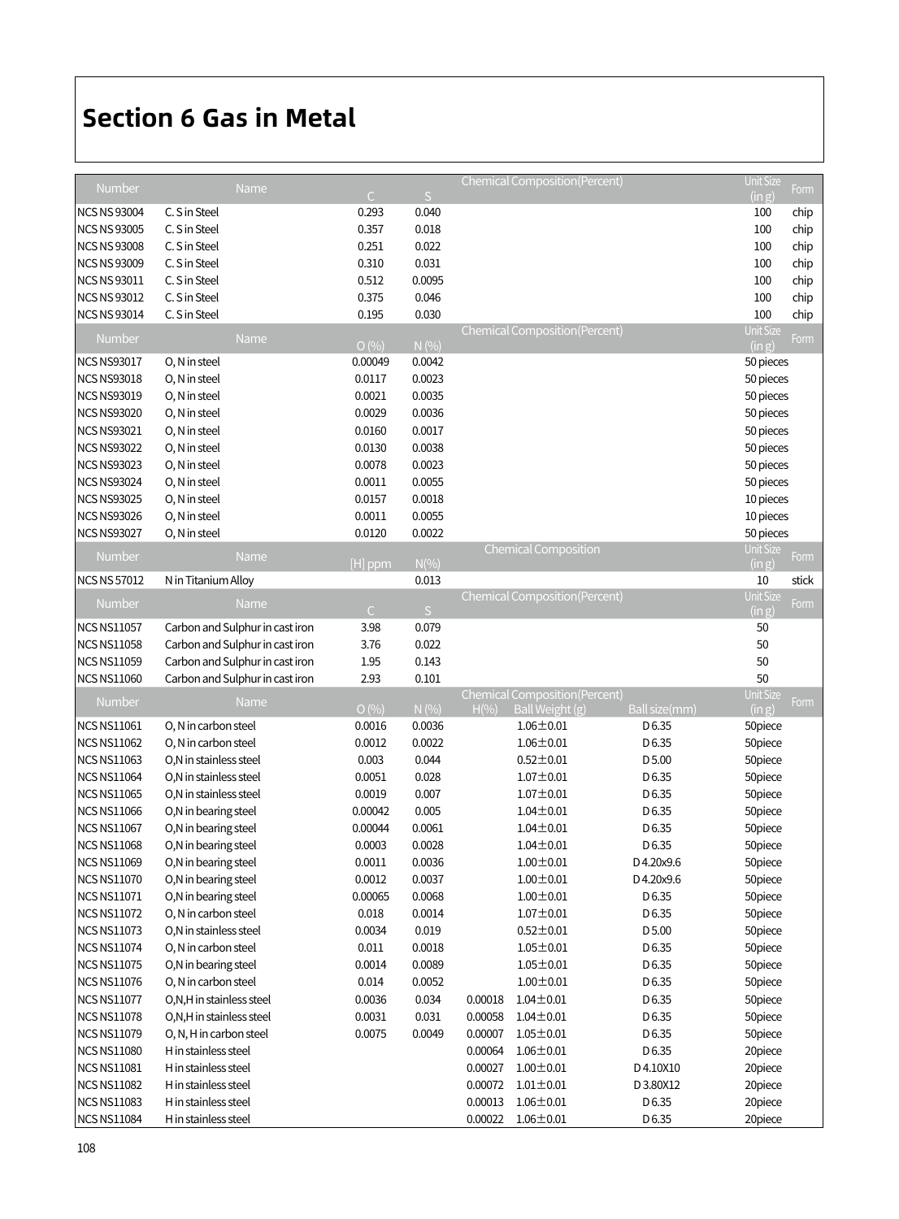# Section 6 Gas in Metal

| Number | Name | Chemical Composition(Percent) | | | | | Unit Size (in g) | Form |
|---|---|---|---|---|---|---|---|---|
| | | C | S | | | | | |
| NCS NS 93004 | C. S in Steel | 0.293 | 0.040 | | | | 100 | chip |
| NCS NS 93005 | C. S in Steel | 0.357 | 0.018 | | | | 100 | chip |
| NCS NS 93008 | C. S in Steel | 0.251 | 0.022 | | | | 100 | chip |
| NCS NS 93009 | C. S in Steel | 0.310 | 0.031 | | | | 100 | chip |
| NCS NS 93011 | C. S in Steel | 0.512 | 0.0095 | | | | 100 | chip |
| NCS NS 93012 | C. S in Steel | 0.375 | 0.046 | | | | 100 | chip |
| NCS NS 93014 | C. S in Steel | 0.195 | 0.030 | | | | 100 | chip |
| **Number** | **Name** | **O (%)** | **N (%)** | | | | **Unit Size (in g)** | **Form** |
| NCS NS93017 | O, N in steel | 0.00049 | 0.0042 | | | | 50 pieces | |
| NCS NS93018 | O, N in steel | 0.0117 | 0.0023 | | | | 50 pieces | |
| NCS NS93019 | O, N in steel | 0.0021 | 0.0035 | | | | 50 pieces | |
| NCS NS93020 | O, N in steel | 0.0029 | 0.0036 | | | | 50 pieces | |
| NCS NS93021 | O, N in steel | 0.0160 | 0.0017 | | | | 50 pieces | |
| NCS NS93022 | O, N in steel | 0.0130 | 0.0038 | | | | 50 pieces | |
| NCS NS93023 | O, N in steel | 0.0078 | 0.0023 | | | | 50 pieces | |
| NCS NS93024 | O, N in steel | 0.0011 | 0.0055 | | | | 50 pieces | |
| NCS NS93025 | O, N in steel | 0.0157 | 0.0018 | | | | 10 pieces | |
| NCS NS93026 | O, N in steel | 0.0011 | 0.0055 | | | | 10 pieces | |
| NCS NS93027 | O, N in steel | 0.0120 | 0.0022 | | | | 50 pieces | |
| **Number** | **Name** | **[H] ppm** | **N(%)** | | | | **Unit Size (in g)** | **Form** |
| NCS NS 57012 | N in Titanium Alloy | | 0.013 | | | | 10 | stick |
| **Number** | **Name** | **C** | **S** | | | | **Unit Size (in g)** | **Form** |
| NCS NS11057 | Carbon and Sulphur in cast iron | 3.98 | 0.079 | | | | 50 | |
| NCS NS11058 | Carbon and Sulphur in cast iron | 3.76 | 0.022 | | | | 50 | |
| NCS NS11059 | Carbon and Sulphur in cast iron | 1.95 | 0.143 | | | | 50 | |
| NCS NS11060 | Carbon and Sulphur in cast iron | 2.93 | 0.101 | | | | 50 | |
| **Number** | **Name** | **O (%)** | **N (%)** | **H(%)** | **Ball Weight (g)** | **Ball size(mm)** | **Unit Size (in g)** | **Form** |
| NCS NS11061 | O, N in carbon steel | 0.0016 | 0.0036 | | 1.06±0.01 | D 6.35 | 50piece | |
| NCS NS11062 | O, N in carbon steel | 0.0012 | 0.0022 | | 1.06±0.01 | D 6.35 | 50piece | |
| NCS NS11063 | O,N in stainless steel | 0.003 | 0.044 | | 0.52±0.01 | D 5.00 | 50piece | |
| NCS NS11064 | O,N in stainless steel | 0.0051 | 0.028 | | 1.07±0.01 | D 6.35 | 50piece | |
| NCS NS11065 | O,N in stainless steel | 0.0019 | 0.007 | | 1.07±0.01 | D 6.35 | 50piece | |
| NCS NS11066 | O,N in bearing steel | 0.00042 | 0.005 | | 1.04±0.01 | D 6.35 | 50piece | |
| NCS NS11067 | O,N in bearing steel | 0.00044 | 0.0061 | | 1.04±0.01 | D 6.35 | 50piece | |
| NCS NS11068 | O,N in bearing steel | 0.0003 | 0.0028 | | 1.04±0.01 | D 6.35 | 50piece | |
| NCS NS11069 | O,N in bearing steel | 0.0011 | 0.0036 | | 1.00±0.01 | D 4.20x9.6 | 50piece | |
| NCS NS11070 | O,N in bearing steel | 0.0012 | 0.0037 | | 1.00±0.01 | D 4.20x9.6 | 50piece | |
| NCS NS11071 | O,N in bearing steel | 0.00065 | 0.0068 | | 1.00±0.01 | D 6.35 | 50piece | |
| NCS NS11072 | O, N in carbon steel | 0.018 | 0.0014 | | 1.07±0.01 | D 6.35 | 50piece | |
| NCS NS11073 | O,N in stainless steel | 0.0034 | 0.019 | | 0.52±0.01 | D 5.00 | 50piece | |
| NCS NS11074 | O, N in carbon steel | 0.011 | 0.0018 | | 1.05±0.01 | D 6.35 | 50piece | |
| NCS NS11075 | O,N in bearing steel | 0.0014 | 0.0089 | | 1.05±0.01 | D 6.35 | 50piece | |
| NCS NS11076 | O, N in carbon steel | 0.014 | 0.0052 | | 1.00±0.01 | D 6.35 | 50piece | |
| NCS NS11077 | O,N,H in stainless steel | 0.0036 | 0.034 | 0.00018 | 1.04±0.01 | D 6.35 | 50piece | |
| NCS NS11078 | O,N,H in stainless steel | 0.0031 | 0.031 | 0.00058 | 1.04±0.01 | D 6.35 | 50piece | |
| NCS NS11079 | O, N, H in carbon steel | 0.0075 | 0.0049 | 0.00007 | 1.05±0.01 | D 6.35 | 50piece | |
| NCS NS11080 | H in stainless steel | | | 0.00064 | 1.06±0.01 | D 6.35 | 20piece | |
| NCS NS11081 | H in stainless steel | | | 0.00027 | 1.00±0.01 | D 4.10X10 | 20piece | |
| NCS NS11082 | H in stainless steel | | | 0.00072 | 1.01±0.01 | D 3.80X12 | 20piece | |
| NCS NS11083 | H in stainless steel | | | 0.00013 | 1.06±0.01 | D 6.35 | 20piece | |
| NCS NS11084 | H in stainless steel | | | 0.00022 | 1.06±0.01 | D 6.35 | 20piece | |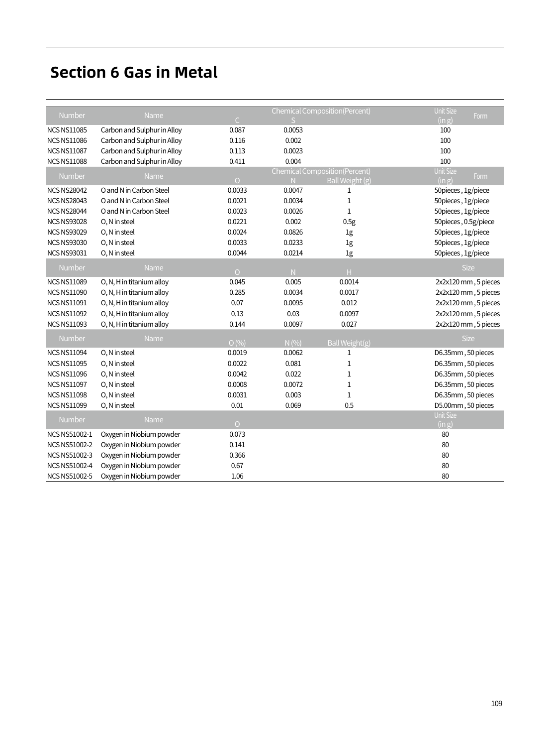# Section 6 Gas in Metal

| Number | Name | Chemical Composition(Percent) | | | Unit Size (in g) | Form |
|---|---|---|---|---|---|---|
| | | C | S | | | |
| NCS NS11085 | Carbon and Sulphur in Alloy | 0.087 | 0.0053 | | 100 | |
| NCS NS11086 | Carbon and Sulphur in Alloy | 0.116 | 0.002 | | 100 | |
| NCS NS11087 | Carbon and Sulphur in Alloy | 0.113 | 0.0023 | | 100 | |
| NCS NS11088 | Carbon and Sulphur in Alloy | 0.411 | 0.004 | | 100 | |

| Number | Name | Chemical Composition(Percent) | | | Unit Size (in g) | Form |
|---|---|---|---|---|---|---|
| | | O | N | Ball Weight (g) | | |
| NCS NS28042 | O and N in Carbon Steel | 0.0033 | 0.0047 | 1 | 50pieces , 1g/piece | |
| NCS NS28043 | O and N in Carbon Steel | 0.0021 | 0.0034 | 1 | 50pieces , 1g/piece | |
| NCS NS28044 | O and N in Carbon Steel | 0.0023 | 0.0026 | 1 | 50pieces , 1g/piece | |
| NCS NS93028 | O, N in steel | 0.0221 | 0.002 | 0.5g | 50pieces , 0.5g/piece | |
| NCS NS93029 | O, N in steel | 0.0024 | 0.0826 | 1g | 50pieces , 1g/piece | |
| NCS NS93030 | O, N in steel | 0.0033 | 0.0233 | 1g | 50pieces , 1g/piece | |
| NCS NS93031 | O, N in steel | 0.0044 | 0.0214 | 1g | 50pieces , 1g/piece | |

| Number | Name | O | N | H | Size |
|---|---|---|---|---|---|
| NCS NS11089 | O, N, H in titanium alloy | 0.045 | 0.005 | 0.0014 | 2x2x120 mm , 5 pieces |
| NCS NS11090 | O, N, H in titanium alloy | 0.285 | 0.0034 | 0.0017 | 2x2x120 mm , 5 pieces |
| NCS NS11091 | O, N, H in titanium alloy | 0.07 | 0.0095 | 0.012 | 2x2x120 mm , 5 pieces |
| NCS NS11092 | O, N, H in titanium alloy | 0.13 | 0.03 | 0.0097 | 2x2x120 mm , 5 pieces |
| NCS NS11093 | O, N, H in titanium alloy | 0.144 | 0.0097 | 0.027 | 2x2x120 mm , 5 pieces |

| Number | Name | O (%) | N (%) | Ball Weight(g) | Size |
|---|---|---|---|---|---|
| NCS NS11094 | O, N in steel | 0.0019 | 0.0062 | 1 | D6.35mm , 50 pieces |
| NCS NS11095 | O, N in steel | 0.0022 | 0.081 | 1 | D6.35mm , 50 pieces |
| NCS NS11096 | O, N in steel | 0.0042 | 0.022 | 1 | D6.35mm , 50 pieces |
| NCS NS11097 | O, N in steel | 0.0008 | 0.0072 | 1 | D6.35mm , 50 pieces |
| NCS NS11098 | O, N in steel | 0.0031 | 0.003 | 1 | D6.35mm , 50 pieces |
| NCS NS11099 | O, N in steel | 0.01 | 0.069 | 0.5 | D5.00mm , 50 pieces |

| Number | Name | O | Unit Size (in g) |
|---|---|---|---|
| NCS NS51002-1 | Oxygen in Niobium powder | 0.073 | 80 |
| NCS NS51002-2 | Oxygen in Niobium powder | 0.141 | 80 |
| NCS NS51002-3 | Oxygen in Niobium powder | 0.366 | 80 |
| NCS NS51002-4 | Oxygen in Niobium powder | 0.67 | 80 |
| NCS NS51002-5 | Oxygen in Niobium powder | 1.06 | 80 |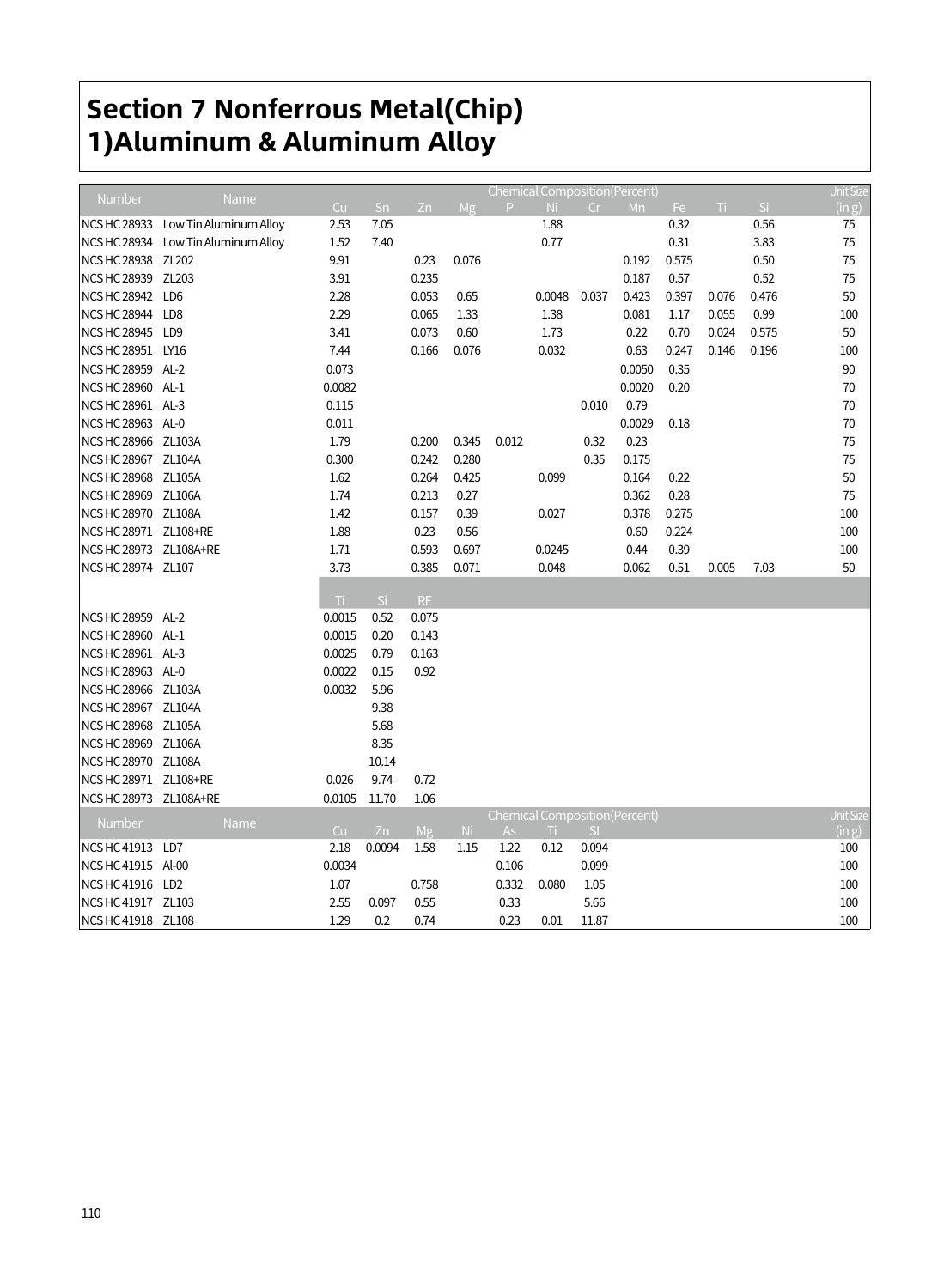# Section 7 Nonferrous Metal(Chip)

## 1)Aluminum & Aluminum Alloy

| Number | Name | Chemical Composition(Percent) | | | | | | | | | | | Unit Size |
|---|---|---|---|---|---|---|---|---|---|---|---|---|---|
| | | Cu | Sn | Zn | Mg | P | Ni | Cr | Mn | Fe | Ti | Si | (in g) |
| NCS HC 28933 | Low Tin Aluminum Alloy | 2.53 | 7.05 | | | | 1.88 | | | 0.32 | | 0.56 | 75 |
| NCS HC 28934 | Low Tin Aluminum Alloy | 1.52 | 7.40 | | | | 0.77 | | | 0.31 | | 3.83 | 75 |
| NCS HC 28938 | ZL202 | 9.91 | | 0.23 | 0.076 | | | | 0.192 | 0.575 | | 0.50 | 75 |
| NCS HC 28939 | ZL203 | 3.91 | | 0.235 | | | | | 0.187 | 0.57 | | 0.52 | 75 |
| NCS HC 28942 | LD6 | 2.28 | | 0.053 | 0.65 | | 0.0048 | 0.037 | 0.423 | 0.397 | 0.076 | 0.476 | 50 |
| NCS HC 28944 | LD8 | 2.29 | | 0.065 | 1.33 | | 1.38 | | 0.081 | 1.17 | 0.055 | 0.99 | 100 |
| NCS HC 28945 | LD9 | 3.41 | | 0.073 | 0.60 | | 1.73 | | 0.22 | 0.70 | 0.024 | 0.575 | 50 |
| NCS HC 28951 | LY16 | 7.44 | | 0.166 | 0.076 | | 0.032 | | 0.63 | 0.247 | 0.146 | 0.196 | 100 |
| NCS HC 28959 | AL-2 | 0.073 | | | | | | | 0.0050 | 0.35 | | | 90 |
| NCS HC 28960 | AL-1 | 0.0082 | | | | | | | 0.0020 | 0.20 | | | 70 |
| NCS HC 28961 | AL-3 | 0.115 | | | | | | 0.010 | 0.79 | | | | 70 |
| NCS HC 28963 | AL-0 | 0.011 | | | | | | | 0.0029 | 0.18 | | | 70 |
| NCS HC 28966 | ZL103A | 1.79 | | 0.200 | 0.345 | 0.012 | | 0.32 | 0.23 | | | | 75 |
| NCS HC 28967 | ZL104A | 0.300 | | 0.242 | 0.280 | | | 0.35 | 0.175 | | | | 75 |
| NCS HC 28968 | ZL105A | 1.62 | | 0.264 | 0.425 | | 0.099 | | 0.164 | 0.22 | | | 50 |
| NCS HC 28969 | ZL106A | 1.74 | | 0.213 | 0.27 | | | | 0.362 | 0.28 | | | 75 |
| NCS HC 28970 | ZL108A | 1.42 | | 0.157 | 0.39 | | 0.027 | | 0.378 | 0.275 | | | 100 |
| NCS HC 28971 | ZL108+RE | 1.88 | | 0.23 | 0.56 | | | | 0.60 | 0.224 | | | 100 |
| NCS HC 28973 | ZL108A+RE | 1.71 | | 0.593 | 0.697 | | 0.0245 | | 0.44 | 0.39 | | | 100 |
| NCS HC 28974 | ZL107 | 3.73 | | 0.385 | 0.071 | | 0.048 | | 0.062 | 0.51 | 0.005 | 7.03 | 50 |

| Number | Name | Ti | Si | RE |
|---|---|---|---|---|
| NCS HC 28959 | AL-2 | 0.0015 | 0.52 | 0.075 |
| NCS HC 28960 | AL-1 | 0.0015 | 0.20 | 0.143 |
| NCS HC 28961 | AL-3 | 0.0025 | 0.79 | 0.163 |
| NCS HC 28963 | AL-0 | 0.0022 | 0.15 | 0.92 |
| NCS HC 28966 | ZL103A | 0.0032 | 5.96 | |
| NCS HC 28967 | ZL104A | | 9.38 | |
| NCS HC 28968 | ZL105A | | 5.68 | |
| NCS HC 28969 | ZL106A | | 8.35 | |
| NCS HC 28970 | ZL108A | | 10.14 | |
| NCS HC 28971 | ZL108+RE | 0.026 | 9.74 | 0.72 |
| NCS HC 28973 | ZL108A+RE | 0.0105 | 11.70 | 1.06 |

| Number | Name | Chemical Composition(Percent) | | | | | | | Unit Size |
|---|---|---|---|---|---|---|---|---|---|
| | | Cu | Zn | Mg | Ni | As | Ti | SI | (in g) |
| NCS HC 41913 | LD7 | 2.18 | 0.0094 | 1.58 | 1.15 | 1.22 | 0.12 | 0.094 | 100 |
| NCS HC 41915 | Al-00 | 0.0034 | | | | 0.106 | | 0.099 | 100 |
| NCS HC 41916 | LD2 | 1.07 | | 0.758 | | 0.332 | 0.080 | 1.05 | 100 |
| NCS HC 41917 | ZL103 | 2.55 | 0.097 | 0.55 | | 0.33 | | 5.66 | 100 |
| NCS HC 41918 | ZL108 | 1.29 | 0.2 | 0.74 | | 0.23 | 0.01 | 11.87 | 100 |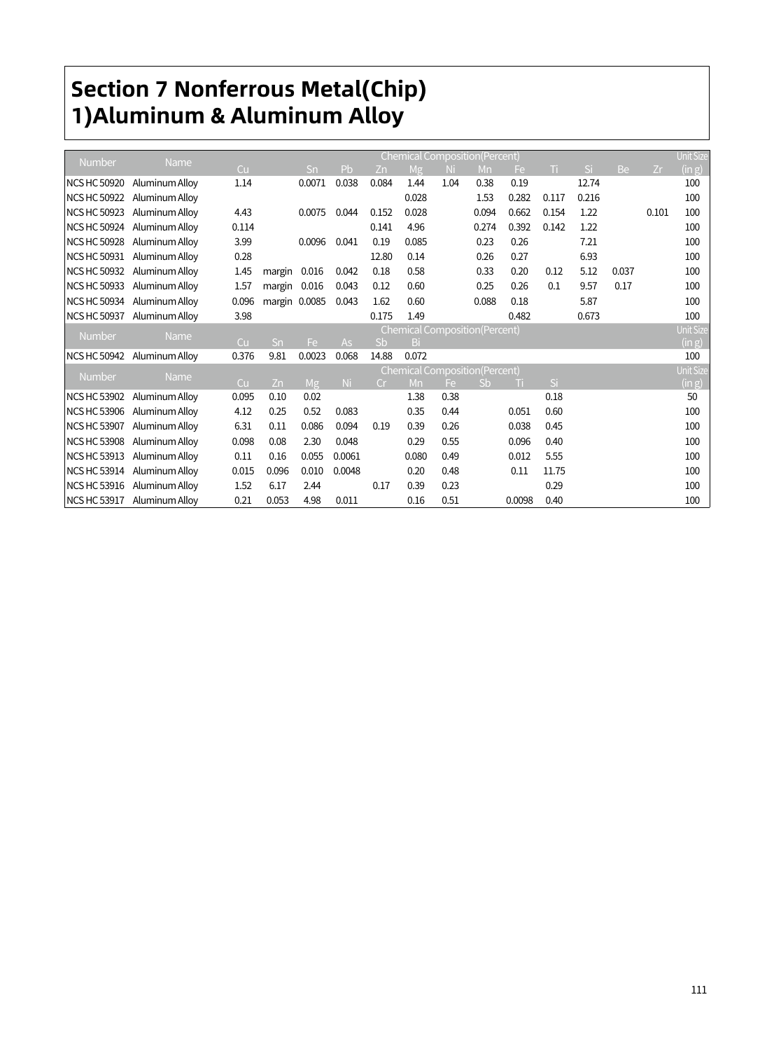# Section 7 Nonferrous Metal(Chip)

## 1)Aluminum & Aluminum Alloy

| Number | Name | Chemical Composition(Percent) | | | | | | | | | | | | | Unit Size (in g) |
|---|---|---|---|---|---|---|---|---|---|---|---|---|---|---|---|
| | | Cu | | Sn | Pb | Zn | Mg | Ni | Mn | Fe | Ti | Si | Be | Zr | |
| NCS HC 50920 | Aluminum Alloy | 1.14 | | 0.0071 | 0.038 | 0.084 | 1.44 | 1.04 | 0.38 | 0.19 | | 12.74 | | | 100 |
| NCS HC 50922 | Aluminum Alloy | | | | | | 0.028 | | 1.53 | 0.282 | 0.117 | 0.216 | | | 100 |
| NCS HC 50923 | Aluminum Alloy | 4.43 | | 0.0075 | 0.044 | 0.152 | 0.028 | | 0.094 | 0.662 | 0.154 | 1.22 | | 0.101 | 100 |
| NCS HC 50924 | Aluminum Alloy | 0.114 | | | | 0.141 | 4.96 | | 0.274 | 0.392 | 0.142 | 1.22 | | | 100 |
| NCS HC 50928 | Aluminum Alloy | 3.99 | | 0.0096 | 0.041 | 0.19 | 0.085 | | 0.23 | 0.26 | | 7.21 | | | 100 |
| NCS HC 50931 | Aluminum Alloy | 0.28 | | | | 12.80 | 0.14 | | 0.26 | 0.27 | | 6.93 | | | 100 |
| NCS HC 50932 | Aluminum Alloy | 1.45 | margin | 0.016 | 0.042 | 0.18 | 0.58 | | 0.33 | 0.20 | 0.12 | 5.12 | 0.037 | | 100 |
| NCS HC 50933 | Aluminum Alloy | 1.57 | margin | 0.016 | 0.043 | 0.12 | 0.60 | | 0.25 | 0.26 | 0.1 | 9.57 | 0.17 | | 100 |
| NCS HC 50934 | Aluminum Alloy | 0.096 | margin | 0.0085 | 0.043 | 1.62 | 0.60 | | 0.088 | 0.18 | | 5.87 | | | 100 |
| NCS HC 50937 | Aluminum Alloy | 3.98 | | | | 0.175 | 1.49 | | | 0.482 | | 0.673 | | | 100 |

| Number | Name | Chemical Composition(Percent) | | | | | | Unit Size (in g) |
|---|---|---|---|---|---|---|---|---|
| | | Cu | Sn | Fe | As | Sb | Bi | |
| NCS HC 50942 | Aluminum Alloy | 0.376 | 9.81 | 0.0023 | 0.068 | 14.88 | 0.072 | 100 |

| Number | Name | Chemical Composition(Percent) | | | | | | | | | | Unit Size (in g) |
|---|---|---|---|---|---|---|---|---|---|---|---|---|
| | | Cu | Zn | Mg | Ni | Cr | Mn | Fe | Sb | Ti | Si | |
| NCS HC 53902 | Aluminum Alloy | 0.095 | 0.10 | 0.02 | | | 1.38 | 0.38 | | | 0.18 | 50 |
| NCS HC 53906 | Aluminum Alloy | 4.12 | 0.25 | 0.52 | 0.083 | | 0.35 | 0.44 | | 0.051 | 0.60 | 100 |
| NCS HC 53907 | Aluminum Alloy | 6.31 | 0.11 | 0.086 | 0.094 | 0.19 | 0.39 | 0.26 | | 0.038 | 0.45 | 100 |
| NCS HC 53908 | Aluminum Alloy | 0.098 | 0.08 | 2.30 | 0.048 | | 0.29 | 0.55 | | 0.096 | 0.40 | 100 |
| NCS HC 53913 | Aluminum Alloy | 0.11 | 0.16 | 0.055 | 0.0061 | | 0.080 | 0.49 | | 0.012 | 5.55 | 100 |
| NCS HC 53914 | Aluminum Alloy | 0.015 | 0.096 | 0.010 | 0.0048 | | 0.20 | 0.48 | | 0.11 | 11.75 | 100 |
| NCS HC 53916 | Aluminum Alloy | 1.52 | 6.17 | 2.44 | | 0.17 | 0.39 | 0.23 | | | 0.29 | 100 |
| NCS HC 53917 | Aluminum Alloy | 0.21 | 0.053 | 4.98 | 0.011 | | 0.16 | 0.51 | | 0.0098 | 0.40 | 100 |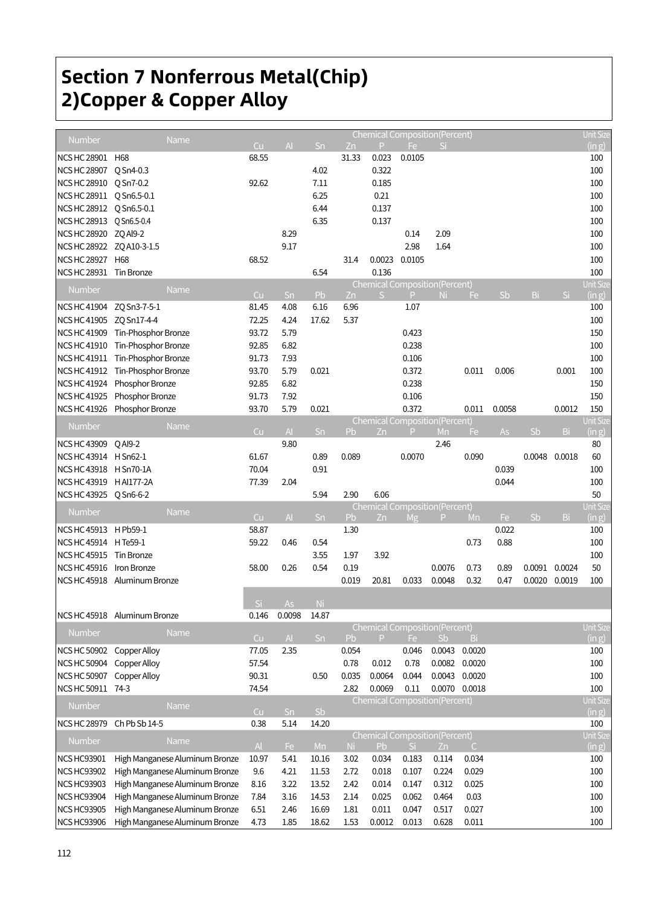# Section 7 Nonferrous Metal(Chip)
# 2)Copper & Copper Alloy

| Number | Name | Chemical Composition(Percent) | | | | | | | Unit Size (in g) |
|---|---|---|---|---|---|---|---|---|---|
| | | Cu | Al | Sn | Zn | P | Fe | Si | |
| NCS HC 28901 | H68 | 68.55 | | | 31.33 | 0.023 | 0.0105 | | 100 |
| NCS HC 28907 | QSn4-0.3 | | | 4.02 | | 0.322 | | | 100 |
| NCS HC 28910 | QSn7-0.2 | 92.62 | | 7.11 | | 0.185 | | | 100 |
| NCS HC 28911 | QSn6.5-0.1 | | | 6.25 | | 0.21 | | | 100 |
| NCS HC 28912 | QSn6.5-0.1 | | | 6.44 | | 0.137 | | | 100 |
| NCS HC 28913 | QSn6.5-0.4 | | | 6.35 | | 0.137 | | | 100 |
| NCS HC 28920 | ZQAl9-2 | | 8.29 | | | | 0.14 | 2.09 | 100 |
| NCS HC 28922 | ZQA10-3-1.5 | | 9.17 | | | | 2.98 | 1.64 | 100 |
| NCS HC 28927 | H68 | 68.52 | | | 31.4 | 0.0023 | 0.0105 | | 100 |
| NCS HC 28931 | Tin Bronze | | | 6.54 | | 0.136 | | | 100 |

| Number | Name | Chemical Composition(Percent) | | | | | | | | | | | Unit Size (in g) |
|---|---|---|---|---|---|---|---|---|---|---|---|---|---|
| | | Cu | Sn | Pb | Zn | S | P | Ni | Fe | Sb | Bi | Si | |
| NCS HC 41904 | ZQSn3-7-5-1 | 81.45 | 4.08 | 6.16 | 6.96 | | 1.07 | | | | | | 100 |
| NCS HC 41905 | ZQSn17-4-4 | 72.25 | 4.24 | 17.62 | 5.37 | | | | | | | | 100 |
| NCS HC 41909 | Tin-Phosphor Bronze | 93.72 | 5.79 | | | | 0.423 | | | | | | 150 |
| NCS HC 41910 | Tin-Phosphor Bronze | 92.85 | 6.82 | | | | 0.238 | | | | | | 100 |
| NCS HC 41911 | Tin-Phosphor Bronze | 91.73 | 7.93 | | | | 0.106 | | | | | | 100 |
| NCS HC 41912 | Tin-Phosphor Bronze | 93.70 | 5.79 | 0.021 | | | 0.372 | | 0.011 | 0.006 | | 0.001 | 100 |
| NCS HC 41924 | Phosphor Bronze | 92.85 | 6.82 | | | | 0.238 | | | | | | 150 |
| NCS HC 41925 | Phosphor Bronze | 91.73 | 7.92 | | | | 0.106 | | | | | | 150 |
| NCS HC 41926 | Phosphor Bronze | 93.70 | 5.79 | 0.021 | | | 0.372 | | 0.011 | 0.0058 | | 0.0012 | 150 |

| Number | Name | Chemical Composition(Percent) | | | | | | | | | | | Unit Size (in g) |
|---|---|---|---|---|---|---|---|---|---|---|---|---|---|
| | | Cu | Al | Sn | Pb | Zn | P | Mn | Fe | As | Sb | Bi | |
| NCS HC 43909 | QAl9-2 | | 9.80 | | | | | 2.46 | | | | | 80 |
| NCS HC 43914 | HSn62-1 | 61.67 | | 0.89 | 0.089 | | 0.0070 | | 0.090 | | 0.0048 | 0.0018 | 60 |
| NCS HC 43918 | HSn70-1A | 70.04 | | 0.91 | | | | | | 0.039 | | | 100 |
| NCS HC 43919 | HAl177-2A | 77.39 | 2.04 | | | | | | | 0.044 | | | 100 |
| NCS HC 43925 | QSn6-6-2 | | | 5.94 | 2.90 | 6.06 | | | | | | | 50 |

| Number | Name | Chemical Composition(Percent) | | | | | | | | | | | Unit Size (in g) |
|---|---|---|---|---|---|---|---|---|---|---|---|---|---|
| | | Cu | Al | Sn | Pb | Zn | Mg | P | Mn | Fe | Sb | Bi | |
| NCS HC 45913 | HPb59-1 | 58.87 | | | 1.30 | | | | | 0.022 | | | 100 |
| NCS HC 45914 | HTe59-1 | 59.22 | 0.46 | 0.54 | | | | | 0.73 | 0.88 | | | 100 |
| NCS HC 45915 | Tin Bronze | | | 3.55 | 1.97 | 3.92 | | | | | | | 100 |
| NCS HC 45916 | Iron Bronze | 58.00 | 0.26 | 0.54 | 0.19 | | | 0.0076 | 0.73 | 0.89 | 0.0091 | 0.0024 | 50 |
| NCS HC 45918 | Aluminum Bronze | | | | 0.019 | 20.81 | 0.033 | 0.0048 | 0.32 | 0.47 | 0.0020 | 0.0019 | 100 |
| | | Si | As | Ni | | | | | | | | | |
| NCS HC 45918 | Aluminum Bronze | 0.146 | 0.0098 | 14.87 | | | | | | | | | |

| Number | Name | Chemical Composition(Percent) | | | | | | | | Unit Size (in g) |
|---|---|---|---|---|---|---|---|---|---|---|
| | | Cu | Al | Sn | Pb | P | Fe | Sb | Bi | |
| NCS HC 50902 | Copper Alloy | 77.05 | 2.35 | | 0.054 | | 0.046 | 0.0043 | 0.0020 | 100 |
| NCS HC 50904 | Copper Alloy | 57.54 | | | 0.78 | 0.012 | 0.78 | 0.0082 | 0.0020 | 100 |
| NCS HC 50907 | Copper Alloy | 90.31 | | 0.50 | 0.035 | 0.0064 | 0.044 | 0.0043 | 0.0020 | 100 |
| NCS HC 50911 | 74-3 | 74.54 | | | 2.82 | 0.0069 | 0.11 | 0.0070 | 0.0018 | 100 |

| Number | Name | Chemical Composition(Percent) | | | Unit Size (in g) |
|---|---|---|---|---|---|
| | | Cu | Sn | Sb | |
| NCS HC 28979 | ChPbSb14-5 | 0.38 | 5.14 | 14.20 | 100 |

| Number | Name | Chemical Composition(Percent) | | | | | | | | Unit Size (in g) |
|---|---|---|---|---|---|---|---|---|---|---|
| | | Al | Fe | Mn | Ni | Pb | Si | Zn | C | |
| NCS HC93901 | High Manganese Aluminum Bronze | 10.97 | 5.41 | 10.16 | 3.02 | 0.034 | 0.183 | 0.114 | 0.034 | 100 |
| NCS HC93902 | High Manganese Aluminum Bronze | 9.6 | 4.21 | 11.53 | 2.72 | 0.018 | 0.107 | 0.224 | 0.029 | 100 |
| NCS HC93903 | High Manganese Aluminum Bronze | 8.16 | 3.22 | 13.52 | 2.42 | 0.014 | 0.147 | 0.312 | 0.025 | 100 |
| NCS HC93904 | High Manganese Aluminum Bronze | 7.84 | 3.16 | 14.53 | 2.14 | 0.025 | 0.062 | 0.464 | 0.03 | 100 |
| NCS HC93905 | High Manganese Aluminum Bronze | 6.51 | 2.46 | 16.69 | 1.81 | 0.011 | 0.047 | 0.517 | 0.027 | 100 |
| NCS HC93906 | High Manganese Aluminum Bronze | 4.73 | 1.85 | 18.62 | 1.53 | 0.0012 | 0.013 | 0.628 | 0.011 | 100 |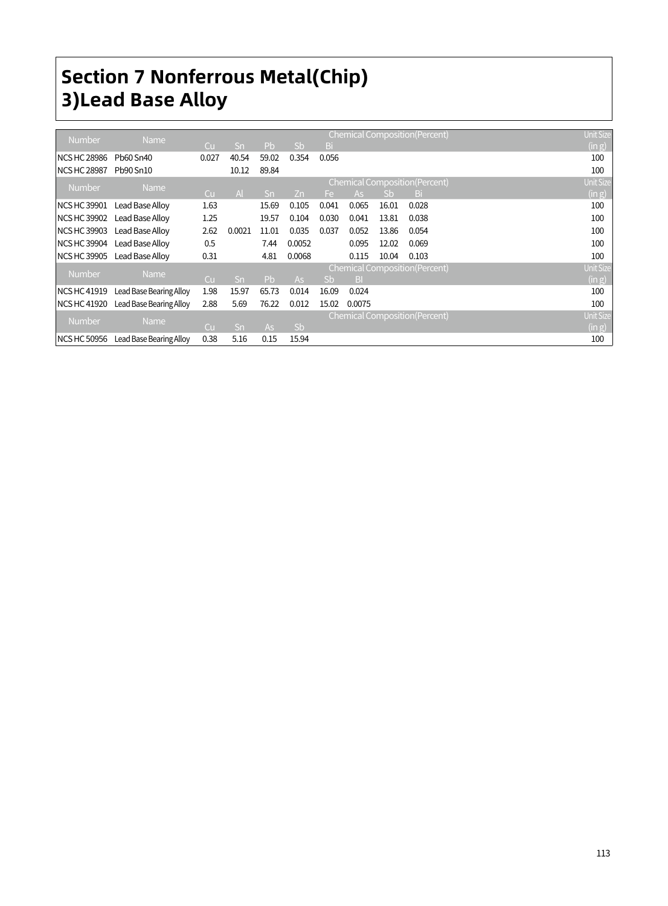# Section 7 Nonferrous Metal(Chip)
## 3)Lead Base Alloy

| Number | Name | Chemical Composition(Percent) | | | | | Unit Size (in g) |
|---|---|---|---|---|---|---|---|
| | | Cu | Sn | Pb | Sb | Bi | |
| NCS HC 28986 | Pb60 Sn40 | 0.027 | 40.54 | 59.02 | 0.354 | 0.056 | 100 |
| NCS HC 28987 | Pb90 Sn10 | | 10.12 | 89.84 | | | 100 |

| Number | Name | Chemical Composition(Percent) | | | | | | | | Unit Size (in g) |
|---|---|---|---|---|---|---|---|---|---|---|
| | | Cu | Al | Sn | Zn | Fe | As | Sb | Bi | |
| NCS HC 39901 | Lead Base Alloy | 1.63 | | 15.69 | 0.105 | 0.041 | 0.065 | 16.01 | 0.028 | 100 |
| NCS HC 39902 | Lead Base Alloy | 1.25 | | 19.57 | 0.104 | 0.030 | 0.041 | 13.81 | 0.038 | 100 |
| NCS HC 39903 | Lead Base Alloy | 2.62 | 0.0021 | 11.01 | 0.035 | 0.037 | 0.052 | 13.86 | 0.054 | 100 |
| NCS HC 39904 | Lead Base Alloy | 0.5 | | 7.44 | 0.0052 | | 0.095 | 12.02 | 0.069 | 100 |
| NCS HC 39905 | Lead Base Alloy | 0.31 | | 4.81 | 0.0068 | | 0.115 | 10.04 | 0.103 | 100 |

| Number | Name | Chemical Composition(Percent) | | | | | | Unit Size (in g) |
|---|---|---|---|---|---|---|---|---|
| | | Cu | Sn | Pb | As | Sb | BI | |
| NCS HC 41919 | Lead Base Bearing Alloy | 1.98 | 15.97 | 65.73 | 0.014 | 16.09 | 0.024 | 100 |
| NCS HC 41920 | Lead Base Bearing Alloy | 2.88 | 5.69 | 76.22 | 0.012 | 15.02 | 0.0075 | 100 |

| Number | Name | Chemical Composition(Percent) | | | | Unit Size (in g) |
|---|---|---|---|---|---|---|
| | | Cu | Sn | As | Sb | |
| NCS HC 50956 | Lead Base Bearing Alloy | 0.38 | 5.16 | 0.15 | 15.94 | 100 |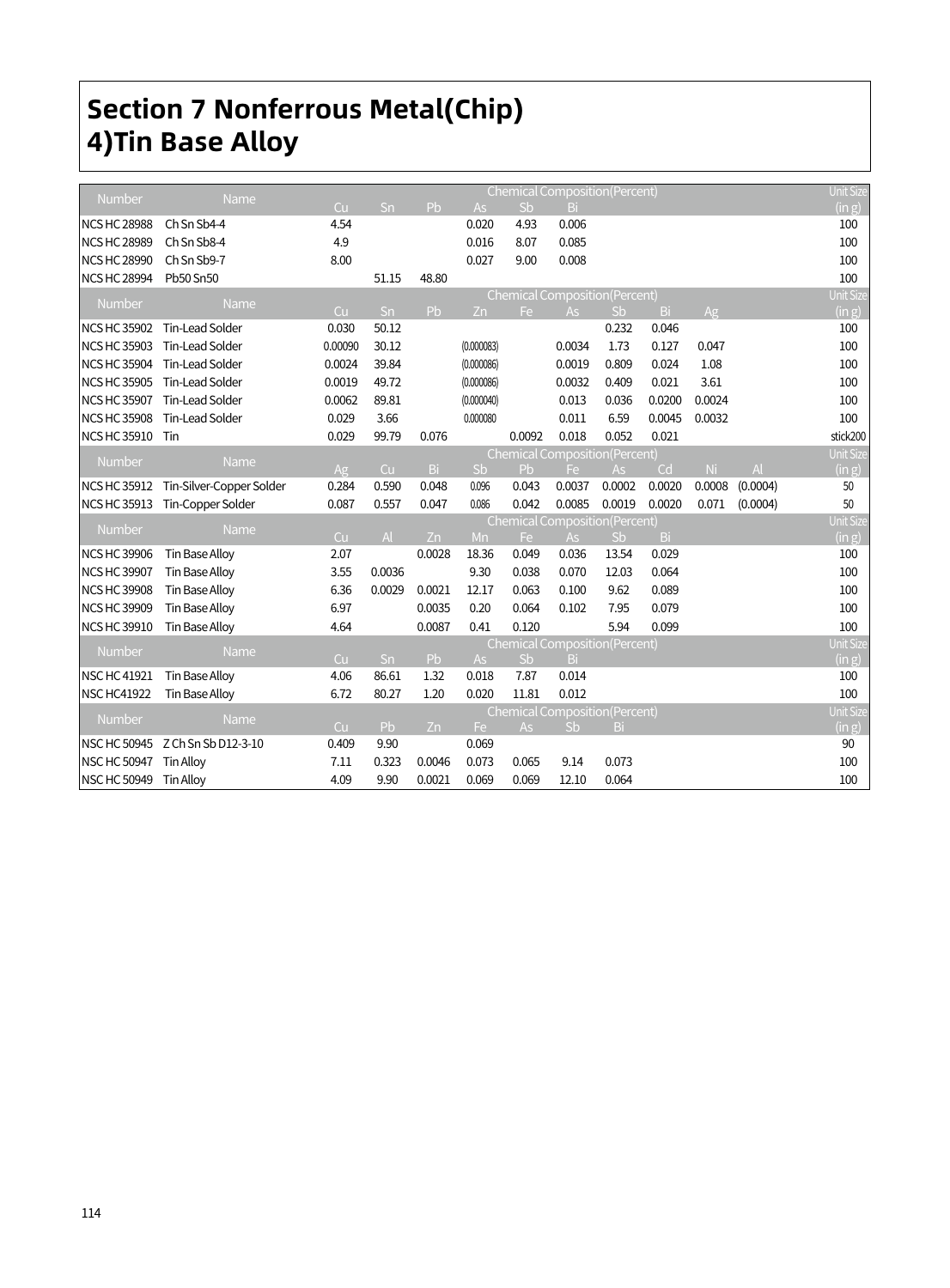# Section 7 Nonferrous Metal(Chip)
# 4)Tin Base Alloy

| Number | Name | Chemical Composition(Percent) | | | | | | Unit Size (in g) |
|---|---|---|---|---|---|---|---|---|
| | | Cu | Sn | Pb | As | Sb | Bi | |
| NCS HC 28988 | Ch Sn Sb4-4 | 4.54 | | | 0.020 | 4.93 | 0.006 | 100 |
| NCS HC 28989 | Ch Sn Sb8-4 | 4.9 | | | 0.016 | 8.07 | 0.085 | 100 |
| NCS HC 28990 | Ch Sn Sb9-7 | 8.00 | | | 0.027 | 9.00 | 0.008 | 100 |
| NCS HC 28994 | Pb50 Sn50 | | 51.15 | 48.80 | | | | 100 |

| Number | Name | Chemical Composition(Percent) | | | | | | | | | Unit Size (in g) |
|---|---|---|---|---|---|---|---|---|---|---|---|
| | | Cu | Sn | Pb | Zn | Fe | As | Sb | Bi | Ag | |
| NCS HC 35902 | Tin-Lead Solder | 0.030 | 50.12 | | | | | 0.232 | 0.046 | | 100 |
| NCS HC 35903 | Tin-Lead Solder | 0.00090 | 30.12 | | (0.000083) | | 0.0034 | 1.73 | 0.127 | 0.047 | 100 |
| NCS HC 35904 | Tin-Lead Solder | 0.0024 | 39.84 | | (0.000086) | | 0.0019 | 0.809 | 0.024 | 1.08 | 100 |
| NCS HC 35905 | Tin-Lead Solder | 0.0019 | 49.72 | | (0.000086) | | 0.0032 | 0.409 | 0.021 | 3.61 | 100 |
| NCS HC 35907 | Tin-Lead Solder | 0.0062 | 89.81 | | (0.000040) | | 0.013 | 0.036 | 0.0200 | 0.0024 | 100 |
| NCS HC 35908 | Tin-Lead Solder | 0.029 | 3.66 | | 0.000080 | | 0.011 | 6.59 | 0.0045 | 0.0032 | 100 |
| NCS HC 35910 | Tin | 0.029 | 99.79 | 0.076 | | 0.0092 | 0.018 | 0.052 | 0.021 | | stick200 |

| Number | Name | Chemical Composition(Percent) | | | | | | | | | | Unit Size (in g) |
|---|---|---|---|---|---|---|---|---|---|---|---|---|
| | | Ag | Cu | Bi | Sb | Pb | Fe | As | Cd | Ni | Al | |
| NCS HC 35912 | Tin-Silver-Copper Solder | 0.284 | 0.590 | 0.048 | 0.096 | 0.043 | 0.0037 | 0.0002 | 0.0020 | 0.0008 | (0.0004) | 50 |
| NCS HC 35913 | Tin-Copper Solder | 0.087 | 0.557 | 0.047 | 0.086 | 0.042 | 0.0085 | 0.0019 | 0.0020 | 0.071 | (0.0004) | 50 |

| Number | Name | Chemical Composition(Percent) | | | | | | | | Unit Size (in g) |
|---|---|---|---|---|---|---|---|---|---|---|
| | | Cu | Al | Zn | Mn | Fe | As | Sb | Bi | |
| NCS HC 39906 | Tin Base Alloy | 2.07 | | 0.0028 | 18.36 | 0.049 | 0.036 | 13.54 | 0.029 | 100 |
| NCS HC 39907 | Tin Base Alloy | 3.55 | 0.0036 | | 9.30 | 0.038 | 0.070 | 12.03 | 0.064 | 100 |
| NCS HC 39908 | Tin Base Alloy | 6.36 | 0.0029 | 0.0021 | 12.17 | 0.063 | 0.100 | 9.62 | 0.089 | 100 |
| NCS HC 39909 | Tin Base Alloy | 6.97 | | 0.0035 | 0.20 | 0.064 | 0.102 | 7.95 | 0.079 | 100 |
| NCS HC 39910 | Tin Base Alloy | 4.64 | | 0.0087 | 0.41 | 0.120 | | 5.94 | 0.099 | 100 |

| Number | Name | Chemical Composition(Percent) | | | | | | Unit Size (in g) |
|---|---|---|---|---|---|---|---|---|
| | | Cu | Sn | Pb | As | Sb | Bi | |
| NSC HC 41921 | Tin Base Alloy | 4.06 | 86.61 | 1.32 | 0.018 | 7.87 | 0.014 | 100 |
| NSC HC41922 | Tin Base Alloy | 6.72 | 80.27 | 1.20 | 0.020 | 11.81 | 0.012 | 100 |

| Number | Name | Chemical Composition(Percent) | | | | | | | Unit Size (in g) |
|---|---|---|---|---|---|---|---|---|---|
| | | Cu | Pb | Zn | Fe | As | Sb | Bi | |
| NSC HC 50945 | Z Ch Sn Sb D12-3-10 | 0.409 | 9.90 | | 0.069 | | | | 90 |
| NSC HC 50947 | Tin Alloy | 7.11 | 0.323 | 0.0046 | 0.073 | 0.065 | 9.14 | 0.073 | 100 |
| NSC HC 50949 | Tin Alloy | 4.09 | 9.90 | 0.0021 | 0.069 | 0.069 | 12.10 | 0.064 | 100 |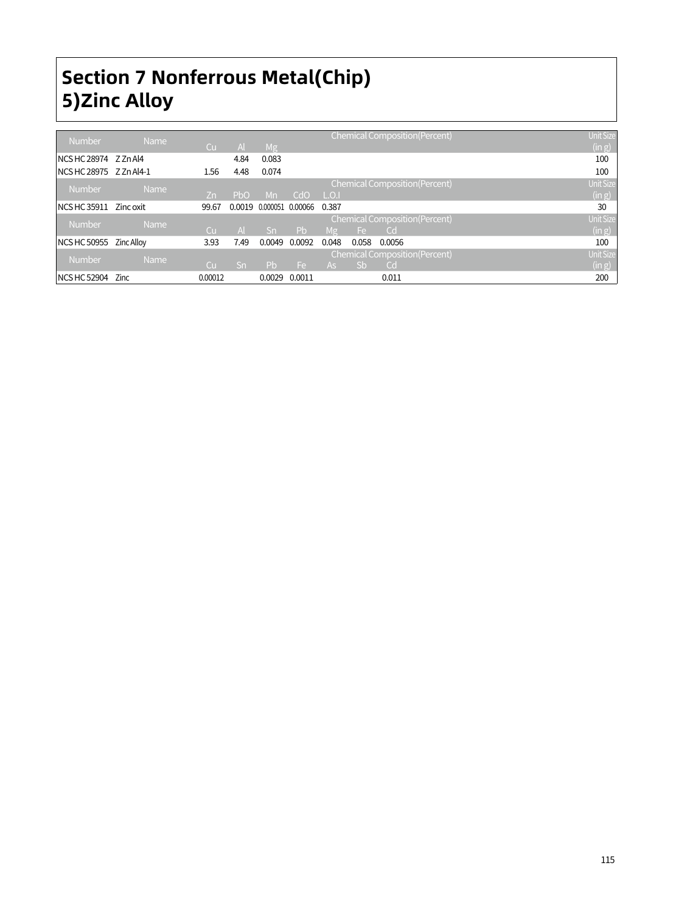# Section 7 Nonferrous Metal(Chip)

# 5)Zinc Alloy

| Number | Name | Chemical Composition(Percent) | | | Unit Size (in g) |
|---|---|---|---|---|---|
| | | Cu | Al | Mg | |
| NCS HC 28974 | Z Zn Al4 | | 4.84 | 0.083 | 100 |
| NCS HC 28975 | Z Zn Al4-1 | 1.56 | 4.48 | 0.074 | 100 |

| Number | Name | Chemical Composition(Percent) | | | | | Unit Size (in g) |
|---|---|---|---|---|---|---|---|
| | | Zn | PbO | Mn | CdO | L.O.I | |
| NCS HC 35911 | Zinc oxit | 99.67 | 0.0019 | 0.000051 | 0.00066 | 0.387 | 30 |

| Number | Name | Chemical Composition(Percent) | | | | | | | Unit Size (in g) |
|---|---|---|---|---|---|---|---|---|---|
| | | Cu | Al | Sn | Pb | Mg | Fe | Cd | |
| NCS HC 50955 | Zinc Alloy | 3.93 | 7.49 | 0.0049 | 0.0092 | 0.048 | 0.058 | 0.0056 | 100 |

| Number | Name | Chemical Composition(Percent) | | | | | | | Unit Size (in g) |
|---|---|---|---|---|---|---|---|---|---|
| | | Cu | Sn | Pb | Fe | As | Sb | Cd | |
| NCS HC 52904 | Zinc | 0.00012 | | 0.0029 | 0.0011 | | | 0.011 | 200 |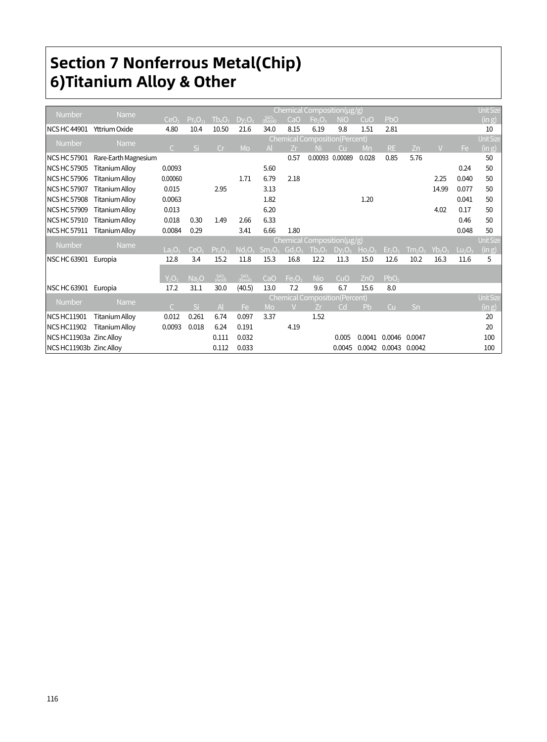# Section 7 Nonferrous Metal(Chip)

# 6)Titanium Alloy & Other

| Number | Name | Chemical Composition(μg/g) | | | | | | | | | | | | | Unit Size |
|---|---|---|---|---|---|---|---|---|---|---|---|---|---|---|---|
| | | $CeO_2$ | $Pr_6O_{11}$ | $Tb_4O_7$ | $Dy_2O_3$ | $SiO_2$ (Base) | CaO | $Fe_2O_3$ | NiO | CuO | PbO | | | | (in g) |
| NCS HC 44901 | Yttrium Oxide | 4.80 | 10.4 | 10.50 | 21.6 | 34.0 | 8.15 | 6.19 | 9.8 | 1.51 | 2.81 | | | | 10 |
| **Number** | **Name** | **Chemical Composition(Percent)** | | | | | | | | | | | | | **Unit Size** |
| | | **C** | **Si** | **Cr** | **Mo** | **Al** | **Zr** | **Ni** | **Cu** | **Mn** | **RE** | **Zn** | **V** | **Fe** | **(in g)** |
| NCS HC 57901 | Rare-Earth Magnesium | | | | | | 0.57 | 0.00093 | 0.00089 | 0.028 | 0.85 | 5.76 | | | 50 |
| NCS HC 57905 | Titanium Alloy | 0.0093 | | | | 5.60 | | | | | | | | 0.24 | 50 |
| NCS HC 57906 | Titanium Alloy | 0.00060 | | | 1.71 | 6.79 | 2.18 | | | | | | 2.25 | 0.040 | 50 |
| NCS HC 57907 | Titanium Alloy | 0.015 | | 2.95 | | 3.13 | | | | | | | 14.99 | 0.077 | 50 |
| NCS HC 57908 | Titanium Alloy | 0.0063 | | | | 1.82 | | | | 1.20 | | | | 0.041 | 50 |
| NCS HC 57909 | Titanium Alloy | 0.013 | | | | 6.20 | | | | | | | 4.02 | 0.17 | 50 |
| NCS HC 57910 | Titanium Alloy | 0.018 | 0.30 | 1.49 | 2.66 | 6.33 | | | | | | | | 0.46 | 50 |
| NCS HC 57911 | Titanium Alloy | 0.0084 | 0.29 | | 3.41 | 6.66 | 1.80 | | | | | | | 0.048 | 50 |
| **Number** | **Name** | **Chemical Composition(μg/g)** | | | | | | | | | | | | | **Unit Size** |
| | | **$La_2O_3$** | **$CeO_2$** | **$Pr_6O_{11}$** | **$Nd_2O_3$** | **$Sm_2O_3$** | **$Gd_2O_3$** | **$Tb_4O_7$** | **$Dy_2O_3$** | **$Ho_2O_3$** | **$Er_2O_3$** | **$Tm_2O_3$** | **$Yb_2O_3$** | **$Lu_2O_3$** | **(in g)** |
| NSC HC 63901 | Europia | 12.8 | 3.4 | 15.2 | 11.8 | 15.3 | 16.8 | 12.2 | 11.3 | 15.0 | 12.6 | 10.2 | 16.3 | 11.6 | 5 |
| | | **$Y_2O_3$** | **$Na_2O$** | **$SiO_2$ (Acid)** | **$SiO_2$ (Base)** | **CaO** | **$Fe_2O_3$** | **Nio** | **CuO** | **ZnO** | **$PbO_2$** | | | | |
| NSC HC 63901 | Europia | 17.2 | 31.1 | 30.0 | (40.5) | 13.0 | 7.2 | 9.6 | 6.7 | 15.6 | 8.0 | | | | |
| **Number** | **Name** | **Chemical Composition(Percent)** | | | | | | | | | | | | | **Unit Size** |
| | | **C** | **Si** | **Al** | **Fe** | **Mo** | **V** | **Zr** | **Cd** | **Pb** | **Cu** | **Sn** | | | **(in g)** |
| NCS HC11901 | Titanium Alloy | 0.012 | 0.261 | 6.74 | 0.097 | 3.37 | | 1.52 | | | | | | | 20 |
| NCS HC11902 | Titanium Alloy | 0.0093 | 0.018 | 6.24 | 0.191 | | 4.19 | | | | | | | | 20 |
| NCS HC11903a | Zinc Alloy | | | 0.111 | 0.032 | | | | 0.005 | 0.0041 | 0.0046 | 0.0047 | | | 100 |
| NCS HC11903b | Zinc Alloy | | | 0.112 | 0.033 | | | | 0.0045 | 0.0042 | 0.0043 | 0.0042 | | | 100 |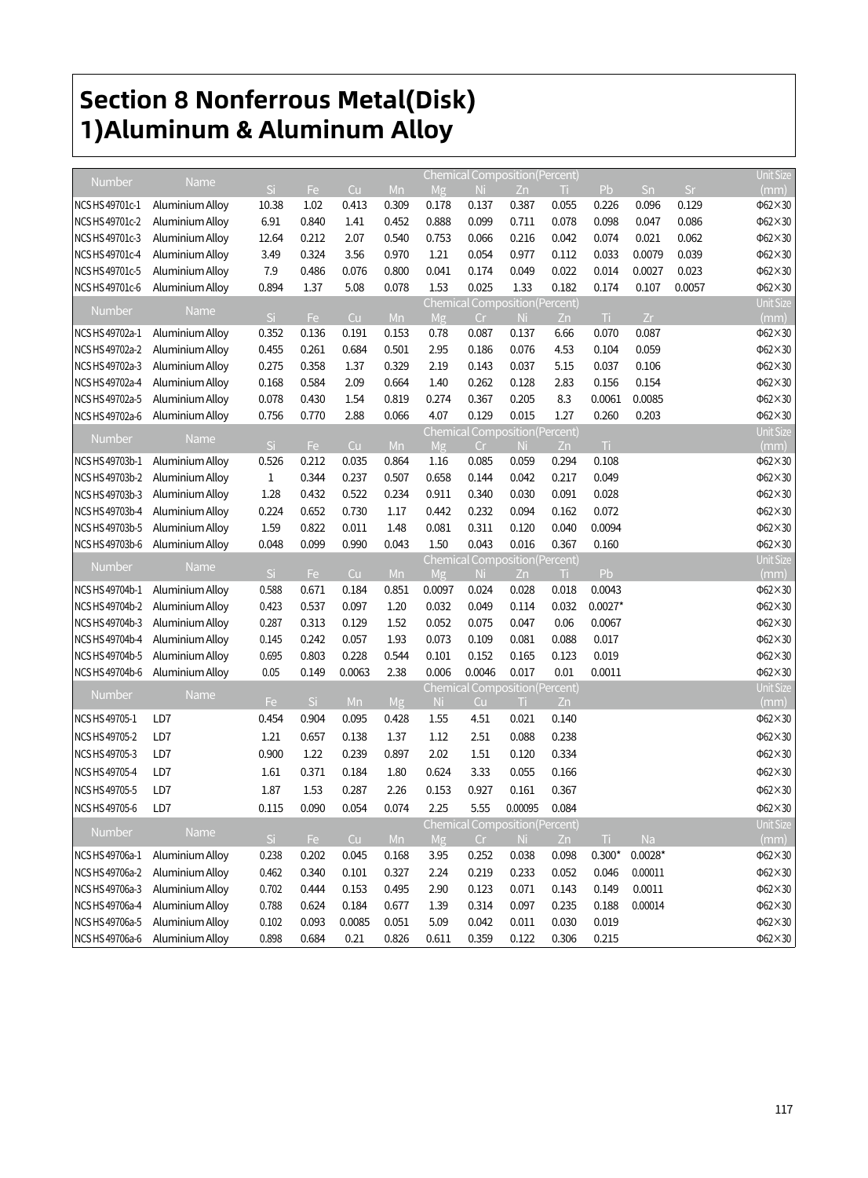# Section 8 Nonferrous Metal(Disk)
# 1)Aluminum & Aluminum Alloy

| Number | Name | Chemical Composition(Percent) | | | | | | | | | | | Unit Size |
|---|---|---|---|---|---|---|---|---|---|---|---|---|---|
| | | Si | Fe | Cu | Mn | Mg | Ni | Zn | Ti | Pb | Sn | Sr | (mm) |
| NCS HS 49701c-1 | Aluminium Alloy | 10.38 | 1.02 | 0.413 | 0.309 | 0.178 | 0.137 | 0.387 | 0.055 | 0.226 | 0.096 | 0.129 | Φ62×30 |
| NCS HS 49701c-2 | Aluminium Alloy | 6.91 | 0.840 | 1.41 | 0.452 | 0.888 | 0.099 | 0.711 | 0.078 | 0.098 | 0.047 | 0.086 | Φ62×30 |
| NCS HS 49701c-3 | Aluminium Alloy | 12.64 | 0.212 | 2.07 | 0.540 | 0.753 | 0.066 | 0.216 | 0.042 | 0.074 | 0.021 | 0.062 | Φ62×30 |
| NCS HS 49701c-4 | Aluminium Alloy | 3.49 | 0.324 | 3.56 | 0.970 | 1.21 | 0.054 | 0.977 | 0.112 | 0.033 | 0.0079 | 0.039 | Φ62×30 |
| NCS HS 49701c-5 | Aluminium Alloy | 7.9 | 0.486 | 0.076 | 0.800 | 0.041 | 0.174 | 0.049 | 0.022 | 0.014 | 0.0027 | 0.023 | Φ62×30 |
| NCS HS 49701c-6 | Aluminium Alloy | 0.894 | 1.37 | 5.08 | 0.078 | 1.53 | 0.025 | 1.33 | 0.182 | 0.174 | 0.107 | 0.0057 | Φ62×30 |

| Number | Name | Chemical Composition(Percent) | | | | | | | | | | Unit Size |
|---|---|---|---|---|---|---|---|---|---|---|---|---|
| | | Si | Fe | Cu | Mn | Mg | Cr | Ni | Zn | Ti | Zr | (mm) |
| NCS HS 49702a-1 | Aluminium Alloy | 0.352 | 0.136 | 0.191 | 0.153 | 0.78 | 0.087 | 0.137 | 6.66 | 0.070 | 0.087 | Φ62×30 |
| NCS HS 49702a-2 | Aluminium Alloy | 0.455 | 0.261 | 0.684 | 0.501 | 2.95 | 0.186 | 0.076 | 4.53 | 0.104 | 0.059 | Φ62×30 |
| NCS HS 49702a-3 | Aluminium Alloy | 0.275 | 0.358 | 1.37 | 0.329 | 2.19 | 0.143 | 0.037 | 5.15 | 0.037 | 0.106 | Φ62×30 |
| NCS HS 49702a-4 | Aluminium Alloy | 0.168 | 0.584 | 2.09 | 0.664 | 1.40 | 0.262 | 0.128 | 2.83 | 0.156 | 0.154 | Φ62×30 |
| NCS HS 49702a-5 | Aluminium Alloy | 0.078 | 0.430 | 1.54 | 0.819 | 0.274 | 0.367 | 0.205 | 8.3 | 0.0061 | 0.0085 | Φ62×30 |
| NCS HS 49702a-6 | Aluminium Alloy | 0.756 | 0.770 | 2.88 | 0.066 | 4.07 | 0.129 | 0.015 | 1.27 | 0.260 | 0.203 | Φ62×30 |

| Number | Name | Chemical Composition(Percent) | | | | | | | | | Unit Size |
|---|---|---|---|---|---|---|---|---|---|---|---|
| | | Si | Fe | Cu | Mn | Mg | Cr | Ni | Zn | Ti | (mm) |
| NCS HS 49703b-1 | Aluminium Alloy | 0.526 | 0.212 | 0.035 | 0.864 | 1.16 | 0.085 | 0.059 | 0.294 | 0.108 | Φ62×30 |
| NCS HS 49703b-2 | Aluminium Alloy | 1 | 0.344 | 0.237 | 0.507 | 0.658 | 0.144 | 0.042 | 0.217 | 0.049 | Φ62×30 |
| NCS HS 49703b-3 | Aluminium Alloy | 1.28 | 0.432 | 0.522 | 0.234 | 0.911 | 0.340 | 0.030 | 0.091 | 0.028 | Φ62×30 |
| NCS HS 49703b-4 | Aluminium Alloy | 0.224 | 0.652 | 0.730 | 1.17 | 0.442 | 0.232 | 0.094 | 0.162 | 0.072 | Φ62×30 |
| NCS HS 49703b-5 | Aluminium Alloy | 1.59 | 0.822 | 0.011 | 1.48 | 0.081 | 0.311 | 0.120 | 0.040 | 0.0094 | Φ62×30 |
| NCS HS 49703b-6 | Aluminium Alloy | 0.048 | 0.099 | 0.990 | 0.043 | 1.50 | 0.043 | 0.016 | 0.367 | 0.160 | Φ62×30 |

| Number | Name | Chemical Composition(Percent) | | | | | | | | | Unit Size |
|---|---|---|---|---|---|---|---|---|---|---|---|
| | | Si | Fe | Cu | Mn | Mg | Ni | Zn | Ti | Pb | (mm) |
| NCS HS 49704b-1 | Aluminium Alloy | 0.588 | 0.671 | 0.184 | 0.851 | 0.0097 | 0.024 | 0.028 | 0.018 | 0.0043 | Φ62×30 |
| NCS HS 49704b-2 | Aluminium Alloy | 0.423 | 0.537 | 0.097 | 1.20 | 0.032 | 0.049 | 0.114 | 0.032 | 0.0027* | Φ62×30 |
| NCS HS 49704b-3 | Aluminium Alloy | 0.287 | 0.313 | 0.129 | 1.52 | 0.052 | 0.075 | 0.047 | 0.06 | 0.0067 | Φ62×30 |
| NCS HS 49704b-4 | Aluminium Alloy | 0.145 | 0.242 | 0.057 | 1.93 | 0.073 | 0.109 | 0.081 | 0.088 | 0.017 | Φ62×30 |
| NCS HS 49704b-5 | Aluminium Alloy | 0.695 | 0.803 | 0.228 | 0.544 | 0.101 | 0.152 | 0.165 | 0.123 | 0.019 | Φ62×30 |
| NCS HS 49704b-6 | Aluminium Alloy | 0.05 | 0.149 | 0.0063 | 2.38 | 0.006 | 0.0046 | 0.017 | 0.01 | 0.0011 | Φ62×30 |

| Number | Name | Chemical Composition(Percent) | | | | | | | | Unit Size |
|---|---|---|---|---|---|---|---|---|---|---|
| | | Fe | Si | Mn | Mg | Ni | Cu | Ti | Zn | (mm) |
| NCS HS 49705-1 | LD7 | 0.454 | 0.904 | 0.095 | 0.428 | 1.55 | 4.51 | 0.021 | 0.140 | Φ62×30 |
| NCS HS 49705-2 | LD7 | 1.21 | 0.657 | 0.138 | 1.37 | 1.12 | 2.51 | 0.088 | 0.238 | Φ62×30 |
| NCS HS 49705-3 | LD7 | 0.900 | 1.22 | 0.239 | 0.897 | 2.02 | 1.51 | 0.120 | 0.334 | Φ62×30 |
| NCS HS 49705-4 | LD7 | 1.61 | 0.371 | 0.184 | 1.80 | 0.624 | 3.33 | 0.055 | 0.166 | Φ62×30 |
| NCS HS 49705-5 | LD7 | 1.87 | 1.53 | 0.287 | 2.26 | 0.153 | 0.927 | 0.161 | 0.367 | Φ62×30 |
| NCS HS 49705-6 | LD7 | 0.115 | 0.090 | 0.054 | 0.074 | 2.25 | 5.55 | 0.00095 | 0.084 | Φ62×30 |

| Number | Name | Chemical Composition(Percent) | | | | | | | | | | Unit Size |
|---|---|---|---|---|---|---|---|---|---|---|---|---|
| | | Si | Fe | Cu | Mn | Mg | Cr | Ni | Zn | Ti | Na | (mm) |
| NCS HS 49706a-1 | Aluminium Alloy | 0.238 | 0.202 | 0.045 | 0.168 | 3.95 | 0.252 | 0.038 | 0.098 | 0.300* | 0.0028* | Φ62×30 |
| NCS HS 49706a-2 | Aluminium Alloy | 0.462 | 0.340 | 0.101 | 0.327 | 2.24 | 0.219 | 0.233 | 0.052 | 0.046 | 0.00011 | Φ62×30 |
| NCS HS 49706a-3 | Aluminium Alloy | 0.702 | 0.444 | 0.153 | 0.495 | 2.90 | 0.123 | 0.071 | 0.143 | 0.149 | 0.0011 | Φ62×30 |
| NCS HS 49706a-4 | Aluminium Alloy | 0.788 | 0.624 | 0.184 | 0.677 | 1.39 | 0.314 | 0.097 | 0.235 | 0.188 | 0.00014 | Φ62×30 |
| NCS HS 49706a-5 | Aluminium Alloy | 0.102 | 0.093 | 0.0085 | 0.051 | 5.09 | 0.042 | 0.011 | 0.030 | 0.019 | | Φ62×30 |
| NCS HS 49706a-6 | Aluminium Alloy | 0.898 | 0.684 | 0.21 | 0.826 | 0.611 | 0.359 | 0.122 | 0.306 | 0.215 | | Φ62×30 |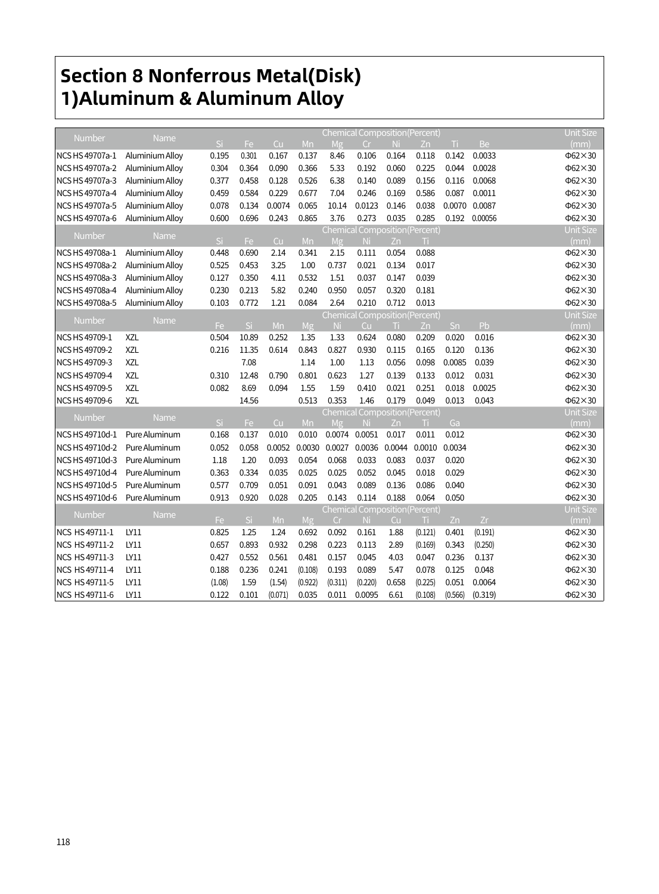# Section 8 Nonferrous Metal(Disk)
# 1)Aluminum & Aluminum Alloy

| Number | Name | Chemical Composition(Percent) | | | | | | | | | | Unit Size (mm) |
|---|---|---|---|---|---|---|---|---|---|---|---|---|
| | | Si | Fe | Cu | Mn | Mg | Cr | Ni | Zn | Ti | Be | |
| NCS HS 49707a-1 | Aluminium Alloy | 0.195 | 0.301 | 0.167 | 0.137 | 8.46 | 0.106 | 0.164 | 0.118 | 0.142 | 0.0033 | Φ62×30 |
| NCS HS 49707a-2 | Aluminium Alloy | 0.304 | 0.364 | 0.090 | 0.366 | 5.33 | 0.192 | 0.060 | 0.225 | 0.044 | 0.0028 | Φ62×30 |
| NCS HS 49707a-3 | Aluminium Alloy | 0.377 | 0.458 | 0.128 | 0.526 | 6.38 | 0.140 | 0.089 | 0.156 | 0.116 | 0.0068 | Φ62×30 |
| NCS HS 49707a-4 | Aluminium Alloy | 0.459 | 0.584 | 0.229 | 0.677 | 7.04 | 0.246 | 0.169 | 0.586 | 0.087 | 0.0011 | Φ62×30 |
| NCS HS 49707a-5 | Aluminium Alloy | 0.078 | 0.134 | 0.0074 | 0.065 | 10.14 | 0.0123 | 0.146 | 0.038 | 0.0070 | 0.0087 | Φ62×30 |
| NCS HS 49707a-6 | Aluminium Alloy | 0.600 | 0.696 | 0.243 | 0.865 | 3.76 | 0.273 | 0.035 | 0.285 | 0.192 | 0.00056 | Φ62×30 |

| Number | Name | Chemical Composition(Percent) | | | | | | | | Unit Size (mm) |
|---|---|---|---|---|---|---|---|---|---|---|
| | | Si | Fe | Cu | Mn | Mg | Ni | Zn | Ti | |
| NCS HS 49708a-1 | Aluminium Alloy | 0.448 | 0.690 | 2.14 | 0.341 | 2.15 | 0.111 | 0.054 | 0.088 | Φ62×30 |
| NCS HS 49708a-2 | Aluminium Alloy | 0.525 | 0.453 | 3.25 | 1.00 | 0.737 | 0.021 | 0.134 | 0.017 | Φ62×30 |
| NCS HS 49708a-3 | Aluminium Alloy | 0.127 | 0.350 | 4.11 | 0.532 | 1.51 | 0.037 | 0.147 | 0.039 | Φ62×30 |
| NCS HS 49708a-4 | Aluminium Alloy | 0.230 | 0.213 | 5.82 | 0.240 | 0.950 | 0.057 | 0.320 | 0.181 | Φ62×30 |
| NCS HS 49708a-5 | Aluminium Alloy | 0.103 | 0.772 | 1.21 | 0.084 | 2.64 | 0.210 | 0.712 | 0.013 | Φ62×30 |

| Number | Name | Chemical Composition(Percent) | | | | | | | | | | Unit Size (mm) |
|---|---|---|---|---|---|---|---|---|---|---|---|---|
| | | Fe | Si | Mn | Mg | Ni | Cu | Ti | Zn | Sn | Pb | |
| NCS HS 49709-1 | XZL | 0.504 | 10.89 | 0.252 | 1.35 | 1.33 | 0.624 | 0.080 | 0.209 | 0.020 | 0.016 | Φ62×30 |
| NCS HS 49709-2 | XZL | 0.216 | 11.35 | 0.614 | 0.843 | 0.827 | 0.930 | 0.115 | 0.165 | 0.120 | 0.136 | Φ62×30 |
| NCS HS 49709-3 | XZL | | 7.08 | | 1.14 | 1.00 | 1.13 | 0.056 | 0.098 | 0.0085 | 0.039 | Φ62×30 |
| NCS HS 49709-4 | XZL | 0.310 | 12.48 | 0.790 | 0.801 | 0.623 | 1.27 | 0.139 | 0.133 | 0.012 | 0.031 | Φ62×30 |
| NCS HS 49709-5 | XZL | 0.082 | 8.69 | 0.094 | 1.55 | 1.59 | 0.410 | 0.021 | 0.251 | 0.018 | 0.0025 | Φ62×30 |
| NCS HS 49709-6 | XZL | | 14.56 | | 0.513 | 0.353 | 1.46 | 0.179 | 0.049 | 0.013 | 0.043 | Φ62×30 |

| Number | Name | Chemical Composition(Percent) | | | | | | | | | Unit Size (mm) |
|---|---|---|---|---|---|---|---|---|---|---|---|
| | | Si | Fe | Cu | Mn | Mg | Ni | Zn | Ti | Ga | |
| NCS HS 49710d-1 | Pure Aluminum | 0.168 | 0.137 | 0.010 | 0.010 | 0.0074 | 0.0051 | 0.017 | 0.011 | 0.012 | Φ62×30 |
| NCS HS 49710d-2 | Pure Aluminum | 0.052 | 0.058 | 0.0052 | 0.0030 | 0.0027 | 0.0036 | 0.0044 | 0.0010 | 0.0034 | Φ62×30 |
| NCS HS 49710d-3 | Pure Aluminum | 1.18 | 1.20 | 0.093 | 0.054 | 0.068 | 0.033 | 0.083 | 0.037 | 0.020 | Φ62×30 |
| NCS HS 49710d-4 | Pure Aluminum | 0.363 | 0.334 | 0.035 | 0.025 | 0.025 | 0.052 | 0.045 | 0.018 | 0.029 | Φ62×30 |
| NCS HS 49710d-5 | Pure Aluminum | 0.577 | 0.709 | 0.051 | 0.091 | 0.043 | 0.089 | 0.136 | 0.086 | 0.040 | Φ62×30 |
| NCS HS 49710d-6 | Pure Aluminum | 0.913 | 0.920 | 0.028 | 0.205 | 0.143 | 0.114 | 0.188 | 0.064 | 0.050 | Φ62×30 |

| Number | Name | Chemical Composition(Percent) | | | | | | | | | | Unit Size (mm) |
|---|---|---|---|---|---|---|---|---|---|---|---|---|
| | | Fe | Si | Mn | Mg | Cr | Ni | Cu | Ti | Zn | Zr | |
| NCS HS 49711-1 | LY11 | 0.825 | 1.25 | 1.24 | 0.692 | 0.092 | 0.161 | 1.88 | (0.121) | 0.401 | (0.191) | Φ62×30 |
| NCS HS 49711-2 | LY11 | 0.657 | 0.893 | 0.932 | 0.298 | 0.223 | 0.113 | 2.89 | (0.169) | 0.343 | (0.250) | Φ62×30 |
| NCS HS 49711-3 | LY11 | 0.427 | 0.552 | 0.561 | 0.481 | 0.157 | 0.045 | 4.03 | 0.047 | 0.236 | 0.137 | Φ62×30 |
| NCS HS 49711-4 | LY11 | 0.188 | 0.236 | 0.241 | (0.108) | 0.193 | 0.089 | 5.47 | 0.078 | 0.125 | 0.048 | Φ62×30 |
| NCS HS 49711-5 | LY11 | (1.08) | 1.59 | (1.54) | (0.922) | (0.311) | (0.220) | 0.658 | (0.225) | 0.051 | 0.0064 | Φ62×30 |
| NCS HS 49711-6 | LY11 | 0.122 | 0.101 | (0.071) | 0.035 | 0.011 | 0.0095 | 6.61 | (0.108) | (0.566) | (0.319) | Φ62×30 |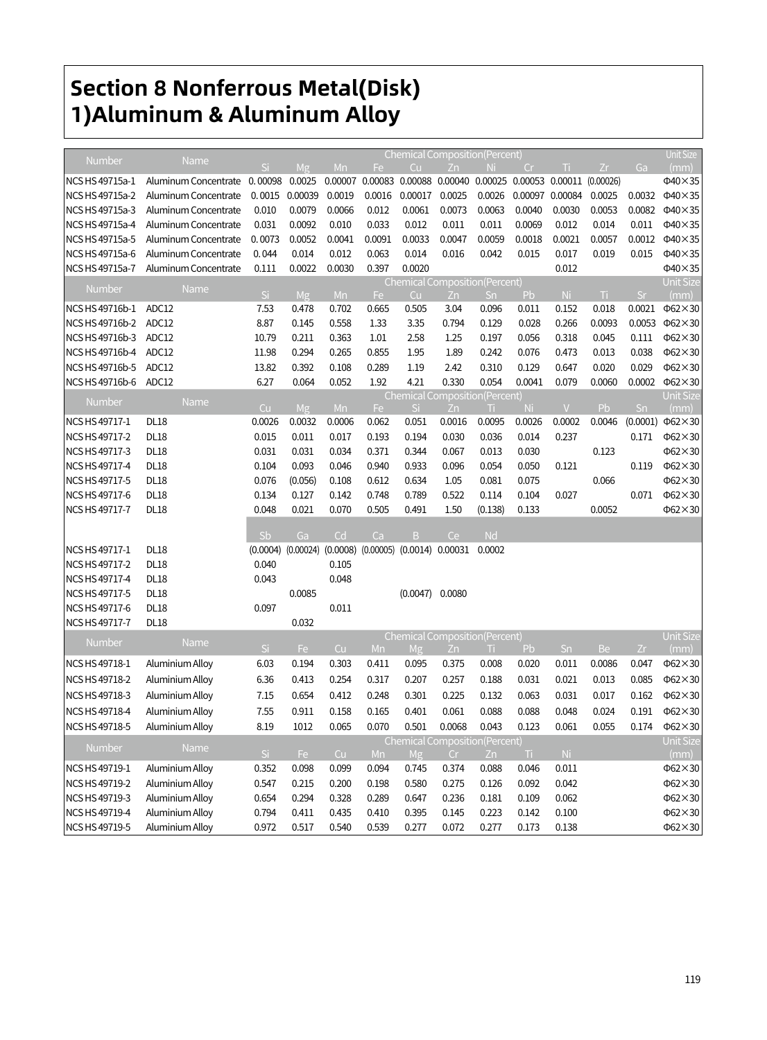# Section 8 Nonferrous Metal(Disk)

## 1)Aluminum & Aluminum Alloy

| Number | Name | Chemical Composition(Percent) | | | | | | | | | | | Unit Size (mm) |
|---|---|---|---|---|---|---|---|---|---|---|---|---|---|
| | | Si | Mg | Mn | Fe | Cu | Zn | Ni | Cr | Ti | Zr | Ga | |
| NCS HS 49715a-1 | Aluminum Concentrate | 0. 00098 | 0.0025 | 0.00007 | 0.00083 | 0.00088 | 0.00040 | 0.00025 | 0.00053 | 0.00011 | (0.00026) | | Φ40×35 |
| NCS HS 49715a-2 | Aluminum Concentrate | 0. 0015 | 0.00039 | 0.0019 | 0.0016 | 0.00017 | 0.0025 | 0.0026 | 0.00097 | 0.00084 | 0.0025 | 0.0032 | Φ40×35 |
| NCS HS 49715a-3 | Aluminum Concentrate | 0.010 | 0.0079 | 0.0066 | 0.012 | 0.0061 | 0.0073 | 0.0063 | 0.0040 | 0.0030 | 0.0053 | 0.0082 | Φ40×35 |
| NCS HS 49715a-4 | Aluminum Concentrate | 0.031 | 0.0092 | 0.010 | 0.033 | 0.012 | 0.011 | 0.011 | 0.0069 | 0.012 | 0.014 | 0.011 | Φ40×35 |
| NCS HS 49715a-5 | Aluminum Concentrate | 0. 0073 | 0.0052 | 0.0041 | 0.0091 | 0.0033 | 0.0047 | 0.0059 | 0.0018 | 0.0021 | 0.0057 | 0.0012 | Φ40×35 |
| NCS HS 49715a-6 | Aluminum Concentrate | 0. 044 | 0.014 | 0.012 | 0.063 | 0.014 | 0.016 | 0.042 | 0.015 | 0.017 | 0.019 | 0.015 | Φ40×35 |
| NCS HS 49715a-7 | Aluminum Concentrate | 0.111 | 0.0022 | 0.0030 | 0.397 | 0.0020 | | | | 0.012 | | | Φ40×35 |

| Number | Name | Chemical Composition(Percent) | | | | | | | | | | | Unit Size (mm) |
|---|---|---|---|---|---|---|---|---|---|---|---|---|---|
| | | Si | Mg | Mn | Fe | Cu | Zn | Sn | Pb | Ni | Ti | Sr | |
| NCS HS 49716b-1 | ADC12 | 7.53 | 0.478 | 0.702 | 0.665 | 0.505 | 3.04 | 0.096 | 0.011 | 0.152 | 0.018 | 0.0021 | Φ62×30 |
| NCS HS 49716b-2 | ADC12 | 8.87 | 0.145 | 0.558 | 1.33 | 3.35 | 0.794 | 0.129 | 0.028 | 0.266 | 0.0093 | 0.0053 | Φ62×30 |
| NCS HS 49716b-3 | ADC12 | 10.79 | 0.211 | 0.363 | 1.01 | 2.58 | 1.25 | 0.197 | 0.056 | 0.318 | 0.045 | 0.111 | Φ62×30 |
| NCS HS 49716b-4 | ADC12 | 11.98 | 0.294 | 0.265 | 0.855 | 1.95 | 1.89 | 0.242 | 0.076 | 0.473 | 0.013 | 0.038 | Φ62×30 |
| NCS HS 49716b-5 | ADC12 | 13.82 | 0.392 | 0.108 | 0.289 | 1.19 | 2.42 | 0.310 | 0.129 | 0.647 | 0.020 | 0.029 | Φ62×30 |
| NCS HS 49716b-6 | ADC12 | 6.27 | 0.064 | 0.052 | 1.92 | 4.21 | 0.330 | 0.054 | 0.0041 | 0.079 | 0.0060 | 0.0002 | Φ62×30 |

| Number | Name | Chemical Composition(Percent) | | | | | | | | | | | Unit Size (mm) |
|---|---|---|---|---|---|---|---|---|---|---|---|---|---|
| | | Cu | Mg | Mn | Fe | Si | Zn | Ti | Ni | V | Pb | Sn | |
| NCS HS 49717-1 | DL18 | 0.0026 | 0.0032 | 0.0006 | 0.062 | 0.051 | 0.0016 | 0.0095 | 0.0026 | 0.0002 | 0.0046 | (0.0001) | Φ62×30 |
| NCS HS 49717-2 | DL18 | 0.015 | 0.011 | 0.017 | 0.193 | 0.194 | 0.030 | 0.036 | 0.014 | 0.237 | | 0.171 | Φ62×30 |
| NCS HS 49717-3 | DL18 | 0.031 | 0.031 | 0.034 | 0.371 | 0.344 | 0.067 | 0.013 | 0.030 | | 0.123 | | Φ62×30 |
| NCS HS 49717-4 | DL18 | 0.104 | 0.093 | 0.046 | 0.940 | 0.933 | 0.096 | 0.054 | 0.050 | 0.121 | | 0.119 | Φ62×30 |
| NCS HS 49717-5 | DL18 | 0.076 | (0.056) | 0.108 | 0.612 | 0.634 | 1.05 | 0.081 | 0.075 | | 0.066 | | Φ62×30 |
| NCS HS 49717-6 | DL18 | 0.134 | 0.127 | 0.142 | 0.748 | 0.789 | 0.522 | 0.114 | 0.104 | 0.027 | | 0.071 | Φ62×30 |
| NCS HS 49717-7 | DL18 | 0.048 | 0.021 | 0.070 | 0.505 | 0.491 | 1.50 | (0.138) | 0.133 | | 0.0052 | | Φ62×30 |
| | | Sb | Ga | Cd | Ca | B | Ce | Nd | | | | | |
| NCS HS 49717-1 | DL18 | (0.0004) | (0.00024) | (0.0008) | (0.00005) | (0.0014) | 0.00031 | 0.0002 | | | | | |
| NCS HS 49717-2 | DL18 | 0.040 | | 0.105 | | | | | | | | | |
| NCS HS 49717-4 | DL18 | 0.043 | | 0.048 | | | | | | | | | |
| NCS HS 49717-5 | DL18 | | 0.0085 | | | (0.0047) | 0.0080 | | | | | | |
| NCS HS 49717-6 | DL18 | 0.097 | | 0.011 | | | | | | | | | |
| NCS HS 49717-7 | DL18 | | 0.032 | | | | | | | | | | |

| Number | Name | Chemical Composition(Percent) | | | | | | | | | | | Unit Size (mm) |
|---|---|---|---|---|---|---|---|---|---|---|---|---|---|
| | | Si | Fe | Cu | Mn | Mg | Zn | Ti | Pb | Sn | Be | Zr | |
| NCS HS 49718-1 | Aluminium Alloy | 6.03 | 0.194 | 0.303 | 0.411 | 0.095 | 0.375 | 0.008 | 0.020 | 0.011 | 0.0086 | 0.047 | Φ62×30 |
| NCS HS 49718-2 | Aluminium Alloy | 6.36 | 0.413 | 0.254 | 0.317 | 0.207 | 0.257 | 0.188 | 0.031 | 0.021 | 0.013 | 0.085 | Φ62×30 |
| NCS HS 49718-3 | Aluminium Alloy | 7.15 | 0.654 | 0.412 | 0.248 | 0.301 | 0.225 | 0.132 | 0.063 | 0.031 | 0.017 | 0.162 | Φ62×30 |
| NCS HS 49718-4 | Aluminium Alloy | 7.55 | 0.911 | 0.158 | 0.165 | 0.401 | 0.061 | 0.088 | 0.088 | 0.048 | 0.024 | 0.191 | Φ62×30 |
| NCS HS 49718-5 | Aluminium Alloy | 8.19 | 1012 | 0.065 | 0.070 | 0.501 | 0.0068 | 0.043 | 0.123 | 0.061 | 0.055 | 0.174 | Φ62×30 |

| Number | Name | Chemical Composition(Percent) | | | | | | | | | Unit Size (mm) |
|---|---|---|---|---|---|---|---|---|---|---|---|
| | | Si | Fe | Cu | Mn | Mg | Cr | Zn | Ti | Ni | |
| NCS HS 49719-1 | Aluminium Alloy | 0.352 | 0.098 | 0.099 | 0.094 | 0.745 | 0.374 | 0.088 | 0.046 | 0.011 | Φ62×30 |
| NCS HS 49719-2 | Aluminium Alloy | 0.547 | 0.215 | 0.200 | 0.198 | 0.580 | 0.275 | 0.126 | 0.092 | 0.042 | Φ62×30 |
| NCS HS 49719-3 | Aluminium Alloy | 0.654 | 0.294 | 0.328 | 0.289 | 0.647 | 0.236 | 0.181 | 0.109 | 0.062 | Φ62×30 |
| NCS HS 49719-4 | Aluminium Alloy | 0.794 | 0.411 | 0.435 | 0.410 | 0.395 | 0.145 | 0.223 | 0.142 | 0.100 | Φ62×30 |
| NCS HS 49719-5 | Aluminium Alloy | 0.972 | 0.517 | 0.540 | 0.539 | 0.277 | 0.072 | 0.277 | 0.173 | 0.138 | Φ62×30 |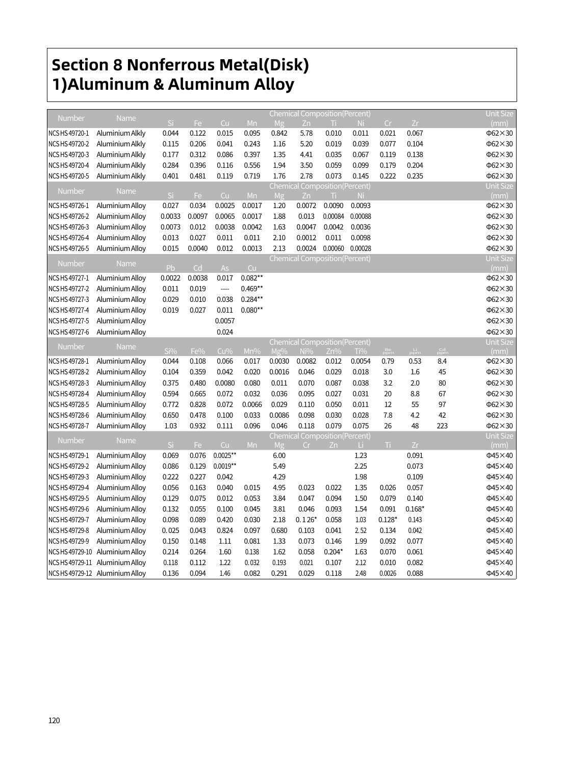# Section 8 Nonferrous Metal(Disk)
# 1)Aluminum & Aluminum Alloy

| Number | Name | Chemical Composition(Percent) | | | | | | | | | | Unit Size (mm) |
|---|---|---|---|---|---|---|---|---|---|---|---|---|
| | | Si | Fe | Cu | Mn | Mg | Zn | Ti | Ni | Cr | Zr | |
| NCS HS 49720-1 | Aluminium Alkly | 0.044 | 0.122 | 0.015 | 0.095 | 0.842 | 5.78 | 0.010 | 0.011 | 0.021 | 0.067 | Φ62×30 |
| NCS HS 49720-2 | Aluminium Alkly | 0.115 | 0.206 | 0.041 | 0.243 | 1.16 | 5.20 | 0.019 | 0.039 | 0.077 | 0.104 | Φ62×30 |
| NCS HS 49720-3 | Aluminium Alkly | 0.177 | 0.312 | 0.086 | 0.397 | 1.35 | 4.41 | 0.035 | 0.067 | 0.119 | 0.138 | Φ62×30 |
| NCS HS 49720-4 | Aluminium Alkly | 0.284 | 0.396 | 0.116 | 0.556 | 1.94 | 3.50 | 0.059 | 0.099 | 0.179 | 0.204 | Φ62×30 |
| NCS HS 49720-5 | Aluminium Alkly | 0.401 | 0.481 | 0.119 | 0.719 | 1.76 | 2.78 | 0.073 | 0.145 | 0.222 | 0.235 | Φ62×30 |

| Number | Name | Chemical Composition(Percent) | | | | | | | | Unit Size (mm) |
|---|---|---|---|---|---|---|---|---|---|---|
| | | Si | Fe | Cu | Mn | Mg | Zn | Ti | Ni | |
| NCS HS 49726-1 | Aluminium Alloy | 0.027 | 0.034 | 0.0025 | 0.0017 | 1.20 | 0.0072 | 0.0090 | 0.0093 | Φ62×30 |
| NCS HS 49726-2 | Aluminium Alloy | 0.0033 | 0.0097 | 0.0065 | 0.0017 | 1.88 | 0.013 | 0.00084 | 0.00088 | Φ62×30 |
| NCS HS 49726-3 | Aluminium Alloy | 0.0073 | 0.012 | 0.0038 | 0.0042 | 1.63 | 0.0047 | 0.0042 | 0.0036 | Φ62×30 |
| NCS HS 49726-4 | Aluminium Alloy | 0.013 | 0.027 | 0.011 | 0.011 | 2.10 | 0.0012 | 0.011 | 0.0098 | Φ62×30 |
| NCS HS 49726-5 | Aluminium Alloy | 0.015 | 0.0040 | 0.012 | 0.0013 | 2.13 | 0.0024 | 0.00060 | 0.00028 | Φ62×30 |

| Number | Name | Chemical Composition(Percent) | | | | Unit Size (mm) |
|---|---|---|---|---|---|---|
| | | Pb | Cd | As | Cu | |
| NCS HS 49727-1 | Aluminium Alloy | 0.0022 | 0.0038 | 0.017 | 0.082** | Φ62×30 |
| NCS HS 49727-2 | Aluminium Alloy | 0.011 | 0.019 | ---- | 0.469** | Φ62×30 |
| NCS HS 49727-3 | Aluminium Alloy | 0.029 | 0.010 | 0.038 | 0.284** | Φ62×30 |
| NCS HS 49727-4 | Aluminium Alloy | 0.019 | 0.027 | 0.011 | 0.080** | Φ62×30 |
| NCS HS 49727-5 | Aluminium Alloy | | | 0.0057 | | Φ62×30 |
| NCS HS 49727-6 | Aluminium Alloy | | | 0.024 | | Φ62×30 |

| Number | Name | Chemical Composition(Percent) | | | | | | | | | | | Unit Size (mm) |
|---|---|---|---|---|---|---|---|---|---|---|---|---|---|
| | | Si% | Fe% | Cu% | Mn% | Mg% | Ni% | Zn% | Ti% | Be ppm | Li ppm | Cd ppm | |
| NCS HS 49728-1 | Aluminium Alloy | 0.044 | 0.108 | 0.066 | 0.017 | 0.0030 | 0.0082 | 0.012 | 0.0054 | 0.79 | 0.53 | 8.4 | Φ62×30 |
| NCS HS 49728-2 | Aluminium Alloy | 0.104 | 0.359 | 0.042 | 0.020 | 0.0016 | 0.046 | 0.029 | 0.018 | 3.0 | 1.6 | 45 | Φ62×30 |
| NCS HS 49728-3 | Aluminium Alloy | 0.375 | 0.480 | 0.0080 | 0.080 | 0.011 | 0.070 | 0.087 | 0.038 | 3.2 | 2.0 | 80 | Φ62×30 |
| NCS HS 49728-4 | Aluminium Alloy | 0.594 | 0.665 | 0.072 | 0.032 | 0.036 | 0.095 | 0.027 | 0.031 | 20 | 8.8 | 67 | Φ62×30 |
| NCS HS 49728-5 | Aluminium Alloy | 0.772 | 0.828 | 0.072 | 0.0066 | 0.029 | 0.110 | 0.050 | 0.011 | 12 | 55 | 97 | Φ62×30 |
| NCS HS 49728-6 | Aluminium Alloy | 0.650 | 0.478 | 0.100 | 0.033 | 0.0086 | 0.098 | 0.030 | 0.028 | 7.8 | 4.2 | 42 | Φ62×30 |
| NCS HS 49728-7 | Aluminium Alloy | 1.03 | 0.932 | 0.111 | 0.096 | 0.046 | 0.118 | 0.079 | 0.075 | 26 | 48 | 223 | Φ62×30 |

| Number | Name | Chemical Composition(Percent) | | | | | | | | | | Unit Size (mm) |
|---|---|---|---|---|---|---|---|---|---|---|---|---|
| | | Si | Fe | Cu | Mn | Mg | Cr | Zn | Li | Ti | Zr | |
| NCS HS 49729-1 | Aluminium Alloy | 0.069 | 0.076 | 0.0025** | | 6.00 | | | 1.23 | | 0.091 | Φ45×40 |
| NCS HS 49729-2 | Aluminium Alloy | 0.086 | 0.129 | 0.0019** | | 5.49 | | | 2.25 | | 0.073 | Φ45×40 |
| NCS HS 49729-3 | Aluminium Alloy | 0.222 | 0.227 | 0.042 | | 4.29 | | | 1.98 | | 0.109 | Φ45×40 |
| NCS HS 49729-4 | Aluminium Alloy | 0.056 | 0.163 | 0.040 | 0.015 | 4.95 | 0.023 | 0.022 | 1.35 | 0.026 | 0.057 | Φ45×40 |
| NCS HS 49729-5 | Aluminium Alloy | 0.129 | 0.075 | 0.012 | 0.053 | 3.84 | 0.047 | 0.094 | 1.50 | 0.079 | 0.140 | Φ45×40 |
| NCS HS 49729-6 | Aluminium Alloy | 0.132 | 0.055 | 0.100 | 0.045 | 3.81 | 0.046 | 0.093 | 1.54 | 0.091 | 0.168* | Φ45×40 |
| NCS HS 49729-7 | Aluminium Alloy | 0.098 | 0.089 | 0.420 | 0.030 | 2.18 | 0.126* | 0.058 | 1.03 | 0.128* | 0.143 | Φ45×40 |
| NCS HS 49729-8 | Aluminium Alloy | 0.025 | 0.043 | 0.824 | 0.097 | 0.680 | 0.103 | 0.041 | 2.52 | 0.134 | 0.042 | Φ45×40 |
| NCS HS 49729-9 | Aluminium Alloy | 0.150 | 0.148 | 1.11 | 0.081 | 1.33 | 0.073 | 0.146 | 1.99 | 0.092 | 0.077 | Φ45×40 |
| NCS HS 49729-10 | Aluminium Alloy | 0.214 | 0.264 | 1.60 | 0.138 | 1.62 | 0.058 | 0.204* | 1.63 | 0.070 | 0.061 | Φ45×40 |
| NCS HS 49729-11 | Aluminium Alloy | 0.118 | 0.112 | 1.22 | 0.032 | 0.193 | 0.021 | 0.107 | 2.12 | 0.010 | 0.082 | Φ45×40 |
| NCS HS 49729-12 | Aluminium Alloy | 0.136 | 0.094 | 1.46 | 0.082 | 0.291 | 0.029 | 0.118 | 2.48 | 0.0026 | 0.088 | Φ45×40 |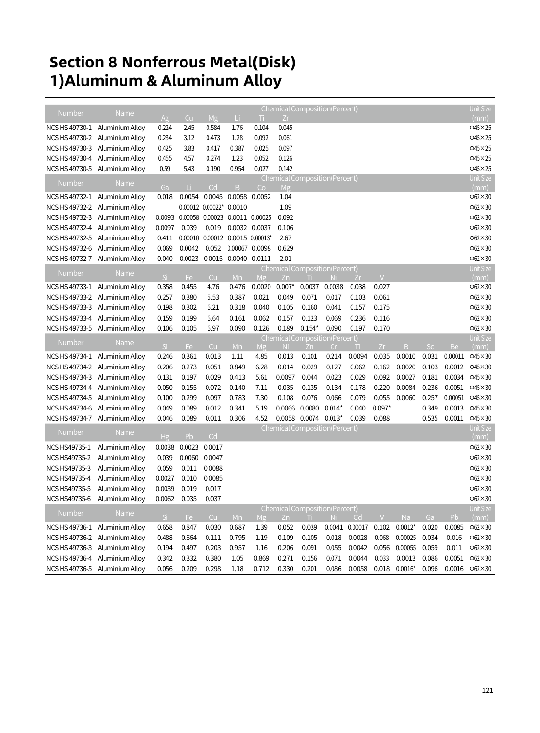# Section 8 Nonferrous Metal(Disk)

## 1)Aluminum & Aluminum Alloy

| Number | Name | Chemical Composition(Percent) | | | | | | Unit Size (mm) |
|---|---|---|---|---|---|---|---|---|
| | | Ag | Cu | Mg | Li | Ti | Zr | |
| NCS HS 49730-1 | Aluminium Alloy | 0.224 | 2.45 | 0.584 | 1.76 | 0.104 | 0.045 | Φ45×25 |
| NCS HS 49730-2 | Aluminium Alloy | 0.234 | 3.12 | 0.473 | 1.28 | 0.092 | 0.061 | Φ45×25 |
| NCS HS 49730-3 | Aluminium Alloy | 0.425 | 3.83 | 0.417 | 0.387 | 0.025 | 0.097 | Φ45×25 |
| NCS HS 49730-4 | Aluminium Alloy | 0.455 | 4.57 | 0.274 | 1.23 | 0.052 | 0.126 | Φ45×25 |
| NCS HS 49730-5 | Aluminium Alloy | 0.59 | 5.43 | 0.190 | 0.954 | 0.027 | 0.142 | Φ45×25 |

| Number | Name | Chemical Composition(Percent) | | | | | | Unit Size (mm) |
|---|---|---|---|---|---|---|---|---|
| | | Ga | Li | Cd | B | Co | Mg | |
| NCS HS 49732-1 | Aluminium Alloy | 0.018 | 0.0054 | 0.0045 | 0.0058 | 0.0052 | 1.04 | Φ62×30 |
| NCS HS 49732-2 | Aluminium Alloy | —— | 0.00012 | 0.00022* | 0.0010 | —— | 1.09 | Φ62×30 |
| NCS HS 49732-3 | Aluminium Alloy | 0.0093 | 0.00058 | 0.00023 | 0.0011 | 0.00025 | 0.092 | Φ62×30 |
| NCS HS 49732-4 | Aluminium Alloy | 0.0097 | 0.039 | 0.019 | 0.0032 | 0.0037 | 0.106 | Φ62×30 |
| NCS HS 49732-5 | Aluminium Alloy | 0.411 | 0.00010 | 0.00012 | 0.0015 | 0.00013* | 2.67 | Φ62×30 |
| NCS HS 49732-6 | Aluminium Alloy | 0.069 | 0.0042 | 0.052 | 0.00067 | 0.0098 | 0.629 | Φ62×30 |
| NCS HS 49732-7 | Aluminium Alloy | 0.040 | 0.0023 | 0.0015 | 0.0040 | 0.0111 | 2.01 | Φ62×30 |

| Number | Name | Chemical Composition(Percent) | | | | | | | | | | Unit Size (mm) |
|---|---|---|---|---|---|---|---|---|---|---|---|---|
| | | Si | Fe | Cu | Mn | Mg | Zn | Ti | Ni | Zr | V | |
| NCS HS 49733-1 | Aluminium Alloy | 0.358 | 0.455 | 4.76 | 0.476 | 0.0020 | 0.007* | 0.0037 | 0.0038 | 0.038 | 0.027 | Φ62×30 |
| NCS HS 49733-2 | Aluminium Alloy | 0.257 | 0.380 | 5.53 | 0.387 | 0.021 | 0.049 | 0.071 | 0.017 | 0.103 | 0.061 | Φ62×30 |
| NCS HS 49733-3 | Aluminium Alloy | 0.198 | 0.302 | 6.21 | 0.318 | 0.040 | 0.105 | 0.160 | 0.041 | 0.157 | 0.175 | Φ62×30 |
| NCS HS 49733-4 | Aluminium Alloy | 0.159 | 0.199 | 6.64 | 0.161 | 0.062 | 0.157 | 0.123 | 0.069 | 0.236 | 0.116 | Φ62×30 |
| NCS HS 49733-5 | Aluminium Alloy | 0.106 | 0.105 | 6.97 | 0.090 | 0.126 | 0.189 | 0.154* | 0.090 | 0.197 | 0.170 | Φ62×30 |

| Number | Name | Chemical Composition(Percent) | | | | | | | | | | | | | | Unit Size (mm) |
|---|---|---|---|---|---|---|---|---|---|---|---|---|---|---|---|---|
| | | Si | Fe | Cu | Mn | Mg | Ni | Zn | Cr | Ti | Zr | B | Sc | Be | | |
| NCS HS 49734-1 | Aluminium Alloy | 0.246 | 0.361 | 0.013 | 1.11 | 4.85 | 0.013 | 0.101 | 0.214 | 0.0094 | 0.035 | 0.0010 | 0.031 | 0.00011 | | Φ45×30 |
| NCS HS 49734-2 | Aluminium Alloy | 0.206 | 0.273 | 0.051 | 0.849 | 6.28 | 0.014 | 0.029 | 0.127 | 0.062 | 0.162 | 0.0020 | 0.103 | 0.0012 | | Φ45×30 |
| NCS HS 49734-3 | Aluminium Alloy | 0.131 | 0.197 | 0.029 | 0.413 | 5.61 | 0.0097 | 0.044 | 0.023 | 0.029 | 0.092 | 0.0027 | 0.181 | 0.0034 | | Φ45×30 |
| NCS HS 49734-4 | Aluminium Alloy | 0.050 | 0.155 | 0.072 | 0.140 | 7.11 | 0.035 | 0.135 | 0.134 | 0.178 | 0.220 | 0.0084 | 0.236 | 0.0051 | | Φ45×30 |
| NCS HS 49734-5 | Aluminium Alloy | 0.100 | 0.299 | 0.097 | 0.783 | 7.30 | 0.108 | 0.076 | 0.066 | 0.079 | 0.055 | 0.0060 | 0.257 | 0.00051 | | Φ45×30 |
| NCS HS 49734-6 | Aluminium Alloy | 0.049 | 0.089 | 0.012 | 0.341 | 5.19 | 0.0066 | 0.0080 | 0.014* | 0.040 | 0.097* | —— | 0.349 | 0.0013 | | Φ45×30 |
| NCS HS 49734-7 | Aluminium Alloy | 0.046 | 0.089 | 0.011 | 0.306 | 4.52 | 0.0058 | 0.0074 | 0.013* | 0.039 | 0.088 | —— | 0.535 | 0.0011 | | Φ45×30 |

| Number | Name | Chemical Composition(Percent) | | | Unit Size (mm) |
|---|---|---|---|---|---|
| | | Hg | Pb | Cd | |
| NCS HS49735-1 | Aluminium Alloy | 0.0038 | 0.0023 | 0.0017 | Φ62×30 |
| NCS HS49735-2 | Aluminium Alloy | 0.039 | 0.0060 | 0.0047 | Φ62×30 |
| NCS HS49735-3 | Aluminium Alloy | 0.059 | 0.011 | 0.0088 | Φ62×30 |
| NCS HS49735-4 | Aluminium Alloy | 0.0027 | 0.010 | 0.0085 | Φ62×30 |
| NCS HS49735-5 | Aluminium Alloy | 0.0039 | 0.019 | 0.017 | Φ62×30 |
| NCS HS49735-6 | Aluminium Alloy | 0.0062 | 0.035 | 0.037 | Φ62×30 |

| Number | Name | Chemical Composition(Percent) | | | | | | | | | | | | | Unit Size (mm) |
|---|---|---|---|---|---|---|---|---|---|---|---|---|---|---|---|
| | | Si | Fe | Cu | Mn | Mg | Zn | Ti | Ni | Cd | V | Na | Ga | Pb | |
| NCS HS 49736-1 | Aluminium Alloy | 0.658 | 0.847 | 0.030 | 0.687 | 1.39 | 0.052 | 0.039 | 0.0041 | 0.00017 | 0.102 | 0.0012* | 0.020 | 0.0085 | Φ62×30 |
| NCS HS 49736-2 | Aluminium Alloy | 0.488 | 0.664 | 0.111 | 0.795 | 1.19 | 0.109 | 0.105 | 0.018 | 0.0028 | 0.068 | 0.00025 | 0.034 | 0.016 | Φ62×30 |
| NCS HS 49736-3 | Aluminium Alloy | 0.194 | 0.497 | 0.203 | 0.957 | 1.16 | 0.206 | 0.091 | 0.055 | 0.0042 | 0.056 | 0.00055 | 0.059 | 0.011 | Φ62×30 |
| NCS HS 49736-4 | Aluminium Alloy | 0.342 | 0.332 | 0.380 | 1.05 | 0.869 | 0.271 | 0.156 | 0.071 | 0.0044 | 0.033 | 0.0013 | 0.086 | 0.0051 | Φ62×30 |
| NCS HS 49736-5 | Aluminium Alloy | 0.056 | 0.209 | 0.298 | 1.18 | 0.712 | 0.330 | 0.201 | 0.086 | 0.0058 | 0.018 | 0.0016* | 0.096 | 0.0016 | Φ62×30 |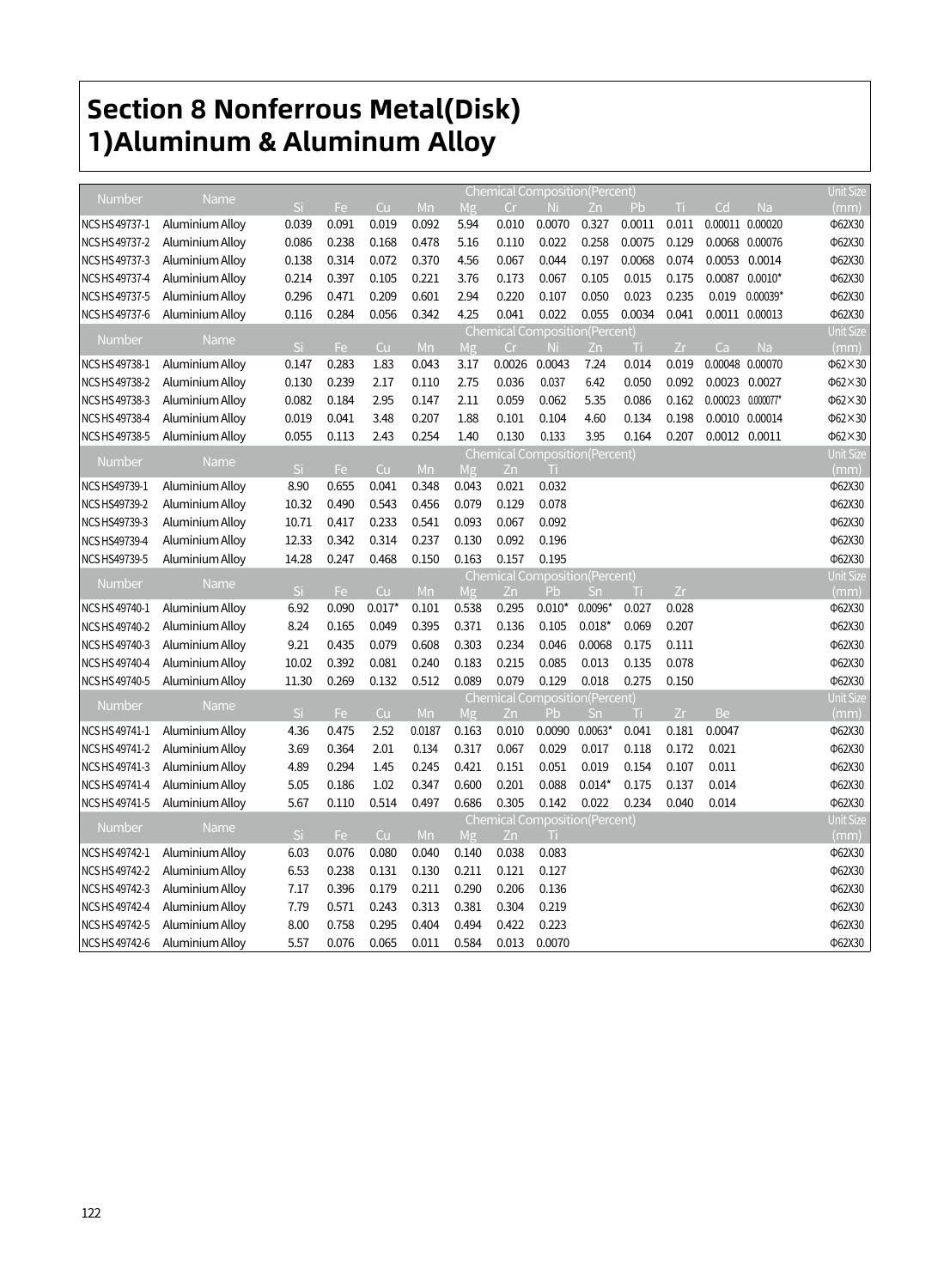# Section 8 Nonferrous Metal(Disk)

## 1)Aluminum & Aluminum Alloy

| Number | Name | Chemical Composition(Percent) | | | | | | | | | | | | Unit Size |
|---|---|---|---|---|---|---|---|---|---|---|---|---|---|---|
| | | Si | Fe | Cu | Mn | Mg | Cr | Ni | Zn | Pb | Ti | Cd | Na | (mm) |
| NCS HS 49737-1 | Aluminium Alloy | 0.039 | 0.091 | 0.019 | 0.092 | 5.94 | 0.010 | 0.0070 | 0.327 | 0.0011 | 0.011 | 0.00011 | 0.00020 | Φ62X30 |
| NCS HS 49737-2 | Aluminium Alloy | 0.086 | 0.238 | 0.168 | 0.478 | 5.16 | 0.110 | 0.022 | 0.258 | 0.0075 | 0.129 | 0.0068 | 0.00076 | Φ62X30 |
| NCS HS 49737-3 | Aluminium Alloy | 0.138 | 0.314 | 0.072 | 0.370 | 4.56 | 0.067 | 0.044 | 0.197 | 0.0068 | 0.074 | 0.0053 | 0.0014 | Φ62X30 |
| NCS HS 49737-4 | Aluminium Alloy | 0.214 | 0.397 | 0.105 | 0.221 | 3.76 | 0.173 | 0.067 | 0.105 | 0.015 | 0.175 | 0.0087 | 0.0010* | Φ62X30 |
| NCS HS 49737-5 | Aluminium Alloy | 0.296 | 0.471 | 0.209 | 0.601 | 2.94 | 0.220 | 0.107 | 0.050 | 0.023 | 0.235 | 0.019 | 0.00039* | Φ62X30 |
| NCS HS 49737-6 | Aluminium Alloy | 0.116 | 0.284 | 0.056 | 0.342 | 4.25 | 0.041 | 0.022 | 0.055 | 0.0034 | 0.041 | 0.0011 | 0.00013 | Φ62X30 |

| Number | Name | Chemical Composition(Percent) | | | | | | | | | | | | Unit Size |
|---|---|---|---|---|---|---|---|---|---|---|---|---|---|---|
| | | Si | Fe | Cu | Mn | Mg | Cr | Ni | Zn | Ti | Zr | Ca | Na | (mm) |
| NCS HS 49738-1 | Aluminium Alloy | 0.147 | 0.283 | 1.83 | 0.043 | 3.17 | 0.0026 | 0.0043 | 7.24 | 0.014 | 0.019 | 0.00048 | 0.00070 | Φ62×30 |
| NCS HS 49738-2 | Aluminium Alloy | 0.130 | 0.239 | 2.17 | 0.110 | 2.75 | 0.036 | 0.037 | 6.42 | 0.050 | 0.092 | 0.0023 | 0.0027 | Φ62×30 |
| NCS HS 49738-3 | Aluminium Alloy | 0.082 | 0.184 | 2.95 | 0.147 | 2.11 | 0.059 | 0.062 | 5.35 | 0.086 | 0.162 | 0.00023 | 0.000077* | Φ62×30 |
| NCS HS 49738-4 | Aluminium Alloy | 0.019 | 0.041 | 3.48 | 0.207 | 1.88 | 0.101 | 0.104 | 4.60 | 0.134 | 0.198 | 0.0010 | 0.00014 | Φ62×30 |
| NCS HS 49738-5 | Aluminium Alloy | 0.055 | 0.113 | 2.43 | 0.254 | 1.40 | 0.130 | 0.133 | 3.95 | 0.164 | 0.207 | 0.0012 | 0.0011 | Φ62×30 |

| Number | Name | Chemical Composition(Percent) | | | | | | | Unit Size |
|---|---|---|---|---|---|---|---|---|---|
| | | Si | Fe | Cu | Mn | Mg | Zn | Ti | (mm) |
| NCS HS49739-1 | Aluminium Alloy | 8.90 | 0.655 | 0.041 | 0.348 | 0.043 | 0.021 | 0.032 | Φ62X30 |
| NCS HS49739-2 | Aluminium Alloy | 10.32 | 0.490 | 0.543 | 0.456 | 0.079 | 0.129 | 0.078 | Φ62X30 |
| NCS HS49739-3 | Aluminium Alloy | 10.71 | 0.417 | 0.233 | 0.541 | 0.093 | 0.067 | 0.092 | Φ62X30 |
| NCS HS49739-4 | Aluminium Alloy | 12.33 | 0.342 | 0.314 | 0.237 | 0.130 | 0.092 | 0.196 | Φ62X30 |
| NCS HS49739-5 | Aluminium Alloy | 14.28 | 0.247 | 0.468 | 0.150 | 0.163 | 0.157 | 0.195 | Φ62X30 |

| Number | Name | Chemical Composition(Percent) | | | | | | | | | | Unit Size |
|---|---|---|---|---|---|---|---|---|---|---|---|---|
| | | Si | Fe | Cu | Mn | Mg | Zn | Pb | Sn | Ti | Zr | (mm) |
| NCS HS 49740-1 | Aluminium Alloy | 6.92 | 0.090 | 0.017* | 0.101 | 0.538 | 0.295 | 0.010* | 0.0096* | 0.027 | 0.028 | Φ62X30 |
| NCS HS 49740-2 | Aluminium Alloy | 8.24 | 0.165 | 0.049 | 0.395 | 0.371 | 0.136 | 0.105 | 0.018* | 0.069 | 0.207 | Φ62X30 |
| NCS HS 49740-3 | Aluminium Alloy | 9.21 | 0.435 | 0.079 | 0.608 | 0.303 | 0.234 | 0.046 | 0.0068 | 0.175 | 0.111 | Φ62X30 |
| NCS HS 49740-4 | Aluminium Alloy | 10.02 | 0.392 | 0.081 | 0.240 | 0.183 | 0.215 | 0.085 | 0.013 | 0.135 | 0.078 | Φ62X30 |
| NCS HS 49740-5 | Aluminium Alloy | 11.30 | 0.269 | 0.132 | 0.512 | 0.089 | 0.079 | 0.129 | 0.018 | 0.275 | 0.150 | Φ62X30 |

| Number | Name | Chemical Composition(Percent) | | | | | | | | | | | Unit Size |
|---|---|---|---|---|---|---|---|---|---|---|---|---|---|
| | | Si | Fe | Cu | Mn | Mg | Zn | Pb | Sn | Ti | Zr | Be | (mm) |
| NCS HS 49741-1 | Aluminium Alloy | 4.36 | 0.475 | 2.52 | 0.0187 | 0.163 | 0.010 | 0.0090 | 0.0063* | 0.041 | 0.181 | 0.0047 | Φ62X30 |
| NCS HS 49741-2 | Aluminium Alloy | 3.69 | 0.364 | 2.01 | 0.134 | 0.317 | 0.067 | 0.029 | 0.017 | 0.118 | 0.172 | 0.021 | Φ62X30 |
| NCS HS 49741-3 | Aluminium Alloy | 4.89 | 0.294 | 1.45 | 0.245 | 0.421 | 0.151 | 0.051 | 0.019 | 0.154 | 0.107 | 0.011 | Φ62X30 |
| NCS HS 49741-4 | Aluminium Alloy | 5.05 | 0.186 | 1.02 | 0.347 | 0.600 | 0.201 | 0.088 | 0.014* | 0.175 | 0.137 | 0.014 | Φ62X30 |
| NCS HS 49741-5 | Aluminium Alloy | 5.67 | 0.110 | 0.514 | 0.497 | 0.686 | 0.305 | 0.142 | 0.022 | 0.234 | 0.040 | 0.014 | Φ62X30 |

| Number | Name | Chemical Composition(Percent) | | | | | | | Unit Size |
|---|---|---|---|---|---|---|---|---|---|
| | | Si | Fe | Cu | Mn | Mg | Zn | Ti | (mm) |
| NCS HS 49742-1 | Aluminium Alloy | 6.03 | 0.076 | 0.080 | 0.040 | 0.140 | 0.038 | 0.083 | Φ62X30 |
| NCS HS 49742-2 | Aluminium Alloy | 6.53 | 0.238 | 0.131 | 0.130 | 0.211 | 0.121 | 0.127 | Φ62X30 |
| NCS HS 49742-3 | Aluminium Alloy | 7.17 | 0.396 | 0.179 | 0.211 | 0.290 | 0.206 | 0.136 | Φ62X30 |
| NCS HS 49742-4 | Aluminium Alloy | 7.79 | 0.571 | 0.243 | 0.313 | 0.381 | 0.304 | 0.219 | Φ62X30 |
| NCS HS 49742-5 | Aluminium Alloy | 8.00 | 0.758 | 0.295 | 0.404 | 0.494 | 0.422 | 0.223 | Φ62X30 |
| NCS HS 49742-6 | Aluminium Alloy | 5.57 | 0.076 | 0.065 | 0.011 | 0.584 | 0.013 | 0.0070 | Φ62X30 |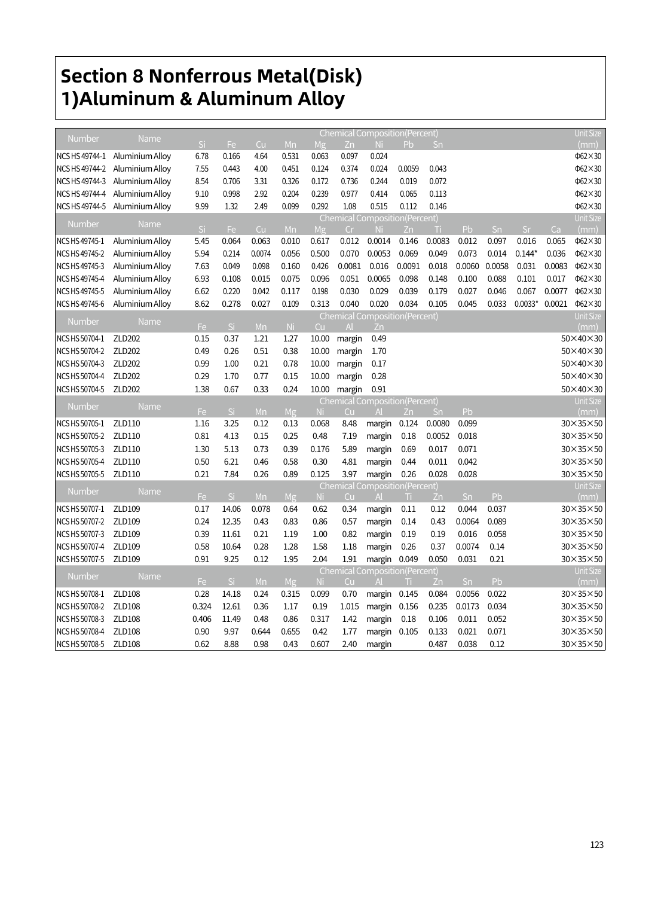# Section 8 Nonferrous Metal(Disk)

## 1)Aluminum & Aluminum Alloy

| Number | Name | Chemical Composition(Percent) | | | | | | | | | Unit Size (mm) |
|---|---|---|---|---|---|---|---|---|---|---|---|
| | | Si | Fe | Cu | Mn | Mg | Zn | Ni | Pb | Sn | |
| NCS HS 49744-1 | Aluminium Alloy | 6.78 | 0.166 | 4.64 | 0.531 | 0.063 | 0.097 | 0.024 | | | Φ62×30 |
| NCS HS 49744-2 | Aluminium Alloy | 7.55 | 0.443 | 4.00 | 0.451 | 0.124 | 0.374 | 0.024 | 0.0059 | 0.043 | Φ62×30 |
| NCS HS 49744-3 | Aluminium Alloy | 8.54 | 0.706 | 3.31 | 0.326 | 0.172 | 0.736 | 0.244 | 0.019 | 0.072 | Φ62×30 |
| NCS HS 49744-4 | Aluminium Alloy | 9.10 | 0.998 | 2.92 | 0.204 | 0.239 | 0.977 | 0.414 | 0.065 | 0.113 | Φ62×30 |
| NCS HS 49744-5 | Aluminium Alloy | 9.99 | 1.32 | 2.49 | 0.099 | 0.292 | 1.08 | 0.515 | 0.112 | 0.146 | Φ62×30 |

| Number | Name | Chemical Composition(Percent) | | | | | | | | | | | | | Unit Size (mm) |
|---|---|---|---|---|---|---|---|---|---|---|---|---|---|---|---|
| | | Si | Fe | Cu | Mn | Mg | Cr | Ni | Zn | Ti | Pb | Sn | Sr | Ca | |
| NCS HS 49745-1 | Aluminium Alloy | 5.45 | 0.064 | 0.063 | 0.010 | 0.617 | 0.012 | 0.0014 | 0.146 | 0.0083 | 0.012 | 0.097 | 0.016 | 0.065 | Φ62×30 |
| NCS HS 49745-2 | Aluminium Alloy | 5.94 | 0.214 | 0.0074 | 0.056 | 0.500 | 0.070 | 0.0053 | 0.069 | 0.049 | 0.073 | 0.014 | 0.144* | 0.036 | Φ62×30 |
| NCS HS 49745-3 | Aluminium Alloy | 7.63 | 0.049 | 0.098 | 0.160 | 0.426 | 0.0081 | 0.016 | 0.0091 | 0.018 | 0.0060 | 0.0058 | 0.031 | 0.0083 | Φ62×30 |
| NCS HS 49745-4 | Aluminium Alloy | 6.93 | 0.108 | 0.015 | 0.075 | 0.096 | 0.051 | 0.0065 | 0.098 | 0.148 | 0.100 | 0.088 | 0.101 | 0.017 | Φ62×30 |
| NCS HS 49745-5 | Aluminium Alloy | 6.62 | 0.220 | 0.042 | 0.117 | 0.198 | 0.030 | 0.029 | 0.039 | 0.179 | 0.027 | 0.046 | 0.067 | 0.0077 | Φ62×30 |
| NCS HS 49745-6 | Aluminium Alloy | 8.62 | 0.278 | 0.027 | 0.109 | 0.313 | 0.040 | 0.020 | 0.034 | 0.105 | 0.045 | 0.033 | 0.0033* | 0.0021 | Φ62×30 |

| Number | Name | Chemical Composition(Percent) | | | | | | | Unit Size (mm) |
|---|---|---|---|---|---|---|---|---|---|
| | | Fe | Si | Mn | Ni | Cu | Al | Zn | |
| NCS HS 50704-1 | ZLD202 | 0.15 | 0.37 | 1.21 | 1.27 | 10.00 | margin | 0.49 | 50×40×30 |
| NCS HS 50704-2 | ZLD202 | 0.49 | 0.26 | 0.51 | 0.38 | 10.00 | margin | 1.70 | 50×40×30 |
| NCS HS 50704-3 | ZLD202 | 0.99 | 1.00 | 0.21 | 0.78 | 10.00 | margin | 0.17 | 50×40×30 |
| NCS HS 50704-4 | ZLD202 | 0.29 | 1.70 | 0.77 | 0.15 | 10.00 | margin | 0.28 | 50×40×30 |
| NCS HS 50704-5 | ZLD202 | 1.38 | 0.67 | 0.33 | 0.24 | 10.00 | margin | 0.91 | 50×40×30 |

| Number | Name | Chemical Composition(Percent) | | | | | | | | | | Unit Size (mm) |
|---|---|---|---|---|---|---|---|---|---|---|---|---|
| | | Fe | Si | Mn | Mg | Ni | Cu | Al | Zn | Sn | Pb | |
| NCS HS 50705-1 | ZLD110 | 1.16 | 3.25 | 0.12 | 0.13 | 0.068 | 8.48 | margin | 0.124 | 0.0080 | 0.099 | 30×35×50 |
| NCS HS 50705-2 | ZLD110 | 0.81 | 4.13 | 0.15 | 0.25 | 0.48 | 7.19 | margin | 0.18 | 0.0052 | 0.018 | 30×35×50 |
| NCS HS 50705-3 | ZLD110 | 1.30 | 5.13 | 0.73 | 0.39 | 0.176 | 5.89 | margin | 0.69 | 0.017 | 0.071 | 30×35×50 |
| NCS HS 50705-4 | ZLD110 | 0.50 | 6.21 | 0.46 | 0.58 | 0.30 | 4.81 | margin | 0.44 | 0.011 | 0.042 | 30×35×50 |
| NCS HS 50705-5 | ZLD110 | 0.21 | 7.84 | 0.26 | 0.89 | 0.125 | 3.97 | margin | 0.26 | 0.028 | 0.028 | 30×35×50 |

| Number | Name | Chemical Composition(Percent) | | | | | | | | | | | Unit Size (mm) |
|---|---|---|---|---|---|---|---|---|---|---|---|---|---|
| | | Fe | Si | Mn | Mg | Ni | Cu | Al | Ti | Zn | Sn | Pb | |
| NCS HS 50707-1 | ZLD109 | 0.17 | 14.06 | 0.078 | 0.64 | 0.62 | 0.34 | margin | 0.11 | 0.12 | 0.044 | 0.037 | 30×35×50 |
| NCS HS 50707-2 | ZLD109 | 0.24 | 12.35 | 0.43 | 0.83 | 0.86 | 0.57 | margin | 0.14 | 0.43 | 0.0064 | 0.089 | 30×35×50 |
| NCS HS 50707-3 | ZLD109 | 0.39 | 11.61 | 0.21 | 1.19 | 1.00 | 0.82 | margin | 0.19 | 0.19 | 0.016 | 0.058 | 30×35×50 |
| NCS HS 50707-4 | ZLD109 | 0.58 | 10.64 | 0.28 | 1.28 | 1.58 | 1.18 | margin | 0.26 | 0.37 | 0.0074 | 0.14 | 30×35×50 |
| NCS HS 50707-5 | ZLD109 | 0.91 | 9.25 | 0.12 | 1.95 | 2.04 | 1.91 | margin | 0.049 | 0.050 | 0.031 | 0.21 | 30×35×50 |

| Number | Name | Chemical Composition(Percent) | | | | | | | | | | | Unit Size (mm) |
|---|---|---|---|---|---|---|---|---|---|---|---|---|---|
| | | Fe | Si | Mn | Mg | Ni | Cu | Al | Ti | Zn | Sn | Pb | |
| NCS HS 50708-1 | ZLD108 | 0.28 | 14.18 | 0.24 | 0.315 | 0.099 | 0.70 | margin | 0.145 | 0.084 | 0.0056 | 0.022 | 30×35×50 |
| NCS HS 50708-2 | ZLD108 | 0.324 | 12.61 | 0.36 | 1.17 | 0.19 | 1.015 | margin | 0.156 | 0.235 | 0.0173 | 0.034 | 30×35×50 |
| NCS HS 50708-3 | ZLD108 | 0.406 | 11.49 | 0.48 | 0.86 | 0.317 | 1.42 | margin | 0.18 | 0.106 | 0.011 | 0.052 | 30×35×50 |
| NCS HS 50708-4 | ZLD108 | 0.90 | 9.97 | 0.644 | 0.655 | 0.42 | 1.77 | margin | 0.105 | 0.133 | 0.021 | 0.071 | 30×35×50 |
| NCS HS 50708-5 | ZLD108 | 0.62 | 8.88 | 0.98 | 0.43 | 0.607 | 2.40 | margin | | 0.487 | 0.038 | 0.12 | 30×35×50 |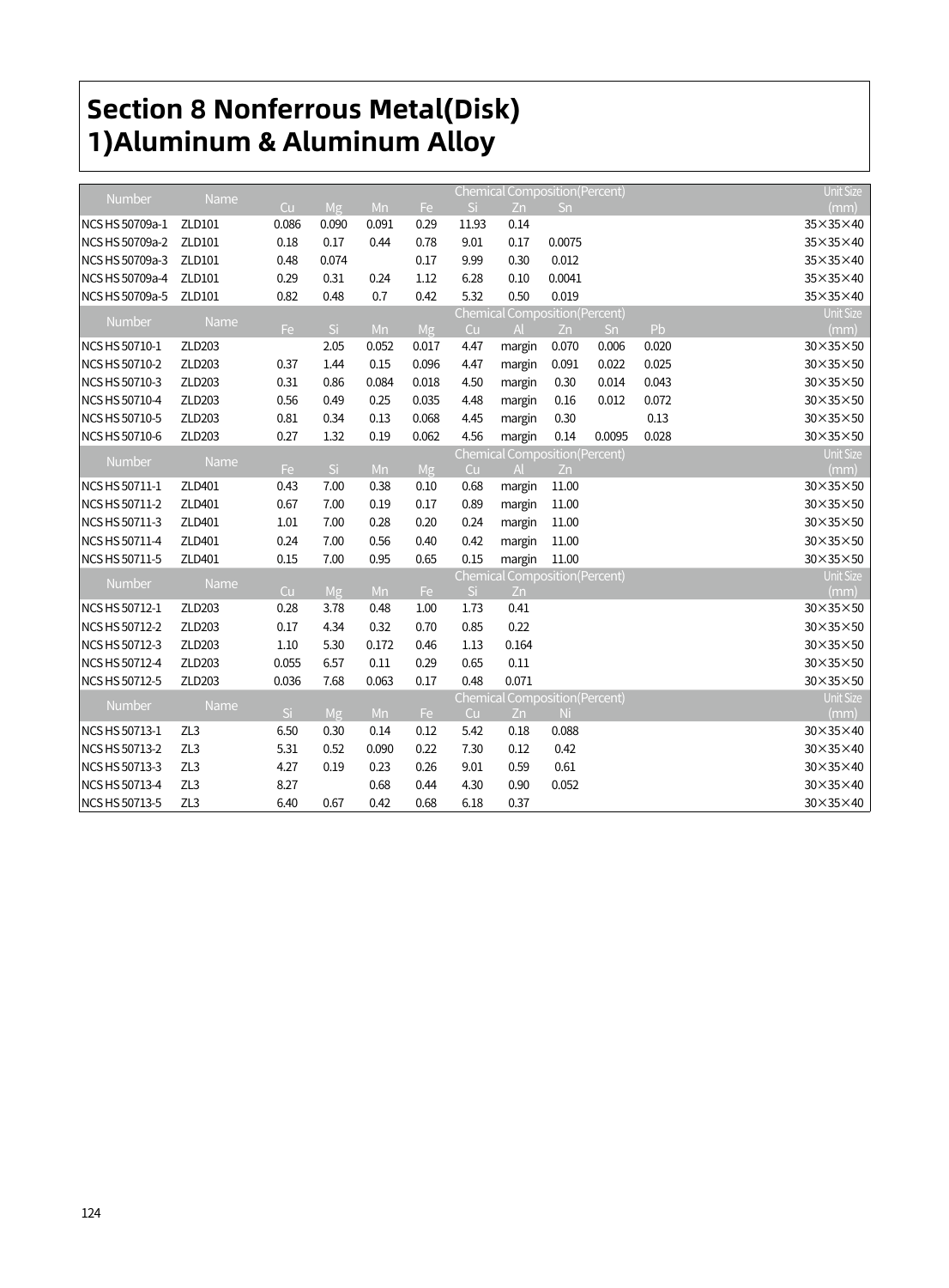# Section 8 Nonferrous Metal(Disk)
# 1)Aluminum & Aluminum Alloy

| Number | Name | Chemical Composition(Percent) | | | | | | | Unit Size (mm) |
|---|---|---|---|---|---|---|---|---|---|
| | | Cu | Mg | Mn | Fe | Si | Zn | Sn | |
| NCS HS 50709a-1 | ZLD101 | 0.086 | 0.090 | 0.091 | 0.29 | 11.93 | 0.14 | | 35×35×40 |
| NCS HS 50709a-2 | ZLD101 | 0.18 | 0.17 | 0.44 | 0.78 | 9.01 | 0.17 | 0.0075 | 35×35×40 |
| NCS HS 50709a-3 | ZLD101 | 0.48 | 0.074 | | 0.17 | 9.99 | 0.30 | 0.012 | 35×35×40 |
| NCS HS 50709a-4 | ZLD101 | 0.29 | 0.31 | 0.24 | 1.12 | 6.28 | 0.10 | 0.0041 | 35×35×40 |
| NCS HS 50709a-5 | ZLD101 | 0.82 | 0.48 | 0.7 | 0.42 | 5.32 | 0.50 | 0.019 | 35×35×40 |

| Number | Name | Chemical Composition(Percent) | | | | | | | | | Unit Size (mm) |
|---|---|---|---|---|---|---|---|---|---|---|---|
| | | Fe | Si | Mn | Mg | Cu | Al | Zn | Sn | Pb | |
| NCS HS 50710-1 | ZLD203 | | 2.05 | 0.052 | 0.017 | 4.47 | margin | 0.070 | 0.006 | 0.020 | 30×35×50 |
| NCS HS 50710-2 | ZLD203 | 0.37 | 1.44 | 0.15 | 0.096 | 4.47 | margin | 0.091 | 0.022 | 0.025 | 30×35×50 |
| NCS HS 50710-3 | ZLD203 | 0.31 | 0.86 | 0.084 | 0.018 | 4.50 | margin | 0.30 | 0.014 | 0.043 | 30×35×50 |
| NCS HS 50710-4 | ZLD203 | 0.56 | 0.49 | 0.25 | 0.035 | 4.48 | margin | 0.16 | 0.012 | 0.072 | 30×35×50 |
| NCS HS 50710-5 | ZLD203 | 0.81 | 0.34 | 0.13 | 0.068 | 4.45 | margin | 0.30 | | 0.13 | 30×35×50 |
| NCS HS 50710-6 | ZLD203 | 0.27 | 1.32 | 0.19 | 0.062 | 4.56 | margin | 0.14 | 0.0095 | 0.028 | 30×35×50 |

| Number | Name | Chemical Composition(Percent) | | | | | | | Unit Size (mm) |
|---|---|---|---|---|---|---|---|---|---|
| | | Fe | Si | Mn | Mg | Cu | Al | Zn | |
| NCS HS 50711-1 | ZLD401 | 0.43 | 7.00 | 0.38 | 0.10 | 0.68 | margin | 11.00 | 30×35×50 |
| NCS HS 50711-2 | ZLD401 | 0.67 | 7.00 | 0.19 | 0.17 | 0.89 | margin | 11.00 | 30×35×50 |
| NCS HS 50711-3 | ZLD401 | 1.01 | 7.00 | 0.28 | 0.20 | 0.24 | margin | 11.00 | 30×35×50 |
| NCS HS 50711-4 | ZLD401 | 0.24 | 7.00 | 0.56 | 0.40 | 0.42 | margin | 11.00 | 30×35×50 |
| NCS HS 50711-5 | ZLD401 | 0.15 | 7.00 | 0.95 | 0.65 | 0.15 | margin | 11.00 | 30×35×50 |

| Number | Name | Chemical Composition(Percent) | | | | | | Unit Size (mm) |
|---|---|---|---|---|---|---|---|---|
| | | Cu | Mg | Mn | Fe | Si | Zn | |
| NCS HS 50712-1 | ZLD203 | 0.28 | 3.78 | 0.48 | 1.00 | 1.73 | 0.41 | 30×35×50 |
| NCS HS 50712-2 | ZLD203 | 0.17 | 4.34 | 0.32 | 0.70 | 0.85 | 0.22 | 30×35×50 |
| NCS HS 50712-3 | ZLD203 | 1.10 | 5.30 | 0.172 | 0.46 | 1.13 | 0.164 | 30×35×50 |
| NCS HS 50712-4 | ZLD203 | 0.055 | 6.57 | 0.11 | 0.29 | 0.65 | 0.11 | 30×35×50 |
| NCS HS 50712-5 | ZLD203 | 0.036 | 7.68 | 0.063 | 0.17 | 0.48 | 0.071 | 30×35×50 |

| Number | Name | Chemical Composition(Percent) | | | | | | | Unit Size (mm) |
|---|---|---|---|---|---|---|---|---|---|
| | | Si | Mg | Mn | Fe | Cu | Zn | Ni | |
| NCS HS 50713-1 | ZL3 | 6.50 | 0.30 | 0.14 | 0.12 | 5.42 | 0.18 | 0.088 | 30×35×40 |
| NCS HS 50713-2 | ZL3 | 5.31 | 0.52 | 0.090 | 0.22 | 7.30 | 0.12 | 0.42 | 30×35×40 |
| NCS HS 50713-3 | ZL3 | 4.27 | 0.19 | 0.23 | 0.26 | 9.01 | 0.59 | 0.61 | 30×35×40 |
| NCS HS 50713-4 | ZL3 | 8.27 | | 0.68 | 0.44 | 4.30 | 0.90 | 0.052 | 30×35×40 |
| NCS HS 50713-5 | ZL3 | 6.40 | 0.67 | 0.42 | 0.68 | 6.18 | 0.37 | | 30×35×40 |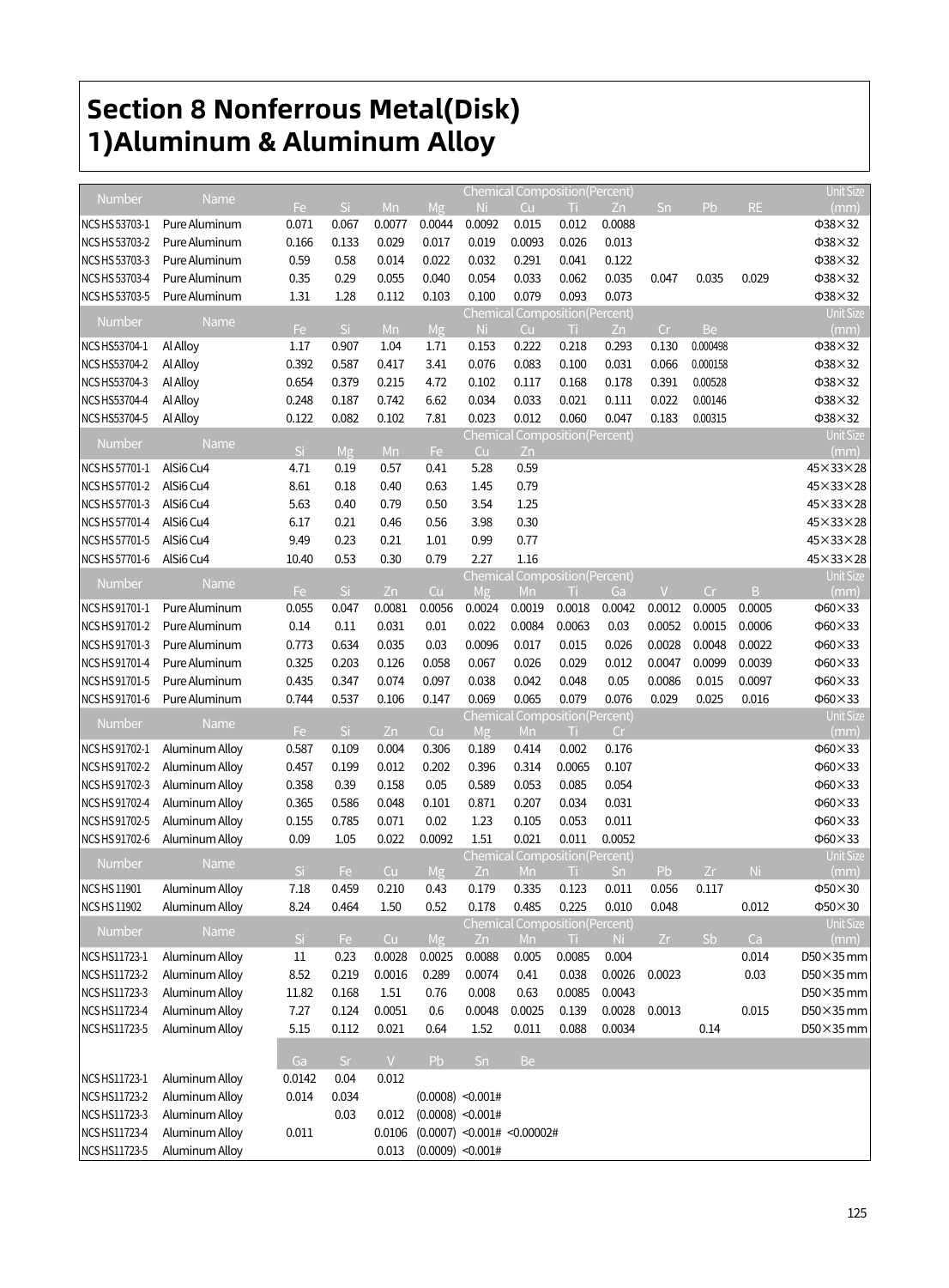# Section 8 Nonferrous Metal(Disk)
# 1)Aluminum & Aluminum Alloy

| Number | Name | Chemical Composition(Percent) | | | | | | | | | | | Unit Size |
|---|---|---|---|---|---|---|---|---|---|---|---|---|---|
| | | Fe | Si | Mn | Mg | Ni | Cu | Ti | Zn | Sn | Pb | RE | (mm) |
| NCS HS 53703-1 | Pure Aluminum | 0.071 | 0.067 | 0.0077 | 0.0044 | 0.0092 | 0.015 | 0.012 | 0.0088 | | | | Φ38×32 |
| NCS HS 53703-2 | Pure Aluminum | 0.166 | 0.133 | 0.029 | 0.017 | 0.019 | 0.0093 | 0.026 | 0.013 | | | | Φ38×32 |
| NCS HS 53703-3 | Pure Aluminum | 0.59 | 0.58 | 0.014 | 0.022 | 0.032 | 0.291 | 0.041 | 0.122 | | | | Φ38×32 |
| NCS HS 53703-4 | Pure Aluminum | 0.35 | 0.29 | 0.055 | 0.040 | 0.054 | 0.033 | 0.062 | 0.035 | 0.047 | 0.035 | 0.029 | Φ38×32 |
| NCS HS 53703-5 | Pure Aluminum | 1.31 | 1.28 | 0.112 | 0.103 | 0.100 | 0.079 | 0.093 | 0.073 | | | | Φ38×32 |

| Number | Name | Chemical Composition(Percent) | | | | | | | | | | Unit Size |
|---|---|---|---|---|---|---|---|---|---|---|---|---|
| | | Fe | Si | Mn | Mg | Ni | Cu | Ti | Zn | Cr | Be | (mm) |
| NCS HS53704-1 | Al Alloy | 1.17 | 0.907 | 1.04 | 1.71 | 0.153 | 0.222 | 0.218 | 0.293 | 0.130 | 0.000498 | Φ38×32 |
| NCS HS53704-2 | Al Alloy | 0.392 | 0.587 | 0.417 | 3.41 | 0.076 | 0.083 | 0.100 | 0.031 | 0.066 | 0.000158 | Φ38×32 |
| NCS HS53704-3 | Al Alloy | 0.654 | 0.379 | 0.215 | 4.72 | 0.102 | 0.117 | 0.168 | 0.178 | 0.391 | 0.00528 | Φ38×32 |
| NCS HS53704-4 | Al Alloy | 0.248 | 0.187 | 0.742 | 6.62 | 0.034 | 0.033 | 0.021 | 0.111 | 0.022 | 0.00146 | Φ38×32 |
| NCS HS53704-5 | Al Alloy | 0.122 | 0.082 | 0.102 | 7.81 | 0.023 | 0.012 | 0.060 | 0.047 | 0.183 | 0.00315 | Φ38×32 |

| Number | Name | Chemical Composition(Percent) | | | | | | Unit Size |
|---|---|---|---|---|---|---|---|---|
| | | Si | Mg | Mn | Fe | Cu | Zn | (mm) |
| NCS HS 57701-1 | AlSi6 Cu4 | 4.71 | 0.19 | 0.57 | 0.41 | 5.28 | 0.59 | 45×33×28 |
| NCS HS 57701-2 | AlSi6 Cu4 | 8.61 | 0.18 | 0.40 | 0.63 | 1.45 | 0.79 | 45×33×28 |
| NCS HS 57701-3 | AlSi6 Cu4 | 5.63 | 0.40 | 0.79 | 0.50 | 3.54 | 1.25 | 45×33×28 |
| NCS HS 57701-4 | AlSi6 Cu4 | 6.17 | 0.21 | 0.46 | 0.56 | 3.98 | 0.30 | 45×33×28 |
| NCS HS 57701-5 | AlSi6 Cu4 | 9.49 | 0.23 | 0.21 | 1.01 | 0.99 | 0.77 | 45×33×28 |
| NCS HS 57701-6 | AlSi6 Cu4 | 10.40 | 0.53 | 0.30 | 0.79 | 2.27 | 1.16 | 45×33×28 |

| Number | Name | Chemical Composition(Percent) | | | | | | | | | | | Unit Size |
|---|---|---|---|---|---|---|---|---|---|---|---|---|---|
| | | Fe | Si | Zn | Cu | Mg | Mn | Ti | Ga | V | Cr | B | (mm) |
| NCS HS 91701-1 | Pure Aluminum | 0.055 | 0.047 | 0.0081 | 0.0056 | 0.0024 | 0.0019 | 0.0018 | 0.0042 | 0.0012 | 0.0005 | 0.0005 | Φ60×33 |
| NCS HS 91701-2 | Pure Aluminum | 0.14 | 0.11 | 0.031 | 0.01 | 0.022 | 0.0084 | 0.0063 | 0.03 | 0.0052 | 0.0015 | 0.0006 | Φ60×33 |
| NCS HS 91701-3 | Pure Aluminum | 0.773 | 0.634 | 0.035 | 0.03 | 0.0096 | 0.017 | 0.015 | 0.026 | 0.0028 | 0.0048 | 0.0022 | Φ60×33 |
| NCS HS 91701-4 | Pure Aluminum | 0.325 | 0.203 | 0.126 | 0.058 | 0.067 | 0.026 | 0.029 | 0.012 | 0.0047 | 0.0099 | 0.0039 | Φ60×33 |
| NCS HS 91701-5 | Pure Aluminum | 0.435 | 0.347 | 0.074 | 0.097 | 0.038 | 0.042 | 0.048 | 0.05 | 0.0086 | 0.015 | 0.0097 | Φ60×33 |
| NCS HS 91701-6 | Pure Aluminum | 0.744 | 0.537 | 0.106 | 0.147 | 0.069 | 0.065 | 0.079 | 0.076 | 0.029 | 0.025 | 0.016 | Φ60×33 |

| Number | Name | Chemical Composition(Percent) | | | | | | | | Unit Size |
|---|---|---|---|---|---|---|---|---|---|---|
| | | Fe | Si | Zn | Cu | Mg | Mn | Ti | Cr | (mm) |
| NCS HS 91702-1 | Aluminum Alloy | 0.587 | 0.109 | 0.004 | 0.306 | 0.189 | 0.414 | 0.002 | 0.176 | Φ60×33 |
| NCS HS 91702-2 | Aluminum Alloy | 0.457 | 0.199 | 0.012 | 0.202 | 0.396 | 0.314 | 0.0065 | 0.107 | Φ60×33 |
| NCS HS 91702-3 | Aluminum Alloy | 0.358 | 0.39 | 0.158 | 0.05 | 0.589 | 0.053 | 0.085 | 0.054 | Φ60×33 |
| NCS HS 91702-4 | Aluminum Alloy | 0.365 | 0.586 | 0.048 | 0.101 | 0.871 | 0.207 | 0.034 | 0.031 | Φ60×33 |
| NCS HS 91702-5 | Aluminum Alloy | 0.155 | 0.785 | 0.071 | 0.02 | 1.23 | 0.105 | 0.053 | 0.011 | Φ60×33 |
| NCS HS 91702-6 | Aluminum Alloy | 0.09 | 1.05 | 0.022 | 0.0092 | 1.51 | 0.021 | 0.011 | 0.0052 | Φ60×33 |

| Number | Name | Chemical Composition(Percent) | | | | | | | | | | | Unit Size |
|---|---|---|---|---|---|---|---|---|---|---|---|---|---|
| | | Si | Fe | Cu | Mg | Zn | Mn | Ti | Sn | Pb | Zr | Ni | (mm) |
| NCS HS 11901 | Aluminum Alloy | 7.18 | 0.459 | 0.210 | 0.43 | 0.179 | 0.335 | 0.123 | 0.011 | 0.056 | 0.117 | | Φ50×30 |
| NCS HS 11902 | Aluminum Alloy | 8.24 | 0.464 | 1.50 | 0.52 | 0.178 | 0.485 | 0.225 | 0.010 | 0.048 | | 0.012 | Φ50×30 |

| Number | Name | Chemical Composition(Percent) | | | | | | | | | | | Unit Size |
|---|---|---|---|---|---|---|---|---|---|---|---|---|---|
| | | Si | Fe | Cu | Mg | Zn | Mn | Ti | Ni | Zr | Sb | Ca | (mm) |
| NCS HS11723-1 | Aluminum Alloy | 11 | 0.23 | 0.0028 | 0.0025 | 0.0088 | 0.005 | 0.0085 | 0.004 | | | 0.014 | D50×35 mm |
| NCS HS11723-2 | Aluminum Alloy | 8.52 | 0.219 | 0.0016 | 0.289 | 0.0074 | 0.41 | 0.038 | 0.0026 | 0.0023 | | 0.03 | D50×35 mm |
| NCS HS11723-3 | Aluminum Alloy | 11.82 | 0.168 | 1.51 | 0.76 | 0.008 | 0.63 | 0.0085 | 0.0043 | | | | D50×35 mm |
| NCS HS11723-4 | Aluminum Alloy | 7.27 | 0.124 | 0.0051 | 0.6 | 0.0048 | 0.0025 | 0.139 | 0.0028 | 0.0013 | | 0.015 | D50×35 mm |
| NCS HS11723-5 | Aluminum Alloy | 5.15 | 0.112 | 0.021 | 0.64 | 1.52 | 0.011 | 0.088 | 0.0034 | | 0.14 | | D50×35 mm |
| | | Ga | Sr | V | Pb | Sn | Be | | | | | | |
| NCS HS11723-1 | Aluminum Alloy | 0.0142 | 0.04 | 0.012 | | | | | | | | | |
| NCS HS11723-2 | Aluminum Alloy | 0.014 | 0.034 | | (0.0008) | <0.001# | | | | | | | |
| NCS HS11723-3 | Aluminum Alloy | | 0.03 | 0.012 | (0.0008) | <0.001# | | | | | | | |
| NCS HS11723-4 | Aluminum Alloy | 0.011 | | 0.0106 | (0.0007) | <0.001# | <0.00002# | | | | | | |
| NCS HS11723-5 | Aluminum Alloy | | | 0.013 | (0.0009) | <0.001# | | | | | | | |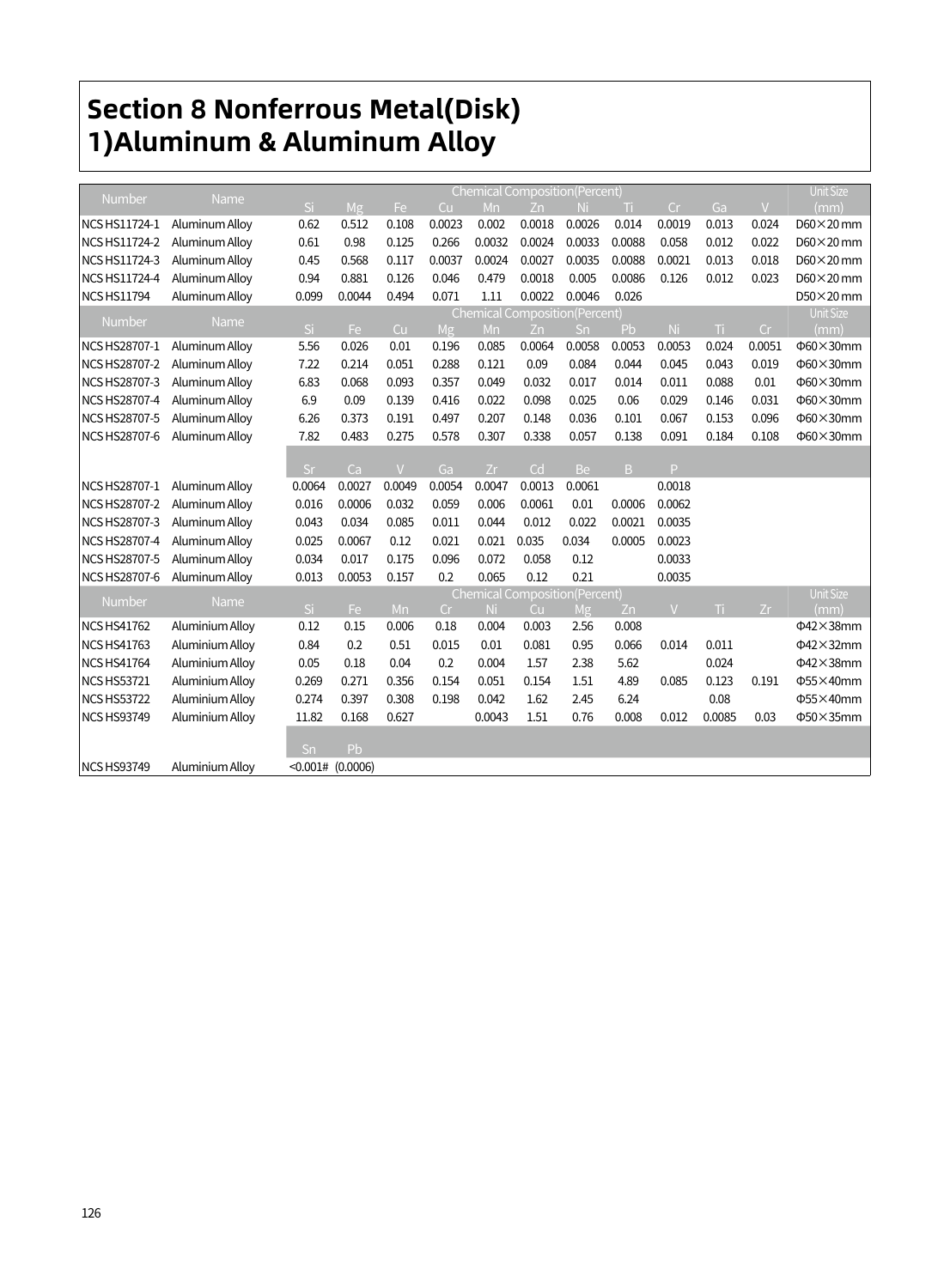# Section 8 Nonferrous Metal(Disk)

# 1)Aluminum & Aluminum Alloy

| Number | Name | Chemical Composition(Percent) | | | | | | | | | | | Unit Size |
|---|---|---|---|---|---|---|---|---|---|---|---|---|---|
| | | Si | Mg | Fe | Cu | Mn | Zn | Ni | Ti | Cr | Ga | V | (mm) |
| NCS HS11724-1 | Aluminum Alloy | 0.62 | 0.512 | 0.108 | 0.0023 | 0.002 | 0.0018 | 0.0026 | 0.014 | 0.0019 | 0.013 | 0.024 | D60×20 mm |
| NCS HS11724-2 | Aluminum Alloy | 0.61 | 0.98 | 0.125 | 0.266 | 0.0032 | 0.0024 | 0.0033 | 0.0088 | 0.058 | 0.012 | 0.022 | D60×20 mm |
| NCS HS11724-3 | Aluminum Alloy | 0.45 | 0.568 | 0.117 | 0.0037 | 0.0024 | 0.0027 | 0.0035 | 0.0088 | 0.0021 | 0.013 | 0.018 | D60×20 mm |
| NCS HS11724-4 | Aluminum Alloy | 0.94 | 0.881 | 0.126 | 0.046 | 0.479 | 0.0018 | 0.005 | 0.0086 | 0.126 | 0.012 | 0.023 | D60×20 mm |
| NCS HS11794 | Aluminum Alloy | 0.099 | 0.0044 | 0.494 | 0.071 | 1.11 | 0.0022 | 0.0046 | 0.026 | | | | D50×20 mm |

| Number | Name | Chemical Composition(Percent) | | | | | | | | | | | Unit Size |
|---|---|---|---|---|---|---|---|---|---|---|---|---|---|
| | | Si | Fe | Cu | Mg | Mn | Zn | Sn | Pb | Ni | Ti | Cr | (mm) |
| NCS HS28707-1 | Aluminum Alloy | 5.56 | 0.026 | 0.01 | 0.196 | 0.085 | 0.0064 | 0.0058 | 0.0053 | 0.0053 | 0.024 | 0.0051 | Φ60×30mm |
| NCS HS28707-2 | Aluminum Alloy | 7.22 | 0.214 | 0.051 | 0.288 | 0.121 | 0.09 | 0.084 | 0.044 | 0.045 | 0.043 | 0.019 | Φ60×30mm |
| NCS HS28707-3 | Aluminum Alloy | 6.83 | 0.068 | 0.093 | 0.357 | 0.049 | 0.032 | 0.017 | 0.014 | 0.011 | 0.088 | 0.01 | Φ60×30mm |
| NCS HS28707-4 | Aluminum Alloy | 6.9 | 0.09 | 0.139 | 0.416 | 0.022 | 0.098 | 0.025 | 0.06 | 0.029 | 0.146 | 0.031 | Φ60×30mm |
| NCS HS28707-5 | Aluminum Alloy | 6.26 | 0.373 | 0.191 | 0.497 | 0.207 | 0.148 | 0.036 | 0.101 | 0.067 | 0.153 | 0.096 | Φ60×30mm |
| NCS HS28707-6 | Aluminum Alloy | 7.82 | 0.483 | 0.275 | 0.578 | 0.307 | 0.338 | 0.057 | 0.138 | 0.091 | 0.184 | 0.108 | Φ60×30mm |

| Number | Name | Sr | Ca | V | Ga | Zr | Cd | Be | B | P |
|---|---|---|---|---|---|---|---|---|---|---|
| NCS HS28707-1 | Aluminum Alloy | 0.0064 | 0.0027 | 0.0049 | 0.0054 | 0.0047 | 0.0013 | 0.0061 | | 0.0018 |
| NCS HS28707-2 | Aluminum Alloy | 0.016 | 0.0006 | 0.032 | 0.059 | 0.006 | 0.0061 | 0.01 | 0.0006 | 0.0062 |
| NCS HS28707-3 | Aluminum Alloy | 0.043 | 0.034 | 0.085 | 0.011 | 0.044 | 0.012 | 0.022 | 0.0021 | 0.0035 |
| NCS HS28707-4 | Aluminum Alloy | 0.025 | 0.0067 | 0.12 | 0.021 | 0.021 | 0.035 | 0.034 | 0.0005 | 0.0023 |
| NCS HS28707-5 | Aluminum Alloy | 0.034 | 0.017 | 0.175 | 0.096 | 0.072 | 0.058 | 0.12 | | 0.0033 |
| NCS HS28707-6 | Aluminum Alloy | 0.013 | 0.0053 | 0.157 | 0.2 | 0.065 | 0.12 | 0.21 | | 0.0035 |

| Number | Name | Chemical Composition(Percent) | | | | | | | | | | | Unit Size |
|---|---|---|---|---|---|---|---|---|---|---|---|---|---|
| | | Si | Fe | Mn | Cr | Ni | Cu | Mg | Zn | V | Ti | Zr | (mm) |
| NCS HS41762 | Aluminium Alloy | 0.12 | 0.15 | 0.006 | 0.18 | 0.004 | 0.003 | 2.56 | 0.008 | | | | Φ42×38mm |
| NCS HS41763 | Aluminium Alloy | 0.84 | 0.2 | 0.51 | 0.015 | 0.01 | 0.081 | 0.95 | 0.066 | 0.014 | 0.011 | | Φ42×32mm |
| NCS HS41764 | Aluminium Alloy | 0.05 | 0.18 | 0.04 | 0.2 | 0.004 | 1.57 | 2.38 | 5.62 | | 0.024 | | Φ42×38mm |
| NCS HS53721 | Aluminium Alloy | 0.269 | 0.271 | 0.356 | 0.154 | 0.051 | 0.154 | 1.51 | 4.89 | 0.085 | 0.123 | 0.191 | Φ55×40mm |
| NCS HS53722 | Aluminium Alloy | 0.274 | 0.397 | 0.308 | 0.198 | 0.042 | 1.62 | 2.45 | 6.24 | | 0.08 | | Φ55×40mm |
| NCS HS93749 | Aluminium Alloy | 11.82 | 0.168 | 0.627 | | 0.0043 | 1.51 | 0.76 | 0.008 | 0.012 | 0.0085 | 0.03 | Φ50×35mm |

| Number | Name | Sn | Pb |
|---|---|---|---|
| NCS HS93749 | Aluminium Alloy | <0.001# | (0.0006) |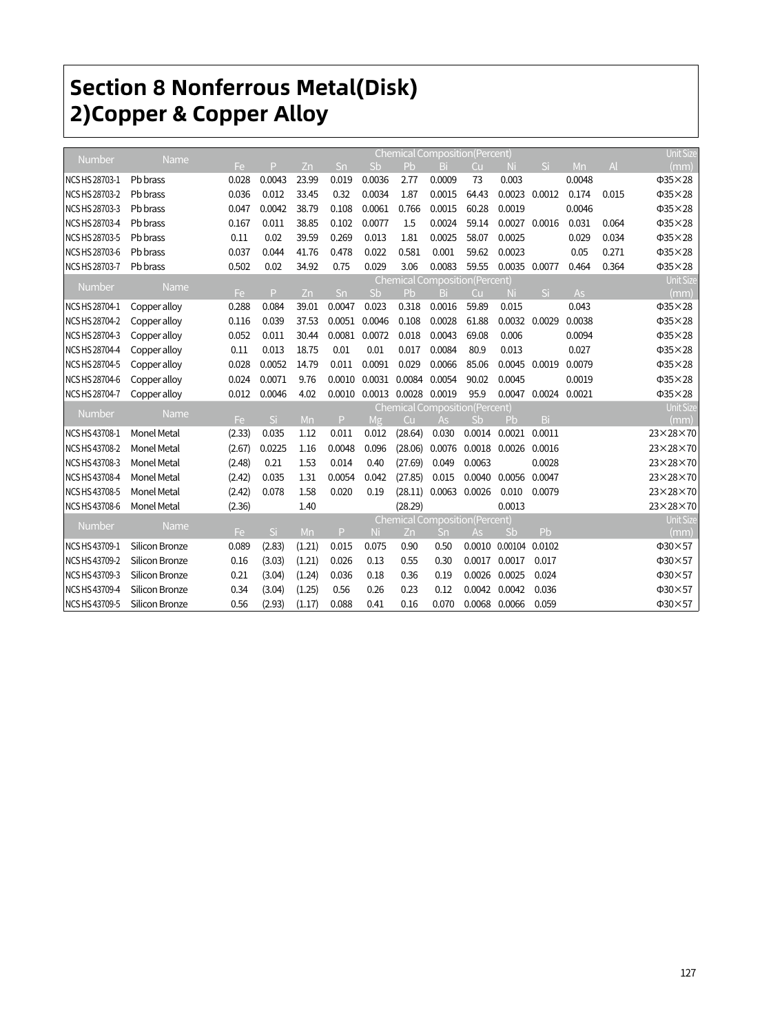# Section 8 Nonferrous Metal(Disk)

## 2)Copper & Copper Alloy

| Number | Name | Chemical Composition(Percent) | | | | | | | | | | | | Unit Size (mm) |
|---|---|---|---|---|---|---|---|---|---|---|---|---|---|---|
| | | Fe | P | Zn | Sn | Sb | Pb | Bi | Cu | Ni | Si | Mn | Al | |
| NCS HS 28703-1 | Pb brass | 0.028 | 0.0043 | 23.99 | 0.019 | 0.0036 | 2.77 | 0.0009 | 73 | 0.003 | | 0.0048 | | Φ35×28 |
| NCS HS 28703-2 | Pb brass | 0.036 | 0.012 | 33.45 | 0.32 | 0.0034 | 1.87 | 0.0015 | 64.43 | 0.0023 | 0.0012 | 0.174 | 0.015 | Φ35×28 |
| NCS HS 28703-3 | Pb brass | 0.047 | 0.0042 | 38.79 | 0.108 | 0.0061 | 0.766 | 0.0015 | 60.28 | 0.0019 | | 0.0046 | | Φ35×28 |
| NCS HS 28703-4 | Pb brass | 0.167 | 0.011 | 38.85 | 0.102 | 0.0077 | 1.5 | 0.0024 | 59.14 | 0.0027 | 0.0016 | 0.031 | 0.064 | Φ35×28 |
| NCS HS 28703-5 | Pb brass | 0.11 | 0.02 | 39.59 | 0.269 | 0.013 | 1.81 | 0.0025 | 58.07 | 0.0025 | | 0.029 | 0.034 | Φ35×28 |
| NCS HS 28703-6 | Pb brass | 0.037 | 0.044 | 41.76 | 0.478 | 0.022 | 0.581 | 0.001 | 59.62 | 0.0023 | | 0.05 | 0.271 | Φ35×28 |
| NCS HS 28703-7 | Pb brass | 0.502 | 0.02 | 34.92 | 0.75 | 0.029 | 3.06 | 0.0083 | 59.55 | 0.0035 | 0.0077 | 0.464 | 0.364 | Φ35×28 |

| Number | Name | Chemical Composition(Percent) | | | | | | | | | | | Unit Size (mm) |
|---|---|---|---|---|---|---|---|---|---|---|---|---|---|
| | | Fe | P | Zn | Sn | Sb | Pb | Bi | Cu | Ni | Si | As | |
| NCS HS 28704-1 | Copper alloy | 0.288 | 0.084 | 39.01 | 0.0047 | 0.023 | 0.318 | 0.0016 | 59.89 | 0.015 | | 0.043 | Φ35×28 |
| NCS HS 28704-2 | Copper alloy | 0.116 | 0.039 | 37.53 | 0.0051 | 0.0046 | 0.108 | 0.0028 | 61.88 | 0.0032 | 0.0029 | 0.0038 | Φ35×28 |
| NCS HS 28704-3 | Copper alloy | 0.052 | 0.011 | 30.44 | 0.0081 | 0.0072 | 0.018 | 0.0043 | 69.08 | 0.006 | | 0.0094 | Φ35×28 |
| NCS HS 28704-4 | Copper alloy | 0.11 | 0.013 | 18.75 | 0.01 | 0.01 | 0.017 | 0.0084 | 80.9 | 0.013 | | 0.027 | Φ35×28 |
| NCS HS 28704-5 | Copper alloy | 0.028 | 0.0052 | 14.79 | 0.011 | 0.0091 | 0.029 | 0.0066 | 85.06 | 0.0045 | 0.0019 | 0.0079 | Φ35×28 |
| NCS HS 28704-6 | Copper alloy | 0.024 | 0.0071 | 9.76 | 0.0010 | 0.0031 | 0.0084 | 0.0054 | 90.02 | 0.0045 | | 0.0019 | Φ35×28 |
| NCS HS 28704-7 | Copper alloy | 0.012 | 0.0046 | 4.02 | 0.0010 | 0.0013 | 0.0028 | 0.0019 | 95.9 | 0.0047 | 0.0024 | 0.0021 | Φ35×28 |

| Number | Name | Chemical Composition(Percent) | | | | | | | | | | Unit Size (mm) |
|---|---|---|---|---|---|---|---|---|---|---|---|---|
| | | Fe | Si | Mn | P | Mg | Cu | As | Sb | Pb | Bi | |
| NCS HS 43708-1 | Monel Metal | (2.33) | 0.035 | 1.12 | 0.011 | 0.012 | (28.64) | 0.030 | 0.0014 | 0.0021 | 0.0011 | 23×28×70 |
| NCS HS 43708-2 | Monel Metal | (2.67) | 0.0225 | 1.16 | 0.0048 | 0.096 | (28.06) | 0.0076 | 0.0018 | 0.0026 | 0.0016 | 23×28×70 |
| NCS HS 43708-3 | Monel Metal | (2.48) | 0.21 | 1.53 | 0.014 | 0.40 | (27.69) | 0.049 | 0.0063 | | 0.0028 | 23×28×70 |
| NCS HS 43708-4 | Monel Metal | (2.42) | 0.035 | 1.31 | 0.0054 | 0.042 | (27.85) | 0.015 | 0.0040 | 0.0056 | 0.0047 | 23×28×70 |
| NCS HS 43708-5 | Monel Metal | (2.42) | 0.078 | 1.58 | 0.020 | 0.19 | (28.11) | 0.0063 | 0.0026 | 0.010 | 0.0079 | 23×28×70 |
| NCS HS 43708-6 | Monel Metal | (2.36) | | 1.40 | | | (28.29) | | | 0.0013 | | 23×28×70 |

| Number | Name | Chemical Composition(Percent) | | | | | | | | | | Unit Size (mm) |
|---|---|---|---|---|---|---|---|---|---|---|---|---|
| | | Fe | Si | Mn | P | Ni | Zn | Sn | As | Sb | Pb | |
| NCS HS 43709-1 | Silicon Bronze | 0.089 | (2.83) | (1.21) | 0.015 | 0.075 | 0.90 | 0.50 | 0.0010 | 0.00104 | 0.0102 | Φ30×57 |
| NCS HS 43709-2 | Silicon Bronze | 0.16 | (3.03) | (1.21) | 0.026 | 0.13 | 0.55 | 0.30 | 0.0017 | 0.0017 | 0.017 | Φ30×57 |
| NCS HS 43709-3 | Silicon Bronze | 0.21 | (3.04) | (1.24) | 0.036 | 0.18 | 0.36 | 0.19 | 0.0026 | 0.0025 | 0.024 | Φ30×57 |
| NCS HS 43709-4 | Silicon Bronze | 0.34 | (3.04) | (1.25) | 0.56 | 0.26 | 0.23 | 0.12 | 0.0042 | 0.0042 | 0.036 | Φ30×57 |
| NCS HS 43709-5 | Silicon Bronze | 0.56 | (2.93) | (1.17) | 0.088 | 0.41 | 0.16 | 0.070 | 0.0068 | 0.0066 | 0.059 | Φ30×57 |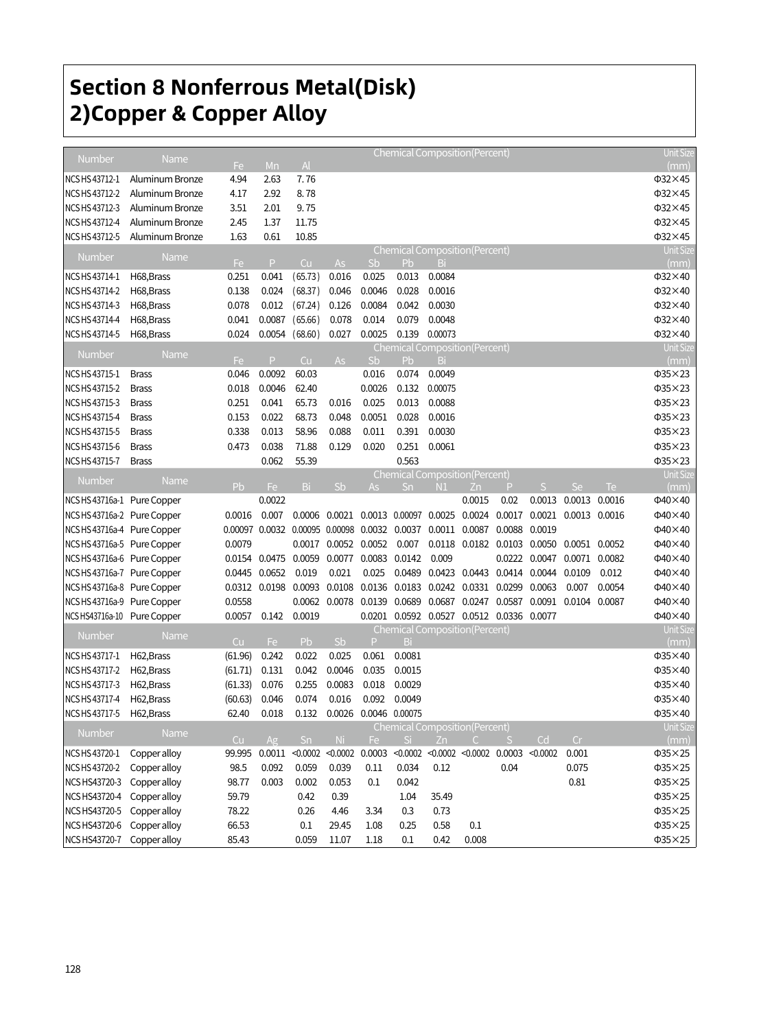# Section 8 Nonferrous Metal(Disk)
# 2)Copper & Copper Alloy

| Number | Name | Fe | Mn | Al | Unit Size (mm) |
|---|---|---|---|---|---|
| | | Chemical Composition(Percent) | | | |
| NCS HS 43712-1 | Aluminum Bronze | 4.94 | 2.63 | 7.76 | Φ32×45 |
| NCS HS 43712-2 | Aluminum Bronze | 4.17 | 2.92 | 8.78 | Φ32×45 |
| NCS HS 43712-3 | Aluminum Bronze | 3.51 | 2.01 | 9.75 | Φ32×45 |
| NCS HS 43712-4 | Aluminum Bronze | 2.45 | 1.37 | 11.75 | Φ32×45 |
| NCS HS 43712-5 | Aluminum Bronze | 1.63 | 0.61 | 10.85 | Φ32×45 |

| Number | Name | Fe | P | Cu | As | Sb | Pb | Bi | Unit Size (mm) |
|---|---|---|---|---|---|---|---|---|---|
| | | Chemical Composition(Percent) | | | | | | | |
| NCS HS 43714-1 | H68,Brass | 0.251 | 0.041 | (65.73) | 0.016 | 0.025 | 0.013 | 0.0084 | Φ32×40 |
| NCS HS 43714-2 | H68,Brass | 0.138 | 0.024 | (68.37) | 0.046 | 0.0046 | 0.028 | 0.0016 | Φ32×40 |
| NCS HS 43714-3 | H68,Brass | 0.078 | 0.012 | (67.24) | 0.126 | 0.0084 | 0.042 | 0.0030 | Φ32×40 |
| NCS HS 43714-4 | H68,Brass | 0.041 | 0.0087 | (65.66) | 0.078 | 0.014 | 0.079 | 0.0048 | Φ32×40 |
| NCS HS 43714-5 | H68,Brass | 0.024 | 0.0054 | (68.60) | 0.027 | 0.0025 | 0.139 | 0.00073 | Φ32×40 |

| Number | Name | Fe | P | Cu | As | Sb | Pb | Bi | Unit Size (mm) |
|---|---|---|---|---|---|---|---|---|---|
| | | Chemical Composition(Percent) | | | | | | | |
| NCS HS 43715-1 | Brass | 0.046 | 0.0092 | 60.03 | | 0.016 | 0.074 | 0.0049 | Φ35×23 |
| NCS HS 43715-2 | Brass | 0.018 | 0.0046 | 62.40 | | 0.0026 | 0.132 | 0.00075 | Φ35×23 |
| NCS HS 43715-3 | Brass | 0.251 | 0.041 | 65.73 | 0.016 | 0.025 | 0.013 | 0.0088 | Φ35×23 |
| NCS HS 43715-4 | Brass | 0.153 | 0.022 | 68.73 | 0.048 | 0.0051 | 0.028 | 0.0016 | Φ35×23 |
| NCS HS 43715-5 | Brass | 0.338 | 0.013 | 58.96 | 0.088 | 0.011 | 0.391 | 0.0030 | Φ35×23 |
| NCS HS 43715-6 | Brass | 0.473 | 0.038 | 71.88 | 0.129 | 0.020 | 0.251 | 0.0061 | Φ35×23 |
| NCS HS 43715-7 | Brass | | 0.062 | 55.39 | | | 0.563 | | Φ35×23 |

| Number | Name | Pb | Fe | Bi | Sb | As | Sn | Ni | Zn | P | S | Se | Te | Unit Size (mm) |
|---|---|---|---|---|---|---|---|---|---|---|---|---|---|---|
| | | Chemical Composition(Percent) | | | | | | | | | | | | |
| NCS HS 43716a-1 | Pure Copper | | 0.0022 | | | | | | 0.0015 | 0.02 | 0.0013 | 0.0013 | 0.0016 | Φ40×40 |
| NCS HS 43716a-2 | Pure Copper | 0.0016 | 0.007 | 0.0006 | 0.0021 | 0.0013 | 0.00097 | 0.0025 | 0.0024 | 0.0017 | 0.0021 | 0.0013 | 0.0016 | Φ40×40 |
| NCS HS 43716a-4 | Pure Copper | 0.00097 | 0.0032 | 0.00095 | 0.00098 | 0.0032 | 0.0037 | 0.0011 | 0.0087 | 0.0088 | 0.0019 | | | Φ40×40 |
| NCS HS 43716a-5 | Pure Copper | 0.0079 | | 0.0017 | 0.0052 | 0.0052 | 0.007 | 0.0118 | 0.0182 | 0.0103 | 0.0050 | 0.0051 | 0.0052 | Φ40×40 |
| NCS HS 43716a-6 | Pure Copper | 0.0154 | 0.0475 | 0.0059 | 0.0077 | 0.0083 | 0.0142 | 0.009 | | 0.0222 | 0.0047 | 0.0071 | 0.0082 | Φ40×40 |
| NCS HS 43716a-7 | Pure Copper | 0.0445 | 0.0652 | 0.019 | 0.021 | 0.025 | 0.0489 | 0.0423 | 0.0443 | 0.0414 | 0.0044 | 0.0109 | 0.012 | Φ40×40 |
| NCS HS 43716a-8 | Pure Copper | 0.0312 | 0.0198 | 0.0093 | 0.0108 | 0.0136 | 0.0183 | 0.0242 | 0.0331 | 0.0299 | 0.0063 | 0.007 | 0.0054 | Φ40×40 |
| NCS HS 43716a-9 | Pure Copper | 0.0558 | | 0.0062 | 0.0078 | 0.0139 | 0.0689 | 0.0687 | 0.0247 | 0.0587 | 0.0091 | 0.0104 | 0.0087 | Φ40×40 |
| NCS HS43716a-10 | Pure Copper | 0.0057 | 0.142 | 0.0019 | | 0.0201 | 0.0592 | 0.0527 | 0.0512 | 0.0336 | 0.0077 | | | Φ40×40 |

| Number | Name | Cu | Fe | Pb | Sb | P | Bi | Unit Size (mm) |
|---|---|---|---|---|---|---|---|---|
| | | Chemical Composition(Percent) | | | | | | |
| NCS HS 43717-1 | H62,Brass | (61.96) | 0.242 | 0.022 | 0.025 | 0.061 | 0.0081 | Φ35×40 |
| NCS HS 43717-2 | H62,Brass | (61.71) | 0.131 | 0.042 | 0.0046 | 0.035 | 0.0015 | Φ35×40 |
| NCS HS 43717-3 | H62,Brass | (61.33) | 0.076 | 0.255 | 0.0083 | 0.018 | 0.0029 | Φ35×40 |
| NCS HS 43717-4 | H62,Brass | (60.63) | 0.046 | 0.074 | 0.016 | 0.092 | 0.0049 | Φ35×40 |
| NCS HS 43717-5 | H62,Brass | 62.40 | 0.018 | 0.132 | 0.0026 | 0.0046 | 0.00075 | Φ35×40 |

| Number | Name | Cu | Ag | Sn | Ni | Fe | Si | Zn | C | S | Cd | Cr | Unit Size (mm) |
|---|---|---|---|---|---|---|---|---|---|---|---|---|---|
| | | Chemical Composition(Percent) | | | | | | | | | | | |
| NCS HS 43720-1 | Copper alloy | 99.995 | 0.0011 | <0.0002 | <0.0002 | 0.0003 | <0.0002 | <0.0002 | <0.0002 | 0.0003 | <0.0002 | 0.001 | Φ35×25 |
| NCS HS 43720-2 | Copper alloy | 98.5 | 0.092 | 0.059 | 0.039 | 0.11 | 0.034 | 0.12 | | 0.04 | | 0.075 | Φ35×25 |
| NCS HS43720-3 | Copper alloy | 98.77 | 0.003 | 0.002 | 0.053 | 0.1 | 0.042 | | | | | 0.81 | Φ35×25 |
| NCS HS43720-4 | Copper alloy | 59.79 | | 0.42 | 0.39 | | 1.04 | 35.49 | | | | | Φ35×25 |
| NCS HS43720-5 | Copper alloy | 78.22 | | 0.26 | 4.46 | 3.34 | 0.3 | 0.73 | | | | | Φ35×25 |
| NCS HS43720-6 | Copper alloy | 66.53 | | 0.1 | 29.45 | 1.08 | 0.25 | 0.58 | 0.1 | | | | Φ35×25 |
| NCS HS43720-7 | Copper alloy | 85.43 | | 0.059 | 11.07 | 1.18 | 0.1 | 0.42 | 0.008 | | | | Φ35×25 |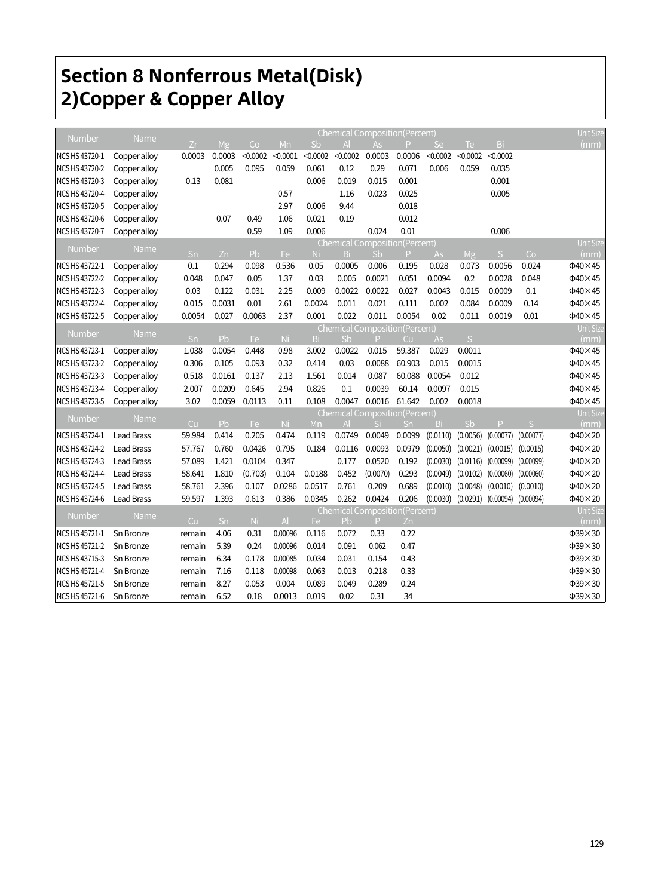# Section 8 Nonferrous Metal(Disk)

## 2)Copper & Copper Alloy

| Number | Name | Chemical Composition(Percent) | | | | | | | | | | | Unit Size (mm) |
|---|---|---|---|---|---|---|---|---|---|---|---|---|---|
| | | Zr | Mg | Co | Mn | Sb | Al | As | P | Se | Te | Bi | |
| NCS HS 43720-1 | Copper alloy | 0.0003 | 0.0003 | <0.0002 | <0.0001 | <0.0002 | <0.0002 | 0.0003 | 0.0006 | <0.0002 | <0.0002 | <0.0002 | |
| NCS HS 43720-2 | Copper alloy | | 0.005 | 0.095 | 0.059 | 0.061 | 0.12 | 0.29 | 0.071 | 0.006 | 0.059 | 0.035 | |
| NCS HS 43720-3 | Copper alloy | 0.13 | 0.081 | | | 0.006 | 0.019 | 0.015 | 0.001 | | | 0.001 | |
| NCS HS 43720-4 | Copper alloy | | | | 0.57 | | 1.16 | 0.023 | 0.025 | | | 0.005 | |
| NCS HS 43720-5 | Copper alloy | | | | 2.97 | 0.006 | 9.44 | | 0.018 | | | | |
| NCS HS 43720-6 | Copper alloy | | 0.07 | 0.49 | 1.06 | 0.021 | 0.19 | | 0.012 | | | | |
| NCS HS 43720-7 | Copper alloy | | | 0.59 | 1.09 | 0.006 | | 0.024 | 0.01 | | | 0.006 | |

| Number | Name | Chemical Composition(Percent) | | | | | | | | | | | | Unit Size (mm) |
|---|---|---|---|---|---|---|---|---|---|---|---|---|---|---|
| | | Sn | Zn | Pb | Fe | Ni | Bi | Sb | P | As | Mg | S | Co | |
| NCS HS 43722-1 | Copper alloy | 0.1 | 0.294 | 0.098 | 0.536 | 0.05 | 0.0005 | 0.006 | 0.195 | 0.028 | 0.073 | 0.0056 | 0.024 | Φ40×45 |
| NCS HS 43722-2 | Copper alloy | 0.048 | 0.047 | 0.05 | 1.37 | 0.03 | 0.005 | 0.0021 | 0.051 | 0.0094 | 0.2 | 0.0028 | 0.048 | Φ40×45 |
| NCS HS 43722-3 | Copper alloy | 0.03 | 0.122 | 0.031 | 2.25 | 0.009 | 0.0022 | 0.0022 | 0.027 | 0.0043 | 0.015 | 0.0009 | 0.1 | Φ40×45 |
| NCS HS 43722-4 | Copper alloy | 0.015 | 0.0031 | 0.01 | 2.61 | 0.0024 | 0.011 | 0.021 | 0.111 | 0.002 | 0.084 | 0.0009 | 0.14 | Φ40×45 |
| NCS HS 43722-5 | Copper alloy | 0.0054 | 0.027 | 0.0063 | 2.37 | 0.001 | 0.022 | 0.011 | 0.0054 | 0.02 | 0.011 | 0.0019 | 0.01 | Φ40×45 |

| Number | Name | Chemical Composition(Percent) | | | | | | | | | | Unit Size (mm) |
|---|---|---|---|---|---|---|---|---|---|---|---|---|
| | | Sn | Pb | Fe | Ni | Bi | Sb | P | Cu | As | S | |
| NCS HS 43723-1 | Copper alloy | 1.038 | 0.0054 | 0.448 | 0.98 | 3.002 | 0.0022 | 0.015 | 59.387 | 0.029 | 0.0011 | Φ40×45 |
| NCS HS 43723-2 | Copper alloy | 0.306 | 0.105 | 0.093 | 0.32 | 0.414 | 0.03 | 0.0088 | 60.903 | 0.015 | 0.0015 | Φ40×45 |
| NCS HS 43723-3 | Copper alloy | 0.518 | 0.0161 | 0.137 | 2.13 | 1.561 | 0.014 | 0.087 | 60.088 | 0.0054 | 0.012 | Φ40×45 |
| NCS HS 43723-4 | Copper alloy | 2.007 | 0.0209 | 0.645 | 2.94 | 0.826 | 0.1 | 0.0039 | 60.14 | 0.0097 | 0.015 | Φ40×45 |
| NCS HS 43723-5 | Copper alloy | 3.02 | 0.0059 | 0.0113 | 0.11 | 0.108 | 0.0047 | 0.0016 | 61.642 | 0.002 | 0.0018 | Φ40×45 |

| Number | Name | Chemical Composition(Percent) | | | | | | | | | | | | Unit Size (mm) |
|---|---|---|---|---|---|---|---|---|---|---|---|---|---|---|
| | | Cu | Pb | Fe | Ni | Mn | Al | Si | Sn | Bi | Sb | P | S | |
| NCS HS 43724-1 | Lead Brass | 59.984 | 0.414 | 0.205 | 0.474 | 0.119 | 0.0749 | 0.0049 | 0.0099 | (0.0110) | (0.0056) | (0.00077) | (0.00077) | Φ40×20 |
| NCS HS 43724-2 | Lead Brass | 57.767 | 0.760 | 0.0426 | 0.795 | 0.184 | 0.0116 | 0.0093 | 0.0979 | (0.0050) | (0.0021) | (0.0015) | (0.0015) | Φ40×20 |
| NCS HS 43724-3 | Lead Brass | 57.089 | 1.421 | 0.0104 | 0.347 | | 0.177 | 0.0520 | 0.192 | (0.0030) | (0.0116) | (0.00099) | (0.00099) | Φ40×20 |
| NCS HS 43724-4 | Lead Brass | 58.641 | 1.810 | (0.703) | 0.104 | 0.0188 | 0.452 | (0.0070) | 0.293 | (0.0049) | (0.0102) | (0.00060) | (0.00060) | Φ40×20 |
| NCS HS 43724-5 | Lead Brass | 58.761 | 2.396 | 0.107 | 0.0286 | 0.0517 | 0.761 | 0.209 | 0.689 | (0.0010) | (0.0048) | (0.0010) | (0.0010) | Φ40×20 |
| NCS HS 43724-6 | Lead Brass | 59.597 | 1.393 | 0.613 | 0.386 | 0.0345 | 0.262 | 0.0424 | 0.206 | (0.0030) | (0.0291) | (0.00094) | (0.00094) | Φ40×20 |

| Number | Name | Chemical Composition(Percent) | | | | | | | | Unit Size (mm) |
|---|---|---|---|---|---|---|---|---|---|---|
| | | Cu | Sn | Ni | Al | Fe | Pb | P | Zn | |
| NCS HS 45721-1 | Sn Bronze | remain | 4.06 | 0.31 | 0.00096 | 0.116 | 0.072 | 0.33 | 0.22 | Φ39×30 |
| NCS HS 45721-2 | Sn Bronze | remain | 5.39 | 0.24 | 0.00096 | 0.014 | 0.091 | 0.062 | 0.47 | Φ39×30 |
| NCS HS 43715-3 | Sn Bronze | remain | 6.34 | 0.178 | 0.00085 | 0.034 | 0.031 | 0.154 | 0.43 | Φ39×30 |
| NCS HS 45721-4 | Sn Bronze | remain | 7.16 | 0.118 | 0.00098 | 0.063 | 0.013 | 0.218 | 0.33 | Φ39×30 |
| NCS HS 45721-5 | Sn Bronze | remain | 8.27 | 0.053 | 0.004 | 0.089 | 0.049 | 0.289 | 0.24 | Φ39×30 |
| NCS HS 45721-6 | Sn Bronze | remain | 6.52 | 0.18 | 0.0013 | 0.019 | 0.02 | 0.31 | 34 | Φ39×30 |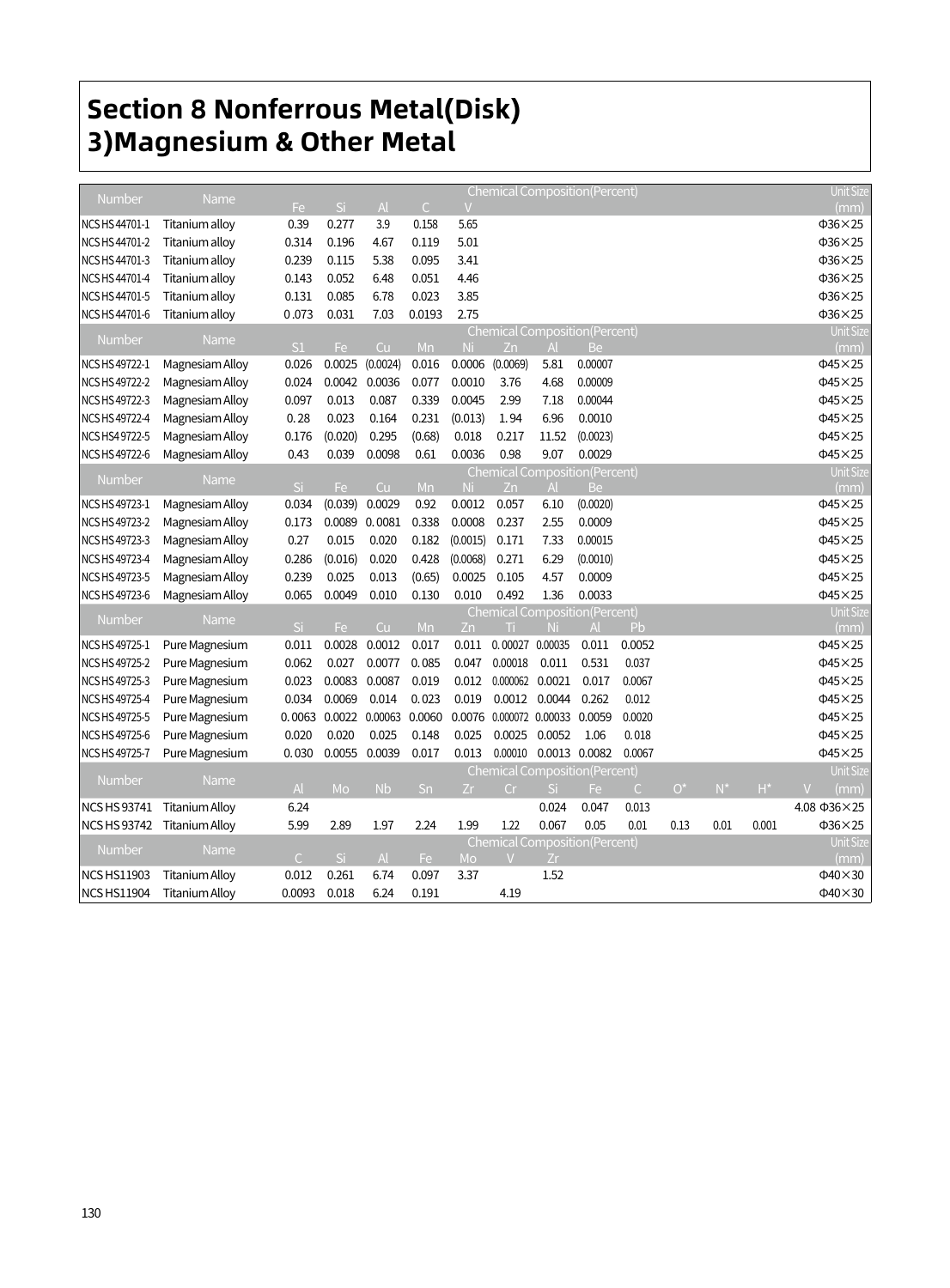# Section 8 Nonferrous Metal(Disk)
# 3)Magnesium & Other Metal

| Number | Name | Chemical Composition(Percent) | | | | | Unit Size (mm) |
|---|---|---|---|---|---|---|---|
| | | Fe | Si | Al | C | V | |
| NCS HS 44701-1 | Titanium alloy | 0.39 | 0.277 | 3.9 | 0.158 | 5.65 | Φ36×25 |
| NCS HS 44701-2 | Titanium alloy | 0.314 | 0.196 | 4.67 | 0.119 | 5.01 | Φ36×25 |
| NCS HS 44701-3 | Titanium alloy | 0.239 | 0.115 | 5.38 | 0.095 | 3.41 | Φ36×25 |
| NCS HS 44701-4 | Titanium alloy | 0.143 | 0.052 | 6.48 | 0.051 | 4.46 | Φ36×25 |
| NCS HS 44701-5 | Titanium alloy | 0.131 | 0.085 | 6.78 | 0.023 | 3.85 | Φ36×25 |
| NCS HS 44701-6 | Titanium alloy | 0.073 | 0.031 | 7.03 | 0.0193 | 2.75 | Φ36×25 |

| Number | Name | Chemical Composition(Percent) | | | | | | | | Unit Size (mm) |
|---|---|---|---|---|---|---|---|---|---|---|
| | | Si | Fe | Cu | Mn | Ni | Zn | Al | Be | |
| NCS HS 49722-1 | Magnesiam Alloy | 0.026 | 0.0025 | (0.0024) | 0.016 | 0.0006 | (0.0069) | 5.81 | 0.00007 | Φ45×25 |
| NCS HS 49722-2 | Magnesiam Alloy | 0.024 | 0.0042 | 0.0036 | 0.077 | 0.0010 | 3.76 | 4.68 | 0.00009 | Φ45×25 |
| NCS HS 49722-3 | Magnesiam Alloy | 0.097 | 0.013 | 0.087 | 0.339 | 0.0045 | 2.99 | 7.18 | 0.00044 | Φ45×25 |
| NCS HS 49722-4 | Magnesiam Alloy | 0.28 | 0.023 | 0.164 | 0.231 | (0.013) | 1.94 | 6.96 | 0.0010 | Φ45×25 |
| NCS HS 49722-5 | Magnesiam Alloy | 0.176 | (0.020) | 0.295 | (0.68) | 0.018 | 0.217 | 11.52 | (0.0023) | Φ45×25 |
| NCS HS 49722-6 | Magnesiam Alloy | 0.43 | 0.039 | 0.0098 | 0.61 | 0.0036 | 0.98 | 9.07 | 0.0029 | Φ45×25 |

| Number | Name | Chemical Composition(Percent) | | | | | | | | Unit Size (mm) |
|---|---|---|---|---|---|---|---|---|---|---|
| | | Si | Fe | Cu | Mn | Ni | Zn | Al | Be | |
| NCS HS 49723-1 | Magnesiam Alloy | 0.034 | (0.039) | 0.0029 | 0.92 | 0.0012 | 0.057 | 6.10 | (0.0020) | Φ45×25 |
| NCS HS 49723-2 | Magnesiam Alloy | 0.173 | 0.0089 | 0.0081 | 0.338 | 0.0008 | 0.237 | 2.55 | 0.0009 | Φ45×25 |
| NCS HS 49723-3 | Magnesiam Alloy | 0.27 | 0.015 | 0.020 | 0.182 | (0.0015) | 0.171 | 7.33 | 0.00015 | Φ45×25 |
| NCS HS 49723-4 | Magnesiam Alloy | 0.286 | (0.016) | 0.020 | 0.428 | (0.0068) | 0.271 | 6.29 | (0.0010) | Φ45×25 |
| NCS HS 49723-5 | Magnesiam Alloy | 0.239 | 0.025 | 0.013 | (0.65) | 0.0025 | 0.105 | 4.57 | 0.0009 | Φ45×25 |
| NCS HS 49723-6 | Magnesiam Alloy | 0.065 | 0.0049 | 0.010 | 0.130 | 0.010 | 0.492 | 1.36 | 0.0033 | Φ45×25 |

| Number | Name | Chemical Composition(Percent) | | | | | | | | | Unit Size (mm) |
|---|---|---|---|---|---|---|---|---|---|---|---|
| | | Si | Fe | Cu | Mn | Zn | Ti | Ni | Al | Pb | |
| NCS HS 49725-1 | Pure Magnesium | 0.011 | 0.0028 | 0.0012 | 0.017 | 0.011 | 0.00027 | 0.00035 | 0.011 | 0.0052 | Φ45×25 |
| NCS HS 49725-2 | Pure Magnesium | 0.062 | 0.027 | 0.0077 | 0.085 | 0.047 | 0.00018 | 0.011 | 0.531 | 0.037 | Φ45×25 |
| NCS HS 49725-3 | Pure Magnesium | 0.023 | 0.0083 | 0.0087 | 0.019 | 0.012 | 0.000062 | 0.0021 | 0.017 | 0.0067 | Φ45×25 |
| NCS HS 49725-4 | Pure Magnesium | 0.034 | 0.0069 | 0.014 | 0.023 | 0.019 | 0.0012 | 0.0044 | 0.262 | 0.012 | Φ45×25 |
| NCS HS 49725-5 | Pure Magnesium | 0.0063 | 0.0022 | 0.00063 | 0.0060 | 0.0076 | 0.000072 | 0.00033 | 0.0059 | 0.0020 | Φ45×25 |
| NCS HS 49725-6 | Pure Magnesium | 0.020 | 0.020 | 0.025 | 0.148 | 0.025 | 0.0025 | 0.0052 | 1.06 | 0.018 | Φ45×25 |
| NCS HS 49725-7 | Pure Magnesium | 0.030 | 0.0055 | 0.0039 | 0.017 | 0.013 | 0.00010 | 0.0013 | 0.0082 | 0.0067 | Φ45×25 |

| Number | Name | Chemical Composition(Percent) | | | | | | | | | | | | | Unit Size (mm) |
|---|---|---|---|---|---|---|---|---|---|---|---|---|---|---|---|
| | | Al | Mo | Nb | Sn | Zr | Cr | Si | Fe | C | O* | N* | H* | V | |
| NCS HS 93741 | Titanium Alloy | 6.24 | | | | | | 0.024 | 0.047 | 0.013 | | | | 4.08 | Φ36×25 |
| NCS HS 93742 | Titanium Alloy | 5.99 | 2.89 | 1.97 | 2.24 | 1.99 | 1.22 | 0.067 | 0.05 | 0.01 | 0.13 | 0.01 | 0.001 | | Φ36×25 |

| Number | Name | Chemical Composition(Percent) | | | | | | | Unit Size (mm) |
|---|---|---|---|---|---|---|---|---|---|
| | | C | Si | Al | Fe | Mo | V | Zr | |
| NCS HS11903 | Titanium Alloy | 0.012 | 0.261 | 6.74 | 0.097 | 3.37 | | 1.52 | Φ40×30 |
| NCS HS11904 | Titanium Alloy | 0.0093 | 0.018 | 6.24 | 0.191 | | 4.19 | | Φ40×30 |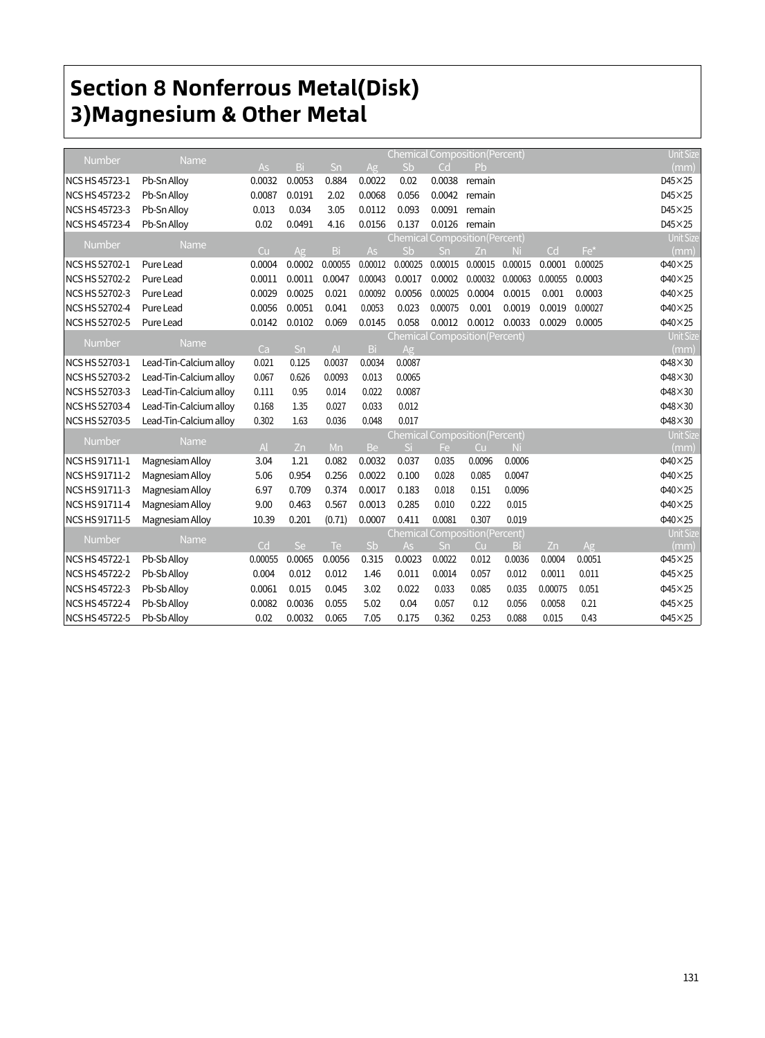# Section 8 Nonferrous Metal(Disk)
# 3)Magnesium & Other Metal

| Number | Name | Chemical Composition(Percent) | | | | | | | | | | Unit Size (mm) |
|---|---|---|---|---|---|---|---|---|---|---|---|---|
| | | As | Bi | Sn | Ag | Sb | Cd | Pb | | | | |
| NCS HS 45723-1 | Pb-Sn Alloy | 0.0032 | 0.0053 | 0.884 | 0.0022 | 0.02 | 0.0038 | remain | | | | D45×25 |
| NCS HS 45723-2 | Pb-Sn Alloy | 0.0087 | 0.0191 | 2.02 | 0.0068 | 0.056 | 0.0042 | remain | | | | D45×25 |
| NCS HS 45723-3 | Pb-Sn Alloy | 0.013 | 0.034 | 3.05 | 0.0112 | 0.093 | 0.0091 | remain | | | | D45×25 |
| NCS HS 45723-4 | Pb-Sn Alloy | 0.02 | 0.0491 | 4.16 | 0.0156 | 0.137 | 0.0126 | remain | | | | D45×25 |

| Number | Name | Chemical Composition(Percent) | | | | | | | | | | Unit Size (mm) |
|---|---|---|---|---|---|---|---|---|---|---|---|---|
| | | Cu | Ag | Bi | As | Sb | Sn | Zn | Ni | Cd | Fe* | |
| NCS HS 52702-1 | Pure Lead | 0.0004 | 0.0002 | 0.00055 | 0.00012 | 0.00025 | 0.00015 | 0.00015 | 0.00015 | 0.0001 | 0.00025 | Φ40×25 |
| NCS HS 52702-2 | Pure Lead | 0.0011 | 0.0011 | 0.0047 | 0.00043 | 0.0017 | 0.0002 | 0.00032 | 0.00063 | 0.00055 | 0.0003 | Φ40×25 |
| NCS HS 52702-3 | Pure Lead | 0.0029 | 0.0025 | 0.021 | 0.00092 | 0.0056 | 0.00025 | 0.0004 | 0.0015 | 0.001 | 0.0003 | Φ40×25 |
| NCS HS 52702-4 | Pure Lead | 0.0056 | 0.0051 | 0.041 | 0.0053 | 0.023 | 0.00075 | 0.001 | 0.0019 | 0.0019 | 0.00027 | Φ40×25 |
| NCS HS 52702-5 | Pure Lead | 0.0142 | 0.0102 | 0.069 | 0.0145 | 0.058 | 0.0012 | 0.0012 | 0.0033 | 0.0029 | 0.0005 | Φ40×25 |

| Number | Name | Chemical Composition(Percent) | | | | | | | | | | Unit Size (mm) |
|---|---|---|---|---|---|---|---|---|---|---|---|---|
| | | Ca | Sn | Al | Bi | Ag | | | | | | |
| NCS HS 52703-1 | Lead-Tin-Calcium alloy | 0.021 | 0.125 | 0.0037 | 0.0034 | 0.0087 | | | | | | Φ48×30 |
| NCS HS 52703-2 | Lead-Tin-Calcium alloy | 0.067 | 0.626 | 0.0093 | 0.013 | 0.0065 | | | | | | Φ48×30 |
| NCS HS 52703-3 | Lead-Tin-Calcium alloy | 0.111 | 0.95 | 0.014 | 0.022 | 0.0087 | | | | | | Φ48×30 |
| NCS HS 52703-4 | Lead-Tin-Calcium alloy | 0.168 | 1.35 | 0.027 | 0.033 | 0.012 | | | | | | Φ48×30 |
| NCS HS 52703-5 | Lead-Tin-Calcium alloy | 0.302 | 1.63 | 0.036 | 0.048 | 0.017 | | | | | | Φ48×30 |

| Number | Name | Chemical Composition(Percent) | | | | | | | | | | Unit Size (mm) |
|---|---|---|---|---|---|---|---|---|---|---|---|---|
| | | Al | Zn | Mn | Be | Si | Fe | Cu | Ni | | | |
| NCS HS 91711-1 | Magnesiam Alloy | 3.04 | 1.21 | 0.082 | 0.0032 | 0.037 | 0.035 | 0.0096 | 0.0006 | | | Φ40×25 |
| NCS HS 91711-2 | Magnesiam Alloy | 5.06 | 0.954 | 0.256 | 0.0022 | 0.100 | 0.028 | 0.085 | 0.0047 | | | Φ40×25 |
| NCS HS 91711-3 | Magnesiam Alloy | 6.97 | 0.709 | 0.374 | 0.0017 | 0.183 | 0.018 | 0.151 | 0.0096 | | | Φ40×25 |
| NCS HS 91711-4 | Magnesiam Alloy | 9.00 | 0.463 | 0.567 | 0.0013 | 0.285 | 0.010 | 0.222 | 0.015 | | | Φ40×25 |
| NCS HS 91711-5 | Magnesiam Alloy | 10.39 | 0.201 | (0.71) | 0.0007 | 0.411 | 0.0081 | 0.307 | 0.019 | | | Φ40×25 |

| Number | Name | Chemical Composition(Percent) | | | | | | | | | | Unit Size (mm) |
|---|---|---|---|---|---|---|---|---|---|---|---|---|
| | | Cd | Se | Te | Sb | As | Sn | Cu | Bi | Zn | Ag | |
| NCS HS 45722-1 | Pb-Sb Alloy | 0.00055 | 0.0065 | 0.0056 | 0.315 | 0.0023 | 0.0022 | 0.012 | 0.0036 | 0.0004 | 0.0051 | Φ45×25 |
| NCS HS 45722-2 | Pb-Sb Alloy | 0.004 | 0.012 | 0.012 | 1.46 | 0.011 | 0.0014 | 0.057 | 0.012 | 0.0011 | 0.011 | Φ45×25 |
| NCS HS 45722-3 | Pb-Sb Alloy | 0.0061 | 0.015 | 0.045 | 3.02 | 0.022 | 0.033 | 0.085 | 0.035 | 0.00075 | 0.051 | Φ45×25 |
| NCS HS 45722-4 | Pb-Sb Alloy | 0.0082 | 0.0036 | 0.055 | 5.02 | 0.04 | 0.057 | 0.12 | 0.056 | 0.0058 | 0.21 | Φ45×25 |
| NCS HS 45722-5 | Pb-Sb Alloy | 0.02 | 0.0032 | 0.065 | 7.05 | 0.175 | 0.362 | 0.253 | 0.088 | 0.015 | 0.43 | Φ45×25 |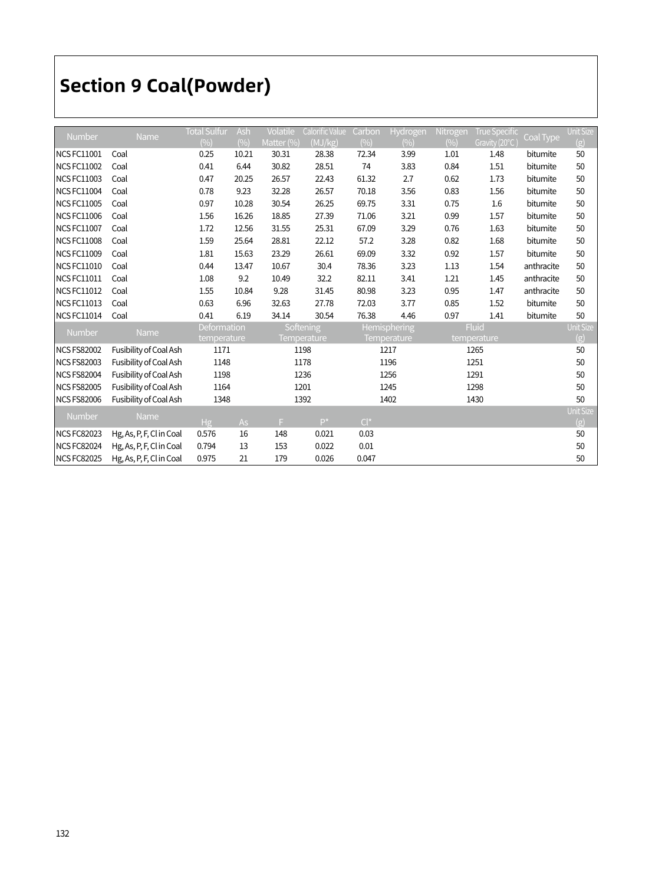# Section 9 Coal(Powder)

| Number | Name | Total Sulfur (%) | Ash (%) | Volatile Matter (%) | Calorific Value (MJ/kg) | Carbon (%) | Hydrogen (%) | Nitrogen (%) | True Specific Gravity (20°C) | Coal Type | Unit Size (g) |
|---|---|---|---|---|---|---|---|---|---|---|---|
| NCS FC11001 | Coal | 0.25 | 10.21 | 30.31 | 28.38 | 72.34 | 3.99 | 1.01 | 1.48 | bitumite | 50 |
| NCS FC11002 | Coal | 0.41 | 6.44 | 30.82 | 28.51 | 74 | 3.83 | 0.84 | 1.51 | bitumite | 50 |
| NCS FC11003 | Coal | 0.47 | 20.25 | 26.57 | 22.43 | 61.32 | 2.7 | 0.62 | 1.73 | bitumite | 50 |
| NCS FC11004 | Coal | 0.78 | 9.23 | 32.28 | 26.57 | 70.18 | 3.56 | 0.83 | 1.56 | bitumite | 50 |
| NCS FC11005 | Coal | 0.97 | 10.28 | 30.54 | 26.25 | 69.75 | 3.31 | 0.75 | 1.6 | bitumite | 50 |
| NCS FC11006 | Coal | 1.56 | 16.26 | 18.85 | 27.39 | 71.06 | 3.21 | 0.99 | 1.57 | bitumite | 50 |
| NCS FC11007 | Coal | 1.72 | 12.56 | 31.55 | 25.31 | 67.09 | 3.29 | 0.76 | 1.63 | bitumite | 50 |
| NCS FC11008 | Coal | 1.59 | 25.64 | 28.81 | 22.12 | 57.2 | 3.28 | 0.82 | 1.68 | bitumite | 50 |
| NCS FC11009 | Coal | 1.81 | 15.63 | 23.29 | 26.61 | 69.09 | 3.32 | 0.92 | 1.57 | bitumite | 50 |
| NCS FC11010 | Coal | 0.44 | 13.47 | 10.67 | 30.4 | 78.36 | 3.23 | 1.13 | 1.54 | anthracite | 50 |
| NCS FC11011 | Coal | 1.08 | 9.2 | 10.49 | 32.2 | 82.11 | 3.41 | 1.21 | 1.45 | anthracite | 50 |
| NCS FC11012 | Coal | 1.55 | 10.84 | 9.28 | 31.45 | 80.98 | 3.23 | 0.95 | 1.47 | anthracite | 50 |
| NCS FC11013 | Coal | 0.63 | 6.96 | 32.63 | 27.78 | 72.03 | 3.77 | 0.85 | 1.52 | bitumite | 50 |
| NCS FC11014 | Coal | 0.41 | 6.19 | 34.14 | 30.54 | 76.38 | 4.46 | 0.97 | 1.41 | bitumite | 50 |

| Number | Name | Deformation temperature | Softening Temperature | Hemisphering Temperature | Fluid temperature | Unit Size (g) |
|---|---|---|---|---|---|---|
| NCS FS82002 | Fusibility of Coal Ash | 1171 | 1198 | 1217 | 1265 | 50 |
| NCS FS82003 | Fusibility of Coal Ash | 1148 | 1178 | 1196 | 1251 | 50 |
| NCS FS82004 | Fusibility of Coal Ash | 1198 | 1236 | 1256 | 1291 | 50 |
| NCS FS82005 | Fusibility of Coal Ash | 1164 | 1201 | 1245 | 1298 | 50 |
| NCS FS82006 | Fusibility of Coal Ash | 1348 | 1392 | 1402 | 1430 | 50 |

| Number | Name | Hg | As | F | P* | Cl* | Unit Size (g) |
|---|---|---|---|---|---|---|---|
| NCS FC82023 | Hg, As, P, F, Cl in Coal | 0.576 | 16 | 148 | 0.021 | 0.03 | 50 |
| NCS FC82024 | Hg, As, P, F, Cl in Coal | 0.794 | 13 | 153 | 0.022 | 0.01 | 50 |
| NCS FC82025 | Hg, As, P, F, Cl in Coal | 0.975 | 21 | 179 | 0.026 | 0.047 | 50 |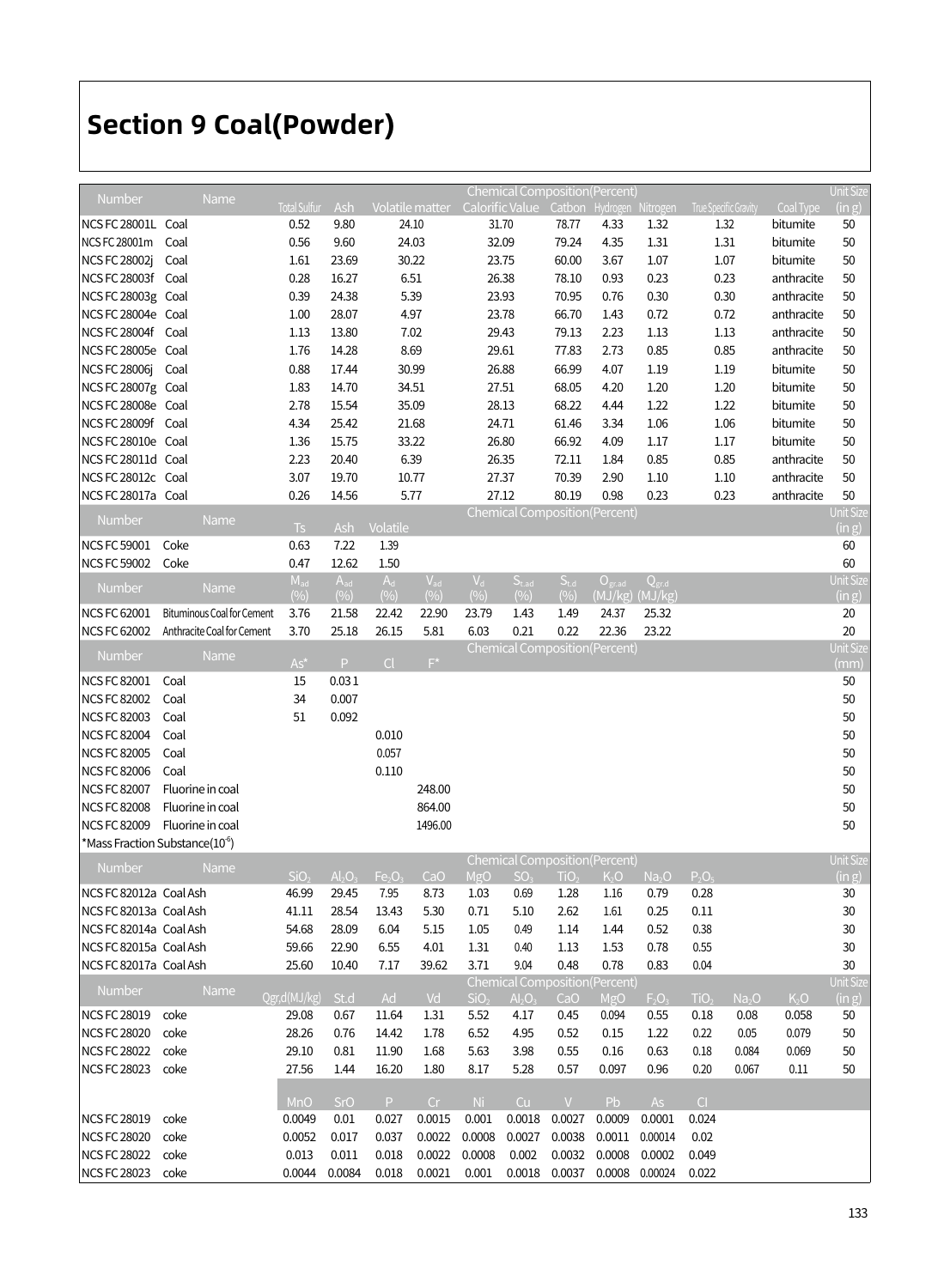# Section 9 Coal(Powder)

| Number | Name | Chemical Composition(Percent) | | | | | | | | | Unit Size |
|---|---|---|---|---|---|---|---|---|---|---|---|
| | | Total Sulfur | Ash | Volatile matter | Calorific Value | Catbon | Hydrogen | Nitrogen | True Specific Gravity | Coal Type | (in g) |
| NCS FC 28001L | Coal | 0.52 | 9.80 | 24.10 | 31.70 | 78.77 | 4.33 | 1.32 | 1.32 | bitumite | 50 |
| NCS FC 28001m | Coal | 0.56 | 9.60 | 24.03 | 32.09 | 79.24 | 4.35 | 1.31 | 1.31 | bitumite | 50 |
| NCS FC 28002j | Coal | 1.61 | 23.69 | 30.22 | 23.75 | 60.00 | 3.67 | 1.07 | 1.07 | bitumite | 50 |
| NCS FC 28003f | Coal | 0.28 | 16.27 | 6.51 | 26.38 | 78.10 | 0.93 | 0.23 | 0.23 | anthracite | 50 |
| NCS FC 28003g | Coal | 0.39 | 24.38 | 5.39 | 23.93 | 70.95 | 0.76 | 0.30 | 0.30 | anthracite | 50 |
| NCS FC 28004e | Coal | 1.00 | 28.07 | 4.97 | 23.78 | 66.70 | 1.43 | 0.72 | 0.72 | anthracite | 50 |
| NCS FC 28004f | Coal | 1.13 | 13.80 | 7.02 | 29.43 | 79.13 | 2.23 | 1.13 | 1.13 | anthracite | 50 |
| NCS FC 28005e | Coal | 1.76 | 14.28 | 8.69 | 29.61 | 77.83 | 2.73 | 0.85 | 0.85 | anthracite | 50 |
| NCS FC 28006j | Coal | 0.88 | 17.44 | 30.99 | 26.88 | 66.99 | 4.07 | 1.19 | 1.19 | bitumite | 50 |
| NCS FC 28007g | Coal | 1.83 | 14.70 | 34.51 | 27.51 | 68.05 | 4.20 | 1.20 | 1.20 | bitumite | 50 |
| NCS FC 28008e | Coal | 2.78 | 15.54 | 35.09 | 28.13 | 68.22 | 4.44 | 1.22 | 1.22 | bitumite | 50 |
| NCS FC 28009f | Coal | 4.34 | 25.42 | 21.68 | 24.71 | 61.46 | 3.34 | 1.06 | 1.06 | bitumite | 50 |
| NCS FC 28010e | Coal | 1.36 | 15.75 | 33.22 | 26.80 | 66.92 | 4.09 | 1.17 | 1.17 | bitumite | 50 |
| NCS FC 28011d | Coal | 2.23 | 20.40 | 6.39 | 26.35 | 72.11 | 1.84 | 0.85 | 0.85 | anthracite | 50 |
| NCS FC 28012c | Coal | 3.07 | 19.70 | 10.77 | 27.37 | 70.39 | 2.90 | 1.10 | 1.10 | anthracite | 50 |
| NCS FC 28017a | Coal | 0.26 | 14.56 | 5.77 | 27.12 | 80.19 | 0.98 | 0.23 | 0.23 | anthracite | 50 |

| Number | Name | Chemical Composition(Percent) | | | Unit Size |
|---|---|---|---|---|---|
| | | Ts | Ash | Volatile | (in g) |
| NCS FC 59001 | Coke | 0.63 | 7.22 | 1.39 | 60 |
| NCS FC 59002 | Coke | 0.47 | 12.62 | 1.50 | 60 |

| Number | Name | $M_{ad}$ (%) | $A_{ad}$ (%) | $A_d$ (%) | $V_{ad}$ (%) | $V_d$ (%) | $S_{t.ad}$ (%) | $S_{t.d}$ (%) | $Q_{gr.ad}$ (MJ/kg) | $Q_{gr.d}$ (MJ/kg) | Unit Size (in g) |
|---|---|---|---|---|---|---|---|---|---|---|---|
| NCS FC 62001 | Bituminous Coal for Cement | 3.76 | 21.58 | 22.42 | 22.90 | 23.79 | 1.43 | 1.49 | 24.37 | 25.32 | 20 |
| NCS FC 62002 | Anthracite Coal for Cement | 3.70 | 25.18 | 26.15 | 5.81 | 6.03 | 0.21 | 0.22 | 22.36 | 23.22 | 20 |

| Number | Name | Chemical Composition(Percent) | | | | Unit Size |
|---|---|---|---|---|---|---|
| | | As* | P | Cl | F* | (mm) |
| NCS FC 82001 | Coal | 15 | 0.031 | | | 50 |
| NCS FC 82002 | Coal | 34 | 0.007 | | | 50 |
| NCS FC 82003 | Coal | 51 | 0.092 | | | 50 |
| NCS FC 82004 | Coal | | | 0.010 | | 50 |
| NCS FC 82005 | Coal | | | 0.057 | | 50 |
| NCS FC 82006 | Coal | | | 0.110 | | 50 |
| NCS FC 82007 | Fluorine in coal | | | | 248.00 | 50 |
| NCS FC 82008 | Fluorine in coal | | | | 864.00 | 50 |
| NCS FC 82009 | Fluorine in coal | | | | 1496.00 | 50 |

*Mass Fraction Substance($10^{-6}$)

| Number | Name | Chemical Composition(Percent) | | | | | | | | | | Unit Size |
|---|---|---|---|---|---|---|---|---|---|---|---|---|
| | | $SiO_2$ | $Al_2O_3$ | $Fe_2O_3$ | CaO | MgO | $SO_3$ | $TiO_2$ | $K_2O$ | $Na_2O$ | $P_2O_5$ | (in g) |
| NCS FC 82012a | Coal Ash | 46.99 | 29.45 | 7.95 | 8.73 | 1.03 | 0.69 | 1.28 | 1.16 | 0.79 | 0.28 | 30 |
| NCS FC 82013a | Coal Ash | 41.11 | 28.54 | 13.43 | 5.30 | 0.71 | 5.10 | 2.62 | 1.61 | 0.25 | 0.11 | 30 |
| NCS FC 82014a | Coal Ash | 54.68 | 28.09 | 6.04 | 5.15 | 1.05 | 0.49 | 1.14 | 1.44 | 0.52 | 0.38 | 30 |
| NCS FC 82015a | Coal Ash | 59.66 | 22.90 | 6.55 | 4.01 | 1.31 | 0.40 | 1.13 | 1.53 | 0.78 | 0.55 | 30 |
| NCS FC 82017a | Coal Ash | 25.60 | 10.40 | 7.17 | 39.62 | 3.71 | 9.04 | 0.48 | 0.78 | 0.83 | 0.04 | 30 |

| Number | Name | Chemical Composition(Percent) | | | | | | | | | | | | Unit Size |
|---|---|---|---|---|---|---|---|---|---|---|---|---|---|---|
| | | Qgr,d(MJ/kg) | St.d | Ad | Vd | $SiO_2$ | $Al_2O_3$ | CaO | MgO | $F_2O_3$ | $TiO_2$ | $Na_2O$ | $K_2O$ | (in g) |
| NCS FC 28019 | coke | 29.08 | 0.67 | 11.64 | 1.31 | 5.52 | 4.17 | 0.45 | 0.094 | 0.55 | 0.18 | 0.08 | 0.058 | 50 |
| NCS FC 28020 | coke | 28.26 | 0.76 | 14.42 | 1.78 | 6.52 | 4.95 | 0.52 | 0.15 | 1.22 | 0.22 | 0.05 | 0.079 | 50 |
| NCS FC 28022 | coke | 29.10 | 0.81 | 11.90 | 1.68 | 5.63 | 3.98 | 0.55 | 0.16 | 0.63 | 0.18 | 0.084 | 0.069 | 50 |
| NCS FC 28023 | coke | 27.56 | 1.44 | 16.20 | 1.80 | 8.17 | 5.28 | 0.57 | 0.097 | 0.96 | 0.20 | 0.067 | 0.11 | 50 |
| | | MnO | SrO | P | Cr | Ni | Cu | V | Pb | As | Cl | | | |
| NCS FC 28019 | coke | 0.0049 | 0.01 | 0.027 | 0.0015 | 0.001 | 0.0018 | 0.0027 | 0.0009 | 0.0001 | 0.024 | | | |
| NCS FC 28020 | coke | 0.0052 | 0.017 | 0.037 | 0.0022 | 0.0008 | 0.0027 | 0.0038 | 0.0011 | 0.00014 | 0.02 | | | |
| NCS FC 28022 | coke | 0.013 | 0.011 | 0.018 | 0.0022 | 0.0008 | 0.002 | 0.0032 | 0.0008 | 0.0002 | 0.049 | | | |
| NCS FC 28023 | coke | 0.0044 | 0.0084 | 0.018 | 0.0021 | 0.001 | 0.0018 | 0.0037 | 0.0008 | 0.00024 | 0.022 | | | |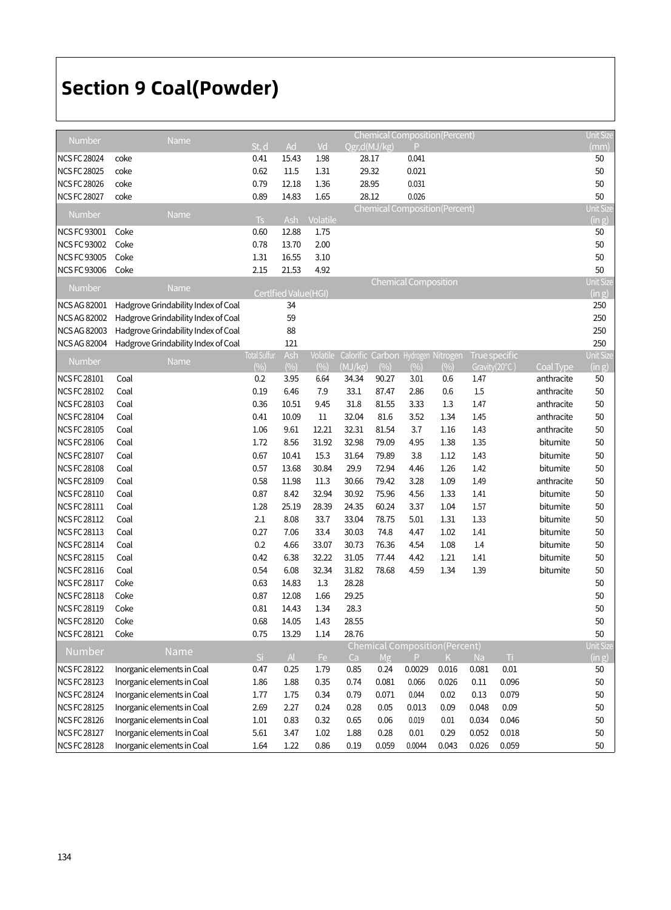# Section 9 Coal(Powder)

| Number | Name | Chemical Composition(Percent) | | | | | Unit Size |
|---|---|---|---|---|---|---|---|
| | | St,d | Ad | Vd | Qgr,d(MJ/kg) | P | (mm) |
| NCS FC 28024 | coke | 0.41 | 15.43 | 1.98 | 28.17 | 0.041 | 50 |
| NCS FC 28025 | coke | 0.62 | 11.5 | 1.31 | 29.32 | 0.021 | 50 |
| NCS FC 28026 | coke | 0.79 | 12.18 | 1.36 | 28.95 | 0.031 | 50 |
| NCS FC 28027 | coke | 0.89 | 14.83 | 1.65 | 28.12 | 0.026 | 50 |

| Number | Name | Chemical Composition(Percent) | | | Unit Size |
|---|---|---|---|---|---|
| | | Ts | Ash | Volatile | (in g) |
| NCS FC 93001 | Coke | 0.60 | 12.88 | 1.75 | 50 |
| NCS FC 93002 | Coke | 0.78 | 13.70 | 2.00 | 50 |
| NCS FC 93005 | Coke | 1.31 | 16.55 | 3.10 | 50 |
| NCS FC 93006 | Coke | 2.15 | 21.53 | 4.92 | 50 |

| Number | Name | Chemical Composition | Unit Size |
|---|---|---|---|
| | | Certified Value(HGI) | (in g) |
| NCS AG 82001 | Hadgrove Grindability Index of Coal | 34 | 250 |
| NCS AG 82002 | Hadgrove Grindability Index of Coal | 59 | 250 |
| NCS AG 82003 | Hadgrove Grindability Index of Coal | 88 | 250 |
| NCS AG 82004 | Hadgrove Grindability Index of Coal | 121 | 250 |

| Number | Name | Total Sulfur (%) | Ash (%) | Volatile (%) | Calorific (MJ/kg) | Carbon (%) | Hydrogen (%) | Nitrogen (%) | True specific Gravity(20°C) | Coal Type | Unit Size (in g) |
|---|---|---|---|---|---|---|---|---|---|---|---|
| NCS FC 28101 | Coal | 0.2 | 3.95 | 6.64 | 34.34 | 90.27 | 3.01 | 0.6 | 1.47 | anthracite | 50 |
| NCS FC 28102 | Coal | 0.19 | 6.46 | 7.9 | 33.1 | 87.47 | 2.86 | 0.6 | 1.5 | anthracite | 50 |
| NCS FC 28103 | Coal | 0.36 | 10.51 | 9.45 | 31.8 | 81.55 | 3.33 | 1.3 | 1.47 | anthracite | 50 |
| NCS FC 28104 | Coal | 0.41 | 10.09 | 11 | 32.04 | 81.6 | 3.52 | 1.34 | 1.45 | anthracite | 50 |
| NCS FC 28105 | Coal | 1.06 | 9.61 | 12.21 | 32.31 | 81.54 | 3.7 | 1.16 | 1.43 | anthracite | 50 |
| NCS FC 28106 | Coal | 1.72 | 8.56 | 31.92 | 32.98 | 79.09 | 4.95 | 1.38 | 1.35 | bitumite | 50 |
| NCS FC 28107 | Coal | 0.67 | 10.41 | 15.3 | 31.64 | 79.89 | 3.8 | 1.12 | 1.43 | bitumite | 50 |
| NCS FC 28108 | Coal | 0.57 | 13.68 | 30.84 | 29.9 | 72.94 | 4.46 | 1.26 | 1.42 | bitumite | 50 |
| NCS FC 28109 | Coal | 0.58 | 11.98 | 11.3 | 30.66 | 79.42 | 3.28 | 1.09 | 1.49 | anthracite | 50 |
| NCS FC 28110 | Coal | 0.87 | 8.42 | 32.94 | 30.92 | 75.96 | 4.56 | 1.33 | 1.41 | bitumite | 50 |
| NCS FC 28111 | Coal | 1.28 | 25.19 | 28.39 | 24.35 | 60.24 | 3.37 | 1.04 | 1.57 | bitumite | 50 |
| NCS FC 28112 | Coal | 2.1 | 8.08 | 33.7 | 33.04 | 78.75 | 5.01 | 1.31 | 1.33 | bitumite | 50 |
| NCS FC 28113 | Coal | 0.27 | 7.06 | 33.4 | 30.03 | 74.8 | 4.47 | 1.02 | 1.41 | bitumite | 50 |
| NCS FC 28114 | Coal | 0.2 | 4.66 | 33.07 | 30.73 | 76.36 | 4.54 | 1.08 | 1.4 | bitumite | 50 |
| NCS FC 28115 | Coal | 0.42 | 6.38 | 32.22 | 31.05 | 77.44 | 4.42 | 1.21 | 1.41 | bitumite | 50 |
| NCS FC 28116 | Coal | 0.54 | 6.08 | 32.34 | 31.82 | 78.68 | 4.59 | 1.34 | 1.39 | bitumite | 50 |
| NCS FC 28117 | Coke | 0.63 | 14.83 | 1.3 | 28.28 | | | | | | 50 |
| NCS FC 28118 | Coke | 0.87 | 12.08 | 1.66 | 29.25 | | | | | | 50 |
| NCS FC 28119 | Coke | 0.81 | 14.43 | 1.34 | 28.3 | | | | | | 50 |
| NCS FC 28120 | Coke | 0.68 | 14.05 | 1.43 | 28.55 | | | | | | 50 |
| NCS FC 28121 | Coke | 0.75 | 13.29 | 1.14 | 28.76 | | | | | | 50 |

| Number | Name | Chemical Composition(Percent) | | | | | | | | | Unit Size |
|---|---|---|---|---|---|---|---|---|---|---|---|
| | | Si | Al | Fe | Ca | Mg | P | K | Na | Ti | (in g) |
| NCS FC 28122 | Inorganic elements in Coal | 0.47 | 0.25 | 1.79 | 0.85 | 0.24 | 0.0029 | 0.016 | 0.081 | 0.01 | 50 |
| NCS FC 28123 | Inorganic elements in Coal | 1.86 | 1.88 | 0.35 | 0.74 | 0.081 | 0.066 | 0.026 | 0.11 | 0.096 | 50 |
| NCS FC 28124 | Inorganic elements in Coal | 1.77 | 1.75 | 0.34 | 0.79 | 0.071 | 0.044 | 0.02 | 0.13 | 0.079 | 50 |
| NCS FC 28125 | Inorganic elements in Coal | 2.69 | 2.27 | 0.24 | 0.28 | 0.05 | 0.013 | 0.09 | 0.048 | 0.09 | 50 |
| NCS FC 28126 | Inorganic elements in Coal | 1.01 | 0.83 | 0.32 | 0.65 | 0.06 | 0.019 | 0.01 | 0.034 | 0.046 | 50 |
| NCS FC 28127 | Inorganic elements in Coal | 5.61 | 3.47 | 1.02 | 1.88 | 0.28 | 0.01 | 0.29 | 0.052 | 0.018 | 50 |
| NCS FC 28128 | Inorganic elements in Coal | 1.64 | 1.22 | 0.86 | 0.19 | 0.059 | 0.0044 | 0.043 | 0.026 | 0.059 | 50 |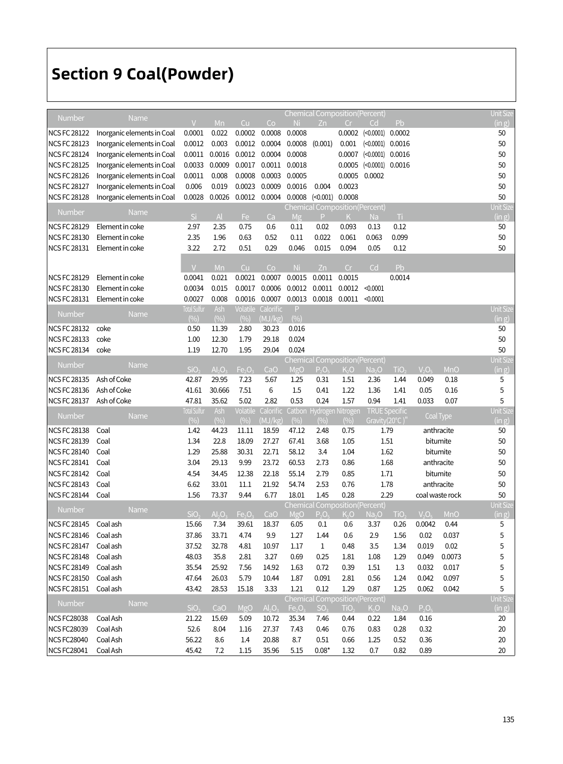# Section 9 Coal(Powder)

| Number | Name | Chemical Composition(Percent) | | | | | | | | | Unit Size |
|---|---|---|---|---|---|---|---|---|---|---|---|
| | | V | Mn | Cu | Co | Ni | Zn | Cr | Cd | Pb | (in g) |
| NCS FC 28122 | Inorganic elements in Coal | 0.0001 | 0.022 | 0.0002 | 0.0008 | 0.0008 | | 0.0002 | (<0.0001) | 0.0002 | 50 |
| NCS FC 28123 | Inorganic elements in Coal | 0.0012 | 0.003 | 0.0012 | 0.0004 | 0.0008 | (0.001) | 0.001 | (<0.0001) | 0.0016 | 50 |
| NCS FC 28124 | Inorganic elements in Coal | 0.0011 | 0.0016 | 0.0012 | 0.0004 | 0.0008 | | 0.0007 | (<0.0001) | 0.0016 | 50 |
| NCS FC 28125 | Inorganic elements in Coal | 0.0033 | 0.0009 | 0.0017 | 0.0011 | 0.0018 | | 0.0005 | (<0.0001) | 0.0016 | 50 |
| NCS FC 28126 | Inorganic elements in Coal | 0.0011 | 0.008 | 0.0008 | 0.0003 | 0.0005 | | 0.0005 | 0.0002 | | 50 |
| NCS FC 28127 | Inorganic elements in Coal | 0.006 | 0.019 | 0.0023 | 0.0009 | 0.0016 | 0.004 | 0.0023 | | | 50 |
| NCS FC 28128 | Inorganic elements in Coal | 0.0028 | 0.0026 | 0.0012 | 0.0004 | 0.0008 | (<0.001) | 0.0008 | | | 50 |

| Number | Name | Chemical Composition(Percent) | | | | | | | | | Unit Size |
|---|---|---|---|---|---|---|---|---|---|---|---|
| | | Si | Al | Fe | Ca | Mg | P | K | Na | Ti | (in g) |
| NCS FC 28129 | Element in coke | 2.97 | 2.35 | 0.75 | 0.6 | 0.11 | 0.02 | 0.093 | 0.13 | 0.12 | 50 |
| NCS FC 28130 | Element in coke | 2.35 | 1.96 | 0.63 | 0.52 | 0.11 | 0.022 | 0.061 | 0.063 | 0.099 | 50 |
| NCS FC 28131 | Element in coke | 3.22 | 2.72 | 0.51 | 0.29 | 0.046 | 0.015 | 0.094 | 0.05 | 0.12 | 50 |
| | | V | Mn | Cu | Co | Ni | Zn | Cr | Cd | Pb | |
| NCS FC 28129 | Element in coke | 0.0041 | 0.021 | 0.0021 | 0.0007 | 0.0015 | 0.0011 | 0.0015 | | 0.0014 | |
| NCS FC 28130 | Element in coke | 0.0034 | 0.015 | 0.0017 | 0.0006 | 0.0012 | 0.0011 | 0.0012 | <0.0001 | | |
| NCS FC 28131 | Element in coke | 0.0027 | 0.008 | 0.0016 | 0.0007 | 0.0013 | 0.0018 | 0.0011 | <0.0001 | | |

| Number | Name | Total Sulfur (%) | Ash (%) | Volatile (%) | Calorific (MJ/kg) | P (%) | Unit Size (in g) |
|---|---|---|---|---|---|---|---|
| NCS FC 28132 | coke | 0.50 | 11.39 | 2.80 | 30.23 | 0.016 | 50 |
| NCS FC 28133 | coke | 1.00 | 12.30 | 1.79 | 29.18 | 0.024 | 50 |
| NCS FC 28134 | coke | 1.19 | 12.70 | 1.95 | 29.04 | 0.024 | 50 |

| Number | Name | Chemical Composition(Percent) | | | | | | | | | | | Unit Size |
|---|---|---|---|---|---|---|---|---|---|---|---|---|---|
| | | $SiO_2$ | $Al_2O_3$ | $Fe_2O_3$ | CaO | MgO | $P_2O_5$ | $K_2O$ | $Na_2O$ | $TiO_2$ | $V_2O_5$ | MnO | (in g) |
| NCS FC 28135 | Ash of Coke | 42.87 | 29.95 | 7.23 | 5.67 | 1.25 | 0.31 | 1.51 | 2.36 | 1.44 | 0.049 | 0.18 | 5 |
| NCS FC 28136 | Ash of Coke | 41.61 | 30.666 | 7.51 | 6 | 1.5 | 0.41 | 1.22 | 1.36 | 1.41 | 0.05 | 0.16 | 5 |
| NCS FC 28137 | Ash of Coke | 47.81 | 35.62 | 5.02 | 2.82 | 0.53 | 0.24 | 1.57 | 0.94 | 1.41 | 0.033 | 0.07 | 5 |

| Number | Name | Total Sulfur (%) | Ash (%) | Volatile (%) | Calorific (MJ/kg) | Catbon (%) | Hydrogen (%) | Nitrogen (%) | TRUE Specific Gravity(20°C)" | Coal Type | Unit Size (in g) |
|---|---|---|---|---|---|---|---|---|---|---|---|
| NCS FC 28138 | Coal | 1.42 | 44.23 | 11.11 | 18.59 | 47.12 | 2.48 | 0.75 | 1.79 | anthracite | 50 |
| NCS FC 28139 | Coal | 1.34 | 22.8 | 18.09 | 27.27 | 67.41 | 3.68 | 1.05 | 1.51 | bitumite | 50 |
| NCS FC 28140 | Coal | 1.29 | 25.88 | 30.31 | 22.71 | 58.12 | 3.4 | 1.04 | 1.62 | bitumite | 50 |
| NCS FC 28141 | Coal | 3.04 | 29.13 | 9.99 | 23.72 | 60.53 | 2.73 | 0.86 | 1.68 | anthracite | 50 |
| NCS FC 28142 | Coal | 4.54 | 34.45 | 12.38 | 22.18 | 55.14 | 2.79 | 0.85 | 1.71 | bitumite | 50 |
| NCS FC 28143 | Coal | 6.62 | 33.01 | 11.1 | 21.92 | 54.74 | 2.53 | 0.76 | 1.78 | anthracite | 50 |
| NCS FC 28144 | Coal | 1.56 | 73.37 | 9.44 | 6.77 | 18.01 | 1.45 | 0.28 | 2.29 | coal waste rock | 50 |

| Number | Name | Chemical Composition(Percent) | | | | | | | | | | | Unit Size |
|---|---|---|---|---|---|---|---|---|---|---|---|---|---|
| | | $SiO_2$ | $Al_2O_3$ | $Fe_2O_3$ | CaO | MgO | $P_2O_5$ | $K_2O$ | $Na_2O$ | $TiO_2$ | $V_2O_5$ | MnO | (in g) |
| NCS FC 28145 | Coal ash | 15.66 | 7.34 | 39.61 | 18.37 | 6.05 | 0.1 | 0.6 | 3.37 | 0.26 | 0.0042 | 0.44 | 5 |
| NCS FC 28146 | Coal ash | 37.86 | 33.71 | 4.74 | 9.9 | 1.27 | 1.44 | 0.6 | 2.9 | 1.56 | 0.02 | 0.037 | 5 |
| NCS FC 28147 | Coal ash | 37.52 | 32.78 | 4.81 | 10.97 | 1.17 | 1 | 0.48 | 3.5 | 1.34 | 0.019 | 0.02 | 5 |
| NCS FC 28148 | Coal ash | 48.03 | 35.8 | 2.81 | 3.27 | 0.69 | 0.25 | 1.81 | 1.08 | 1.29 | 0.049 | 0.0073 | 5 |
| NCS FC 28149 | Coal ash | 35.54 | 25.92 | 7.56 | 14.92 | 1.63 | 0.72 | 0.39 | 1.51 | 1.3 | 0.032 | 0.017 | 5 |
| NCS FC 28150 | Coal ash | 47.64 | 26.03 | 5.79 | 10.44 | 1.87 | 0.091 | 2.81 | 0.56 | 1.24 | 0.042 | 0.097 | 5 |
| NCS FC 28151 | Coal ash | 43.42 | 28.53 | 15.18 | 3.33 | 1.21 | 0.12 | 1.29 | 0.87 | 1.25 | 0.062 | 0.042 | 5 |

| Number | Name | Chemical Composition(Percent) | | | | | | | | | | Unit Size |
|---|---|---|---|---|---|---|---|---|---|---|---|---|
| | | $SiO_2$ | CaO | MgO | $Al_2O_3$ | $Fe_2O_3$ | $SO_3$ | $TiO_2$ | $K_2O$ | $Na_2O$ | $P_2O_5$ | (in g) |
| NCS FC28038 | Coal Ash | 21.22 | 15.69 | 5.09 | 10.72 | 35.34 | 7.46 | 0.44 | 0.22 | 1.84 | 0.16 | 20 |
| NCS FC28039 | Coal Ash | 52.6 | 8.04 | 1.16 | 27.37 | 7.43 | 0.46 | 0.76 | 0.83 | 0.28 | 0.32 | 20 |
| NCS FC28040 | Coal Ash | 56.22 | 8.6 | 1.4 | 20.88 | 8.7 | 0.51 | 0.66 | 1.25 | 0.52 | 0.36 | 20 |
| NCS FC28041 | Coal Ash | 45.42 | 7.2 | 1.15 | 35.96 | 5.15 | 0.08* | 1.32 | 0.7 | 0.82 | 0.89 | 20 |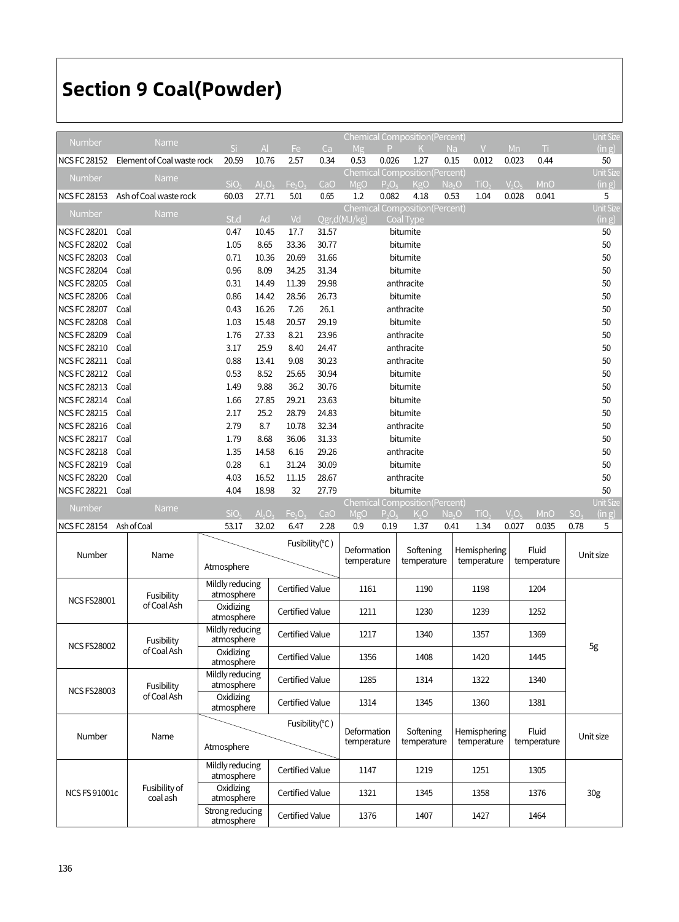# Section 9 Coal(Powder)

| Number | Name | Si | Al | Fe | Ca | Mg | P | K | Na | V | Mn | Ti | | Unit Size (in g) |
|---|---|---|---|---|---|---|---|---|---|---|---|---|---|---|
| NCS FC 28152 | Element of Coal waste rock | 20.59 | 10.76 | 2.57 | 0.34 | 0.53 | 0.026 | 1.27 | 0.15 | 0.012 | 0.023 | 0.44 | | 50 |
| **Number** | **Name** | $SiO_2$ | $Al_2O_3$ | $Fe_2O_3$ | CaO | MgO | $P_2O_5$ | KgO | $Na_2O$ | $TiO_2$ | $V_2O_5$ | MnO | | **Unit Size (in g)** |
| NCS FC 28153 | Ash of Coal waste rock | 60.03 | 27.71 | 5.01 | 0.65 | 1.2 | 0.082 | 4.18 | 0.53 | 1.04 | 0.028 | 0.041 | | 5 |
| **Number** | **Name** | St.d | Ad | Vd | Qgr,d(MJ/kg) | | Coal Type | | | | | | | **Unit Size (in g)** |
| NCS FC 28201 | Coal | 0.47 | 10.45 | 17.7 | 31.57 | | bitumite | | | | | | | 50 |
| NCS FC 28202 | Coal | 1.05 | 8.65 | 33.36 | 30.77 | | bitumite | | | | | | | 50 |
| NCS FC 28203 | Coal | 0.71 | 10.36 | 20.69 | 31.66 | | bitumite | | | | | | | 50 |
| NCS FC 28204 | Coal | 0.96 | 8.09 | 34.25 | 31.34 | | bitumite | | | | | | | 50 |
| NCS FC 28205 | Coal | 0.31 | 14.49 | 11.39 | 29.98 | | anthracite | | | | | | | 50 |
| NCS FC 28206 | Coal | 0.86 | 14.42 | 28.56 | 26.73 | | bitumite | | | | | | | 50 |
| NCS FC 28207 | Coal | 0.43 | 16.26 | 7.26 | 26.1 | | anthracite | | | | | | | 50 |
| NCS FC 28208 | Coal | 1.03 | 15.48 | 20.57 | 29.19 | | bitumite | | | | | | | 50 |
| NCS FC 28209 | Coal | 1.76 | 27.33 | 8.21 | 23.96 | | anthracite | | | | | | | 50 |
| NCS FC 28210 | Coal | 3.17 | 25.9 | 8.40 | 24.47 | | anthracite | | | | | | | 50 |
| NCS FC 28211 | Coal | 0.88 | 13.41 | 9.08 | 30.23 | | anthracite | | | | | | | 50 |
| NCS FC 28212 | Coal | 0.53 | 8.52 | 25.65 | 30.94 | | bitumite | | | | | | | 50 |
| NCS FC 28213 | Coal | 1.49 | 9.88 | 36.2 | 30.76 | | bitumite | | | | | | | 50 |
| NCS FC 28214 | Coal | 1.66 | 27.85 | 29.21 | 23.63 | | bitumite | | | | | | | 50 |
| NCS FC 28215 | Coal | 2.17 | 25.2 | 28.79 | 24.83 | | bitumite | | | | | | | 50 |
| NCS FC 28216 | Coal | 2.79 | 8.7 | 10.78 | 32.34 | | anthracite | | | | | | | 50 |
| NCS FC 28217 | Coal | 1.79 | 8.68 | 36.06 | 31.33 | | bitumite | | | | | | | 50 |
| NCS FC 28218 | Coal | 1.35 | 14.58 | 6.16 | 29.26 | | anthracite | | | | | | | 50 |
| NCS FC 28219 | Coal | 0.28 | 6.1 | 31.24 | 30.09 | | bitumite | | | | | | | 50 |
| NCS FC 28220 | Coal | 4.03 | 16.52 | 11.15 | 28.67 | | anthracite | | | | | | | 50 |
| NCS FC 28221 | Coal | 4.04 | 18.98 | 32 | 27.79 | | bitumite | | | | | | | 50 |
| **Number** | **Name** | $SiO_2$ | $Al_2O_3$ | $Fe_2O_3$ | CaO | MgO | $P_2O_5$ | $K_2O$ | $Na_2O$ | $TiO_2$ | $V_2O_5$ | MnO | $SO_3$ | **Unit Size (in g)** |
| NCS FC 28154 | Ash of Coal | 53.17 | 32.02 | 6.47 | 2.28 | 0.9 | 0.19 | 1.37 | 0.41 | 1.34 | 0.027 | 0.035 | 0.78 | 5 |

Chemical Composition (Percent)

| Number | Name | Atmosphere | Fusibility(℃) | Deformation temperature | Softening temperature | Hemisphering temperature | Fluid temperature | Unit size |
|---|---|---|---|---|---|---|---|---|
| NCS FS28001 | Fusibility of Coal Ash | Mildly reducing atmosphere | Certified Value | 1161 | 1190 | 1198 | 1204 | 5g |
| | | Oxidizing atmosphere | Certified Value | 1211 | 1230 | 1239 | 1252 | |
| NCS FS28002 | Fusibility of Coal Ash | Mildly reducing atmosphere | Certified Value | 1217 | 1340 | 1357 | 1369 | |
| | | Oxidizing atmosphere | Certified Value | 1356 | 1408 | 1420 | 1445 | |
| NCS FS28003 | Fusibility of Coal Ash | Mildly reducing atmosphere | Certified Value | 1285 | 1314 | 1322 | 1340 | |
| | | Oxidizing atmosphere | Certified Value | 1314 | 1345 | 1360 | 1381 | |

| Number | Name | Atmosphere | Fusibility(℃) | Deformation temperature | Softening temperature | Hemisphering temperature | Fluid temperature | Unit size |
|---|---|---|---|---|---|---|---|---|
| NCS FS 91001c | Fusibility of coal ash | Mildly reducing atmosphere | Certified Value | 1147 | 1219 | 1251 | 1305 | 30g |
| | | Oxidizing atmosphere | Certified Value | 1321 | 1345 | 1358 | 1376 | |
| | | Strong reducing atmosphere | Certified Value | 1376 | 1407 | 1427 | 1464 | |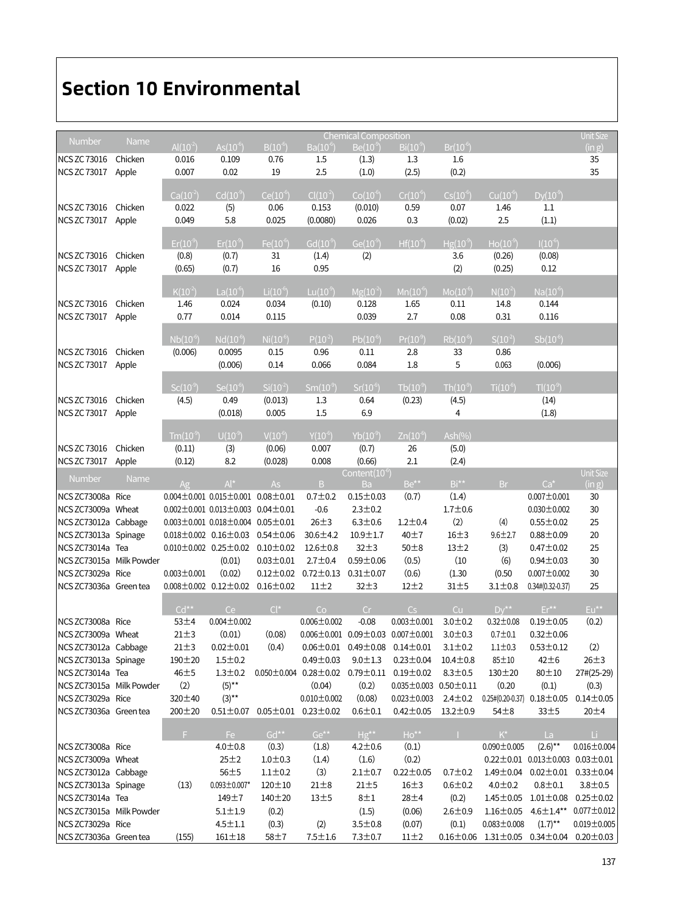# Section 10 Environmental

| Number | Name | Al($10^{-2}$) | As($10^{-6}$) | B($10^{-6}$) | Ba($10^{-6}$) | Be($10^{-9}$) | Bi($10^{-9}$) | Br($10^{-6}$) | | | Unit Size (in g) |
|---|---|---|---|---|---|---|---|---|---|---|---|
| NCS ZC 73016 | Chicken | 0.016 | 0.109 | 0.76 | 1.5 | (1.3) | 1.3 | 1.6 | | | 35 |
| NCS ZC 73017 | Apple | 0.007 | 0.02 | 19 | 2.5 | (1.0) | (2.5) | (0.2) | | | 35 |
| | | Ca($10^{-2}$) | Cd($10^{-9}$) | Ce($10^{-6}$) | Cl($10^{-2}$) | Co($10^{-6}$) | Cr($10^{-6}$) | Cs($10^{-6}$) | Cu($10^{-6}$) | Dy($10^{-9}$) | |
| NCS ZC 73016 | Chicken | 0.022 | (5) | 0.06 | 0.153 | (0.010) | 0.59 | 0.07 | 1.46 | 1.1 | |
| NCS ZC 73017 | Apple | 0.049 | 5.8 | 0.025 | (0.0080) | 0.026 | 0.3 | (0.02) | 2.5 | (1.1) | |
| | | Er($10^{-9}$) | Er($10^{-9}$) | Fe($10^{-6}$) | Gd($10^{-9}$) | Ge($10^{-9}$) | Hf($10^{-6}$) | Hg($10^{-9}$) | Ho($10^{-9}$) | I($10^{-6}$) | |
| NCS ZC 73016 | Chicken | (0.8) | (0.7) | 31 | (1.4) | (2) | | 3.6 | (0.26) | (0.08) | |
| NCS ZC 73017 | Apple | (0.65) | (0.7) | 16 | 0.95 | | | (2) | (0.25) | 0.12 | |
| | | K($10^{-2}$) | La($10^{-6}$) | Li($10^{-6}$) | Lu($10^{-9}$) | Mg($10^{-2}$) | Mn($10^{-6}$) | Mo($10^{-6}$) | N($10^{-2}$) | Na($10^{-6}$) | |
| NCS ZC 73016 | Chicken | 1.46 | 0.024 | 0.034 | (0.10) | 0.128 | 1.65 | 0.11 | 14.8 | 0.144 | |
| NCS ZC 73017 | Apple | 0.77 | 0.014 | 0.115 | | 0.039 | 2.7 | 0.08 | 0.31 | 0.116 | |
| | | Nb($10^{-6}$) | Nd($10^{-6}$) | Ni($10^{-6}$) | P($10^{-2}$) | Pb($10^{-6}$) | Pr($10^{-9}$) | Rb($10^{-6}$) | S($10^{-2}$) | Sb($10^{-6}$) | |
| NCS ZC 73016 | Chicken | (0.006) | 0.0095 | 0.15 | 0.96 | 0.11 | 2.8 | 33 | 0.86 | | |
| NCS ZC 73017 | Apple | | (0.006) | 0.14 | 0.066 | 0.084 | 1.8 | 5 | 0.063 | (0.006) | |
| | | Sc($10^{-9}$) | Se($10^{-6}$) | Si($10^{-2}$) | Sm($10^{-9}$) | Sr($10^{-6}$) | Tb($10^{-9}$) | Th($10^{-9}$) | Ti($10^{-6}$) | Tl($10^{-9}$) | |
| NCS ZC 73016 | Chicken | (4.5) | 0.49 | (0.013) | 1.3 | 0.64 | (0.23) | (4.5) | | (14) | |
| NCS ZC 73017 | Apple | | (0.018) | 0.005 | 1.5 | 6.9 | | 4 | | (1.8) | |
| | | Tm($10^{-9}$) | U($10^{-9}$) | V($10^{-6}$) | Y($10^{-6}$) | Yb($10^{-9}$) | Zn($10^{-6}$) | Ash(%) | | | |
| NCS ZC 73016 | Chicken | (0.11) | (3) | (0.06) | 0.007 | (0.7) | 26 | (5.0) | | | |
| NCS ZC 73017 | Apple | (0.12) | 8.2 | (0.028) | 0.008 | (0.66) | 2.1 | (2.4) | | | |

| Number | Name | Content($10^{-6}$) | | | | | | | | | Unit Size (in g) |
|---|---|---|---|---|---|---|---|---|---|---|---|
| | | Ag | Al* | As | B | Ba | Be** | Bi** | Br | Ca* | |
| NCS ZC73008a | Rice | 0.004±0.001 | 0.015±0.001 | 0.08±0.01 | 0.7±0.2 | 0.15±0.03 | (0.7) | (1.4) | | 0.007±0.001 | 30 |
| NCS ZC73009a | Wheat | 0.002±0.001 | 0.013±0.003 | 0.04±0.01 | -0.6 | 2.3±0.2 | | 1.7±0.6 | | 0.030±0.002 | 30 |
| NCS ZC73012a | Cabbage | 0.003±0.001 | 0.018±0.004 | 0.05±0.01 | 26±3 | 6.3±0.6 | 1.2±0.4 | (2) | (4) | 0.55±0.02 | 25 |
| NCS ZC73013a | Spinage | 0.018±0.002 | 0.16±0.03 | 0.54±0.06 | 30.6±4.2 | 10.9±1.7 | 40±7 | 16±3 | 9.6±2.7 | 0.88±0.09 | 20 |
| NCS ZC73014a | Tea | 0.010±0.002 | 0.25±0.02 | 0.10±0.02 | 12.6±0.8 | 32±3 | 50±8 | 13±2 | (3) | 0.47±0.02 | 25 |
| NCS ZC73015a | Milk Powder | | (0.01) | 0.03±0.01 | 2.7±0.4 | 0.59±0.06 | (0.5) | (10 | (6) | 0.94±0.03 | 30 |
| NCS ZC73029a | Rice | 0.003±0.001 | (0.02) | 0.12±0.02 | 0.72±0.13 | 0.31±0.07 | (0.6) | (1.30 | (0.50 | 0.007±0.002 | 30 |
| NCS ZC73036a | Green tea | 0.008±0.002 | 0.12±0.02 | 0.16±0.02 | 11±2 | 32±3 | 12±2 | 31±5 | 3.1±0.8 | 0.34#(0.32-0.37) | 25 |
| | | Cd** | Ce | Cl* | Co | Cr | Cs | Cu | Dy** | Er** | Eu** |
| NCS ZC73008a | Rice | 53±4 | 0.004±0.002 | | 0.006±0.002 | -0.08 | 0.003±0.001 | 3.0±0.2 | 0.32±0.08 | 0.19±0.05 | (0.2) |
| NCS ZC73009a | Wheat | 21±3 | (0.01) | (0.08) | 0.006±0.001 | 0.09±0.03 | 0.007±0.001 | 3.0±0.3 | 0.7±0.1 | 0.32±0.06 | |
| NCS ZC73012a | Cabbage | 21±3 | 0.02±0.01 | (0.4) | 0.06±0.01 | 0.49±0.08 | 0.14±0.01 | 3.1±0.2 | 1.1±0.3 | 0.53±0.12 | (2) |
| NCS ZC73013a | Spinage | 190±20 | 1.5±0.2 | | 0.49±0.03 | 9.0±1.3 | 0.23±0.04 | 10.4±0.8 | 85±10 | 42±6 | 26±3 |
| NCS ZC73014a | Tea | 46±5 | 1.3±0.2 | 0.050±0.004 | 0.28±0.02 | 0.79±0.11 | 0.19±0.02 | 8.3±0.5 | 130±20 | 80±10 | 27#(25-29) |
| NCS ZC73015a | Milk Powder | (2) | (5)** | | (0.04) | (0.2) | 0.035±0.003 | 0.50±0.11 | (0.20 | (0.1) | (0.3) |
| NCS ZC73029a | Rice | 320±40 | (3)** | | 0.010±0.002 | (0.08) | 0.023±0.003 | 2.4±0.2 | 0.25#(0.20-0.37) | 0.18±0.05 | 0.14±0.05 |
| NCS ZC73036a | Green tea | 200±20 | 0.51±0.07 | 0.05±0.01 | 0.23±0.02 | 0.6±0.1 | 0.42±0.05 | 13.2±0.9 | 54±8 | 33±5 | 20±4 |
| | | F | Fe | Gd** | Ge** | Hg** | Ho** | I | K* | La | Li |
| NCS ZC73008a | Rice | | 4.0±0.8 | (0.3) | (1.8) | 4.2±0.6 | (0.1) | | 0.090±0.005 | (2.6)** | 0.016±0.004 |
| NCS ZC73009a | Wheat | | 25±2 | 1.0±0.3 | (1.4) | (1.6) | (0.2) | | 0.22±0.01 | 0.013±0.003 | 0.03±0.01 |
| NCS ZC73012a | Cabbage | | 56±5 | 1.1±0.2 | (3) | 2.1±0.7 | 0.22±0.05 | 0.7±0.2 | 1.49±0.04 | 0.02±0.01 | 0.33±0.04 |
| NCS ZC73013a | Spinage | (13) | 0.093±0.007* | 120±10 | 21±8 | 21±5 | 16±3 | 0.6±0.2 | 4.0±0.2 | 0.8±0.1 | 3.8±0.5 |
| NCS ZC73014a | Tea | | 149±7 | 140±20 | 13±5 | 8±1 | 28±4 | (0.2) | 1.45±0.05 | 1.01±0.08 | 0.25±0.02 |
| NCS ZC73015a | Milk Powder | | 5.1±1.9 | (0.2) | | (1.5) | (0.06) | 2.6±0.9 | 1.16±0.05 | 4.6±1.4** | 0.077±0.012 |
| NCS ZC73029a | Rice | | 4.5±1.1 | (0.3) | (2) | 3.5±0.8 | (0.07) | (0.1) | 0.083±0.008 | (1.7)** | 0.019±0.005 |
| NCS ZC73036a | Green tea | (155) | 161±18 | 58±7 | 7.5±1.6 | 7.3±0.7 | 11±2 | 0.16±0.06 | 1.31±0.05 | 0.34±0.04 | 0.20±0.03 |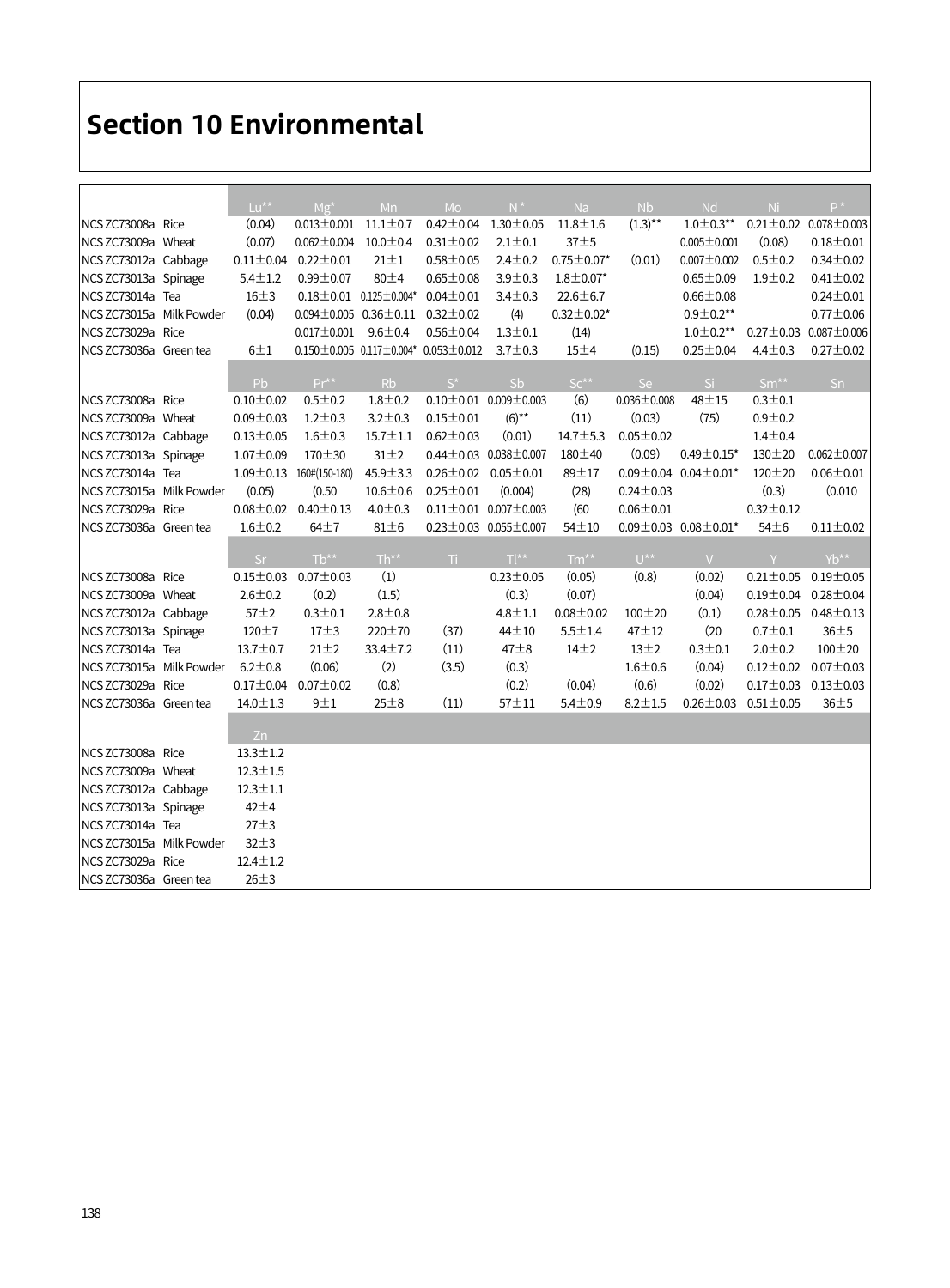# Section 10 Environmental

| | | Lu** | Mg* | Mn | Mo | N* | Na | Nb | Nd | Ni | P* |
|---|---|---|---|---|---|---|---|---|---|---|---|
| NCS ZC73008a | Rice | (0.04) | 0.013±0.001 | 11.1±0.7 | 0.42±0.04 | 1.30±0.05 | 11.8±1.6 | (1.3)** | 1.0±0.3** | 0.21±0.02 | 0.078±0.003 |
| NCS ZC73009a | Wheat | (0.07) | 0.062±0.004 | 10.0±0.4 | 0.31±0.02 | 2.1±0.1 | 37±5 | | 0.005±0.001 | (0.08) | 0.18±0.01 |
| NCS ZC73012a | Cabbage | 0.11±0.04 | 0.22±0.01 | 21±1 | 0.58±0.05 | 2.4±0.2 | 0.75±0.07* | (0.01) | 0.007±0.002 | 0.5±0.2 | 0.34±0.02 |
| NCS ZC73013a | Spinage | 5.4±1.2 | 0.99±0.07 | 80±4 | 0.65±0.08 | 3.9±0.3 | 1.8±0.07* | | 0.65±0.09 | 1.9±0.2 | 0.41±0.02 |
| NCS ZC73014a | Tea | 16±3 | 0.18±0.01 | 0.125±0.004* | 0.04±0.01 | 3.4±0.3 | 22.6±6.7 | | 0.66±0.08 | | 0.24±0.01 |
| NCS ZC73015a | Milk Powder | (0.04) | 0.094±0.005 | 0.36±0.11 | 0.32±0.02 | (4) | 0.32±0.02* | | 0.9±0.2** | | 0.77±0.06 |
| NCS ZC73029a | Rice | | 0.017±0.001 | 9.6±0.4 | 0.56±0.04 | 1.3±0.1 | (14) | | 1.0±0.2** | 0.27±0.03 | 0.087±0.006 |
| NCS ZC73036a | Green tea | 6±1 | 0.150±0.005 | 0.117±0.004* | 0.053±0.012 | 3.7±0.3 | 15±4 | (0.15) | 0.25±0.04 | 4.4±0.3 | 0.27±0.02 |

| | | Pb | Pr** | Rb | S* | Sb | Sc** | Se | Si | Sm** | Sn |
|---|---|---|---|---|---|---|---|---|---|---|---|
| NCS ZC73008a | Rice | 0.10±0.02 | 0.5±0.2 | 1.8±0.2 | 0.10±0.01 | 0.009±0.003 | (6) | 0.036±0.008 | 48±15 | 0.3±0.1 | |
| NCS ZC73009a | Wheat | 0.09±0.03 | 1.2±0.3 | 3.2±0.3 | 0.15±0.01 | (6)** | (11) | (0.03) | (75) | 0.9±0.2 | |
| NCS ZC73012a | Cabbage | 0.13±0.05 | 1.6±0.3 | 15.7±1.1 | 0.62±0.03 | (0.01) | 14.7±5.3 | 0.05±0.02 | | 1.4±0.4 | |
| NCS ZC73013a | Spinage | 1.07±0.09 | 170±30 | 31±2 | 0.44±0.03 | 0.038±0.007 | 180±40 | (0.09) | 0.49±0.15* | 130±20 | 0.062±0.007 |
| NCS ZC73014a | Tea | 1.09±0.13 | 160#(150-180) | 45.9±3.3 | 0.26±0.02 | 0.05±0.01 | 89±17 | 0.09±0.04 | 0.04±0.01* | 120±20 | 0.06±0.01 |
| NCS ZC73015a | Milk Powder | (0.05) | (0.50 | 10.6±0.6 | 0.25±0.01 | (0.004) | (28) | 0.24±0.03 | | (0.3) | (0.010 |
| NCS ZC73029a | Rice | 0.08±0.02 | 0.40±0.13 | 4.0±0.3 | 0.11±0.01 | 0.007±0.003 | (60 | 0.06±0.01 | | 0.32±0.12 | |
| NCS ZC73036a | Green tea | 1.6±0.2 | 64±7 | 81±6 | 0.23±0.03 | 0.055±0.007 | 54±10 | 0.09±0.03 | 0.08±0.01* | 54±6 | 0.11±0.02 |

| | | Sr | Tb** | Th** | Ti | Tl** | Tm** | U** | V | Y | Yb** |
|---|---|---|---|---|---|---|---|---|---|---|---|
| NCS ZC73008a | Rice | 0.15±0.03 | 0.07±0.03 | (1) | | 0.23±0.05 | (0.05) | (0.8) | (0.02) | 0.21±0.05 | 0.19±0.05 |
| NCS ZC73009a | Wheat | 2.6±0.2 | (0.2) | (1.5) | | (0.3) | (0.07) | | (0.04) | 0.19±0.04 | 0.28±0.04 |
| NCS ZC73012a | Cabbage | 57±2 | 0.3±0.1 | 2.8±0.8 | | 4.8±1.1 | 0.08±0.02 | 100±20 | (0.1) | 0.28±0.05 | 0.48±0.13 |
| NCS ZC73013a | Spinage | 120±7 | 17±3 | 220±70 | (37) | 44±10 | 5.5±1.4 | 47±12 | (20 | 0.7±0.1 | 36±5 |
| NCS ZC73014a | Tea | 13.7±0.7 | 21±2 | 33.4±7.2 | (11) | 47±8 | 14±2 | 13±2 | 0.3±0.1 | 2.0±0.2 | 100±20 |
| NCS ZC73015a | Milk Powder | 6.2±0.8 | (0.06) | (2) | (3.5) | (0.3) | | 1.6±0.6 | (0.04) | 0.12±0.02 | 0.07±0.03 |
| NCS ZC73029a | Rice | 0.17±0.04 | 0.07±0.02 | (0.8) | | (0.2) | (0.04) | (0.6) | (0.02) | 0.17±0.03 | 0.13±0.03 |
| NCS ZC73036a | Green tea | 14.0±1.3 | 9±1 | 25±8 | (11) | 57±11 | 5.4±0.9 | 8.2±1.5 | 0.26±0.03 | 0.51±0.05 | 36±5 |

| | | Zn |
|---|---|---|
| NCS ZC73008a | Rice | 13.3±1.2 |
| NCS ZC73009a | Wheat | 12.3±1.5 |
| NCS ZC73012a | Cabbage | 12.3±1.1 |
| NCS ZC73013a | Spinage | 42±4 |
| NCS ZC73014a | Tea | 27±3 |
| NCS ZC73015a | Milk Powder | 32±3 |
| NCS ZC73029a | Rice | 12.4±1.2 |
| NCS ZC73036a | Green tea | 26±3 |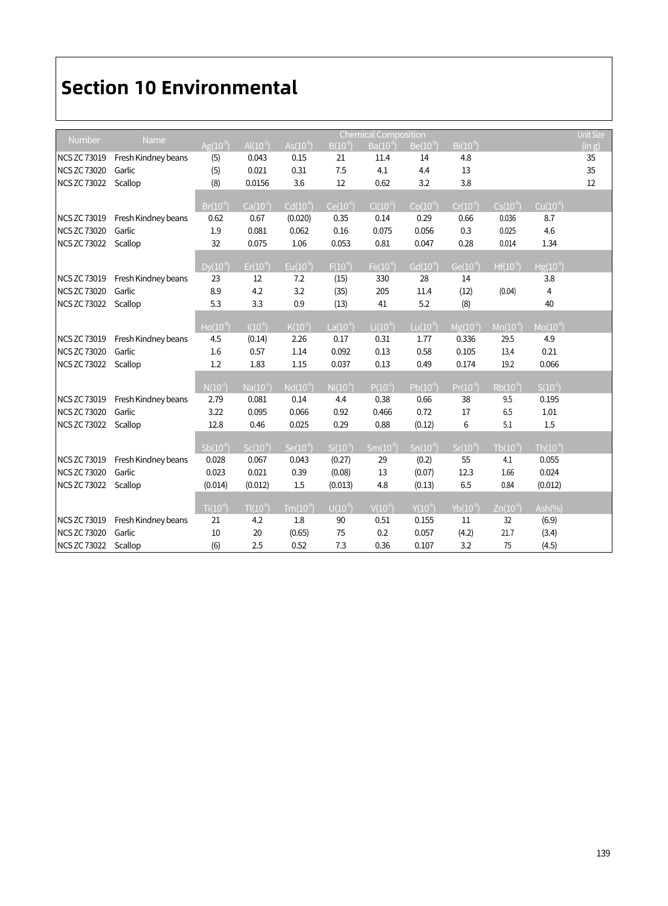# Section 10 Environmental

| Number | Name | Chemical Composition | | | | | | | | | Unit Size (in g) |
|---|---|---|---|---|---|---|---|---|---|---|---|
| | | Ag($10^{-9}$) | Al($10^{-2}$) | As($10^{-6}$) | B($10^{-6}$) | Ba($10^{-6}$) | Be($10^{-9}$) | Bi($10^{-9}$) | | | |
| NCS ZC 73019 | Fresh Kindney beans | (5) | 0.043 | 0.15 | 21 | 11.4 | 14 | 4.8 | | | 35 |
| NCS ZC 73020 | Garlic | (5) | 0.021 | 0.31 | 7.5 | 4.1 | 4.4 | 13 | | | 35 |
| NCS ZC 73022 | Scallop | (8) | 0.0156 | 3.6 | 12 | 0.62 | 3.2 | 3.8 | | | 12 |
| | | Br($10^{-6}$) | Ca($10^{-2}$) | Cd($10^{-6}$) | Ce($10^{-6}$) | Cl($10^{-2}$) | Co($10^{-6}$) | Cr($10^{-6}$) | Cs($10^{-6}$) | Cu($10^{-6}$) | |
| NCS ZC 73019 | Fresh Kindney beans | 0.62 | 0.67 | (0.020) | 0.35 | 0.14 | 0.29 | 0.66 | 0.036 | 8.7 | |
| NCS ZC 73020 | Garlic | 1.9 | 0.081 | 0.062 | 0.16 | 0.075 | 0.056 | 0.3 | 0.025 | 4.6 | |
| NCS ZC 73022 | Scallop | 32 | 0.075 | 1.06 | 0.053 | 0.81 | 0.047 | 0.28 | 0.014 | 1.34 | |
| | | Dy($10^{-9}$) | Er($10^{-9}$) | Eu($10^{-9}$) | F($10^{-6}$) | Fe($10^{-6}$) | Gd($10^{-9}$) | Ge($10^{-9}$) | Hf($10^{-6}$) | Hg($10^{-9}$) | |
| NCS ZC 73019 | Fresh Kindney beans | 23 | 12 | 7.2 | (15) | 330 | 28 | 14 | | 3.8 | |
| NCS ZC 73020 | Garlic | 8.9 | 4.2 | 3.2 | (35) | 205 | 11.4 | (12) | (0.04) | 4 | |
| NCS ZC 73022 | Scallop | 5.3 | 3.3 | 0.9 | (13) | 41 | 5.2 | (8) | | 40 | |
| | | Ho($10^{-9}$) | I($10^{-6}$) | K($10^{-2}$) | La($10^{-6}$) | Li($10^{-6}$) | Lu($10^{-9}$) | Mg($10^{-2}$) | Mn($10^{-6}$) | Mo($10^{-6}$) | |
| NCS ZC 73019 | Fresh Kindney beans | 4.5 | (0.14) | 2.26 | 0.17 | 0.31 | 1.77 | 0.336 | 29.5 | 4.9 | |
| NCS ZC 73020 | Garlic | 1.6 | 0.57 | 1.14 | 0.092 | 0.13 | 0.58 | 0.105 | 13.4 | 0.21 | |
| NCS ZC 73022 | Scallop | 1.2 | 1.83 | 1.15 | 0.037 | 0.13 | 0.49 | 0.174 | 19.2 | 0.066 | |
| | | N($10^{-2}$) | Na($10^{-2}$) | Nd($10^{-6}$) | Ni($10^{-6}$) | P($10^{-2}$) | Pb($10^{-6}$) | Pr($10^{-9}$) | Rb($10^{-6}$) | S($10^{-2}$) | |
| NCS ZC 73019 | Fresh Kindney beans | 2.79 | 0.081 | 0.14 | 4.4 | 0.38 | 0.66 | 38 | 9.5 | 0.195 | |
| NCS ZC 73020 | Garlic | 3.22 | 0.095 | 0.066 | 0.92 | 0.466 | 0.72 | 17 | 6.5 | 1.01 | |
| NCS ZC 73022 | Scallop | 12.8 | 0.46 | 0.025 | 0.29 | 0.88 | (0.12) | 6 | 5.1 | 1.5 | |
| | | Sb($10^{-6}$) | Sc($10^{-6}$) | Se($10^{-6}$) | Si($10^{-2}$) | Sm($10^{-9}$) | Sn($10^{-6}$) | Sr($10^{-6}$) | Tb($10^{-9}$) | Th($10^{-6}$) | |
| NCS ZC 73019 | Fresh Kindney beans | 0.028 | 0.067 | 0.043 | (0.27) | 29 | (0.2) | 55 | 4.1 | 0.055 | |
| NCS ZC 73020 | Garlic | 0.023 | 0.021 | 0.39 | (0.08) | 13 | (0.07) | 12.3 | 1.66 | 0.024 | |
| NCS ZC 73022 | Scallop | (0.014) | (0.012) | 1.5 | (0.013) | 4.8 | (0.13) | 6.5 | 0.84 | (0.012) | |
| | | Ti($10^{-6}$) | Tl($10^{-6}$) | Tm($10^{-9}$) | U($10^{-9}$) | V($10^{-6}$) | Y($10^{-6}$) | Yb($10^{-9}$) | Zn($10^{-6}$) | Ash(%) | |
| NCS ZC 73019 | Fresh Kindney beans | 21 | 4.2 | 1.8 | 90 | 0.51 | 0.155 | 11 | 32 | (6.9) | |
| NCS ZC 73020 | Garlic | 10 | 20 | (0.65) | 75 | 0.2 | 0.057 | (4.2) | 21.7 | (3.4) | |
| NCS ZC 73022 | Scallop | (6) | 2.5 | 0.52 | 7.3 | 0.36 | 0.107 | 3.2 | 75 | (4.5) | |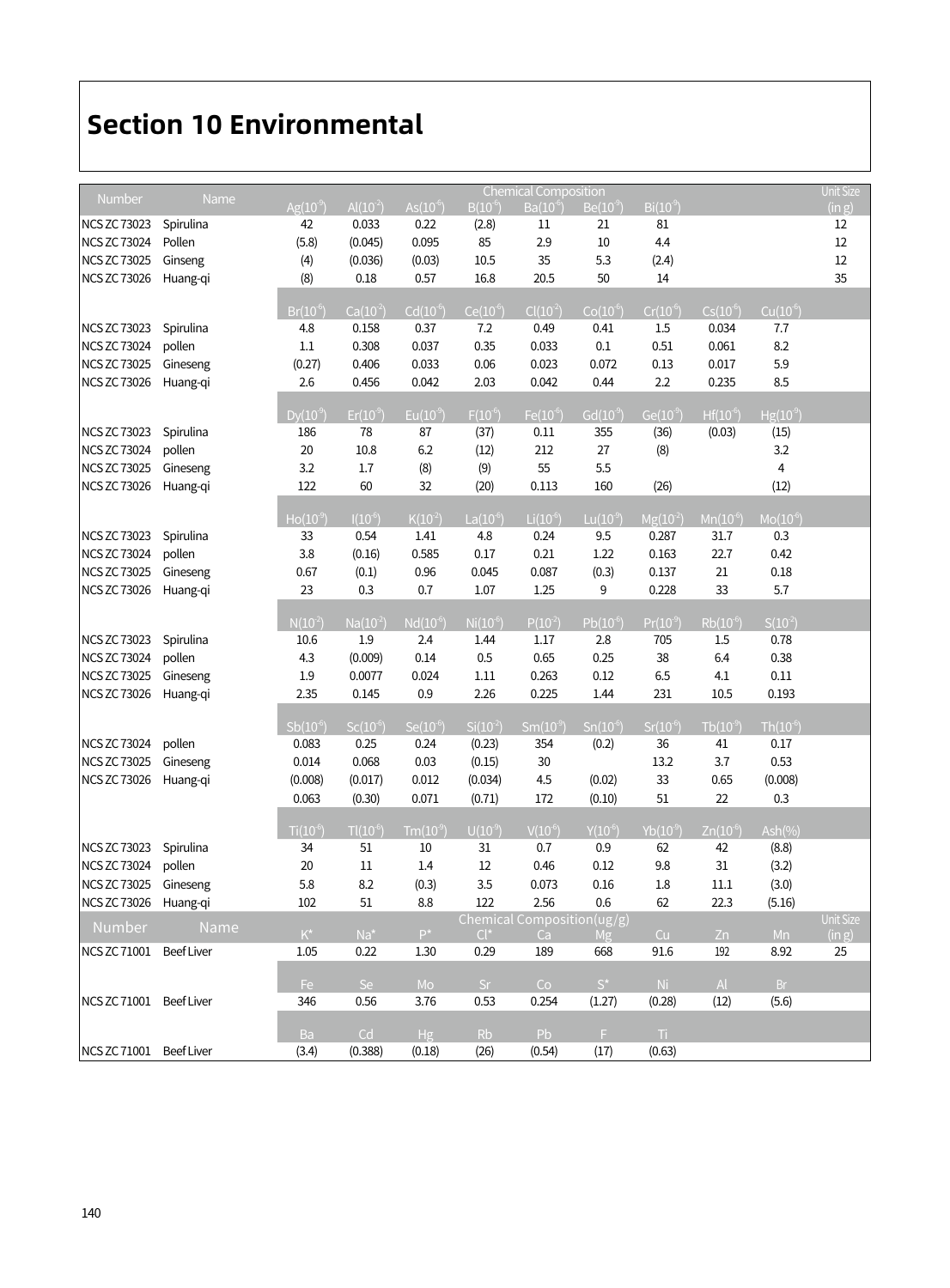# Section 10 Environmental

| Number | Name | Chemical Composition | | | | | | | | | Unit Size (in g) |
|---|---|---|---|---|---|---|---|---|---|---|---|
| | | $Ag(10^{-9})$ | $Al(10^{-2})$ | $As(10^{-6})$ | $B(10^{-6})$ | $Ba(10^{-6})$ | $Be(10^{-9})$ | $Bi(10^{-9})$ | | | |
| NCS ZC 73023 | Spirulina | 42 | 0.033 | 0.22 | (2.8) | 11 | 21 | 81 | | | 12 |
| NCS ZC 73024 | Pollen | (5.8) | (0.045) | 0.095 | 85 | 2.9 | 10 | 4.4 | | | 12 |
| NCS ZC 73025 | Ginseng | (4) | (0.036) | (0.03) | 10.5 | 35 | 5.3 | (2.4) | | | 12 |
| NCS ZC 73026 | Huang-qi | (8) | 0.18 | 0.57 | 16.8 | 20.5 | 50 | 14 | | | 35 |
| | | $Br(10^{-6})$ | $Ca(10^{-2})$ | $Cd(10^{-6})$ | $Ce(10^{-6})$ | $Cl(10^{-2})$ | $Co(10^{-6})$ | $Cr(10^{-6})$ | $Cs(10^{-6})$ | $Cu(10^{-6})$ | |
| NCS ZC 73023 | Spirulina | 4.8 | 0.158 | 0.37 | 7.2 | 0.49 | 0.41 | 1.5 | 0.034 | 7.7 | |
| NCS ZC 73024 | pollen | 1.1 | 0.308 | 0.037 | 0.35 | 0.033 | 0.1 | 0.51 | 0.061 | 8.2 | |
| NCS ZC 73025 | Gineseng | (0.27) | 0.406 | 0.033 | 0.06 | 0.023 | 0.072 | 0.13 | 0.017 | 5.9 | |
| NCS ZC 73026 | Huang-qi | 2.6 | 0.456 | 0.042 | 2.03 | 0.042 | 0.44 | 2.2 | 0.235 | 8.5 | |
| | | $Dy(10^{-9})$ | $Er(10^{-9})$ | $Eu(10^{-9})$ | $F(10^{-6})$ | $Fe(10^{-6})$ | $Gd(10^{-9})$ | $Ge(10^{-9})$ | $Hf(10^{-6})$ | $Hg(10^{-9})$ | |
| NCS ZC 73023 | Spirulina | 186 | 78 | 87 | (37) | 0.11 | 355 | (36) | (0.03) | (15) | |
| NCS ZC 73024 | pollen | 20 | 10.8 | 6.2 | (12) | 212 | 27 | (8) | | 3.2 | |
| NCS ZC 73025 | Gineseng | 3.2 | 1.7 | (8) | (9) | 55 | 5.5 | | | 4 | |
| NCS ZC 73026 | Huang-qi | 122 | 60 | 32 | (20) | 0.113 | 160 | (26) | | (12) | |
| | | $Ho(10^{-9})$ | $I(10^{-6})$ | $K(10^{-2})$ | $La(10^{-6})$ | $Li(10^{-6})$ | $Lu(10^{-9})$ | $Mg(10^{-2})$ | $Mn(10^{-6})$ | $Mo(10^{-6})$ | |
| NCS ZC 73023 | Spirulina | 33 | 0.54 | 1.41 | 4.8 | 0.24 | 9.5 | 0.287 | 31.7 | 0.3 | |
| NCS ZC 73024 | pollen | 3.8 | (0.16) | 0.585 | 0.17 | 0.21 | 1.22 | 0.163 | 22.7 | 0.42 | |
| NCS ZC 73025 | Gineseng | 0.67 | (0.1) | 0.96 | 0.045 | 0.087 | (0.3) | 0.137 | 21 | 0.18 | |
| NCS ZC 73026 | Huang-qi | 23 | 0.3 | 0.7 | 1.07 | 1.25 | 9 | 0.228 | 33 | 5.7 | |
| | | $N(10^{-2})$ | $Na(10^{-2})$ | $Nd(10^{-6})$ | $Ni(10^{-6})$ | $P(10^{-2})$ | $Pb(10^{-6})$ | $Pr(10^{-9})$ | $Rb(10^{-6})$ | $S(10^{-2})$ | |
| NCS ZC 73023 | Spirulina | 10.6 | 1.9 | 2.4 | 1.44 | 1.17 | 2.8 | 705 | 1.5 | 0.78 | |
| NCS ZC 73024 | pollen | 4.3 | (0.009) | 0.14 | 0.5 | 0.65 | 0.25 | 38 | 6.4 | 0.38 | |
| NCS ZC 73025 | Gineseng | 1.9 | 0.0077 | 0.024 | 1.11 | 0.263 | 0.12 | 6.5 | 4.1 | 0.11 | |
| NCS ZC 73026 | Huang-qi | 2.35 | 0.145 | 0.9 | 2.26 | 0.225 | 1.44 | 231 | 10.5 | 0.193 | |
| | | $Sb(10^{-6})$ | $Sc(10^{-6})$ | $Se(10^{-6})$ | $Si(10^{-2})$ | $Sm(10^{-9})$ | $Sn(10^{-6})$ | $Sr(10^{-6})$ | $Tb(10^{-9})$ | $Th(10^{-6})$ | |
| NCS ZC 73024 | pollen | 0.083 | 0.25 | 0.24 | (0.23) | 354 | (0.2) | 36 | 41 | 0.17 | |
| NCS ZC 73025 | Gineseng | 0.014 | 0.068 | 0.03 | (0.15) | 30 | | 13.2 | 3.7 | 0.53 | |
| NCS ZC 73026 | Huang-qi | (0.008) | (0.017) | 0.012 | (0.034) | 4.5 | (0.02) | 33 | 0.65 | (0.008) | |
| | | 0.063 | (0.30) | 0.071 | (0.71) | 172 | (0.10) | 51 | 22 | 0.3 | |
| | | $Ti(10^{-6})$ | $Tl(10^{-6})$ | $Tm(10^{-9})$ | $U(10^{-9})$ | $V(10^{-6})$ | $Y(10^{-6})$ | $Yb(10^{-9})$ | $Zn(10^{-6})$ | Ash(%) | |
| NCS ZC 73023 | Spirulina | 34 | 51 | 10 | 31 | 0.7 | 0.9 | 62 | 42 | (8.8) | |
| NCS ZC 73024 | pollen | 20 | 11 | 1.4 | 12 | 0.46 | 0.12 | 9.8 | 31 | (3.2) | |
| NCS ZC 73025 | Gineseng | 5.8 | 8.2 | (0.3) | 3.5 | 0.073 | 0.16 | 1.8 | 11.1 | (3.0) | |
| NCS ZC 73026 | Huang-qi | 102 | 51 | 8.8 | 122 | 2.56 | 0.6 | 62 | 22.3 | (5.16) | |

| Number | Name | Chemical Composition(ug/g) | | | | | | | | | Unit Size (in g) |
|---|---|---|---|---|---|---|---|---|---|---|---|
| | | K* | Na* | P* | Cl* | Ca | Mg | Cu | Zn | Mn | |
| NCS ZC 71001 | Beef Liver | 1.05 | 0.22 | 1.30 | 0.29 | 189 | 668 | 91.6 | 192 | 8.92 | 25 |
| | | Fe | Se | Mo | Sr | Co | S* | Ni | Al | Br | |
| NCS ZC 71001 | Beef Liver | 346 | 0.56 | 3.76 | 0.53 | 0.254 | (1.27) | (0.28) | (12) | (5.6) | |
| | | Ba | Cd | Hg | Rb | Pb | F | Ti | | | |
| NCS ZC 71001 | Beef Liver | (3.4) | (0.388) | (0.18) | (26) | (0.54) | (17) | (0.63) | | | |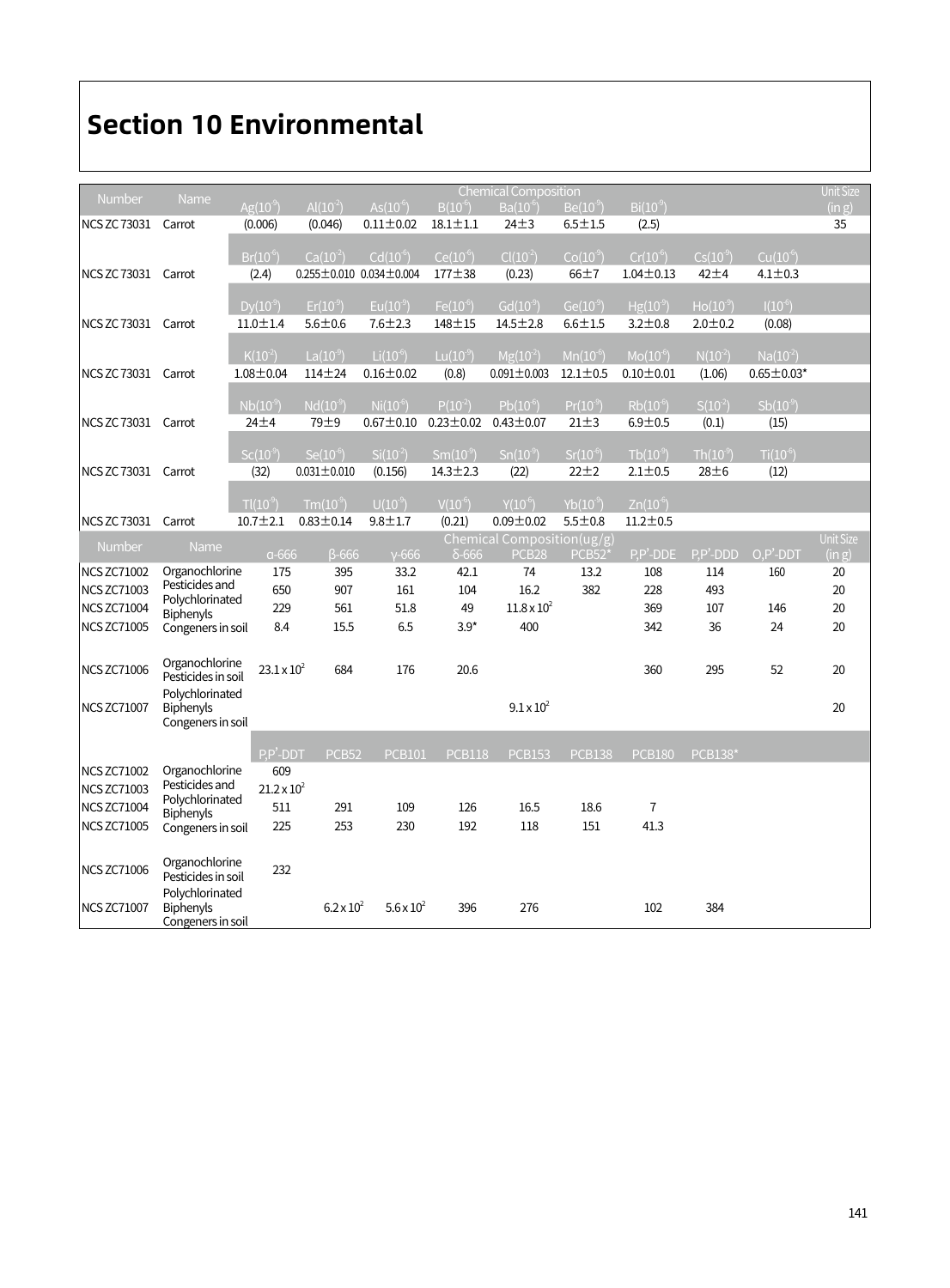# Section 10 Environmental

| Number | Name | Chemical Composition | | | | | | | | | Unit Size (in g) |
|---|---|---|---|---|---|---|---|---|---|---|---|
| | | Ag($10^{-9}$) | Al($10^{-2}$) | As($10^{-6}$) | B($10^{-6}$) | Ba($10^{-6}$) | Be($10^{-9}$) | Bi($10^{-9}$) | | | |
| NCS ZC 73031 | Carrot | (0.006) | (0.046) | 0.11±0.02 | 18.1±1.1 | 24±3 | 6.5±1.5 | (2.5) | | | 35 |
| | | Br($10^{-6}$) | Ca($10^{-2}$) | Cd($10^{-6}$) | Ce($10^{-9}$) | Cl($10^{-2}$) | Co($10^{-9}$) | Cr($10^{-6}$) | Cs($10^{-9}$) | Cu($10^{-6}$) | |
| NCS ZC 73031 | Carrot | (2.4) | 0.255±0.010 | 0.034±0.004 | 177±38 | (0.23) | 66±7 | 1.04±0.13 | 42±4 | 4.1±0.3 | |
| | | Dy($10^{-9}$) | Er($10^{-9}$) | Eu($10^{-9}$) | Fe($10^{-6}$) | Gd($10^{-9}$) | Ge($10^{-9}$) | Hg($10^{-9}$) | Ho($10^{-9}$) | I($10^{-6}$) | |
| NCS ZC 73031 | Carrot | 11.0±1.4 | 5.6±0.6 | 7.6±2.3 | 148±15 | 14.5±2.8 | 6.6±1.5 | 3.2±0.8 | 2.0±0.2 | (0.08) | |
| | | K($10^{-2}$) | La($10^{-9}$) | Li($10^{-6}$) | Lu($10^{-9}$) | Mg($10^{-2}$) | Mn($10^{-6}$) | Mo($10^{-6}$) | N($10^{-2}$) | Na($10^{-2}$) | |
| NCS ZC 73031 | Carrot | 1.08±0.04 | 114±24 | 0.16±0.02 | (0.8) | 0.091±0.003 | 12.1±0.5 | 0.10±0.01 | (1.06) | 0.65±0.03* | |
| | | Nb($10^{-9}$) | Nd($10^{-9}$) | Ni($10^{-6}$) | P($10^{-2}$) | Pb($10^{-6}$) | Pr($10^{-9}$) | Rb($10^{-6}$) | S($10^{-2}$) | Sb($10^{-9}$) | |
| NCS ZC 73031 | Carrot | 24±4 | 79±9 | 0.67±0.10 | 0.23±0.02 | 0.43±0.07 | 21±3 | 6.9±0.5 | (0.1) | (15) | |
| | | Sc($10^{-9}$) | Se($10^{-6}$) | Si($10^{-2}$) | Sm($10^{-9}$) | Sn($10^{-9}$) | Sr($10^{-6}$) | Tb($10^{-9}$) | Th($10^{-9}$) | Ti($10^{-6}$) | |
| NCS ZC 73031 | Carrot | (32) | 0.031±0.010 | (0.156) | 14.3±2.3 | (22) | 22±2 | 2.1±0.5 | 28±6 | (12) | |
| | | Tl($10^{-9}$) | Tm($10^{-9}$) | U($10^{-9}$) | V($10^{-6}$) | Y($10^{-6}$) | Yb($10^{-9}$) | Zn($10^{-6}$) | | | |
| NCS ZC 73031 | Carrot | 10.7±2.1 | 0.83±0.14 | 9.8±1.7 | (0.21) | 0.09±0.02 | 5.5±0.8 | 11.2±0.5 | | | |

| Number | Name | Chemical Composition(ug/g) | | | | | | | | | Unit Size (in g) |
|---|---|---|---|---|---|---|---|---|---|---|---|
| | | α-666 | β-666 | γ-666 | δ-666 | PCB28 | PCB52* | P,P'-DDE | P,P'-DDD | O,P'-DDT | |
| NCS ZC71002 | Organochlorine Pesticides and Polychlorinated Biphenyls Congeners in soil | 175 | 395 | 33.2 | 42.1 | 74 | 13.2 | 108 | 114 | 160 | 20 |
| NCS ZC71003 | | 650 | 907 | 161 | 104 | 16.2 | 382 | 228 | 493 | | 20 |
| NCS ZC71004 | | 229 | 561 | 51.8 | 49 | $11.8 \times 10^2$ | | 369 | 107 | 146 | 20 |
| NCS ZC71005 | | 8.4 | 15.5 | 6.5 | 3.9* | 400 | | 342 | 36 | 24 | 20 |
| NCS ZC71006 | Organochlorine Pesticides in soil | $23.1 \times 10^2$ | 684 | 176 | 20.6 | | | 360 | 295 | 52 | 20 |
| NCS ZC71007 | Polychlorinated Biphenyls Congeners in soil | | | | | $9.1 \times 10^2$ | | | | | 20 |
| | | P,P'-DDT | PCB52 | PCB101 | PCB118 | PCB153 | PCB138 | PCB180 | PCB138* | | |
| NCS ZC71002 | Organochlorine Pesticides and Polychlorinated Biphenyls Congeners in soil | 609 | | | | | | | | | |
| NCS ZC71003 | | $21.2 \times 10^2$ | | | | | | | | | |
| NCS ZC71004 | | 511 | 291 | 109 | 126 | 16.5 | 18.6 | 7 | | | |
| NCS ZC71005 | | 225 | 253 | 230 | 192 | 118 | 151 | 41.3 | | | |
| NCS ZC71006 | Organochlorine Pesticides in soil | 232 | | | | | | | | | |
| NCS ZC71007 | Polychlorinated Biphenyls Congeners in soil | | $6.2 \times 10^2$ | $5.6 \times 10^2$ | 396 | 276 | | 102 | 384 | | |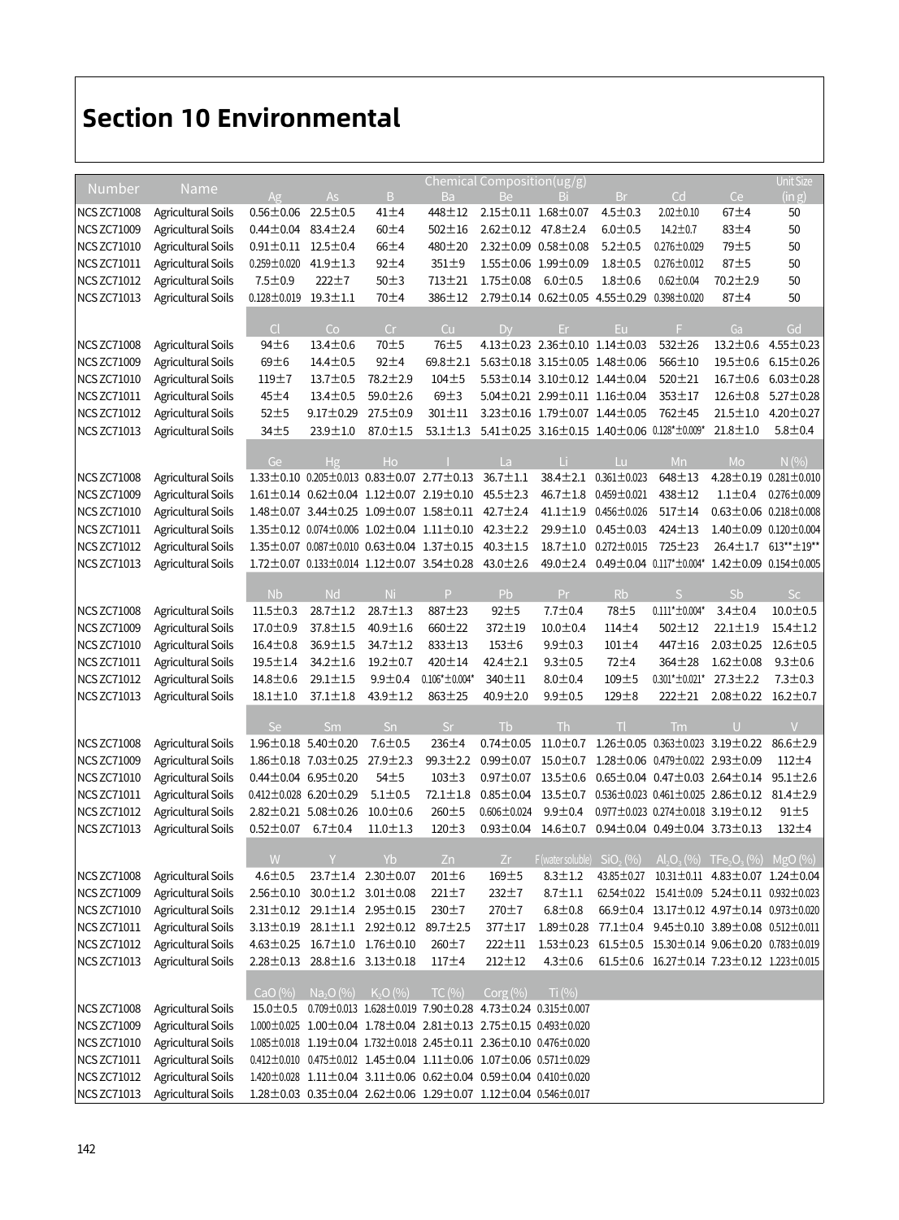# Section 10 Environmental

| Number | Name | Chemical Composition(ug/g) | | | | | | | | | Unit Size (in g) |
|---|---|---|---|---|---|---|---|---|---|---|---|
| | | Ag | As | B | Ba | Be | Bi | Br | Cd | Ce | |
| NCS ZC71008 | Agricultural Soils | 0.56±0.06 | 22.5±0.5 | 41±4 | 448±12 | 2.15±0.11 | 1.68±0.07 | 4.5±0.3 | 2.02±0.10 | 67±4 | 50 |
| NCS ZC71009 | Agricultural Soils | 0.44±0.04 | 83.4±2.4 | 60±4 | 502±16 | 2.62±0.12 | 47.8±2.4 | 6.0±0.5 | 14.2±0.7 | 83±4 | 50 |
| NCS ZC71010 | Agricultural Soils | 0.91±0.11 | 12.5±0.4 | 66±4 | 480±20 | 2.32±0.09 | 0.58±0.08 | 5.2±0.5 | 0.276±0.029 | 79±5 | 50 |
| NCS ZC71011 | Agricultural Soils | 0.259±0.020 | 41.9±1.3 | 92±4 | 351±9 | 1.55±0.06 | 1.99±0.09 | 1.8±0.5 | 0.276±0.012 | 87±5 | 50 |
| NCS ZC71012 | Agricultural Soils | 7.5±0.9 | 222±7 | 50±3 | 713±21 | 1.75±0.08 | 6.0±0.5 | 1.8±0.6 | 0.62±0.04 | 70.2±2.9 | 50 |
| NCS ZC71013 | Agricultural Soils | 0.128±0.019 | 19.3±1.1 | 70±4 | 386±12 | 2.79±0.14 | 0.62±0.05 | 4.55±0.29 | 0.398±0.020 | 87±4 | 50 |
| | | Cl | Co | Cr | Cu | Dy | Er | Eu | F | Ga | Gd |
| NCS ZC71008 | Agricultural Soils | 94±6 | 13.4±0.6 | 70±5 | 76±5 | 4.13±0.23 | 2.36±0.10 | 1.14±0.03 | 532±26 | 13.2±0.6 | 4.55±0.23 |
| NCS ZC71009 | Agricultural Soils | 69±6 | 14.4±0.5 | 92±4 | 69.8±2.1 | 5.63±0.18 | 3.15±0.05 | 1.48±0.06 | 566±10 | 19.5±0.6 | 6.15±0.26 |
| NCS ZC71010 | Agricultural Soils | 119±7 | 13.7±0.5 | 78.2±2.9 | 104±5 | 5.53±0.14 | 3.10±0.12 | 1.44±0.04 | 520±21 | 16.7±0.6 | 6.03±0.28 |
| NCS ZC71011 | Agricultural Soils | 45±4 | 13.4±0.5 | 59.0±2.6 | 69±3 | 5.04±0.21 | 2.99±0.11 | 1.16±0.04 | 353±17 | 12.6±0.8 | 5.27±0.28 |
| NCS ZC71012 | Agricultural Soils | 52±5 | 9.17±0.29 | 27.5±0.9 | 301±11 | 3.23±0.16 | 1.79±0.07 | 1.44±0.05 | 762±45 | 21.5±1.0 | 4.20±0.27 |
| NCS ZC71013 | Agricultural Soils | 34±5 | 23.9±1.0 | 87.0±1.5 | 53.1±1.3 | 5.41±0.25 | 3.16±0.15 | 1.40±0.06 | 0.128*±0.009* | 21.8±1.0 | 5.8±0.4 |
| | | Ge | Hg | Ho | I | La | Li | Lu | Mn | Mo | N (%) |
| NCS ZC71008 | Agricultural Soils | 1.33±0.10 | 0.205±0.013 | 0.83±0.07 | 2.77±0.13 | 36.7±1.1 | 38.4±2.1 | 0.361±0.023 | 648±13 | 4.28±0.19 | 0.281±0.010 |
| NCS ZC71009 | Agricultural Soils | 1.61±0.14 | 0.62±0.04 | 1.12±0.07 | 2.19±0.10 | 45.5±2.3 | 46.7±1.8 | 0.459±0.021 | 438±12 | 1.1±0.4 | 0.276±0.009 |
| NCS ZC71010 | Agricultural Soils | 1.48±0.07 | 3.44±0.25 | 1.09±0.07 | 1.58±0.11 | 42.7±2.4 | 41.1±1.9 | 0.456±0.026 | 517±14 | 0.63±0.06 | 0.218±0.008 |
| NCS ZC71011 | Agricultural Soils | 1.35±0.12 | 0.074±0.006 | 1.02±0.04 | 1.11±0.10 | 42.3±2.2 | 29.9±1.0 | 0.45±0.03 | 424±13 | 1.40±0.09 | 0.120±0.004 |
| NCS ZC71012 | Agricultural Soils | 1.35±0.07 | 0.087±0.010 | 0.63±0.04 | 1.37±0.15 | 40.3±1.5 | 18.7±1.0 | 0.272±0.015 | 725±23 | 26.4±1.7 | 613**±19** |
| NCS ZC71013 | Agricultural Soils | 1.72±0.07 | 0.133±0.014 | 1.12±0.07 | 3.54±0.28 | 43.0±2.6 | 49.0±2.4 | 0.49±0.04 | 0.117*±0.004* | 1.42±0.09 | 0.154±0.005 |
| | | Nb | Nd | Ni | P | Pb | Pr | Rb | S | Sb | Sc |
| NCS ZC71008 | Agricultural Soils | 11.5±0.3 | 28.7±1.2 | 28.7±1.3 | 887±23 | 92±5 | 7.7±0.4 | 78±5 | 0.111*±0.004* | 3.4±0.4 | 10.0±0.5 |
| NCS ZC71009 | Agricultural Soils | 17.0±0.9 | 37.8±1.5 | 40.9±1.6 | 660±22 | 372±19 | 10.0±0.4 | 114±4 | 502±12 | 22.1±1.9 | 15.4±1.2 |
| NCS ZC71010 | Agricultural Soils | 16.4±0.8 | 36.9±1.5 | 34.7±1.2 | 833±13 | 153±6 | 9.9±0.3 | 101±4 | 447±16 | 2.03±0.25 | 12.6±0.5 |
| NCS ZC71011 | Agricultural Soils | 19.5±1.4 | 34.2±1.6 | 19.2±0.7 | 420±14 | 42.4±2.1 | 9.3±0.5 | 72±4 | 364±28 | 1.62±0.08 | 9.3±0.6 |
| NCS ZC71012 | Agricultural Soils | 14.8±0.6 | 29.1±1.5 | 9.9±0.4 | 0.106*±0.004* | 340±11 | 8.0±0.4 | 109±5 | 0.301*±0.021* | 27.3±2.2 | 7.3±0.3 |
| NCS ZC71013 | Agricultural Soils | 18.1±1.0 | 37.1±1.8 | 43.9±1.2 | 863±25 | 40.9±2.0 | 9.9±0.5 | 129±8 | 222±21 | 2.08±0.22 | 16.2±0.7 |
| | | Se | Sm | Sn | Sr | Tb | Th | Tl | Tm | U | V |
| NCS ZC71008 | Agricultural Soils | 1.96±0.18 | 5.40±0.20 | 7.6±0.5 | 236±4 | 0.74±0.05 | 11.0±0.7 | 1.26±0.05 | 0.363±0.023 | 3.19±0.22 | 86.6±2.9 |
| NCS ZC71009 | Agricultural Soils | 1.86±0.18 | 7.03±0.25 | 27.9±2.3 | 99.3±2.2 | 0.99±0.07 | 15.0±0.7 | 1.28±0.06 | 0.479±0.022 | 2.93±0.09 | 112±4 |
| NCS ZC71010 | Agricultural Soils | 0.44±0.04 | 6.95±0.20 | 54±5 | 103±3 | 0.97±0.07 | 13.5±0.6 | 0.65±0.04 | 0.47±0.03 | 2.64±0.14 | 95.1±2.6 |
| NCS ZC71011 | Agricultural Soils | 0.412±0.028 | 6.20±0.29 | 5.1±0.5 | 72.1±1.8 | 0.85±0.04 | 13.5±0.7 | 0.536±0.023 | 0.461±0.025 | 2.86±0.12 | 81.4±2.9 |
| NCS ZC71012 | Agricultural Soils | 2.82±0.21 | 5.08±0.26 | 10.0±0.6 | 260±5 | 0.606±0.024 | 9.9±0.4 | 0.977±0.023 | 0.274±0.018 | 3.19±0.12 | 91±5 |
| NCS ZC71013 | Agricultural Soils | 0.52±0.07 | 6.7±0.4 | 11.0±1.3 | 120±3 | 0.93±0.04 | 14.6±0.7 | 0.94±0.04 | 0.49±0.04 | 3.73±0.13 | 132±4 |
| | | W | Y | Yb | Zn | Zr | F (water soluble) | $SiO_2$ (%) | $Al_2O_3$ (%) | $TFe_2O_3$ (%) | MgO (%) |
| NCS ZC71008 | Agricultural Soils | 4.6±0.5 | 23.7±1.4 | 2.30±0.07 | 201±6 | 169±5 | 8.3±1.2 | 43.85±0.27 | 10.31±0.11 | 4.83±0.07 | 1.24±0.04 |
| NCS ZC71009 | Agricultural Soils | 2.56±0.10 | 30.0±1.2 | 3.01±0.08 | 221±7 | 232±7 | 8.7±1.1 | 62.54±0.22 | 15.41±0.09 | 5.24±0.11 | 0.932±0.023 |
| NCS ZC71010 | Agricultural Soils | 2.31±0.12 | 29.1±1.4 | 2.95±0.15 | 230±7 | 270±7 | 6.8±0.8 | 66.9±0.4 | 13.17±0.12 | 4.97±0.14 | 0.973±0.020 |
| NCS ZC71011 | Agricultural Soils | 3.13±0.19 | 28.1±1.1 | 2.92±0.12 | 89.7±2.5 | 377±17 | 1.89±0.28 | 77.1±0.4 | 9.45±0.10 | 3.89±0.08 | 0.512±0.011 |
| NCS ZC71012 | Agricultural Soils | 4.63±0.25 | 16.7±1.0 | 1.76±0.10 | 260±7 | 222±11 | 1.53±0.23 | 61.5±0.5 | 15.30±0.14 | 9.06±0.20 | 0.783±0.019 |
| NCS ZC71013 | Agricultural Soils | 2.28±0.13 | 28.8±1.6 | 3.13±0.18 | 117±4 | 212±12 | 4.3±0.6 | 61.5±0.6 | 16.27±0.14 | 7.23±0.12 | 1.223±0.015 |
| | | CaO (%) | $Na_2O$ (%) | $K_2O$ (%) | TC (%) | Corg (%) | Ti (%) | | | | |
| NCS ZC71008 | Agricultural Soils | 15.0±0.5 | 0.709±0.013 | 1.628±0.019 | 7.90±0.28 | 4.73±0.24 | 0.315±0.007 | | | | |
| NCS ZC71009 | Agricultural Soils | 1.000±0.025 | 1.00±0.04 | 1.78±0.04 | 2.81±0.13 | 2.75±0.15 | 0.493±0.020 | | | | |
| NCS ZC71010 | Agricultural Soils | 1.085±0.018 | 1.19±0.04 | 1.732±0.018 | 2.45±0.11 | 2.36±0.10 | 0.476±0.020 | | | | |
| NCS ZC71011 | Agricultural Soils | 0.412±0.010 | 0.475±0.012 | 1.45±0.04 | 1.11±0.06 | 1.07±0.06 | 0.571±0.029 | | | | |
| NCS ZC71012 | Agricultural Soils | 1.420±0.028 | 1.11±0.04 | 3.11±0.06 | 0.62±0.04 | 0.59±0.04 | 0.410±0.020 | | | | |
| NCS ZC71013 | Agricultural Soils | 1.28±0.03 | 0.35±0.04 | 2.62±0.06 | 1.29±0.07 | 1.12±0.04 | 0.546±0.017 | | | | |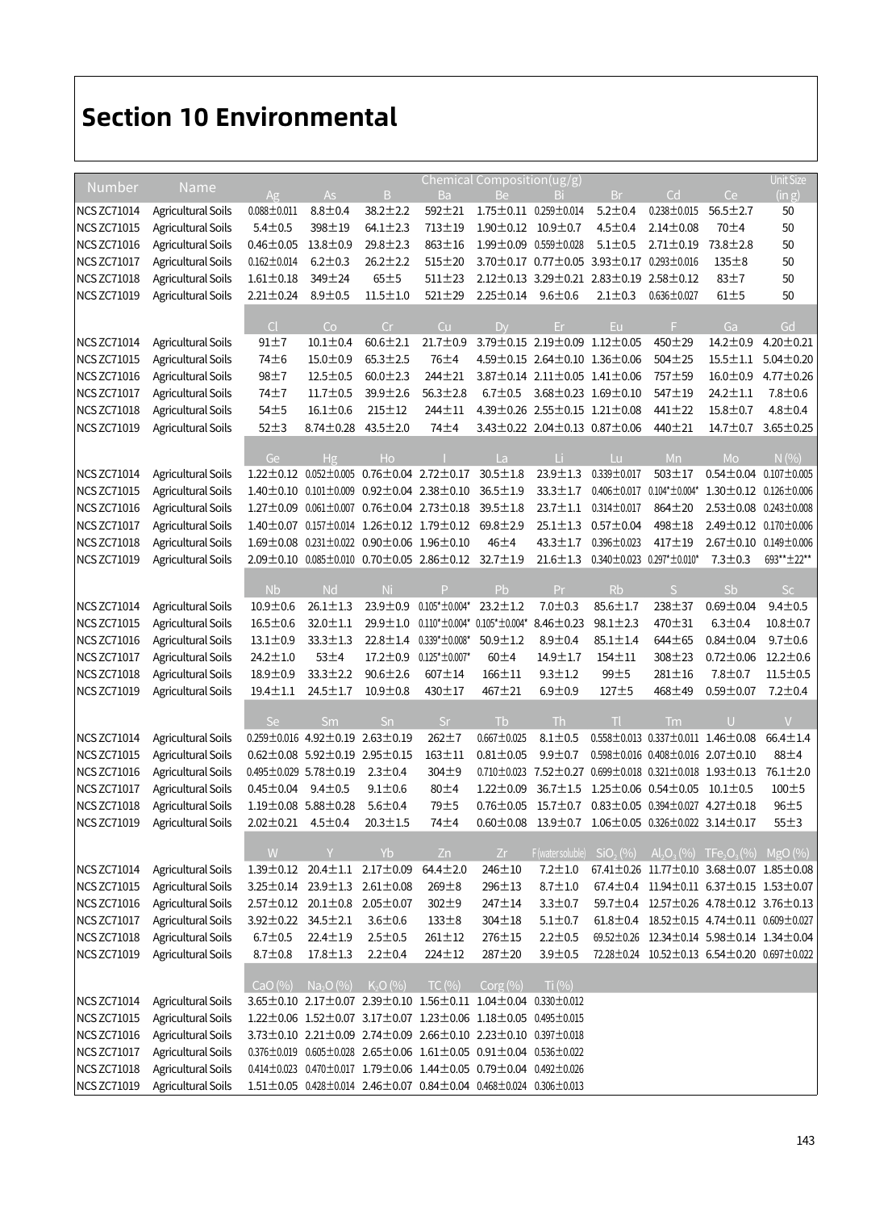# Section 10 Environmental

| Number | Name | Chemical Composition(ug/g) | | | | | | | | | Unit Size (in g) |
|---|---|---|---|---|---|---|---|---|---|---|---|
| | | Ag | As | B | Ba | Be | Bi | Br | Cd | Ce | |
| NCS ZC71014 | Agricultural Soils | 0.088±0.011 | 8.8±0.4 | 38.2±2.2 | 592±21 | 1.75±0.11 | 0.259±0.014 | 5.2±0.4 | 0.238±0.015 | 56.5±2.7 | 50 |
| NCS ZC71015 | Agricultural Soils | 5.4±0.5 | 398±19 | 64.1±2.3 | 713±19 | 1.90±0.12 | 10.9±0.7 | 4.5±0.4 | 2.14±0.08 | 70±4 | 50 |
| NCS ZC71016 | Agricultural Soils | 0.46±0.05 | 13.8±0.9 | 29.8±2.3 | 863±16 | 1.99±0.09 | 0.559±0.028 | 5.1±0.5 | 2.71±0.19 | 73.8±2.8 | 50 |
| NCS ZC71017 | Agricultural Soils | 0.162±0.014 | 6.2±0.3 | 26.2±2.2 | 515±20 | 3.70±0.17 | 0.77±0.05 | 3.93±0.17 | 0.293±0.016 | 135±8 | 50 |
| NCS ZC71018 | Agricultural Soils | 1.61±0.18 | 349±24 | 65±5 | 511±23 | 2.12±0.13 | 3.29±0.21 | 2.83±0.19 | 2.58±0.12 | 83±7 | 50 |
| NCS ZC71019 | Agricultural Soils | 2.21±0.24 | 8.9±0.5 | 11.5±1.0 | 521±29 | 2.25±0.14 | 9.6±0.6 | 2.1±0.3 | 0.636±0.027 | 61±5 | 50 |
| | | Cl | Co | Cr | Cu | Dy | Er | Eu | F | Ga | Gd |
| NCS ZC71014 | Agricultural Soils | 91±7 | 10.1±0.4 | 60.6±2.1 | 21.7±0.9 | 3.79±0.15 | 2.19±0.09 | 1.12±0.05 | 450±29 | 14.2±0.9 | 4.20±0.21 |
| NCS ZC71015 | Agricultural Soils | 74±6 | 15.0±0.9 | 65.3±2.5 | 76±4 | 4.59±0.15 | 2.64±0.10 | 1.36±0.06 | 504±25 | 15.5±1.1 | 5.04±0.20 |
| NCS ZC71016 | Agricultural Soils | 98±7 | 12.5±0.5 | 60.0±2.3 | 244±21 | 3.87±0.14 | 2.11±0.05 | 1.41±0.06 | 757±59 | 16.0±0.9 | 4.77±0.26 |
| NCS ZC71017 | Agricultural Soils | 74±7 | 11.7±0.5 | 39.9±2.6 | 56.3±2.8 | 6.7±0.5 | 3.68±0.23 | 1.69±0.10 | 547±19 | 24.2±1.1 | 7.8±0.6 |
| NCS ZC71018 | Agricultural Soils | 54±5 | 16.1±0.6 | 215±12 | 244±11 | 4.39±0.26 | 2.55±0.15 | 1.21±0.08 | 441±22 | 15.8±0.7 | 4.8±0.4 |
| NCS ZC71019 | Agricultural Soils | 52±3 | 8.74±0.28 | 43.5±2.0 | 74±4 | 3.43±0.22 | 2.04±0.13 | 0.87±0.06 | 440±21 | 14.7±0.7 | 3.65±0.25 |
| | | Ge | Hg | Ho | I | La | Li | Lu | Mn | Mo | N (%) |
| NCS ZC71014 | Agricultural Soils | 1.22±0.12 | 0.052±0.005 | 0.76±0.04 | 2.72±0.17 | 30.5±1.8 | 23.9±1.3 | 0.339±0.017 | 503±17 | 0.54±0.04 | 0.107±0.005 |
| NCS ZC71015 | Agricultural Soils | 1.40±0.10 | 0.101±0.009 | 0.92±0.04 | 2.38±0.10 | 36.5±1.9 | 33.3±1.7 | 0.406±0.017 | 0.104*±0.004* | 1.30±0.12 | 0.126±0.006 |
| NCS ZC71016 | Agricultural Soils | 1.27±0.09 | 0.061±0.007 | 0.76±0.04 | 2.73±0.18 | 39.5±1.8 | 23.7±1.1 | 0.314±0.017 | 864±20 | 2.53±0.08 | 0.243±0.008 |
| NCS ZC71017 | Agricultural Soils | 1.40±0.07 | 0.157±0.014 | 1.26±0.12 | 1.79±0.12 | 69.8±2.9 | 25.1±1.3 | 0.57±0.04 | 498±18 | 2.49±0.12 | 0.170±0.006 |
| NCS ZC71018 | Agricultural Soils | 1.69±0.08 | 0.231±0.022 | 0.90±0.06 | 1.96±0.10 | 46±4 | 43.3±1.7 | 0.396±0.023 | 417±19 | 2.67±0.10 | 0.149±0.006 |
| NCS ZC71019 | Agricultural Soils | 2.09±0.10 | 0.085±0.010 | 0.70±0.05 | 2.86±0.12 | 32.7±1.9 | 21.6±1.3 | 0.340±0.023 | 0.297*±0.010* | 7.3±0.3 | 693**±22** |
| | | Nb | Nd | Ni | P | Pb | Pr | Rb | S | Sb | Sc |
| NCS ZC71014 | Agricultural Soils | 10.9±0.6 | 26.1±1.3 | 23.9±0.9 | 0.105*±0.004* | 23.2±1.2 | 7.0±0.3 | 85.6±1.7 | 238±37 | 0.69±0.04 | 9.4±0.5 |
| NCS ZC71015 | Agricultural Soils | 16.5±0.6 | 32.0±1.1 | 29.9±1.0 | 0.110*±0.004* | 0.105*±0.004* | 8.46±0.23 | 98.1±2.3 | 470±31 | 6.3±0.4 | 10.8±0.7 |
| NCS ZC71016 | Agricultural Soils | 13.1±0.9 | 33.3±1.3 | 22.8±1.4 | 0.339*±0.008* | 50.9±1.2 | 8.9±0.4 | 85.1±1.4 | 644±65 | 0.84±0.04 | 9.7±0.6 |
| NCS ZC71017 | Agricultural Soils | 24.2±1.0 | 53±4 | 17.2±0.9 | 0.125*±0.007* | 60±4 | 14.9±1.7 | 154±11 | 308±23 | 0.72±0.06 | 12.2±0.6 |
| NCS ZC71018 | Agricultural Soils | 18.9±0.9 | 33.3±2.2 | 90.6±2.6 | 607±14 | 166±11 | 9.3±1.2 | 99±5 | 281±16 | 7.8±0.7 | 11.5±0.5 |
| NCS ZC71019 | Agricultural Soils | 19.4±1.1 | 24.5±1.7 | 10.9±0.8 | 430±17 | 467±21 | 6.9±0.9 | 127±5 | 468±49 | 0.59±0.07 | 7.2±0.4 |
| | | Se | Sm | Sn | Sr | Tb | Th | Tl | Tm | U | V |
| NCS ZC71014 | Agricultural Soils | 0.259±0.016 | 4.92±0.19 | 2.63±0.19 | 262±7 | 0.667±0.025 | 8.1±0.5 | 0.558±0.013 | 0.337±0.011 | 1.46±0.08 | 66.4±1.4 |
| NCS ZC71015 | Agricultural Soils | 0.62±0.08 | 5.92±0.19 | 2.95±0.15 | 163±11 | 0.81±0.05 | 9.9±0.7 | 0.598±0.016 | 0.408±0.016 | 2.07±0.10 | 88±4 |
| NCS ZC71016 | Agricultural Soils | 0.495±0.029 | 5.78±0.19 | 2.3±0.4 | 304±9 | 0.710±0.023 | 7.52±0.27 | 0.699±0.018 | 0.321±0.018 | 1.93±0.13 | 76.1±2.0 |
| NCS ZC71017 | Agricultural Soils | 0.45±0.04 | 9.4±0.5 | 9.1±0.6 | 80±4 | 1.22±0.09 | 36.7±1.5 | 1.25±0.06 | 0.54±0.05 | 10.1±0.5 | 100±5 |
| NCS ZC71018 | Agricultural Soils | 1.19±0.08 | 5.88±0.28 | 5.6±0.4 | 79±5 | 0.76±0.05 | 15.7±0.7 | 0.83±0.05 | 0.394±0.027 | 4.27±0.18 | 96±5 |
| NCS ZC71019 | Agricultural Soils | 2.02±0.21 | 4.5±0.4 | 20.3±1.5 | 74±4 | 0.60±0.08 | 13.9±0.7 | 1.06±0.05 | 0.326±0.022 | 3.14±0.17 | 55±3 |
| | | W | Y | Yb | Zn | Zr | F (water soluble) | $SiO_2$ (%) | $Al_2O_3$ (%) | $TFe_2O_3$ (%) | MgO (%) |
| NCS ZC71014 | Agricultural Soils | 1.39±0.12 | 20.4±1.1 | 2.17±0.09 | 64.4±2.0 | 246±10 | 7.2±1.0 | 67.41±0.26 | 11.77±0.10 | 3.68±0.07 | 1.85±0.08 |
| NCS ZC71015 | Agricultural Soils | 3.25±0.14 | 23.9±1.3 | 2.61±0.08 | 269±8 | 296±13 | 8.7±1.0 | 67.4±0.4 | 11.94±0.11 | 6.37±0.15 | 1.53±0.07 |
| NCS ZC71016 | Agricultural Soils | 2.57±0.12 | 20.1±0.8 | 2.05±0.07 | 302±9 | 247±14 | 3.3±0.7 | 59.7±0.4 | 12.57±0.26 | 4.78±0.12 | 3.76±0.13 |
| NCS ZC71017 | Agricultural Soils | 3.92±0.22 | 34.5±2.1 | 3.6±0.6 | 133±8 | 304±18 | 5.1±0.7 | 61.8±0.4 | 18.52±0.15 | 4.74±0.11 | 0.609±0.027 |
| NCS ZC71018 | Agricultural Soils | 6.7±0.5 | 22.4±1.9 | 2.5±0.5 | 261±12 | 276±15 | 2.2±0.5 | 69.52±0.26 | 12.34±0.14 | 5.98±0.14 | 1.34±0.04 |
| NCS ZC71019 | Agricultural Soils | 8.7±0.8 | 17.8±1.3 | 2.2±0.4 | 224±12 | 287±20 | 3.9±0.5 | 72.28±0.24 | 10.52±0.13 | 6.54±0.20 | 0.697±0.022 |
| | | CaO (%) | $Na_2O$ (%) | $K_2O$ (%) | TC (%) | Corg (%) | Ti (%) | | | | |
| NCS ZC71014 | Agricultural Soils | 3.65±0.10 | 2.17±0.07 | 2.39±0.10 | 1.56±0.11 | 1.04±0.04 | 0.330±0.012 | | | | |
| NCS ZC71015 | Agricultural Soils | 1.22±0.06 | 1.52±0.07 | 3.17±0.07 | 1.23±0.06 | 1.18±0.05 | 0.495±0.015 | | | | |
| NCS ZC71016 | Agricultural Soils | 3.73±0.10 | 2.21±0.09 | 2.74±0.09 | 2.66±0.10 | 2.23±0.10 | 0.397±0.018 | | | | |
| NCS ZC71017 | Agricultural Soils | 0.376±0.019 | 0.605±0.028 | 2.65±0.06 | 1.61±0.05 | 0.91±0.04 | 0.536±0.022 | | | | |
| NCS ZC71018 | Agricultural Soils | 0.414±0.023 | 0.470±0.017 | 1.79±0.06 | 1.44±0.05 | 0.79±0.04 | 0.492±0.026 | | | | |
| NCS ZC71019 | Agricultural Soils | 1.51±0.05 | 0.428±0.014 | 2.46±0.07 | 0.84±0.04 | 0.468±0.024 | 0.306±0.013 | | | | |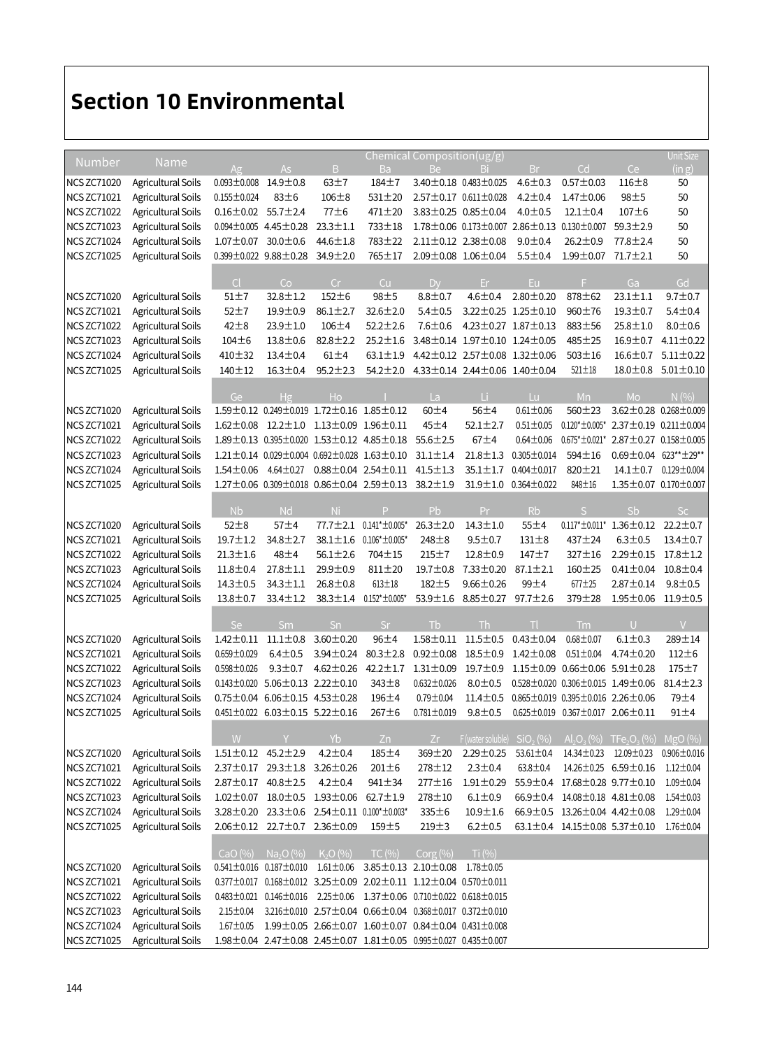# Section 10 Environmental

| Number | Name | Chemical Composition(ug/g) | | | | | | | | | Unit Size (in g) |
|---|---|---|---|---|---|---|---|---|---|---|---|
| | | Ag | As | B | Ba | Be | Bi | Br | Cd | Ce | |
| NCS ZC71020 | Agricultural Soils | 0.093±0.008 | 14.9±0.8 | 63±7 | 184±7 | 3.40±0.18 | 0.483±0.025 | 4.6±0.3 | 0.57±0.03 | 116±8 | 50 |
| NCS ZC71021 | Agricultural Soils | 0.155±0.024 | 83±6 | 106±8 | 531±20 | 2.57±0.17 | 0.611±0.028 | 4.2±0.4 | 1.47±0.06 | 98±5 | 50 |
| NCS ZC71022 | Agricultural Soils | 0.16±0.02 | 55.7±2.4 | 77±6 | 471±20 | 3.83±0.25 | 0.85±0.04 | 4.0±0.5 | 12.1±0.4 | 107±6 | 50 |
| NCS ZC71023 | Agricultural Soils | 0.094±0.005 | 4.45±0.28 | 23.3±1.1 | 733±18 | 1.78±0.06 | 0.173±0.007 | 2.86±0.13 | 0.130±0.007 | 59.3±2.9 | 50 |
| NCS ZC71024 | Agricultural Soils | 1.07±0.07 | 30.0±0.6 | 44.6±1.8 | 783±22 | 2.11±0.12 | 2.38±0.08 | 9.0±0.4 | 26.2±0.9 | 77.8±2.4 | 50 |
| NCS ZC71025 | Agricultural Soils | 0.399±0.022 | 9.88±0.28 | 34.9±2.0 | 765±17 | 2.09±0.08 | 1.06±0.04 | 5.5±0.4 | 1.99±0.07 | 71.7±2.1 | 50 |
| | | Cl | Co | Cr | Cu | Dy | Er | Eu | F | Ga | Gd |
| NCS ZC71020 | Agricultural Soils | 51±7 | 32.8±1.2 | 152±6 | 98±5 | 8.8±0.7 | 4.6±0.4 | 2.80±0.20 | 878±62 | 23.1±1.1 | 9.7±0.7 |
| NCS ZC71021 | Agricultural Soils | 52±7 | 19.9±0.9 | 86.1±2.7 | 32.6±2.0 | 5.4±0.5 | 3.22±0.25 | 1.25±0.10 | 960±76 | 19.3±0.7 | 5.4±0.4 |
| NCS ZC71022 | Agricultural Soils | 42±8 | 23.9±1.0 | 106±4 | 52.2±2.6 | 7.6±0.6 | 4.23±0.27 | 1.87±0.13 | 883±56 | 25.8±1.0 | 8.0±0.6 |
| NCS ZC71023 | Agricultural Soils | 104±6 | 13.8±0.6 | 82.8±2.2 | 25.2±1.6 | 3.48±0.14 | 1.97±0.10 | 1.24±0.05 | 485±25 | 16.9±0.7 | 4.11±0.22 |
| NCS ZC71024 | Agricultural Soils | 410±32 | 13.4±0.4 | 61±4 | 63.1±1.9 | 4.42±0.12 | 2.57±0.08 | 1.32±0.06 | 503±16 | 16.6±0.7 | 5.11±0.22 |
| NCS ZC71025 | Agricultural Soils | 140±12 | 16.3±0.4 | 95.2±2.3 | 54.2±2.0 | 4.33±0.14 | 2.44±0.06 | 1.40±0.04 | 521±18 | 18.0±0.8 | 5.01±0.10 |
| | | Ge | Hg | Ho | I | La | Li | Lu | Mn | Mo | N (%) |
| NCS ZC71020 | Agricultural Soils | 1.59±0.12 | 0.249±0.019 | 1.72±0.16 | 1.85±0.12 | 60±4 | 56±4 | 0.61±0.06 | 560±23 | 3.62±0.28 | 0.268±0.009 |
| NCS ZC71021 | Agricultural Soils | 1.62±0.08 | 12.2±1.0 | 1.13±0.09 | 1.96±0.11 | 45±4 | 52.1±2.7 | 0.51±0.05 | 0.120*±0.005* | 2.37±0.19 | 0.211±0.004 |
| NCS ZC71022 | Agricultural Soils | 1.89±0.13 | 0.395±0.020 | 1.53±0.12 | 4.85±0.18 | 55.6±2.5 | 67±4 | 0.64±0.06 | 0.675*±0.021* | 2.87±0.27 | 0.158±0.005 |
| NCS ZC71023 | Agricultural Soils | 1.21±0.14 | 0.029±0.004 | 0.692±0.028 | 1.63±0.10 | 31.1±1.4 | 21.8±1.3 | 0.305±0.014 | 594±16 | 0.69±0.04 | 623**±29** |
| NCS ZC71024 | Agricultural Soils | 1.54±0.06 | 4.64±0.27 | 0.88±0.04 | 2.54±0.11 | 41.5±1.3 | 35.1±1.7 | 0.404±0.017 | 820±21 | 14.1±0.7 | 0.129±0.004 |
| NCS ZC71025 | Agricultural Soils | 1.27±0.06 | 0.309±0.018 | 0.86±0.04 | 2.59±0.13 | 38.2±1.9 | 31.9±1.0 | 0.364±0.022 | 848±16 | 1.35±0.07 | 0.170±0.007 |
| | | Nb | Nd | Ni | P | Pb | Pr | Rb | S | Sb | Sc |
| NCS ZC71020 | Agricultural Soils | 52±8 | 57±4 | 77.7±2.1 | 0.141*±0.005* | 26.3±2.0 | 14.3±1.0 | 55±4 | 0.117*±0.011* | 1.36±0.12 | 22.2±0.7 |
| NCS ZC71021 | Agricultural Soils | 19.7±1.2 | 34.8±2.7 | 38.1±1.6 | 0.106*±0.005* | 248±8 | 9.5±0.7 | 131±8 | 437±24 | 6.3±0.5 | 13.4±0.7 |
| NCS ZC71022 | Agricultural Soils | 21.3±1.6 | 48±4 | 56.1±2.6 | 704±15 | 215±7 | 12.8±0.9 | 147±7 | 327±16 | 2.29±0.15 | 17.8±1.2 |
| NCS ZC71023 | Agricultural Soils | 11.8±0.4 | 27.8±1.1 | 29.9±0.9 | 811±20 | 19.7±0.8 | 7.33±0.20 | 87.1±2.1 | 160±25 | 0.41±0.04 | 10.8±0.4 |
| NCS ZC71024 | Agricultural Soils | 14.3±0.5 | 34.3±1.1 | 26.8±0.8 | 613±18 | 182±5 | 9.66±0.26 | 99±4 | 677±25 | 2.87±0.14 | 9.8±0.5 |
| NCS ZC71025 | Agricultural Soils | 13.8±0.7 | 33.4±1.2 | 38.3±1.4 | 0.152*±0.005* | 53.9±1.6 | 8.85±0.27 | 97.7±2.6 | 379±28 | 1.95±0.06 | 11.9±0.5 |
| | | Se | Sm | Sn | Sr | Tb | Th | Tl | Tm | U | V |
| NCS ZC71020 | Agricultural Soils | 1.42±0.11 | 11.1±0.8 | 3.60±0.20 | 96±4 | 1.58±0.11 | 11.5±0.5 | 0.43±0.04 | 0.68±0.07 | 6.1±0.3 | 289±14 |
| NCS ZC71021 | Agricultural Soils | 0.659±0.029 | 6.4±0.5 | 3.94±0.24 | 80.3±2.8 | 0.92±0.08 | 18.5±0.9 | 1.42±0.08 | 0.51±0.04 | 4.74±0.20 | 112±6 |
| NCS ZC71022 | Agricultural Soils | 0.598±0.026 | 9.3±0.7 | 4.62±0.26 | 42.2±1.7 | 1.31±0.09 | 19.7±0.9 | 1.15±0.09 | 0.66±0.06 | 5.91±0.28 | 175±7 |
| NCS ZC71023 | Agricultural Soils | 0.143±0.020 | 5.06±0.13 | 2.22±0.10 | 343±8 | 0.632±0.026 | 8.0±0.5 | 0.528±0.020 | 0.306±0.015 | 1.49±0.06 | 81.4±2.3 |
| NCS ZC71024 | Agricultural Soils | 0.75±0.04 | 6.06±0.15 | 4.53±0.28 | 196±4 | 0.79±0.04 | 11.4±0.5 | 0.865±0.019 | 0.395±0.016 | 2.26±0.06 | 79±4 |
| NCS ZC71025 | Agricultural Soils | 0.451±0.022 | 6.03±0.15 | 5.22±0.16 | 267±6 | 0.781±0.019 | 9.8±0.5 | 0.625±0.019 | 0.367±0.017 | 2.06±0.11 | 91±4 |
| | | W | Y | Yb | Zn | Zr | F (water soluble) | $SiO_2$ (%) | $Al_2O_3$ (%) | $TFe_2O_3$ (%) | MgO (%) |
| NCS ZC71020 | Agricultural Soils | 1.51±0.12 | 45.2±2.9 | 4.2±0.4 | 185±4 | 369±20 | 2.29±0.25 | 53.61±0.4 | 14.34±0.23 | 12.09±0.23 | 0.906±0.016 |
| NCS ZC71021 | Agricultural Soils | 2.37±0.17 | 29.3±1.8 | 3.26±0.26 | 201±6 | 278±12 | 2.3±0.4 | 63.8±0.4 | 14.26±0.25 | 6.59±0.16 | 1.12±0.04 |
| NCS ZC71022 | Agricultural Soils | 2.87±0.17 | 40.8±2.5 | 4.2±0.4 | 941±34 | 277±16 | 1.91±0.29 | 55.9±0.4 | 17.68±0.28 | 9.77±0.10 | 1.09±0.04 |
| NCS ZC71023 | Agricultural Soils | 1.02±0.07 | 18.0±0.5 | 1.93±0.06 | 62.7±1.9 | 278±10 | 6.1±0.9 | 66.9±0.4 | 14.08±0.18 | 4.81±0.08 | 1.54±0.03 |
| NCS ZC71024 | Agricultural Soils | 3.28±0.20 | 23.3±0.6 | 2.54±0.11 | 0.100*±0.003* | 335±6 | 10.9±1.6 | 66.9±0.5 | 13.26±0.04 | 4.42±0.08 | 1.29±0.04 |
| NCS ZC71025 | Agricultural Soils | 2.06±0.12 | 22.7±0.7 | 2.36±0.09 | 159±5 | 219±3 | 6.2±0.5 | 63.1±0.4 | 14.15±0.08 | 5.37±0.10 | 1.76±0.04 |
| | | CaO (%) | $Na_2O$ (%) | $K_2O$ (%) | TC (%) | Corg (%) | Ti (%) | | | | |
| NCS ZC71020 | Agricultural Soils | 0.541±0.016 | 0.187±0.010 | 1.61±0.06 | 3.85±0.13 | 2.10±0.08 | 1.78±0.05 | | | | |
| NCS ZC71021 | Agricultural Soils | 0.377±0.017 | 0.168±0.012 | 3.25±0.09 | 2.02±0.11 | 1.12±0.04 | 0.570±0.011 | | | | |
| NCS ZC71022 | Agricultural Soils | 0.483±0.021 | 0.146±0.016 | 2.25±0.06 | 1.37±0.06 | 0.710±0.022 | 0.618±0.015 | | | | |
| NCS ZC71023 | Agricultural Soils | 2.15±0.04 | 3.216±0.010 | 2.57±0.04 | 0.66±0.04 | 0.368±0.017 | 0.372±0.010 | | | | |
| NCS ZC71024 | Agricultural Soils | 1.67±0.05 | 1.99±0.05 | 2.66±0.07 | 1.60±0.07 | 0.84±0.04 | 0.431±0.008 | | | | |
| NCS ZC71025 | Agricultural Soils | 1.98±0.04 | 2.47±0.08 | 2.45±0.07 | 1.81±0.05 | 0.995±0.027 | 0.435±0.007 | | | | |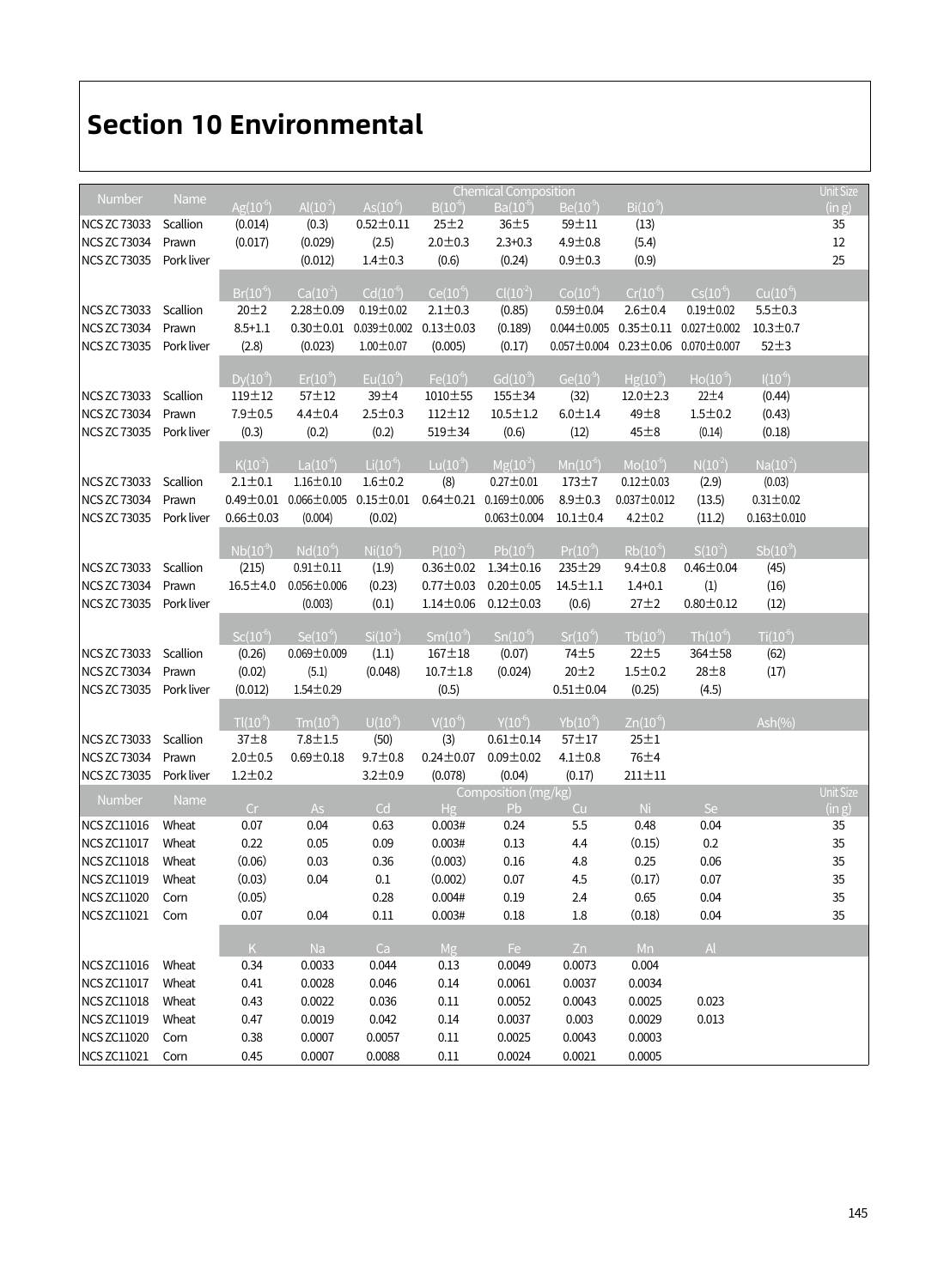# Section 10 Environmental

| Number | Name | Chemical Composition | | | | | | | | | Unit Size (in g) |
|---|---|---|---|---|---|---|---|---|---|---|---|
| | | Ag($10^{-6}$) | Al($10^{-2}$) | As($10^{-6}$) | B($10^{-6}$) | Ba($10^{-6}$) | Be($10^{-9}$) | Bi($10^{-9}$) | | | |
| NCS ZC 73033 | Scallion | (0.014) | (0.3) | 0.52±0.11 | 25±2 | 36±5 | 59±11 | (13) | | | 35 |
| NCS ZC 73034 | Prawn | (0.017) | (0.029) | (2.5) | 2.0±0.3 | 2.3+0.3 | 4.9±0.8 | (5.4) | | | 12 |
| NCS ZC 73035 | Pork liver | | (0.012) | 1.4±0.3 | (0.6) | (0.24) | 0.9±0.3 | (0.9) | | | 25 |
| | | Br($10^{-6}$) | Ca($10^{-2}$) | Cd($10^{-6}$) | Ce($10^{-6}$) | Cl($10^{-2}$) | Co($10^{-6}$) | Cr($10^{-6}$) | Cs($10^{-6}$) | Cu($10^{-6}$) | |
| NCS ZC 73033 | Scallion | 20±2 | 2.28±0.09 | 0.19±0.02 | 2.1±0.3 | (0.85) | 0.59±0.04 | 2.6±0.4 | 0.19±0.02 | 5.5±0.3 | |
| NCS ZC 73034 | Prawn | 8.5+1.1 | 0.30±0.01 | 0.039±0.002 | 0.13±0.03 | (0.189) | 0.044±0.005 | 0.35±0.11 | 0.027±0.002 | 10.3±0.7 | |
| NCS ZC 73035 | Pork liver | (2.8) | (0.023) | 1.00±0.07 | (0.005) | (0.17) | 0.057±0.004 | 0.23±0.06 | 0.070±0.007 | 52±3 | |
| | | Dy($10^{-9}$) | Er($10^{-9}$) | Eu($10^{-9}$) | Fe($10^{-6}$) | Gd($10^{-9}$) | Ge($10^{-9}$) | Hg($10^{-9}$) | Ho($10^{-9}$) | I($10^{-6}$) | |
| NCS ZC 73033 | Scallion | 119±12 | 57±12 | 39±4 | 1010±55 | 155±34 | (32) | 12.0±2.3 | 22±4 | (0.44) | |
| NCS ZC 73034 | Prawn | 7.9±0.5 | 4.4±0.4 | 2.5±0.3 | 112±12 | 10.5±1.2 | 6.0±1.4 | 49±8 | 1.5±0.2 | (0.43) | |
| NCS ZC 73035 | Pork liver | (0.3) | (0.2) | (0.2) | 519±34 | (0.6) | (12) | 45±8 | (0.14) | (0.18) | |
| | | K($10^{-2}$) | La($10^{-6}$) | Li($10^{-6}$) | Lu($10^{-9}$) | Mg($10^{-2}$) | Mn($10^{-6}$) | Mo($10^{-6}$) | N($10^{-2}$) | Na($10^{-2}$) | |
| NCS ZC 73033 | Scallion | 2.1±0.1 | 1.16±0.10 | 1.6±0.2 | (8) | 0.27±0.01 | 173±7 | 0.12±0.03 | (2.9) | (0.03) | |
| NCS ZC 73034 | Prawn | 0.49±0.01 | 0.066±0.005 | 0.15±0.01 | 0.64±0.21 | 0.169±0.006 | 8.9±0.3 | 0.037±0.012 | (13.5) | 0.31±0.02 | |
| NCS ZC 73035 | Pork liver | 0.66±0.03 | (0.004) | (0.02) | | 0.063±0.004 | 10.1±0.4 | 4.2±0.2 | (11.2) | 0.163±0.010 | |
| | | Nb($10^{-9}$) | Nd($10^{-6}$) | Ni($10^{-6}$) | P($10^{-2}$) | Pb($10^{-6}$) | Pr($10^{-9}$) | Rb($10^{-6}$) | S($10^{-2}$) | Sb($10^{-9}$) | |
| NCS ZC 73033 | Scallion | (215) | 0.91±0.11 | (1.9) | 0.36±0.02 | 1.34±0.16 | 235±29 | 9.4±0.8 | 0.46±0.04 | (45) | |
| NCS ZC 73034 | Prawn | 16.5±4.0 | 0.056±0.006 | (0.23) | 0.77±0.03 | 0.20±0.05 | 14.5±1.1 | 1.4+0.1 | (1) | (16) | |
| NCS ZC 73035 | Pork liver | | (0.003) | (0.1) | 1.14±0.06 | 0.12±0.03 | (0.6) | 27±2 | 0.80±0.12 | (12) | |
| | | Sc($10^{-6}$) | Se($10^{-6}$) | Si($10^{-2}$) | Sm($10^{-9}$) | Sn($10^{-6}$) | Sr($10^{-6}$) | Tb($10^{-9}$) | Th($10^{-6}$) | Ti($10^{-6}$) | |
| NCS ZC 73033 | Scallion | (0.26) | 0.069±0.009 | (1.1) | 167±18 | (0.07) | 74±5 | 22±5 | 364±58 | (62) | |
| NCS ZC 73034 | Prawn | (0.02) | (5.1) | (0.048) | 10.7±1.8 | (0.024) | 20±2 | 1.5±0.2 | 28±8 | (17) | |
| NCS ZC 73035 | Pork liver | (0.012) | 1.54±0.29 | | (0.5) | | 0.51±0.04 | (0.25) | (4.5) | | |
| | | Tl($10^{-9}$) | Tm($10^{-9}$) | U($10^{-9}$) | V($10^{-6}$) | Y($10^{-6}$) | Yb($10^{-9}$) | Zn($10^{-6}$) | | Ash(%) | |
| NCS ZC 73033 | Scallion | 37±8 | 7.8±1.5 | (50) | (3) | 0.61±0.14 | 57±17 | 25±1 | | | |
| NCS ZC 73034 | Prawn | 2.0±0.5 | 0.69±0.18 | 9.7±0.8 | 0.24±0.07 | 0.09±0.02 | 4.1±0.8 | 76±4 | | | |
| NCS ZC 73035 | Pork liver | 1.2±0.2 | | 3.2±0.9 | (0.078) | (0.04) | (0.17) | 211±11 | | | |

| Number | Name | Composition (mg/kg) | | | | | | | | | Unit Size (in g) |
|---|---|---|---|---|---|---|---|---|---|---|---|
| | | Cr | As | Cd | Hg | Pb | Cu | Ni | Se | | |
| NCS ZC11016 | Wheat | 0.07 | 0.04 | 0.63 | 0.003# | 0.24 | 5.5 | 0.48 | 0.04 | | 35 |
| NCS ZC11017 | Wheat | 0.22 | 0.05 | 0.09 | 0.003# | 0.13 | 4.4 | (0.15) | 0.2 | | 35 |
| NCS ZC11018 | Wheat | (0.06) | 0.03 | 0.36 | (0.003) | 0.16 | 4.8 | 0.25 | 0.06 | | 35 |
| NCS ZC11019 | Wheat | (0.03) | 0.04 | 0.1 | (0.002) | 0.07 | 4.5 | (0.17) | 0.07 | | 35 |
| NCS ZC11020 | Corn | (0.05) | | 0.28 | 0.004# | 0.19 | 2.4 | 0.65 | 0.04 | | 35 |
| NCS ZC11021 | Corn | 0.07 | 0.04 | 0.11 | 0.003# | 0.18 | 1.8 | (0.18) | 0.04 | | 35 |
| | | K | Na | Ca | Mg | Fe | Zn | Mn | Al | | |
| NCS ZC11016 | Wheat | 0.34 | 0.0033 | 0.044 | 0.13 | 0.0049 | 0.0073 | 0.004 | | | |
| NCS ZC11017 | Wheat | 0.41 | 0.0028 | 0.046 | 0.14 | 0.0061 | 0.0037 | 0.0034 | | | |
| NCS ZC11018 | Wheat | 0.43 | 0.0022 | 0.036 | 0.11 | 0.0052 | 0.0043 | 0.0025 | 0.023 | | |
| NCS ZC11019 | Wheat | 0.47 | 0.0019 | 0.042 | 0.14 | 0.0037 | 0.003 | 0.0029 | 0.013 | | |
| NCS ZC11020 | Corn | 0.38 | 0.0007 | 0.0057 | 0.11 | 0.0025 | 0.0043 | 0.0003 | | | |
| NCS ZC11021 | Corn | 0.45 | 0.0007 | 0.0088 | 0.11 | 0.0024 | 0.0021 | 0.0005 | | | |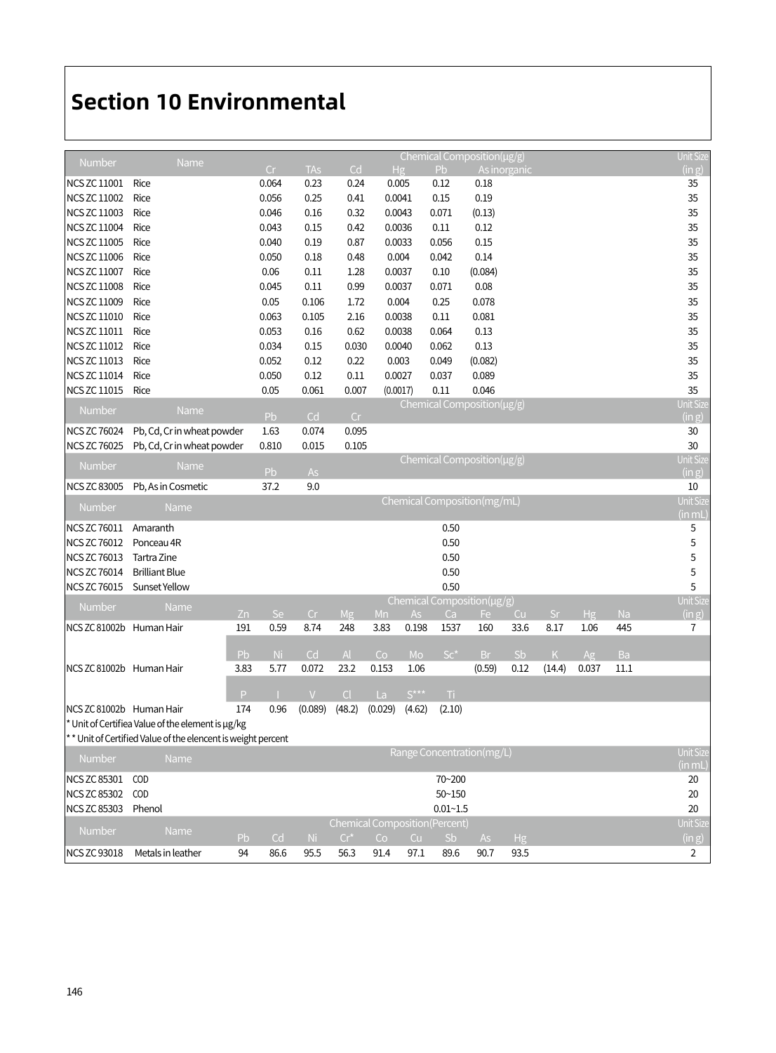# Section 10 Environmental

| Number | Name | Chemical Composition(μg/g) | | | | | | Unit Size (in g) |
|---|---|---|---|---|---|---|---|---|
| | | Cr | TAs | Cd | Hg | Pb | As inorganic | |
| NCS ZC 11001 | Rice | 0.064 | 0.23 | 0.24 | 0.005 | 0.12 | 0.18 | 35 |
| NCS ZC 11002 | Rice | 0.056 | 0.25 | 0.41 | 0.0041 | 0.15 | 0.19 | 35 |
| NCS ZC 11003 | Rice | 0.046 | 0.16 | 0.32 | 0.0043 | 0.071 | (0.13) | 35 |
| NCS ZC 11004 | Rice | 0.043 | 0.15 | 0.42 | 0.0036 | 0.11 | 0.12 | 35 |
| NCS ZC 11005 | Rice | 0.040 | 0.19 | 0.87 | 0.0033 | 0.056 | 0.15 | 35 |
| NCS ZC 11006 | Rice | 0.050 | 0.18 | 0.48 | 0.004 | 0.042 | 0.14 | 35 |
| NCS ZC 11007 | Rice | 0.06 | 0.11 | 1.28 | 0.0037 | 0.10 | (0.084) | 35 |
| NCS ZC 11008 | Rice | 0.045 | 0.11 | 0.99 | 0.0037 | 0.071 | 0.08 | 35 |
| NCS ZC 11009 | Rice | 0.05 | 0.106 | 1.72 | 0.004 | 0.25 | 0.078 | 35 |
| NCS ZC 11010 | Rice | 0.063 | 0.105 | 2.16 | 0.0038 | 0.11 | 0.081 | 35 |
| NCS ZC 11011 | Rice | 0.053 | 0.16 | 0.62 | 0.0038 | 0.064 | 0.13 | 35 |
| NCS ZC 11012 | Rice | 0.034 | 0.15 | 0.030 | 0.0040 | 0.062 | 0.13 | 35 |
| NCS ZC 11013 | Rice | 0.052 | 0.12 | 0.22 | 0.003 | 0.049 | (0.082) | 35 |
| NCS ZC 11014 | Rice | 0.050 | 0.12 | 0.11 | 0.0027 | 0.037 | 0.089 | 35 |
| NCS ZC 11015 | Rice | 0.05 | 0.061 | 0.007 | (0.0017) | 0.11 | 0.046 | 35 |

| Number | Name | Chemical Composition(μg/g) | | | Unit Size (in g) |
|---|---|---|---|---|---|
| | | Pb | Cd | Cr | |
| NCS ZC 76024 | Pb, Cd, Cr in wheat powder | 1.63 | 0.074 | 0.095 | 30 |
| NCS ZC 76025 | Pb, Cd, Cr in wheat powder | 0.810 | 0.015 | 0.105 | 30 |

| Number | Name | Chemical Composition(μg/g) | | Unit Size (in g) |
|---|---|---|---|---|
| | | Pb | As | |
| NCS ZC 83005 | Pb, As in Cosmetic | 37.2 | 9.0 | 10 |

| Number | Name | Chemical Composition(mg/mL) | Unit Size (in mL) |
|---|---|---|---|
| NCS ZC 76011 | Amaranth | 0.50 | 5 |
| NCS ZC 76012 | Ponceau 4R | 0.50 | 5 |
| NCS ZC 76013 | Tartra Zine | 0.50 | 5 |
| NCS ZC 76014 | Brilliant Blue | 0.50 | 5 |
| NCS ZC 76015 | Sunset Yellow | 0.50 | 5 |

| Number | Name | Chemical Composition(μg/g) | | | | | | | | | | | | Unit Size (in g) |
|---|---|---|---|---|---|---|---|---|---|---|---|---|---|---|
| | | Zn | Se | Cr | Mg | Mn | As | Ca | Fe | Cu | Sr | Hg | Na | |
| NCS ZC 81002b | Human Hair | 191 | 0.59 | 8.74 | 248 | 3.83 | 0.198 | 1537 | 160 | 33.6 | 8.17 | 1.06 | 445 | 7 |
| | | Pb | Ni | Cd | Al | Co | Mo | Sc* | Br | Sb | K | Ag | Ba | |
| NCS ZC 81002b | Human Hair | 3.83 | 5.77 | 0.072 | 23.2 | 0.153 | 1.06 | | (0.59) | 0.12 | (14.4) | 0.037 | 11.1 | |
| | | P | I | V | Cl | La | S*** | Ti | | | | | | |
| NCS ZC 81002b | Human Hair | 174 | 0.96 | (0.089) | (48.2) | (0.029) | (4.62) | (2.10) | | | | | | |

\* Unit of Certifiea Value of the element is μg/kg

\*\* Unit of Certified Value of the elencent is weight percent

| Number | Name | Range Concentration(mg/L) | Unit Size (in mL) |
|---|---|---|---|
| NCS ZC 85301 | COD | 70~200 | 20 |
| NCS ZC 85302 | COD | 50~150 | 20 |
| NCS ZC 85303 | Phenol | 0.01~1.5 | 20 |

| Number | Name | Chemical Composition(Percent) | | | | | | | | | Unit Size (in g) |
|---|---|---|---|---|---|---|---|---|---|---|---|
| | | Pb | Cd | Ni | Cr* | Co | Cu | Sb | As | Hg | |
| NCS ZC 93018 | Metals in leather | 94 | 86.6 | 95.5 | 56.3 | 91.4 | 97.1 | 89.6 | 90.7 | 93.5 | 2 |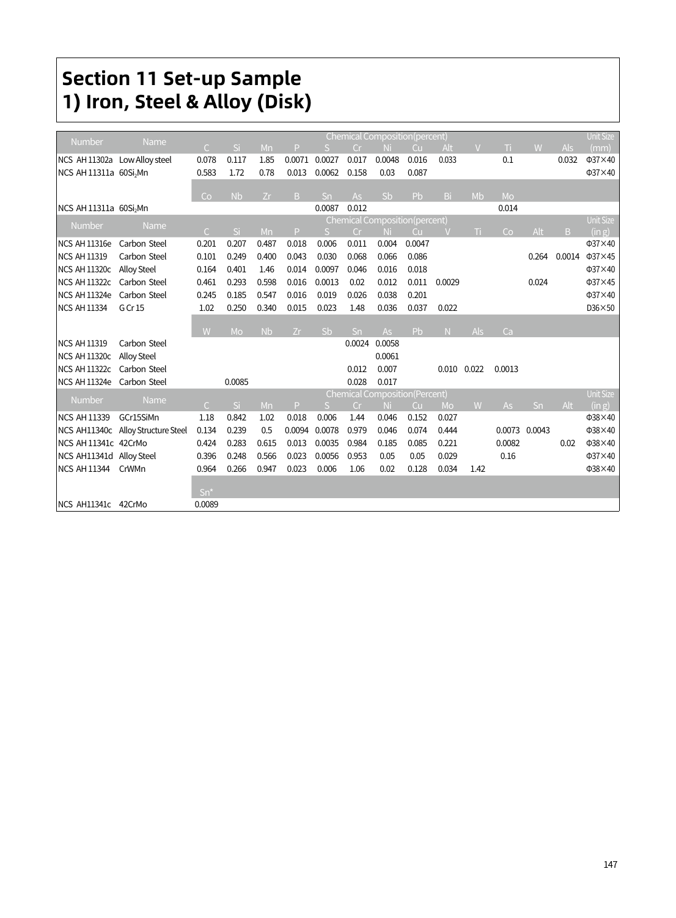# Section 11 Set-up Sample

# 1) Iron, Steel & Alloy (Disk)

| Number | Name | Chemical Composition(percent) | | | | | | | | | | | | | Unit Size (mm) |
|---|---|---|---|---|---|---|---|---|---|---|---|---|---|---|---|
| | | C | Si | Mn | P | S | Cr | Ni | Cu | Alt | V | Ti | W | Als | |
| NCS AH 11302a | Low Alloy steel | 0.078 | 0.117 | 1.85 | 0.0071 | 0.0027 | 0.017 | 0.0048 | 0.016 | 0.033 | | 0.1 | | 0.032 | Φ37×40 |
| NCS AH 11311a | 60Si$_2$Mn | 0.583 | 1.72 | 0.78 | 0.013 | 0.0062 | 0.158 | 0.03 | 0.087 | | | | | | Φ37×40 |
| | | Co | Nb | Zr | B | Sn | As | Sb | Pb | Bi | Mb | Mo | | | |
| NCS AH 11311a | 60Si$_2$Mn | | | | | 0.0087 | 0.012 | | | | | 0.014 | | | |

| Number | Name | Chemical Composition(percent) | | | | | | | | | | | | | Unit Size (in g) |
|---|---|---|---|---|---|---|---|---|---|---|---|---|---|---|---|
| | | C | Si | Mn | P | S | Cr | Ni | Cu | V | Ti | Co | Alt | B | |
| NCS AH 11316e | Carbon Steel | 0.201 | 0.207 | 0.487 | 0.018 | 0.006 | 0.011 | 0.004 | 0.0047 | | | | | | Φ37×40 |
| NCS AH 11319 | Carbon Steel | 0.101 | 0.249 | 0.400 | 0.043 | 0.030 | 0.068 | 0.066 | 0.086 | | | | 0.264 | 0.0014 | Φ37×45 |
| NCS AH 11320c | Alloy Steel | 0.164 | 0.401 | 1.46 | 0.014 | 0.0097 | 0.046 | 0.016 | 0.018 | | | | | | Φ37×40 |
| NCS AH 11322c | Carbon Steel | 0.461 | 0.293 | 0.598 | 0.016 | 0.0013 | 0.02 | 0.012 | 0.011 | 0.0029 | | | 0.024 | | Φ37×45 |
| NCS AH 11324e | Carbon Steel | 0.245 | 0.185 | 0.547 | 0.016 | 0.019 | 0.026 | 0.038 | 0.201 | | | | | | Φ37×40 |
| NCS AH 11334 | G Cr 15 | 1.02 | 0.250 | 0.340 | 0.015 | 0.023 | 1.48 | 0.036 | 0.037 | 0.022 | | | | | D36×50 |
| | | W | Mo | Nb | Zr | Sb | Sn | As | Pb | N | Als | Ca | | | |
| NCS AH 11319 | Carbon Steel | | | | | | 0.0024 | 0.0058 | | | | | | | |
| NCS AH 11320c | Alloy Steel | | | | | | | 0.0061 | | | | | | | |
| NCS AH 11322c | Carbon Steel | | | | | | 0.012 | 0.007 | | 0.010 | 0.022 | 0.0013 | | | |
| NCS AH 11324e | Carbon Steel | | 0.0085 | | | | 0.028 | 0.017 | | | | | | | |

| Number | Name | Chemical Composition(Percent) | | | | | | | | | | | | | Unit Size (in g) |
|---|---|---|---|---|---|---|---|---|---|---|---|---|---|---|---|
| | | C | Si | Mn | P | S | Cr | Ni | Cu | Mo | W | As | Sn | Alt | |
| NCS AH 11339 | GCr15SiMn | 1.18 | 0.842 | 1.02 | 0.018 | 0.006 | 1.44 | 0.046 | 0.152 | 0.027 | | | | | Φ38×40 |
| NCS AH11340c | Alloy Structure Steel | 0.134 | 0.239 | 0.5 | 0.0094 | 0.0078 | 0.979 | 0.046 | 0.074 | 0.444 | | 0.0073 | 0.0043 | | Φ38×40 |
| NCS AH 11341c | 42CrMo | 0.424 | 0.283 | 0.615 | 0.013 | 0.0035 | 0.984 | 0.185 | 0.085 | 0.221 | | 0.0082 | | 0.02 | Φ38×40 |
| NCS AH11341d | Alloy Steel | 0.396 | 0.248 | 0.566 | 0.023 | 0.0056 | 0.953 | 0.05 | 0.05 | 0.029 | | 0.16 | | | Φ37×40 |
| NCS AH 11344 | CrWMn | 0.964 | 0.266 | 0.947 | 0.023 | 0.006 | 1.06 | 0.02 | 0.128 | 0.034 | 1.42 | | | | Φ38×40 |
| | | Sn* | | | | | | | | | | | | | |
| NCS AH11341c | 42CrMo | 0.0089 | | | | | | | | | | | | | |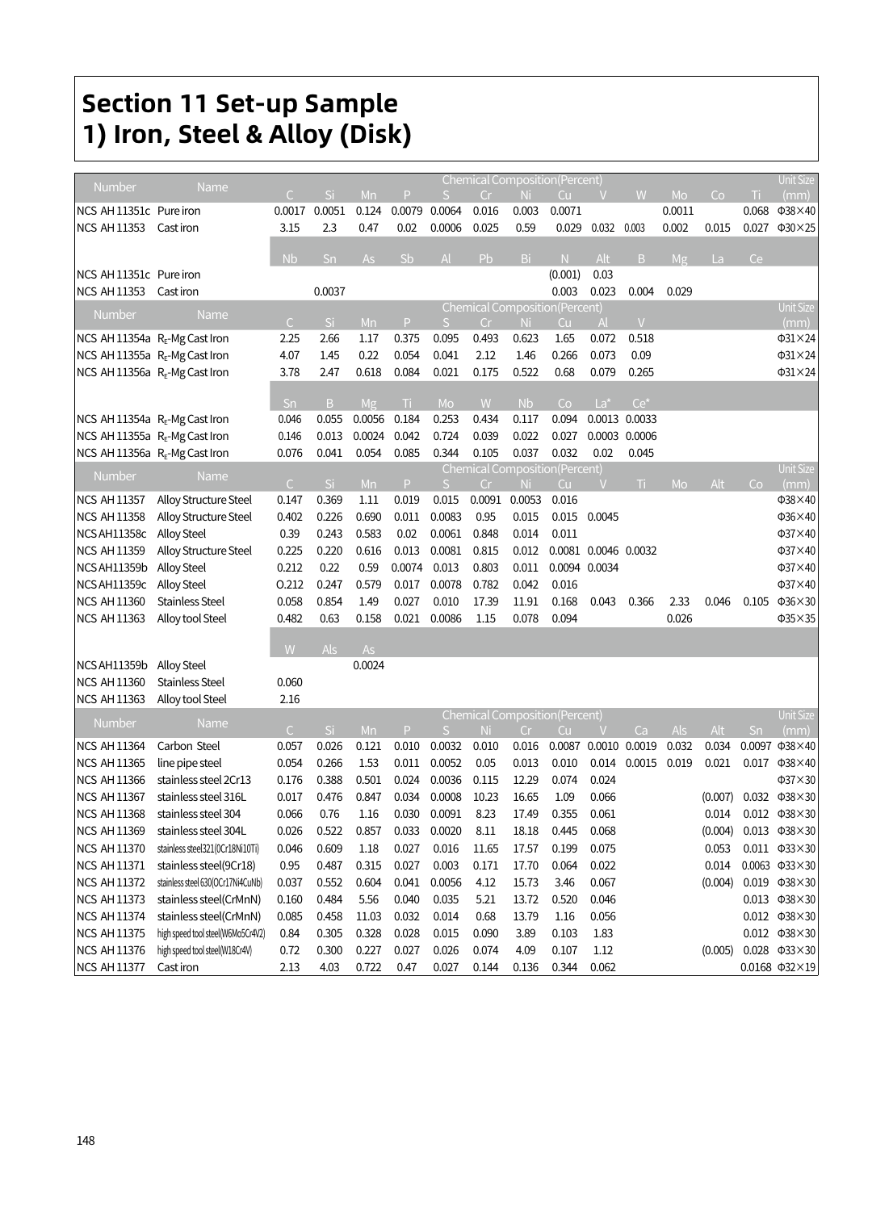# Section 11 Set-up Sample
# 1) Iron, Steel & Alloy (Disk)

| Number | Name | Chemical Composition(Percent) | | | | | | | | | | | | | Unit Size |
|---|---|---|---|---|---|---|---|---|---|---|---|---|---|---|---|
| | | C | Si | Mn | P | S | Cr | Ni | Cu | V | W | Mo | Co | Ti | (mm) |
| NCS AH 11351c | Pure iron | 0.0017 | 0.0051 | 0.124 | 0.0079 | 0.0064 | 0.016 | 0.003 | 0.0071 | | | 0.0011 | | 0.068 | Φ38×40 |
| NCS AH 11353 | Cast iron | 3.15 | 2.3 | 0.47 | 0.02 | 0.0006 | 0.025 | 0.59 | 0.029 | 0.032 | 0.003 | 0.002 | 0.015 | 0.027 | Φ30×25 |
| | | Nb | Sn | As | Sb | Al | Pb | Bi | N | Alt | B | Mg | La | Ce | |
| NCS AH 11351c | Pure iron | | | | | | | | (0.001) | 0.03 | | | | | |
| NCS AH 11353 | Cast iron | | 0.0037 | | | | | | 0.003 | 0.023 | 0.004 | 0.029 | | | |

| Number | Name | Chemical Composition(Percent) | | | | | | | | | | Unit Size |
|---|---|---|---|---|---|---|---|---|---|---|---|---|
| | | C | Si | Mn | P | S | Cr | Ni | Cu | Al | V | (mm) |
| NCS AH 11354a | $R_E$-Mg Cast Iron | 2.25 | 2.66 | 1.17 | 0.375 | 0.095 | 0.493 | 0.623 | 1.65 | 0.072 | 0.518 | Φ31×24 |
| NCS AH 11355a | $R_E$-Mg Cast Iron | 4.07 | 1.45 | 0.22 | 0.054 | 0.041 | 2.12 | 1.46 | 0.266 | 0.073 | 0.09 | Φ31×24 |
| NCS AH 11356a | $R_E$-Mg Cast Iron | 3.78 | 2.47 | 0.618 | 0.084 | 0.021 | 0.175 | 0.522 | 0.68 | 0.079 | 0.265 | Φ31×24 |
| | | Sn | B | Mg | Ti | Mo | W | Nb | Co | La* | Ce* | |
| NCS AH 11354a | $R_E$-Mg Cast Iron | 0.046 | 0.055 | 0.0056 | 0.184 | 0.253 | 0.434 | 0.117 | 0.094 | 0.0013 | 0.0033 | |
| NCS AH 11355a | $R_E$-Mg Cast Iron | 0.146 | 0.013 | 0.0024 | 0.042 | 0.724 | 0.039 | 0.022 | 0.027 | 0.0003 | 0.0006 | |
| NCS AH 11356a | $R_E$-Mg Cast Iron | 0.076 | 0.041 | 0.054 | 0.085 | 0.344 | 0.105 | 0.037 | 0.032 | 0.02 | 0.045 | |

| Number | Name | Chemical Composition(Percent) | | | | | | | | | | | | | Unit Size |
|---|---|---|---|---|---|---|---|---|---|---|---|---|---|---|---|
| | | C | Si | Mn | P | S | Cr | Ni | Cu | V | Ti | Mo | Alt | Co | (mm) |
| NCS AH 11357 | Alloy Structure Steel | 0.147 | 0.369 | 1.11 | 0.019 | 0.015 | 0.0091 | 0.0053 | 0.016 | | | | | | Φ38×40 |
| NCS AH 11358 | Alloy Structure Steel | 0.402 | 0.226 | 0.690 | 0.011 | 0.0083 | 0.95 | 0.015 | 0.015 | 0.0045 | | | | | Φ36×40 |
| NCS AH11358c | Alloy Steel | 0.39 | 0.243 | 0.583 | 0.02 | 0.0061 | 0.848 | 0.014 | 0.011 | | | | | | Φ37×40 |
| NCS AH 11359 | Alloy Structure Steel | 0.225 | 0.220 | 0.616 | 0.013 | 0.0081 | 0.815 | 0.012 | 0.0081 | 0.0046 | 0.0032 | | | | Φ37×40 |
| NCS AH11359b | Alloy Steel | 0.212 | 0.22 | 0.59 | 0.0074 | 0.013 | 0.803 | 0.011 | 0.0094 | 0.0034 | | | | | Φ37×40 |
| NCS AH11359c | Alloy Steel | O.212 | 0.247 | 0.579 | 0.017 | 0.0078 | 0.782 | 0.042 | 0.016 | | | | | | Φ37×40 |
| NCS AH 11360 | Stainless Steel | 0.058 | 0.854 | 1.49 | 0.027 | 0.010 | 17.39 | 11.91 | 0.168 | 0.043 | 0.366 | 2.33 | 0.046 | 0.105 | Φ36×30 |
| NCS AH 11363 | Alloy tool Steel | 0.482 | 0.63 | 0.158 | 0.021 | 0.0086 | 1.15 | 0.078 | 0.094 | | | 0.026 | | | Φ35×35 |
| | | W | Als | As | | | | | | | | | | | |
| NCS AH11359b | Alloy Steel | | | 0.0024 | | | | | | | | | | | |
| NCS AH 11360 | Stainless Steel | 0.060 | | | | | | | | | | | | | |
| NCS AH 11363 | Alloy tool Steel | 2.16 | | | | | | | | | | | | | |

| Number | Name | Chemical Composition(Percent) | | | | | | | | | | | | | Unit Size |
|---|---|---|---|---|---|---|---|---|---|---|---|---|---|---|---|
| | | C | Si | Mn | P | S | Ni | Cr | Cu | V | Ca | Als | Alt | Sn | (mm) |
| NCS AH 11364 | Carbon Steel | 0.057 | 0.026 | 0.121 | 0.010 | 0.0032 | 0.010 | 0.016 | 0.0087 | 0.0010 | 0.0019 | 0.032 | 0.034 | 0.0097 | Φ38×40 |
| NCS AH 11365 | line pipe steel | 0.054 | 0.266 | 1.53 | 0.011 | 0.0052 | 0.05 | 0.013 | 0.010 | 0.014 | 0.0015 | 0.019 | 0.021 | 0.017 | Φ38×40 |
| NCS AH 11366 | stainless steel 2Cr13 | 0.176 | 0.388 | 0.501 | 0.024 | 0.0036 | 0.115 | 12.29 | 0.074 | 0.024 | | | | | Φ37×30 |
| NCS AH 11367 | stainless steel 316L | 0.017 | 0.476 | 0.847 | 0.034 | 0.0008 | 10.23 | 16.65 | 1.09 | 0.066 | | | (0.007) | 0.032 | Φ38×30 |
| NCS AH 11368 | stainless steel 304 | 0.066 | 0.76 | 1.16 | 0.030 | 0.0091 | 8.23 | 17.49 | 0.355 | 0.061 | | | 0.014 | 0.012 | Φ38×30 |
| NCS AH 11369 | stainless steel 304L | 0.026 | 0.522 | 0.857 | 0.033 | 0.0020 | 8.11 | 18.18 | 0.445 | 0.068 | | | (0.004) | 0.013 | Φ38×30 |
| NCS AH 11370 | stainless steel321(0Cr18Ni10Ti) | 0.046 | 0.609 | 1.18 | 0.027 | 0.016 | 11.65 | 17.57 | 0.199 | 0.075 | | | 0.053 | 0.011 | Φ33×30 |
| NCS AH 11371 | stainless steel(9Cr18) | 0.95 | 0.487 | 0.315 | 0.027 | 0.003 | 0.171 | 17.70 | 0.064 | 0.022 | | | 0.014 | 0.0063 | Φ33×30 |
| NCS AH 11372 | stainless steel 630(0Cr17Ni4CuNb) | 0.037 | 0.552 | 0.604 | 0.041 | 0.0056 | 4.12 | 15.73 | 3.46 | 0.067 | | | (0.004) | 0.019 | Φ38×30 |
| NCS AH 11373 | stainless steel(CrMnN) | 0.160 | 0.484 | 5.56 | 0.040 | 0.035 | 5.21 | 13.72 | 0.520 | 0.046 | | | | 0.013 | Φ38×30 |
| NCS AH 11374 | stainless steel(CrMnN) | 0.085 | 0.458 | 11.03 | 0.032 | 0.014 | 0.68 | 13.79 | 1.16 | 0.056 | | | | 0.012 | Φ38×30 |
| NCS AH 11375 | high speed tool steel(W6Mo5Cr4V2) | 0.84 | 0.305 | 0.328 | 0.028 | 0.015 | 0.090 | 3.89 | 0.103 | 1.83 | | | | 0.012 | Φ38×30 |
| NCS AH 11376 | high speed tool steel(W18Cr4V) | 0.72 | 0.300 | 0.227 | 0.027 | 0.026 | 0.074 | 4.09 | 0.107 | 1.12 | | | (0.005) | 0.028 | Φ33×30 |
| NCS AH 11377 | Cast iron | 2.13 | 4.03 | 0.722 | 0.47 | 0.027 | 0.144 | 0.136 | 0.344 | 0.062 | | | | 0.0168 | Φ32×19 |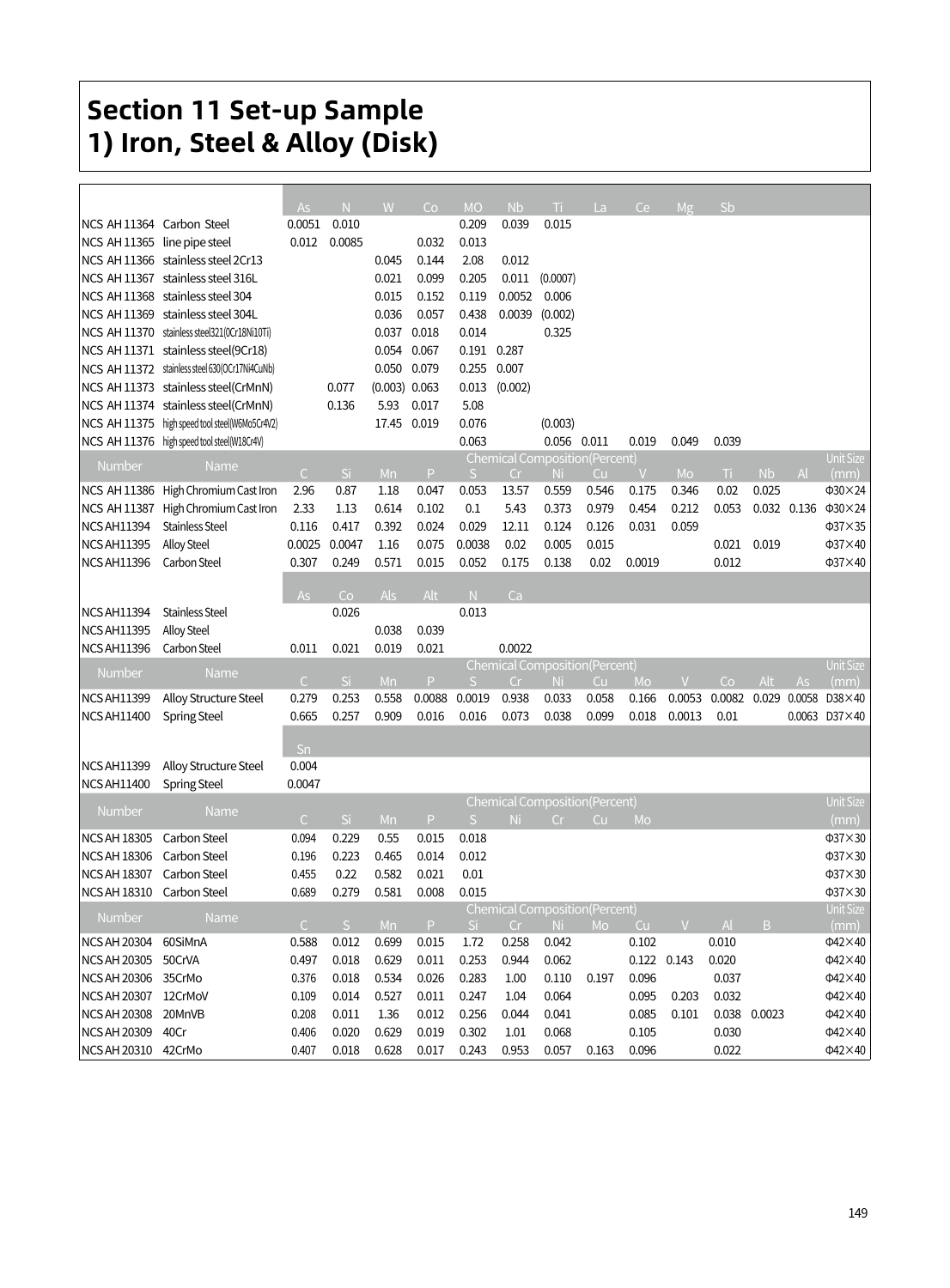# Section 11 Set-up Sample
# 1) Iron, Steel & Alloy (Disk)

| Number | Name | As | N | W | Co | MO | Nb | Ti | La | Ce | Mg | Sb |
|---|---|---|---|---|---|---|---|---|---|---|---|---|
| NCS AH 11364 | Carbon Steel | 0.0051 | 0.010 | | | 0.209 | 0.039 | 0.015 | | | | |
| NCS AH 11365 | line pipe steel | 0.012 | 0.0085 | | 0.032 | 0.013 | | | | | | |
| NCS AH 11366 | stainless steel 2Cr13 | | | 0.045 | 0.144 | 2.08 | 0.012 | | | | | |
| NCS AH 11367 | stainless steel 316L | | | 0.021 | 0.099 | 0.205 | 0.011 | (0.0007) | | | | |
| NCS AH 11368 | stainless steel 304 | | | 0.015 | 0.152 | 0.119 | 0.0052 | 0.006 | | | | |
| NCS AH 11369 | stainless steel 304L | | | 0.036 | 0.057 | 0.438 | 0.0039 | (0.002) | | | | |
| NCS AH 11370 | stainless steel321(0Cr18Ni10Ti) | | | 0.037 | 0.018 | 0.014 | | 0.325 | | | | |
| NCS AH 11371 | stainless steel(9Cr18) | | | 0.054 | 0.067 | 0.191 | 0.287 | | | | | |
| NCS AH 11372 | stainless steel 630(0Cr17Ni4CuNb) | | | 0.050 | 0.079 | 0.255 | 0.007 | | | | | |
| NCS AH 11373 | stainless steel(CrMnN) | | 0.077 | (0.003) | 0.063 | 0.013 | (0.002) | | | | | |
| NCS AH 11374 | stainless steel(CrMnN) | | 0.136 | 5.93 | 0.017 | 5.08 | | | | | | |
| NCS AH 11375 | high speed tool steel(W6Mo5Cr4V2) | | | 17.45 | 0.019 | 0.076 | | (0.003) | | | | |
| NCS AH 11376 | high speed tool steel(W18Cr4V) | | | | | 0.063 | | 0.056 | 0.011 | 0.019 | 0.049 | 0.039 |

| Number | Name | Chemical Composition(Percent) | | | | | | | | | | | | | Unit Size |
|---|---|---|---|---|---|---|---|---|---|---|---|---|---|---|---|
| | | C | Si | Mn | P | S | Cr | Ni | Cu | V | Mo | Ti | Nb | Al | (mm) |
| NCS AH 11386 | High Chromium Cast Iron | 2.96 | 0.87 | 1.18 | 0.047 | 0.053 | 13.57 | 0.559 | 0.546 | 0.175 | 0.346 | 0.02 | 0.025 | | Φ30×24 |
| NCS AH 11387 | High Chromium Cast Iron | 2.33 | 1.13 | 0.614 | 0.102 | 0.1 | 5.43 | 0.373 | 0.979 | 0.454 | 0.212 | 0.053 | 0.032 | 0.136 | Φ30×24 |
| NCS AH11394 | Stainless Steel | 0.116 | 0.417 | 0.392 | 0.024 | 0.029 | 12.11 | 0.124 | 0.126 | 0.031 | 0.059 | | | | Φ37×35 |
| NCS AH11395 | Alloy Steel | 0.0025 | 0.0047 | 1.16 | 0.075 | 0.0038 | 0.02 | 0.005 | 0.015 | | | 0.021 | 0.019 | | Φ37×40 |
| NCS AH11396 | Carbon Steel | 0.307 | 0.249 | 0.571 | 0.015 | 0.052 | 0.175 | 0.138 | 0.02 | 0.0019 | | 0.012 | | | Φ37×40 |

| Number | Name | As | Co | Als | Alt | N | Ca |
|---|---|---|---|---|---|---|---|
| NCS AH11394 | Stainless Steel | | 0.026 | | | 0.013 | |
| NCS AH11395 | Alloy Steel | | | 0.038 | 0.039 | | |
| NCS AH11396 | Carbon Steel | 0.011 | 0.021 | 0.019 | 0.021 | | 0.0022 |

| Number | Name | Chemical Composition(Percent) | | | | | | | | | | | | | Unit Size |
|---|---|---|---|---|---|---|---|---|---|---|---|---|---|---|---|
| | | C | Si | Mn | P | S | Cr | Ni | Cu | Mo | V | Co | Alt | As | (mm) |
| NCS AH11399 | Alloy Structure Steel | 0.279 | 0.253 | 0.558 | 0.0088 | 0.0019 | 0.938 | 0.033 | 0.058 | 0.166 | 0.0053 | 0.0082 | 0.029 | 0.0058 | D38×40 |
| NCS AH11400 | Spring Steel | 0.665 | 0.257 | 0.909 | 0.016 | 0.016 | 0.073 | 0.038 | 0.099 | 0.018 | 0.0013 | 0.01 | | 0.0063 | D37×40 |

| Number | Name | Sn |
|---|---|---|
| NCS AH11399 | Alloy Structure Steel | 0.004 |
| NCS AH11400 | Spring Steel | 0.0047 |

| Number | Name | Chemical Composition(Percent) | | | | | | | | Unit Size |
|---|---|---|---|---|---|---|---|---|---|---|
| | | C | Si | Mn | P | S | Ni | Cr | Cu | Mo | (mm) |
| NCS AH 18305 | Carbon Steel | 0.094 | 0.229 | 0.55 | 0.015 | 0.018 | | | | | Φ37×30 |
| NCS AH 18306 | Carbon Steel | 0.196 | 0.223 | 0.465 | 0.014 | 0.012 | | | | | Φ37×30 |
| NCS AH 18307 | Carbon Steel | 0.455 | 0.22 | 0.582 | 0.021 | 0.01 | | | | | Φ37×30 |
| NCS AH 18310 | Carbon Steel | 0.689 | 0.279 | 0.581 | 0.008 | 0.015 | | | | | Φ37×30 |

| Number | Name | Chemical Composition(Percent) | | | | | | | | | | | | Unit Size |
|---|---|---|---|---|---|---|---|---|---|---|---|---|---|---|
| | | C | S | Mn | P | Si | Cr | Ni | Mo | Cu | V | Al | B | (mm) |
| NCS AH 20304 | 60SiMnA | 0.588 | 0.012 | 0.699 | 0.015 | 1.72 | 0.258 | 0.042 | | 0.102 | | 0.010 | | Φ42×40 |
| NCS AH 20305 | 50CrVA | 0.497 | 0.018 | 0.629 | 0.011 | 0.253 | 0.944 | 0.062 | | 0.122 | 0.143 | 0.020 | | Φ42×40 |
| NCS AH 20306 | 35CrMo | 0.376 | 0.018 | 0.534 | 0.026 | 0.283 | 1.00 | 0.110 | 0.197 | 0.096 | | 0.037 | | Φ42×40 |
| NCS AH 20307 | 12CrMoV | 0.109 | 0.014 | 0.527 | 0.011 | 0.247 | 1.04 | 0.064 | | 0.095 | 0.203 | 0.032 | | Φ42×40 |
| NCS AH 20308 | 20MnVB | 0.208 | 0.011 | 1.36 | 0.012 | 0.256 | 0.044 | 0.041 | | 0.085 | 0.101 | 0.038 | 0.0023 | Φ42×40 |
| NCS AH 20309 | 40Cr | 0.406 | 0.020 | 0.629 | 0.019 | 0.302 | 1.01 | 0.068 | | 0.105 | | 0.030 | | Φ42×40 |
| NCS AH 20310 | 42CrMo | 0.407 | 0.018 | 0.628 | 0.017 | 0.243 | 0.953 | 0.057 | 0.163 | 0.096 | | 0.022 | | Φ42×40 |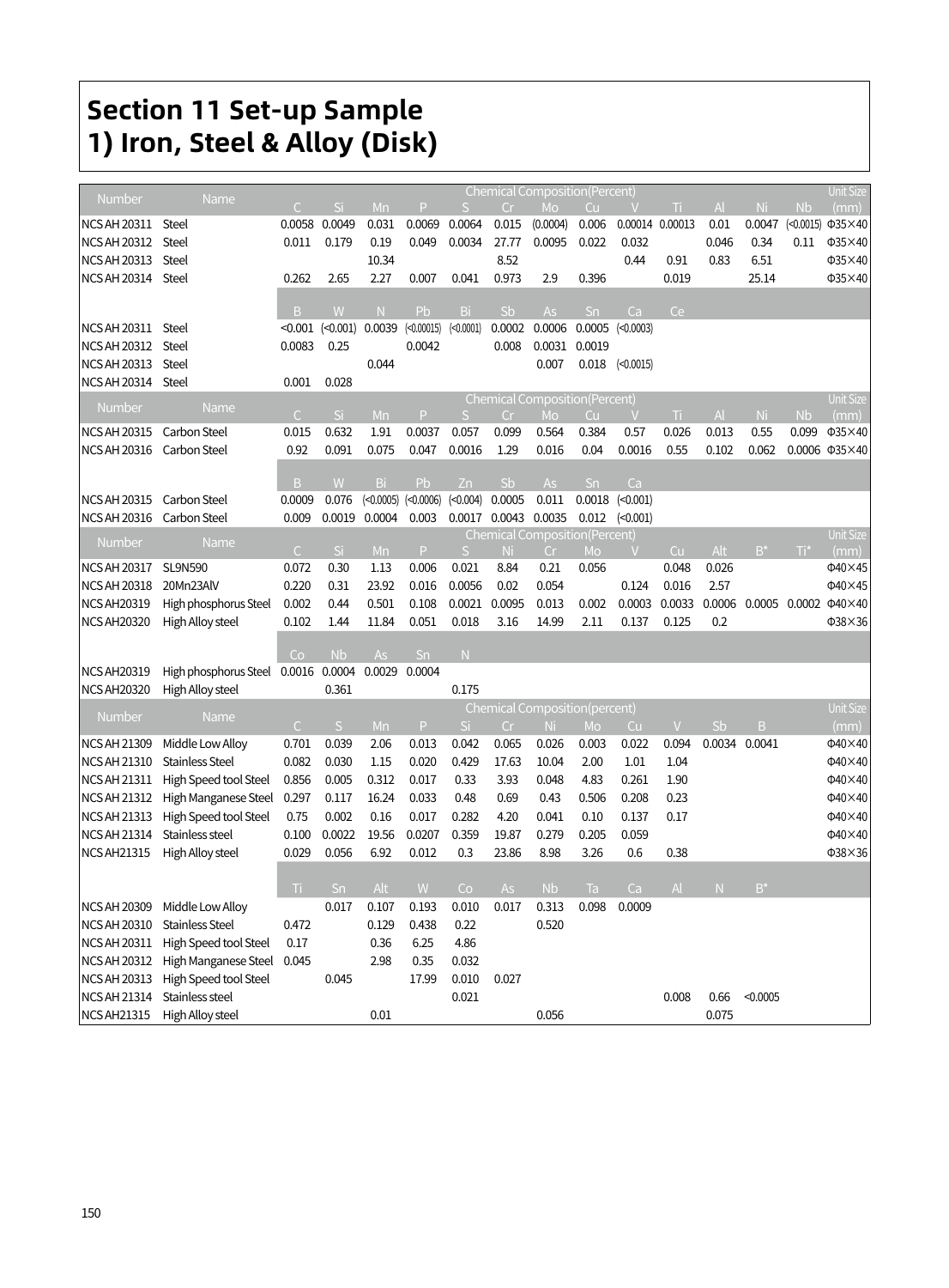# Section 11 Set-up Sample
# 1) Iron, Steel & Alloy (Disk)

| Number | Name | Chemical Composition(Percent) | | | | | | | | | | | | | Unit Size |
|---|---|---|---|---|---|---|---|---|---|---|---|---|---|---|---|
| | | C | Si | Mn | P | S | Cr | Mo | Cu | V | Ti | Al | Ni | Nb | (mm) |
| NCS AH 20311 | Steel | 0.0058 | 0.0049 | 0.031 | 0.0069 | 0.0064 | 0.015 | (0.0004) | 0.006 | 0.00014 | 0.00013 | 0.01 | 0.0047 | (<0.0015) | Φ35×40 |
| NCS AH 20312 | Steel | 0.011 | 0.179 | 0.19 | 0.049 | 0.0034 | 27.77 | 0.0095 | 0.022 | 0.032 | | 0.046 | 0.34 | 0.11 | Φ35×40 |
| NCS AH 20313 | Steel | | | 10.34 | | | 8.52 | | | 0.44 | 0.91 | 0.83 | 6.51 | | Φ35×40 |
| NCS AH 20314 | Steel | 0.262 | 2.65 | 2.27 | 0.007 | 0.041 | 0.973 | 2.9 | 0.396 | | 0.019 | | 25.14 | | Φ35×40 |
| | | B | W | N | Pb | Bi | Sb | As | Sn | Ca | Ce | | | | |
| NCS AH 20311 | Steel | <0.001 | (<0.001) | 0.0039 | (<0.00015) | (<0.0001) | 0.0002 | 0.0006 | 0.0005 | (<0.0003) | | | | | |
| NCS AH 20312 | Steel | 0.0083 | 0.25 | | 0.0042 | | 0.008 | 0.0031 | 0.0019 | | | | | | |
| NCS AH 20313 | Steel | | | 0.044 | | | | 0.007 | 0.018 | (<0.0015) | | | | | |
| NCS AH 20314 | Steel | 0.001 | 0.028 | | | | | | | | | | | | |

| Number | Name | Chemical Composition(Percent) | | | | | | | | | | | | | Unit Size |
|---|---|---|---|---|---|---|---|---|---|---|---|---|---|---|---|
| | | C | Si | Mn | P | S | Cr | Mo | Cu | V | Ti | Al | Ni | Nb | (mm) |
| NCS AH 20315 | Carbon Steel | 0.015 | 0.632 | 1.91 | 0.0037 | 0.057 | 0.099 | 0.564 | 0.384 | 0.57 | 0.026 | 0.013 | 0.55 | 0.099 | Φ35×40 |
| NCS AH 20316 | Carbon Steel | 0.92 | 0.091 | 0.075 | 0.047 | 0.0016 | 1.29 | 0.016 | 0.04 | 0.0016 | 0.55 | 0.102 | 0.062 | 0.0006 | Φ35×40 |
| | | B | W | Bi | Pb | Zn | Sb | As | Sn | Ca | | | | | |
| NCS AH 20315 | Carbon Steel | 0.0009 | 0.076 | (<0.0005) | (<0.0006) | (<0.004) | 0.0005 | 0.011 | 0.0018 | (<0.001) | | | | | |
| NCS AH 20316 | Carbon Steel | 0.009 | 0.0019 | 0.0004 | 0.003 | 0.0017 | 0.0043 | 0.0035 | 0.012 | (<0.001) | | | | | |

| Number | Name | Chemical Composition(Percent) | | | | | | | | | | | | | Unit Size |
|---|---|---|---|---|---|---|---|---|---|---|---|---|---|---|---|
| | | C | Si | Mn | P | S | Ni | Cr | Mo | V | Cu | Alt | B* | Ti* | (mm) |
| NCS AH 20317 | SL9N590 | 0.072 | 0.30 | 1.13 | 0.006 | 0.021 | 8.84 | 0.21 | 0.056 | | 0.048 | 0.026 | | | Φ40×45 |
| NCS AH 20318 | 20Mn23AlV | 0.220 | 0.31 | 23.92 | 0.016 | 0.0056 | 0.02 | 0.054 | | 0.124 | 0.016 | 2.57 | | | Φ40×45 |
| NCS AH20319 | High phosphorus Steel | 0.002 | 0.44 | 0.501 | 0.108 | 0.0021 | 0.0095 | 0.013 | 0.002 | 0.0003 | 0.0033 | 0.0006 | 0.0005 | 0.0002 | Φ40×40 |
| NCS AH20320 | High Alloy steel | 0.102 | 1.44 | 11.84 | 0.051 | 0.018 | 3.16 | 14.99 | 2.11 | 0.137 | 0.125 | 0.2 | | | Φ38×36 |
| | | Co | Nb | As | Sn | N | | | | | | | | | |
| NCS AH20319 | High phosphorus Steel | 0.0016 | 0.0004 | 0.0029 | 0.0004 | | | | | | | | | | |
| NCS AH20320 | High Alloy steel | | 0.361 | | | 0.175 | | | | | | | | | |

| Number | Name | Chemical Composition(percent) | | | | | | | | | | | | Unit Size |
|---|---|---|---|---|---|---|---|---|---|---|---|---|---|---|
| | | C | S | Mn | P | Si | Cr | Ni | Mo | Cu | V | Sb | B | (mm) |
| NCS AH 21309 | Middle Low Alloy | 0.701 | 0.039 | 2.06 | 0.013 | 0.042 | 0.065 | 0.026 | 0.003 | 0.022 | 0.094 | 0.0034 | 0.0041 | Φ40×40 |
| NCS AH 21310 | Stainless Steel | 0.082 | 0.030 | 1.15 | 0.020 | 0.429 | 17.63 | 10.04 | 2.00 | 1.01 | 1.04 | | | Φ40×40 |
| NCS AH 21311 | High Speed tool Steel | 0.856 | 0.005 | 0.312 | 0.017 | 0.33 | 3.93 | 0.048 | 4.83 | 0.261 | 1.90 | | | Φ40×40 |
| NCS AH 21312 | High Manganese Steel | 0.297 | 0.117 | 16.24 | 0.033 | 0.48 | 0.69 | 0.43 | 0.506 | 0.208 | 0.23 | | | Φ40×40 |
| NCS AH 21313 | High Speed tool Steel | 0.75 | 0.002 | 0.16 | 0.017 | 0.282 | 4.20 | 0.041 | 0.10 | 0.137 | 0.17 | | | Φ40×40 |
| NCS AH 21314 | Stainless steel | 0.100 | 0.0022 | 19.56 | 0.0207 | 0.359 | 19.87 | 0.279 | 0.205 | 0.059 | | | | Φ40×40 |
| NCS AH21315 | High Alloy steel | 0.029 | 0.056 | 6.92 | 0.012 | 0.3 | 23.86 | 8.98 | 3.26 | 0.6 | 0.38 | | | Φ38×36 |
| | | Ti | Sn | Alt | W | Co | As | Nb | Ta | Ca | Al | N | B* | |
| NCS AH 20309 | Middle Low Alloy | | 0.017 | 0.107 | 0.193 | 0.010 | 0.017 | 0.313 | 0.098 | 0.0009 | | | | |
| NCS AH 20310 | Stainless Steel | 0.472 | | 0.129 | 0.438 | 0.22 | | 0.520 | | | | | | |
| NCS AH 20311 | High Speed tool Steel | 0.17 | | 0.36 | 6.25 | 4.86 | | | | | | | | |
| NCS AH 20312 | High Manganese Steel | 0.045 | | 2.98 | 0.35 | 0.032 | | | | | | | | |
| NCS AH 20313 | High Speed tool Steel | | 0.045 | | 17.99 | 0.010 | 0.027 | | | | | | | |
| NCS AH 21314 | Stainless steel | | | | | 0.021 | | | | | 0.008 | 0.66 | <0.0005 | |
| NCS AH21315 | High Alloy steel | | | 0.01 | | | | 0.056 | | | | 0.075 | | |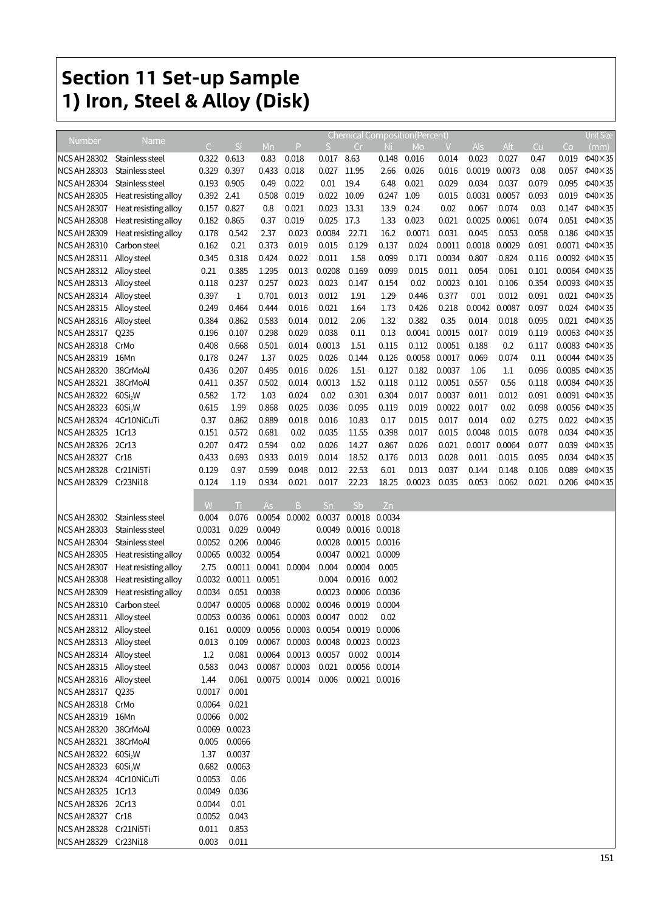# Section 11 Set-up Sample
# 1) Iron, Steel & Alloy (Disk)

| Number | Name | Chemical Composition(Percent) | | | | | | | | | | | | | Unit Size |
|---|---|---|---|---|---|---|---|---|---|---|---|---|---|---|---|
| | | C | Si | Mn | P | S | Cr | Ni | Mo | V | Als | Alt | Cu | Co | (mm) |
| NCS AH 28302 | Stainless steel | 0.322 | 0.613 | 0.83 | 0.018 | 0.017 | 8.63 | 0.148 | 0.016 | 0.014 | 0.023 | 0.027 | 0.47 | 0.019 | Φ40×35 |
| NCS AH 28303 | Stainless steel | 0.329 | 0.397 | 0.433 | 0.018 | 0.027 | 11.95 | 2.66 | 0.026 | 0.016 | 0.0019 | 0.0073 | 0.08 | 0.057 | Φ40×35 |
| NCS AH 28304 | Stainless steel | 0.193 | 0.905 | 0.49 | 0.022 | 0.01 | 19.4 | 6.48 | 0.021 | 0.029 | 0.034 | 0.037 | 0.079 | 0.095 | Φ40×35 |
| NCS AH 28305 | Heat resisting alloy | 0.392 | 2.41 | 0.508 | 0.019 | 0.022 | 10.09 | 0.247 | 1.09 | 0.015 | 0.0031 | 0.0057 | 0.093 | 0.019 | Φ40×35 |
| NCS AH 28307 | Heat resisting alloy | 0.157 | 0.827 | 0.8 | 0.021 | 0.023 | 13.31 | 13.9 | 0.24 | 0.02 | 0.067 | 0.074 | 0.03 | 0.147 | Φ40×35 |
| NCS AH 28308 | Heat resisting alloy | 0.182 | 0.865 | 0.37 | 0.019 | 0.025 | 17.3 | 1.33 | 0.023 | 0.021 | 0.0025 | 0.0061 | 0.074 | 0.051 | Φ40×35 |
| NCS AH 28309 | Heat resisting alloy | 0.178 | 0.542 | 2.37 | 0.023 | 0.0084 | 22.71 | 16.2 | 0.0071 | 0.031 | 0.045 | 0.053 | 0.058 | 0.186 | Φ40×35 |
| NCS AH 28310 | Carbon steel | 0.162 | 0.21 | 0.373 | 0.019 | 0.015 | 0.129 | 0.137 | 0.024 | 0.0011 | 0.0018 | 0.0029 | 0.091 | 0.0071 | Φ40×35 |
| NCS AH 28311 | Alloy steel | 0.345 | 0.318 | 0.424 | 0.022 | 0.011 | 1.58 | 0.099 | 0.171 | 0.0034 | 0.807 | 0.824 | 0.116 | 0.0092 | Φ40×35 |
| NCS AH 28312 | Alloy steel | 0.21 | 0.385 | 1.295 | 0.013 | 0.0208 | 0.169 | 0.099 | 0.015 | 0.011 | 0.054 | 0.061 | 0.101 | 0.0064 | Φ40×35 |
| NCS AH 28313 | Alloy steel | 0.118 | 0.237 | 0.257 | 0.023 | 0.023 | 0.147 | 0.154 | 0.02 | 0.0023 | 0.101 | 0.106 | 0.354 | 0.0093 | Φ40×35 |
| NCS AH 28314 | Alloy steel | 0.397 | 1 | 0.701 | 0.013 | 0.012 | 1.91 | 1.29 | 0.446 | 0.377 | 0.01 | 0.012 | 0.091 | 0.021 | Φ40×35 |
| NCS AH 28315 | Alloy steel | 0.249 | 0.464 | 0.444 | 0.016 | 0.021 | 1.64 | 1.73 | 0.426 | 0.218 | 0.0042 | 0.0087 | 0.097 | 0.024 | Φ40×35 |
| NCS AH 28316 | Alloy steel | 0.384 | 0.862 | 0.583 | 0.014 | 0.012 | 2.06 | 1.32 | 0.382 | 0.35 | 0.014 | 0.018 | 0.095 | 0.021 | Φ40×35 |
| NCS AH 28317 | Q235 | 0.196 | 0.107 | 0.298 | 0.029 | 0.038 | 0.11 | 0.13 | 0.0041 | 0.0015 | 0.017 | 0.019 | 0.119 | 0.0063 | Φ40×35 |
| NCS AH 28318 | CrMo | 0.408 | 0.668 | 0.501 | 0.014 | 0.0013 | 1.51 | 0.115 | 0.112 | 0.0051 | 0.188 | 0.2 | 0.117 | 0.0083 | Φ40×35 |
| NCS AH 28319 | 16Mn | 0.178 | 0.247 | 1.37 | 0.025 | 0.026 | 0.144 | 0.126 | 0.0058 | 0.0017 | 0.069 | 0.074 | 0.11 | 0.0044 | Φ40×35 |
| NCS AH 28320 | 38CrMoAl | 0.436 | 0.207 | 0.495 | 0.016 | 0.026 | 1.51 | 0.127 | 0.182 | 0.0037 | 1.06 | 1.1 | 0.096 | 0.0085 | Φ40×35 |
| NCS AH 28321 | 38CrMoAl | 0.411 | 0.357 | 0.502 | 0.014 | 0.0013 | 1.52 | 0.118 | 0.112 | 0.0051 | 0.557 | 0.56 | 0.118 | 0.0084 | Φ40×35 |
| NCS AH 28322 | $60Si_2W$ | 0.582 | 1.72 | 1.03 | 0.024 | 0.02 | 0.301 | 0.304 | 0.017 | 0.0037 | 0.011 | 0.012 | 0.091 | 0.0091 | Φ40×35 |
| NCS AH 28323 | $60Si_2W$ | 0.615 | 1.99 | 0.868 | 0.025 | 0.036 | 0.095 | 0.119 | 0.019 | 0.0022 | 0.017 | 0.02 | 0.098 | 0.0056 | Φ40×35 |
| NCS AH 28324 | 4Cr10NiCuTi | 0.37 | 0.862 | 0.889 | 0.018 | 0.016 | 10.83 | 0.17 | 0.015 | 0.017 | 0.014 | 0.02 | 0.275 | 0.022 | Φ40×35 |
| NCS AH 28325 | 1Cr13 | 0.151 | 0.572 | 0.681 | 0.02 | 0.035 | 11.55 | 0.398 | 0.017 | 0.015 | 0.0048 | 0.015 | 0.078 | 0.034 | Φ40×35 |
| NCS AH 28326 | 2Cr13 | 0.207 | 0.472 | 0.594 | 0.02 | 0.026 | 14.27 | 0.867 | 0.026 | 0.021 | 0.0017 | 0.0064 | 0.077 | 0.039 | Φ40×35 |
| NCS AH 28327 | Cr18 | 0.433 | 0.693 | 0.933 | 0.019 | 0.014 | 18.52 | 0.176 | 0.013 | 0.028 | 0.011 | 0.015 | 0.095 | 0.034 | Φ40×35 |
| NCS AH 28328 | Cr21Ni5Ti | 0.129 | 0.97 | 0.599 | 0.048 | 0.012 | 22.53 | 6.01 | 0.013 | 0.037 | 0.144 | 0.148 | 0.106 | 0.089 | Φ40×35 |
| NCS AH 28329 | Cr23Ni18 | 0.124 | 1.19 | 0.934 | 0.021 | 0.017 | 22.23 | 18.25 | 0.0023 | 0.035 | 0.053 | 0.062 | 0.021 | 0.206 | Φ40×35 |

| Number | Name | W | Ti | As | B | Sn | Sb | Zn |
|---|---|---|---|---|---|---|---|---|
| NCS AH 28302 | Stainless steel | 0.004 | 0.076 | 0.0054 | 0.0002 | 0.0037 | 0.0018 | 0.0034 |
| NCS AH 28303 | Stainless steel | 0.0031 | 0.029 | 0.0049 | | 0.0049 | 0.0016 | 0.0018 |
| NCS AH 28304 | Stainless steel | 0.0052 | 0.206 | 0.0046 | | 0.0028 | 0.0015 | 0.0016 |
| NCS AH 28305 | Heat resisting alloy | 0.0065 | 0.0032 | 0.0054 | | 0.0047 | 0.0021 | 0.0009 |
| NCS AH 28307 | Heat resisting alloy | 2.75 | 0.0011 | 0.0041 | 0.0004 | 0.004 | 0.0004 | 0.005 |
| NCS AH 28308 | Heat resisting alloy | 0.0032 | 0.0011 | 0.0051 | | 0.004 | 0.0016 | 0.002 |
| NCS AH 28309 | Heat resisting alloy | 0.0034 | 0.051 | 0.0038 | | 0.0023 | 0.0006 | 0.0036 |
| NCS AH 28310 | Carbon steel | 0.0047 | 0.0005 | 0.0068 | 0.0002 | 0.0046 | 0.0019 | 0.0004 |
| NCS AH 28311 | Alloy steel | 0.0053 | 0.0036 | 0.0061 | 0.0003 | 0.0047 | 0.002 | 0.02 |
| NCS AH 28312 | Alloy steel | 0.161 | 0.0009 | 0.0056 | 0.0003 | 0.0054 | 0.0019 | 0.0006 |
| NCS AH 28313 | Alloy steel | 0.013 | 0.109 | 0.0067 | 0.0003 | 0.0048 | 0.0023 | 0.0023 |
| NCS AH 28314 | Alloy steel | 1.2 | 0.081 | 0.0064 | 0.0013 | 0.0057 | 0.002 | 0.0014 |
| NCS AH 28315 | Alloy steel | 0.583 | 0.043 | 0.0087 | 0.0003 | 0.021 | 0.0056 | 0.0014 |
| NCS AH 28316 | Alloy steel | 1.44 | 0.061 | 0.0075 | 0.0014 | 0.006 | 0.0021 | 0.0016 |
| NCS AH 28317 | Q235 | 0.0017 | 0.001 | | | | | |
| NCS AH 28318 | CrMo | 0.0064 | 0.021 | | | | | |
| NCS AH 28319 | 16Mn | 0.0066 | 0.002 | | | | | |
| NCS AH 28320 | 38CrMoAl | 0.0069 | 0.0023 | | | | | |
| NCS AH 28321 | 38CrMoAl | 0.005 | 0.0066 | | | | | |
| NCS AH 28322 | $60Si_2W$ | 1.37 | 0.0037 | | | | | |
| NCS AH 28323 | $60Si_2W$ | 0.682 | 0.0063 | | | | | |
| NCS AH 28324 | 4Cr10NiCuTi | 0.0053 | 0.06 | | | | | |
| NCS AH 28325 | 1Cr13 | 0.0049 | 0.036 | | | | | |
| NCS AH 28326 | 2Cr13 | 0.0044 | 0.01 | | | | | |
| NCS AH 28327 | Cr18 | 0.0052 | 0.043 | | | | | |
| NCS AH 28328 | Cr21Ni5Ti | 0.011 | 0.853 | | | | | |
| NCS AH 28329 | Cr23Ni18 | 0.003 | 0.011 | | | | | |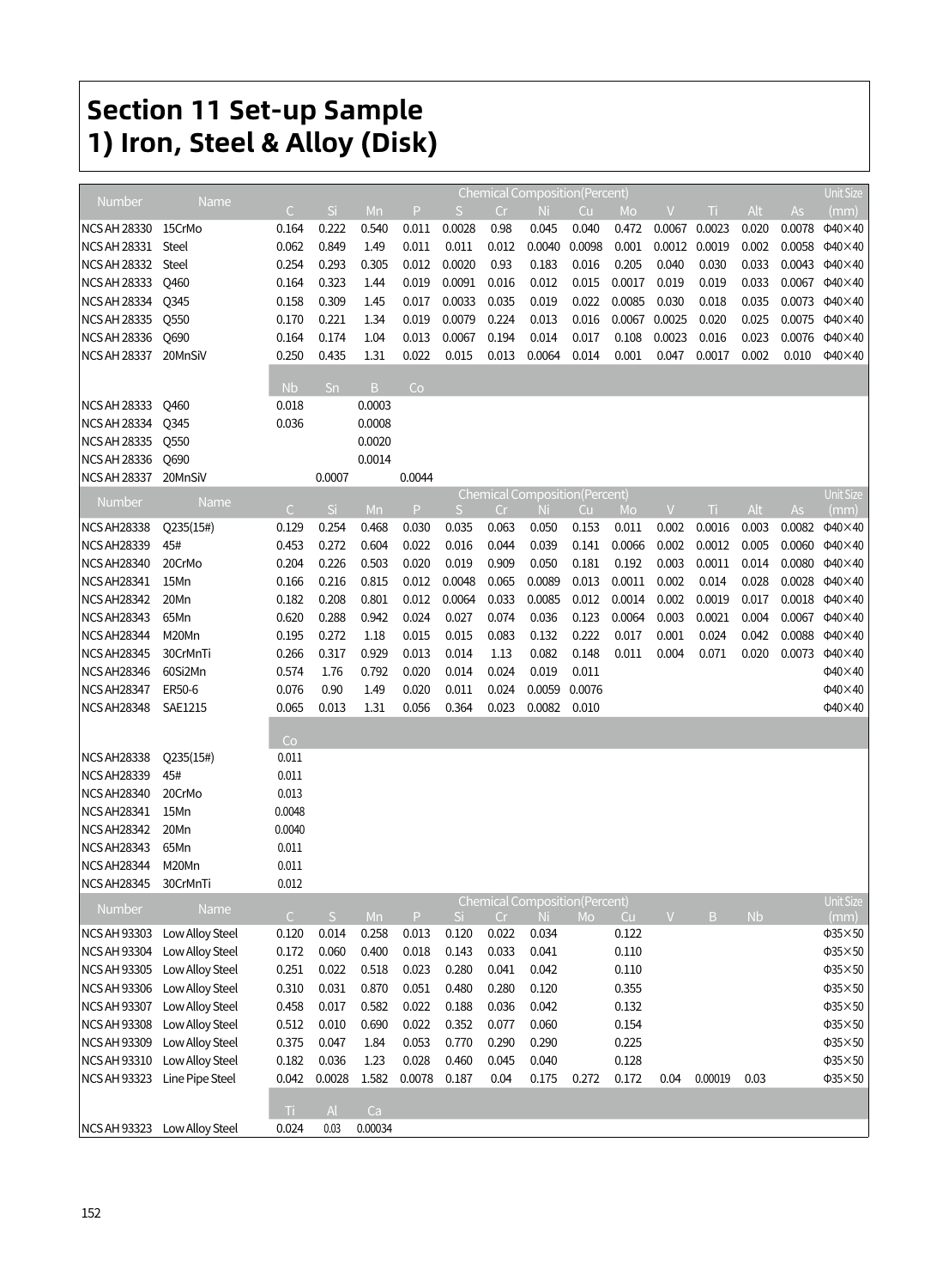# Section 11 Set-up Sample
## 1) Iron, Steel & Alloy (Disk)

| Number | Name | Chemical Composition(Percent) | | | | | | | | | | | | | Unit Size |
|---|---|---|---|---|---|---|---|---|---|---|---|---|---|---|---|
| | | C | Si | Mn | P | S | Cr | Ni | Cu | Mo | V | Ti | Alt | As | (mm) |
| NCS AH 28330 | 15CrMo | 0.164 | 0.222 | 0.540 | 0.011 | 0.0028 | 0.98 | 0.045 | 0.040 | 0.472 | 0.0067 | 0.0023 | 0.020 | 0.0078 | Φ40×40 |
| NCS AH 28331 | Steel | 0.062 | 0.849 | 1.49 | 0.011 | 0.011 | 0.012 | 0.0040 | 0.0098 | 0.001 | 0.0012 | 0.0019 | 0.002 | 0.0058 | Φ40×40 |
| NCS AH 28332 | Steel | 0.254 | 0.293 | 0.305 | 0.012 | 0.0020 | 0.93 | 0.183 | 0.016 | 0.205 | 0.040 | 0.030 | 0.033 | 0.0043 | Φ40×40 |
| NCS AH 28333 | Q460 | 0.164 | 0.323 | 1.44 | 0.019 | 0.0091 | 0.016 | 0.012 | 0.015 | 0.0017 | 0.019 | 0.019 | 0.033 | 0.0067 | Φ40×40 |
| NCS AH 28334 | Q345 | 0.158 | 0.309 | 1.45 | 0.017 | 0.0033 | 0.035 | 0.019 | 0.022 | 0.0085 | 0.030 | 0.018 | 0.035 | 0.0073 | Φ40×40 |
| NCS AH 28335 | Q550 | 0.170 | 0.221 | 1.34 | 0.019 | 0.0079 | 0.224 | 0.013 | 0.016 | 0.0067 | 0.0025 | 0.020 | 0.025 | 0.0075 | Φ40×40 |
| NCS AH 28336 | Q690 | 0.164 | 0.174 | 1.04 | 0.013 | 0.0067 | 0.194 | 0.014 | 0.017 | 0.108 | 0.0023 | 0.016 | 0.023 | 0.0076 | Φ40×40 |
| NCS AH 28337 | 20MnSiV | 0.250 | 0.435 | 1.31 | 0.022 | 0.015 | 0.013 | 0.0064 | 0.014 | 0.001 | 0.047 | 0.0017 | 0.002 | 0.010 | Φ40×40 |
| | | Nb | Sn | B | Co | | | | | | | | | | |
| NCS AH 28333 | Q460 | 0.018 | | 0.0003 | | | | | | | | | | | |
| NCS AH 28334 | Q345 | 0.036 | | 0.0008 | | | | | | | | | | | |
| NCS AH 28335 | Q550 | | | 0.0020 | | | | | | | | | | | |
| NCS AH 28336 | Q690 | | | 0.0014 | | | | | | | | | | | |
| NCS AH 28337 | 20MnSiV | | 0.0007 | | 0.0044 | | | | | | | | | | |

| Number | Name | Chemical Composition(Percent) | | | | | | | | | | | | | Unit Size |
|---|---|---|---|---|---|---|---|---|---|---|---|---|---|---|---|
| | | C | Si | Mn | P | S | Cr | Ni | Cu | Mo | V | Ti | Alt | As | (mm) |
| NCS AH28338 | Q235(15#) | 0.129 | 0.254 | 0.468 | 0.030 | 0.035 | 0.063 | 0.050 | 0.153 | 0.011 | 0.002 | 0.0016 | 0.003 | 0.0082 | Φ40×40 |
| NCS AH28339 | 45# | 0.453 | 0.272 | 0.604 | 0.022 | 0.016 | 0.044 | 0.039 | 0.141 | 0.0066 | 0.002 | 0.0012 | 0.005 | 0.0060 | Φ40×40 |
| NCS AH28340 | 20CrMo | 0.204 | 0.226 | 0.503 | 0.020 | 0.019 | 0.909 | 0.050 | 0.181 | 0.192 | 0.003 | 0.0011 | 0.014 | 0.0080 | Φ40×40 |
| NCS AH28341 | 15Mn | 0.166 | 0.216 | 0.815 | 0.012 | 0.0048 | 0.065 | 0.0089 | 0.013 | 0.0011 | 0.002 | 0.014 | 0.028 | 0.0028 | Φ40×40 |
| NCS AH28342 | 20Mn | 0.182 | 0.208 | 0.801 | 0.012 | 0.0064 | 0.033 | 0.0085 | 0.012 | 0.0014 | 0.002 | 0.0019 | 0.017 | 0.0018 | Φ40×40 |
| NCS AH28343 | 65Mn | 0.620 | 0.288 | 0.942 | 0.024 | 0.027 | 0.074 | 0.036 | 0.123 | 0.0064 | 0.003 | 0.0021 | 0.004 | 0.0067 | Φ40×40 |
| NCS AH28344 | M20Mn | 0.195 | 0.272 | 1.18 | 0.015 | 0.015 | 0.083 | 0.132 | 0.222 | 0.017 | 0.001 | 0.024 | 0.042 | 0.0088 | Φ40×40 |
| NCS AH28345 | 30CrMnTi | 0.266 | 0.317 | 0.929 | 0.013 | 0.014 | 1.13 | 0.082 | 0.148 | 0.011 | 0.004 | 0.071 | 0.020 | 0.0073 | Φ40×40 |
| NCS AH28346 | 60Si2Mn | 0.574 | 1.76 | 0.792 | 0.020 | 0.014 | 0.024 | 0.019 | 0.011 | | | | | | Φ40×40 |
| NCS AH28347 | ER50-6 | 0.076 | 0.90 | 1.49 | 0.020 | 0.011 | 0.024 | 0.0059 | 0.0076 | | | | | | Φ40×40 |
| NCS AH28348 | SAE1215 | 0.065 | 0.013 | 1.31 | 0.056 | 0.364 | 0.023 | 0.0082 | 0.010 | | | | | | Φ40×40 |
| | | Co | | | | | | | | | | | | | |
| NCS AH28338 | Q235(15#) | 0.011 | | | | | | | | | | | | | |
| NCS AH28339 | 45# | 0.011 | | | | | | | | | | | | | |
| NCS AH28340 | 20CrMo | 0.013 | | | | | | | | | | | | | |
| NCS AH28341 | 15Mn | 0.0048 | | | | | | | | | | | | | |
| NCS AH28342 | 20Mn | 0.0040 | | | | | | | | | | | | | |
| NCS AH28343 | 65Mn | 0.011 | | | | | | | | | | | | | |
| NCS AH28344 | M20Mn | 0.011 | | | | | | | | | | | | | |
| NCS AH28345 | 30CrMnTi | 0.012 | | | | | | | | | | | | | |

| Number | Name | Chemical Composition(Percent) | | | | | | | | | | | | Unit Size |
|---|---|---|---|---|---|---|---|---|---|---|---|---|---|---|
| | | C | S | Mn | P | Si | Cr | Ni | Mo | Cu | V | B | Nb | (mm) |
| NCS AH 93303 | Low Alloy Steel | 0.120 | 0.014 | 0.258 | 0.013 | 0.120 | 0.022 | 0.034 | | 0.122 | | | | Φ35×50 |
| NCS AH 93304 | Low Alloy Steel | 0.172 | 0.060 | 0.400 | 0.018 | 0.143 | 0.033 | 0.041 | | 0.110 | | | | Φ35×50 |
| NCS AH 93305 | Low Alloy Steel | 0.251 | 0.022 | 0.518 | 0.023 | 0.280 | 0.041 | 0.042 | | 0.110 | | | | Φ35×50 |
| NCS AH 93306 | Low Alloy Steel | 0.310 | 0.031 | 0.870 | 0.051 | 0.480 | 0.280 | 0.120 | | 0.355 | | | | Φ35×50 |
| NCS AH 93307 | Low Alloy Steel | 0.458 | 0.017 | 0.582 | 0.022 | 0.188 | 0.036 | 0.042 | | 0.132 | | | | Φ35×50 |
| NCS AH 93308 | Low Alloy Steel | 0.512 | 0.010 | 0.690 | 0.022 | 0.352 | 0.077 | 0.060 | | 0.154 | | | | Φ35×50 |
| NCS AH 93309 | Low Alloy Steel | 0.375 | 0.047 | 1.84 | 0.053 | 0.770 | 0.290 | 0.290 | | 0.225 | | | | Φ35×50 |
| NCS AH 93310 | Low Alloy Steel | 0.182 | 0.036 | 1.23 | 0.028 | 0.460 | 0.045 | 0.040 | | 0.128 | | | | Φ35×50 |
| NCS AH 93323 | Line Pipe Steel | 0.042 | 0.0028 | 1.582 | 0.0078 | 0.187 | 0.04 | 0.175 | 0.272 | 0.172 | 0.04 | 0.00019 | 0.03 | Φ35×50 |
| | | Ti | Al | Ca | | | | | | | | | | |
| NCS AH 93323 | Low Alloy Steel | 0.024 | 0.03 | 0.00034 | | | | | | | | | | |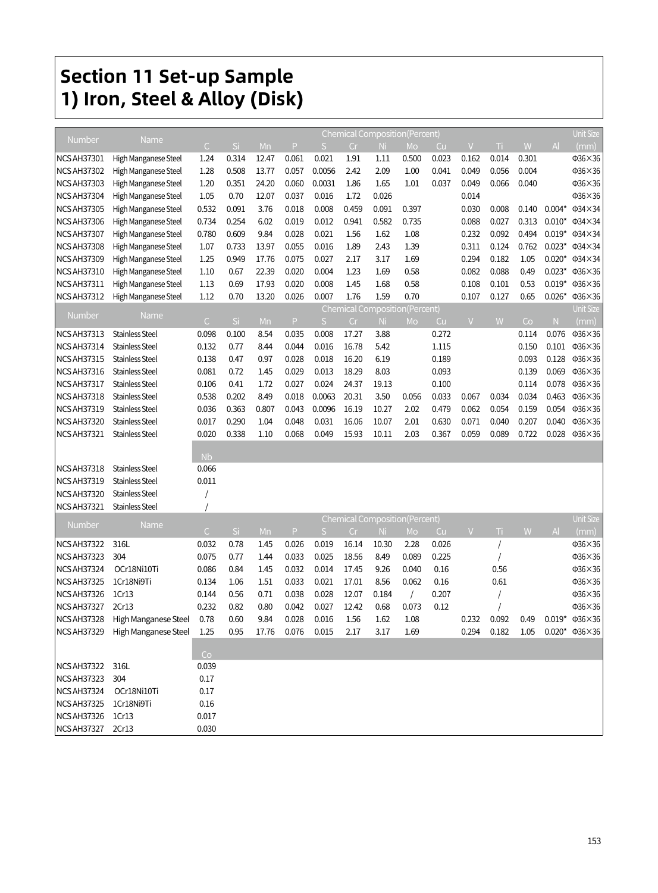# Section 11 Set-up Sample
# 1) Iron, Steel & Alloy (Disk)

| Number | Name | Chemical Composition(Percent) | | | | | | | | | | | | | Unit Size |
|---|---|---|---|---|---|---|---|---|---|---|---|---|---|---|---|
| | | C | Si | Mn | P | S | Cr | Ni | Mo | Cu | V | Ti | W | Al | (mm) |
| NCS AH37301 | High Manganese Steel | 1.24 | 0.314 | 12.47 | 0.061 | 0.021 | 1.91 | 1.11 | 0.500 | 0.023 | 0.162 | 0.014 | 0.301 | | Φ36×36 |
| NCS AH37302 | High Manganese Steel | 1.28 | 0.508 | 13.77 | 0.057 | 0.0056 | 2.42 | 2.09 | 1.00 | 0.041 | 0.049 | 0.056 | 0.004 | | Φ36×36 |
| NCS AH37303 | High Manganese Steel | 1.20 | 0.351 | 24.20 | 0.060 | 0.0031 | 1.86 | 1.65 | 1.01 | 0.037 | 0.049 | 0.066 | 0.040 | | Φ36×36 |
| NCS AH37304 | High Manganese Steel | 1.05 | 0.70 | 12.07 | 0.037 | 0.016 | 1.72 | 0.026 | | | 0.014 | | | | Φ36×36 |
| NCS AH37305 | High Manganese Steel | 0.532 | 0.091 | 3.76 | 0.018 | 0.008 | 0.459 | 0.091 | 0.397 | | 0.030 | 0.008 | 0.140 | 0.004* | Φ34×34 |
| NCS AH37306 | High Manganese Steel | 0.734 | 0.254 | 6.02 | 0.019 | 0.012 | 0.941 | 0.582 | 0.735 | | 0.088 | 0.027 | 0.313 | 0.010* | Φ34×34 |
| NCS AH37307 | High Manganese Steel | 0.780 | 0.609 | 9.84 | 0.028 | 0.021 | 1.56 | 1.62 | 1.08 | | 0.232 | 0.092 | 0.494 | 0.019* | Φ34×34 |
| NCS AH37308 | High Manganese Steel | 1.07 | 0.733 | 13.97 | 0.055 | 0.016 | 1.89 | 2.43 | 1.39 | | 0.311 | 0.124 | 0.762 | 0.023* | Φ34×34 |
| NCS AH37309 | High Manganese Steel | 1.25 | 0.949 | 17.76 | 0.075 | 0.027 | 2.17 | 3.17 | 1.69 | | 0.294 | 0.182 | 1.05 | 0.020* | Φ34×34 |
| NCS AH37310 | High Manganese Steel | 1.10 | 0.67 | 22.39 | 0.020 | 0.004 | 1.23 | 1.69 | 0.58 | | 0.082 | 0.088 | 0.49 | 0.023* | Φ36×36 |
| NCS AH37311 | High Manganese Steel | 1.13 | 0.69 | 17.93 | 0.020 | 0.008 | 1.45 | 1.68 | 0.58 | | 0.108 | 0.101 | 0.53 | 0.019* | Φ36×36 |
| NCS AH37312 | High Manganese Steel | 1.12 | 0.70 | 13.20 | 0.026 | 0.007 | 1.76 | 1.59 | 0.70 | | 0.107 | 0.127 | 0.65 | 0.026* | Φ36×36 |

| Number | Name | Chemical Composition(Percent) | | | | | | | | | | | | | Unit Size |
|---|---|---|---|---|---|---|---|---|---|---|---|---|---|---|---|
| | | C | Si | Mn | P | S | Cr | Ni | Mo | Cu | V | W | Co | N | (mm) |
| NCS AH37313 | Stainless Steel | 0.098 | 0.100 | 8.54 | 0.035 | 0.008 | 17.27 | 3.88 | | 0.272 | | | 0.114 | 0.076 | Φ36×36 |
| NCS AH37314 | Stainless Steel | 0.132 | 0.77 | 8.44 | 0.044 | 0.016 | 16.78 | 5.42 | | 1.115 | | | 0.150 | 0.101 | Φ36×36 |
| NCS AH37315 | Stainless Steel | 0.138 | 0.47 | 0.97 | 0.028 | 0.018 | 16.20 | 6.19 | | 0.189 | | | 0.093 | 0.128 | Φ36×36 |
| NCS AH37316 | Stainless Steel | 0.081 | 0.72 | 1.45 | 0.029 | 0.013 | 18.29 | 8.03 | | 0.093 | | | 0.139 | 0.069 | Φ36×36 |
| NCS AH37317 | Stainless Steel | 0.106 | 0.41 | 1.72 | 0.027 | 0.024 | 24.37 | 19.13 | | 0.100 | | | 0.114 | 0.078 | Φ36×36 |
| NCS AH37318 | Stainless Steel | 0.538 | 0.202 | 8.49 | 0.018 | 0.0063 | 20.31 | 3.50 | 0.056 | 0.033 | 0.067 | 0.034 | 0.034 | 0.463 | Φ36×36 |
| NCS AH37319 | Stainless Steel | 0.036 | 0.363 | 0.807 | 0.043 | 0.0096 | 16.19 | 10.27 | 2.02 | 0.479 | 0.062 | 0.054 | 0.159 | 0.054 | Φ36×36 |
| NCS AH37320 | Stainless Steel | 0.017 | 0.290 | 1.04 | 0.048 | 0.031 | 16.06 | 10.07 | 2.01 | 0.630 | 0.071 | 0.040 | 0.207 | 0.040 | Φ36×36 |
| NCS AH37321 | Stainless Steel | 0.020 | 0.338 | 1.10 | 0.068 | 0.049 | 15.93 | 10.11 | 2.03 | 0.367 | 0.059 | 0.089 | 0.722 | 0.028 | Φ36×36 |

| Number | Name | Nb |
|---|---|---|
| NCS AH37318 | Stainless Steel | 0.066 |
| NCS AH37319 | Stainless Steel | 0.011 |
| NCS AH37320 | Stainless Steel | / |
| NCS AH37321 | Stainless Steel | / |

| Number | Name | Chemical Composition(Percent) | | | | | | | | | | | | | Unit Size |
|---|---|---|---|---|---|---|---|---|---|---|---|---|---|---|---|
| | | C | Si | Mn | P | S | Cr | Ni | Mo | Cu | V | Ti | W | Al | (mm) |
| NCS AH37322 | 316L | 0.032 | 0.78 | 1.45 | 0.026 | 0.019 | 16.14 | 10.30 | 2.28 | 0.026 | | / | | | Φ36×36 |
| NCS AH37323 | 304 | 0.075 | 0.77 | 1.44 | 0.033 | 0.025 | 18.56 | 8.49 | 0.089 | 0.225 | | / | | | Φ36×36 |
| NCS AH37324 | OCr18Ni10Ti | 0.086 | 0.84 | 1.45 | 0.032 | 0.014 | 17.45 | 9.26 | 0.040 | 0.16 | | 0.56 | | | Φ36×36 |
| NCS AH37325 | 1Cr18Ni9Ti | 0.134 | 1.06 | 1.51 | 0.033 | 0.021 | 17.01 | 8.56 | 0.062 | 0.16 | | 0.61 | | | Φ36×36 |
| NCS AH37326 | 1Cr13 | 0.144 | 0.56 | 0.71 | 0.038 | 0.028 | 12.07 | 0.184 | / | 0.207 | | / | | | Φ36×36 |
| NCS AH37327 | 2Cr13 | 0.232 | 0.82 | 0.80 | 0.042 | 0.027 | 12.42 | 0.68 | 0.073 | 0.12 | | / | | | Φ36×36 |
| NCS AH37328 | High Manganese Steel | 0.78 | 0.60 | 9.84 | 0.028 | 0.016 | 1.56 | 1.62 | 1.08 | | 0.232 | 0.092 | 0.49 | 0.019* | Φ36×36 |
| NCS AH37329 | High Manganese Steel | 1.25 | 0.95 | 17.76 | 0.076 | 0.015 | 2.17 | 3.17 | 1.69 | | 0.294 | 0.182 | 1.05 | 0.020* | Φ36×36 |

| Number | Name | Co |
|---|---|---|
| NCS AH37322 | 316L | 0.039 |
| NCS AH37323 | 304 | 0.17 |
| NCS AH37324 | OCr18Ni10Ti | 0.17 |
| NCS AH37325 | 1Cr18Ni9Ti | 0.16 |
| NCS AH37326 | 1Cr13 | 0.017 |
| NCS AH37327 | 2Cr13 | 0.030 |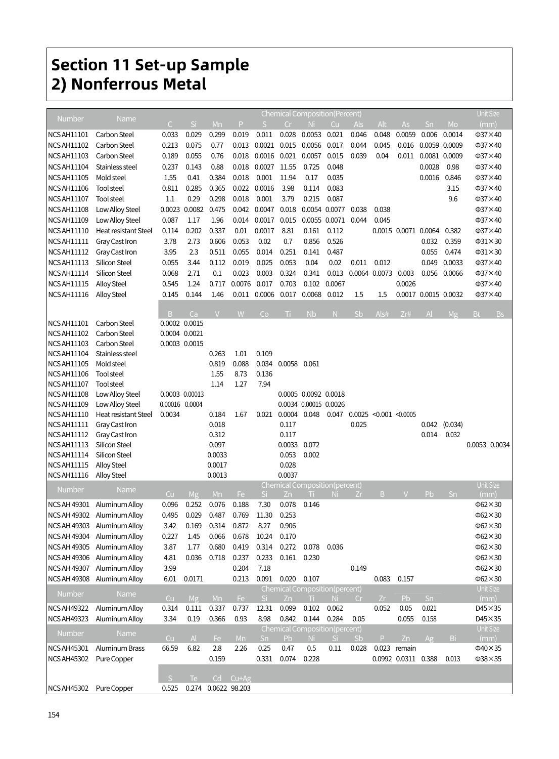# Section 11 Set-up Sample
# 2) Nonferrous Metal

| Number | Name | Chemical Composition(Percent) | | | | | | | | | | | | | Unit Size |
|---|---|---|---|---|---|---|---|---|---|---|---|---|---|---|---|
| | | C | Si | Mn | P | S | Cr | Ni | Cu | Als | Alt | As | Sn | Mo | (mm) |
| NCS AH11101 | Carbon Steel | 0.033 | 0.029 | 0.299 | 0.019 | 0.011 | 0.028 | 0.0053 | 0.021 | 0.046 | 0.048 | 0.0059 | 0.006 | 0.0014 | Φ37×40 |
| NCS AH11102 | Carbon Steel | 0.213 | 0.075 | 0.77 | 0.013 | 0.0021 | 0.015 | 0.0056 | 0.017 | 0.044 | 0.045 | 0.016 | 0.0059 | 0.0009 | Φ37×40 |
| NCS AH11103 | Carbon Steel | 0.189 | 0.055 | 0.76 | 0.018 | 0.0016 | 0.021 | 0.0057 | 0.015 | 0.039 | 0.04 | 0.011 | 0.0081 | 0.0009 | Φ37×40 |
| NCS AH11104 | Stainless steel | 0.237 | 0.143 | 0.88 | 0.018 | 0.0027 | 11.55 | 0.725 | 0.048 | | | | 0.0028 | 0.98 | Φ37×40 |
| NCS AH11105 | Mold steel | 1.55 | 0.41 | 0.384 | 0.018 | 0.001 | 11.94 | 0.17 | 0.035 | | | | 0.0016 | 0.846 | Φ37×40 |
| NCS AH11106 | Tool steel | 0.811 | 0.285 | 0.365 | 0.022 | 0.0016 | 3.98 | 0.114 | 0.083 | | | | | 3.15 | Φ37×40 |
| NCS AH11107 | Tool steel | 1.1 | 0.29 | 0.298 | 0.018 | 0.001 | 3.79 | 0.215 | 0.087 | | | | | 9.6 | Φ37×40 |
| NCS AH11108 | Low Alloy Steel | 0.0023 | 0.0082 | 0.475 | 0.042 | 0.0047 | 0.018 | 0.0054 | 0.0077 | 0.038 | 0.038 | | | | Φ37×40 |
| NCS AH11109 | Low Alloy Steel | 0.087 | 1.17 | 1.96 | 0.014 | 0.0017 | 0.015 | 0.0055 | 0.0071 | 0.044 | 0.045 | | | | Φ37×40 |
| NCS AH11110 | Heat resistant Steel | 0.114 | 0.202 | 0.337 | 0.01 | 0.0017 | 8.81 | 0.161 | 0.112 | | 0.0015 | 0.0071 | 0.0064 | 0.382 | Φ37×40 |
| NCS AH11111 | Gray Cast Iron | 3.78 | 2.73 | 0.606 | 0.053 | 0.02 | 0.7 | 0.856 | 0.526 | | | | 0.032 | 0.359 | Φ31×30 |
| NCS AH11112 | Gray Cast Iron | 3.95 | 2.3 | 0.511 | 0.055 | 0.014 | 0.251 | 0.141 | 0.487 | | | | 0.055 | 0.474 | Φ31×30 |
| NCS AH11113 | Silicon Steel | 0.055 | 3.44 | 0.112 | 0.019 | 0.025 | 0.053 | 0.04 | 0.02 | 0.011 | 0.012 | | 0.049 | 0.0033 | Φ37×40 |
| NCS AH11114 | Silicon Steel | 0.068 | 2.71 | 0.1 | 0.023 | 0.003 | 0.324 | 0.341 | 0.013 | 0.0064 | 0.0073 | 0.003 | 0.056 | 0.0066 | Φ37×40 |
| NCS AH11115 | Alloy Steel | 0.545 | 1.24 | 0.717 | 0.0076 | 0.017 | 0.703 | 0.102 | 0.0067 | | | 0.0026 | | | Φ37×40 |
| NCS AH11116 | Alloy Steel | 0.145 | 0.144 | 1.46 | 0.011 | 0.0006 | 0.017 | 0.0068 | 0.012 | 1.5 | 1.5 | 0.0017 | 0.0015 | 0.0032 | Φ37×40 |

| Number | Name | B | Ca | V | W | Co | Ti | Nb | N | Sb | Als# | Zr# | Al | Mg | Bt | Bs |
|---|---|---|---|---|---|---|---|---|---|---|---|---|---|---|---|---|
| NCS AH11101 | Carbon Steel | 0.0002 | 0.0015 | | | | | | | | | | | | | |
| NCS AH11102 | Carbon Steel | 0.0004 | 0.0021 | | | | | | | | | | | | | |
| NCS AH11103 | Carbon Steel | 0.0003 | 0.0015 | | | | | | | | | | | | | |
| NCS AH11104 | Stainless steel | | | 0.263 | 1.01 | 0.109 | | | | | | | | | | |
| NCS AH11105 | Mold steel | | | 0.819 | 0.088 | 0.034 | 0.0058 | 0.061 | | | | | | | | |
| NCS AH11106 | Tool steel | | | 1.55 | 8.73 | 0.136 | | | | | | | | | | |
| NCS AH11107 | Tool steel | | | 1.14 | 1.27 | 7.94 | | | | | | | | | | |
| NCS AH11108 | Low Alloy Steel | 0.0003 | 0.00013 | | | | 0.0005 | 0.0092 | 0.0018 | | | | | | | |
| NCS AH11109 | Low Alloy Steel | 0.00016 | 0.0004 | | | | 0.0034 | 0.00015 | 0.0026 | | | | | | | |
| NCS AH11110 | Heat resistant Steel | 0.0034 | | 0.184 | 1.67 | 0.021 | 0.0004 | 0.048 | 0.047 | 0.0025 | <0.001 | <0.0005 | | | | |
| NCS AH11111 | Gray Cast Iron | | | 0.018 | | | 0.117 | | | 0.025 | | | 0.042 | (0.034) | | |
| NCS AH11112 | Gray Cast Iron | | | 0.312 | | | 0.117 | | | | | | 0.014 | 0.032 | | |
| NCS AH11113 | Silicon Steel | | | 0.097 | | | 0.0033 | 0.072 | | | | | | | 0.0053 | 0.0034 |
| NCS AH11114 | Silicon Steel | | | 0.0033 | | | 0.053 | 0.002 | | | | | | | | |
| NCS AH11115 | Alloy Steel | | | 0.0017 | | | 0.028 | | | | | | | | | |
| NCS AH11116 | Alloy Steel | | | 0.0013 | | | 0.0037 | | | | | | | | | |

| Number | Name | Chemical Composition(percent) | | | | | | | | | | | | | Unit Size |
|---|---|---|---|---|---|---|---|---|---|---|---|---|---|---|---|
| | | Cu | Mg | Mn | Fe | Si | Zn | Ti | Ni | Zr | B | V | Pb | Sn | (mm) |
| NCS AH 49301 | Aluminum Alloy | 0.096 | 0.252 | 0.076 | 0.188 | 7.30 | 0.078 | 0.146 | | | | | | | Φ62×30 |
| NCS AH 49302 | Aluminum Alloy | 0.495 | 0.029 | 0.487 | 0.769 | 11.30 | 0.253 | | | | | | | | Φ62×30 |
| NCS AH 49303 | Aluminum Alloy | 3.42 | 0.169 | 0.314 | 0.872 | 8.27 | 0.906 | | | | | | | | Φ62×30 |
| NCS AH 49304 | Aluminum Alloy | 0.227 | 1.45 | 0.066 | 0.678 | 10.24 | 0.170 | | | | | | | | Φ62×30 |
| NCS AH 49305 | Aluminum Alloy | 3.87 | 1.77 | 0.680 | 0.419 | 0.314 | 0.272 | 0.078 | 0.036 | | | | | | Φ62×30 |
| NCS AH 49306 | Aluminum Alloy | 4.81 | 0.036 | 0.718 | 0.237 | 0.233 | 0.161 | 0.230 | | | | | | | Φ62×30 |
| NCS AH 49307 | Aluminum Alloy | 3.99 | | | 0.204 | 7.18 | | | | 0.149 | | | | | Φ62×30 |
| NCS AH 49308 | Aluminum Alloy | 6.01 | 0.0171 | | 0.213 | 0.091 | 0.020 | 0.107 | | | 0.083 | 0.157 | | | Φ62×30 |

| Number | Name | Chemical Composition(percent) | | | | | | | | | | | | Unit Size |
|---|---|---|---|---|---|---|---|---|---|---|---|---|---|---|
| | | Cu | Mg | Mn | Fe | Si | Zn | Ti | Ni | Cr | Zr | Pb | Sn | (mm) |
| NCS AH49322 | Aluminum Alloy | 0.314 | 0.111 | 0.337 | 0.737 | 12.31 | 0.099 | 0.102 | 0.062 | | 0.052 | 0.05 | 0.021 | D45×35 |
| NCS AH49323 | Aluminum Alloy | 3.34 | 0.19 | 0.366 | 0.93 | 8.98 | 0.842 | 0.144 | 0.284 | 0.05 | | 0.055 | 0.158 | D45×35 |

| Number | Name | Chemical Composition(percent) | | | | | | | | | | | | | Unit Size |
|---|---|---|---|---|---|---|---|---|---|---|---|---|---|---|---|
| | | Cu | Al | Fe | Mn | Sn | Pb | Ni | Si | Sb | P | Zn | Ag | Bi | (mm) |
| NCS AH45301 | Aluminum Brass | 66.59 | 6.82 | 2.8 | 2.26 | 0.25 | 0.47 | 0.5 | 0.11 | 0.028 | 0.023 | remain | | | Φ40×35 |
| NCS AH45302 | Pure Copper | | | 0.159 | | 0.331 | 0.074 | 0.228 | | | 0.0992 | 0.0311 | 0.388 | 0.013 | Φ38×35 |

| Number | Name | S | Te | Cd | Cu+Ag |
|---|---|---|---|---|---|
| NCS AH45302 | Pure Copper | 0.525 | 0.274 | 0.0622 | 98.203 |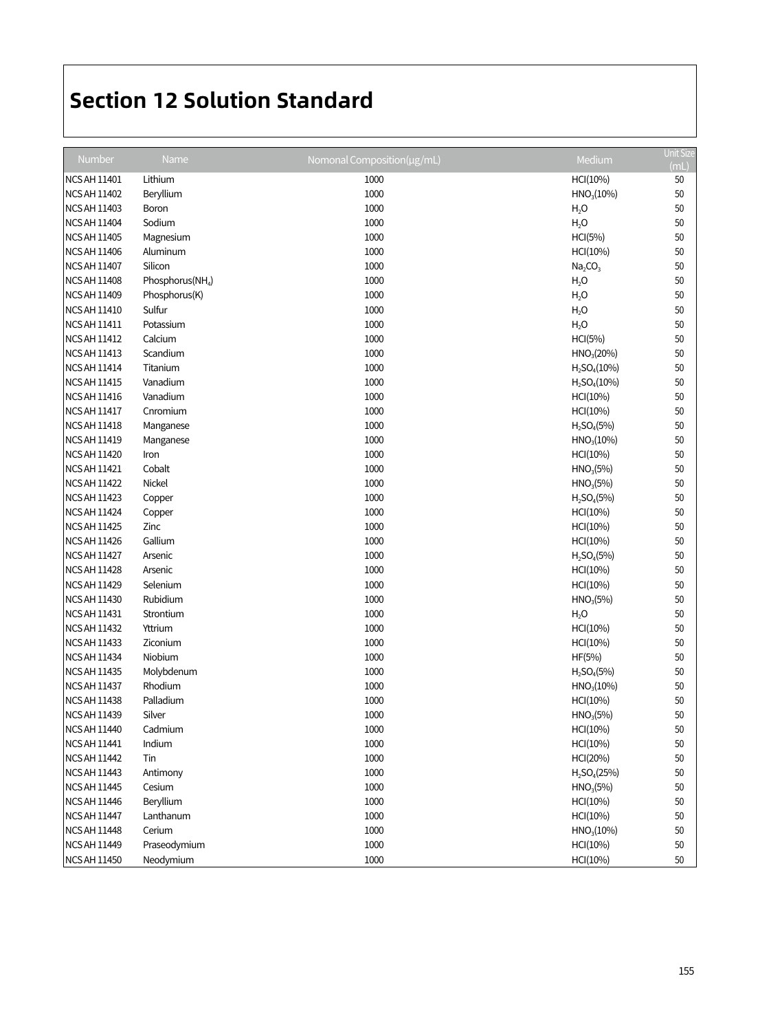# Section 12 Solution Standard

| Number | Name | Nomonal Composition(μg/mL) | Medium | Unit Size (mL) |
|---|---|---|---|---|
| NCS AH 11401 | Lithium | 1000 | HCl(10%) | 50 |
| NCS AH 11402 | Beryllium | 1000 | $HNO_3$(10%) | 50 |
| NCS AH 11403 | Boron | 1000 | $H_2O$ | 50 |
| NCS AH 11404 | Sodium | 1000 | $H_2O$ | 50 |
| NCS AH 11405 | Magnesium | 1000 | HCl(5%) | 50 |
| NCS AH 11406 | Aluminum | 1000 | HCl(10%) | 50 |
| NCS AH 11407 | Silicon | 1000 | $Na_2CO_3$ | 50 |
| NCS AH 11408 | Phosphorus($NH_4$) | 1000 | $H_2O$ | 50 |
| NCS AH 11409 | Phosphorus(K) | 1000 | $H_2O$ | 50 |
| NCS AH 11410 | Sulfur | 1000 | $H_2O$ | 50 |
| NCS AH 11411 | Potassium | 1000 | $H_2O$ | 50 |
| NCS AH 11412 | Calcium | 1000 | HCl(5%) | 50 |
| NCS AH 11413 | Scandium | 1000 | $HNO_3$(20%) | 50 |
| NCS AH 11414 | Titanium | 1000 | $H_2SO_4$(10%) | 50 |
| NCS AH 11415 | Vanadium | 1000 | $H_2SO_4$(10%) | 50 |
| NCS AH 11416 | Vanadium | 1000 | HCl(10%) | 50 |
| NCS AH 11417 | Cnromium | 1000 | HCl(10%) | 50 |
| NCS AH 11418 | Manganese | 1000 | $H_2SO_4$(5%) | 50 |
| NCS AH 11419 | Manganese | 1000 | $HNO_3$(10%) | 50 |
| NCS AH 11420 | Iron | 1000 | HCl(10%) | 50 |
| NCS AH 11421 | Cobalt | 1000 | $HNO_3$(5%) | 50 |
| NCS AH 11422 | Nickel | 1000 | $HNO_3$(5%) | 50 |
| NCS AH 11423 | Copper | 1000 | $H_2SO_4$(5%) | 50 |
| NCS AH 11424 | Copper | 1000 | HCl(10%) | 50 |
| NCS AH 11425 | Zinc | 1000 | HCl(10%) | 50 |
| NCS AH 11426 | Gallium | 1000 | HCl(10%) | 50 |
| NCS AH 11427 | Arsenic | 1000 | $H_2SO_4$(5%) | 50 |
| NCS AH 11428 | Arsenic | 1000 | HCl(10%) | 50 |
| NCS AH 11429 | Selenium | 1000 | HCl(10%) | 50 |
| NCS AH 11430 | Rubidium | 1000 | $HNO_3$(5%) | 50 |
| NCS AH 11431 | Strontium | 1000 | $H_2O$ | 50 |
| NCS AH 11432 | Yttrium | 1000 | HCl(10%) | 50 |
| NCS AH 11433 | Ziconium | 1000 | HCl(10%) | 50 |
| NCS AH 11434 | Niobium | 1000 | HF(5%) | 50 |
| NCS AH 11435 | Molybdenum | 1000 | $H_2SO_4$(5%) | 50 |
| NCS AH 11437 | Rhodium | 1000 | $HNO_3$(10%) | 50 |
| NCS AH 11438 | Palladium | 1000 | HCl(10%) | 50 |
| NCS AH 11439 | Silver | 1000 | $HNO_3$(5%) | 50 |
| NCS AH 11440 | Cadmium | 1000 | HCl(10%) | 50 |
| NCS AH 11441 | Indium | 1000 | HCl(10%) | 50 |
| NCS AH 11442 | Tin | 1000 | HCl(20%) | 50 |
| NCS AH 11443 | Antimony | 1000 | $H_2SO_4$(25%) | 50 |
| NCS AH 11445 | Cesium | 1000 | $HNO_3$(5%) | 50 |
| NCS AH 11446 | Beryllium | 1000 | HCl(10%) | 50 |
| NCS AH 11447 | Lanthanum | 1000 | HCl(10%) | 50 |
| NCS AH 11448 | Cerium | 1000 | $HNO_3$(10%) | 50 |
| NCS AH 11449 | Praseodymium | 1000 | HCl(10%) | 50 |
| NCS AH 11450 | Neodymium | 1000 | HCl(10%) | 50 |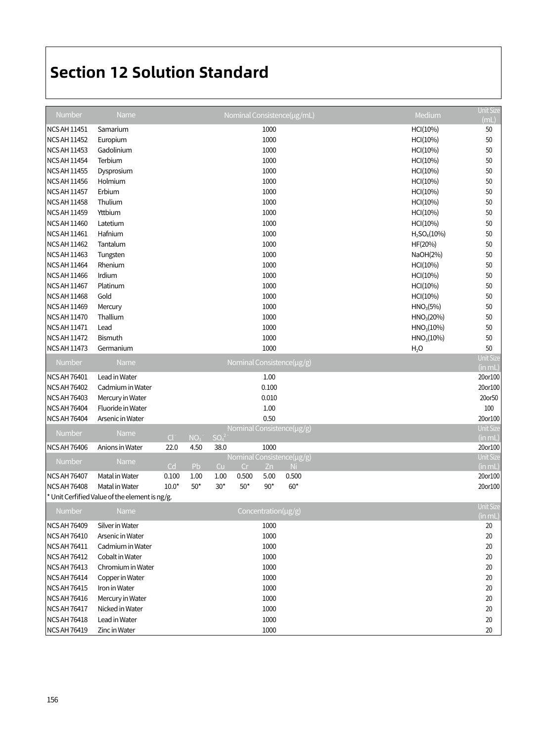# Section 12 Solution Standard

| Number | Name | Nominal Consistence(μg/mL) | Medium | Unit Size (mL) |
|---|---|---|---|---|
| NCS AH 11451 | Samarium | 1000 | HCl(10%) | 50 |
| NCS AH 11452 | Europium | 1000 | HCl(10%) | 50 |
| NCS AH 11453 | Gadolinium | 1000 | HCl(10%) | 50 |
| NCS AH 11454 | Terbium | 1000 | HCl(10%) | 50 |
| NCS AH 11455 | Dysprosium | 1000 | HCl(10%) | 50 |
| NCS AH 11456 | Holmium | 1000 | HCl(10%) | 50 |
| NCS AH 11457 | Erbium | 1000 | HCl(10%) | 50 |
| NCS AH 11458 | Thulium | 1000 | HCl(10%) | 50 |
| NCS AH 11459 | Yttbium | 1000 | HCl(10%) | 50 |
| NCS AH 11460 | Latetium | 1000 | HCl(10%) | 50 |
| NCS AH 11461 | Hafnium | 1000 | $H_2SO_4$(10%) | 50 |
| NCS AH 11462 | Tantalum | 1000 | HF(20%) | 50 |
| NCS AH 11463 | Tungsten | 1000 | NaOH(2%) | 50 |
| NCS AH 11464 | Rhenium | 1000 | HCl(10%) | 50 |
| NCS AH 11466 | Irdium | 1000 | HCl(10%) | 50 |
| NCS AH 11467 | Platinum | 1000 | HCl(10%) | 50 |
| NCS AH 11468 | Gold | 1000 | HCl(10%) | 50 |
| NCS AH 11469 | Mercury | 1000 | $HNO_3$(5%) | 50 |
| NCS AH 11470 | Thallium | 1000 | $HNO_3$(20%) | 50 |
| NCS AH 11471 | Lead | 1000 | $HNO_3$(10%) | 50 |
| NCS AH 11472 | Bismuth | 1000 | $HNO_3$(10%) | 50 |
| NCS AH 11473 | Germanium | 1000 | $H_2O$ | 50 |

| Number | Name | Nominal Consistence(μg/g) | Unit Size (in mL) |
|---|---|---|---|
| NCS AH 76401 | Lead in Water | 1.00 | 20or100 |
| NCS AH 76402 | Cadmium in Water | 0.100 | 20or100 |
| NCS AH 76403 | Mercury in Water | 0.010 | 20or50 |
| NCS AH 76404 | Fluoride in Water | 1.00 | 100 |
| NCS AH 76404 | Arsenic in Water | 0.50 | 20or100 |

| Number | Name | Nominal Consistence(μg/g) | | | | Unit Size (in mL) |
|---|---|---|---|---|---|---|
| | | $Cl^-$ | $NO_3^-$ | $SO_4^{2-}$ | | |
| NCS AH 76406 | Anions in Water | 22.0 | 4.50 | 38.0 | 1000 | 20or100 |

| Number | Name | Nominal Consistence(μg/g) | | | | | | Unit Size (in mL) |
|---|---|---|---|---|---|---|---|---|
| | | Cd | Pb | Cu | Cr | Zn | Ni | |
| NCS AH 76407 | Matal in Water | 0.100 | 1.00 | 1.00 | 0.500 | 5.00 | 0.500 | 20or100 |
| NCS AH 76408 | Matal in Water | 10.0* | 50* | 30* | 50* | 90* | 60* | 20or100 |

* Unit Cerfified Value of the element is ng/g.

| Number | Name | Concentration(μg/g) | Unit Size (in mL) |
|---|---|---|---|
| NCS AH 76409 | Silver in Water | 1000 | 20 |
| NCS AH 76410 | Arsenic in Water | 1000 | 20 |
| NCS AH 76411 | Cadmium in Water | 1000 | 20 |
| NCS AH 76412 | Cobalt in Water | 1000 | 20 |
| NCS AH 76413 | Chromium in Water | 1000 | 20 |
| NCS AH 76414 | Copper in Water | 1000 | 20 |
| NCS AH 76415 | Iron in Water | 1000 | 20 |
| NCS AH 76416 | Mercury in Water | 1000 | 20 |
| NCS AH 76417 | Nicked in Water | 1000 | 20 |
| NCS AH 76418 | Lead in Water | 1000 | 20 |
| NCS AH 76419 | Zinc in Water | 1000 | 20 |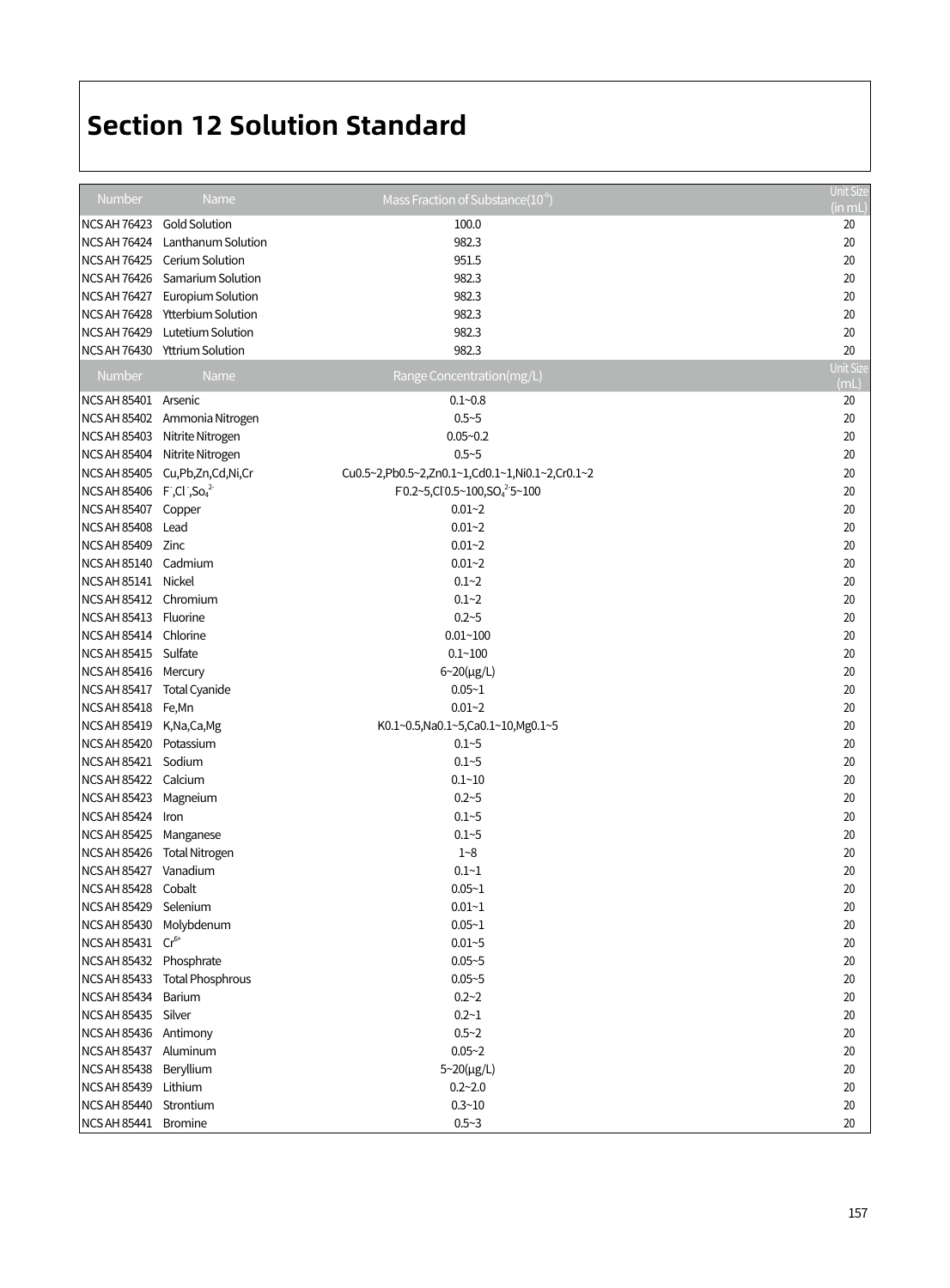# Section 12 Solution Standard

| Number | Name | Mass Fraction of Substance($10^{-6}$) | Unit Size (in mL) |
|---|---|---|---|
| NCS AH 76423 | Gold Solution | 100.0 | 20 |
| NCS AH 76424 | Lanthanum Solution | 982.3 | 20 |
| NCS AH 76425 | Cerium Solution | 951.5 | 20 |
| NCS AH 76426 | Samarium Solution | 982.3 | 20 |
| NCS AH 76427 | Europium Solution | 982.3 | 20 |
| NCS AH 76428 | Ytterbium Solution | 982.3 | 20 |
| NCS AH 76429 | Lutetium Solution | 982.3 | 20 |
| NCS AH 76430 | Yttrium Solution | 982.3 | 20 |
| **Number** | **Name** | **Range Concentration(mg/L)** | **Unit Size (mL)** |
| NCS AH 85401 | Arsenic | 0.1~0.8 | 20 |
| NCS AH 85402 | Ammonia Nitrogen | 0.5~5 | 20 |
| NCS AH 85403 | Nitrite Nitrogen | 0.05~0.2 | 20 |
| NCS AH 85404 | Nitrite Nitrogen | 0.5~5 | 20 |
| NCS AH 85405 | Cu,Pb,Zn,Cd,Ni,Cr | Cu0.5~2,Pb0.5~2,Zn0.1~1,Cd0.1~1,Ni0.1~2,Cr0.1~2 | 20 |
| NCS AH 85406 | $F^-$,$Cl^-$,$So_4^{2-}$ | F0.2~5,$Cl^-$0.5~100,$SO_4^{2-}$5~100 | 20 |
| NCS AH 85407 | Copper | 0.01~2 | 20 |
| NCS AH 85408 | Lead | 0.01~2 | 20 |
| NCS AH 85409 | Zinc | 0.01~2 | 20 |
| NCS AH 85140 | Cadmium | 0.01~2 | 20 |
| NCS AH 85141 | Nickel | 0.1~2 | 20 |
| NCS AH 85412 | Chromium | 0.1~2 | 20 |
| NCS AH 85413 | Fluorine | 0.2~5 | 20 |
| NCS AH 85414 | Chlorine | 0.01~100 | 20 |
| NCS AH 85415 | Sulfate | 0.1~100 | 20 |
| NCS AH 85416 | Mercury | 6~20(μg/L) | 20 |
| NCS AH 85417 | Total Cyanide | 0.05~1 | 20 |
| NCS AH 85418 | Fe,Mn | 0.01~2 | 20 |
| NCS AH 85419 | K,Na,Ca,Mg | K0.1~0.5,Na0.1~5,Ca0.1~10,Mg0.1~5 | 20 |
| NCS AH 85420 | Potassium | 0.1~5 | 20 |
| NCS AH 85421 | Sodium | 0.1~5 | 20 |
| NCS AH 85422 | Calcium | 0.1~10 | 20 |
| NCS AH 85423 | Magneium | 0.2~5 | 20 |
| NCS AH 85424 | Iron | 0.1~5 | 20 |
| NCS AH 85425 | Manganese | 0.1~5 | 20 |
| NCS AH 85426 | Total Nitrogen | 1~8 | 20 |
| NCS AH 85427 | Vanadium | 0.1~1 | 20 |
| NCS AH 85428 | Cobalt | 0.05~1 | 20 |
| NCS AH 85429 | Selenium | 0.01~1 | 20 |
| NCS AH 85430 | Molybdenum | 0.05~1 | 20 |
| NCS AH 85431 | $Cr^{6+}$ | 0.01~5 | 20 |
| NCS AH 85432 | Phosphrate | 0.05~5 | 20 |
| NCS AH 85433 | Total Phosphrous | 0.05~5 | 20 |
| NCS AH 85434 | Barium | 0.2~2 | 20 |
| NCS AH 85435 | Silver | 0.2~1 | 20 |
| NCS AH 85436 | Antimony | 0.5~2 | 20 |
| NCS AH 85437 | Aluminum | 0.05~2 | 20 |
| NCS AH 85438 | Beryllium | 5~20(μg/L) | 20 |
| NCS AH 85439 | Lithium | 0.2~2.0 | 20 |
| NCS AH 85440 | Strontium | 0.3~10 | 20 |
| NCS AH 85441 | Bromine | 0.5~3 | 20 |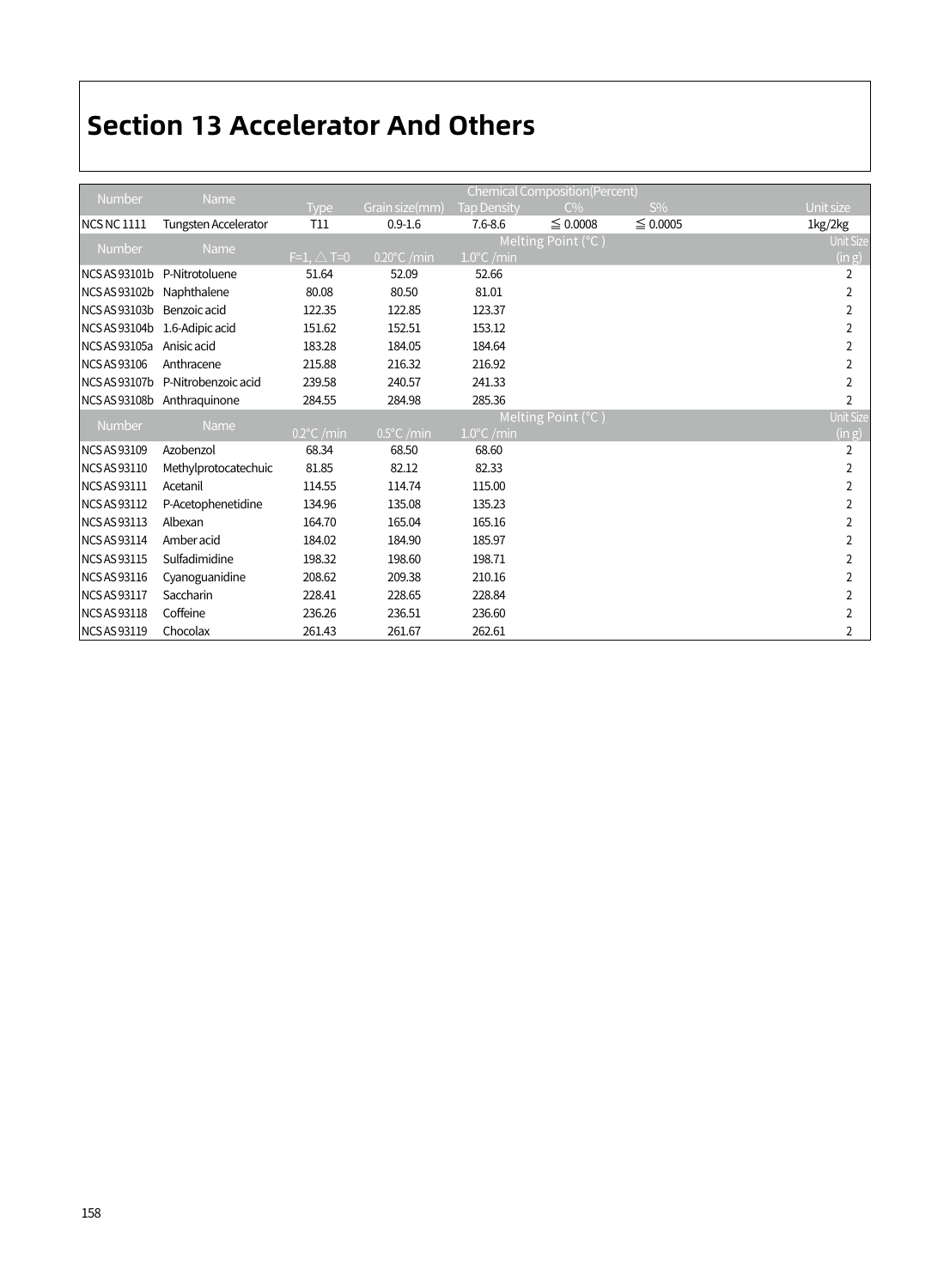# Section 13 Accelerator And Others

| Number | Name | Chemical Composition(Percent) | | | | | Unit size |
|---|---|---|---|---|---|---|---|
| | | Type | Grain size(mm) | Tap Density | C% | S% | |
| NCS NC 1111 | Tungsten Accelerator | T11 | 0.9-1.6 | 7.6-8.6 | ≦ 0.0008 | ≦ 0.0005 | 1kg/2kg |

| Number | Name | Melting Point (°C ) | | | Unit Size (in g) |
|---|---|---|---|---|---|
| | | F=1, △ T=0 | 0.20°C /min | 1.0°C /min | |
| NCS AS 93101b | P-Nitrotoluene | 51.64 | 52.09 | 52.66 | 2 |
| NCS AS 93102b | Naphthalene | 80.08 | 80.50 | 81.01 | 2 |
| NCS AS 93103b | Benzoic acid | 122.35 | 122.85 | 123.37 | 2 |
| NCS AS 93104b | 1.6-Adipic acid | 151.62 | 152.51 | 153.12 | 2 |
| NCS AS 93105a | Anisic acid | 183.28 | 184.05 | 184.64 | 2 |
| NCS AS 93106 | Anthracene | 215.88 | 216.32 | 216.92 | 2 |
| NCS AS 93107b | P-Nitrobenzoic acid | 239.58 | 240.57 | 241.33 | 2 |
| NCS AS 93108b | Anthraquinone | 284.55 | 284.98 | 285.36 | 2 |

| Number | Name | Melting Point (°C ) | | | Unit Size (in g) |
|---|---|---|---|---|---|
| | | 0.2°C /min | 0.5°C /min | 1.0°C /min | |
| NCS AS 93109 | Azobenzol | 68.34 | 68.50 | 68.60 | 2 |
| NCS AS 93110 | Methylprotocatechuic | 81.85 | 82.12 | 82.33 | 2 |
| NCS AS 93111 | Acetanil | 114.55 | 114.74 | 115.00 | 2 |
| NCS AS 93112 | P-Acetophenetidine | 134.96 | 135.08 | 135.23 | 2 |
| NCS AS 93113 | Albexan | 164.70 | 165.04 | 165.16 | 2 |
| NCS AS 93114 | Amber acid | 184.02 | 184.90 | 185.97 | 2 |
| NCS AS 93115 | Sulfadimidine | 198.32 | 198.60 | 198.71 | 2 |
| NCS AS 93116 | Cyanoguanidine | 208.62 | 209.38 | 210.16 | 2 |
| NCS AS 93117 | Saccharin | 228.41 | 228.65 | 228.84 | 2 |
| NCS AS 93118 | Coffeine | 236.26 | 236.51 | 236.60 | 2 |
| NCS AS 93119 | Chocolax | 261.43 | 261.67 | 262.61 | 2 |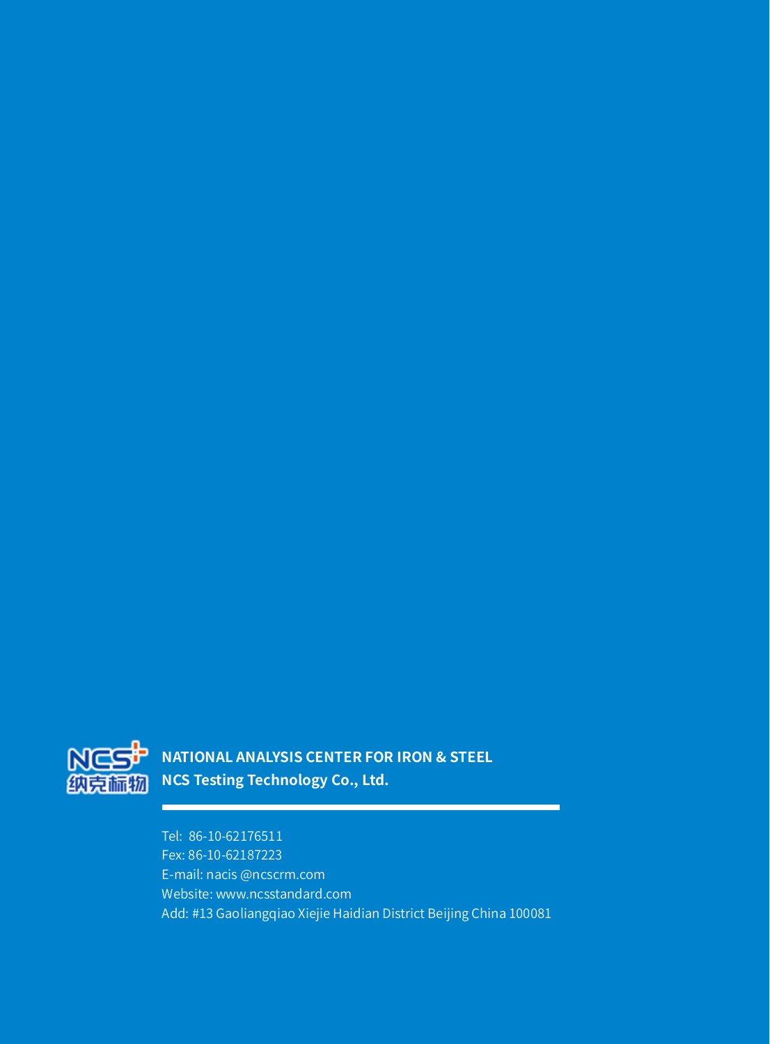NCS 纳克标物

**NATIONAL ANALYSIS CENTER FOR IRON & STEEL**
**NCS Testing Technology Co., Ltd.**

Tel: 86-10-62176511
Fex: 86-10-62187223
E-mail: nacis @ncscrm.com
Website: www.ncsstandard.com
Add: #13 Gaoliangqiao Xiejie Haidian District Beijing China 100081